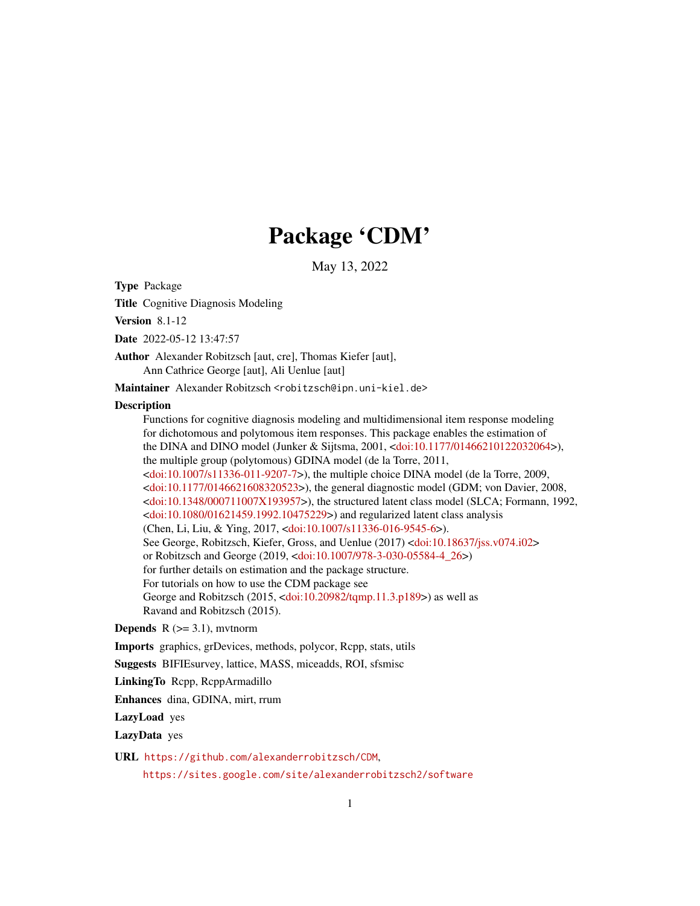# Package 'CDM'

May 13, 2022

**Type** Package

**Title** Cognitive Diagnosis Modeling

**Version** 8.1-12

**Date** 2022-05-12 13:47:57

**Author** Alexander Robitzsch [aut, cre], Thomas Kiefer [aut], Ann Cathrice George [aut], Ali Uenlue [aut]

**Maintainer** Alexander Robitzsch <robitzsch@ipn.uni-kiel.de>

**Description** Functions for cognitive diagnosis modeling and multidimensional item response modeling for dichotomous and polytomous item responses. This package enables the estimation of the DINA and DINO model (Junker & Sijtsma, 2001, <doi:10.1177/01466210122032064>), the multiple group (polytomous) GDINA model (de la Torre, 2011, <doi:10.1007/s11336-011-9207-7>), the multiple choice DINA model (de la Torre, 2009, <doi:10.1177/0146621608320523>), the general diagnostic model (GDM; von Davier, 2008, <doi:10.1348/000711007X193957>), the structured latent class model (SLCA; Formann, 1992, <doi:10.1080/01621459.1992.10475229>) and regularized latent class analysis (Chen, Li, Liu, & Ying, 2017, <doi:10.1007/s11336-016-9545-6>). See George, Robitzsch, Kiefer, Gross, and Uenlue (2017) <doi:10.18637/jss.v074.i02> or Robitzsch and George (2019, <doi:10.1007/978-3-030-05584-4_26>) for further details on estimation and the package structure. For tutorials on how to use the CDM package see George and Robitzsch (2015, <doi:10.20982/tqmp.11.3.p189>) as well as Ravand and Robitzsch (2015).

**Depends** R (>= 3.1), mvtnorm

**Imports** graphics, grDevices, methods, polycor, Rcpp, stats, utils

**Suggests** BIFIEsurvey, lattice, MASS, miceadds, ROI, sfsmisc

**LinkingTo** Rcpp, RcppArmadillo

**Enhances** dina, GDINA, mirt, rrum

**LazyLoad** yes

**LazyData** yes

**URL** https://github.com/alexanderrobitzsch/CDM, https://sites.google.com/site/alexanderrobitzsch2/software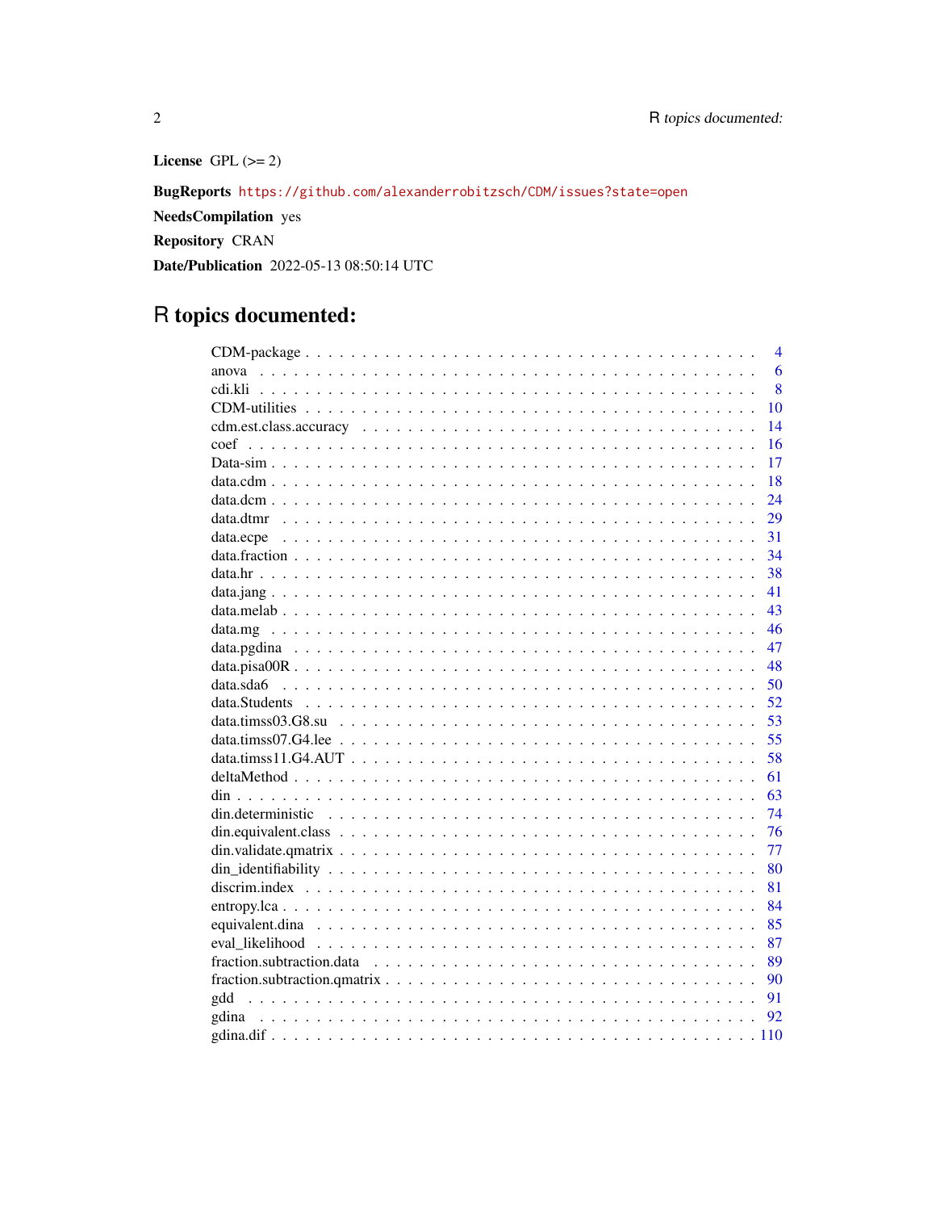**License** GPL (>= 2)

**BugReports** https://github.com/alexanderrobitzsch/CDM/issues?state=open

**NeedsCompilation** yes

**Repository** CRAN

**Date/Publication** 2022-05-13 08:50:14 UTC

# R topics documented:

| | |
|---|---|
| CDM-package | 4 |
| anova | 6 |
| cdi.kli | 8 |
| CDM-utilities | 10 |
| cdm.est.class.accuracy | 14 |
| coef | 16 |
| Data-sim | 17 |
| data.cdm | 18 |
| data.dcm | 24 |
| data.dtmr | 29 |
| data.ecpe | 31 |
| data.fraction | 34 |
| data.hr | 38 |
| data.jang | 41 |
| data.melab | 43 |
| data.mg | 46 |
| data.pgdina | 47 |
| data.pisa00R | 48 |
| data.sda6 | 50 |
| data.Students | 52 |
| data.timss03.G8.su | 53 |
| data.timss07.G4.lee | 55 |
| data.timss11.G4.AUT | 58 |
| deltaMethod | 61 |
| din | 63 |
| din.deterministic | 74 |
| din.equivalent.class | 76 |
| din.validate.qmatrix | 77 |
| din_identifiability | 80 |
| discrim.index | 81 |
| entropy.lca | 84 |
| equivalent.dina | 85 |
| eval_likelihood | 87 |
| fraction.subtraction.data | 89 |
| fraction.subtraction.qmatrix | 90 |
| gdd | 91 |
| gdina | 92 |
| gdina.dif | 110 |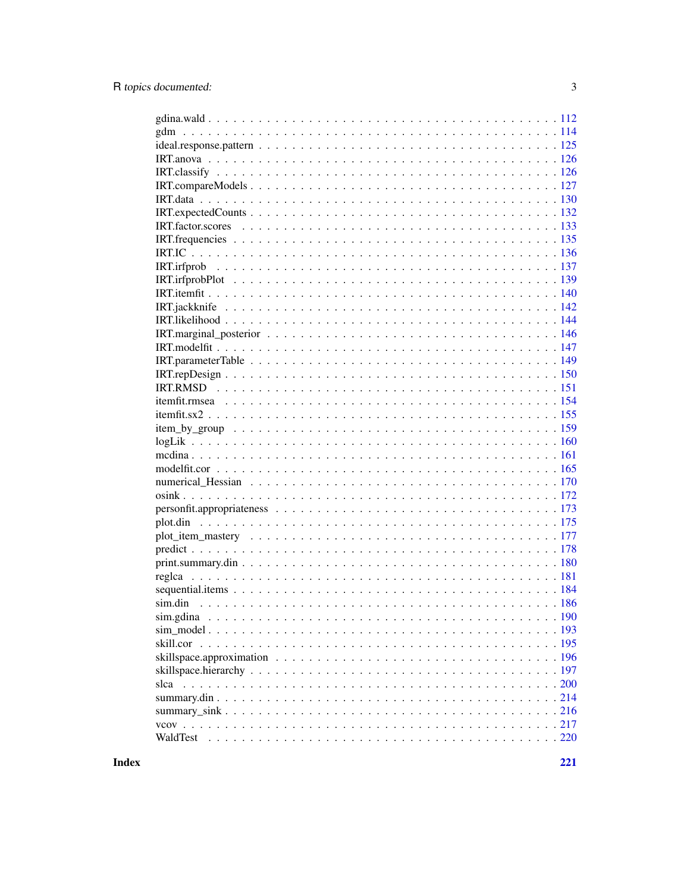gdina.wald . . . . . . . . . . . . . . . . . . . . . . . . . . . . . . . . . . . . . . . . 112
gdm . . . . . . . . . . . . . . . . . . . . . . . . . . . . . . . . . . . . . . . . . . . . 114
ideal.response.pattern . . . . . . . . . . . . . . . . . . . . . . . . . . . . . . . . . . 125
IRT.anova . . . . . . . . . . . . . . . . . . . . . . . . . . . . . . . . . . . . . . . . . 126
IRT.classify . . . . . . . . . . . . . . . . . . . . . . . . . . . . . . . . . . . . . . . . 126
IRT.compareModels . . . . . . . . . . . . . . . . . . . . . . . . . . . . . . . . . . . . 127
IRT.data . . . . . . . . . . . . . . . . . . . . . . . . . . . . . . . . . . . . . . . . . . 130
IRT.expectedCounts . . . . . . . . . . . . . . . . . . . . . . . . . . . . . . . . . . . . 132
IRT.factor.scores . . . . . . . . . . . . . . . . . . . . . . . . . . . . . . . . . . . . . 133
IRT.frequencies . . . . . . . . . . . . . . . . . . . . . . . . . . . . . . . . . . . . . . 135
IRT.IC . . . . . . . . . . . . . . . . . . . . . . . . . . . . . . . . . . . . . . . . . . . 136
IRT.irfprob . . . . . . . . . . . . . . . . . . . . . . . . . . . . . . . . . . . . . . . . 137
IRT.irfprobPlot . . . . . . . . . . . . . . . . . . . . . . . . . . . . . . . . . . . . . . 139
IRT.itemfit . . . . . . . . . . . . . . . . . . . . . . . . . . . . . . . . . . . . . . . . 140
IRT.jackknife . . . . . . . . . . . . . . . . . . . . . . . . . . . . . . . . . . . . . . . 142
IRT.likelihood . . . . . . . . . . . . . . . . . . . . . . . . . . . . . . . . . . . . . . 144
IRT.marginal_posterior . . . . . . . . . . . . . . . . . . . . . . . . . . . . . . . . . . 146
IRT.modelfit . . . . . . . . . . . . . . . . . . . . . . . . . . . . . . . . . . . . . . . 147
IRT.parameterTable . . . . . . . . . . . . . . . . . . . . . . . . . . . . . . . . . . . . 149
IRT.repDesign . . . . . . . . . . . . . . . . . . . . . . . . . . . . . . . . . . . . . . . 150
IRT.RMSD . . . . . . . . . . . . . . . . . . . . . . . . . . . . . . . . . . . . . . . . . 151
itemfit.rmsea . . . . . . . . . . . . . . . . . . . . . . . . . . . . . . . . . . . . . . . 154
itemfit.sx2 . . . . . . . . . . . . . . . . . . . . . . . . . . . . . . . . . . . . . . . . 155
item_by_group . . . . . . . . . . . . . . . . . . . . . . . . . . . . . . . . . . . . . . 159
logLik . . . . . . . . . . . . . . . . . . . . . . . . . . . . . . . . . . . . . . . . . . . 160
mcdina . . . . . . . . . . . . . . . . . . . . . . . . . . . . . . . . . . . . . . . . . . . 161
modelfit.cor . . . . . . . . . . . . . . . . . . . . . . . . . . . . . . . . . . . . . . . . 165
numerical_Hessian . . . . . . . . . . . . . . . . . . . . . . . . . . . . . . . . . . . . 170
osink . . . . . . . . . . . . . . . . . . . . . . . . . . . . . . . . . . . . . . . . . . . . 172
personfit.appropriateness . . . . . . . . . . . . . . . . . . . . . . . . . . . . . . . . . 173
plot.din . . . . . . . . . . . . . . . . . . . . . . . . . . . . . . . . . . . . . . . . . . 175
plot_item_mastery . . . . . . . . . . . . . . . . . . . . . . . . . . . . . . . . . . . . 177
predict . . . . . . . . . . . . . . . . . . . . . . . . . . . . . . . . . . . . . . . . . . . 178
print.summary.din . . . . . . . . . . . . . . . . . . . . . . . . . . . . . . . . . . . . . 180
reglca . . . . . . . . . . . . . . . . . . . . . . . . . . . . . . . . . . . . . . . . . . . 181
sequential.items . . . . . . . . . . . . . . . . . . . . . . . . . . . . . . . . . . . . . . 184
sim.din . . . . . . . . . . . . . . . . . . . . . . . . . . . . . . . . . . . . . . . . . . . 186
sim.gdina . . . . . . . . . . . . . . . . . . . . . . . . . . . . . . . . . . . . . . . . . . 190
sim_model . . . . . . . . . . . . . . . . . . . . . . . . . . . . . . . . . . . . . . . . . 193
skill.cor . . . . . . . . . . . . . . . . . . . . . . . . . . . . . . . . . . . . . . . . . . 195
skillspace.approximation . . . . . . . . . . . . . . . . . . . . . . . . . . . . . . . . . 196
skillspace.hierarchy . . . . . . . . . . . . . . . . . . . . . . . . . . . . . . . . . . . . 197
slca . . . . . . . . . . . . . . . . . . . . . . . . . . . . . . . . . . . . . . . . . . . . . 200
summary.din . . . . . . . . . . . . . . . . . . . . . . . . . . . . . . . . . . . . . . . . 214
summary_sink . . . . . . . . . . . . . . . . . . . . . . . . . . . . . . . . . . . . . . . 216
vcov . . . . . . . . . . . . . . . . . . . . . . . . . . . . . . . . . . . . . . . . . . . . . 217
WaldTest . . . . . . . . . . . . . . . . . . . . . . . . . . . . . . . . . . . . . . . . . . 220

**Index** **221**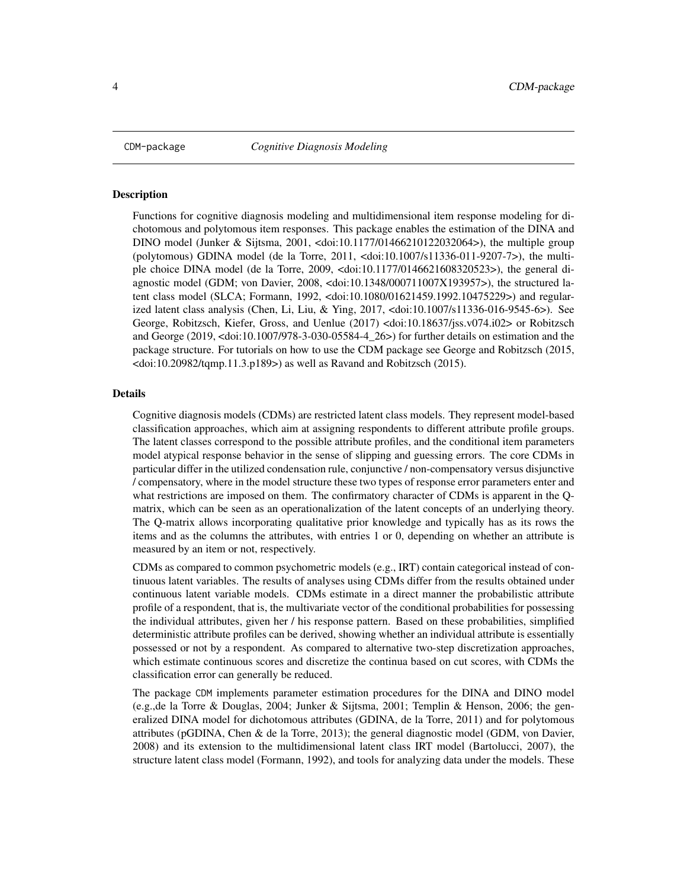CDM-package *Cognitive Diagnosis Modeling*

### Description

Functions for cognitive diagnosis modeling and multidimensional item response modeling for dichotomous and polytomous item responses. This package enables the estimation of the DINA and DINO model (Junker & Sijtsma, 2001, <doi:10.1177/01466210122032064>), the multiple group (polytomous) GDINA model (de la Torre, 2011, <doi:10.1007/s11336-011-9207-7>), the multiple choice DINA model (de la Torre, 2009, <doi:10.1177/0146621608320523>), the general diagnostic model (GDM; von Davier, 2008, <doi:10.1348/000711007X193957>), the structured latent class model (SLCA; Formann, 1992, <doi:10.1080/01621459.1992.10475229>) and regularized latent class analysis (Chen, Li, Liu, & Ying, 2017, <doi:10.1007/s11336-016-9545-6>). See George, Robitzsch, Kiefer, Gross, and Uenlue (2017) <doi:10.18637/jss.v074.i02> or Robitzsch and George (2019, <doi:10.1007/978-3-030-05584-4_26>) for further details on estimation and the package structure. For tutorials on how to use the CDM package see George and Robitzsch (2015, <doi:10.20982/tqmp.11.3.p189>) as well as Ravand and Robitzsch (2015).

### Details

Cognitive diagnosis models (CDMs) are restricted latent class models. They represent model-based classification approaches, which aim at assigning respondents to different attribute profile groups. The latent classes correspond to the possible attribute profiles, and the conditional item parameters model atypical response behavior in the sense of slipping and guessing errors. The core CDMs in particular differ in the utilized condensation rule, conjunctive / non-compensatory versus disjunctive / compensatory, where in the model structure these two types of response error parameters enter and what restrictions are imposed on them. The confirmatory character of CDMs is apparent in the Q-matrix, which can be seen as an operationalization of the latent concepts of an underlying theory. The Q-matrix allows incorporating qualitative prior knowledge and typically has as its rows the items and as the columns the attributes, with entries 1 or 0, depending on whether an attribute is measured by an item or not, respectively.

CDMs as compared to common psychometric models (e.g., IRT) contain categorical instead of continuous latent variables. The results of analyses using CDMs differ from the results obtained under continuous latent variable models. CDMs estimate in a direct manner the probabilistic attribute profile of a respondent, that is, the multivariate vector of the conditional probabilities for possessing the individual attributes, given her / his response pattern. Based on these probabilities, simplified deterministic attribute profiles can be derived, showing whether an individual attribute is essentially possessed or not by a respondent. As compared to alternative two-step discretization approaches, which estimate continuous scores and discretize the continua based on cut scores, with CDMs the classification error can generally be reduced.

The package CDM implements parameter estimation procedures for the DINA and DINO model (e.g.,de la Torre & Douglas, 2004; Junker & Sijtsma, 2001; Templin & Henson, 2006; the generalized DINA model for dichotomous attributes (GDINA, de la Torre, 2011) and for polytomous attributes (pGDINA, Chen & de la Torre, 2013); the general diagnostic model (GDM, von Davier, 2008) and its extension to the multidimensional latent class IRT model (Bartolucci, 2007), the structure latent class model (Formann, 1992), and tools for analyzing data under the models. These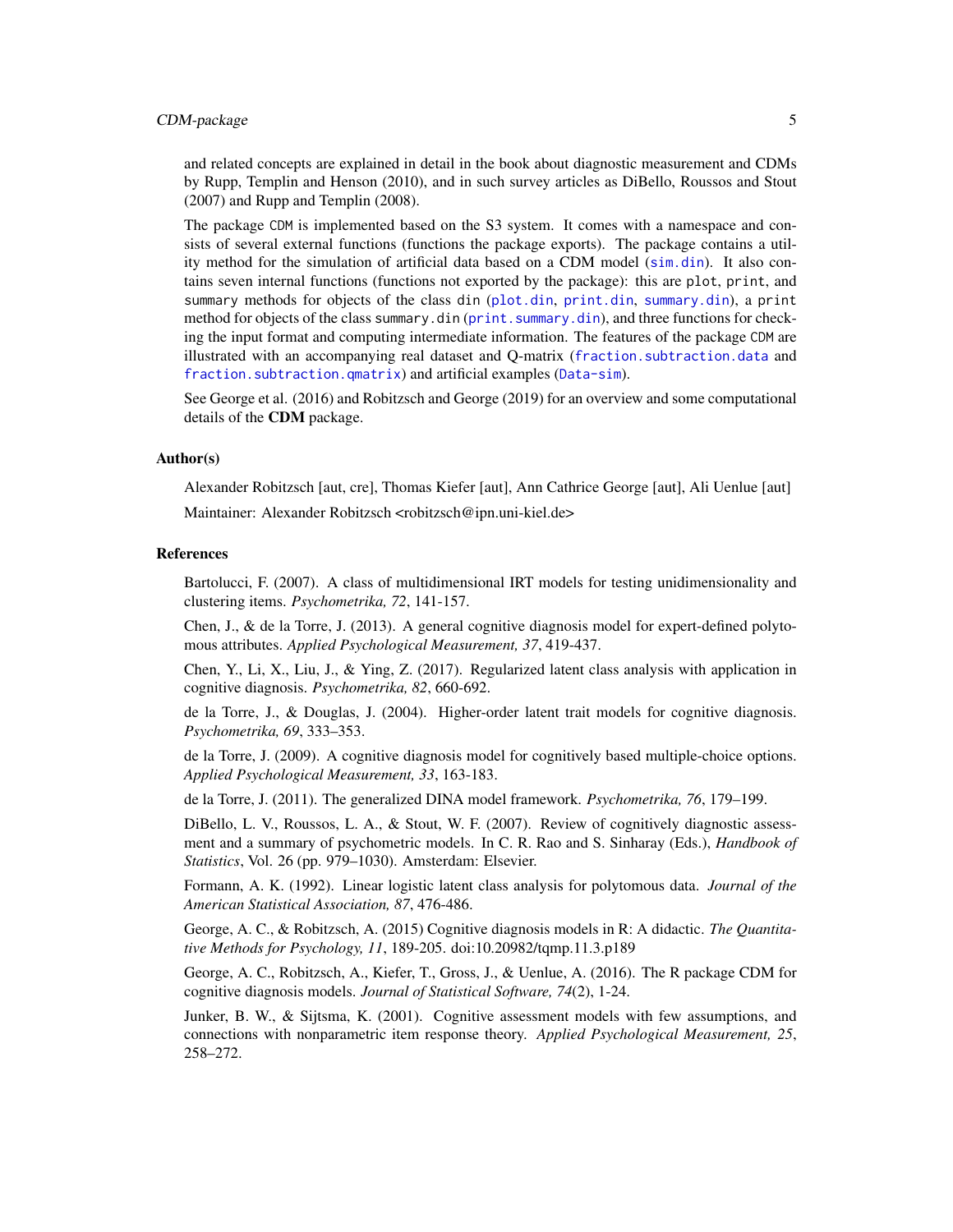and related concepts are explained in detail in the book about diagnostic measurement and CDMs by Rupp, Templin and Henson (2010), and in such survey articles as DiBello, Roussos and Stout (2007) and Rupp and Templin (2008).

The package `CDM` is implemented based on the S3 system. It comes with a namespace and consists of several external functions (functions the package exports). The package contains a utility method for the simulation of artificial data based on a CDM model (`sim.din`). It also contains seven internal functions (functions not exported by the package): this are `plot`, `print`, and `summary` methods for objects of the class `din` (`plot.din`, `print.din`, `summary.din`), a `print` method for objects of the class `summary.din` (`print.summary.din`), and three functions for checking the input format and computing intermediate information. The features of the package `CDM` are illustrated with an accompanying real dataset and Q-matrix (`fraction.subtraction.data` and `fraction.subtraction.qmatrix`) and artificial examples (`Data-sim`).

See George et al. (2016) and Robitzsch and George (2019) for an overview and some computational details of the **CDM** package.

## Author(s)

Alexander Robitzsch [aut, cre], Thomas Kiefer [aut], Ann Cathrice George [aut], Ali Uenlue [aut]

Maintainer: Alexander Robitzsch <robitzsch@ipn.uni-kiel.de>

## References

Bartolucci, F. (2007). A class of multidimensional IRT models for testing unidimensionality and clustering items. *Psychometrika, 72*, 141-157.

Chen, J., & de la Torre, J. (2013). A general cognitive diagnosis model for expert-defined polytomous attributes. *Applied Psychological Measurement, 37*, 419-437.

Chen, Y., Li, X., Liu, J., & Ying, Z. (2017). Regularized latent class analysis with application in cognitive diagnosis. *Psychometrika, 82*, 660-692.

de la Torre, J., & Douglas, J. (2004). Higher-order latent trait models for cognitive diagnosis. *Psychometrika, 69*, 333–353.

de la Torre, J. (2009). A cognitive diagnosis model for cognitively based multiple-choice options. *Applied Psychological Measurement, 33*, 163-183.

de la Torre, J. (2011). The generalized DINA model framework. *Psychometrika, 76*, 179–199.

DiBello, L. V., Roussos, L. A., & Stout, W. F. (2007). Review of cognitively diagnostic assessment and a summary of psychometric models. In C. R. Rao and S. Sinharay (Eds.), *Handbook of Statistics*, Vol. 26 (pp. 979–1030). Amsterdam: Elsevier.

Formann, A. K. (1992). Linear logistic latent class analysis for polytomous data. *Journal of the American Statistical Association, 87*, 476-486.

George, A. C., & Robitzsch, A. (2015) Cognitive diagnosis models in R: A didactic. *The Quantitative Methods for Psychology, 11*, 189-205. doi:10.20982/tqmp.11.3.p189

George, A. C., Robitzsch, A., Kiefer, T., Gross, J., & Uenlue, A. (2016). The R package CDM for cognitive diagnosis models. *Journal of Statistical Software, 74*(2), 1-24.

Junker, B. W., & Sijtsma, K. (2001). Cognitive assessment models with few assumptions, and connections with nonparametric item response theory. *Applied Psychological Measurement, 25*, 258–272.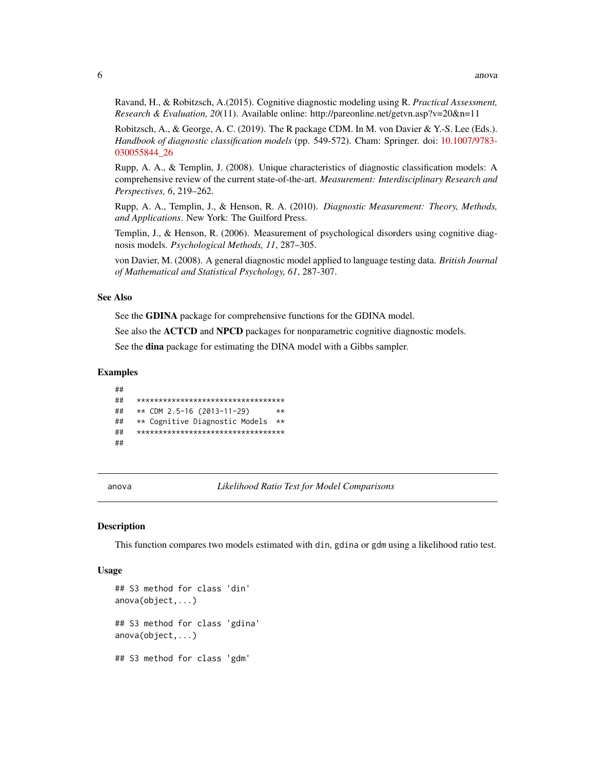Ravand, H., & Robitzsch, A.(2015). Cognitive diagnostic modeling using R. *Practical Assessment, Research & Evaluation, 20*(11). Available online: http://pareonline.net/getvn.asp?v=20&n=11

Robitzsch, A., & George, A. C. (2019). The R package CDM. In M. von Davier & Y.-S. Lee (Eds.). *Handbook of diagnostic classification models* (pp. 549-572). Cham: Springer. doi: 10.1007/9783-030055844_26

Rupp, A. A., & Templin, J. (2008). Unique characteristics of diagnostic classification models: A comprehensive review of the current state-of-the-art. *Measurement: Interdisciplinary Research and Perspectives, 6*, 219–262.

Rupp, A. A., Templin, J., & Henson, R. A. (2010). *Diagnostic Measurement: Theory, Methods, and Applications*. New York: The Guilford Press.

Templin, J., & Henson, R. (2006). Measurement of psychological disorders using cognitive diagnosis models. *Psychological Methods, 11*, 287–305.

von Davier, M. (2008). A general diagnostic model applied to language testing data. *British Journal of Mathematical and Statistical Psychology, 61*, 287-307.

### See Also

See the **GDINA** package for comprehensive functions for the GDINA model.

See also the **ACTCD** and **NPCD** packages for nonparametric cognitive diagnostic models.

See the **dina** package for estimating the DINA model with a Gibbs sampler.

### Examples

```
##
##    **********************************
##    ** CDM 2.5-16 (2013-11-29)      **
##    ** Cognitive Diagnostic Models  **
##    **********************************
##
```

---

## anova — *Likelihood Ratio Test for Model Comparisons*

### Description

This function compares two models estimated with `din`, `gdina` or `gdm` using a likelihood ratio test.

### Usage

```
## S3 method for class 'din'
anova(object,...)

## S3 method for class 'gdina'
anova(object,...)

## S3 method for class 'gdm'
```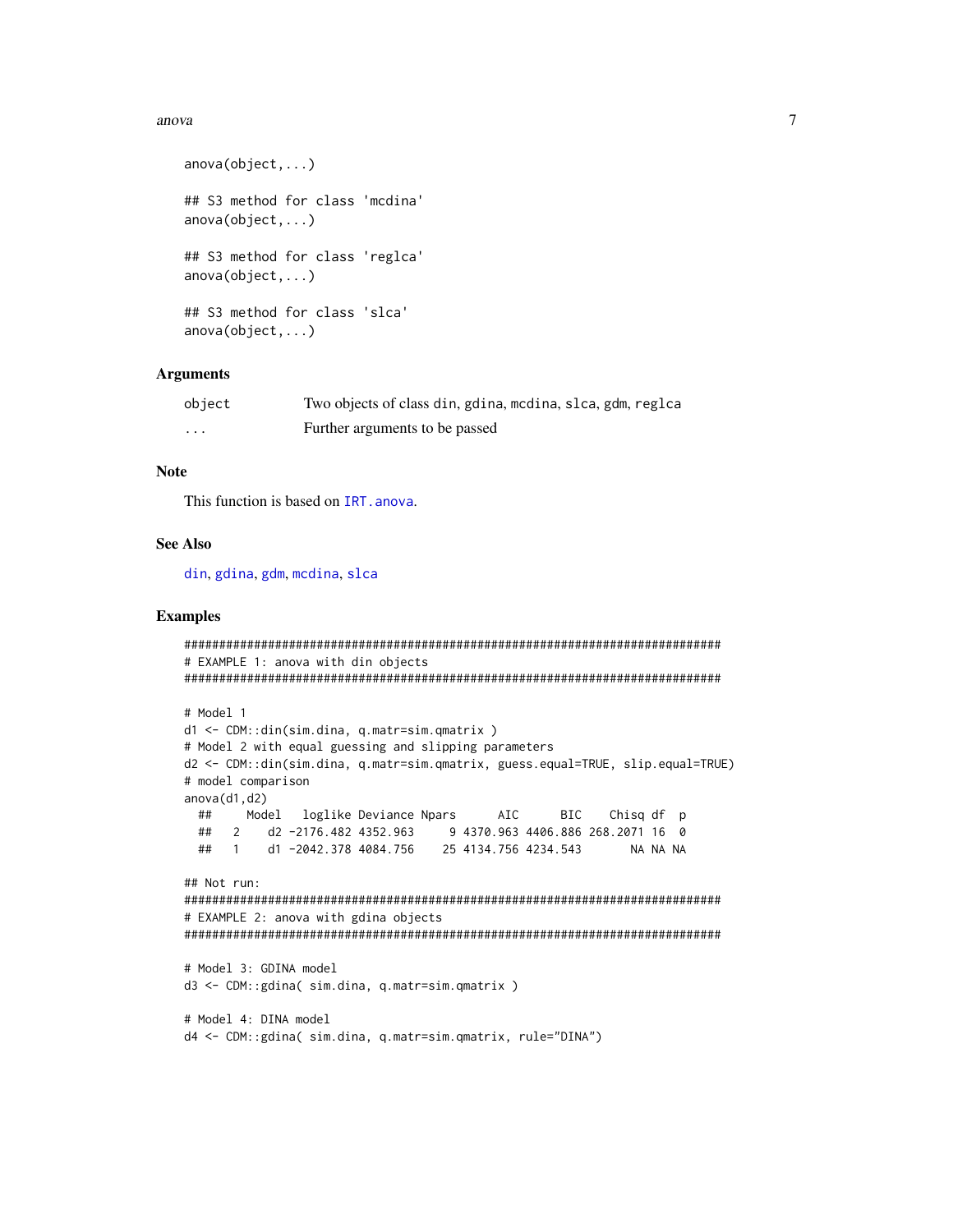```
anova(object,...)

## S3 method for class 'mcdina'
anova(object,...)

## S3 method for class 'reglca'
anova(object,...)

## S3 method for class 'slca'
anova(object,...)
```

### Arguments

| | |
|---|---|
| object | Two objects of class din, gdina, mcdina, slca, gdm, reglca |
| ... | Further arguments to be passed |

### Note

This function is based on IRT.anova.

### See Also

din, gdina, gdm, mcdina, slca

### Examples

```
#############################################################################
# EXAMPLE 1: anova with din objects
#############################################################################

# Model 1
d1 <- CDM::din(sim.dina, q.matr=sim.qmatrix )
# Model 2 with equal guessing and slipping parameters
d2 <- CDM::din(sim.dina, q.matr=sim.qmatrix, guess.equal=TRUE, slip.equal=TRUE)
# model comparison
anova(d1,d2)
  ##     Model   loglike Deviance Npars      AIC      BIC    Chisq df  p
  ##   2    d2 -2176.482 4352.963     9 4370.963 4406.886 268.2071 16  0
  ##   1    d1 -2042.378 4084.756    25 4134.756 4234.543       NA NA NA

## Not run:
#############################################################################
# EXAMPLE 2: anova with gdina objects
#############################################################################

# Model 3: GDINA model
d3 <- CDM::gdina( sim.dina, q.matr=sim.qmatrix )

# Model 4: DINA model
d4 <- CDM::gdina( sim.dina, q.matr=sim.qmatrix, rule="DINA")
```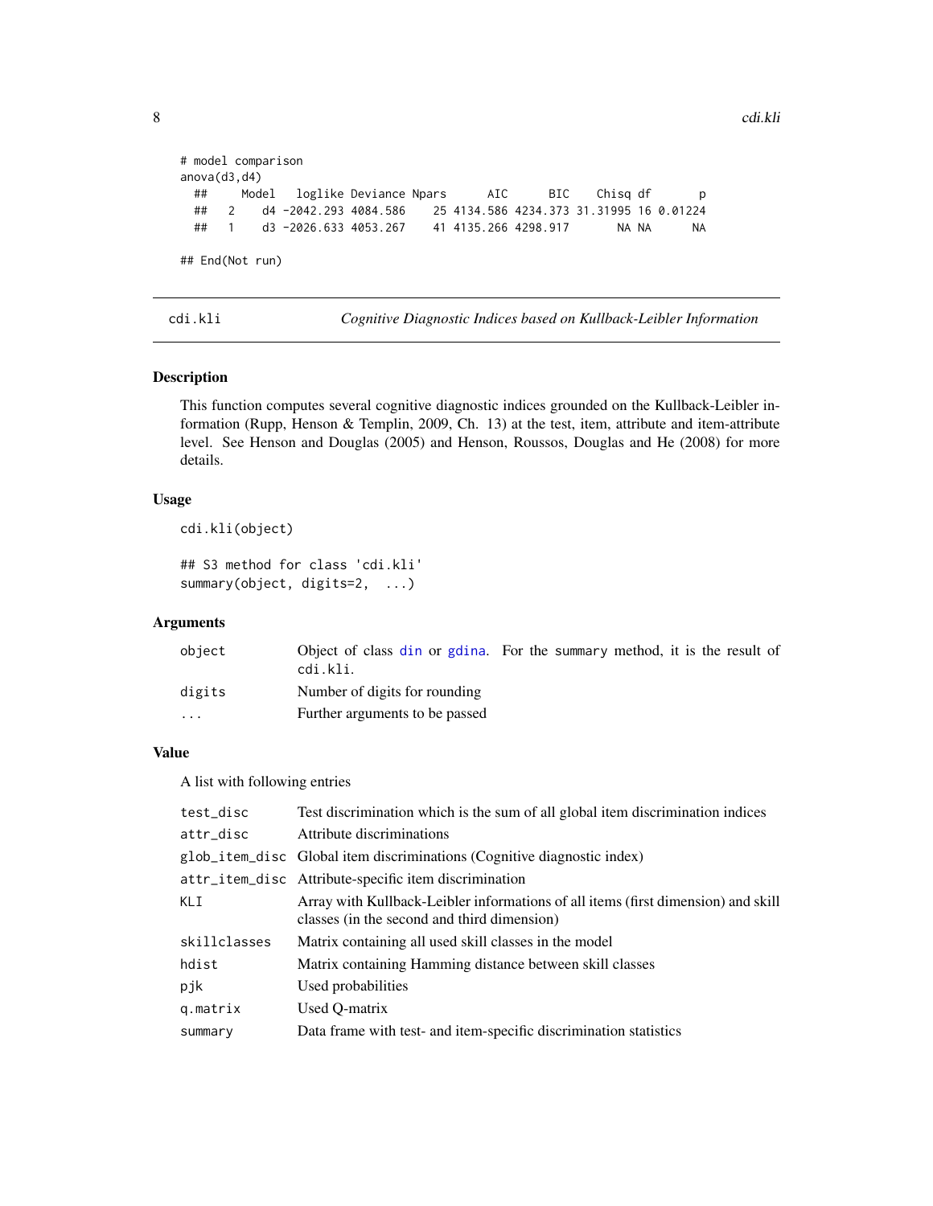```
# model comparison
anova(d3,d4)
  ##     Model   loglike Deviance Npars      AIC      BIC    Chisq df       p
  ##   2    d4 -2042.293 4084.586    25 4134.586 4234.373 31.31995 16 0.01224
  ##   1    d3 -2026.633 4053.267    41 4135.266 4298.917       NA NA      NA

## End(Not run)
```

---

## cdi.kli — *Cognitive Diagnostic Indices based on Kullback-Leibler Information*

### Description

This function computes several cognitive diagnostic indices grounded on the Kullback-Leibler information (Rupp, Henson & Templin, 2009, Ch. 13) at the test, item, attribute and item-attribute level. See Henson and Douglas (2005) and Henson, Roussos, Douglas and He (2008) for more details.

### Usage

```
cdi.kli(object)

## S3 method for class 'cdi.kli'
summary(object, digits=2,  ...)
```

### Arguments

| | |
|---|---|
| `object` | Object of class `din` or `gdina`. For the summary method, it is the result of `cdi.kli`. |
| `digits` | Number of digits for rounding |
| `...` | Further arguments to be passed |

### Value

A list with following entries

| | |
|---|---|
| `test_disc` | Test discrimination which is the sum of all global item discrimination indices |
| `attr_disc` | Attribute discriminations |
| `glob_item_disc` | Global item discriminations (Cognitive diagnostic index) |
| `attr_item_disc` | Attribute-specific item discrimination |
| `KLI` | Array with Kullback-Leibler informations of all items (first dimension) and skill classes (in the second and third dimension) |
| `skillclasses` | Matrix containing all used skill classes in the model |
| `hdist` | Matrix containing Hamming distance between skill classes |
| `pjk` | Used probabilities |
| `q.matrix` | Used Q-matrix |
| `summary` | Data frame with test- and item-specific discrimination statistics |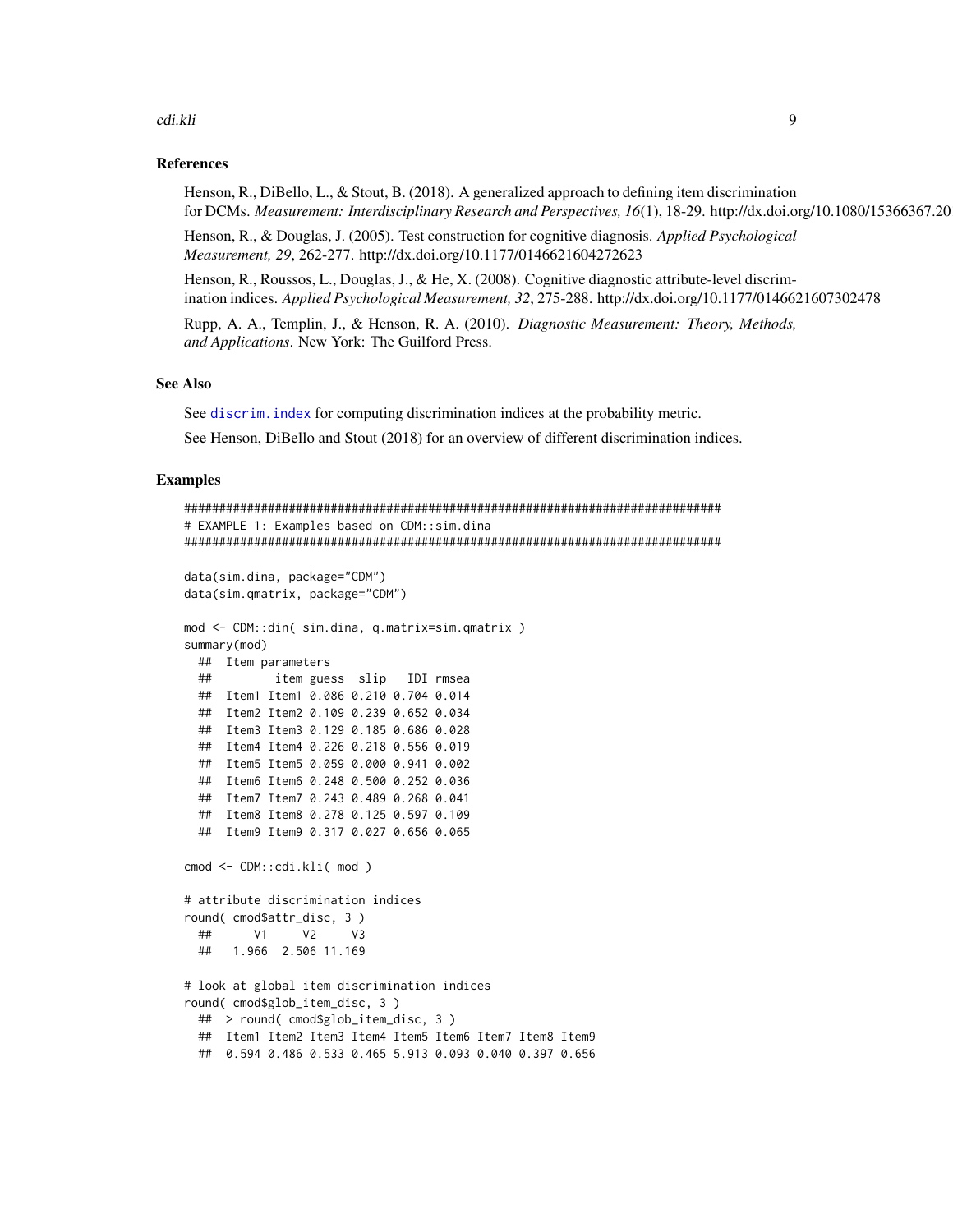### References

Henson, R., DiBello, L., & Stout, B. (2018). A generalized approach to defining item discrimination for DCMs. *Measurement: Interdisciplinary Research and Perspectives, 16*(1), 18-29. http://dx.doi.org/10.1080/15366367.20

Henson, R., & Douglas, J. (2005). Test construction for cognitive diagnosis. *Applied Psychological Measurement, 29*, 262-277. http://dx.doi.org/10.1177/0146621604272623

Henson, R., Roussos, L., Douglas, J., & He, X. (2008). Cognitive diagnostic attribute-level discrimination indices. *Applied Psychological Measurement, 32*, 275-288. http://dx.doi.org/10.1177/0146621607302478

Rupp, A. A., Templin, J., & Henson, R. A. (2010). *Diagnostic Measurement: Theory, Methods, and Applications*. New York: The Guilford Press.

### See Also

See `discrim.index` for computing discrimination indices at the probability metric.

See Henson, DiBello and Stout (2018) for an overview of different discrimination indices.

### Examples

```
#############################################################################
# EXAMPLE 1: Examples based on CDM::sim.dina
#############################################################################

data(sim.dina, package="CDM")
data(sim.qmatrix, package="CDM")

mod <- CDM::din( sim.dina, q.matrix=sim.qmatrix )
summary(mod)
  ##  Item parameters
  ##         item guess  slip   IDI rmsea
  ##  Item1 Item1 0.086 0.210 0.704 0.014
  ##  Item2 Item2 0.109 0.239 0.652 0.034
  ##  Item3 Item3 0.129 0.185 0.686 0.028
  ##  Item4 Item4 0.226 0.218 0.556 0.019
  ##  Item5 Item5 0.059 0.000 0.941 0.002
  ##  Item6 Item6 0.248 0.500 0.252 0.036
  ##  Item7 Item7 0.243 0.489 0.268 0.041
  ##  Item8 Item8 0.278 0.125 0.597 0.109
  ##  Item9 Item9 0.317 0.027 0.656 0.065

cmod <- CDM::cdi.kli( mod )

# attribute discrimination indices
round( cmod$attr_disc, 3 )
  ##      V1     V2     V3
  ##   1.966  2.506 11.169

# look at global item discrimination indices
round( cmod$glob_item_disc, 3 )
  ##  > round( cmod$glob_item_disc, 3 )
  ##  Item1 Item2 Item3 Item4 Item5 Item6 Item7 Item8 Item9
  ##  0.594 0.486 0.533 0.465 5.913 0.093 0.040 0.397 0.656
```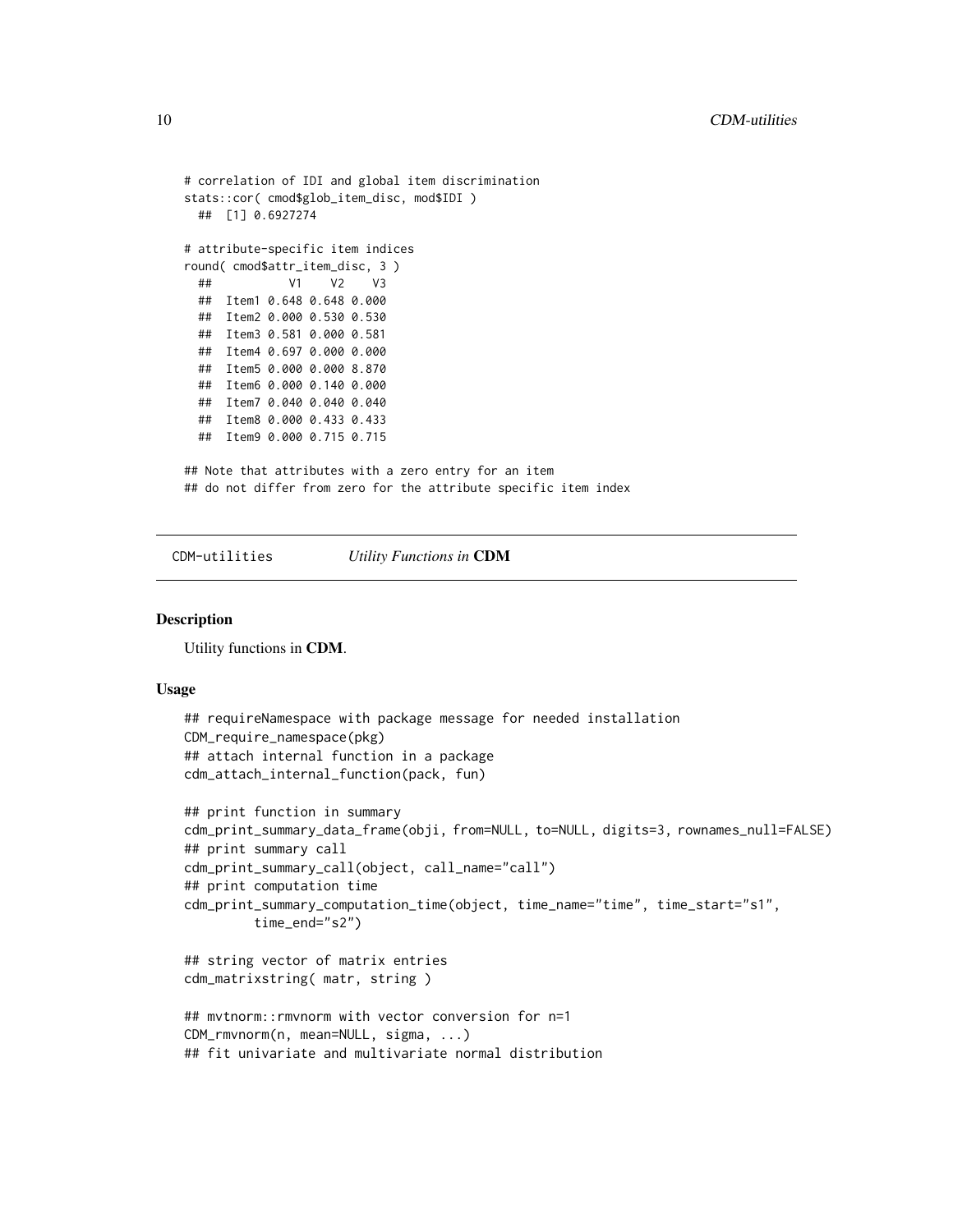```
# correlation of IDI and global item discrimination
stats::cor( cmod$glob_item_disc, mod$IDI )
  ##  [1] 0.6927274

# attribute-specific item indices
round( cmod$attr_item_disc, 3 )
  ##           V1    V2    V3
  ##  Item1 0.648 0.648 0.000
  ##  Item2 0.000 0.530 0.530
  ##  Item3 0.581 0.000 0.581
  ##  Item4 0.697 0.000 0.000
  ##  Item5 0.000 0.000 8.870
  ##  Item6 0.000 0.140 0.000
  ##  Item7 0.040 0.040 0.040
  ##  Item8 0.000 0.433 0.433
  ##  Item9 0.000 0.715 0.715

## Note that attributes with a zero entry for an item
## do not differ from zero for the attribute specific item index
```

---

## CDM-utilities    *Utility Functions in* **CDM**

### Description

Utility functions in **CDM**.

### Usage

```
## requireNamespace with package message for needed installation
CDM_require_namespace(pkg)
## attach internal function in a package
cdm_attach_internal_function(pack, fun)

## print function in summary
cdm_print_summary_data_frame(obji, from=NULL, to=NULL, digits=3, rownames_null=FALSE)
## print summary call
cdm_print_summary_call(object, call_name="call")
## print computation time
cdm_print_summary_computation_time(object, time_name="time", time_start="s1",
        time_end="s2")

## string vector of matrix entries
cdm_matrixstring( matr, string )

## mvtnorm::rmvnorm with vector conversion for n=1
CDM_rmvnorm(n, mean=NULL, sigma, ...)
## fit univariate and multivariate normal distribution
```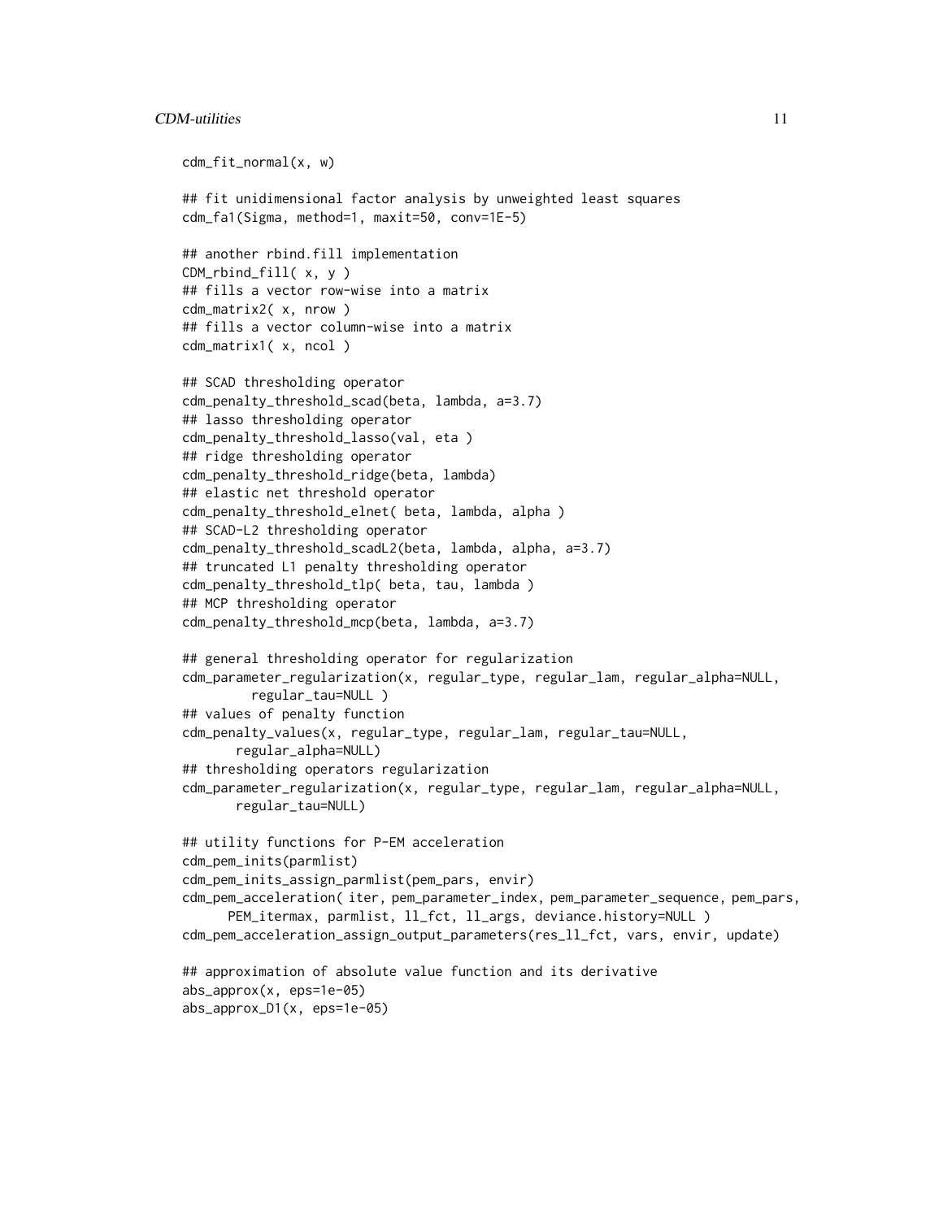```
cdm_fit_normal(x, w)

## fit unidimensional factor analysis by unweighted least squares
cdm_fa1(Sigma, method=1, maxit=50, conv=1E-5)

## another rbind.fill implementation
CDM_rbind_fill( x, y )
## fills a vector row-wise into a matrix
cdm_matrix2( x, nrow )
## fills a vector column-wise into a matrix
cdm_matrix1( x, ncol )

## SCAD thresholding operator
cdm_penalty_threshold_scad(beta, lambda, a=3.7)
## lasso thresholding operator
cdm_penalty_threshold_lasso(val, eta )
## ridge thresholding operator
cdm_penalty_threshold_ridge(beta, lambda)
## elastic net threshold operator
cdm_penalty_threshold_elnet( beta, lambda, alpha )
## SCAD-L2 thresholding operator
cdm_penalty_threshold_scadL2(beta, lambda, alpha, a=3.7)
## truncated L1 penalty thresholding operator
cdm_penalty_threshold_tlp( beta, tau, lambda )
## MCP thresholding operator
cdm_penalty_threshold_mcp(beta, lambda, a=3.7)

## general thresholding operator for regularization
cdm_parameter_regularization(x, regular_type, regular_lam, regular_alpha=NULL,
        regular_tau=NULL )
## values of penalty function
cdm_penalty_values(x, regular_type, regular_lam, regular_tau=NULL,
      regular_alpha=NULL)
## thresholding operators regularization
cdm_parameter_regularization(x, regular_type, regular_lam, regular_alpha=NULL,
      regular_tau=NULL)

## utility functions for P-EM acceleration
cdm_pem_inits(parmlist)
cdm_pem_inits_assign_parmlist(pem_pars, envir)
cdm_pem_acceleration( iter, pem_parameter_index, pem_parameter_sequence, pem_pars,
     PEM_itermax, parmlist, ll_fct, ll_args, deviance.history=NULL )
cdm_pem_acceleration_assign_output_parameters(res_ll_fct, vars, envir, update)

## approximation of absolute value function and its derivative
abs_approx(x, eps=1e-05)
abs_approx_D1(x, eps=1e-05)
```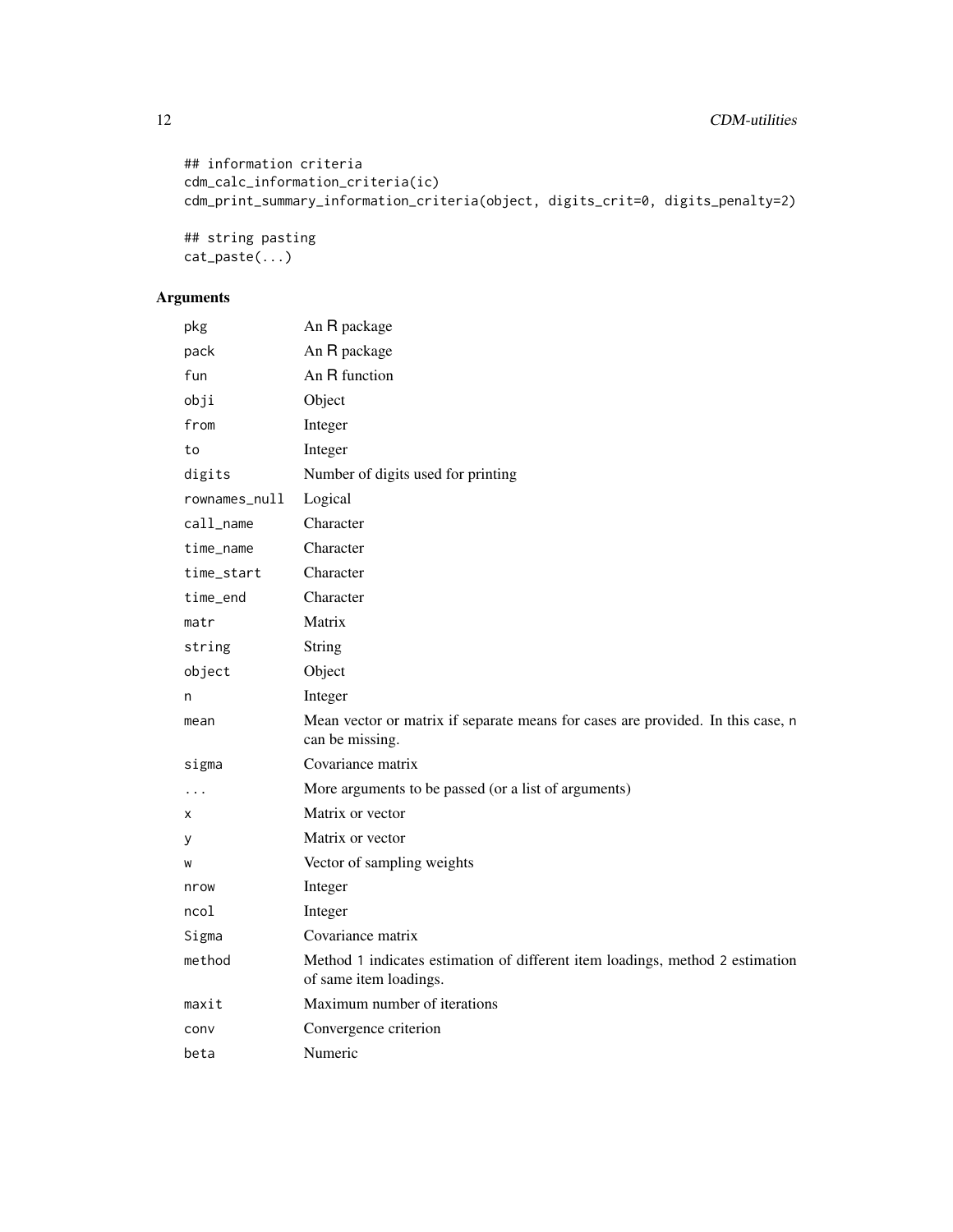```
## information criteria
cdm_calc_information_criteria(ic)
cdm_print_summary_information_criteria(object, digits_crit=0, digits_penalty=2)

## string pasting
cat_paste(...)
```

## Arguments

| | |
|---|---|
| `pkg` | An R package |
| `pack` | An R package |
| `fun` | An R function |
| `obji` | Object |
| `from` | Integer |
| `to` | Integer |
| `digits` | Number of digits used for printing |
| `rownames_null` | Logical |
| `call_name` | Character |
| `time_name` | Character |
| `time_start` | Character |
| `time_end` | Character |
| `matr` | Matrix |
| `string` | String |
| `object` | Object |
| `n` | Integer |
| `mean` | Mean vector or matrix if separate means for cases are provided. In this case, `n` can be missing. |
| `sigma` | Covariance matrix |
| `...` | More arguments to be passed (or a list of arguments) |
| `x` | Matrix or vector |
| `y` | Matrix or vector |
| `w` | Vector of sampling weights |
| `nrow` | Integer |
| `ncol` | Integer |
| `Sigma` | Covariance matrix |
| `method` | Method `1` indicates estimation of different item loadings, method `2` estimation of same item loadings. |
| `maxit` | Maximum number of iterations |
| `conv` | Convergence criterion |
| `beta` | Numeric |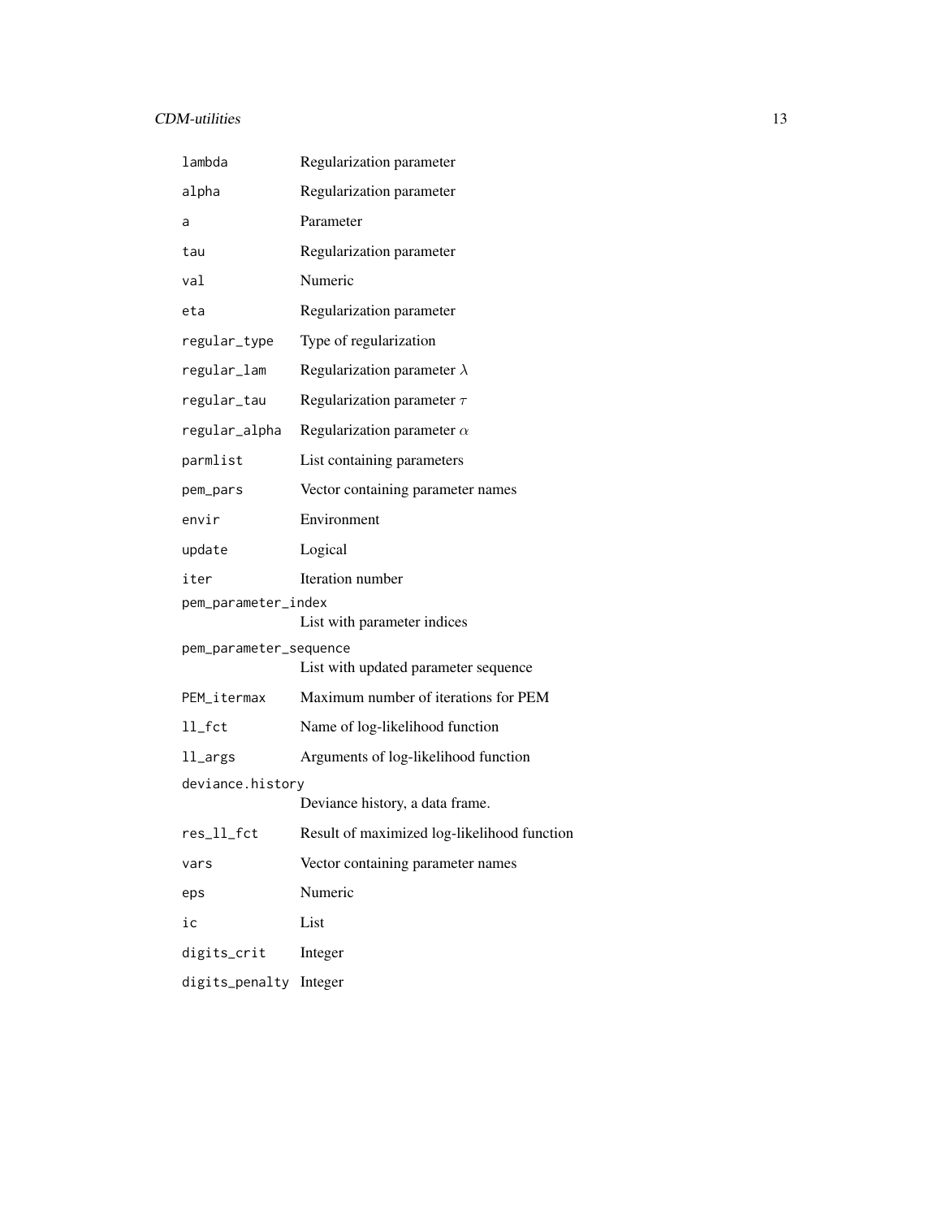| | |
|---|---|
| `lambda` | Regularization parameter |
| `alpha` | Regularization parameter |
| `a` | Parameter |
| `tau` | Regularization parameter |
| `val` | Numeric |
| `eta` | Regularization parameter |
| `regular_type` | Type of regularization |
| `regular_lam` | Regularization parameter $\lambda$ |
| `regular_tau` | Regularization parameter $\tau$ |
| `regular_alpha` | Regularization parameter $\alpha$ |
| `parmlist` | List containing parameters |
| `pem_pars` | Vector containing parameter names |
| `envir` | Environment |
| `update` | Logical |
| `iter` | Iteration number |
| `pem_parameter_index` | List with parameter indices |
| `pem_parameter_sequence` | List with updated parameter sequence |
| `PEM_itermax` | Maximum number of iterations for PEM |
| `ll_fct` | Name of log-likelihood function |
| `ll_args` | Arguments of log-likelihood function |
| `deviance.history` | Deviance history, a data frame. |
| `res_ll_fct` | Result of maximized log-likelihood function |
| `vars` | Vector containing parameter names |
| `eps` | Numeric |
| `ic` | List |
| `digits_crit` | Integer |
| `digits_penalty` | Integer |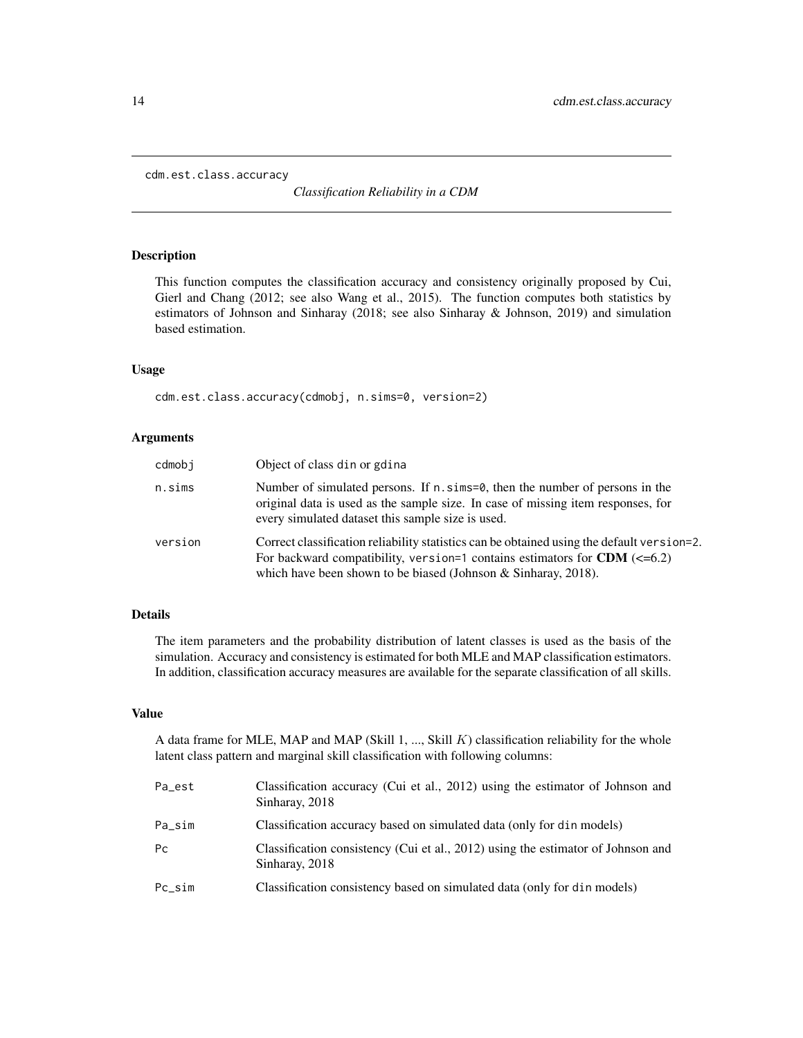cdm.est.class.accuracy

*Classification Reliability in a CDM*

## Description

This function computes the classification accuracy and consistency originally proposed by Cui, Gierl and Chang (2012; see also Wang et al., 2015). The function computes both statistics by estimators of Johnson and Sinharay (2018; see also Sinharay & Johnson, 2019) and simulation based estimation.

## Usage

```
cdm.est.class.accuracy(cdmobj, n.sims=0, version=2)
```

## Arguments

| | |
|---|---|
| cdmobj | Object of class din or gdina |
| n.sims | Number of simulated persons. If n.sims=0, then the number of persons in the original data is used as the sample size. In case of missing item responses, for every simulated dataset this sample size is used. |
| version | Correct classification reliability statistics can be obtained using the default version=2. For backward compatibility, version=1 contains estimators for **CDM** (<=6.2) which have been shown to be biased (Johnson & Sinharay, 2018). |

## Details

The item parameters and the probability distribution of latent classes is used as the basis of the simulation. Accuracy and consistency is estimated for both MLE and MAP classification estimators. In addition, classification accuracy measures are available for the separate classification of all skills.

## Value

A data frame for MLE, MAP and MAP (Skill 1, ..., Skill $K$) classification reliability for the whole latent class pattern and marginal skill classification with following columns:

| | |
|---|---|
| Pa_est | Classification accuracy (Cui et al., 2012) using the estimator of Johnson and Sinharay, 2018 |
| Pa_sim | Classification accuracy based on simulated data (only for din models) |
| Pc | Classification consistency (Cui et al., 2012) using the estimator of Johnson and Sinharay, 2018 |
| Pc_sim | Classification consistency based on simulated data (only for din models) |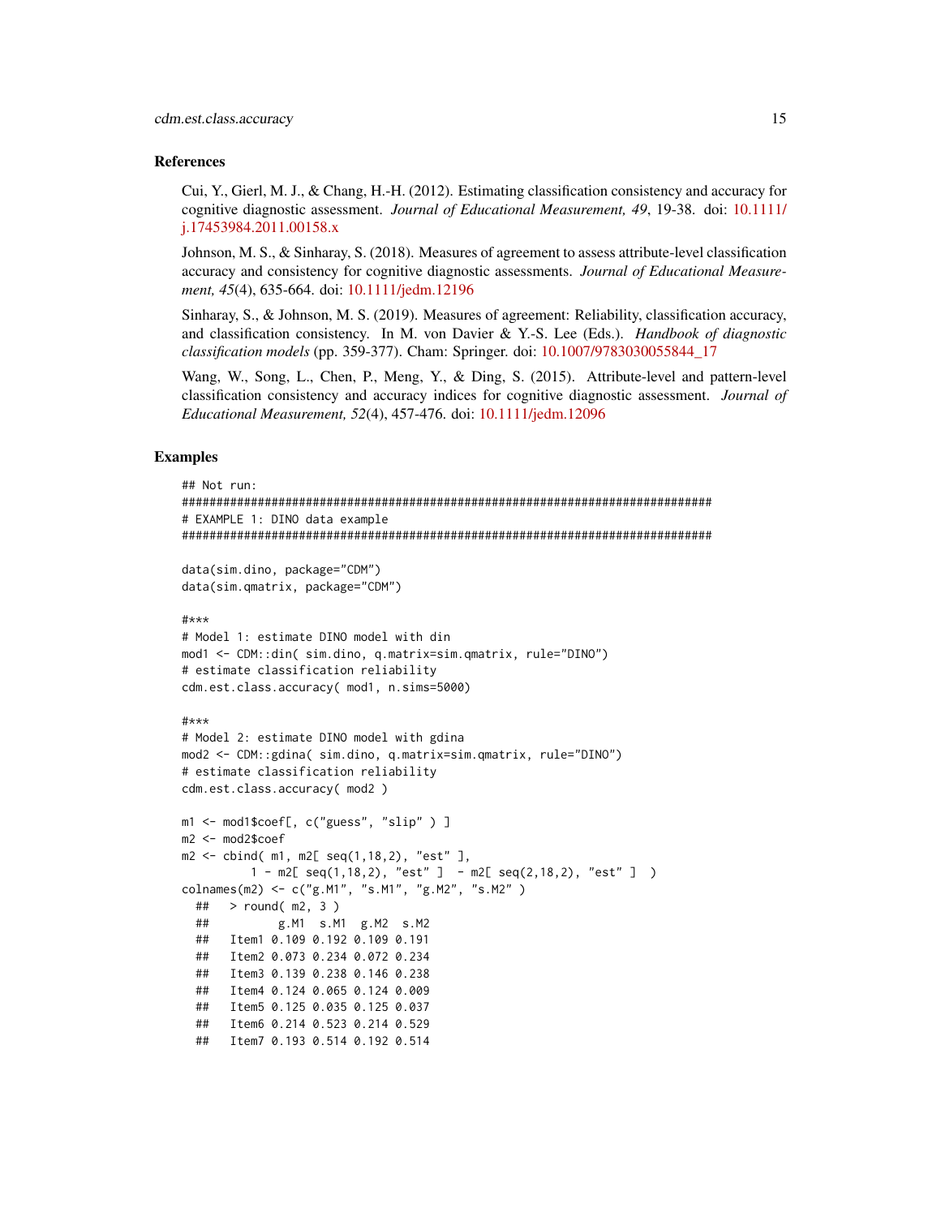### References

Cui, Y., Gierl, M. J., & Chang, H.-H. (2012). Estimating classification consistency and accuracy for cognitive diagnostic assessment. *Journal of Educational Measurement, 49*, 19-38. doi: 10.1111/j.17453984.2011.00158.x

Johnson, M. S., & Sinharay, S. (2018). Measures of agreement to assess attribute-level classification accuracy and consistency for cognitive diagnostic assessments. *Journal of Educational Measurement, 45*(4), 635-664. doi: 10.1111/jedm.12196

Sinharay, S., & Johnson, M. S. (2019). Measures of agreement: Reliability, classification accuracy, and classification consistency. In M. von Davier & Y.-S. Lee (Eds.). *Handbook of diagnostic classification models* (pp. 359-377). Cham: Springer. doi: 10.1007/9783030055844_17

Wang, W., Song, L., Chen, P., Meng, Y., & Ding, S. (2015). Attribute-level and pattern-level classification consistency and accuracy indices for cognitive diagnostic assessment. *Journal of Educational Measurement, 52*(4), 457-476. doi: 10.1111/jedm.12096

### Examples

```
## Not run:
#############################################################################
# EXAMPLE 1: DINO data example
#############################################################################

data(sim.dino, package="CDM")
data(sim.qmatrix, package="CDM")

#***
# Model 1: estimate DINO model with din
mod1 <- CDM::din( sim.dino, q.matrix=sim.qmatrix, rule="DINO")
# estimate classification reliability
cdm.est.class.accuracy( mod1, n.sims=5000)

#***
# Model 2: estimate DINO model with gdina
mod2 <- CDM::gdina( sim.dino, q.matrix=sim.qmatrix, rule="DINO")
# estimate classification reliability
cdm.est.class.accuracy( mod2 )

m1 <- mod1$coef[, c("guess", "slip" ) ]
m2 <- mod2$coef
m2 <- cbind( m1, m2[ seq(1,18,2), "est" ],
         1 - m2[ seq(1,18,2), "est" ]  - m2[ seq(2,18,2), "est" ]  )
colnames(m2) <- c("g.M1", "s.M1", "g.M2", "s.M2" )
  ##   > round( m2, 3 )
  ##          g.M1  s.M1  g.M2  s.M2
  ##   Item1 0.109 0.192 0.109 0.191
  ##   Item2 0.073 0.234 0.072 0.234
  ##   Item3 0.139 0.238 0.146 0.238
  ##   Item4 0.124 0.065 0.124 0.009
  ##   Item5 0.125 0.035 0.125 0.037
  ##   Item6 0.214 0.523 0.214 0.529
  ##   Item7 0.193 0.514 0.192 0.514
```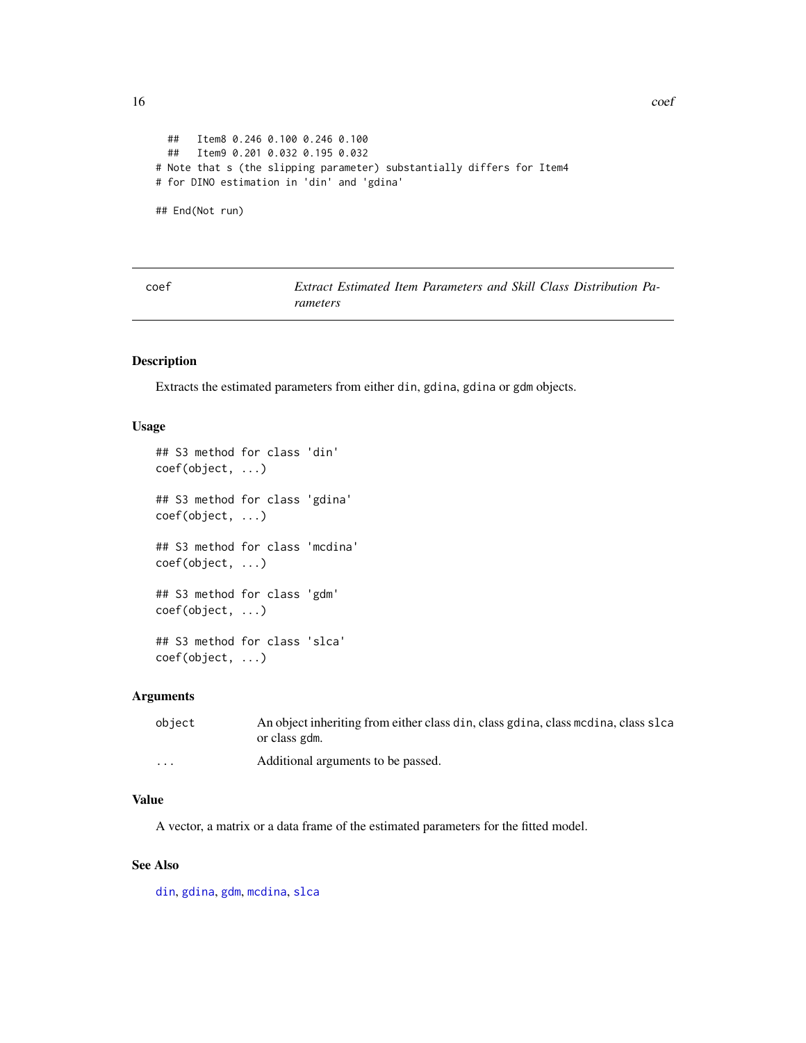```
  ##   Item8 0.246 0.100 0.246 0.100
  ##   Item9 0.201 0.032 0.195 0.032
# Note that s (the slipping parameter) substantially differs for Item4
# for DINO estimation in 'din' and 'gdina'

## End(Not run)
```

---

coef — *Extract Estimated Item Parameters and Skill Class Distribution Parameters*

---

### Description

Extracts the estimated parameters from either `din`, `gdina`, `gdina` or `gdm` objects.

### Usage

```
## S3 method for class 'din'
coef(object, ...)

## S3 method for class 'gdina'
coef(object, ...)

## S3 method for class 'mcdina'
coef(object, ...)

## S3 method for class 'gdm'
coef(object, ...)

## S3 method for class 'slca'
coef(object, ...)
```

### Arguments

| | |
|---|---|
| `object` | An object inheriting from either class `din`, class `gdina`, class `mcdina`, class `slca` or class `gdm`. |
| `...` | Additional arguments to be passed. |

### Value

A vector, a matrix or a data frame of the estimated parameters for the fitted model.

### See Also

`din`, `gdina`, `gdm`, `mcdina`, `slca`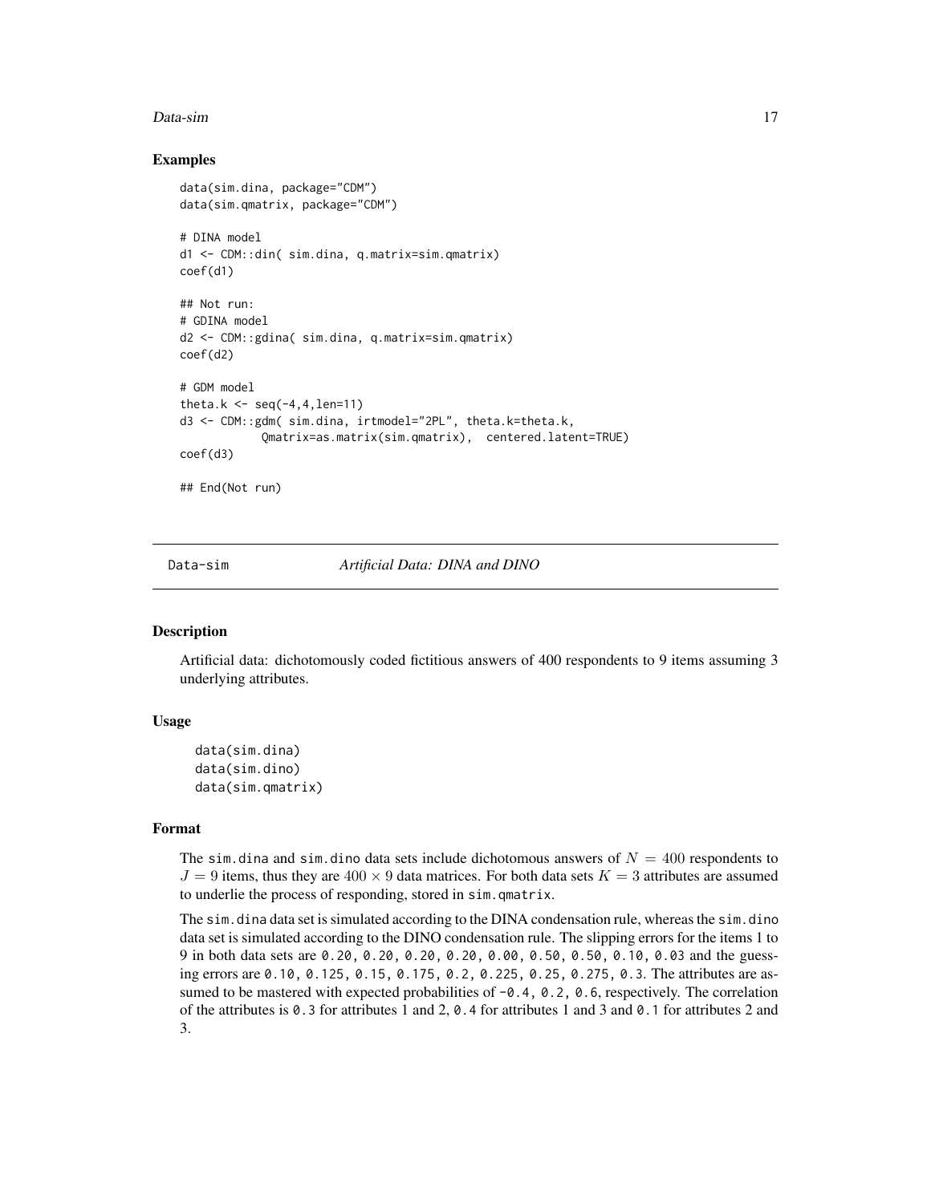## Examples

```
data(sim.dina, package="CDM")
data(sim.qmatrix, package="CDM")

# DINA model
d1 <- CDM::din( sim.dina, q.matrix=sim.qmatrix)
coef(d1)

## Not run:
# GDINA model
d2 <- CDM::gdina( sim.dina, q.matrix=sim.qmatrix)
coef(d2)

# GDM model
theta.k <- seq(-4,4,len=11)
d3 <- CDM::gdm( sim.dina, irtmodel="2PL", theta.k=theta.k,
           Qmatrix=as.matrix(sim.qmatrix),  centered.latent=TRUE)
coef(d3)

## End(Not run)
```

---

Data-sim *Artificial Data: DINA and DINO*

---

## Description

Artificial data: dichotomously coded fictitious answers of 400 respondents to 9 items assuming 3 underlying attributes.

## Usage

```
data(sim.dina)
data(sim.dino)
data(sim.qmatrix)
```

## Format

The `sim.dina` and `sim.dino` data sets include dichotomous answers of $N = 400$ respondents to $J = 9$ items, thus they are $400 \times 9$ data matrices. For both data sets $K = 3$ attributes are assumed to underlie the process of responding, stored in `sim.qmatrix`.

The `sim.dina` data set is simulated according to the DINA condensation rule, whereas the `sim.dino` data set is simulated according to the DINO condensation rule. The slipping errors for the items 1 to 9 in both data sets are `0.20, 0.20, 0.20, 0.20, 0.00, 0.50, 0.50, 0.10, 0.03` and the guessing errors are `0.10, 0.125, 0.15, 0.175, 0.2, 0.225, 0.25, 0.275, 0.3`. The attributes are assumed to be mastered with expected probabilities of `-0.4, 0.2, 0.6`, respectively. The correlation of the attributes is `0.3` for attributes 1 and 2, `0.4` for attributes 1 and 3 and `0.1` for attributes 2 and 3.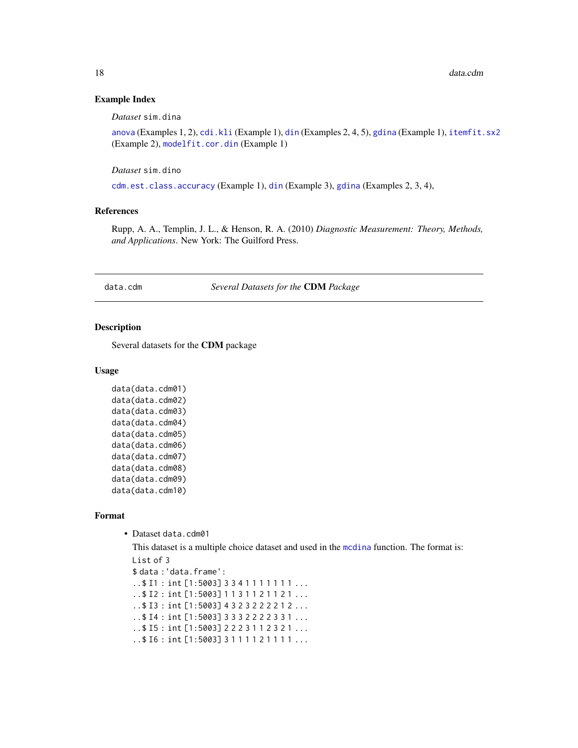### Example Index

*Dataset* sim.dina

anova (Examples 1, 2), cdi.kli (Example 1), din (Examples 2, 4, 5), gdina (Example 1), itemfit.sx2 (Example 2), modelfit.cor.din (Example 1)

*Dataset* sim.dino

cdm.est.class.accuracy (Example 1), din (Example 3), gdina (Examples 2, 3, 4),

### References

Rupp, A. A., Templin, J. L., & Henson, R. A. (2010) *Diagnostic Measurement: Theory, Methods, and Applications*. New York: The Guilford Press.

---

## data.cdm &nbsp;&nbsp;&nbsp; *Several Datasets for the* **CDM** *Package*

---

### Description

Several datasets for the **CDM** package

### Usage

```
data(data.cdm01)
data(data.cdm02)
data(data.cdm03)
data(data.cdm04)
data(data.cdm05)
data(data.cdm06)
data(data.cdm07)
data(data.cdm08)
data(data.cdm09)
data(data.cdm10)
```

### Format

- Dataset data.cdm01

  This dataset is a multiple choice dataset and used in the mcdina function. The format is:

  ```
  List of 3
  $ data :'data.frame':
  ..$ I1 : int [1:5003] 3 3 4 1 1 1 1 1 1 1 ...
  ..$ I2 : int [1:5003] 1 1 3 1 1 2 1 1 2 1 ...
  ..$ I3 : int [1:5003] 4 3 2 3 2 2 2 2 1 2 ...
  ..$ I4 : int [1:5003] 3 3 3 2 2 2 2 3 3 1 ...
  ..$ I5 : int [1:5003] 2 2 2 3 1 1 2 3 2 1 ...
  ..$ I6 : int [1:5003] 3 1 1 1 1 2 1 1 1 1 ...
  ```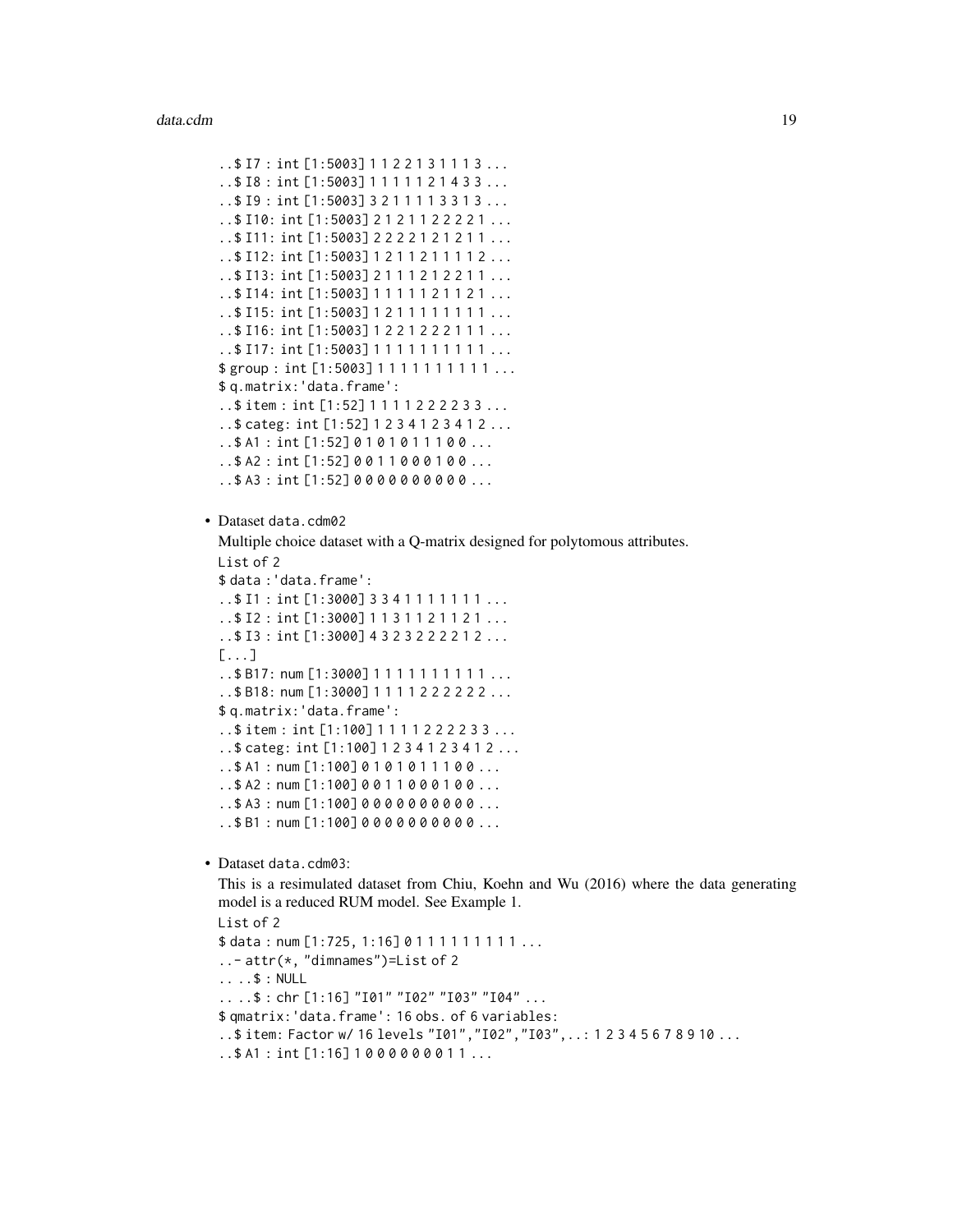```
..$ I7 : int [1:5003] 1 1 2 2 1 3 1 1 1 3 ...
..$ I8 : int [1:5003] 1 1 1 1 1 2 1 4 3 3 ...
..$ I9 : int [1:5003] 3 2 1 1 1 1 3 3 1 3 ...
..$ I10: int [1:5003] 2 1 2 1 1 2 2 2 2 1 ...
..$ I11: int [1:5003] 2 2 2 2 1 2 1 2 1 1 ...
..$ I12: int [1:5003] 1 2 1 1 2 1 1 1 1 2 ...
..$ I13: int [1:5003] 2 1 1 1 2 1 2 2 1 1 ...
..$ I14: int [1:5003] 1 1 1 1 1 2 1 1 2 1 ...
..$ I15: int [1:5003] 1 2 1 1 1 1 1 1 1 1 ...
..$ I16: int [1:5003] 1 2 2 1 2 2 2 1 1 1 ...
..$ I17: int [1:5003] 1 1 1 1 1 1 1 1 1 1 ...
$ group : int [1:5003] 1 1 1 1 1 1 1 1 1 1 ...
$ q.matrix:'data.frame':
..$ item : int [1:52] 1 1 1 1 2 2 2 2 3 3 ...
..$ categ: int [1:52] 1 2 3 4 1 2 3 4 1 2 ...
..$ A1 : int [1:52] 0 1 0 1 0 1 1 1 0 0 ...
..$ A2 : int [1:52] 0 0 1 1 0 0 0 1 0 0 ...
..$ A3 : int [1:52] 0 0 0 0 0 0 0 0 0 0 ...
```

- Dataset `data.cdm02`

  Multiple choice dataset with a Q-matrix designed for polytomous attributes.

```
List of 2
$ data :'data.frame':
..$ I1 : int [1:3000] 3 3 4 1 1 1 1 1 1 1 ...
..$ I2 : int [1:3000] 1 1 3 1 1 2 1 1 2 1 ...
..$ I3 : int [1:3000] 4 3 2 3 2 2 2 2 1 2 ...
[...]
..$ B17: num [1:3000] 1 1 1 1 1 1 1 1 1 1 ...
..$ B18: num [1:3000] 1 1 1 1 2 2 2 2 2 2 ...
$ q.matrix:'data.frame':
..$ item : int [1:100] 1 1 1 1 2 2 2 2 3 3 ...
..$ categ: int [1:100] 1 2 3 4 1 2 3 4 1 2 ...
..$ A1 : num [1:100] 0 1 0 1 0 1 1 1 0 0 ...
..$ A2 : num [1:100] 0 0 1 1 0 0 0 1 0 0 ...
..$ A3 : num [1:100] 0 0 0 0 0 0 0 0 0 0 ...
..$ B1 : num [1:100] 0 0 0 0 0 0 0 0 0 0 ...
```

- Dataset `data.cdm03`:

  This is a resimulated dataset from Chiu, Koehn and Wu (2016) where the data generating model is a reduced RUM model. See Example 1.

```
List of 2
$ data : num [1:725, 1:16] 0 1 1 1 1 1 1 1 1 1 ...
..- attr(*, "dimnames")=List of 2
.. ..$ : NULL
.. ..$ : chr [1:16] "I01" "I02" "I03" "I04" ...
$ qmatrix:'data.frame': 16 obs. of 6 variables:
..$ item: Factor w/ 16 levels "I01","I02","I03",..: 1 2 3 4 5 6 7 8 9 10 ...
..$ A1 : int [1:16] 1 0 0 0 0 0 0 0 1 1 ...
```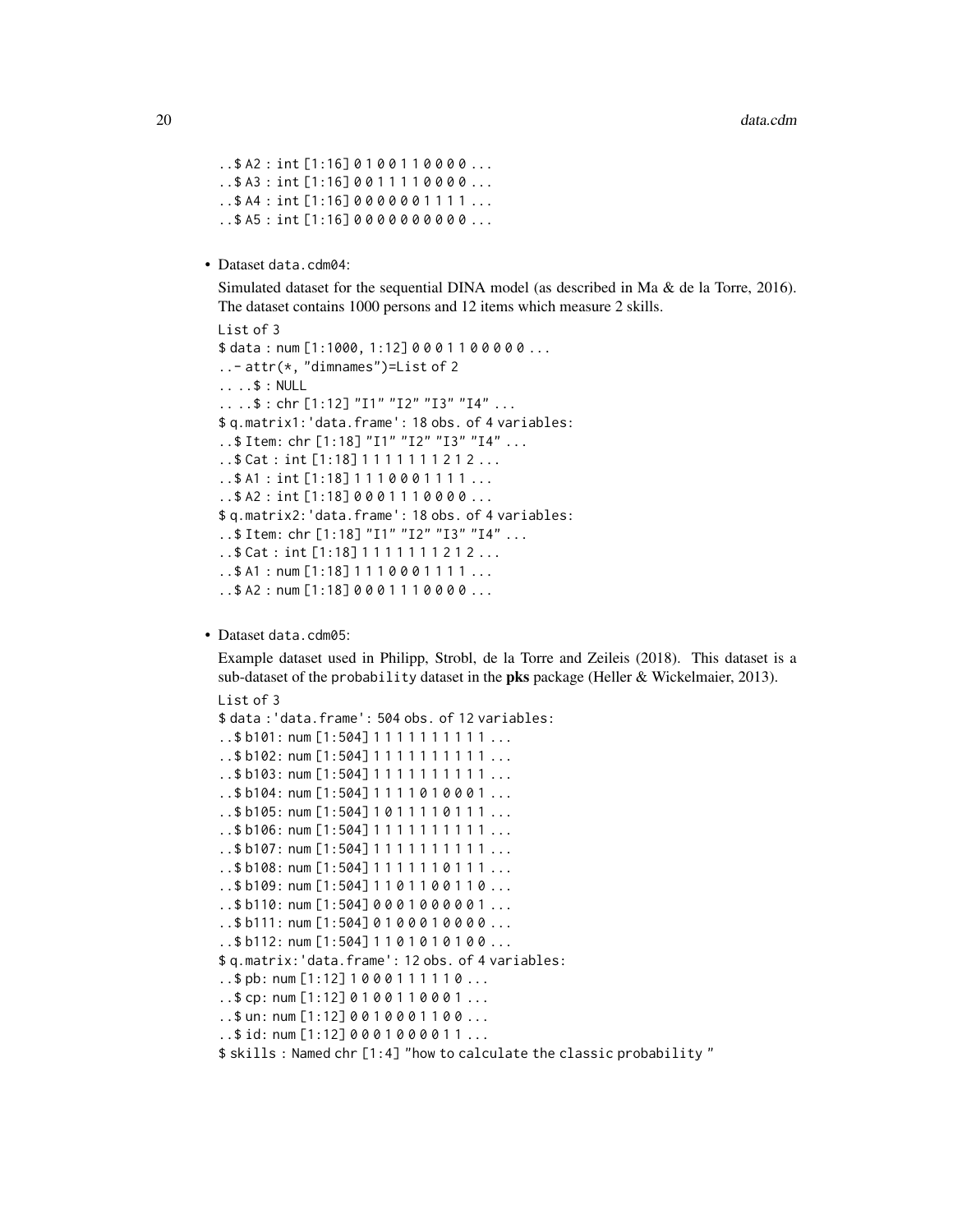```
..$ A2 : int [1:16] 0 1 0 0 1 1 0 0 0 0 ...
..$ A3 : int [1:16] 0 0 1 1 1 1 0 0 0 0 ...
..$ A4 : int [1:16] 0 0 0 0 0 0 1 1 1 1 ...
..$ A5 : int [1:16] 0 0 0 0 0 0 0 0 0 0 ...
```

- Dataset `data.cdm04`:

  Simulated dataset for the sequential DINA model (as described in Ma & de la Torre, 2016). The dataset contains 1000 persons and 12 items which measure 2 skills.

```
List of 3
$ data : num [1:1000, 1:12] 0 0 0 1 1 0 0 0 0 0 ...
..- attr(*, "dimnames")=List of 2
.. ..$ : NULL
.. ..$ : chr [1:12] "I1" "I2" "I3" "I4" ...
$ q.matrix1:'data.frame': 18 obs. of 4 variables:
..$ Item: chr [1:18] "I1" "I2" "I3" "I4" ...
..$ Cat : int [1:18] 1 1 1 1 1 1 1 2 1 2 ...
..$ A1 : int [1:18] 1 1 1 0 0 0 1 1 1 1 ...
..$ A2 : int [1:18] 0 0 0 1 1 1 0 0 0 0 ...
$ q.matrix2:'data.frame': 18 obs. of 4 variables:
..$ Item: chr [1:18] "I1" "I2" "I3" "I4" ...
..$ Cat : int [1:18] 1 1 1 1 1 1 1 2 1 2 ...
..$ A1 : num [1:18] 1 1 1 0 0 0 1 1 1 1 ...
..$ A2 : num [1:18] 0 0 0 1 1 1 0 0 0 0 ...
```

- Dataset `data.cdm05`:

  Example dataset used in Philipp, Strobl, de la Torre and Zeileis (2018). This dataset is a sub-dataset of the `probability` dataset in the **pks** package (Heller & Wickelmaier, 2013).

```
List of 3
$ data :'data.frame': 504 obs. of 12 variables:
..$ b101: num [1:504] 1 1 1 1 1 1 1 1 1 1 ...
..$ b102: num [1:504] 1 1 1 1 1 1 1 1 1 1 ...
..$ b103: num [1:504] 1 1 1 1 1 1 1 1 1 1 ...
..$ b104: num [1:504] 1 1 1 1 0 1 0 0 0 1 ...
..$ b105: num [1:504] 1 0 1 1 1 1 0 1 1 1 ...
..$ b106: num [1:504] 1 1 1 1 1 1 1 1 1 1 ...
..$ b107: num [1:504] 1 1 1 1 1 1 1 1 1 1 ...
..$ b108: num [1:504] 1 1 1 1 1 1 0 1 1 1 ...
..$ b109: num [1:504] 1 1 0 1 1 0 0 1 1 0 ...
..$ b110: num [1:504] 0 0 0 1 0 0 0 0 0 1 ...
..$ b111: num [1:504] 0 1 0 0 0 1 0 0 0 0 ...
..$ b112: num [1:504] 1 1 0 1 0 1 0 1 0 0 ...
$ q.matrix:'data.frame': 12 obs. of 4 variables:
..$ pb: num [1:12] 1 0 0 0 1 1 1 1 1 0 ...
..$ cp: num [1:12] 0 1 0 0 1 1 0 0 0 1 ...
..$ un: num [1:12] 0 0 1 0 0 0 1 1 0 0 ...
..$ id: num [1:12] 0 0 0 1 0 0 0 0 1 1 ...
$ skills : Named chr [1:4] "how to calculate the classic probability "
```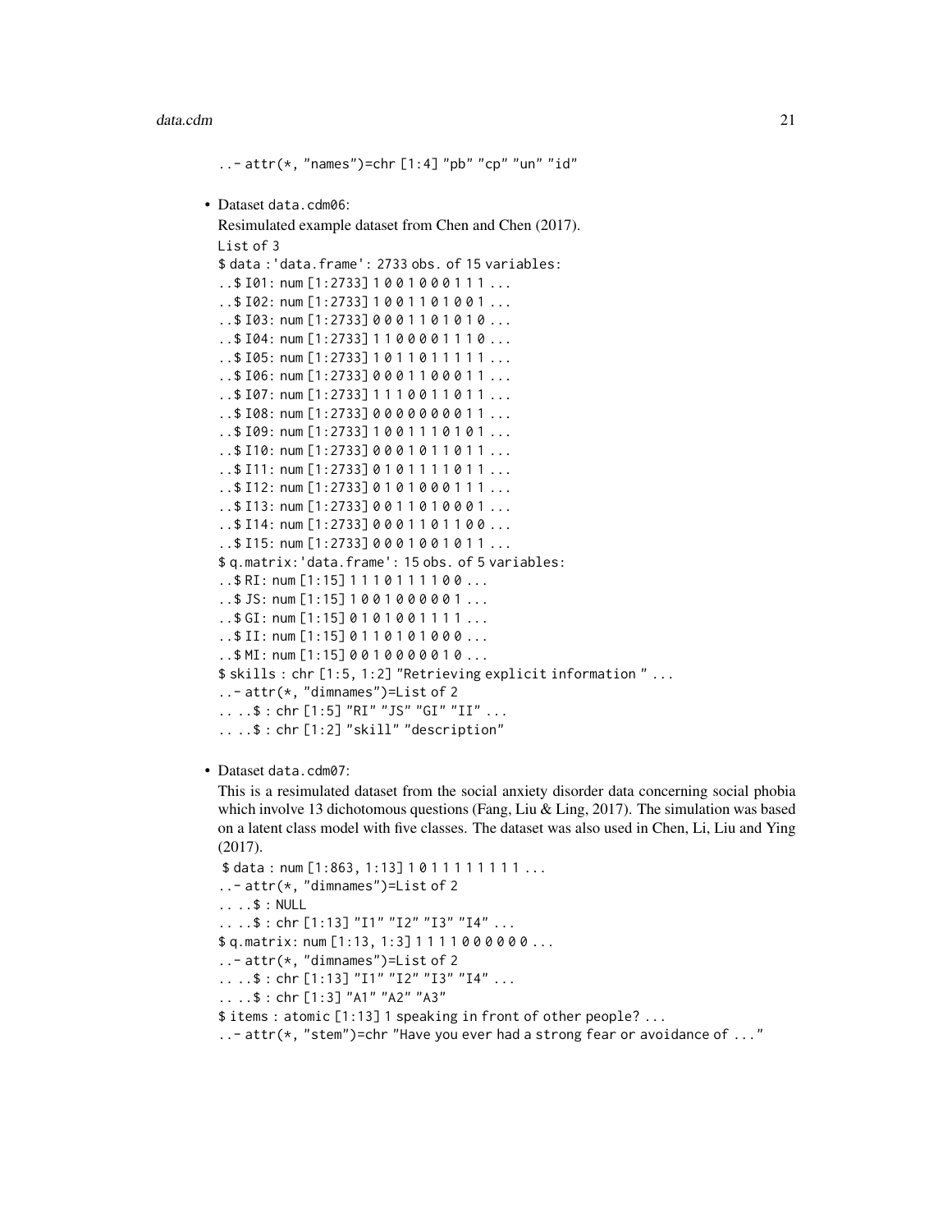```
..- attr(*, "names")=chr [1:4] "pb" "cp" "un" "id"
```

- Dataset `data.cdm06`:

  Resimulated example dataset from Chen and Chen (2017).

```
List of 3
$ data :'data.frame': 2733 obs. of 15 variables:
..$ I01: num [1:2733] 1 0 0 1 0 0 0 1 1 1 ...
..$ I02: num [1:2733] 1 0 0 1 1 0 1 0 0 1 ...
..$ I03: num [1:2733] 0 0 0 1 1 0 1 0 1 0 ...
..$ I04: num [1:2733] 1 1 0 0 0 0 1 1 1 0 ...
..$ I05: num [1:2733] 1 0 1 1 0 1 1 1 1 1 ...
..$ I06: num [1:2733] 0 0 0 1 1 0 0 0 1 1 ...
..$ I07: num [1:2733] 1 1 1 0 0 1 1 0 1 1 ...
..$ I08: num [1:2733] 0 0 0 0 0 0 0 0 1 1 ...
..$ I09: num [1:2733] 1 0 0 1 1 1 0 1 0 1 ...
..$ I10: num [1:2733] 0 0 0 1 0 1 1 0 1 1 ...
..$ I11: num [1:2733] 0 1 0 1 1 1 1 0 1 1 ...
..$ I12: num [1:2733] 0 1 0 1 0 0 0 1 1 1 ...
..$ I13: num [1:2733] 0 0 1 1 0 1 0 0 0 1 ...
..$ I14: num [1:2733] 0 0 0 1 1 0 1 1 0 0 ...
..$ I15: num [1:2733] 0 0 0 1 0 0 1 0 1 1 ...
$ q.matrix:'data.frame': 15 obs. of 5 variables:
..$ RI: num [1:15] 1 1 1 0 1 1 1 1 0 0 ...
..$ JS: num [1:15] 1 0 0 1 0 0 0 0 0 1 ...
..$ GI: num [1:15] 0 1 0 1 0 0 1 1 1 1 ...
..$ II: num [1:15] 0 1 1 0 1 0 1 0 0 0 ...
..$ MI: num [1:15] 0 0 1 0 0 0 0 0 1 0 ...
$ skills : chr [1:5, 1:2] "Retrieving explicit information " ...
..- attr(*, "dimnames")=List of 2
.. ..$ : chr [1:5] "RI" "JS" "GI" "II" ...
.. ..$ : chr [1:2] "skill" "description"
```

- Dataset `data.cdm07`:

  This is a resimulated dataset from the social anxiety disorder data concerning social phobia which involve 13 dichotomous questions (Fang, Liu & Ling, 2017). The simulation was based on a latent class model with five classes. The dataset was also used in Chen, Li, Liu and Ying (2017).

```
$ data : num [1:863, 1:13] 1 0 1 1 1 1 1 1 1 1 ...
..- attr(*, "dimnames")=List of 2
.. ..$ : NULL
.. ..$ : chr [1:13] "I1" "I2" "I3" "I4" ...
$ q.matrix: num [1:13, 1:3] 1 1 1 1 1 0 0 0 0 0 ...
..- attr(*, "dimnames")=List of 2
.. ..$ : chr [1:13] "I1" "I2" "I3" "I4" ...
.. ..$ : chr [1:3] "A1" "A2" "A3"
$ items : atomic [1:13] 1 speaking in front of other people? ...
..- attr(*, "stem")=chr "Have you ever had a strong fear or avoidance of ..."
```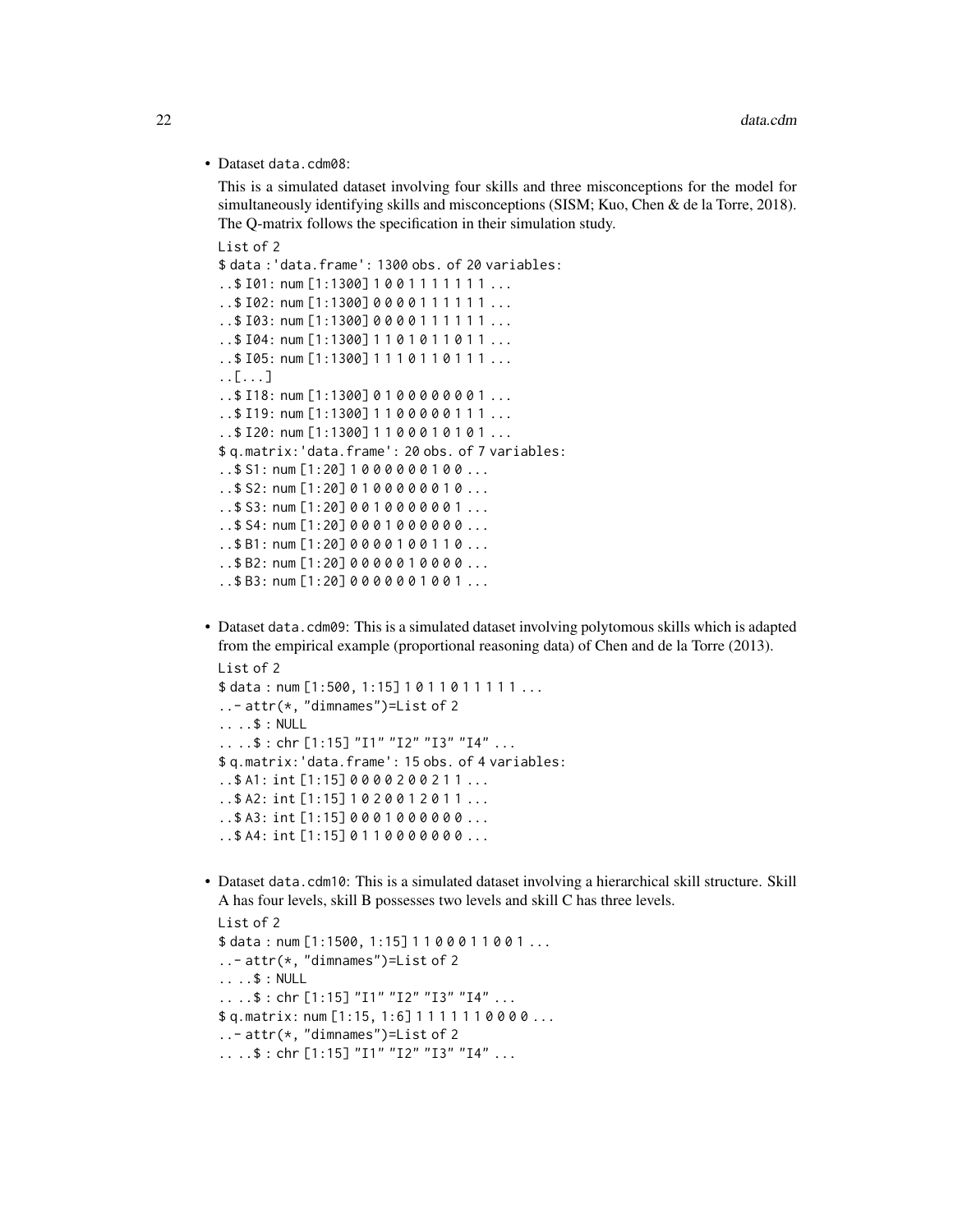- Dataset `data.cdm08`:

  This is a simulated dataset involving four skills and three misconceptions for the model for simultaneously identifying skills and misconceptions (SISM; Kuo, Chen & de la Torre, 2018). The Q-matrix follows the specification in their simulation study.

```
List of 2
$ data :'data.frame': 1300 obs. of 20 variables:
..$ I01: num [1:1300] 1 0 0 1 1 1 1 1 1 1 ...
..$ I02: num [1:1300] 0 0 0 0 1 1 1 1 1 1 ...
..$ I03: num [1:1300] 0 0 0 0 1 1 1 1 1 1 ...
..$ I04: num [1:1300] 1 1 0 1 0 1 1 0 1 1 ...
..$ I05: num [1:1300] 1 1 1 0 1 1 0 1 1 1 ...
..[...]
..$ I18: num [1:1300] 0 1 0 0 0 0 0 0 0 1 ...
..$ I19: num [1:1300] 1 1 0 0 0 0 0 1 1 1 ...
..$ I20: num [1:1300] 1 1 0 0 0 0 1 0 1 0 1 ...
$ q.matrix:'data.frame': 20 obs. of 7 variables:
..$ S1: num [1:20] 1 0 0 0 0 0 0 1 0 0 ...
..$ S2: num [1:20] 0 1 0 0 0 0 0 0 1 0 ...
..$ S3: num [1:20] 0 0 1 0 0 0 0 0 0 1 ...
..$ S4: num [1:20] 0 0 0 1 0 0 0 0 0 0 ...
..$ B1: num [1:20] 0 0 0 0 1 0 0 1 1 0 ...
..$ B2: num [1:20] 0 0 0 0 0 1 0 0 0 0 ...
..$ B3: num [1:20] 0 0 0 0 0 0 1 0 0 1 ...
```

- Dataset `data.cdm09`: This is a simulated dataset involving polytomous skills which is adapted from the empirical example (proportional reasoning data) of Chen and de la Torre (2013).

```
List of 2
$ data : num [1:500, 1:15] 1 0 1 1 0 1 1 1 1 1 ...
..- attr(*, "dimnames")=List of 2
.. ..$ : NULL
.. ..$ : chr [1:15] "I1" "I2" "I3" "I4" ...
$ q.matrix:'data.frame': 15 obs. of 4 variables:
..$ A1: int [1:15] 0 0 0 0 2 0 0 2 1 1 ...
..$ A2: int [1:15] 1 0 2 0 0 1 2 0 1 1 ...
..$ A3: int [1:15] 0 0 0 1 0 0 0 0 0 0 ...
..$ A4: int [1:15] 0 1 1 0 0 0 0 0 0 0 ...
```

- Dataset `data.cdm10`: This is a simulated dataset involving a hierarchical skill structure. Skill A has four levels, skill B possesses two levels and skill C has three levels.

```
List of 2
$ data : num [1:1500, 1:15] 1 1 0 0 0 1 1 0 0 1 ...
..- attr(*, "dimnames")=List of 2
.. ..$ : NULL
.. ..$ : chr [1:15] "I1" "I2" "I3" "I4" ...
$ q.matrix: num [1:15, 1:6] 1 1 1 1 1 1 0 0 0 0 ...
..- attr(*, "dimnames")=List of 2
.. ..$ : chr [1:15] "I1" "I2" "I3" "I4" ...
```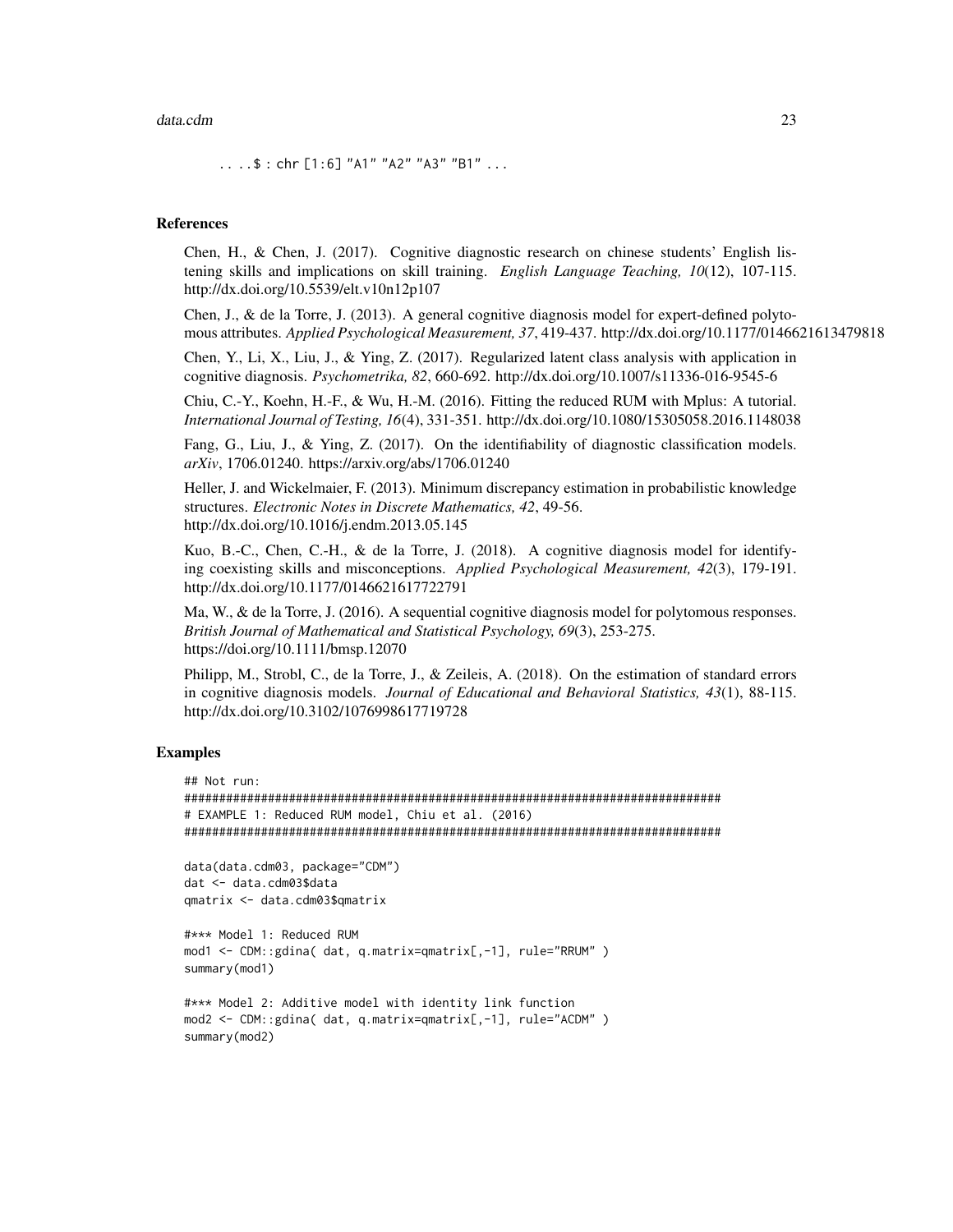```
.. ..$ : chr [1:6] "A1" "A2" "A3" "B1" ...
```

### References

Chen, H., & Chen, J. (2017). Cognitive diagnostic research on chinese students' English listening skills and implications on skill training. *English Language Teaching, 10*(12), 107-115. http://dx.doi.org/10.5539/elt.v10n12p107

Chen, J., & de la Torre, J. (2013). A general cognitive diagnosis model for expert-defined polytomous attributes. *Applied Psychological Measurement, 37*, 419-437. http://dx.doi.org/10.1177/0146621613479818

Chen, Y., Li, X., Liu, J., & Ying, Z. (2017). Regularized latent class analysis with application in cognitive diagnosis. *Psychometrika, 82*, 660-692. http://dx.doi.org/10.1007/s11336-016-9545-6

Chiu, C.-Y., Koehn, H.-F., & Wu, H.-M. (2016). Fitting the reduced RUM with Mplus: A tutorial. *International Journal of Testing, 16*(4), 331-351. http://dx.doi.org/10.1080/15305058.2016.1148038

Fang, G., Liu, J., & Ying, Z. (2017). On the identifiability of diagnostic classification models. *arXiv*, 1706.01240. https://arxiv.org/abs/1706.01240

Heller, J. and Wickelmaier, F. (2013). Minimum discrepancy estimation in probabilistic knowledge structures. *Electronic Notes in Discrete Mathematics, 42*, 49-56. http://dx.doi.org/10.1016/j.endm.2013.05.145

Kuo, B.-C., Chen, C.-H., & de la Torre, J. (2018). A cognitive diagnosis model for identifying coexisting skills and misconceptions. *Applied Psychological Measurement, 42*(3), 179-191. http://dx.doi.org/10.1177/0146621617722791

Ma, W., & de la Torre, J. (2016). A sequential cognitive diagnosis model for polytomous responses. *British Journal of Mathematical and Statistical Psychology, 69*(3), 253-275. https://doi.org/10.1111/bmsp.12070

Philipp, M., Strobl, C., de la Torre, J., & Zeileis, A. (2018). On the estimation of standard errors in cognitive diagnosis models. *Journal of Educational and Behavioral Statistics, 43*(1), 88-115. http://dx.doi.org/10.3102/1076998617719728

### Examples

```
## Not run:
#############################################################################
# EXAMPLE 1: Reduced RUM model, Chiu et al. (2016)
#############################################################################

data(data.cdm03, package="CDM")
dat <- data.cdm03$data
qmatrix <- data.cdm03$qmatrix

#*** Model 1: Reduced RUM
mod1 <- CDM::gdina( dat, q.matrix=qmatrix[,-1], rule="RRUM" )
summary(mod1)

#*** Model 2: Additive model with identity link function
mod2 <- CDM::gdina( dat, q.matrix=qmatrix[,-1], rule="ACDM" )
summary(mod2)
```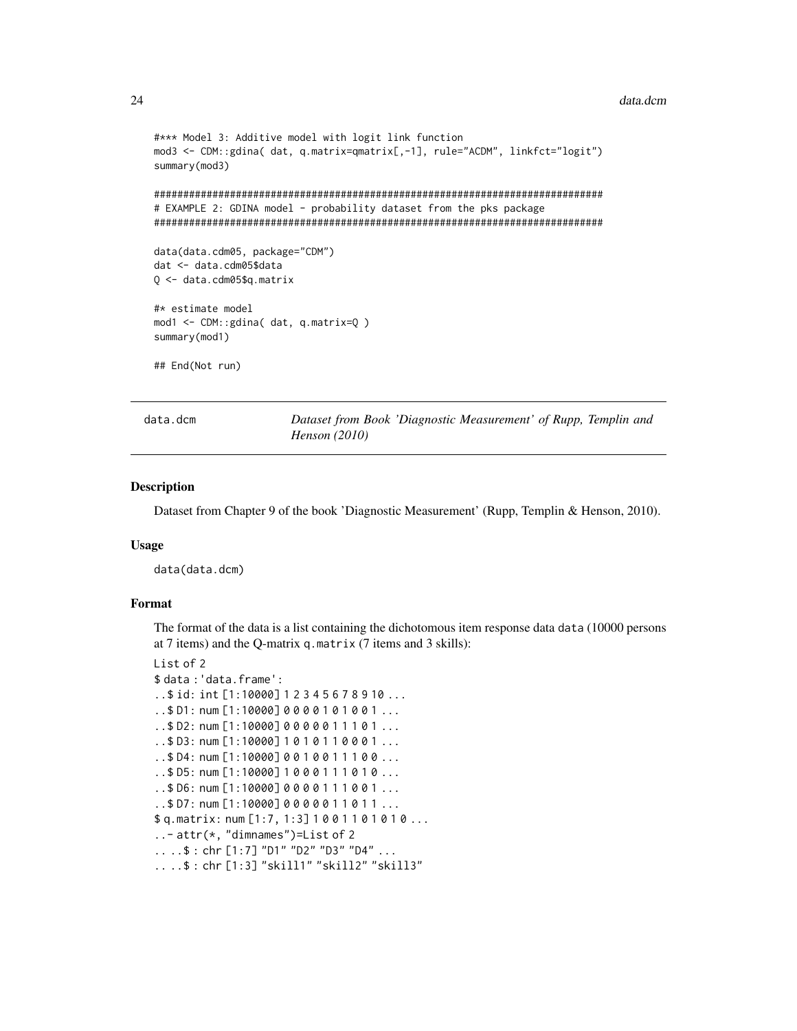```
#*** Model 3: Additive model with logit link function
mod3 <- CDM::gdina( dat, q.matrix=qmatrix[,-1], rule="ACDM", linkfct="logit")
summary(mod3)

#############################################################################
# EXAMPLE 2: GDINA model - probability dataset from the pks package
#############################################################################

data(data.cdm05, package="CDM")
dat <- data.cdm05$data
Q <- data.cdm05$q.matrix

#* estimate model
mod1 <- CDM::gdina( dat, q.matrix=Q )
summary(mod1)

## End(Not run)
```

## data.dcm *Dataset from Book 'Diagnostic Measurement' of Rupp, Templin and Henson (2010)*

### Description

Dataset from Chapter 9 of the book 'Diagnostic Measurement' (Rupp, Templin & Henson, 2010).

### Usage

```
data(data.dcm)
```

### Format

The format of the data is a list containing the dichotomous item response data `data` (10000 persons at 7 items) and the Q-matrix `q.matrix` (7 items and 3 skills):

```
List of 2
$ data :'data.frame':
..$ id: int [1:10000] 1 2 3 4 5 6 7 8 9 10 ...
..$ D1: num [1:10000] 0 0 0 0 1 0 1 0 0 1 ...
..$ D2: num [1:10000] 0 0 0 0 0 1 1 1 0 1 ...
..$ D3: num [1:10000] 1 0 1 0 1 1 0 0 0 1 ...
..$ D4: num [1:10000] 0 0 1 0 0 1 1 1 0 0 ...
..$ D5: num [1:10000] 1 0 0 0 1 1 1 0 1 0 ...
..$ D6: num [1:10000] 0 0 0 0 1 1 1 0 0 1 ...
..$ D7: num [1:10000] 0 0 0 0 0 1 1 0 1 1 ...
$ q.matrix: num [1:7, 1:3] 1 0 0 1 1 0 1 0 1 0 ...
..- attr(*, "dimnames")=List of 2
.. ..$ : chr [1:7] "D1" "D2" "D3" "D4" ...
.. ..$ : chr [1:3] "skill1" "skill2" "skill3"
```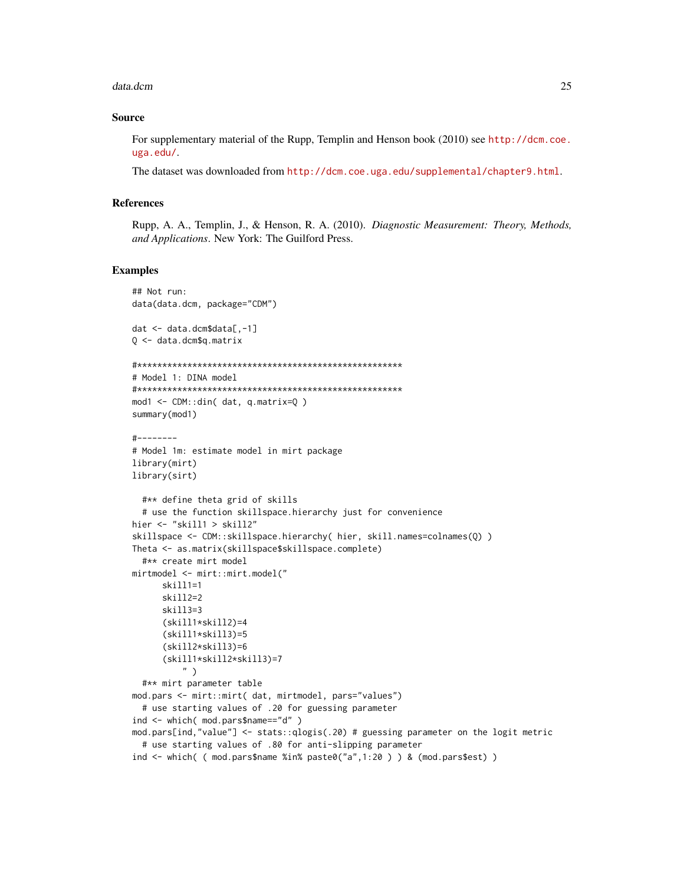### Source

For supplementary material of the Rupp, Templin and Henson book (2010) see http://dcm.coe.uga.edu/.

The dataset was downloaded from http://dcm.coe.uga.edu/supplemental/chapter9.html.

### References

Rupp, A. A., Templin, J., & Henson, R. A. (2010). *Diagnostic Measurement: Theory, Methods, and Applications*. New York: The Guilford Press.

### Examples

```
## Not run:
data(data.dcm, package="CDM")

dat <- data.dcm$data[,-1]
Q <- data.dcm$q.matrix

#*****************************************************
# Model 1: DINA model
#*****************************************************
mod1 <- CDM::din( dat, q.matrix=Q )
summary(mod1)

#--------
# Model 1m: estimate model in mirt package
library(mirt)
library(sirt)

  #** define theta grid of skills
  # use the function skillspace.hierarchy just for convenience
hier <- "skill1 > skill2"
skillspace <- CDM::skillspace.hierarchy( hier, skill.names=colnames(Q) )
Theta <- as.matrix(skillspace$skillspace.complete)
  #** create mirt model
mirtmodel <- mirt::mirt.model("
      skill1=1
      skill2=2
      skill3=3
      (skill1*skill2)=4
      (skill1*skill3)=5
      (skill2*skill3)=6
      (skill1*skill2*skill3)=7
          " )
  #** mirt parameter table
mod.pars <- mirt::mirt( dat, mirtmodel, pars="values")
  # use starting values of .20 for guessing parameter
ind <- which( mod.pars$name=="d" )
mod.pars[ind,"value"] <- stats::qlogis(.20) # guessing parameter on the logit metric
  # use starting values of .80 for anti-slipping parameter
ind <- which( ( mod.pars$name %in% paste0("a",1:20 ) ) & (mod.pars$est) )
```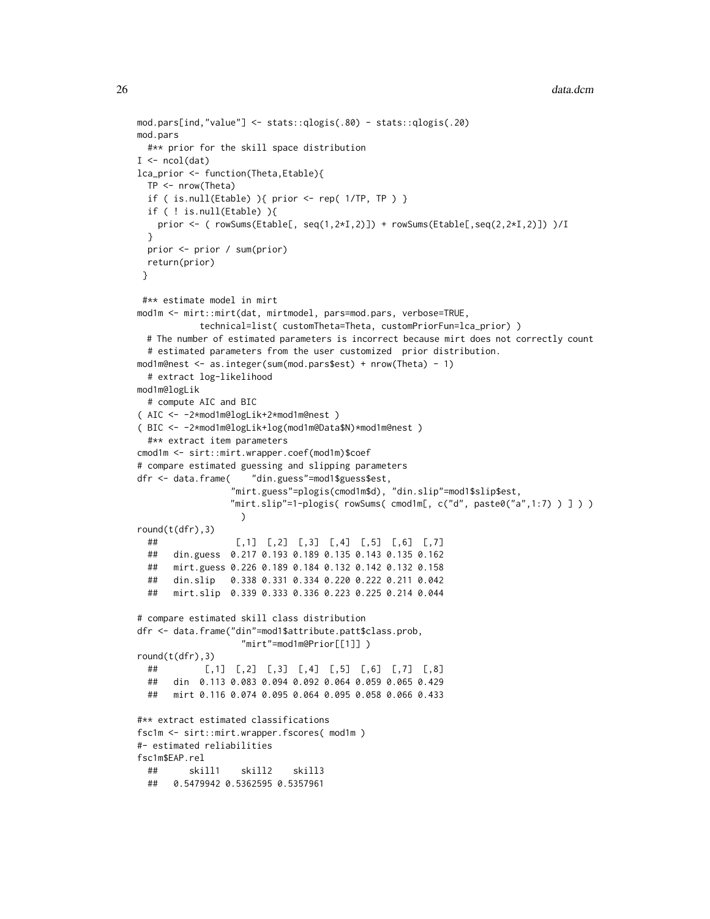```
mod.pars[ind,"value"] <- stats::qlogis(.80) - stats::qlogis(.20)
mod.pars
  #** prior for the skill space distribution
I <- ncol(dat)
lca_prior <- function(Theta,Etable){
  TP <- nrow(Theta)
  if ( is.null(Etable) ){ prior <- rep( 1/TP, TP ) }
  if ( ! is.null(Etable) ){
    prior <- ( rowSums(Etable[, seq(1,2*I,2)]) + rowSums(Etable[,seq(2,2*I,2)]) )/I
  }
  prior <- prior / sum(prior)
  return(prior)
 }

 #** estimate model in mirt
mod1m <- mirt::mirt(dat, mirtmodel, pars=mod.pars, verbose=TRUE,
            technical=list( customTheta=Theta, customPriorFun=lca_prior) )
  # The number of estimated parameters is incorrect because mirt does not correctly count
  # estimated parameters from the user customized  prior distribution.
mod1m@nest <- as.integer(sum(mod.pars$est) + nrow(Theta) - 1)
  # extract log-likelihood
mod1m@logLik
  # compute AIC and BIC
( AIC <- -2*mod1m@logLik+2*mod1m@nest )
( BIC <- -2*mod1m@logLik+log(mod1m@Data$N)*mod1m@nest )
  #** extract item parameters
cmod1m <- sirt::mirt.wrapper.coef(mod1m)$coef
# compare estimated guessing and slipping parameters
dfr <- data.frame(    "din.guess"=mod1$guess$est,
                 "mirt.guess"=plogis(cmod1m$d), "din.slip"=mod1$slip$est,
                 "mirt.slip"=1-plogis( rowSums( cmod1m[, c("d", paste0("a",1:7) ) ] ) )
                   )
round(t(dfr),3)
  ##              [,1]  [,2]  [,3]  [,4]  [,5]  [,6]  [,7]
  ##   din.guess  0.217 0.193 0.189 0.135 0.143 0.135 0.162
  ##   mirt.guess 0.226 0.189 0.184 0.132 0.142 0.132 0.158
  ##   din.slip   0.338 0.331 0.334 0.220 0.222 0.211 0.042
  ##   mirt.slip  0.339 0.333 0.336 0.223 0.225 0.214 0.044

# compare estimated skill class distribution
dfr <- data.frame("din"=mod1$attribute.patt$class.prob,
                   "mirt"=mod1m@Prior[[1]] )
round(t(dfr),3)
  ##        [,1]  [,2]  [,3]  [,4]  [,5]  [,6]  [,7]  [,8]
  ##   din  0.113 0.083 0.094 0.092 0.064 0.059 0.065 0.429
  ##   mirt 0.116 0.074 0.095 0.064 0.095 0.058 0.066 0.433

#** extract estimated classifications
fsc1m <- sirt::mirt.wrapper.fscores( mod1m )
#- estimated reliabilities
fsc1m$EAP.rel
  ##      skill1    skill2    skill3
  ##   0.5479942 0.5362595 0.5357961
```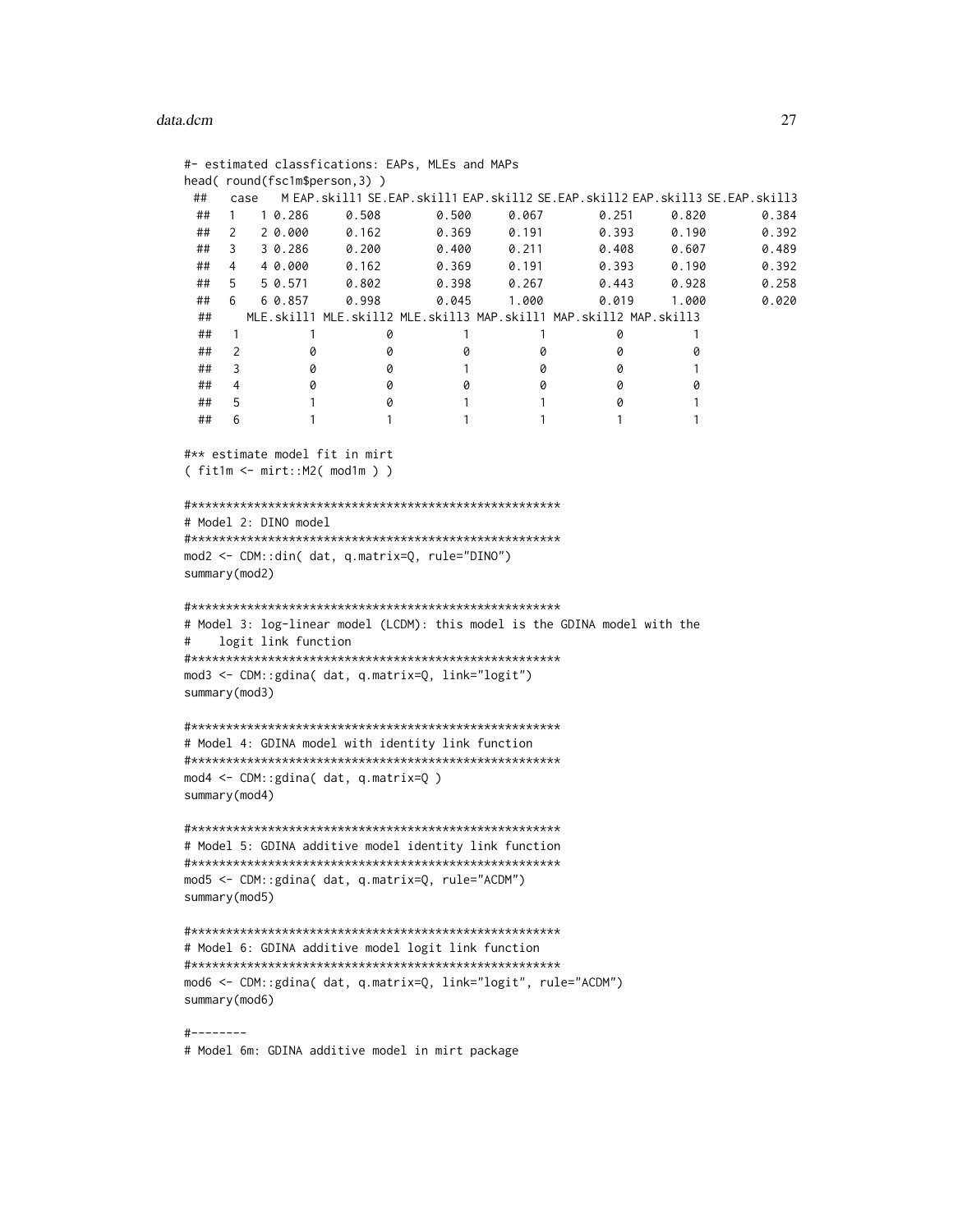```
#- estimated classfications: EAPs, MLEs and MAPs
head( round(fsc1m$person,3) )
 ##    case    M EAP.skill1 SE.EAP.skill1 EAP.skill2 SE.EAP.skill2 EAP.skill3 SE.EAP.skill3
  ##  1    1 0.286      0.508         0.500      0.067         0.251      0.820         0.384
  ##  2    2 0.000      0.162         0.369      0.191         0.393      0.190         0.392
  ##  3    3 0.286      0.200         0.400      0.211         0.408      0.607         0.489
  ##  4    4 0.000      0.162         0.369      0.191         0.393      0.190         0.392
  ##  5    5 0.571      0.802         0.398      0.267         0.443      0.928         0.258
  ##  6    6 0.857      0.998         0.045      1.000         0.019      1.000         0.020
  ##      MLE.skill1 MLE.skill2 MLE.skill3 MAP.skill1 MAP.skill2 MAP.skill3
  ##  1           1          0          1          1          0          1
  ##  2           0          0          0          0          0          0
  ##  3           0          0          1          0          0          1
  ##  4           0          0          0          0          0          0
  ##  5           1          0          1          1          0          1
  ##  6           1          1          1          1          1          1

#** estimate model fit in mirt
( fit1m <- mirt::M2( mod1m ) )

#*****************************************************
# Model 2: DINO model
#*****************************************************
mod2 <- CDM::din( dat, q.matrix=Q, rule="DINO")
summary(mod2)

#*****************************************************
# Model 3: log-linear model (LCDM): this model is the GDINA model with the
#    logit link function
#*****************************************************
mod3 <- CDM::gdina( dat, q.matrix=Q, link="logit")
summary(mod3)

#*****************************************************
# Model 4: GDINA model with identity link function
#*****************************************************
mod4 <- CDM::gdina( dat, q.matrix=Q )
summary(mod4)

#*****************************************************
# Model 5: GDINA additive model identity link function
#*****************************************************
mod5 <- CDM::gdina( dat, q.matrix=Q, rule="ACDM")
summary(mod5)

#*****************************************************
# Model 6: GDINA additive model logit link function
#*****************************************************
mod6 <- CDM::gdina( dat, q.matrix=Q, link="logit", rule="ACDM")
summary(mod6)

#--------
# Model 6m: GDINA additive model in mirt package
```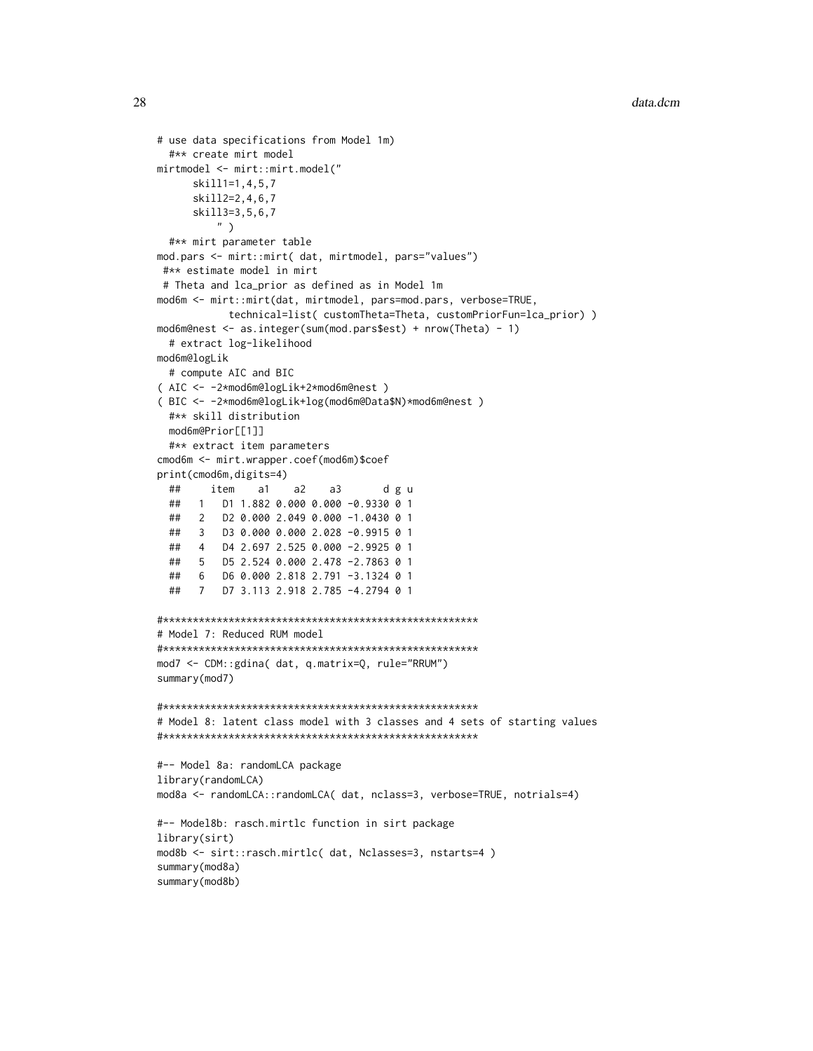```
# use data specifications from Model 1m)
  #** create mirt model
mirtmodel <- mirt::mirt.model("
      skill1=1,4,5,7
      skill2=2,4,6,7
      skill3=3,5,6,7
         " )
  #** mirt parameter table
mod.pars <- mirt::mirt( dat, mirtmodel, pars="values")
 #** estimate model in mirt
 # Theta and lca_prior as defined as in Model 1m
mod6m <- mirt::mirt(dat, mirtmodel, pars=mod.pars, verbose=TRUE,
            technical=list( customTheta=Theta, customPriorFun=lca_prior) )
mod6m@nest <- as.integer(sum(mod.pars$est) + nrow(Theta) - 1)
  # extract log-likelihood
mod6m@logLik
  # compute AIC and BIC
( AIC <- -2*mod6m@logLik+2*mod6m@nest )
( BIC <- -2*mod6m@logLik+log(mod6m@Data$N)*mod6m@nest )
  #** skill distribution
  mod6m@Prior[[1]]
  #** extract item parameters
cmod6m <- mirt.wrapper.coef(mod6m)$coef
print(cmod6m,digits=4)
  ##     item    a1    a2    a3       d g u
  ##   1   D1 1.882 0.000 0.000 -0.9330 0 1
  ##   2   D2 0.000 2.049 0.000 -1.0430 0 1
  ##   3   D3 0.000 0.000 2.028 -0.9915 0 1
  ##   4   D4 2.697 2.525 0.000 -2.9925 0 1
  ##   5   D5 2.524 0.000 2.478 -2.7863 0 1
  ##   6   D6 0.000 2.818 2.791 -3.1324 0 1
  ##   7   D7 3.113 2.918 2.785 -4.2794 0 1

#*****************************************************
# Model 7: Reduced RUM model
#*****************************************************
mod7 <- CDM::gdina( dat, q.matrix=Q, rule="RRUM")
summary(mod7)

#*****************************************************
# Model 8: latent class model with 3 classes and 4 sets of starting values
#*****************************************************

#-- Model 8a: randomLCA package
library(randomLCA)
mod8a <- randomLCA::randomLCA( dat, nclass=3, verbose=TRUE, notrials=4)

#-- Model8b: rasch.mirtlc function in sirt package
library(sirt)
mod8b <- sirt::rasch.mirtlc( dat, Nclasses=3, nstarts=4 )
summary(mod8a)
summary(mod8b)
```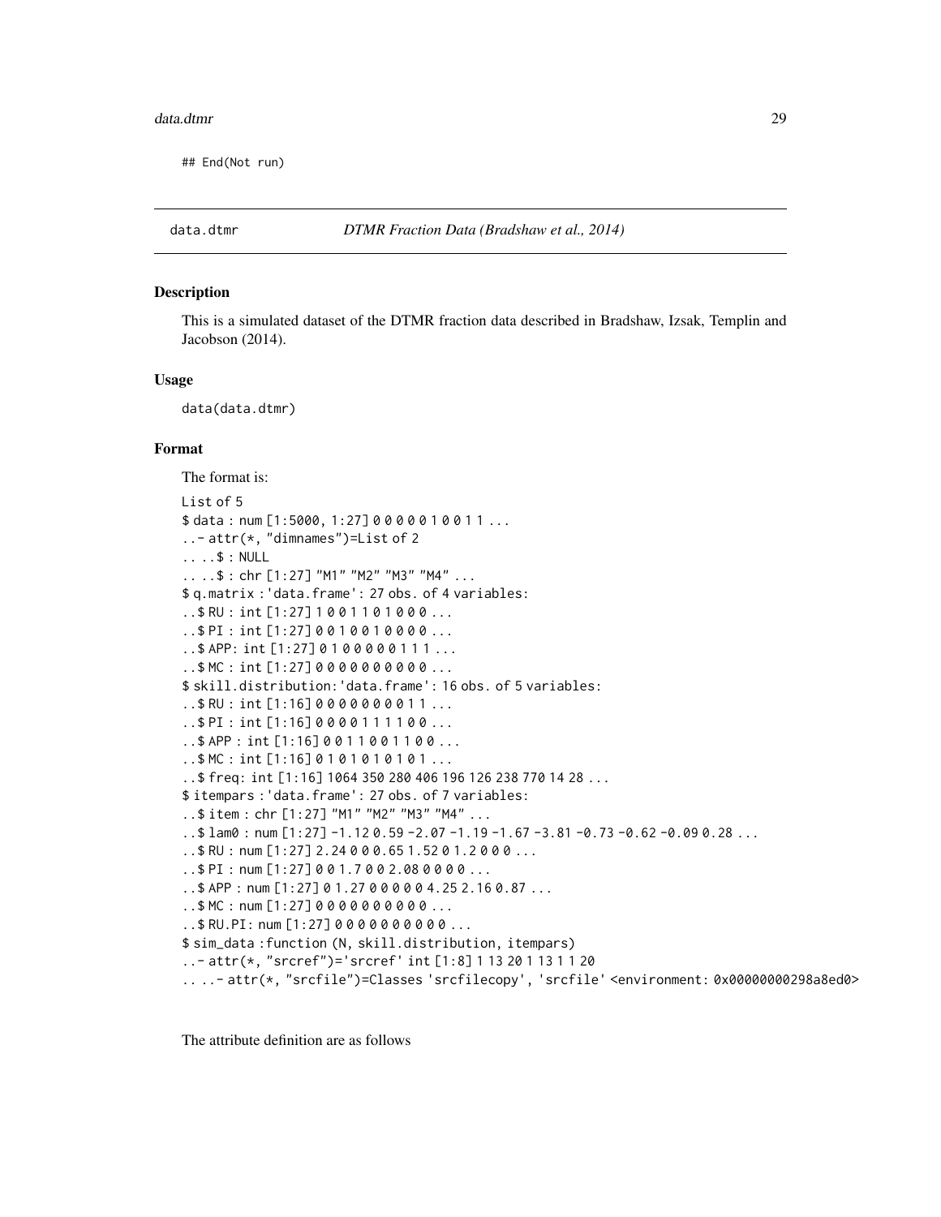```
## End(Not run)
```

## data.dtmr *DTMR Fraction Data (Bradshaw et al., 2014)*

### Description

This is a simulated dataset of the DTMR fraction data described in Bradshaw, Izsak, Templin and Jacobson (2014).

### Usage

```
data(data.dtmr)
```

### Format

The format is:

```
List of 5
$ data : num [1:5000, 1:27] 0 0 0 0 0 1 0 0 1 1 ...
..- attr(*, "dimnames")=List of 2
.. ..$ : NULL
.. ..$ : chr [1:27] "M1" "M2" "M3" "M4" ...
$ q.matrix :'data.frame': 27 obs. of 4 variables:
..$ RU : int [1:27] 1 0 0 1 1 0 1 0 0 0 ...
..$ PI : int [1:27] 0 0 1 0 0 1 0 0 0 0 ...
..$ APP: int [1:27] 0 1 0 0 0 0 0 1 1 1 ...
..$ MC : int [1:27] 0 0 0 0 0 0 0 0 0 0 ...
$ skill.distribution:'data.frame': 16 obs. of 5 variables:
..$ RU : int [1:16] 0 0 0 0 0 0 0 0 1 1 ...
..$ PI : int [1:16] 0 0 0 0 1 1 1 1 0 0 ...
..$ APP : int [1:16] 0 0 1 1 0 0 1 1 0 0 ...
..$ MC : int [1:16] 0 1 0 1 0 1 0 1 0 1 ...
..$ freq: int [1:16] 1064 350 280 406 196 126 238 770 14 28 ...
$ itempars :'data.frame': 27 obs. of 7 variables:
..$ item : chr [1:27] "M1" "M2" "M3" "M4" ...
..$ lam0 : num [1:27] -1.12 0.59 -2.07 -1.19 -1.67 -3.81 -0.73 -0.62 -0.09 0.28 ...
..$ RU : num [1:27] 2.24 0 0 0.65 1.52 0 1.2 0 0 0 ...
..$ PI : num [1:27] 0 0 1.7 0 0 2.08 0 0 0 0 ...
..$ APP : num [1:27] 0 1.27 0 0 0 0 0 4.25 2.16 0.87 ...
..$ MC : num [1:27] 0 0 0 0 0 0 0 0 0 0 ...
..$ RU.PI: num [1:27] 0 0 0 0 0 0 0 0 0 0 ...
$ sim_data :function (N, skill.distribution, itempars)
..- attr(*, "srcref")='srcref' int [1:8] 1 13 20 1 13 1 1 20
.. ..- attr(*, "srcfile")=Classes 'srcfilecopy', 'srcfile' <environment: 0x00000000298a8ed0>
```

The attribute definition are as follows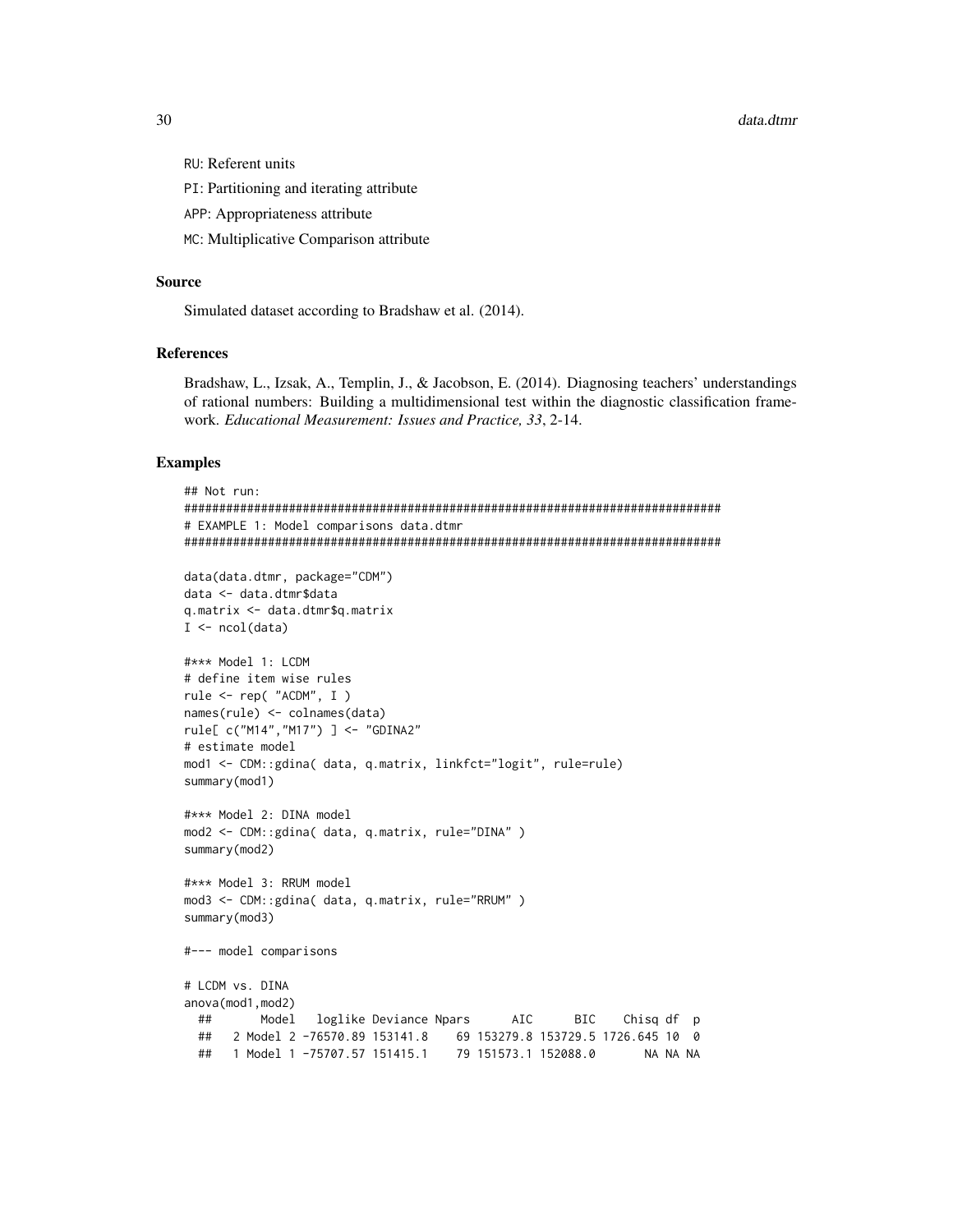RU: Referent units

PI: Partitioning and iterating attribute

APP: Appropriateness attribute

MC: Multiplicative Comparison attribute

### Source

Simulated dataset according to Bradshaw et al. (2014).

### References

Bradshaw, L., Izsak, A., Templin, J., & Jacobson, E. (2014). Diagnosing teachers' understandings of rational numbers: Building a multidimensional test within the diagnostic classification framework. *Educational Measurement: Issues and Practice, 33*, 2-14.

### Examples

```
## Not run:
#############################################################################
# EXAMPLE 1: Model comparisons data.dtmr
#############################################################################

data(data.dtmr, package="CDM")
data <- data.dtmr$data
q.matrix <- data.dtmr$q.matrix
I <- ncol(data)

#*** Model 1: LCDM
# define item wise rules
rule <- rep( "ACDM", I )
names(rule) <- colnames(data)
rule[ c("M14","M17") ] <- "GDINA2"
# estimate model
mod1 <- CDM::gdina( data, q.matrix, linkfct="logit", rule=rule)
summary(mod1)

#*** Model 2: DINA model
mod2 <- CDM::gdina( data, q.matrix, rule="DINA" )
summary(mod2)

#*** Model 3: RRUM model
mod3 <- CDM::gdina( data, q.matrix, rule="RRUM" )
summary(mod3)

#--- model comparisons

# LCDM vs. DINA
anova(mod1,mod2)
  ##       Model   loglike Deviance Npars      AIC      BIC    Chisq df  p
  ##   2 Model 2 -76570.89 153141.8    69 153279.8 153729.5 1726.645 10  0
  ##   1 Model 1 -75707.57 151415.1    79 151573.1 152088.0       NA NA NA
```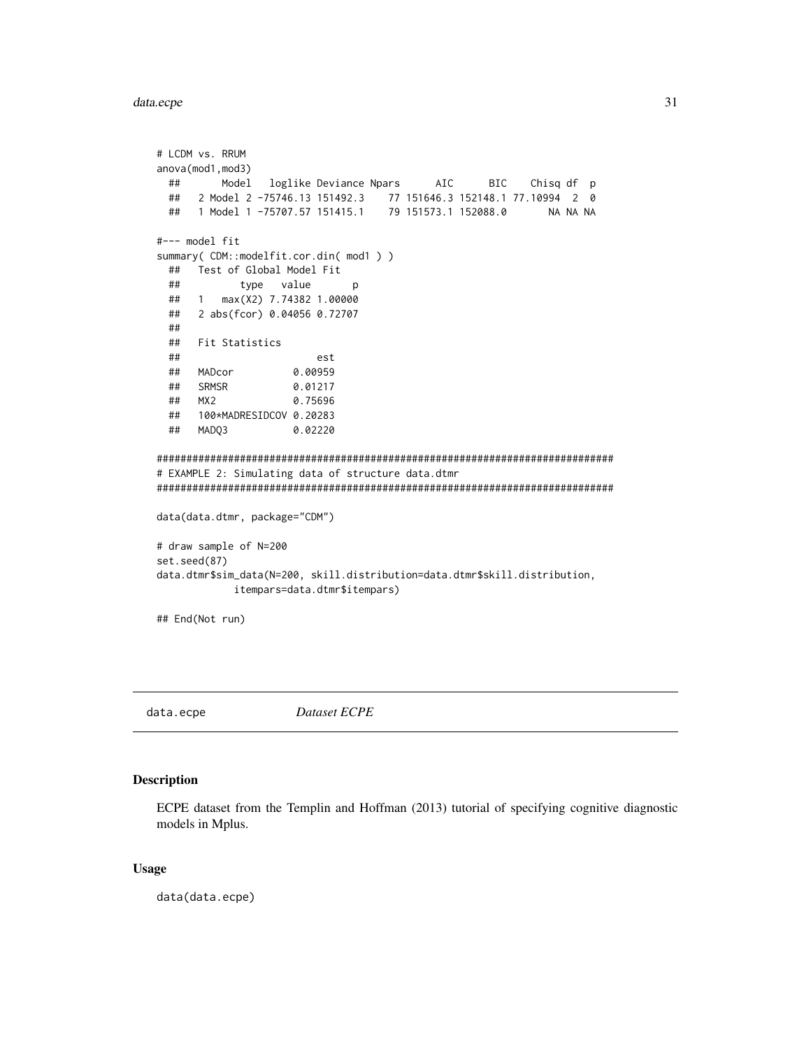```
# LCDM vs. RRUM
anova(mod1,mod3)
  ##       Model   loglike Deviance Npars      AIC      BIC    Chisq df  p
  ##   2 Model 2 -75746.13 151492.3    77 151646.3 152148.1 77.10994  2  0
  ##   1 Model 1 -75707.57 151415.1    79 151573.1 152088.0       NA NA NA

#--- model fit
summary( CDM::modelfit.cor.din( mod1 ) )
  ##   Test of Global Model Fit
  ##          type   value       p
  ##   1   max(X2) 7.74382 1.00000
  ##   2 abs(fcor) 0.04056 0.72707
  ##
  ##   Fit Statistics
  ##                       est
  ##   MADcor          0.00959
  ##   SRMSR           0.01217
  ##   MX2             0.75696
  ##   100*MADRESIDCOV 0.20283
  ##   MADQ3           0.02220

#############################################################################
# EXAMPLE 2: Simulating data of structure data.dtmr
#############################################################################

data(data.dtmr, package="CDM")

# draw sample of N=200
set.seed(87)
data.dtmr$sim_data(N=200, skill.distribution=data.dtmr$skill.distribution,
            itempars=data.dtmr$itempars)

## End(Not run)
```

---

data.ecpe *Dataset ECPE*

---

## Description

ECPE dataset from the Templin and Hoffman (2013) tutorial of specifying cognitive diagnostic models in Mplus.

## Usage

```
data(data.ecpe)
```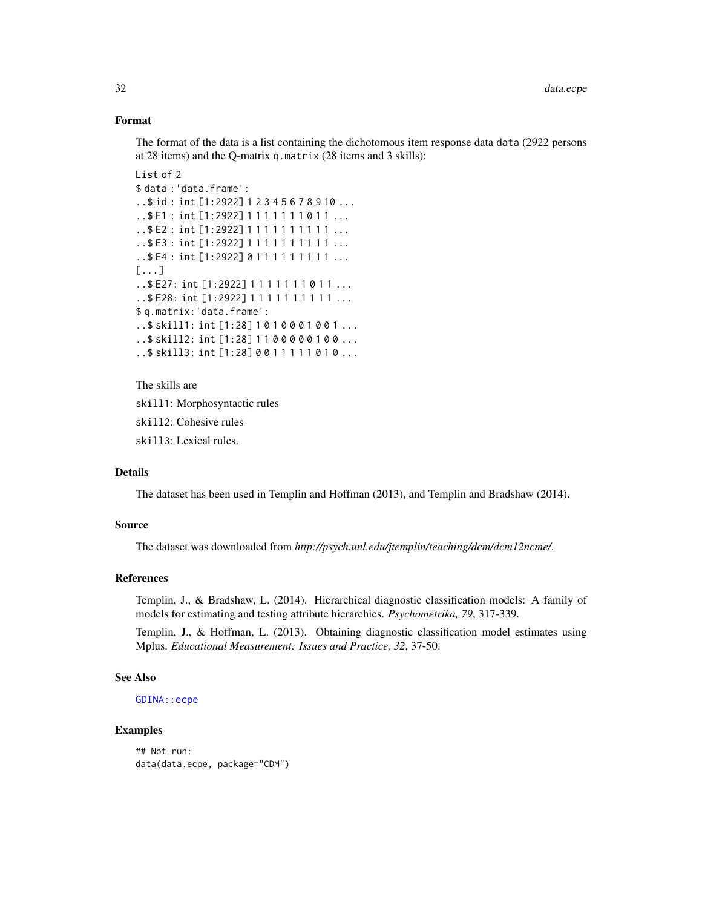### Format

The format of the data is a list containing the dichotomous item response data `data` (2922 persons at 28 items) and the Q-matrix `q.matrix` (28 items and 3 skills):

```
List of 2
$ data :'data.frame':
..$ id : int [1:2922] 1 2 3 4 5 6 7 8 9 10 ...
..$ E1 : int [1:2922] 1 1 1 1 1 1 1 0 1 1 ...
..$ E2 : int [1:2922] 1 1 1 1 1 1 1 1 1 1 ...
..$ E3 : int [1:2922] 1 1 1 1 1 1 1 1 1 1 ...
..$ E4 : int [1:2922] 0 1 1 1 1 1 1 1 1 1 ...
[...]
..$ E27: int [1:2922] 1 1 1 1 1 1 1 0 1 1 ...
..$ E28: int [1:2922] 1 1 1 1 1 1 1 1 1 1 ...
$ q.matrix:'data.frame':
..$ skill1: int [1:28] 1 0 1 0 0 0 1 0 0 1 ...
..$ skill2: int [1:28] 1 1 0 0 0 0 0 1 0 0 ...
..$ skill3: int [1:28] 0 0 1 1 1 1 1 0 1 0 ...
```

The skills are

`skill1`: Morphosyntactic rules

`skill2`: Cohesive rules

`skill3`: Lexical rules.

### Details

The dataset has been used in Templin and Hoffman (2013), and Templin and Bradshaw (2014).

### Source

The dataset was downloaded from *http://psych.unl.edu/jtemplin/teaching/dcm/dcm12ncme/*.

### References

Templin, J., & Bradshaw, L. (2014). Hierarchical diagnostic classification models: A family of models for estimating and testing attribute hierarchies. *Psychometrika, 79*, 317-339.

Templin, J., & Hoffman, L. (2013). Obtaining diagnostic classification model estimates using Mplus. *Educational Measurement: Issues and Practice, 32*, 37-50.

### See Also

`GDINA::ecpe`

### Examples

```
## Not run:
data(data.ecpe, package="CDM")
```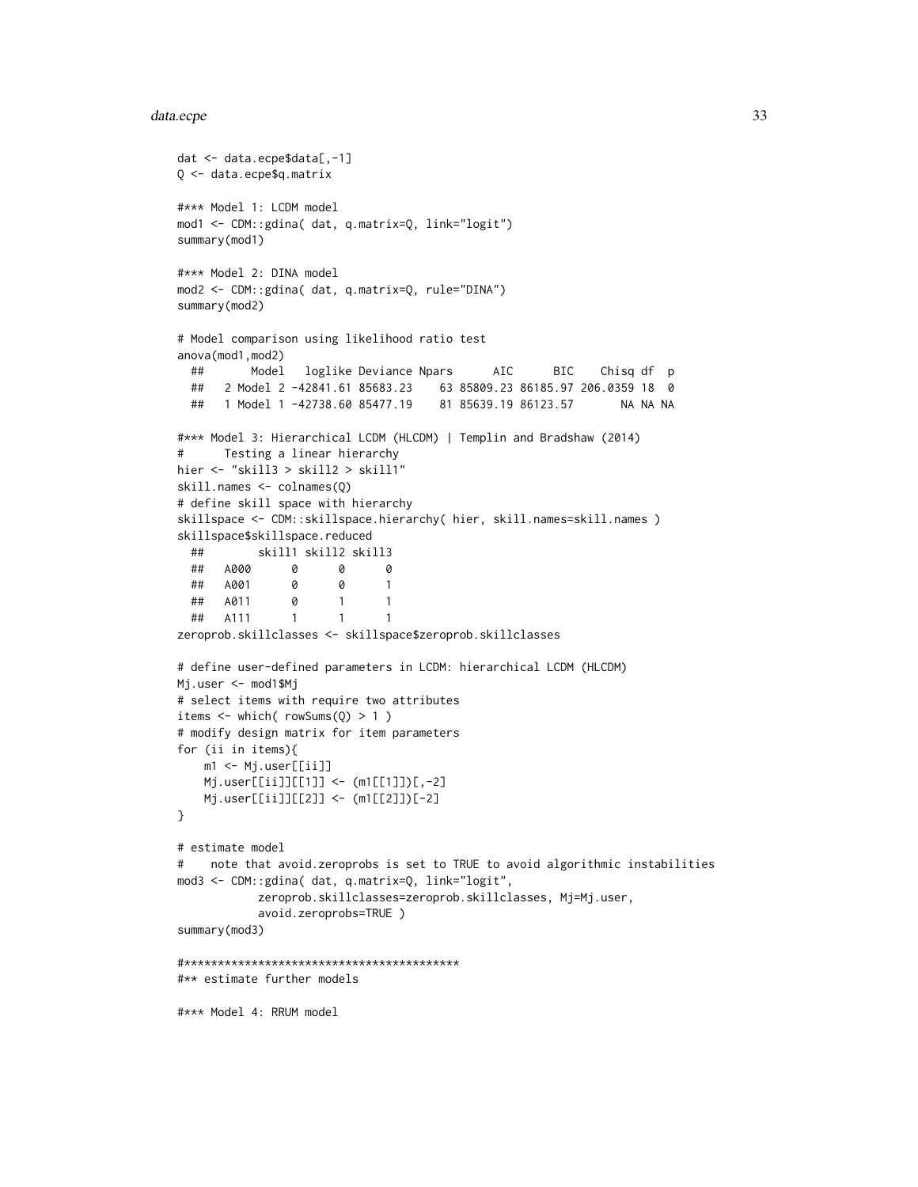```
dat <- data.ecpe$data[,-1]
Q <- data.ecpe$q.matrix

#*** Model 1: LCDM model
mod1 <- CDM::gdina( dat, q.matrix=Q, link="logit")
summary(mod1)

#*** Model 2: DINA model
mod2 <- CDM::gdina( dat, q.matrix=Q, rule="DINA")
summary(mod2)

# Model comparison using likelihood ratio test
anova(mod1,mod2)
  ##       Model   loglike Deviance Npars      AIC      BIC    Chisq df  p
  ##   2 Model 2 -42841.61 85683.23    63 85809.23 86185.97 206.0359 18  0
  ##   1 Model 1 -42738.60 85477.19    81 85639.19 86123.57       NA NA NA

#*** Model 3: Hierarchical LCDM (HLCDM) | Templin and Bradshaw (2014)
#      Testing a linear hierarchy
hier <- "skill3 > skill2 > skill1"
skill.names <- colnames(Q)
# define skill space with hierarchy
skillspace <- CDM::skillspace.hierarchy( hier, skill.names=skill.names )
skillspace$skillspace.reduced
  ##        skill1 skill2 skill3
  ##   A000      0      0      0
  ##   A001      0      0      1
  ##   A011      0      1      1
  ##   A111      1      1      1
zeroprob.skillclasses <- skillspace$zeroprob.skillclasses

# define user-defined parameters in LCDM: hierarchical LCDM (HLCDM)
Mj.user <- mod1$Mj
# select items with require two attributes
items <- which( rowSums(Q) > 1 )
# modify design matrix for item parameters
for (ii in items){
    m1 <- Mj.user[[ii]]
    Mj.user[[ii]][[1]] <- (m1[[1]])[,-2]
    Mj.user[[ii]][[2]] <- (m1[[2]])[-2]
}

# estimate model
#    note that avoid.zeroprobs is set to TRUE to avoid algorithmic instabilities
mod3 <- CDM::gdina( dat, q.matrix=Q, link="logit",
            zeroprob.skillclasses=zeroprob.skillclasses, Mj=Mj.user,
            avoid.zeroprobs=TRUE )
summary(mod3)

#*****************************************
#** estimate further models

#*** Model 4: RRUM model
```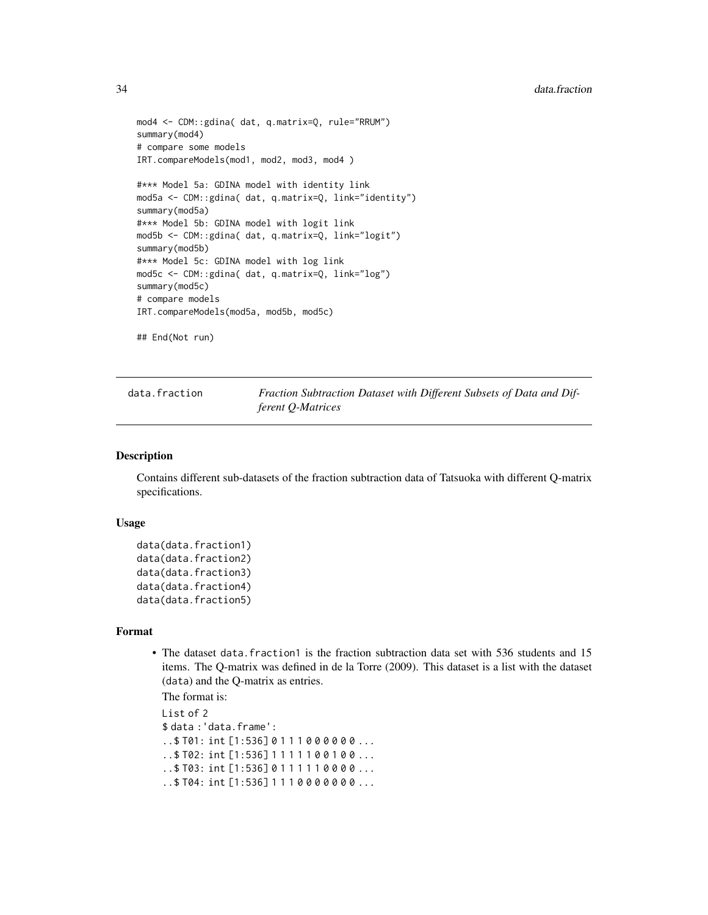```
mod4 <- CDM::gdina( dat, q.matrix=Q, rule="RRUM")
summary(mod4)
# compare some models
IRT.compareModels(mod1, mod2, mod3, mod4 )

#*** Model 5a: GDINA model with identity link
mod5a <- CDM::gdina( dat, q.matrix=Q, link="identity")
summary(mod5a)
#*** Model 5b: GDINA model with logit link
mod5b <- CDM::gdina( dat, q.matrix=Q, link="logit")
summary(mod5b)
#*** Model 5c: GDINA model with log link
mod5c <- CDM::gdina( dat, q.matrix=Q, link="log")
summary(mod5c)
# compare models
IRT.compareModels(mod5a, mod5b, mod5c)

## End(Not run)
```

---

`data.fraction` *Fraction Subtraction Dataset with Different Subsets of Data and Different Q-Matrices*

---

### Description

Contains different sub-datasets of the fraction subtraction data of Tatsuoka with different Q-matrix specifications.

### Usage

```
data(data.fraction1)
data(data.fraction2)
data(data.fraction3)
data(data.fraction4)
data(data.fraction5)
```

### Format

- The dataset `data.fraction1` is the fraction subtraction data set with 536 students and 15 items. The Q-matrix was defined in de la Torre (2009). This dataset is a list with the dataset (`data`) and the Q-matrix as entries.

  The format is:

  ```
  List of 2
  $ data :'data.frame':
  ..$ T01: int [1:536] 0 1 1 1 0 0 0 0 0 0 ...
  ..$ T02: int [1:536] 1 1 1 1 1 0 0 1 0 0 ...
  ..$ T03: int [1:536] 0 1 1 1 1 1 0 0 0 0 ...
  ..$ T04: int [1:536] 1 1 1 0 0 0 0 0 0 0 ...
  ```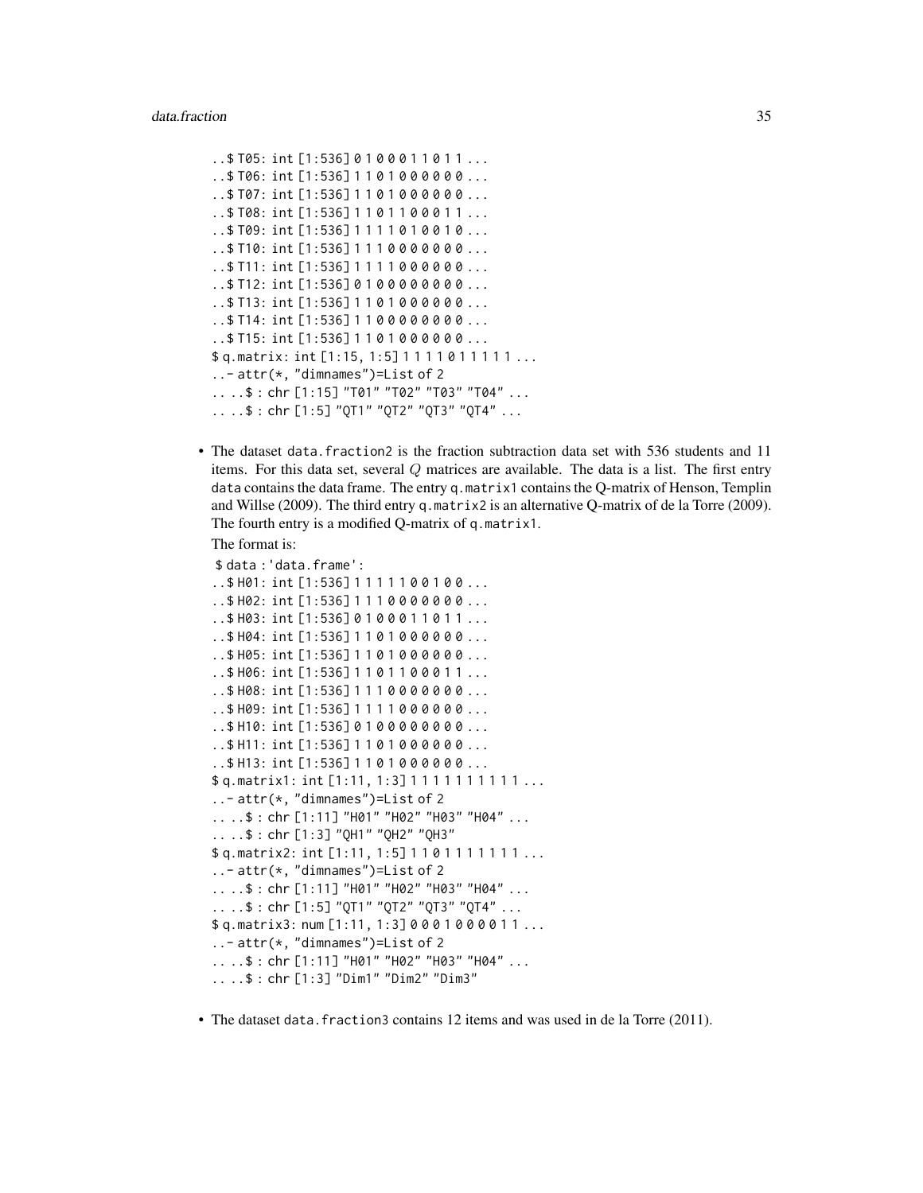```
..$ T05: int [1:536] 0 1 0 0 0 1 1 0 1 1 ...
..$ T06: int [1:536] 1 1 0 1 0 0 0 0 0 0 ...
..$ T07: int [1:536] 1 1 0 1 0 0 0 0 0 0 ...
..$ T08: int [1:536] 1 1 0 1 1 0 0 0 1 1 ...
..$ T09: int [1:536] 1 1 1 1 0 1 0 0 1 0 ...
..$ T10: int [1:536] 1 1 1 0 0 0 0 0 0 0 ...
..$ T11: int [1:536] 1 1 1 1 0 0 0 0 0 0 ...
..$ T12: int [1:536] 0 1 0 0 0 0 0 0 0 0 ...
..$ T13: int [1:536] 1 1 0 1 0 0 0 0 0 0 ...
..$ T14: int [1:536] 1 1 0 0 0 0 0 0 0 0 ...
..$ T15: int [1:536] 1 1 0 1 0 0 0 0 0 0 ...
$ q.matrix: int [1:15, 1:5] 1 1 1 1 0 1 1 1 1 1 ...
..- attr(*, "dimnames")=List of 2
.. ..$ : chr [1:15] "T01" "T02" "T03" "T04" ...
.. ..$ : chr [1:5] "QT1" "QT2" "QT3" "QT4" ...
```

- The dataset data.fraction2 is the fraction subtraction data set with 536 students and 11 items. For this data set, several $Q$ matrices are available. The data is a list. The first entry data contains the data frame. The entry q.matrix1 contains the Q-matrix of Henson, Templin and Willse (2009). The third entry q.matrix2 is an alternative Q-matrix of de la Torre (2009). The fourth entry is a modified Q-matrix of q.matrix1.

  The format is:

```
$ data :'data.frame':
..$ H01: int [1:536] 1 1 1 1 1 0 0 1 0 0 ...
..$ H02: int [1:536] 1 1 1 0 0 0 0 0 0 0 ...
..$ H03: int [1:536] 0 1 0 0 0 1 1 0 1 1 ...
..$ H04: int [1:536] 1 1 0 1 0 0 0 0 0 0 ...
..$ H05: int [1:536] 1 1 0 1 0 0 0 0 0 0 ...
..$ H06: int [1:536] 1 1 0 1 1 0 0 0 1 1 ...
..$ H08: int [1:536] 1 1 1 0 0 0 0 0 0 0 ...
..$ H09: int [1:536] 1 1 1 1 0 0 0 0 0 0 ...
..$ H10: int [1:536] 0 1 0 0 0 0 0 0 0 0 ...
..$ H11: int [1:536] 1 1 0 1 0 0 0 0 0 0 ...
..$ H13: int [1:536] 1 1 0 1 0 0 0 0 0 0 ...
$ q.matrix1: int [1:11, 1:3] 1 1 1 1 1 1 1 1 1 1 ...
..- attr(*, "dimnames")=List of 2
.. ..$ : chr [1:11] "H01" "H02" "H03" "H04" ...
.. ..$ : chr [1:3] "QH1" "QH2" "QH3"
$ q.matrix2: int [1:11, 1:5] 1 1 0 1 1 1 1 1 1 1 ...
..- attr(*, "dimnames")=List of 2
.. ..$ : chr [1:11] "H01" "H02" "H03" "H04" ...
.. ..$ : chr [1:5] "QT1" "QT2" "QT3" "QT4" ...
$ q.matrix3: num [1:11, 1:3] 0 0 0 1 0 0 0 0 1 1 ...
..- attr(*, "dimnames")=List of 2
.. ..$ : chr [1:11] "H01" "H02" "H03" "H04" ...
.. ..$ : chr [1:3] "Dim1" "Dim2" "Dim3"
```

- The dataset data.fraction3 contains 12 items and was used in de la Torre (2011).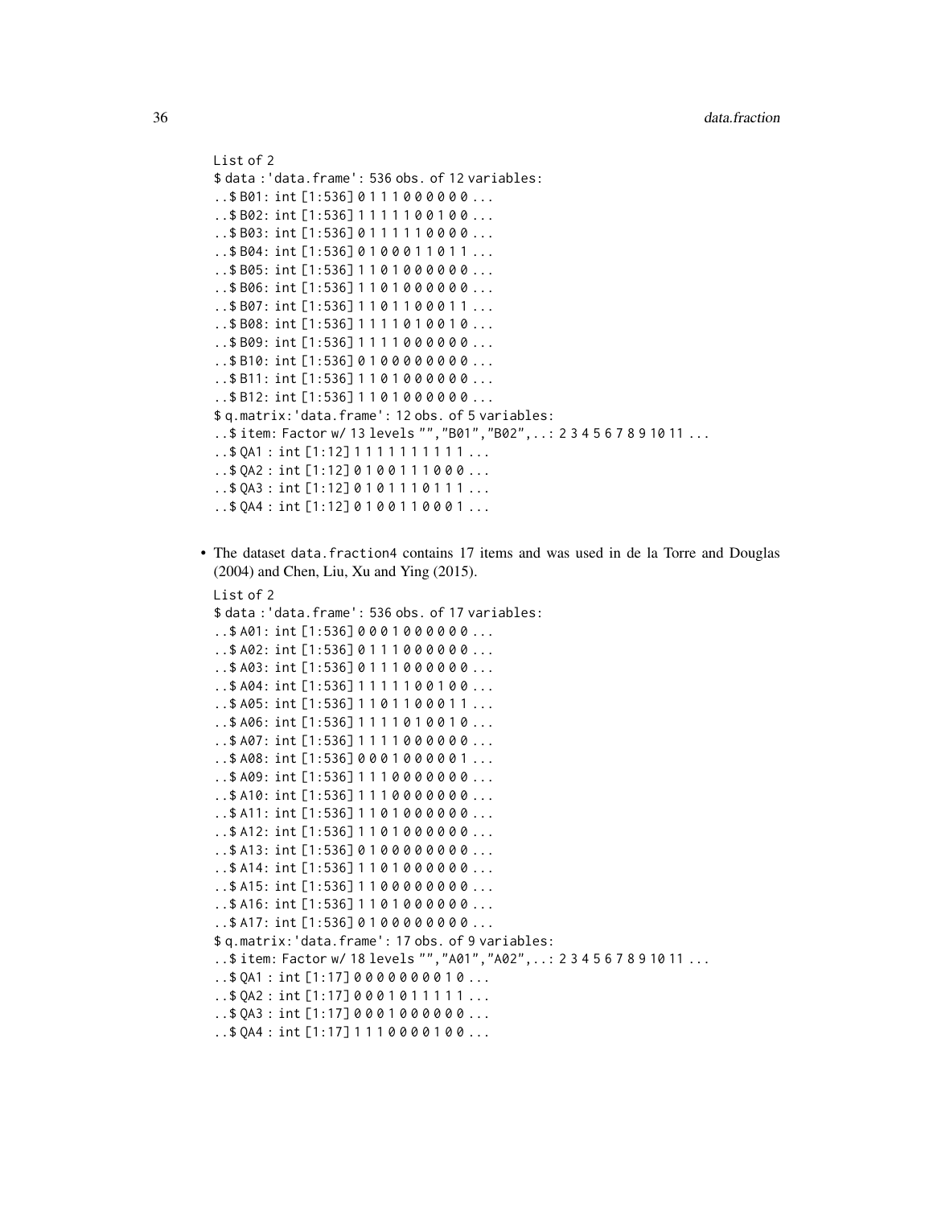```
List of 2
$ data :'data.frame': 536 obs. of 12 variables:
..$ B01: int [1:536] 0 1 1 1 0 0 0 0 0 0 ...
..$ B02: int [1:536] 1 1 1 1 1 0 0 1 0 0 ...
..$ B03: int [1:536] 0 1 1 1 1 1 0 0 0 0 ...
..$ B04: int [1:536] 0 1 0 0 0 1 1 0 1 1 ...
..$ B05: int [1:536] 1 1 0 1 0 0 0 0 0 0 ...
..$ B06: int [1:536] 1 1 0 1 0 0 0 0 0 0 ...
..$ B07: int [1:536] 1 1 0 1 1 0 0 0 1 1 ...
..$ B08: int [1:536] 1 1 1 1 0 1 0 0 1 0 ...
..$ B09: int [1:536] 1 1 1 1 0 0 0 0 0 0 ...
..$ B10: int [1:536] 0 1 0 0 0 0 0 0 0 0 ...
..$ B11: int [1:536] 1 1 0 1 0 0 0 0 0 0 ...
..$ B12: int [1:536] 1 1 0 1 0 0 0 0 0 0 ...
$ q.matrix:'data.frame': 12 obs. of 5 variables:
..$ item: Factor w/ 13 levels "","B01","B02",..: 2 3 4 5 6 7 8 9 10 11 ...
..$ QA1 : int [1:12] 1 1 1 1 1 1 1 1 1 1 ...
..$ QA2 : int [1:12] 0 1 0 0 1 1 1 0 0 0 ...
..$ QA3 : int [1:12] 0 1 0 1 1 1 0 1 1 1 ...
..$ QA4 : int [1:12] 0 1 0 0 1 1 0 0 0 1 ...
```

- The dataset `data.fraction4` contains 17 items and was used in de la Torre and Douglas (2004) and Chen, Liu, Xu and Ying (2015).

```
List of 2
$ data :'data.frame': 536 obs. of 17 variables:
..$ A01: int [1:536] 0 0 0 1 0 0 0 0 0 0 ...
..$ A02: int [1:536] 0 1 1 1 0 0 0 0 0 0 ...
..$ A03: int [1:536] 0 1 1 1 0 0 0 0 0 0 ...
..$ A04: int [1:536] 1 1 1 1 1 0 0 1 0 0 ...
..$ A05: int [1:536] 1 1 0 1 1 0 0 0 1 1 ...
..$ A06: int [1:536] 1 1 1 1 0 1 0 0 1 0 ...
..$ A07: int [1:536] 1 1 1 1 0 0 0 0 0 0 ...
..$ A08: int [1:536] 0 0 0 1 0 0 0 0 0 1 ...
..$ A09: int [1:536] 1 1 1 0 0 0 0 0 0 0 ...
..$ A10: int [1:536] 1 1 1 0 0 0 0 0 0 0 ...
..$ A11: int [1:536] 1 1 0 1 0 0 0 0 0 0 ...
..$ A12: int [1:536] 1 1 0 1 0 0 0 0 0 0 ...
..$ A13: int [1:536] 0 1 0 0 0 0 0 0 0 0 ...
..$ A14: int [1:536] 1 1 0 1 0 0 0 0 0 0 ...
..$ A15: int [1:536] 1 1 0 0 0 0 0 0 0 0 ...
..$ A16: int [1:536] 1 1 0 1 0 0 0 0 0 0 ...
..$ A17: int [1:536] 0 1 0 0 0 0 0 0 0 0 ...
$ q.matrix:'data.frame': 17 obs. of 9 variables:
..$ item: Factor w/ 18 levels "","A01","A02",..: 2 3 4 5 6 7 8 9 10 11 ...
..$ QA1 : int [1:17] 0 0 0 0 0 0 0 0 1 0 ...
..$ QA2 : int [1:17] 0 0 0 1 0 1 1 1 1 1 ...
..$ QA3 : int [1:17] 0 0 0 1 0 0 0 0 0 0 ...
..$ QA4 : int [1:17] 1 1 1 0 0 0 0 1 0 0 ...
```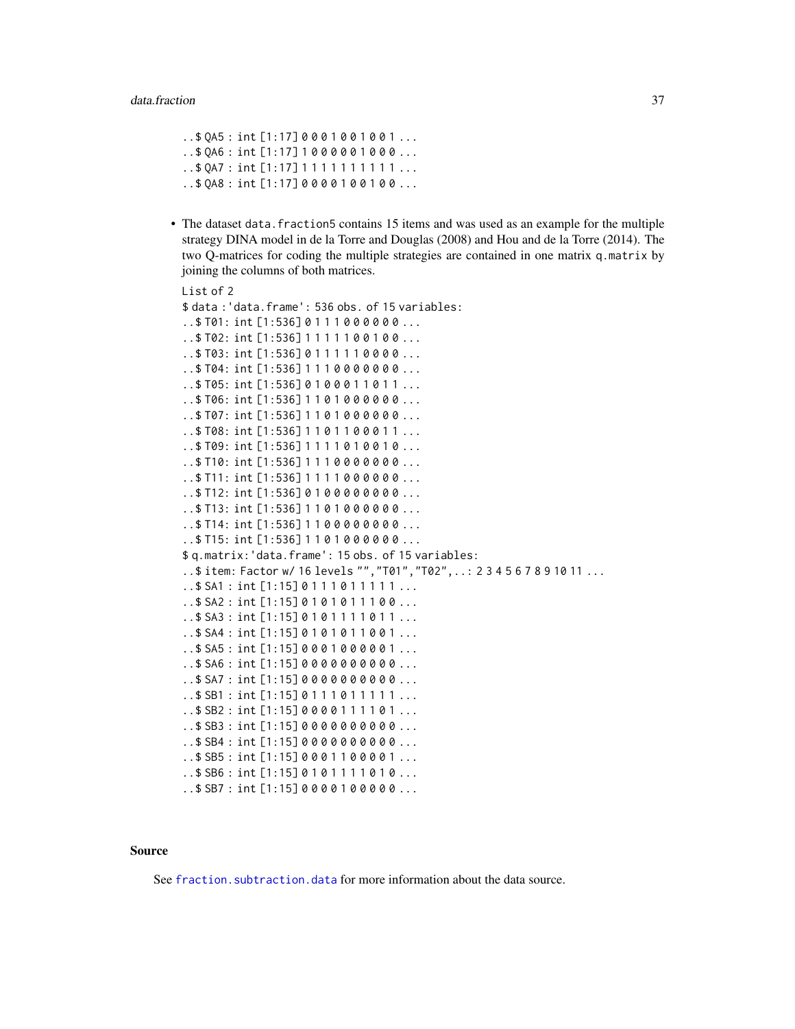```
..$ QA5 : int [1:17] 0 0 0 1 0 0 1 0 0 1 ...
..$ QA6 : int [1:17] 1 0 0 0 0 0 1 0 0 0 ...
..$ QA7 : int [1:17] 1 1 1 1 1 1 1 1 1 1 ...
..$ QA8 : int [1:17] 0 0 0 0 1 0 0 1 0 0 ...
```

- The dataset `data.fraction5` contains 15 items and was used as an example for the multiple strategy DINA model in de la Torre and Douglas (2008) and Hou and de la Torre (2014). The two Q-matrices for coding the multiple strategies are contained in one matrix `q.matrix` by joining the columns of both matrices.

```
List of 2
$ data :'data.frame': 536 obs. of 15 variables:
..$ T01: int [1:536] 0 1 1 1 0 0 0 0 0 0 ...
..$ T02: int [1:536] 1 1 1 1 1 0 0 1 0 0 ...
..$ T03: int [1:536] 0 1 1 1 1 1 0 0 0 0 ...
..$ T04: int [1:536] 1 1 1 0 0 0 0 0 0 0 ...
..$ T05: int [1:536] 0 1 0 0 0 1 1 0 1 1 ...
..$ T06: int [1:536] 1 1 0 1 0 0 0 0 0 0 ...
..$ T07: int [1:536] 1 1 0 1 0 0 0 0 0 0 ...
..$ T08: int [1:536] 1 1 0 1 1 0 0 0 1 1 ...
..$ T09: int [1:536] 1 1 1 1 0 1 0 0 1 0 ...
..$ T10: int [1:536] 1 1 1 0 0 0 0 0 0 0 ...
..$ T11: int [1:536] 1 1 1 1 0 0 0 0 0 0 ...
..$ T12: int [1:536] 0 1 0 0 0 0 0 0 0 0 ...
..$ T13: int [1:536] 1 1 0 1 0 0 0 0 0 0 ...
..$ T14: int [1:536] 1 1 0 0 0 0 0 0 0 0 ...
..$ T15: int [1:536] 1 1 0 1 0 0 0 0 0 0 ...
$ q.matrix:'data.frame': 15 obs. of 15 variables:
..$ item: Factor w/ 16 levels "","T01","T02",..: 2 3 4 5 6 7 8 9 10 11 ...
..$ SA1 : int [1:15] 0 1 1 1 0 1 1 1 1 1 ...
..$ SA2 : int [1:15] 0 1 0 1 0 1 1 1 0 0 ...
..$ SA3 : int [1:15] 0 1 0 1 1 1 1 0 1 1 ...
..$ SA4 : int [1:15] 0 1 0 1 0 1 1 0 0 1 ...
..$ SA5 : int [1:15] 0 0 0 1 0 0 0 0 0 1 ...
..$ SA6 : int [1:15] 0 0 0 0 0 0 0 0 0 0 ...
..$ SA7 : int [1:15] 0 0 0 0 0 0 0 0 0 0 ...
..$ SB1 : int [1:15] 0 1 1 1 0 1 1 1 1 1 ...
..$ SB2 : int [1:15] 0 0 0 0 1 1 1 1 0 1 ...
..$ SB3 : int [1:15] 0 0 0 0 0 0 0 0 0 0 ...
..$ SB4 : int [1:15] 0 0 0 0 0 0 0 0 0 0 ...
..$ SB5 : int [1:15] 0 0 0 1 1 0 0 0 0 1 ...
..$ SB6 : int [1:15] 0 1 0 1 1 1 1 0 1 0 ...
..$ SB7 : int [1:15] 0 0 0 0 1 0 0 0 0 0 ...
```

## Source

See `fraction.subtraction.data` for more information about the data source.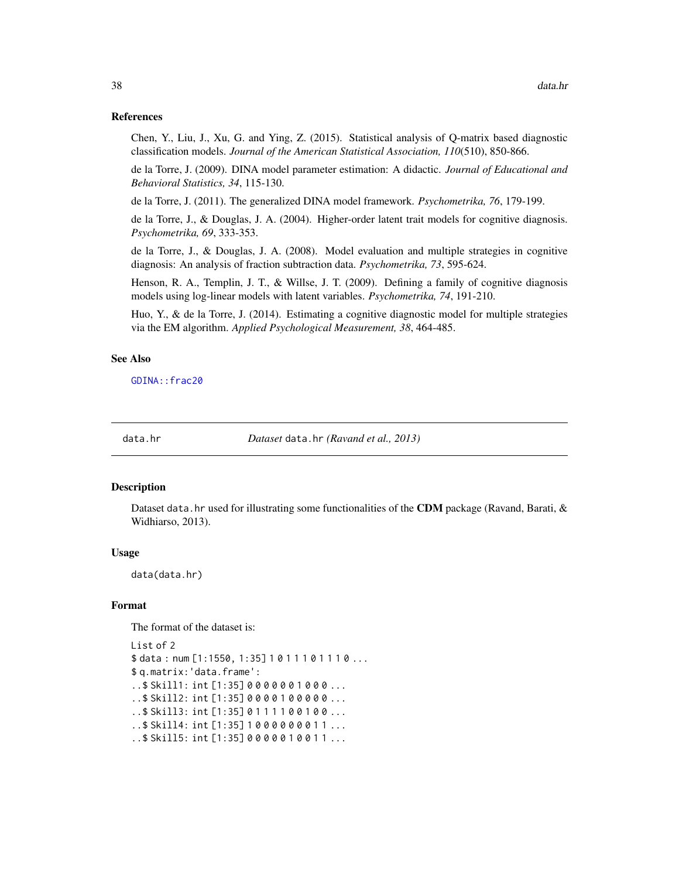### References

Chen, Y., Liu, J., Xu, G. and Ying, Z. (2015). Statistical analysis of Q-matrix based diagnostic classification models. *Journal of the American Statistical Association, 110*(510), 850-866.

de la Torre, J. (2009). DINA model parameter estimation: A didactic. *Journal of Educational and Behavioral Statistics, 34*, 115-130.

de la Torre, J. (2011). The generalized DINA model framework. *Psychometrika, 76*, 179-199.

de la Torre, J., & Douglas, J. A. (2004). Higher-order latent trait models for cognitive diagnosis. *Psychometrika, 69*, 333-353.

de la Torre, J., & Douglas, J. A. (2008). Model evaluation and multiple strategies in cognitive diagnosis: An analysis of fraction subtraction data. *Psychometrika, 73*, 595-624.

Henson, R. A., Templin, J. T., & Willse, J. T. (2009). Defining a family of cognitive diagnosis models using log-linear models with latent variables. *Psychometrika, 74*, 191-210.

Huo, Y., & de la Torre, J. (2014). Estimating a cognitive diagnostic model for multiple strategies via the EM algorithm. *Applied Psychological Measurement, 38*, 464-485.

### See Also

`GDINA::frac20`

---

## data.hr — *Dataset* `data.hr` *(Ravand et al., 2013)*

### Description

Dataset `data.hr` used for illustrating some functionalities of the **CDM** package (Ravand, Barati, & Widhiarso, 2013).

### Usage

```
data(data.hr)
```

### Format

The format of the dataset is:

```
List of 2
$ data : num [1:1550, 1:35] 1 0 1 1 1 0 1 1 1 0 ...
$ q.matrix:'data.frame':
..$ Skill1: int [1:35] 0 0 0 0 0 0 1 0 0 0 ...
..$ Skill2: int [1:35] 0 0 0 0 1 0 0 0 0 0 ...
..$ Skill3: int [1:35] 0 1 1 1 1 0 0 1 0 0 ...
..$ Skill4: int [1:35] 1 0 0 0 0 0 0 0 1 1 ...
..$ Skill5: int [1:35] 0 0 0 0 0 1 0 0 1 1 ...
```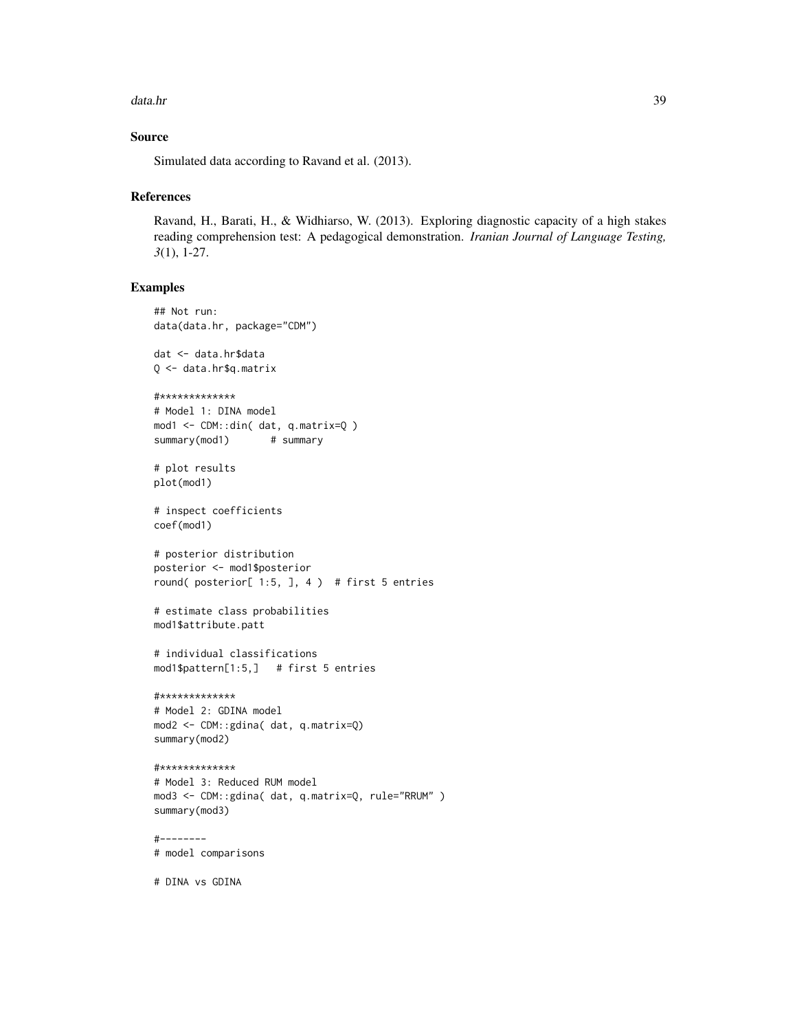### Source

Simulated data according to Ravand et al. (2013).

### References

Ravand, H., Barati, H., & Widhiarso, W. (2013). Exploring diagnostic capacity of a high stakes reading comprehension test: A pedagogical demonstration. *Iranian Journal of Language Testing, 3*(1), 1-27.

### Examples

```
## Not run:
data(data.hr, package="CDM")

dat <- data.hr$data
Q <- data.hr$q.matrix

#*************
# Model 1: DINA model
mod1 <- CDM::din( dat, q.matrix=Q )
summary(mod1)       # summary

# plot results
plot(mod1)

# inspect coefficients
coef(mod1)

# posterior distribution
posterior <- mod1$posterior
round( posterior[ 1:5, ], 4 )  # first 5 entries

# estimate class probabilities
mod1$attribute.patt

# individual classifications
mod1$pattern[1:5,]   # first 5 entries

#*************
# Model 2: GDINA model
mod2 <- CDM::gdina( dat, q.matrix=Q)
summary(mod2)

#*************
# Model 3: Reduced RUM model
mod3 <- CDM::gdina( dat, q.matrix=Q, rule="RRUM" )
summary(mod3)

#--------
# model comparisons

# DINA vs GDINA
```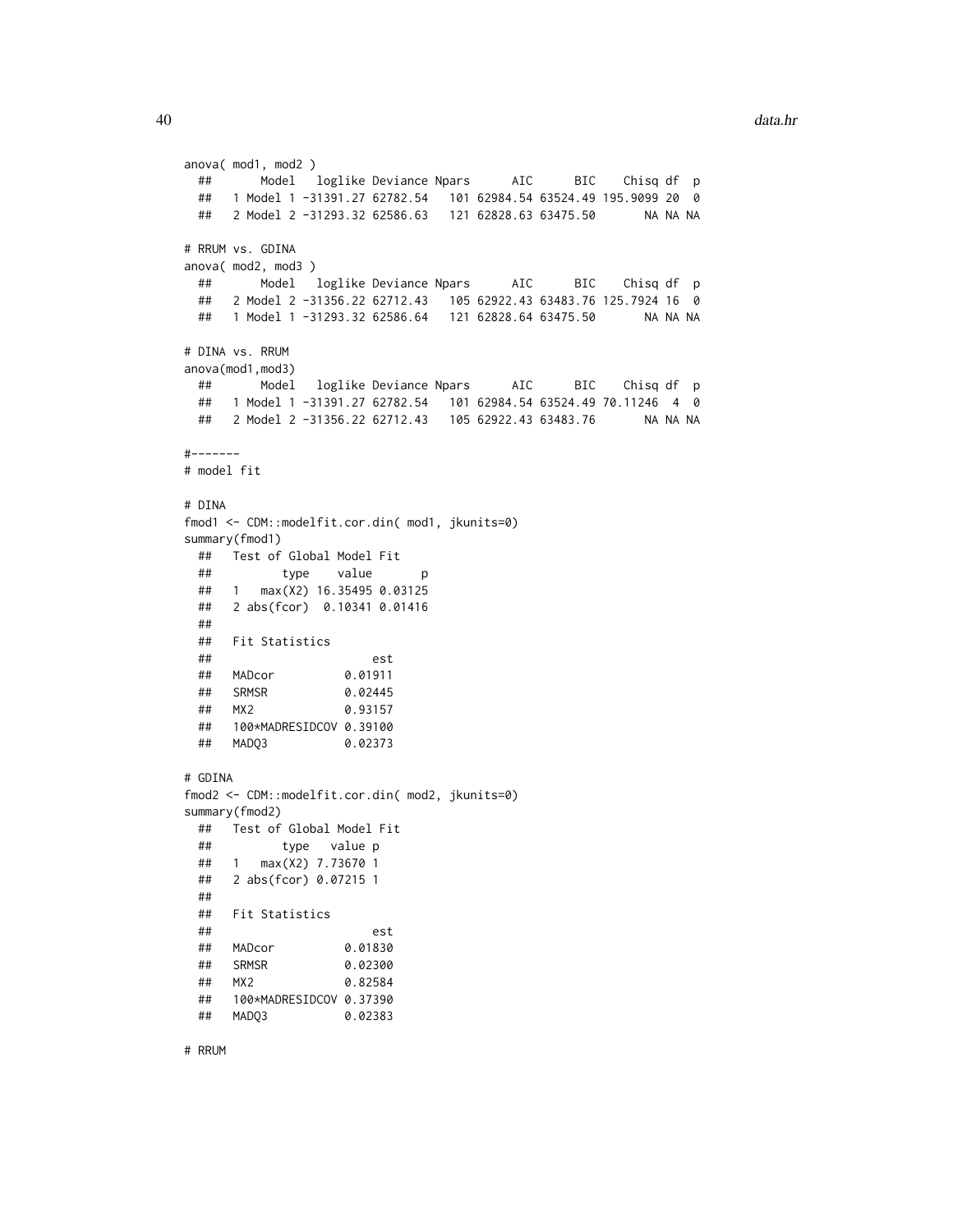```
anova( mod1, mod2 )
  ##       Model   loglike Deviance Npars      AIC      BIC    Chisq df  p
  ##   1 Model 1 -31391.27 62782.54   101 62984.54 63524.49 195.9099 20  0
  ##   2 Model 2 -31293.32 62586.63   121 62828.63 63475.50       NA NA NA

# RRUM vs. GDINA
anova( mod2, mod3 )
  ##       Model   loglike Deviance Npars      AIC      BIC    Chisq df  p
  ##   2 Model 2 -31356.22 62712.43   105 62922.43 63483.76 125.7924 16  0
  ##   1 Model 1 -31293.32 62586.64   121 62828.64 63475.50       NA NA NA

# DINA vs. RRUM
anova(mod1,mod3)
  ##       Model   loglike Deviance Npars      AIC      BIC    Chisq df  p
  ##   1 Model 1 -31391.27 62782.54   101 62984.54 63524.49 70.11246  4  0
  ##   2 Model 2 -31356.22 62712.43   105 62922.43 63483.76       NA NA NA

#-------
# model fit

# DINA
fmod1 <- CDM::modelfit.cor.din( mod1, jkunits=0)
summary(fmod1)
  ##   Test of Global Model Fit
  ##          type    value       p
  ##   1   max(X2) 16.35495 0.03125
  ##   2 abs(fcor)  0.10341 0.01416
  ##
  ##   Fit Statistics
  ##                       est
  ##   MADcor          0.01911
  ##   SRMSR           0.02445
  ##   MX2             0.93157
  ##   100*MADRESIDCOV 0.39100
  ##   MADQ3           0.02373

# GDINA
fmod2 <- CDM::modelfit.cor.din( mod2, jkunits=0)
summary(fmod2)
  ##   Test of Global Model Fit
  ##          type   value p
  ##   1   max(X2) 7.73670 1
  ##   2 abs(fcor) 0.07215 1
  ##
  ##   Fit Statistics
  ##                       est
  ##   MADcor          0.01830
  ##   SRMSR           0.02300
  ##   MX2             0.82584
  ##   100*MADRESIDCOV 0.37390
  ##   MADQ3           0.02383

# RRUM
```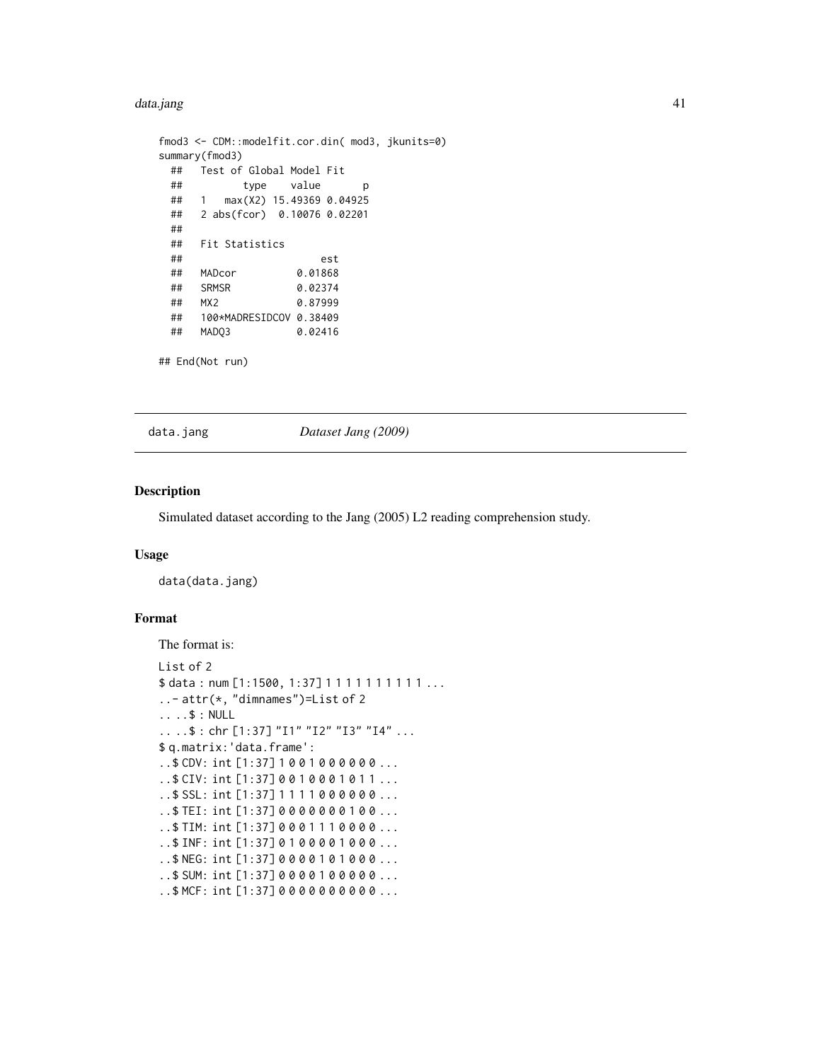```
fmod3 <- CDM::modelfit.cor.din( mod3, jkunits=0)
summary(fmod3)
  ##   Test of Global Model Fit
  ##          type    value       p
  ##   1   max(X2) 15.49369 0.04925
  ##   2 abs(fcor)  0.10076 0.02201
  ##
  ##   Fit Statistics
  ##                       est
  ##   MADcor          0.01868
  ##   SRMSR           0.02374
  ##   MX2             0.87999
  ##   100*MADRESIDCOV 0.38409
  ##   MADQ3           0.02416

## End(Not run)
```

---

`data.jang` *Dataset Jang (2009)*

---

### Description

Simulated dataset according to the Jang (2005) L2 reading comprehension study.

### Usage

```
data(data.jang)
```

### Format

The format is:

```
List of 2
$ data : num [1:1500, 1:37] 1 1 1 1 1 1 1 1 1 1 ...
..- attr(*, "dimnames")=List of 2
.. ..$ : NULL
.. ..$ : chr [1:37] "I1" "I2" "I3" "I4" ...
$ q.matrix:'data.frame':
..$ CDV: int [1:37] 1 0 0 1 0 0 0 0 0 0 ...
..$ CIV: int [1:37] 0 0 1 0 0 0 1 0 1 1 ...
..$ SSL: int [1:37] 1 1 1 1 0 0 0 0 0 0 ...
..$ TEI: int [1:37] 0 0 0 0 0 0 0 1 0 0 ...
..$ TIM: int [1:37] 0 0 0 1 1 1 0 0 0 0 ...
..$ INF: int [1:37] 0 1 0 0 0 0 1 0 0 0 ...
..$ NEG: int [1:37] 0 0 0 0 1 0 1 0 0 0 ...
..$ SUM: int [1:37] 0 0 0 0 1 0 0 0 0 0 ...
..$ MCF: int [1:37] 0 0 0 0 0 0 0 0 0 0 ...
```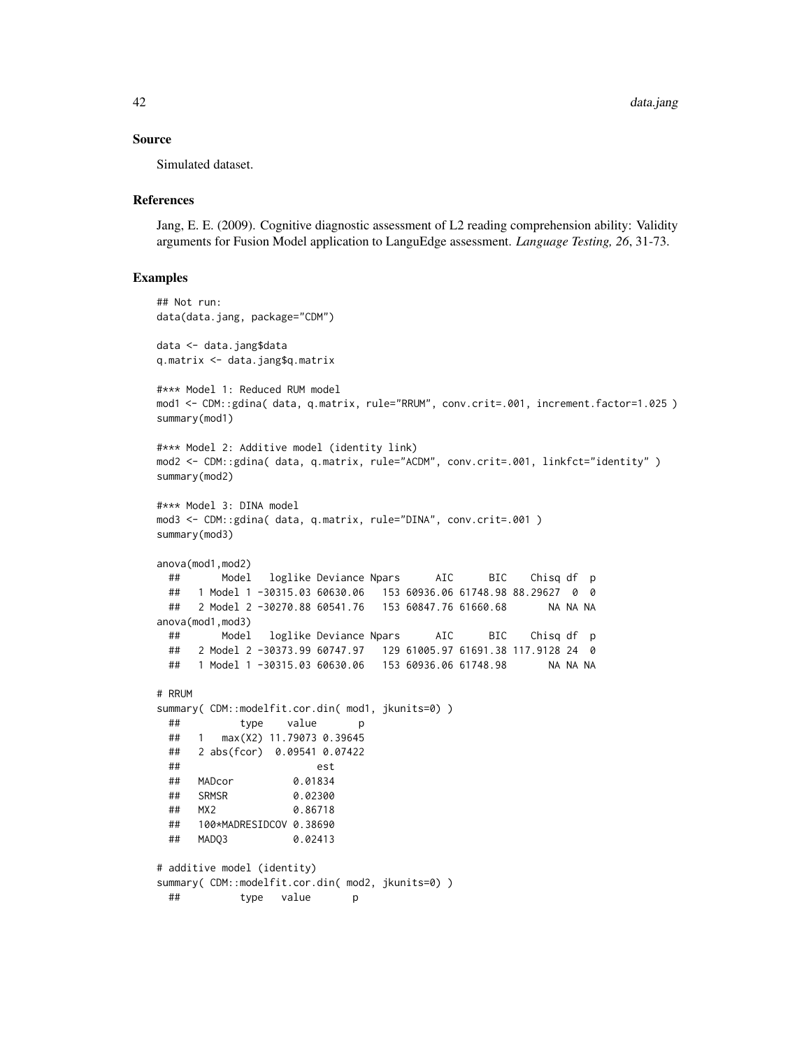## Source

Simulated dataset.

## References

Jang, E. E. (2009). Cognitive diagnostic assessment of L2 reading comprehension ability: Validity arguments for Fusion Model application to LanguEdge assessment. *Language Testing, 26*, 31-73.

## Examples

```
## Not run:
data(data.jang, package="CDM")

data <- data.jang$data
q.matrix <- data.jang$q.matrix

#*** Model 1: Reduced RUM model
mod1 <- CDM::gdina( data, q.matrix, rule="RRUM", conv.crit=.001, increment.factor=1.025 )
summary(mod1)

#*** Model 2: Additive model (identity link)
mod2 <- CDM::gdina( data, q.matrix, rule="ACDM", conv.crit=.001, linkfct="identity" )
summary(mod2)

#*** Model 3: DINA model
mod3 <- CDM::gdina( data, q.matrix, rule="DINA", conv.crit=.001 )
summary(mod3)

anova(mod1,mod2)
  ##       Model   loglike Deviance Npars      AIC      BIC    Chisq df  p
  ##   1 Model 1 -30315.03 60630.06   153 60936.06 61748.98 88.29627  0  0
  ##   2 Model 2 -30270.88 60541.76   153 60847.76 61660.68       NA NA NA
anova(mod1,mod3)
  ##       Model   loglike Deviance Npars      AIC      BIC    Chisq df  p
  ##   2 Model 2 -30373.99 60747.97   129 61005.97 61691.38 117.9128 24  0
  ##   1 Model 1 -30315.03 60630.06   153 60936.06 61748.98       NA NA NA

# RRUM
summary( CDM::modelfit.cor.din( mod1, jkunits=0) )
  ##          type    value       p
  ##   1   max(X2) 11.79073 0.39645
  ##   2 abs(fcor)  0.09541 0.07422
  ##                       est
  ##   MADcor          0.01834
  ##   SRMSR           0.02300
  ##   MX2             0.86718
  ##   100*MADRESIDCOV 0.38690
  ##   MADQ3           0.02413

# additive model (identity)
summary( CDM::modelfit.cor.din( mod2, jkunits=0) )
  ##          type   value       p
```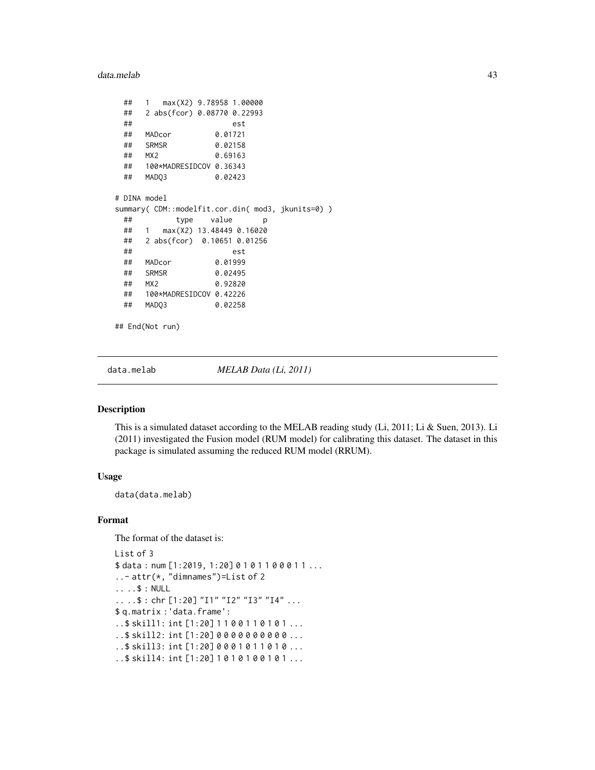```
  ##   1   max(X2) 9.78958 1.00000
  ##   2 abs(fcor) 0.08770 0.22993
  ##                       est
  ##   MADcor          0.01721
  ##   SRMSR           0.02158
  ##   MX2             0.69163
  ##   100*MADRESIDCOV 0.36343
  ##   MADQ3           0.02423

# DINA model
summary( CDM::modelfit.cor.din( mod3, jkunits=0) )
  ##          type    value       p
  ##   1   max(X2) 13.48449 0.16020
  ##   2 abs(fcor)  0.10651 0.01256
  ##                       est
  ##   MADcor          0.01999
  ##   SRMSR           0.02495
  ##   MX2             0.92820
  ##   100*MADRESIDCOV 0.42226
  ##   MADQ3           0.02258

## End(Not run)
```

---

data.melab — *MELAB Data (Li, 2011)*

---

## Description

This is a simulated dataset according to the MELAB reading study (Li, 2011; Li & Suen, 2013). Li (2011) investigated the Fusion model (RUM model) for calibrating this dataset. The dataset in this package is simulated assuming the reduced RUM model (RRUM).

## Usage

```
data(data.melab)
```

## Format

The format of the dataset is:

```
List of 3
$ data : num [1:2019, 1:20] 0 1 0 1 1 0 0 0 1 1 ...
..- attr(*, "dimnames")=List of 2
.. ..$ : NULL
.. ..$ : chr [1:20] "I1" "I2" "I3" "I4" ...
$ q.matrix :'data.frame':
..$ skill1: int [1:20] 1 1 0 0 1 1 0 1 0 1 ...
..$ skill2: int [1:20] 0 0 0 0 0 0 0 0 0 0 ...
..$ skill3: int [1:20] 0 0 0 1 0 1 1 0 1 0 ...
..$ skill4: int [1:20] 1 0 1 0 1 0 0 1 0 1 ...
```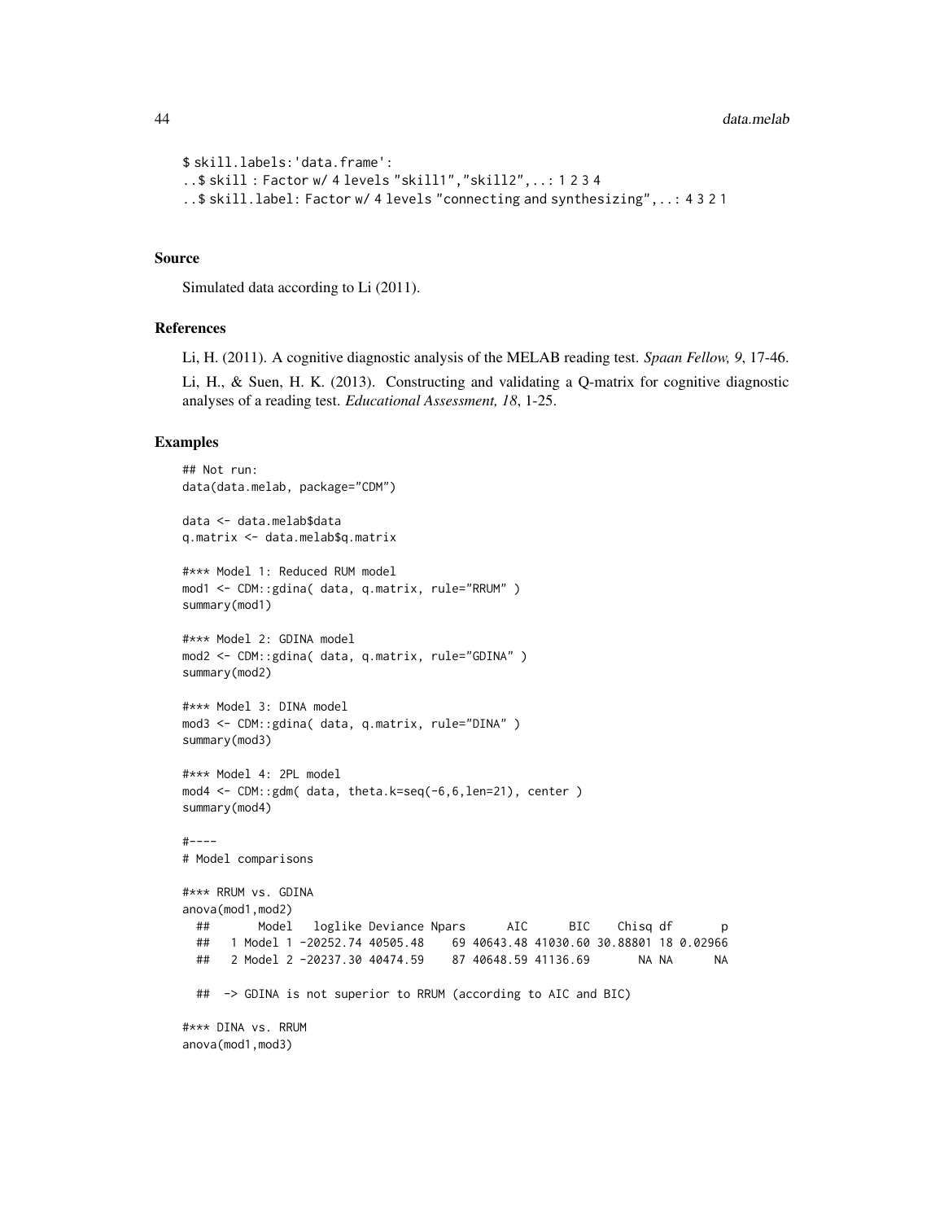```
$ skill.labels:'data.frame':
..$ skill : Factor w/ 4 levels "skill1","skill2",..: 1 2 3 4
..$ skill.label: Factor w/ 4 levels "connecting and synthesizing",..: 4 3 2 1
```

### Source

Simulated data according to Li (2011).

### References

Li, H. (2011). A cognitive diagnostic analysis of the MELAB reading test. *Spaan Fellow, 9*, 17-46.

Li, H., & Suen, H. K. (2013). Constructing and validating a Q-matrix for cognitive diagnostic analyses of a reading test. *Educational Assessment, 18*, 1-25.

### Examples

```
## Not run:
data(data.melab, package="CDM")

data <- data.melab$data
q.matrix <- data.melab$q.matrix

#*** Model 1: Reduced RUM model
mod1 <- CDM::gdina( data, q.matrix, rule="RRUM" )
summary(mod1)

#*** Model 2: GDINA model
mod2 <- CDM::gdina( data, q.matrix, rule="GDINA" )
summary(mod2)

#*** Model 3: DINA model
mod3 <- CDM::gdina( data, q.matrix, rule="DINA" )
summary(mod3)

#*** Model 4: 2PL model
mod4 <- CDM::gdm( data, theta.k=seq(-6,6,len=21), center )
summary(mod4)

#----
# Model comparisons

#*** RRUM vs. GDINA
anova(mod1,mod2)
  ##       Model   loglike Deviance Npars      AIC      BIC    Chisq df       p
  ##   1 Model 1 -20252.74 40505.48    69 40643.48 41030.60 30.88801 18 0.02966
  ##   2 Model 2 -20237.30 40474.59    87 40648.59 41136.69       NA NA      NA

  ##  -> GDINA is not superior to RRUM (according to AIC and BIC)

#*** DINA vs. RRUM
anova(mod1,mod3)
```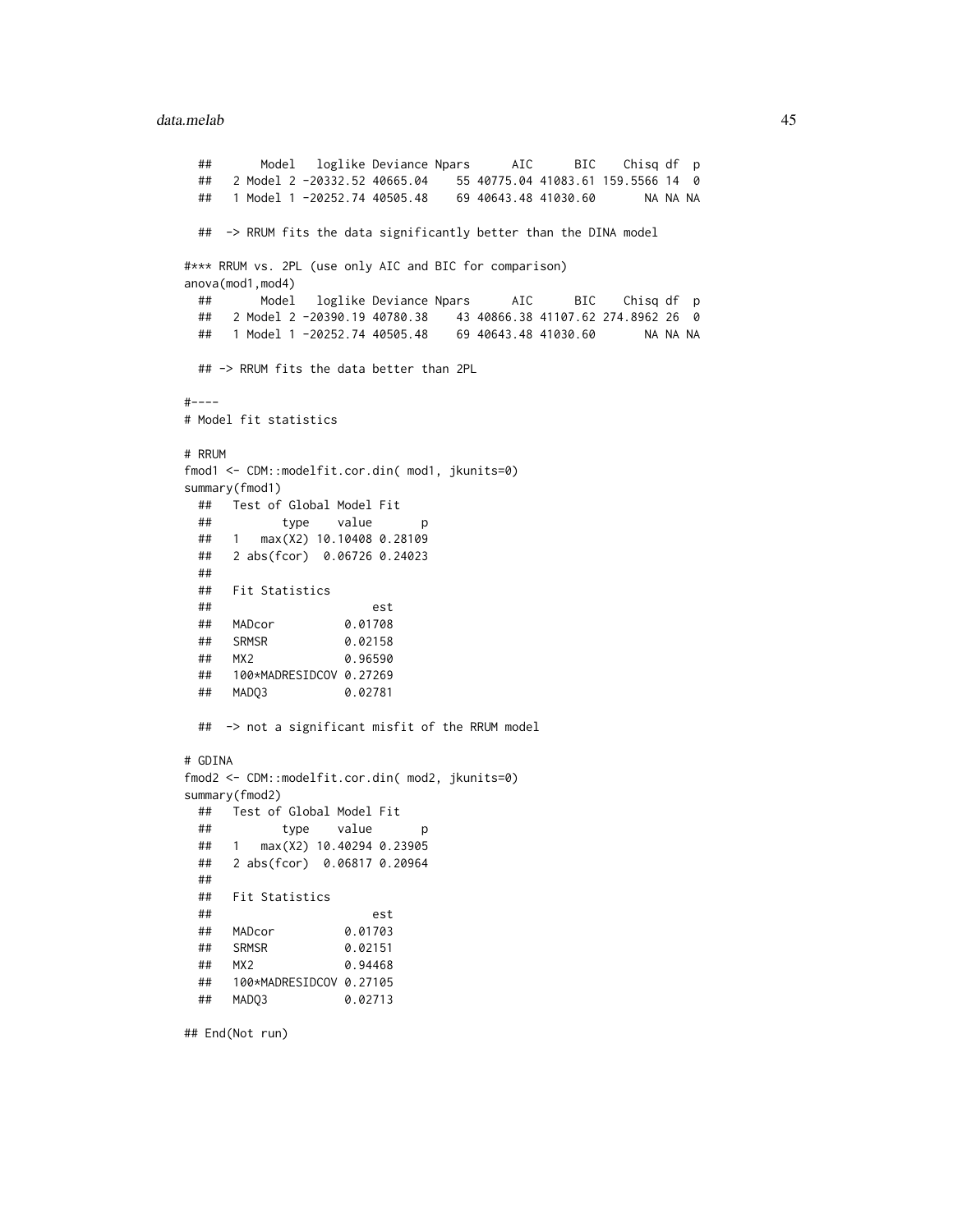```
  ##       Model   loglike Deviance Npars      AIC      BIC    Chisq df  p
  ##   2 Model 2 -20332.52 40665.04    55 40775.04 41083.61 159.5566 14  0
  ##   1 Model 1 -20252.74 40505.48    69 40643.48 41030.60       NA NA NA

  ##  -> RRUM fits the data significantly better than the DINA model

#*** RRUM vs. 2PL (use only AIC and BIC for comparison)
anova(mod1,mod4)
  ##       Model   loglike Deviance Npars      AIC      BIC    Chisq df  p
  ##   2 Model 2 -20390.19 40780.38    43 40866.38 41107.62 274.8962 26  0
  ##   1 Model 1 -20252.74 40505.48    69 40643.48 41030.60       NA NA NA

  ## -> RRUM fits the data better than 2PL

#----
# Model fit statistics

# RRUM
fmod1 <- CDM::modelfit.cor.din( mod1, jkunits=0)
summary(fmod1)
  ##   Test of Global Model Fit
  ##          type    value       p
  ##   1   max(X2) 10.10408 0.28109
  ##   2 abs(fcor)  0.06726 0.24023
  ##
  ##   Fit Statistics
  ##                       est
  ##   MADcor          0.01708
  ##   SRMSR           0.02158
  ##   MX2             0.96590
  ##   100*MADRESIDCOV 0.27269
  ##   MADQ3           0.02781

  ##  -> not a significant misfit of the RRUM model

# GDINA
fmod2 <- CDM::modelfit.cor.din( mod2, jkunits=0)
summary(fmod2)
  ##   Test of Global Model Fit
  ##          type    value       p
  ##   1   max(X2) 10.40294 0.23905
  ##   2 abs(fcor)  0.06817 0.20964
  ##
  ##   Fit Statistics
  ##                       est
  ##   MADcor          0.01703
  ##   SRMSR           0.02151
  ##   MX2             0.94468
  ##   100*MADRESIDCOV 0.27105
  ##   MADQ3           0.02713

## End(Not run)
```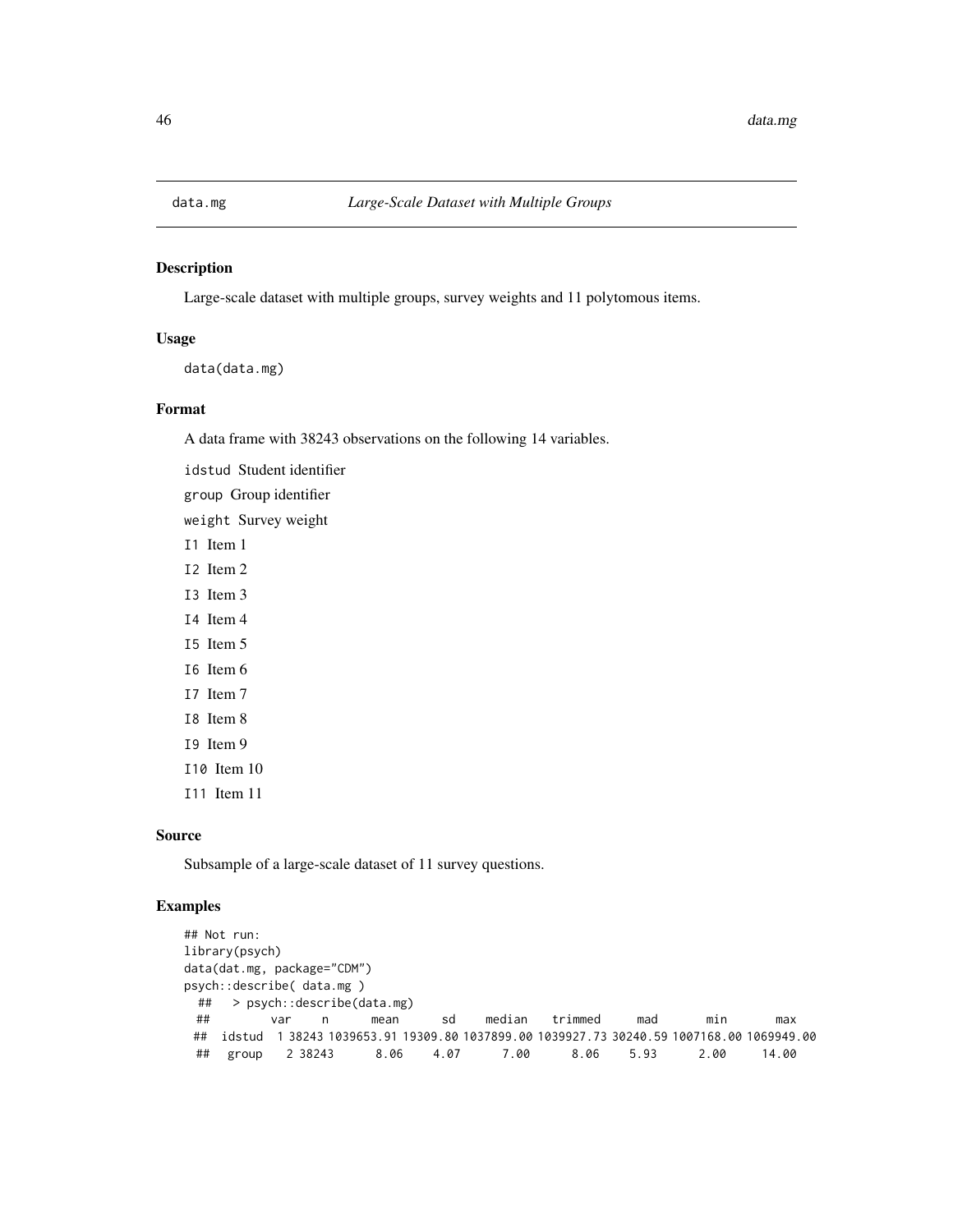data.mg *Large-Scale Dataset with Multiple Groups*

## Description

Large-scale dataset with multiple groups, survey weights and 11 polytomous items.

## Usage

```
data(data.mg)
```

## Format

A data frame with 38243 observations on the following 14 variables.

`idstud` Student identifier

`group` Group identifier

`weight` Survey weight

`I1` Item 1

`I2` Item 2

`I3` Item 3

`I4` Item 4

`I5` Item 5

`I6` Item 6

`I7` Item 7

`I8` Item 8

`I9` Item 9

`I10` Item 10

`I11` Item 11

## Source

Subsample of a large-scale dataset of 11 survey questions.

## Examples

```
## Not run:
library(psych)
data(dat.mg, package="CDM")
psych::describe( data.mg )
  ##   > psych::describe(data.mg)
  ##        var     n       mean       sd     median    trimmed      mad        min        max
  ##  idstud  1 38243 1039653.91 19309.80 1037899.00 1039927.73 30240.59 1007168.00 1069949.00
  ##   group   2 38243       8.06     4.07       7.00       8.06     5.93       2.00      14.00
```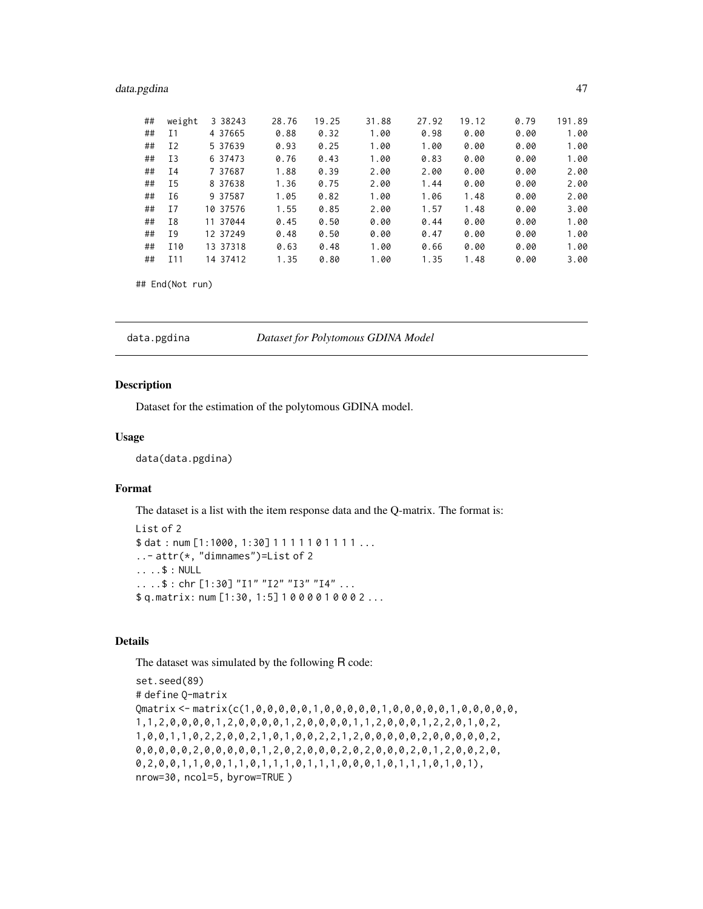```
## weight    3 38243     28.76   19.25    31.88    27.92   19.12     0.79   191.89
## I1        4 37665      0.88    0.32     1.00     0.98    0.00     0.00     1.00
## I2        5 37639      0.93    0.25     1.00     1.00    0.00     0.00     1.00
## I3        6 37473      0.76    0.43     1.00     0.83    0.00     0.00     1.00
## I4        7 37687      1.88    0.39     2.00     2.00    0.00     0.00     2.00
## I5        8 37638      1.36    0.75     2.00     1.44    0.00     0.00     2.00
## I6        9 37587      1.05    0.82     1.00     1.06    1.48     0.00     2.00
## I7       10 37576      1.55    0.85     2.00     1.57    1.48     0.00     3.00
## I8       11 37044      0.45    0.50     0.00     0.44    0.00     0.00     1.00
## I9       12 37249      0.48    0.50     0.00     0.47    0.00     0.00     1.00
## I10      13 37318      0.63    0.48     1.00     0.66    0.00     0.00     1.00
## I11      14 37412      1.35    0.80     1.00     1.35    1.48     0.00     3.00

## End(Not run)
```

---

data.pgdina *Dataset for Polytomous GDINA Model*

---

## Description

Dataset for the estimation of the polytomous GDINA model.

## Usage

```
data(data.pgdina)
```

## Format

The dataset is a list with the item response data and the Q-matrix. The format is:

```
List of 2
$ dat : num [1:1000, 1:30] 1 1 1 1 1 0 1 1 1 1 ...
..- attr(*, "dimnames")=List of 2
.. ..$ : NULL
.. ..$ : chr [1:30] "I1" "I2" "I3" "I4" ...
$ q.matrix: num [1:30, 1:5] 1 0 0 0 0 1 0 0 0 2 ...
```

## Details

The dataset was simulated by the following R code:

```
set.seed(89)
# define Q-matrix
Qmatrix <- matrix(c(1,0,0,0,0,0,1,0,0,0,0,0,1,0,0,0,0,0,1,0,0,0,0,0,
1,1,2,0,0,0,0,1,2,0,0,0,0,1,2,0,0,0,0,1,1,2,0,0,0,1,2,2,0,1,0,2,
1,0,0,1,1,0,2,2,0,0,2,1,0,1,0,0,2,2,1,2,0,0,0,0,0,2,0,0,0,0,0,2,
0,0,0,0,0,2,0,0,0,0,0,1,2,0,2,0,0,0,2,0,2,0,0,0,2,0,1,2,0,0,2,0,
0,2,0,0,1,1,0,0,1,1,0,1,1,1,0,1,1,1,0,0,0,1,0,1,1,1,0,1,0,1),
nrow=30, ncol=5, byrow=TRUE )
```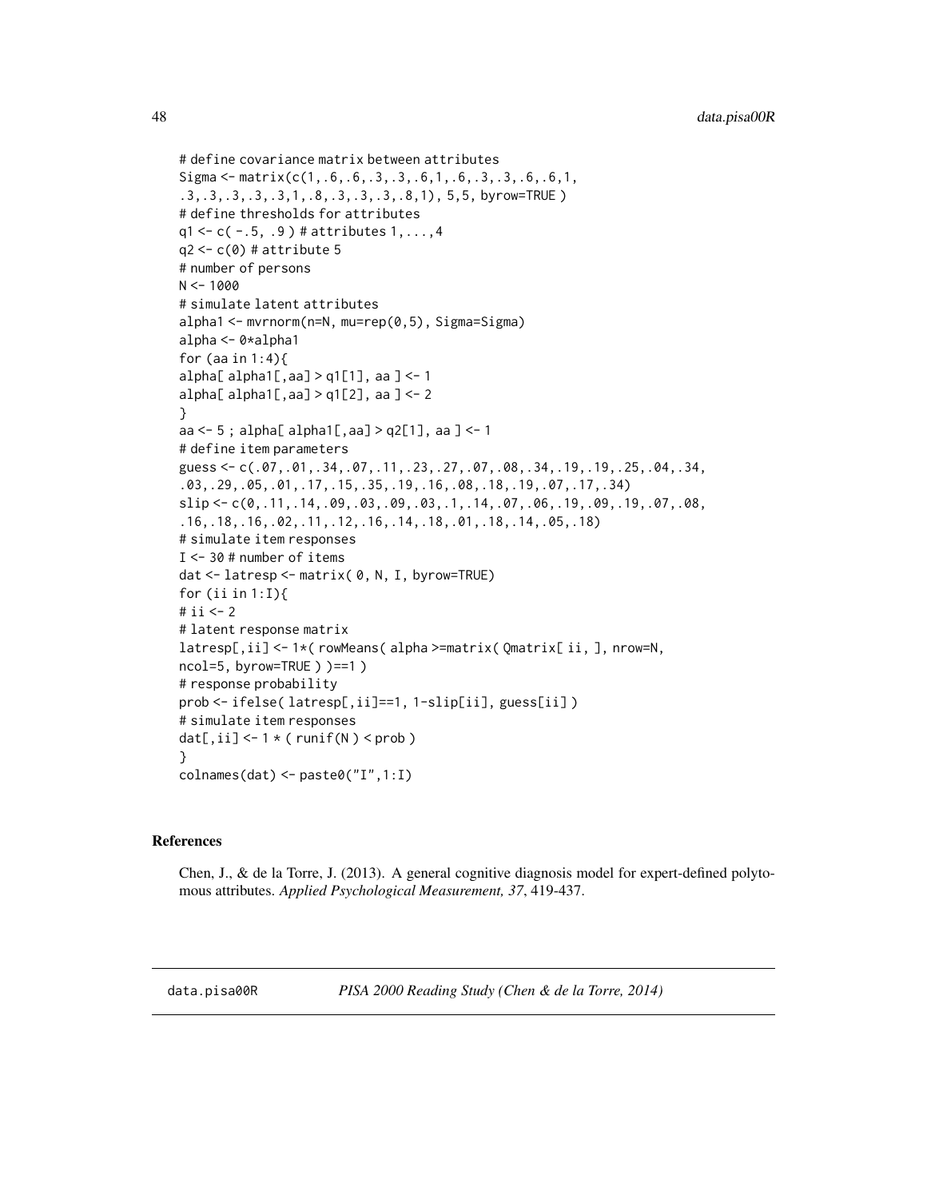```
# define covariance matrix between attributes
Sigma <- matrix(c(1,.6,.6,.3,.3,.6,1,.6,.3,.3,.6,.6,1,
.3,.3,.3,.3,.3,1,.8,.3,.3,.3,.8,1), 5,5, byrow=TRUE )
# define thresholds for attributes
q1 <- c( -.5, .9 ) # attributes 1,...,4
q2 <- c(0) # attribute 5
# number of persons
N <- 1000
# simulate latent attributes
alpha1 <- mvrnorm(n=N, mu=rep(0,5), Sigma=Sigma)
alpha <- 0*alpha1
for (aa in 1:4){
alpha[ alpha1[,aa] > q1[1], aa ] <- 1
alpha[ alpha1[,aa] > q1[2], aa ] <- 2
}
aa <- 5 ; alpha[ alpha1[,aa] > q2[1], aa ] <- 1
# define item parameters
guess <- c(.07,.01,.34,.07,.11,.23,.27,.07,.08,.34,.19,.19,.25,.04,.34,
.03,.29,.05,.01,.17,.15,.35,.19,.16,.08,.18,.19,.07,.17,.34)
slip <- c(0,.11,.14,.09,.03,.09,.03,.1,.14,.07,.06,.19,.09,.19,.07,.08,
.16,.18,.16,.02,.11,.12,.16,.14,.18,.01,.18,.14,.05,.18)
# simulate item responses
I <- 30 # number of items
dat <- latresp <- matrix( 0, N, I, byrow=TRUE)
for (ii in 1:I){
# ii <- 2
# latent response matrix
latresp[,ii] <- 1*( rowMeans( alpha >=matrix( Qmatrix[ ii, ], nrow=N,
ncol=5, byrow=TRUE ) )==1 )
# response probability
prob <- ifelse( latresp[,ii]==1, 1-slip[ii], guess[ii] )
# simulate item responses
dat[,ii] <- 1 * ( runif(N ) < prob )
}
colnames(dat) <- paste0("I",1:I)
```

## References

Chen, J., & de la Torre, J. (2013). A general cognitive diagnosis model for expert-defined polytomous attributes. *Applied Psychological Measurement, 37*, 419-437.

---

# data.pisa00R    *PISA 2000 Reading Study (Chen & de la Torre, 2014)*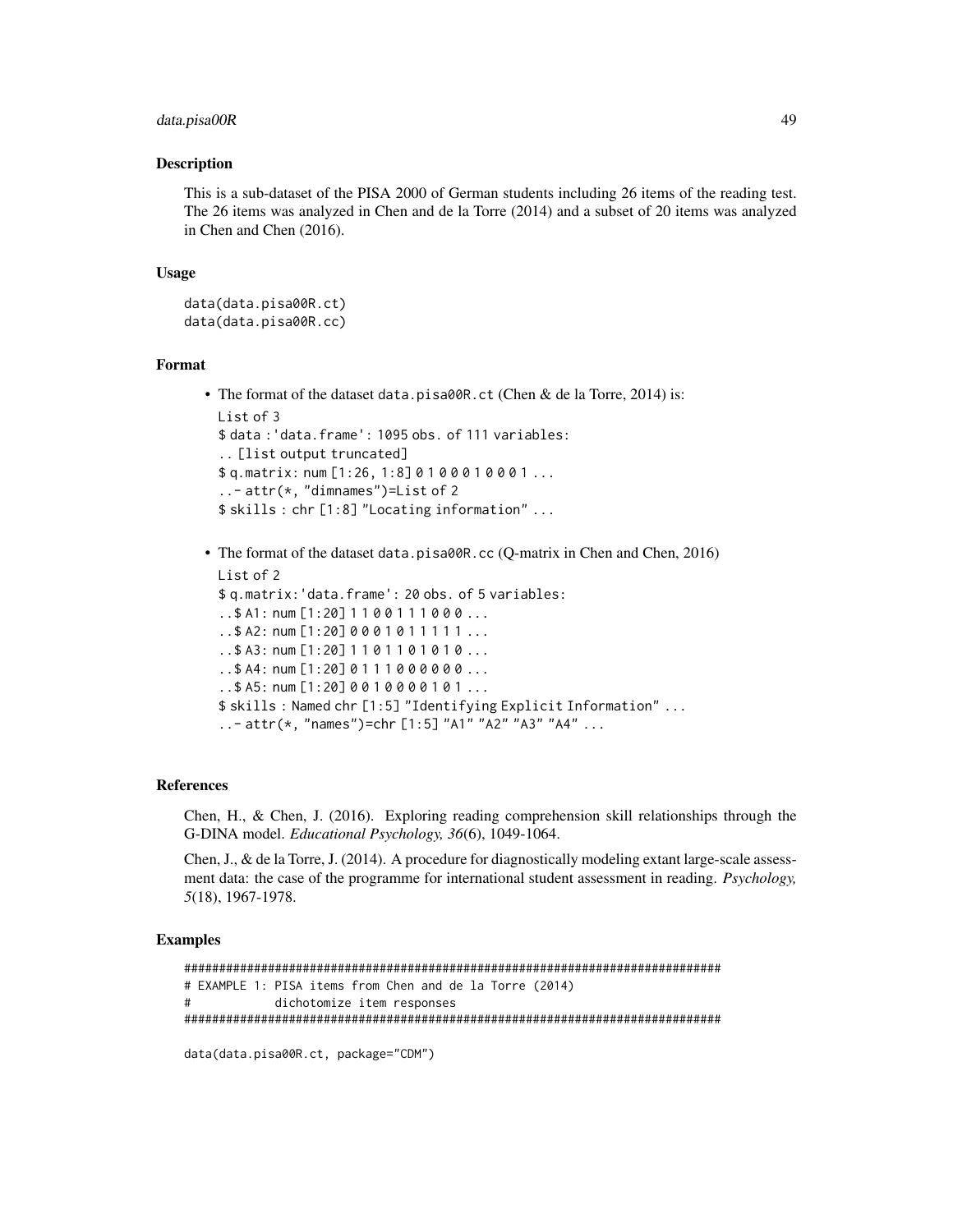### Description

This is a sub-dataset of the PISA 2000 of German students including 26 items of the reading test. The 26 items was analyzed in Chen and de la Torre (2014) and a subset of 20 items was analyzed in Chen and Chen (2016).

### Usage

```
data(data.pisa00R.ct)
data(data.pisa00R.cc)
```

### Format

- The format of the dataset `data.pisa00R.ct` (Chen & de la Torre, 2014) is:

```
List of 3
$ data :'data.frame': 1095 obs. of 111 variables:
.. [list output truncated]
$ q.matrix: num [1:26, 1:8] 0 1 0 0 0 1 0 0 0 1 ...
..- attr(*, "dimnames")=List of 2
$ skills : chr [1:8] "Locating information" ...
```

- The format of the dataset `data.pisa00R.cc` (Q-matrix in Chen and Chen, 2016)

```
List of 2
$ q.matrix:'data.frame': 20 obs. of 5 variables:
..$ A1: num [1:20] 1 1 0 0 1 1 1 0 0 0 ...
..$ A2: num [1:20] 0 0 0 1 0 1 1 1 1 1 ...
..$ A3: num [1:20] 1 1 0 1 1 0 1 0 1 0 ...
..$ A4: num [1:20] 0 1 1 1 0 0 0 0 0 0 ...
..$ A5: num [1:20] 0 0 1 0 0 0 0 1 0 1 ...
$ skills : Named chr [1:5] "Identifying Explicit Information" ...
..- attr(*, "names")=chr [1:5] "A1" "A2" "A3" "A4" ...
```

### References

Chen, H., & Chen, J. (2016). Exploring reading comprehension skill relationships through the G-DINA model. *Educational Psychology, 36*(6), 1049-1064.

Chen, J., & de la Torre, J. (2014). A procedure for diagnostically modeling extant large-scale assessment data: the case of the programme for international student assessment in reading. *Psychology, 5*(18), 1967-1978.

### Examples

```
#############################################################################
# EXAMPLE 1: PISA items from Chen and de la Torre (2014)
#            dichotomize item responses
#############################################################################

data(data.pisa00R.ct, package="CDM")
```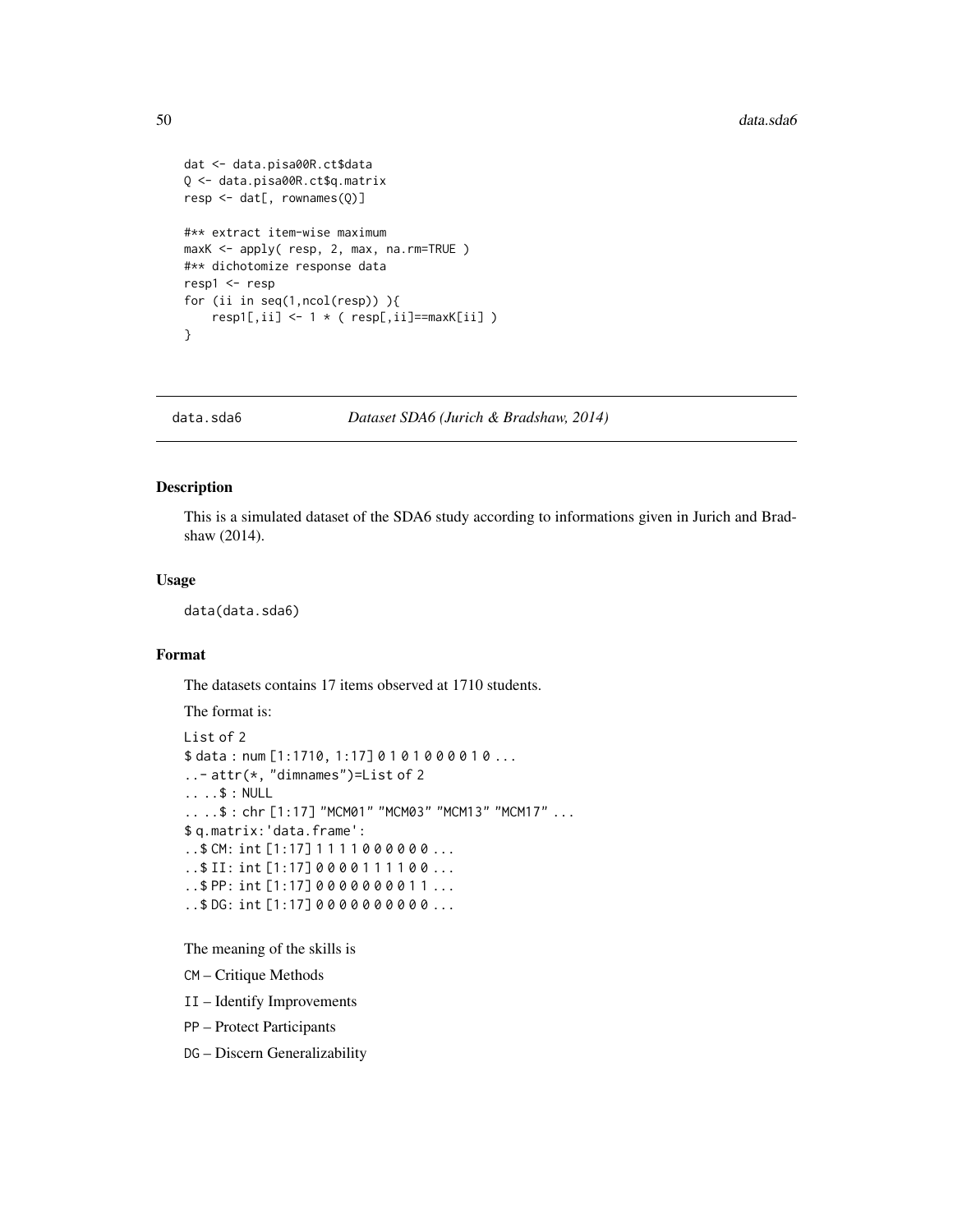```
dat <- data.pisa00R.ct$data
Q <- data.pisa00R.ct$q.matrix
resp <- dat[, rownames(Q)]

#** extract item-wise maximum
maxK <- apply( resp, 2, max, na.rm=TRUE )
#** dichotomize response data
resp1 <- resp
for (ii in seq(1,ncol(resp)) ){
    resp1[,ii] <- 1 * ( resp[,ii]==maxK[ii] )
}
```

---

## data.sda6 — *Dataset SDA6 (Jurich & Bradshaw, 2014)*

### Description

This is a simulated dataset of the SDA6 study according to informations given in Jurich and Bradshaw (2014).

### Usage

```
data(data.sda6)
```

### Format

The datasets contains 17 items observed at 1710 students.

The format is:

```
List of 2
$ data : num [1:1710, 1:17] 0 1 0 1 0 0 0 0 1 0 ...
..- attr(*, "dimnames")=List of 2
.. ..$ : NULL
.. ..$ : chr [1:17] "MCM01" "MCM03" "MCM13" "MCM17" ...
$ q.matrix:'data.frame':
..$ CM: int [1:17] 1 1 1 1 0 0 0 0 0 0 ...
..$ II: int [1:17] 0 0 0 0 1 1 1 1 0 0 ...
..$ PP: int [1:17] 0 0 0 0 0 0 0 0 1 1 ...
..$ DG: int [1:17] 0 0 0 0 0 0 0 0 0 0 ...
```

The meaning of the skills is

CM – Critique Methods

II – Identify Improvements

PP – Protect Participants

DG – Discern Generalizability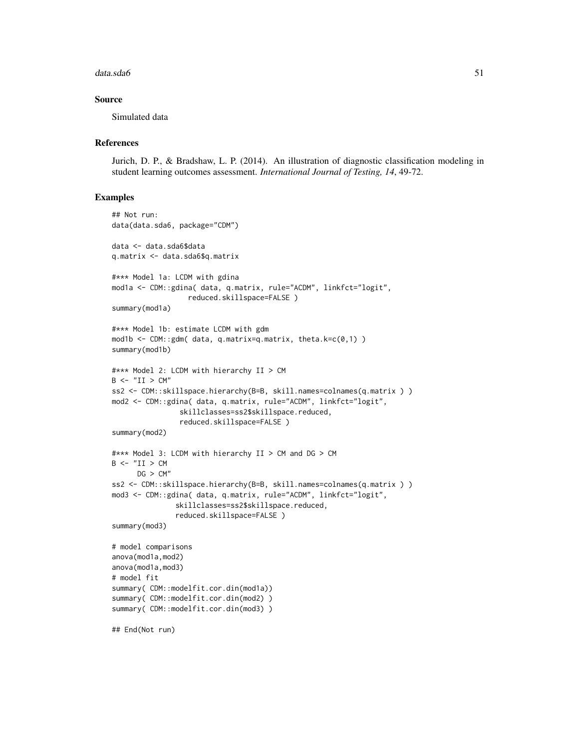### Source

Simulated data

### References

Jurich, D. P., & Bradshaw, L. P. (2014). An illustration of diagnostic classification modeling in student learning outcomes assessment. *International Journal of Testing, 14*, 49-72.

### Examples

```
## Not run:
data(data.sda6, package="CDM")

data <- data.sda6$data
q.matrix <- data.sda6$q.matrix

#*** Model 1a: LCDM with gdina
mod1a <- CDM::gdina( data, q.matrix, rule="ACDM", linkfct="logit",
                  reduced.skillspace=FALSE )
summary(mod1a)

#*** Model 1b: estimate LCDM with gdm
mod1b <- CDM::gdm( data, q.matrix=q.matrix, theta.k=c(0,1) )
summary(mod1b)

#*** Model 2: LCDM with hierarchy II > CM
B <- "II > CM"
ss2 <- CDM::skillspace.hierarchy(B=B, skill.names=colnames(q.matrix ) )
mod2 <- CDM::gdina( data, q.matrix, rule="ACDM", linkfct="logit",
                skillclasses=ss2$skillspace.reduced,
                reduced.skillspace=FALSE )
summary(mod2)

#*** Model 3: LCDM with hierarchy II > CM and DG > CM
B <- "II > CM
      DG > CM"
ss2 <- CDM::skillspace.hierarchy(B=B, skill.names=colnames(q.matrix ) )
mod3 <- CDM::gdina( data, q.matrix, rule="ACDM", linkfct="logit",
               skillclasses=ss2$skillspace.reduced,
               reduced.skillspace=FALSE )
summary(mod3)

# model comparisons
anova(mod1a,mod2)
anova(mod1a,mod3)
# model fit
summary( CDM::modelfit.cor.din(mod1a))
summary( CDM::modelfit.cor.din(mod2) )
summary( CDM::modelfit.cor.din(mod3) )

## End(Not run)
```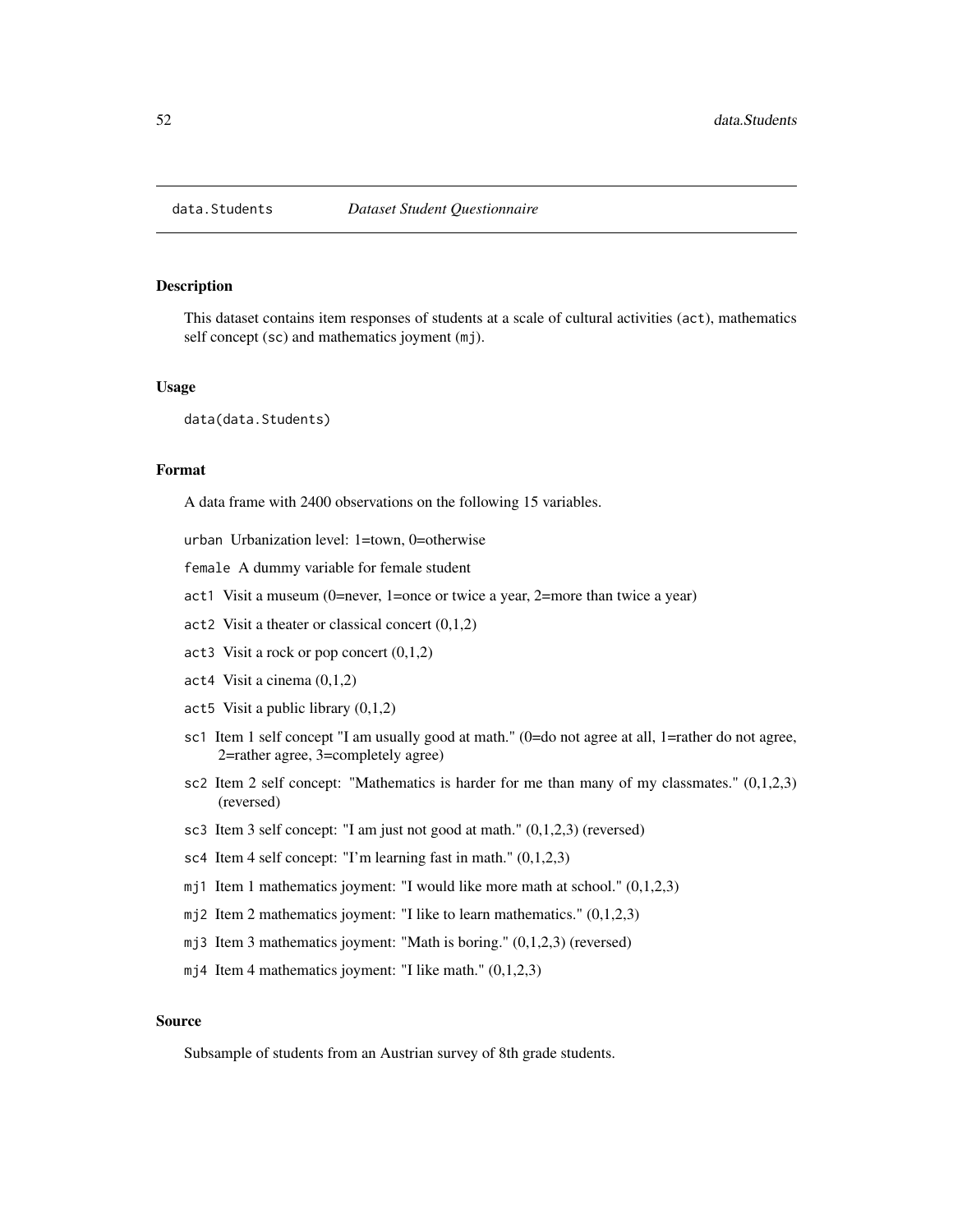## data.Students    *Dataset Student Questionnaire*

### Description

This dataset contains item responses of students at a scale of cultural activities (`act`), mathematics self concept (`sc`) and mathematics joyment (`mj`).

### Usage

```
data(data.Students)
```

### Format

A data frame with 2400 observations on the following 15 variables.

- `urban` Urbanization level: 1=town, 0=otherwise
- `female` A dummy variable for female student
- `act1` Visit a museum (0=never, 1=once or twice a year, 2=more than twice a year)
- `act2` Visit a theater or classical concert (0,1,2)
- `act3` Visit a rock or pop concert (0,1,2)
- `act4` Visit a cinema (0,1,2)
- `act5` Visit a public library (0,1,2)
- `sc1` Item 1 self concept "I am usually good at math." (0=do not agree at all, 1=rather do not agree, 2=rather agree, 3=completely agree)
- `sc2` Item 2 self concept: "Mathematics is harder for me than many of my classmates." (0,1,2,3) (reversed)
- `sc3` Item 3 self concept: "I am just not good at math." (0,1,2,3) (reversed)
- `sc4` Item 4 self concept: "I'm learning fast in math." (0,1,2,3)
- `mj1` Item 1 mathematics joyment: "I would like more math at school." (0,1,2,3)
- `mj2` Item 2 mathematics joyment: "I like to learn mathematics." (0,1,2,3)
- `mj3` Item 3 mathematics joyment: "Math is boring." (0,1,2,3) (reversed)
- `mj4` Item 4 mathematics joyment: "I like math." (0,1,2,3)

### Source

Subsample of students from an Austrian survey of 8th grade students.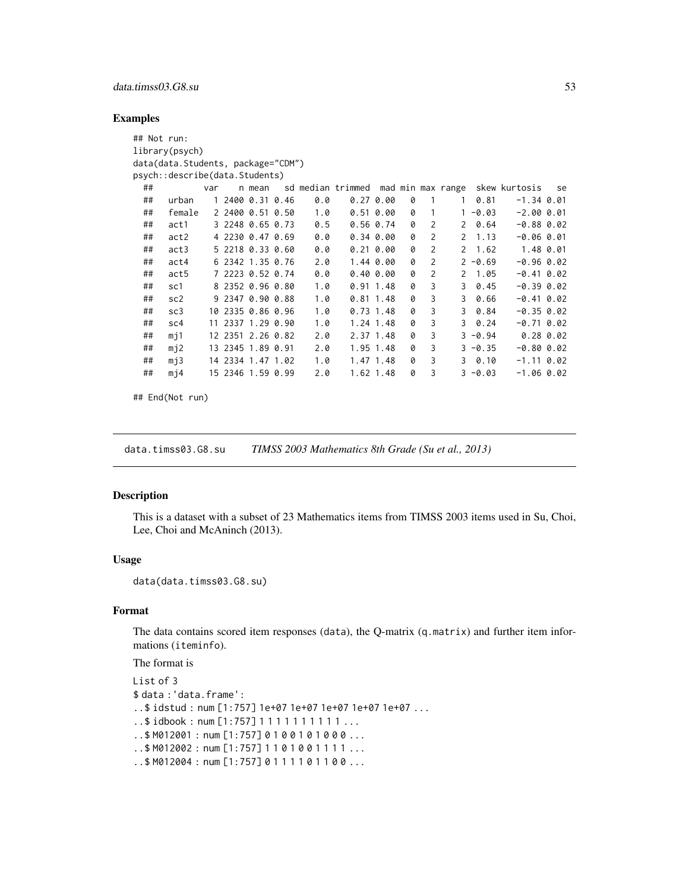### Examples

```
## Not run:
library(psych)
data(data.Students, package="CDM")
psych::describe(data.Students)
  ##          var    n mean   sd median trimmed  mad min max range  skew kurtosis   se
  ##   urban    1 2400 0.31 0.46    0.0    0.27 0.00   0   1     1  0.81    -1.34 0.01
  ##   female   2 2400 0.51 0.50    1.0    0.51 0.00   0   1     1 -0.03    -2.00 0.01
  ##   act1     3 2248 0.65 0.73    0.5    0.56 0.74   0   2     2  0.64    -0.88 0.02
  ##   act2     4 2230 0.47 0.69    0.0    0.34 0.00   0   2     2  1.13    -0.06 0.01
  ##   act3     5 2218 0.33 0.60    0.0    0.21 0.00   0   2     2  1.62     1.48 0.01
  ##   act4     6 2342 1.35 0.76    2.0    1.44 0.00   0   2     2 -0.69    -0.96 0.02
  ##   act5     7 2223 0.52 0.74    0.0    0.40 0.00   0   2     2  1.05    -0.41 0.02
  ##   sc1      8 2352 0.96 0.80    1.0    0.91 1.48   0   3     3  0.45    -0.39 0.02
  ##   sc2      9 2347 0.90 0.88    1.0    0.81 1.48   0   3     3  0.66    -0.41 0.02
  ##   sc3     10 2335 0.86 0.96    1.0    0.73 1.48   0   3     3  0.84    -0.35 0.02
  ##   sc4     11 2337 1.29 0.90    1.0    1.24 1.48   0   3     3  0.24    -0.71 0.02
  ##   mj1     12 2351 2.26 0.82    2.0    2.37 1.48   0   3     3 -0.94     0.28 0.02
  ##   mj2     13 2345 1.89 0.91    2.0    1.95 1.48   0   3     3 -0.35    -0.80 0.02
  ##   mj3     14 2334 1.47 1.02    1.0    1.47 1.48   0   3     3  0.10    -1.11 0.02
  ##   mj4     15 2346 1.59 0.99    2.0    1.62 1.48   0   3     3 -0.03    -1.06 0.02

## End(Not run)
```

---

`data.timss03.G8.su` *TIMSS 2003 Mathematics 8th Grade (Su et al., 2013)*

---

### Description

This is a dataset with a subset of 23 Mathematics items from TIMSS 2003 items used in Su, Choi, Lee, Choi and McAninch (2013).

### Usage

```
data(data.timss03.G8.su)
```

### Format

The data contains scored item responses (`data`), the Q-matrix (`q.matrix`) and further item informations (`iteminfo`).

The format is

```
List of 3
$ data : 'data.frame':
..$ idstud : num [1:757] 1e+07 1e+07 1e+07 1e+07 1e+07 ...
..$ idbook : num [1:757] 1 1 1 1 1 1 1 1 1 1 ...
..$ M012001 : num [1:757] 0 1 0 0 1 0 1 0 0 0 ...
..$ M012002 : num [1:757] 1 1 0 1 0 0 1 1 1 1 ...
..$ M012004 : num [1:757] 0 1 1 1 1 0 1 1 0 0 ...
```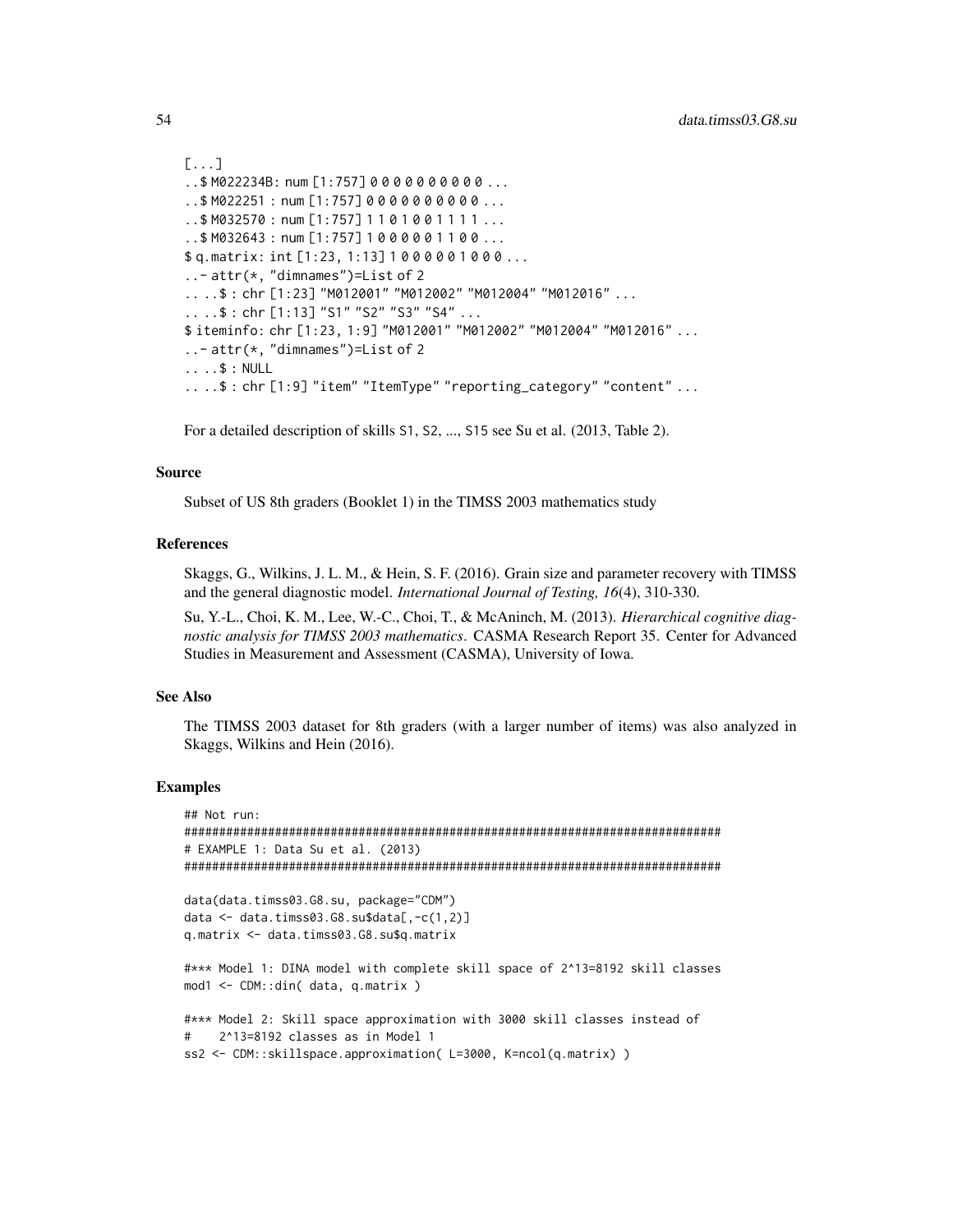```
[...]
..$ M022234B: num [1:757] 0 0 0 0 0 0 0 0 0 0 ...
..$ M022251 : num [1:757] 0 0 0 0 0 0 0 0 0 0 ...
..$ M032570 : num [1:757] 1 1 0 1 0 0 1 1 1 1 ...
..$ M032643 : num [1:757] 1 0 0 0 0 0 1 1 0 0 ...
$ q.matrix: int [1:23, 1:13] 1 0 0 0 0 0 0 1 0 0 0 ...
..- attr(*, "dimnames")=List of 2
.. ..$ : chr [1:23] "M012001" "M012002" "M012004" "M012016" ...
.. ..$ : chr [1:13] "S1" "S2" "S3" "S4" ...
$ iteminfo: chr [1:23, 1:9] "M012001" "M012002" "M012004" "M012016" ...
..- attr(*, "dimnames")=List of 2
.. ..$ : NULL
.. ..$ : chr [1:9] "item" "ItemType" "reporting_category" "content" ...
```

For a detailed description of skills S1, S2, ..., S15 see Su et al. (2013, Table 2).

### Source

Subset of US 8th graders (Booklet 1) in the TIMSS 2003 mathematics study

### References

Skaggs, G., Wilkins, J. L. M., & Hein, S. F. (2016). Grain size and parameter recovery with TIMSS and the general diagnostic model. *International Journal of Testing, 16*(4), 310-330.

Su, Y.-L., Choi, K. M., Lee, W.-C., Choi, T., & McAninch, M. (2013). *Hierarchical cognitive diagnostic analysis for TIMSS 2003 mathematics*. CASMA Research Report 35. Center for Advanced Studies in Measurement and Assessment (CASMA), University of Iowa.

### See Also

The TIMSS 2003 dataset for 8th graders (with a larger number of items) was also analyzed in Skaggs, Wilkins and Hein (2016).

### Examples

```
## Not run:
#############################################################################
# EXAMPLE 1: Data Su et al. (2013)
#############################################################################

data(data.timss03.G8.su, package="CDM")
data <- data.timss03.G8.su$data[,-c(1,2)]
q.matrix <- data.timss03.G8.su$q.matrix

#*** Model 1: DINA model with complete skill space of 2^13=8192 skill classes
mod1 <- CDM::din( data, q.matrix )

#*** Model 2: Skill space approximation with 3000 skill classes instead of
#    2^13=8192 classes as in Model 1
ss2 <- CDM::skillspace.approximation( L=3000, K=ncol(q.matrix) )
```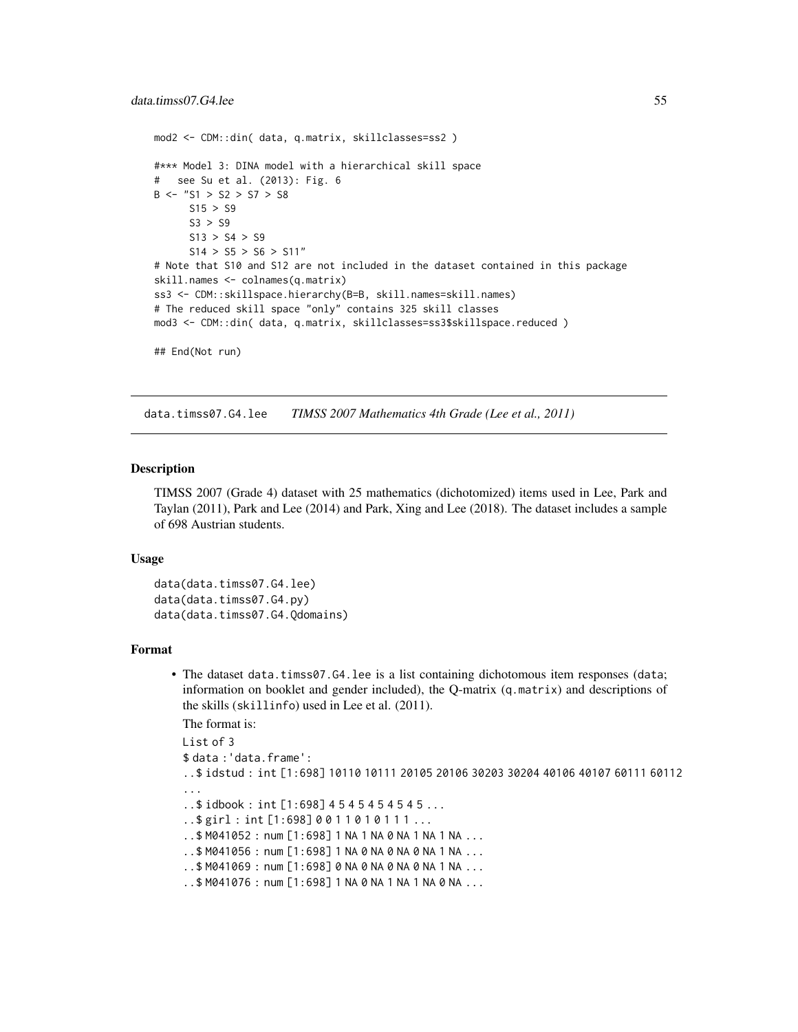```
mod2 <- CDM::din( data, q.matrix, skillclasses=ss2 )

#*** Model 3: DINA model with a hierarchical skill space
#   see Su et al. (2013): Fig. 6
B <- "S1 > S2 > S7 > S8
      S15 > S9
      S3 > S9
      S13 > S4 > S9
      S14 > S5 > S6 > S11"
# Note that S10 and S12 are not included in the dataset contained in this package
skill.names <- colnames(q.matrix)
ss3 <- CDM::skillspace.hierarchy(B=B, skill.names=skill.names)
# The reduced skill space "only" contains 325 skill classes
mod3 <- CDM::din( data, q.matrix, skillclasses=ss3$skillspace.reduced )

## End(Not run)
```

---

data.timss07.G4.lee &emsp; *TIMSS 2007 Mathematics 4th Grade (Lee et al., 2011)*

---

### Description

TIMSS 2007 (Grade 4) dataset with 25 mathematics (dichotomized) items used in Lee, Park and Taylan (2011), Park and Lee (2014) and Park, Xing and Lee (2018). The dataset includes a sample of 698 Austrian students.

### Usage

```
data(data.timss07.G4.lee)
data(data.timss07.G4.py)
data(data.timss07.G4.Qdomains)
```

### Format

- The dataset `data.timss07.G4.lee` is a list containing dichotomous item responses (`data`; information on booklet and gender included), the Q-matrix (`q.matrix`) and descriptions of the skills (`skillinfo`) used in Lee et al. (2011).

  The format is:

  ```
  List of 3
  $ data :'data.frame':
  ..$ idstud : int [1:698] 10110 10111 20105 20106 30203 30204 40106 40107 60111 60112
  ...
  ..$ idbook : int [1:698] 4 5 4 5 4 5 4 5 4 5 ...
  ..$ girl : int [1:698] 0 0 1 1 0 1 0 1 1 1 ...
  ..$ M041052 : num [1:698] 1 NA 1 NA 0 NA 1 NA 1 NA ...
  ..$ M041056 : num [1:698] 1 NA 0 NA 0 NA 0 NA 1 NA ...
  ..$ M041069 : num [1:698] 0 NA 0 NA 0 NA 0 NA 1 NA ...
  ..$ M041076 : num [1:698] 1 NA 0 NA 1 NA 1 NA 0 NA ...
  ```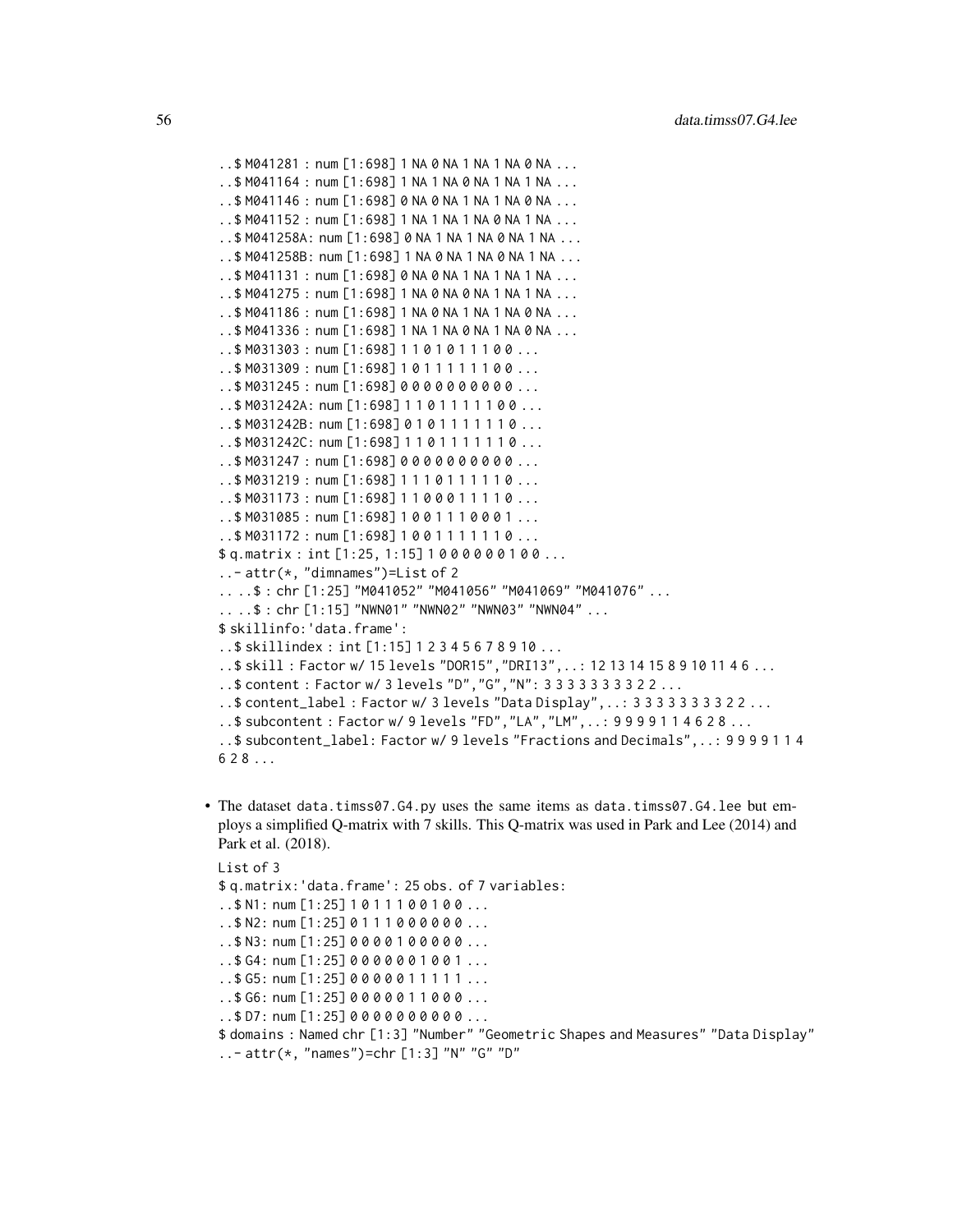```
..$ M041281 : num [1:698] 1 NA 0 NA 1 NA 1 NA 0 NA ...
..$ M041164 : num [1:698] 1 NA 1 NA 0 NA 1 NA 1 NA ...
..$ M041146 : num [1:698] 0 NA 0 NA 1 NA 1 NA 0 NA ...
..$ M041152 : num [1:698] 1 NA 1 NA 1 NA 0 NA 1 NA ...
..$ M041258A: num [1:698] 0 NA 1 NA 1 NA 0 NA 1 NA ...
..$ M041258B: num [1:698] 1 NA 0 NA 1 NA 0 NA 1 NA ...
..$ M041131 : num [1:698] 0 NA 0 NA 1 NA 1 NA 1 NA ...
..$ M041275 : num [1:698] 1 NA 0 NA 0 NA 1 NA 1 NA ...
..$ M041186 : num [1:698] 1 NA 0 NA 1 NA 1 NA 0 NA ...
..$ M041336 : num [1:698] 1 NA 1 NA 0 NA 1 NA 0 NA ...
..$ M031303 : num [1:698] 1 1 0 1 0 1 1 1 0 0 ...
..$ M031309 : num [1:698] 1 0 1 1 1 1 1 1 0 0 ...
..$ M031245 : num [1:698] 0 0 0 0 0 0 0 0 0 0 ...
..$ M031242A: num [1:698] 1 1 0 1 1 1 1 1 0 0 ...
..$ M031242B: num [1:698] 0 1 0 1 1 1 1 1 1 0 ...
..$ M031242C: num [1:698] 1 1 0 1 1 1 1 1 1 0 ...
..$ M031247 : num [1:698] 0 0 0 0 0 0 0 0 0 0 ...
..$ M031219 : num [1:698] 1 1 1 0 1 1 1 1 1 0 ...
..$ M031173 : num [1:698] 1 1 0 0 0 1 1 1 1 0 ...
..$ M031085 : num [1:698] 1 0 0 1 1 1 0 0 0 1 ...
..$ M031172 : num [1:698] 1 0 0 1 1 1 1 1 1 0 ...
$ q.matrix : int [1:25, 1:15] 1 0 0 0 0 0 0 1 0 0 ...
..- attr(*, "dimnames")=List of 2
.. ..$ : chr [1:25] "M041052" "M041056" "M041069" "M041076" ...
.. ..$ : chr [1:15] "NWN01" "NWN02" "NWN03" "NWN04" ...
$ skillinfo:'data.frame':
..$ skillindex : int [1:15] 1 2 3 4 5 6 7 8 9 10 ...
..$ skill : Factor w/ 15 levels "DOR15","DRI13",..: 12 13 14 15 8 9 10 11 4 6 ...
..$ content : Factor w/ 3 levels "D","G","N": 3 3 3 3 3 3 3 3 2 2 ...
..$ content_label : Factor w/ 3 levels "Data Display",..: 3 3 3 3 3 3 3 3 2 2 ...
..$ subcontent : Factor w/ 9 levels "FD","LA","LM",..: 9 9 9 9 1 1 4 6 2 8 ...
..$ subcontent_label: Factor w/ 9 levels "Fractions and Decimals",..: 9 9 9 9 1 1 4
6 2 8 ...
```

- The dataset `data.timss07.G4.py` uses the same items as `data.timss07.G4.lee` but employs a simplified Q-matrix with 7 skills. This Q-matrix was used in Park and Lee (2014) and Park et al. (2018).

```
List of 3
$ q.matrix:'data.frame': 25 obs. of 7 variables:
..$ N1: num [1:25] 1 0 1 1 1 0 0 1 0 0 ...
..$ N2: num [1:25] 0 1 1 1 0 0 0 0 0 0 ...
..$ N3: num [1:25] 0 0 0 0 1 0 0 0 0 0 ...
..$ G4: num [1:25] 0 0 0 0 0 0 1 0 0 1 ...
..$ G5: num [1:25] 0 0 0 0 0 1 1 1 1 1 ...
..$ G6: num [1:25] 0 0 0 0 0 1 1 0 0 0 ...
..$ D7: num [1:25] 0 0 0 0 0 0 0 0 0 0 ...
$ domains : Named chr [1:3] "Number" "Geometric Shapes and Measures" "Data Display"
..- attr(*, "names")=chr [1:3] "N" "G" "D"
```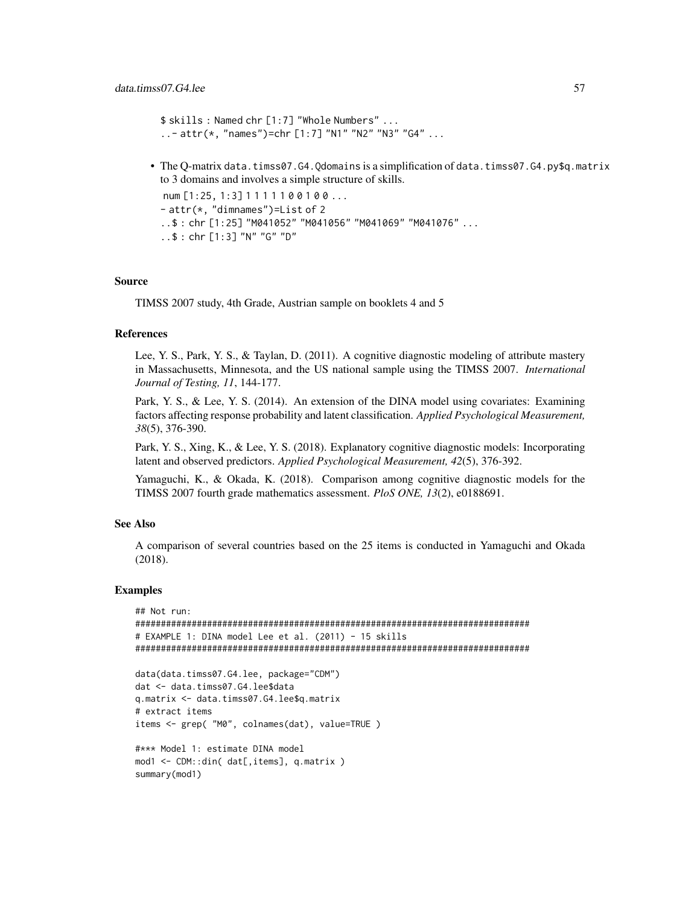```
$ skills : Named chr [1:7] "Whole Numbers" ...
..- attr(*, "names")=chr [1:7] "N1" "N2" "N3" "G4" ...
```

- The Q-matrix `data.timss07.G4.Qdomains` is a simplification of `data.timss07.G4.py$q.matrix` to 3 domains and involves a simple structure of skills.

```
num [1:25, 1:3] 1 1 1 1 1 1 0 0 1 0 0 ...
- attr(*, "dimnames")=List of 2
..$ : chr [1:25] "M041052" "M041056" "M041069" "M041076" ...
..$ : chr [1:3] "N" "G" "D"
```

### Source

TIMSS 2007 study, 4th Grade, Austrian sample on booklets 4 and 5

### References

Lee, Y. S., Park, Y. S., & Taylan, D. (2011). A cognitive diagnostic modeling of attribute mastery in Massachusetts, Minnesota, and the US national sample using the TIMSS 2007. *International Journal of Testing, 11*, 144-177.

Park, Y. S., & Lee, Y. S. (2014). An extension of the DINA model using covariates: Examining factors affecting response probability and latent classification. *Applied Psychological Measurement, 38*(5), 376-390.

Park, Y. S., Xing, K., & Lee, Y. S. (2018). Explanatory cognitive diagnostic models: Incorporating latent and observed predictors. *Applied Psychological Measurement, 42*(5), 376-392.

Yamaguchi, K., & Okada, K. (2018). Comparison among cognitive diagnostic models for the TIMSS 2007 fourth grade mathematics assessment. *PloS ONE, 13*(2), e0188691.

### See Also

A comparison of several countries based on the 25 items is conducted in Yamaguchi and Okada (2018).

### Examples

```
## Not run:
#############################################################################
# EXAMPLE 1: DINA model Lee et al. (2011) - 15 skills
#############################################################################

data(data.timss07.G4.lee, package="CDM")
dat <- data.timss07.G4.lee$data
q.matrix <- data.timss07.G4.lee$q.matrix
# extract items
items <- grep( "M0", colnames(dat), value=TRUE )

#*** Model 1: estimate DINA model
mod1 <- CDM::din( dat[,items], q.matrix )
summary(mod1)
```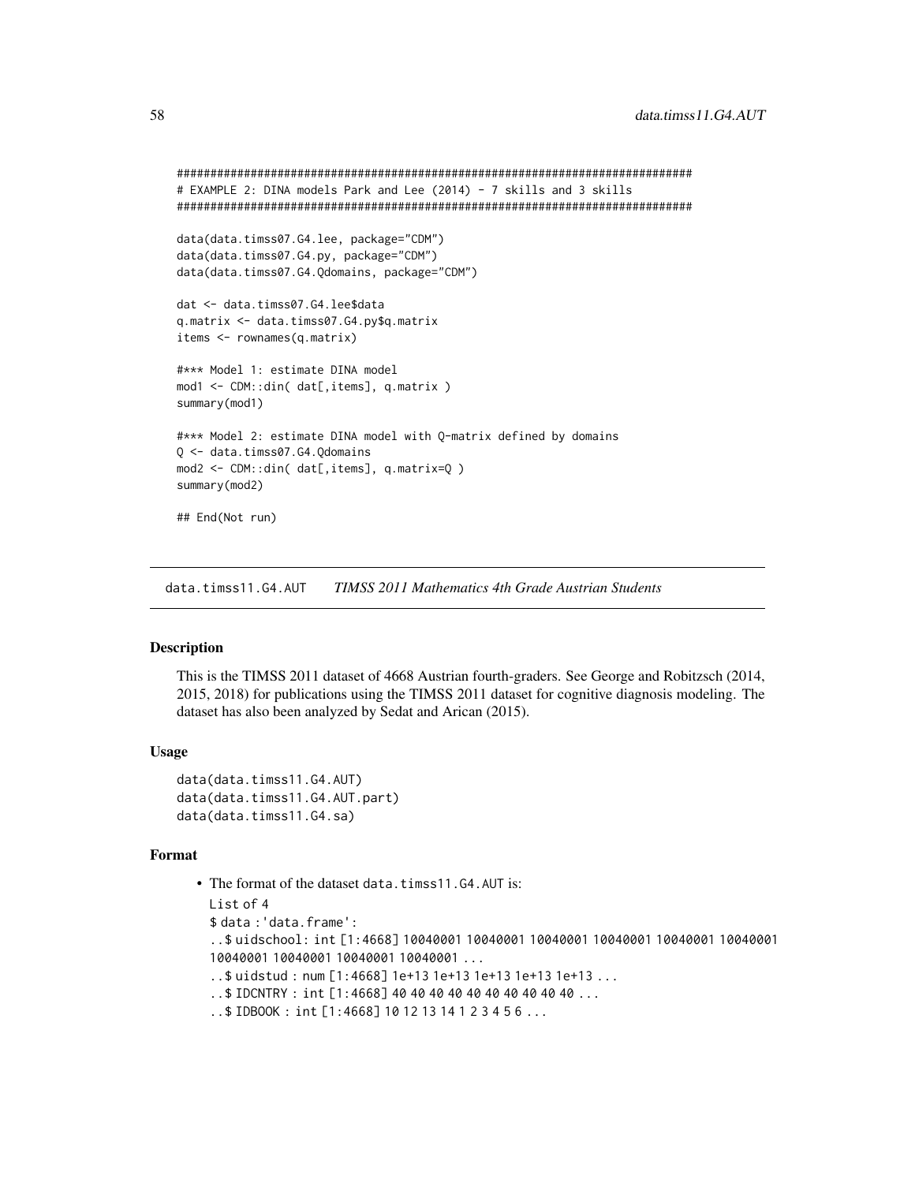```
#############################################################################
# EXAMPLE 2: DINA models Park and Lee (2014) - 7 skills and 3 skills
#############################################################################

data(data.timss07.G4.lee, package="CDM")
data(data.timss07.G4.py, package="CDM")
data(data.timss07.G4.Qdomains, package="CDM")

dat <- data.timss07.G4.lee$data
q.matrix <- data.timss07.G4.py$q.matrix
items <- rownames(q.matrix)

#*** Model 1: estimate DINA model
mod1 <- CDM::din( dat[,items], q.matrix )
summary(mod1)

#*** Model 2: estimate DINA model with Q-matrix defined by domains
Q <- data.timss07.G4.Qdomains
mod2 <- CDM::din( dat[,items], q.matrix=Q )
summary(mod2)

## End(Not run)
```

---

data.timss11.G4.AUT &nbsp;&nbsp;&nbsp; *TIMSS 2011 Mathematics 4th Grade Austrian Students*

---

## Description

This is the TIMSS 2011 dataset of 4668 Austrian fourth-graders. See George and Robitzsch (2014, 2015, 2018) for publications using the TIMSS 2011 dataset for cognitive diagnosis modeling. The dataset has also been analyzed by Sedat and Arican (2015).

## Usage

```
data(data.timss11.G4.AUT)
data(data.timss11.G4.AUT.part)
data(data.timss11.G4.sa)
```

## Format

- The format of the dataset data.timss11.G4.AUT is:

  ```
  List of 4
  $ data :'data.frame':
  ..$ uidschool: int [1:4668] 10040001 10040001 10040001 10040001 10040001 10040001
  10040001 10040001 10040001 10040001 ...
  ..$ uidstud : num [1:4668] 1e+13 1e+13 1e+13 1e+13 1e+13 1e+13 ...
  ..$ IDCNTRY : int [1:4668] 40 40 40 40 40 40 40 40 40 40 ...
  ..$ IDBOOK : int [1:4668] 10 12 13 14 1 2 3 4 5 6 ...
  ```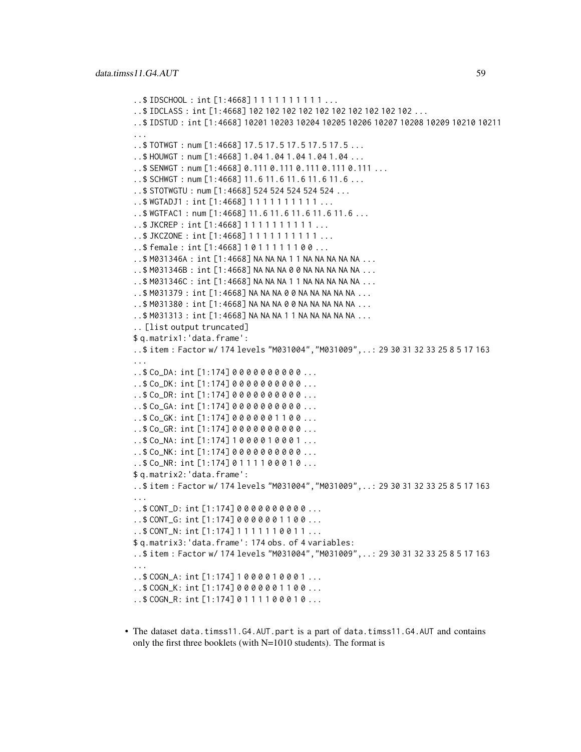```
..$ IDSCHOOL : int [1:4668] 1 1 1 1 1 1 1 1 1 1 ...
..$ IDCLASS : int [1:4668] 102 102 102 102 102 102 102 102 102 102 ...
..$ IDSTUD : int [1:4668] 10201 10203 10204 10205 10206 10207 10208 10209 10210 10211
...
..$ TOTWGT : num [1:4668] 17.5 17.5 17.5 17.5 17.5 ...
..$ HOUWGT : num [1:4668] 1.04 1.04 1.04 1.04 1.04 ...
..$ SENWGT : num [1:4668] 0.111 0.111 0.111 0.111 0.111 ...
..$ SCHWGT : num [1:4668] 11.6 11.6 11.6 11.6 11.6 ...
..$ STOTWGTU : num [1:4668] 524 524 524 524 524 ...
..$ WGTADJ1 : int [1:4668] 1 1 1 1 1 1 1 1 1 1 ...
..$ WGTFAC1 : num [1:4668] 11.6 11.6 11.6 11.6 11.6 ...
..$ JKCREP : int [1:4668] 1 1 1 1 1 1 1 1 1 1 ...
..$ JKCZONE : int [1:4668] 1 1 1 1 1 1 1 1 1 1 ...
..$ female : int [1:4668] 1 0 1 1 1 1 1 1 0 0 ...
..$ M031346A : int [1:4668] NA NA NA 1 1 NA NA NA NA NA ...
..$ M031346B : int [1:4668] NA NA NA 0 0 NA NA NA NA NA ...
..$ M031346C : int [1:4668] NA NA NA 1 1 NA NA NA NA NA ...
..$ M031379 : int [1:4668] NA NA NA 0 0 NA NA NA NA NA ...
..$ M031380 : int [1:4668] NA NA NA 0 0 NA NA NA NA NA ...
..$ M031313 : int [1:4668] NA NA NA 1 1 NA NA NA NA NA ...
.. [list output truncated]
$ q.matrix1:'data.frame':
..$ item : Factor w/ 174 levels "M031004","M031009",..: 29 30 31 32 33 25 8 5 17 163
...
..$ Co_DA: int [1:174] 0 0 0 0 0 0 0 0 0 0 ...
..$ Co_DK: int [1:174] 0 0 0 0 0 0 0 0 0 0 ...
..$ Co_DR: int [1:174] 0 0 0 0 0 0 0 0 0 0 ...
..$ Co_GA: int [1:174] 0 0 0 0 0 0 0 0 0 0 ...
..$ Co_GK: int [1:174] 0 0 0 0 0 0 0 1 1 0 0 ...
..$ Co_GR: int [1:174] 0 0 0 0 0 0 0 0 0 0 ...
..$ Co_NA: int [1:174] 1 0 0 0 0 0 1 0 0 0 1 ...
..$ Co_NK: int [1:174] 0 0 0 0 0 0 0 0 0 0 ...
..$ Co_NR: int [1:174] 0 1 1 1 1 1 0 0 0 1 0 ...
$ q.matrix2:'data.frame':
..$ item : Factor w/ 174 levels "M031004","M031009",..: 29 30 31 32 33 25 8 5 17 163
...
..$ CONT_D: int [1:174] 0 0 0 0 0 0 0 0 0 0 ...
..$ CONT_G: int [1:174] 0 0 0 0 0 0 0 1 1 0 0 ...
..$ CONT_N: int [1:174] 1 1 1 1 1 1 1 0 0 1 1 ...
$ q.matrix3:'data.frame': 174 obs. of 4 variables:
..$ item : Factor w/ 174 levels "M031004","M031009",..: 29 30 31 32 33 25 8 5 17 163
...
..$ COGN_A: int [1:174] 1 0 0 0 0 0 1 0 0 0 1 ...
..$ COGN_K: int [1:174] 0 0 0 0 0 0 0 1 1 0 0 ...
..$ COGN_R: int [1:174] 0 1 1 1 1 1 0 0 0 1 0 ...
```

- The dataset `data.timss11.G4.AUT.part` is a part of `data.timss11.G4.AUT` and contains only the first three booklets (with N=1010 students). The format is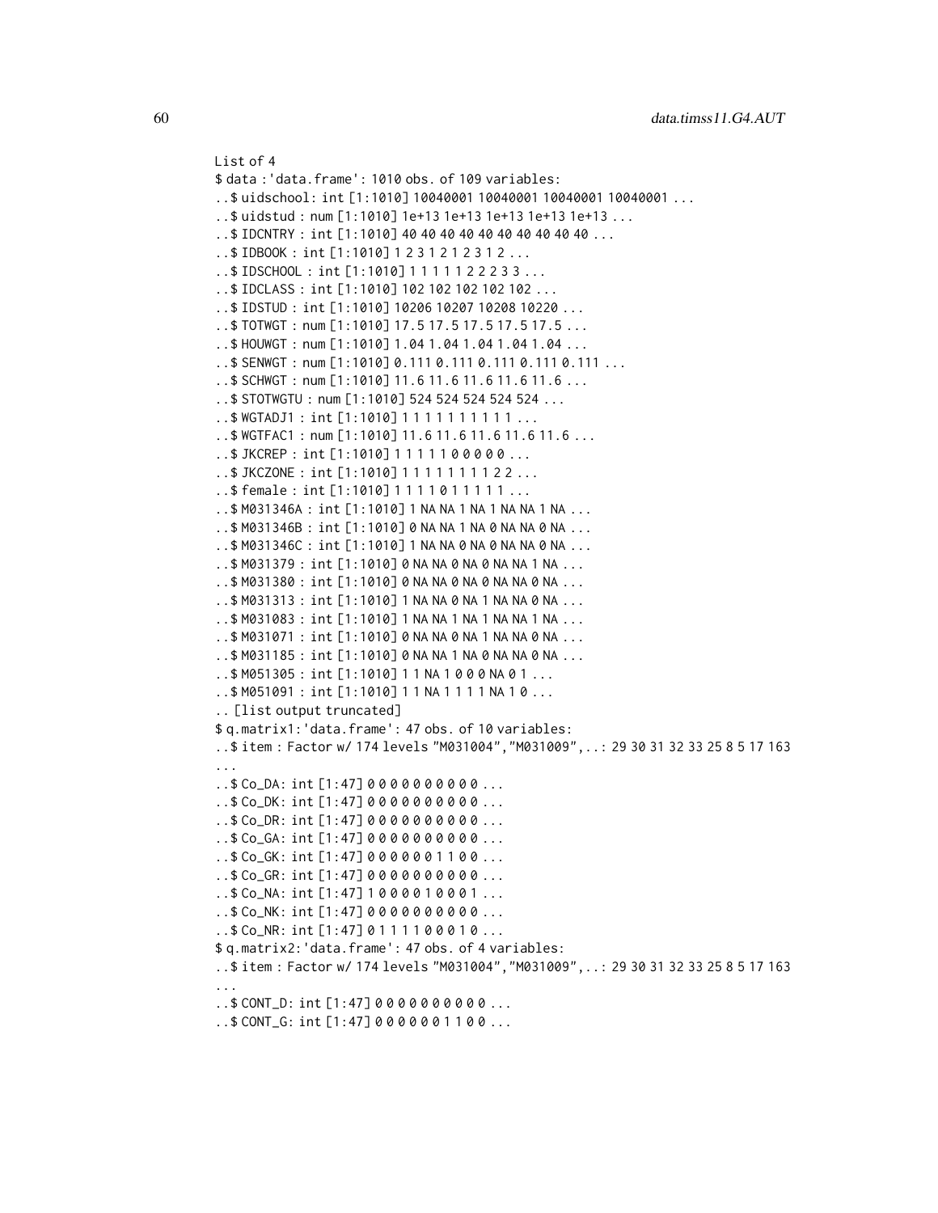```
List of 4
$ data :'data.frame': 1010 obs. of 109 variables:
..$ uidschool: int [1:1010] 10040001 10040001 10040001 10040001 ...
..$ uidstud : num [1:1010] 1e+13 1e+13 1e+13 1e+13 1e+13 ...
..$ IDCNTRY : int [1:1010] 40 40 40 40 40 40 40 40 40 40 ...
..$ IDBOOK : int [1:1010] 1 2 3 1 2 1 2 3 1 2 ...
..$ IDSCHOOL : int [1:1010] 1 1 1 1 1 1 2 2 2 3 3 ...
..$ IDCLASS : int [1:1010] 102 102 102 102 102 ...
..$ IDSTUD : int [1:1010] 10206 10207 10208 10220 ...
..$ TOTWGT : num [1:1010] 17.5 17.5 17.5 17.5 17.5 ...
..$ HOUWGT : num [1:1010] 1.04 1.04 1.04 1.04 1.04 ...
..$ SENWGT : num [1:1010] 0.111 0.111 0.111 0.111 0.111 ...
..$ SCHWGT : num [1:1010] 11.6 11.6 11.6 11.6 11.6 ...
..$ STOTWGTU : num [1:1010] 524 524 524 524 524 ...
..$ WGTADJ1 : int [1:1010] 1 1 1 1 1 1 1 1 1 1 ...
..$ WGTFAC1 : num [1:1010] 11.6 11.6 11.6 11.6 11.6 ...
..$ JKCREP : int [1:1010] 1 1 1 1 1 1 0 0 0 0 0 ...
..$ JKCZONE : int [1:1010] 1 1 1 1 1 1 1 1 1 2 2 ...
..$ female : int [1:1010] 1 1 1 1 0 1 1 1 1 1 ...
..$ M031346A : int [1:1010] 1 NA NA 1 NA 1 NA NA 1 NA ...
..$ M031346B : int [1:1010] 0 NA NA 1 NA 0 NA NA 0 NA ...
..$ M031346C : int [1:1010] 1 NA NA 0 NA 0 NA NA 0 NA ...
..$ M031379 : int [1:1010] 0 NA NA 0 NA 0 NA NA 1 NA ...
..$ M031380 : int [1:1010] 0 NA NA 0 NA 0 NA NA 0 NA ...
..$ M031313 : int [1:1010] 1 NA NA 0 NA 1 NA NA 0 NA ...
..$ M031083 : int [1:1010] 1 NA NA 1 NA 1 NA NA 1 NA ...
..$ M031071 : int [1:1010] 0 NA NA 0 NA 1 NA NA 0 NA ...
..$ M031185 : int [1:1010] 0 NA NA 1 NA 0 NA NA 0 NA ...
..$ M051305 : int [1:1010] 1 1 NA 1 0 0 0 NA 0 1 ...
..$ M051091 : int [1:1010] 1 1 NA 1 1 1 1 NA 1 0 ...
.. [list output truncated]
$ q.matrix1:'data.frame': 47 obs. of 10 variables:
..$ item : Factor w/ 174 levels "M031004","M031009",..: 29 30 31 32 33 25 8 5 17 163
...
..$ Co_DA: int [1:47] 0 0 0 0 0 0 0 0 0 0 ...
..$ Co_DK: int [1:47] 0 0 0 0 0 0 0 0 0 0 ...
..$ Co_DR: int [1:47] 0 0 0 0 0 0 0 0 0 0 ...
..$ Co_GA: int [1:47] 0 0 0 0 0 0 0 0 0 0 ...
..$ Co_GK: int [1:47] 0 0 0 0 0 0 0 1 1 0 0 ...
..$ Co_GR: int [1:47] 0 0 0 0 0 0 0 0 0 0 ...
..$ Co_NA: int [1:47] 1 0 0 0 0 1 0 0 0 1 ...
..$ Co_NK: int [1:47] 0 0 0 0 0 0 0 0 0 0 ...
..$ Co_NR: int [1:47] 0 1 1 1 1 0 0 0 1 0 ...
$ q.matrix2:'data.frame': 47 obs. of 4 variables:
..$ item : Factor w/ 174 levels "M031004","M031009",..: 29 30 31 32 33 25 8 5 17 163
...
..$ CONT_D: int [1:47] 0 0 0 0 0 0 0 0 0 0 ...
..$ CONT_G: int [1:47] 0 0 0 0 0 0 0 1 1 0 0 ...
```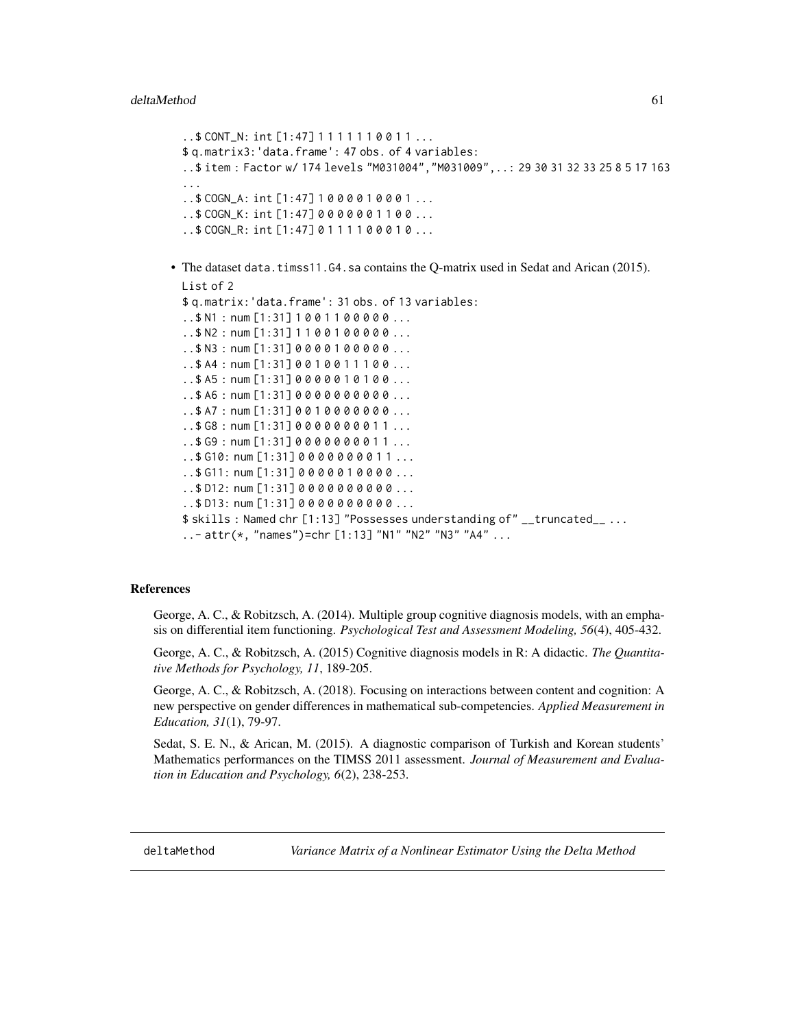```
..$ CONT_N: int [1:47] 1 1 1 1 1 1 0 0 1 1 ...
$ q.matrix3:'data.frame': 47 obs. of 4 variables:
..$ item : Factor w/ 174 levels "M031004","M031009",..: 29 30 31 32 33 25 8 5 17 163
...
..$ COGN_A: int [1:47] 1 0 0 0 0 1 0 0 0 1 ...
..$ COGN_K: int [1:47] 0 0 0 0 0 0 1 1 0 0 ...
..$ COGN_R: int [1:47] 0 1 1 1 1 0 0 0 1 0 ...
```

- The dataset `data.timss11.G4.sa` contains the Q-matrix used in Sedat and Arican (2015).

```
List of 2
$ q.matrix:'data.frame': 31 obs. of 13 variables:
..$ N1 : num [1:31] 1 0 0 1 1 0 0 0 0 0 ...
..$ N2 : num [1:31] 1 1 0 0 1 0 0 0 0 0 ...
..$ N3 : num [1:31] 0 0 0 0 0 1 0 0 0 0 ...
..$ A4 : num [1:31] 0 0 1 0 0 1 1 1 0 0 ...
..$ A5 : num [1:31] 0 0 0 0 0 1 0 1 0 0 ...
..$ A6 : num [1:31] 0 0 0 0 0 0 0 0 0 0 ...
..$ A7 : num [1:31] 0 0 1 0 0 0 0 0 0 0 ...
..$ G8 : num [1:31] 0 0 0 0 0 0 0 0 1 1 ...
..$ G9 : num [1:31] 0 0 0 0 0 0 0 0 1 1 ...
..$ G10: num [1:31] 0 0 0 0 0 0 0 0 1 1 ...
..$ G11: num [1:31] 0 0 0 0 0 1 0 0 0 0 ...
..$ D12: num [1:31] 0 0 0 0 0 0 0 0 0 0 ...
..$ D13: num [1:31] 0 0 0 0 0 0 0 0 0 0 ...
$ skills : Named chr [1:13] "Possesses understanding of" __truncated__ ...
..- attr(*, "names")=chr [1:13] "N1" "N2" "N3" "A4" ...
```

## References

George, A. C., & Robitzsch, A. (2014). Multiple group cognitive diagnosis models, with an emphasis on differential item functioning. *Psychological Test and Assessment Modeling, 56*(4), 405-432.

George, A. C., & Robitzsch, A. (2015) Cognitive diagnosis models in R: A didactic. *The Quantitative Methods for Psychology, 11*, 189-205.

George, A. C., & Robitzsch, A. (2018). Focusing on interactions between content and cognition: A new perspective on gender differences in mathematical sub-competencies. *Applied Measurement in Education, 31*(1), 79-97.

Sedat, S. E. N., & Arican, M. (2015). A diagnostic comparison of Turkish and Korean students' Mathematics performances on the TIMSS 2011 assessment. *Journal of Measurement and Evaluation in Education and Psychology, 6*(2), 238-253.

---

# deltaMethod — *Variance Matrix of a Nonlinear Estimator Using the Delta Method*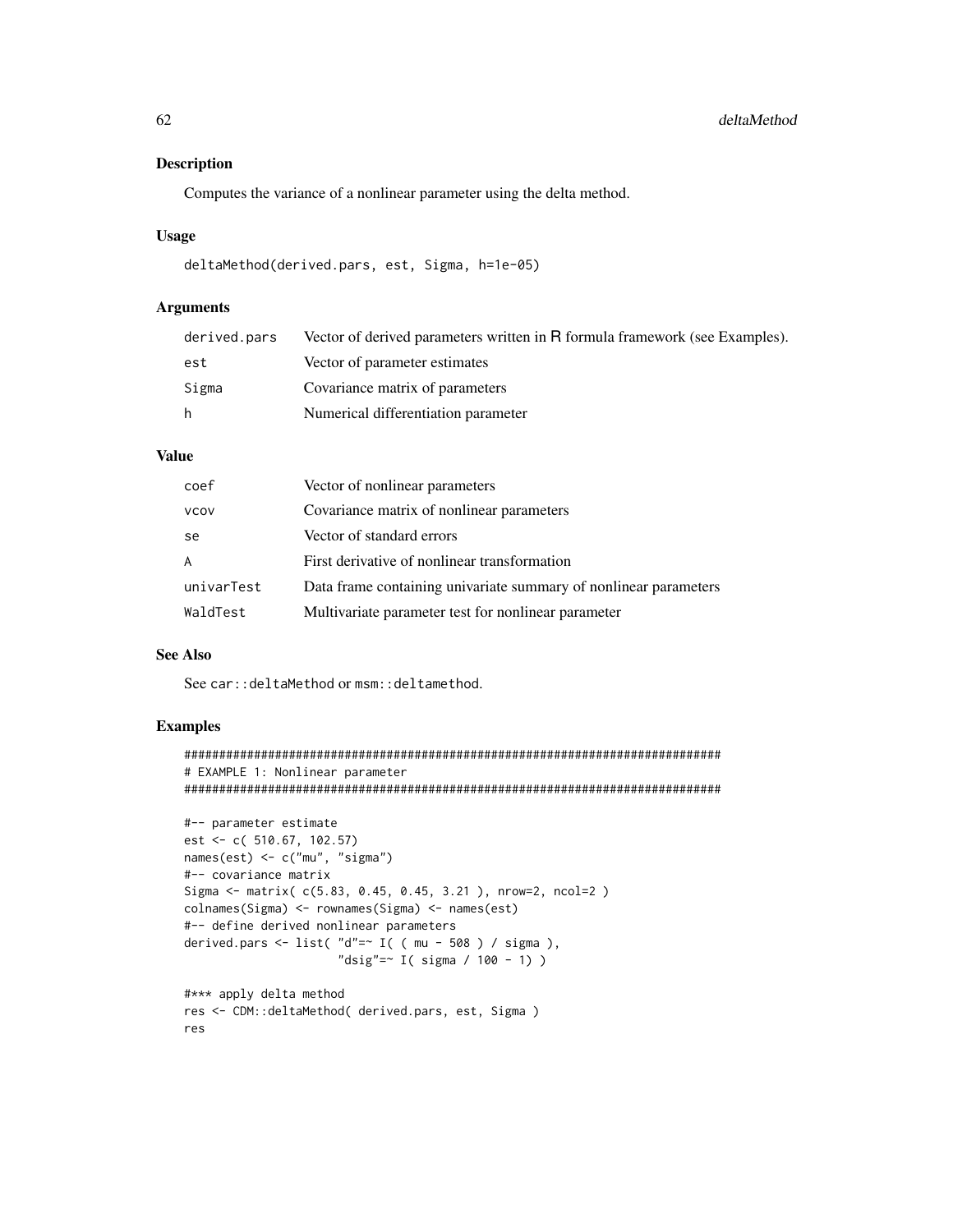## Description

Computes the variance of a nonlinear parameter using the delta method.

## Usage

```
deltaMethod(derived.pars, est, Sigma, h=1e-05)
```

## Arguments

| | |
|---|---|
| derived.pars | Vector of derived parameters written in R formula framework (see Examples). |
| est | Vector of parameter estimates |
| Sigma | Covariance matrix of parameters |
| h | Numerical differentiation parameter |

## Value

| | |
|---|---|
| coef | Vector of nonlinear parameters |
| vcov | Covariance matrix of nonlinear parameters |
| se | Vector of standard errors |
| A | First derivative of nonlinear transformation |
| univarTest | Data frame containing univariate summary of nonlinear parameters |
| WaldTest | Multivariate parameter test for nonlinear parameter |

## See Also

See `car::deltaMethod` or `msm::deltamethod`.

## Examples

```
#############################################################################
# EXAMPLE 1: Nonlinear parameter
#############################################################################

#-- parameter estimate
est <- c( 510.67, 102.57)
names(est) <- c("mu", "sigma")
#-- covariance matrix
Sigma <- matrix( c(5.83, 0.45, 0.45, 3.21 ), nrow=2, ncol=2 )
colnames(Sigma) <- rownames(Sigma) <- names(est)
#-- define derived nonlinear parameters
derived.pars <- list( "d"=~ I( ( mu - 508 ) / sigma ),
                      "dsig"=~ I( sigma / 100 - 1) )

#*** apply delta method
res <- CDM::deltaMethod( derived.pars, est, Sigma )
res
```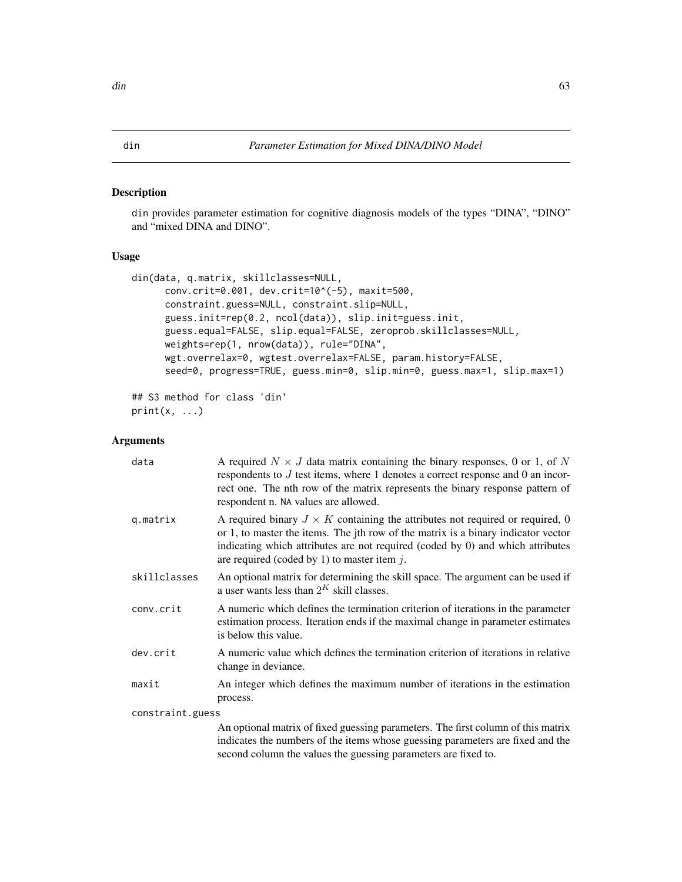# din — *Parameter Estimation for Mixed DINA/DINO Model*

## Description

din provides parameter estimation for cognitive diagnosis models of the types "DINA", "DINO" and "mixed DINA and DINO".

## Usage

```
din(data, q.matrix, skillclasses=NULL,
      conv.crit=0.001, dev.crit=10^(-5), maxit=500,
      constraint.guess=NULL, constraint.slip=NULL,
      guess.init=rep(0.2, ncol(data)), slip.init=guess.init,
      guess.equal=FALSE, slip.equal=FALSE, zeroprob.skillclasses=NULL,
      weights=rep(1, nrow(data)), rule="DINA",
      wgt.overrelax=0, wgtest.overrelax=FALSE, param.history=FALSE,
      seed=0, progress=TRUE, guess.min=0, slip.min=0, guess.max=1, slip.max=1)

## S3 method for class 'din'
print(x, ...)
```

## Arguments

| | |
|---|---|
| data | A required $N \times J$ data matrix containing the binary responses, 0 or 1, of $N$ respondents to $J$ test items, where 1 denotes a correct response and 0 an incorrect one. The nth row of the matrix represents the binary response pattern of respondent n. NA values are allowed. |
| q.matrix | A required binary $J \times K$ containing the attributes not required or required, 0 or 1, to master the items. The jth row of the matrix is a binary indicator vector indicating which attributes are not required (coded by 0) and which attributes are required (coded by 1) to master item $j$. |
| skillclasses | An optional matrix for determining the skill space. The argument can be used if a user wants less than $2^K$ skill classes. |
| conv.crit | A numeric which defines the termination criterion of iterations in the parameter estimation process. Iteration ends if the maximal change in parameter estimates is below this value. |
| dev.crit | A numeric value which defines the termination criterion of iterations in relative change in deviance. |
| maxit | An integer which defines the maximum number of iterations in the estimation process. |
| constraint.guess | An optional matrix of fixed guessing parameters. The first column of this matrix indicates the numbers of the items whose guessing parameters are fixed and the second column the values the guessing parameters are fixed to. |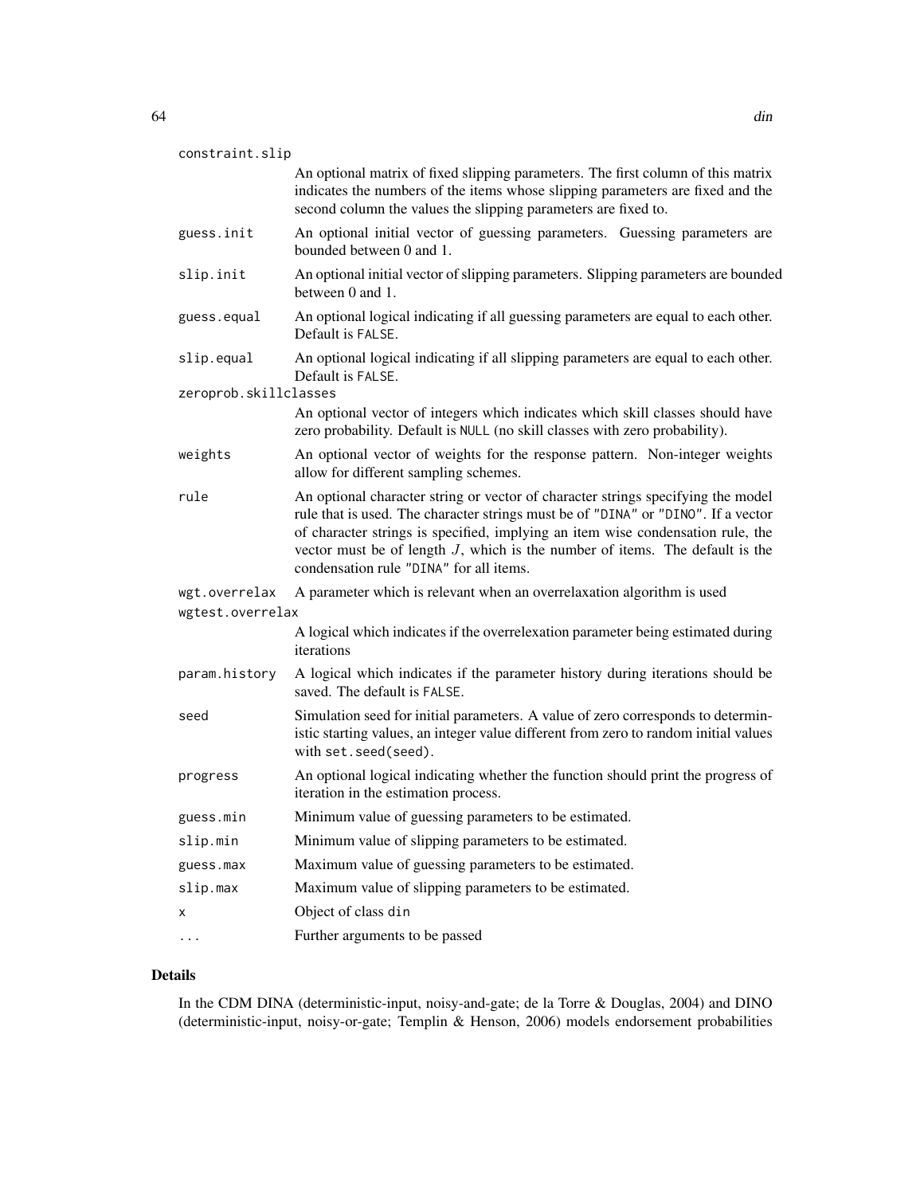`constraint.slip`
: An optional matrix of fixed slipping parameters. The first column of this matrix indicates the numbers of the items whose slipping parameters are fixed and the second column the values the slipping parameters are fixed to.

`guess.init`
: An optional initial vector of guessing parameters. Guessing parameters are bounded between 0 and 1.

`slip.init`
: An optional initial vector of slipping parameters. Slipping parameters are bounded between 0 and 1.

`guess.equal`
: An optional logical indicating if all guessing parameters are equal to each other. Default is `FALSE`.

`slip.equal`
: An optional logical indicating if all slipping parameters are equal to each other. Default is `FALSE`.

`zeroprob.skillclasses`
: An optional vector of integers which indicates which skill classes should have zero probability. Default is `NULL` (no skill classes with zero probability).

`weights`
: An optional vector of weights for the response pattern. Non-integer weights allow for different sampling schemes.

`rule`
: An optional character string or vector of character strings specifying the model rule that is used. The character strings must be of `"DINA"` or `"DINO"`. If a vector of character strings is specified, implying an item wise condensation rule, the vector must be of length $J$, which is the number of items. The default is the condensation rule `"DINA"` for all items.

`wgt.overrelax`
: A parameter which is relevant when an overrelaxation algorithm is used

`wgtest.overrelax`
: A logical which indicates if the overrelexation parameter being estimated during iterations

`param.history`
: A logical which indicates if the parameter history during iterations should be saved. The default is `FALSE`.

`seed`
: Simulation seed for initial parameters. A value of zero corresponds to deterministic starting values, an integer value different from zero to random initial values with `set.seed(seed)`.

`progress`
: An optional logical indicating whether the function should print the progress of iteration in the estimation process.

`guess.min`
: Minimum value of guessing parameters to be estimated.

`slip.min`
: Minimum value of slipping parameters to be estimated.

`guess.max`
: Maximum value of guessing parameters to be estimated.

`slip.max`
: Maximum value of slipping parameters to be estimated.

`x`
: Object of class `din`

`...`
: Further arguments to be passed

## Details

In the CDM DINA (deterministic-input, noisy-and-gate; de la Torre & Douglas, 2004) and DINO (deterministic-input, noisy-or-gate; Templin & Henson, 2006) models endorsement probabilities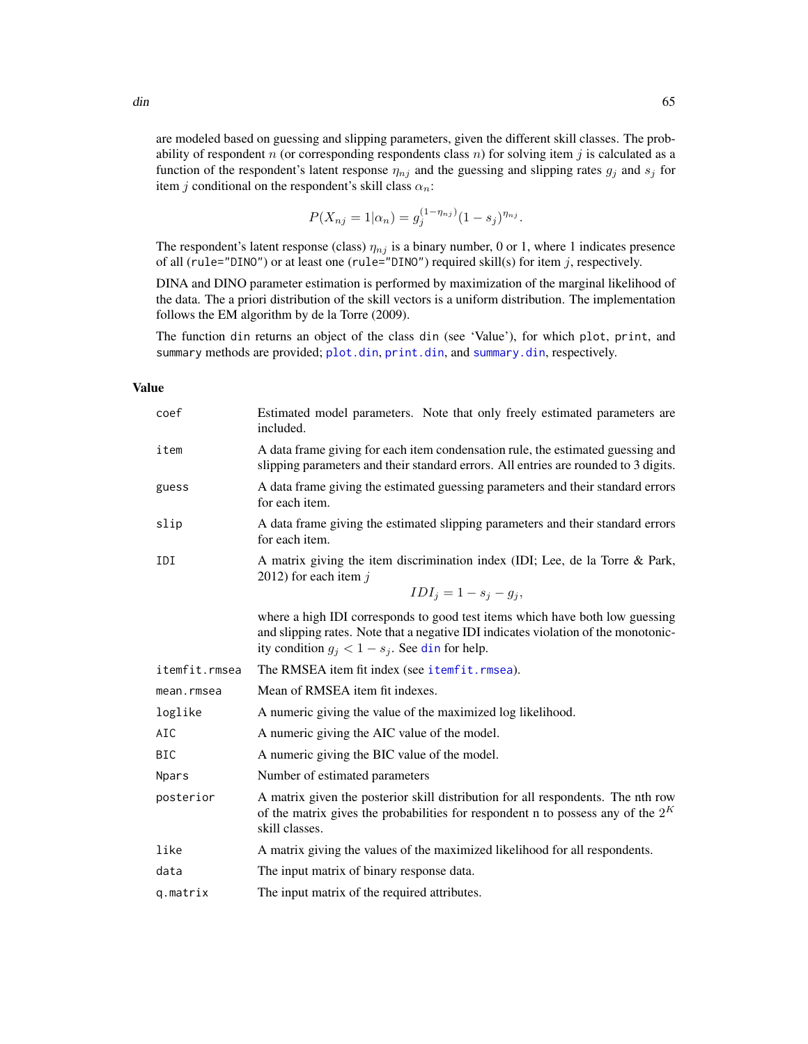are modeled based on guessing and slipping parameters, given the different skill classes. The probability of respondent $n$ (or corresponding respondents class $n$) for solving item $j$ is calculated as a function of the respondent's latent response $\eta_{nj}$ and the guessing and slipping rates $g_j$ and $s_j$ for item $j$ conditional on the respondent's skill class $\alpha_n$:

$$P(X_{nj} = 1|\alpha_n) = g_j^{(1-\eta_{nj})}(1-s_j)^{\eta_{nj}}.$$

The respondent's latent response (class) $\eta_{nj}$ is a binary number, 0 or 1, where 1 indicates presence of all (`rule="DINO"`) or at least one (`rule="DINO"`) required skill(s) for item $j$, respectively.

DINA and DINO parameter estimation is performed by maximization of the marginal likelihood of the data. The a priori distribution of the skill vectors is a uniform distribution. The implementation follows the EM algorithm by de la Torre (2009).

The function `din` returns an object of the class `din` (see 'Value'), for which `plot`, `print`, and `summary` methods are provided; `plot.din`, `print.din`, and `summary.din`, respectively.

## Value

| | |
|---|---|
| `coef` | Estimated model parameters. Note that only freely estimated parameters are included. |
| `item` | A data frame giving for each item condensation rule, the estimated guessing and slipping parameters and their standard errors. All entries are rounded to 3 digits. |
| `guess` | A data frame giving the estimated guessing parameters and their standard errors for each item. |
| `slip` | A data frame giving the estimated slipping parameters and their standard errors for each item. |
| `IDI` | A matrix giving the item discrimination index (IDI; Lee, de la Torre & Park, 2012) for each item $j$ $$IDI_j = 1 - s_j - g_j,$$ where a high IDI corresponds to good test items which have both low guessing and slipping rates. Note that a negative IDI indicates violation of the monotonicity condition $g_j < 1 - s_j$. See `din` for help. |
| `itemfit.rmsea` | The RMSEA item fit index (see `itemfit.rmsea`). |
| `mean.rmsea` | Mean of RMSEA item fit indexes. |
| `loglike` | A numeric giving the value of the maximized log likelihood. |
| `AIC` | A numeric giving the AIC value of the model. |
| `BIC` | A numeric giving the BIC value of the model. |
| `Npars` | Number of estimated parameters |
| `posterior` | A matrix given the posterior skill distribution for all respondents. The nth row of the matrix gives the probabilities for respondent n to possess any of the $2^K$ skill classes. |
| `like` | A matrix giving the values of the maximized likelihood for all respondents. |
| `data` | The input matrix of binary response data. |
| `q.matrix` | The input matrix of the required attributes. |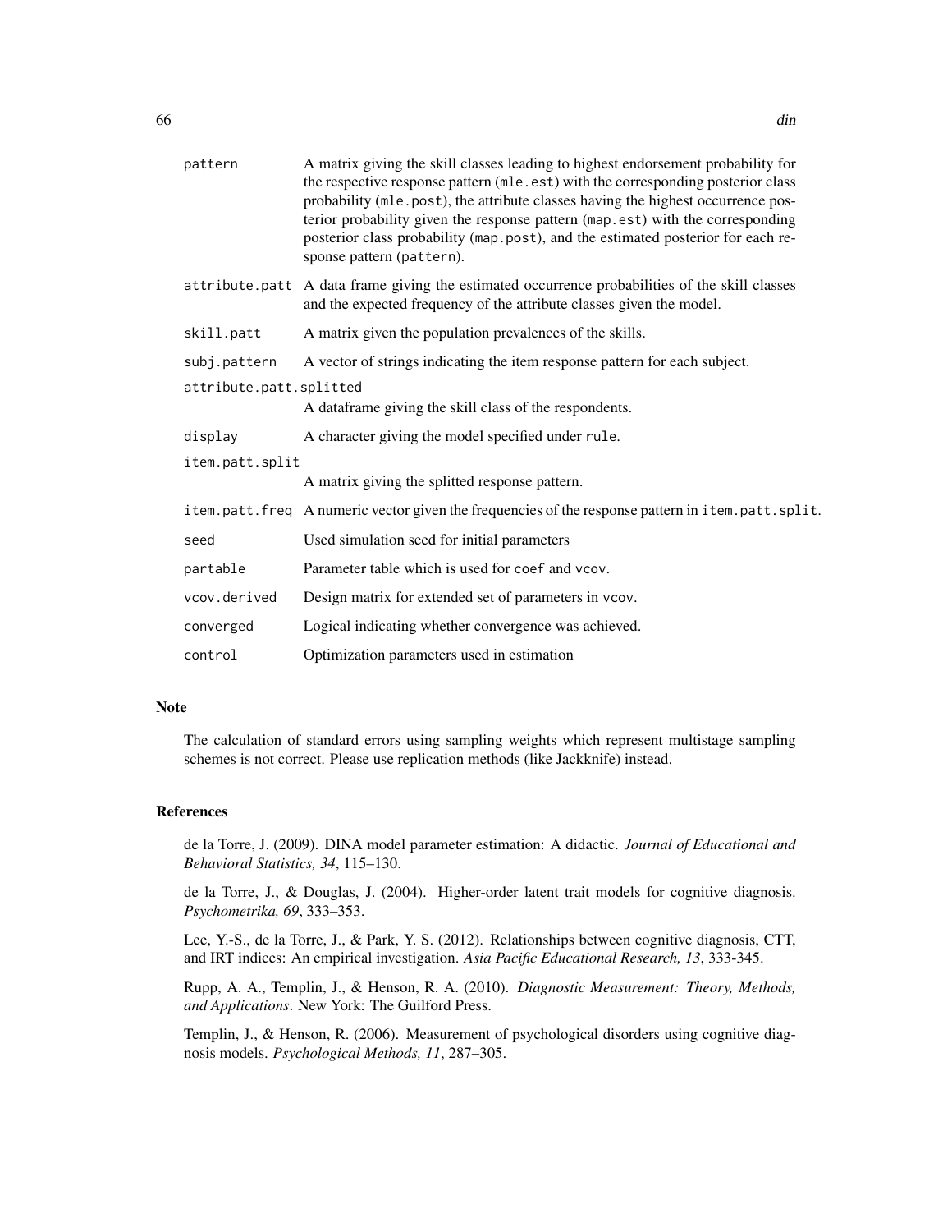| | |
|---|---|
| `pattern` | A matrix giving the skill classes leading to highest endorsement probability for the respective response pattern (`mle.est`) with the corresponding posterior class probability (`mle.post`), the attribute classes having the highest occurrence posterior probability given the response pattern (`map.est`) with the corresponding posterior class probability (`map.post`), and the estimated posterior for each response pattern (`pattern`). |
| `attribute.patt` | A data frame giving the estimated occurrence probabilities of the skill classes and the expected frequency of the attribute classes given the model. |
| `skill.patt` | A matrix given the population prevalences of the skills. |
| `subj.pattern` | A vector of strings indicating the item response pattern for each subject. |
| `attribute.patt.splitted` | A dataframe giving the skill class of the respondents. |
| `display` | A character giving the model specified under `rule`. |
| `item.patt.split` | A matrix giving the splitted response pattern. |
| `item.patt.freq` | A numeric vector given the frequencies of the response pattern in `item.patt.split`. |
| `seed` | Used simulation seed for initial parameters |
| `partable` | Parameter table which is used for `coef` and `vcov`. |
| `vcov.derived` | Design matrix for extended set of parameters in `vcov`. |
| `converged` | Logical indicating whether convergence was achieved. |
| `control` | Optimization parameters used in estimation |

## Note

The calculation of standard errors using sampling weights which represent multistage sampling schemes is not correct. Please use replication methods (like Jackknife) instead.

## References

de la Torre, J. (2009). DINA model parameter estimation: A didactic. *Journal of Educational and Behavioral Statistics, 34*, 115–130.

de la Torre, J., & Douglas, J. (2004). Higher-order latent trait models for cognitive diagnosis. *Psychometrika, 69*, 333–353.

Lee, Y.-S., de la Torre, J., & Park, Y. S. (2012). Relationships between cognitive diagnosis, CTT, and IRT indices: An empirical investigation. *Asia Pacific Educational Research, 13*, 333-345.

Rupp, A. A., Templin, J., & Henson, R. A. (2010). *Diagnostic Measurement: Theory, Methods, and Applications*. New York: The Guilford Press.

Templin, J., & Henson, R. (2006). Measurement of psychological disorders using cognitive diagnosis models. *Psychological Methods, 11*, 287–305.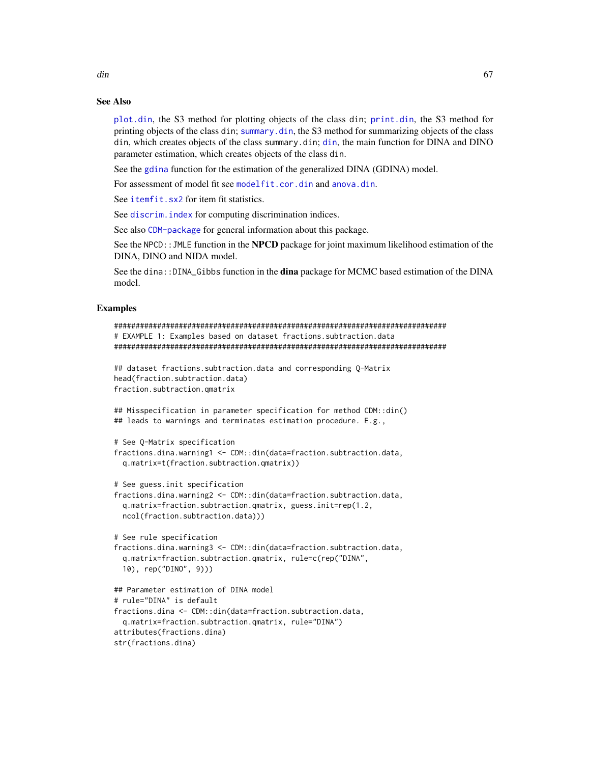## See Also

plot.din, the S3 method for plotting objects of the class din; print.din, the S3 method for printing objects of the class din; summary.din, the S3 method for summarizing objects of the class din, which creates objects of the class summary.din; din, the main function for DINA and DINO parameter estimation, which creates objects of the class din.

See the gdina function for the estimation of the generalized DINA (GDINA) model.

For assessment of model fit see modelfit.cor.din and anova.din.

See itemfit.sx2 for item fit statistics.

See discrim.index for computing discrimination indices.

See also CDM-package for general information about this package.

See the NPCD::JMLE function in the **NPCD** package for joint maximum likelihood estimation of the DINA, DINO and NIDA model.

See the dina::DINA_Gibbs function in the **dina** package for MCMC based estimation of the DINA model.

## Examples

```
#############################################################################
# EXAMPLE 1: Examples based on dataset fractions.subtraction.data
#############################################################################

## dataset fractions.subtraction.data and corresponding Q-Matrix
head(fraction.subtraction.data)
fraction.subtraction.qmatrix

## Misspecification in parameter specification for method CDM::din()
## leads to warnings and terminates estimation procedure. E.g.,

# See Q-Matrix specification
fractions.dina.warning1 <- CDM::din(data=fraction.subtraction.data,
  q.matrix=t(fraction.subtraction.qmatrix))

# See guess.init specification
fractions.dina.warning2 <- CDM::din(data=fraction.subtraction.data,
  q.matrix=fraction.subtraction.qmatrix, guess.init=rep(1.2,
  ncol(fraction.subtraction.data)))

# See rule specification
fractions.dina.warning3 <- CDM::din(data=fraction.subtraction.data,
  q.matrix=fraction.subtraction.qmatrix, rule=c(rep("DINA",
  10), rep("DINO", 9)))

## Parameter estimation of DINA model
# rule="DINA" is default
fractions.dina <- CDM::din(data=fraction.subtraction.data,
  q.matrix=fraction.subtraction.qmatrix, rule="DINA")
attributes(fractions.dina)
str(fractions.dina)
```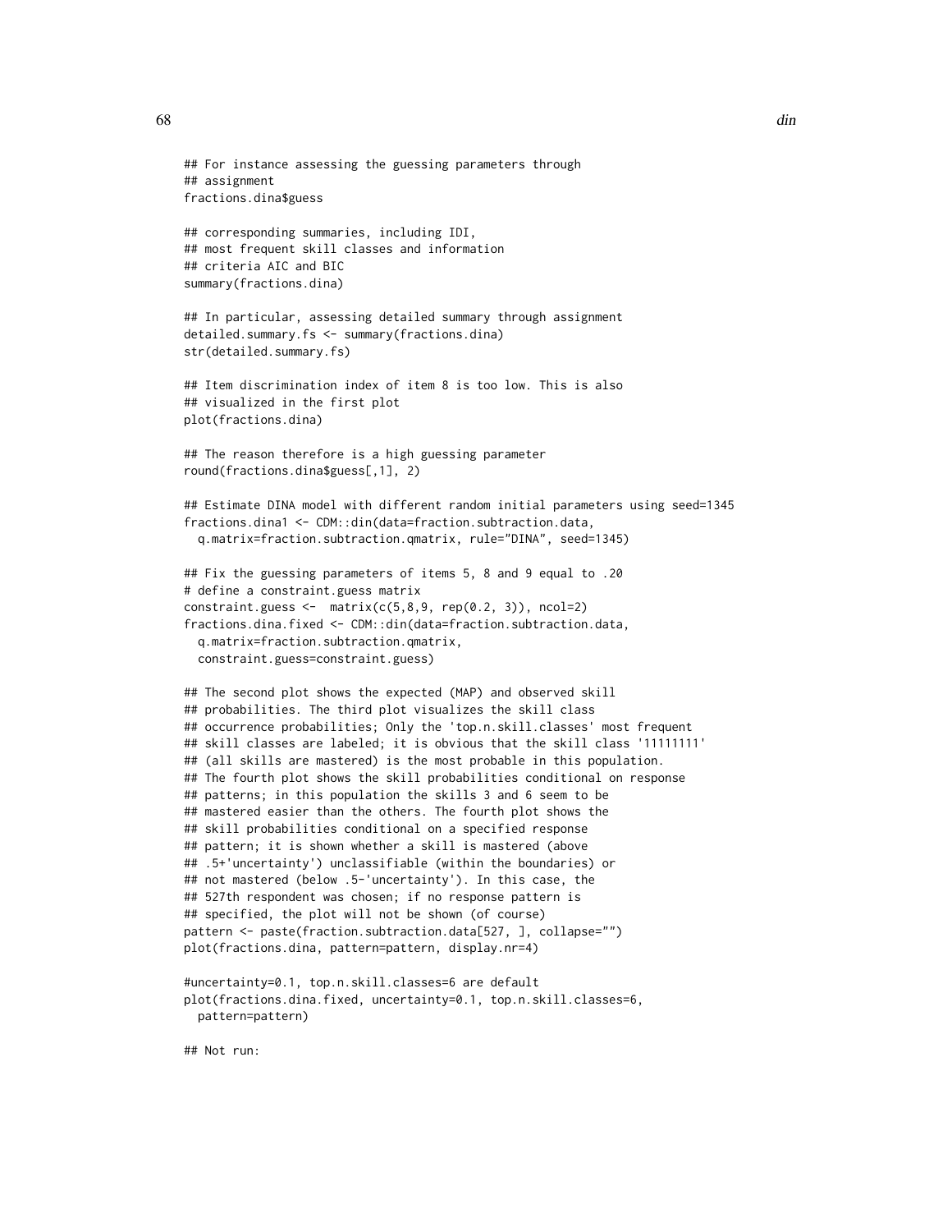```
## For instance assessing the guessing parameters through
## assignment
fractions.dina$guess

## corresponding summaries, including IDI,
## most frequent skill classes and information
## criteria AIC and BIC
summary(fractions.dina)

## In particular, assessing detailed summary through assignment
detailed.summary.fs <- summary(fractions.dina)
str(detailed.summary.fs)

## Item discrimination index of item 8 is too low. This is also
## visualized in the first plot
plot(fractions.dina)

## The reason therefore is a high guessing parameter
round(fractions.dina$guess[,1], 2)

## Estimate DINA model with different random initial parameters using seed=1345
fractions.dina1 <- CDM::din(data=fraction.subtraction.data,
  q.matrix=fraction.subtraction.qmatrix, rule="DINA", seed=1345)

## Fix the guessing parameters of items 5, 8 and 9 equal to .20
# define a constraint.guess matrix
constraint.guess <-  matrix(c(5,8,9, rep(0.2, 3)), ncol=2)
fractions.dina.fixed <- CDM::din(data=fraction.subtraction.data,
  q.matrix=fraction.subtraction.qmatrix,
  constraint.guess=constraint.guess)

## The second plot shows the expected (MAP) and observed skill
## probabilities. The third plot visualizes the skill class
## occurrence probabilities; Only the 'top.n.skill.classes' most frequent
## skill classes are labeled; it is obvious that the skill class '11111111'
## (all skills are mastered) is the most probable in this population.
## The fourth plot shows the skill probabilities conditional on response
## patterns; in this population the skills 3 and 6 seem to be
## mastered easier than the others. The fourth plot shows the
## skill probabilities conditional on a specified response
## pattern; it is shown whether a skill is mastered (above
## .5+'uncertainty') unclassifiable (within the boundaries) or
## not mastered (below .5-'uncertainty'). In this case, the
## 527th respondent was chosen; if no response pattern is
## specified, the plot will not be shown (of course)
pattern <- paste(fraction.subtraction.data[527, ], collapse="")
plot(fractions.dina, pattern=pattern, display.nr=4)

#uncertainty=0.1, top.n.skill.classes=6 are default
plot(fractions.dina.fixed, uncertainty=0.1, top.n.skill.classes=6,
  pattern=pattern)

## Not run:
```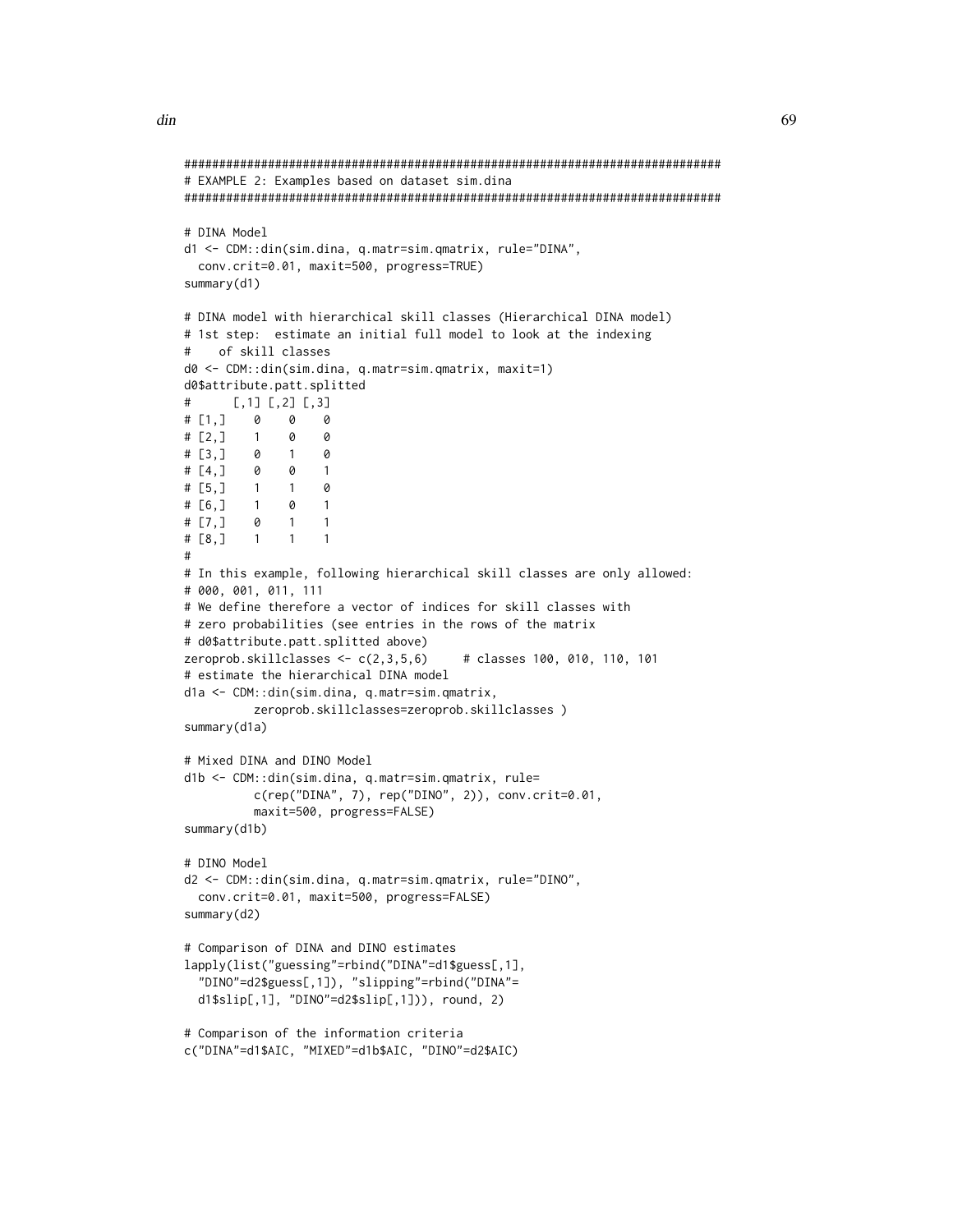```
#############################################################################
# EXAMPLE 2: Examples based on dataset sim.dina
#############################################################################

# DINA Model
d1 <- CDM::din(sim.dina, q.matr=sim.qmatrix, rule="DINA",
  conv.crit=0.01, maxit=500, progress=TRUE)
summary(d1)

# DINA model with hierarchical skill classes (Hierarchical DINA model)
# 1st step:  estimate an initial full model to look at the indexing
#    of skill classes
d0 <- CDM::din(sim.dina, q.matr=sim.qmatrix, maxit=1)
d0$attribute.patt.splitted
#      [,1] [,2] [,3]
# [1,]    0    0    0
# [2,]    1    0    0
# [3,]    0    1    0
# [4,]    0    0    1
# [5,]    1    1    0
# [6,]    1    0    1
# [7,]    0    1    1
# [8,]    1    1    1
#
# In this example, following hierarchical skill classes are only allowed:
# 000, 001, 011, 111
# We define therefore a vector of indices for skill classes with
# zero probabilities (see entries in the rows of the matrix
# d0$attribute.patt.splitted above)
zeroprob.skillclasses <- c(2,3,5,6)     # classes 100, 010, 110, 101
# estimate the hierarchical DINA model
d1a <- CDM::din(sim.dina, q.matr=sim.qmatrix,
          zeroprob.skillclasses=zeroprob.skillclasses )
summary(d1a)

# Mixed DINA and DINO Model
d1b <- CDM::din(sim.dina, q.matr=sim.qmatrix, rule=
          c(rep("DINA", 7), rep("DINO", 2)), conv.crit=0.01,
          maxit=500, progress=FALSE)
summary(d1b)

# DINO Model
d2 <- CDM::din(sim.dina, q.matr=sim.qmatrix, rule="DINO",
  conv.crit=0.01, maxit=500, progress=FALSE)
summary(d2)

# Comparison of DINA and DINO estimates
lapply(list("guessing"=rbind("DINA"=d1$guess[,1],
  "DINO"=d2$guess[,1]), "slipping"=rbind("DINA"=
  d1$slip[,1], "DINO"=d2$slip[,1])), round, 2)

# Comparison of the information criteria
c("DINA"=d1$AIC, "MIXED"=d1b$AIC, "DINO"=d2$AIC)
```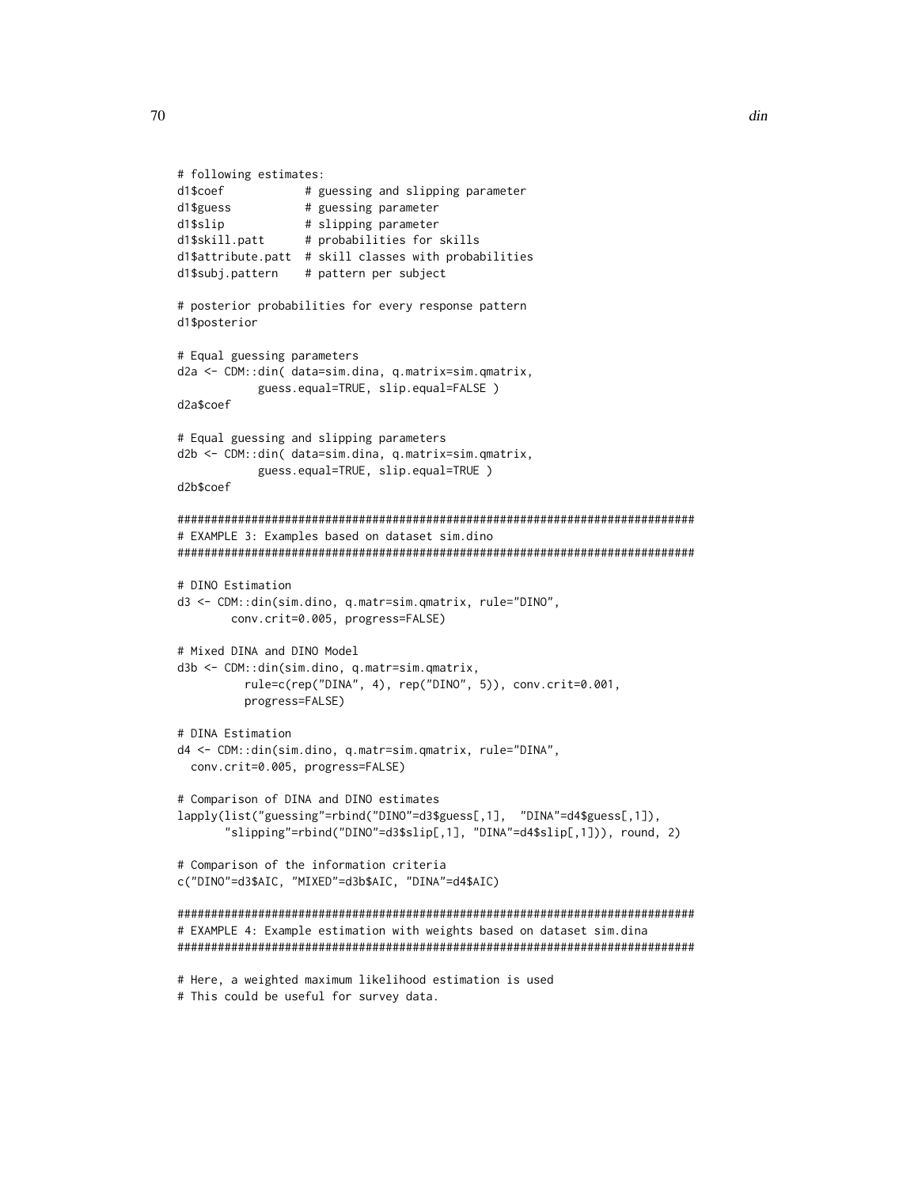```
# following estimates:
d1$coef            # guessing and slipping parameter
d1$guess           # guessing parameter
d1$slip            # slipping parameter
d1$skill.patt      # probabilities for skills
d1$attribute.patt  # skill classes with probabilities
d1$subj.pattern    # pattern per subject

# posterior probabilities for every response pattern
d1$posterior

# Equal guessing parameters
d2a <- CDM::din( data=sim.dina, q.matrix=sim.qmatrix,
           guess.equal=TRUE, slip.equal=FALSE )
d2a$coef

# Equal guessing and slipping parameters
d2b <- CDM::din( data=sim.dina, q.matrix=sim.qmatrix,
           guess.equal=TRUE, slip.equal=TRUE )
d2b$coef

#############################################################################
# EXAMPLE 3: Examples based on dataset sim.dino
#############################################################################

# DINO Estimation
d3 <- CDM::din(sim.dino, q.matr=sim.qmatrix, rule="DINO",
        conv.crit=0.005, progress=FALSE)

# Mixed DINA and DINO Model
d3b <- CDM::din(sim.dino, q.matr=sim.qmatrix,
          rule=c(rep("DINA", 4), rep("DINO", 5)), conv.crit=0.001,
          progress=FALSE)

# DINA Estimation
d4 <- CDM::din(sim.dino, q.matr=sim.qmatrix, rule="DINA",
  conv.crit=0.005, progress=FALSE)

# Comparison of DINA and DINO estimates
lapply(list("guessing"=rbind("DINO"=d3$guess[,1],  "DINA"=d4$guess[,1]),
       "slipping"=rbind("DINO"=d3$slip[,1], "DINA"=d4$slip[,1])), round, 2)

# Comparison of the information criteria
c("DINO"=d3$AIC, "MIXED"=d3b$AIC, "DINA"=d4$AIC)

#############################################################################
# EXAMPLE 4: Example estimation with weights based on dataset sim.dina
#############################################################################

# Here, a weighted maximum likelihood estimation is used
# This could be useful for survey data.
```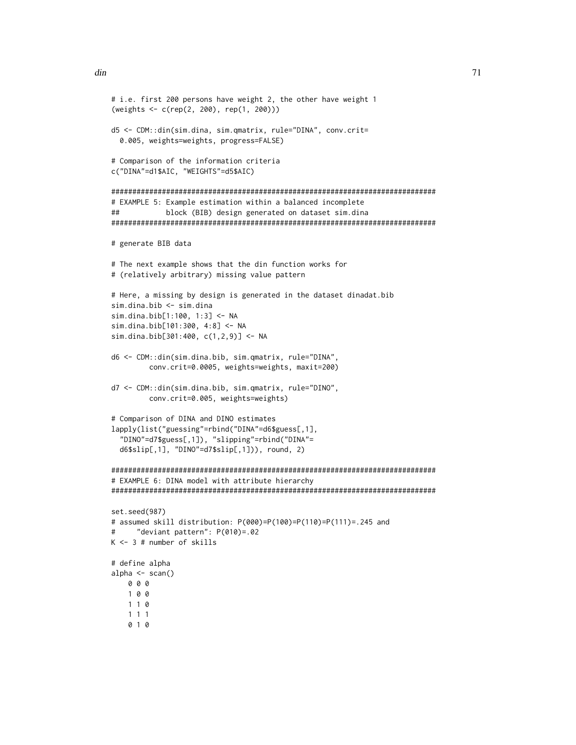```
# i.e. first 200 persons have weight 2, the other have weight 1
(weights <- c(rep(2, 200), rep(1, 200)))

d5 <- CDM::din(sim.dina, sim.qmatrix, rule="DINA", conv.crit=
  0.005, weights=weights, progress=FALSE)

# Comparison of the information criteria
c("DINA"=d1$AIC, "WEIGHTS"=d5$AIC)

#############################################################################
# EXAMPLE 5: Example estimation within a balanced incomplete
##          block (BIB) design generated on dataset sim.dina
#############################################################################

# generate BIB data

# The next example shows that the din function works for
# (relatively arbitrary) missing value pattern

# Here, a missing by design is generated in the dataset dinadat.bib
sim.dina.bib <- sim.dina
sim.dina.bib[1:100, 1:3] <- NA
sim.dina.bib[101:300, 4:8] <- NA
sim.dina.bib[301:400, c(1,2,9)] <- NA

d6 <- CDM::din(sim.dina.bib, sim.qmatrix, rule="DINA",
         conv.crit=0.0005, weights=weights, maxit=200)

d7 <- CDM::din(sim.dina.bib, sim.qmatrix, rule="DINO",
         conv.crit=0.005, weights=weights)

# Comparison of DINA and DINO estimates
lapply(list("guessing"=rbind("DINA"=d6$guess[,1],
  "DINO"=d7$guess[,1]), "slipping"=rbind("DINA"=
  d6$slip[,1], "DINO"=d7$slip[,1])), round, 2)

#############################################################################
# EXAMPLE 6: DINA model with attribute hierarchy
#############################################################################

set.seed(987)
# assumed skill distribution: P(000)=P(100)=P(110)=P(111)=.245 and
#     "deviant pattern": P(010)=.02
K <- 3 # number of skills

# define alpha
alpha <- scan()
    0 0 0
    1 0 0
    1 1 0
    1 1 1
    0 1 0
```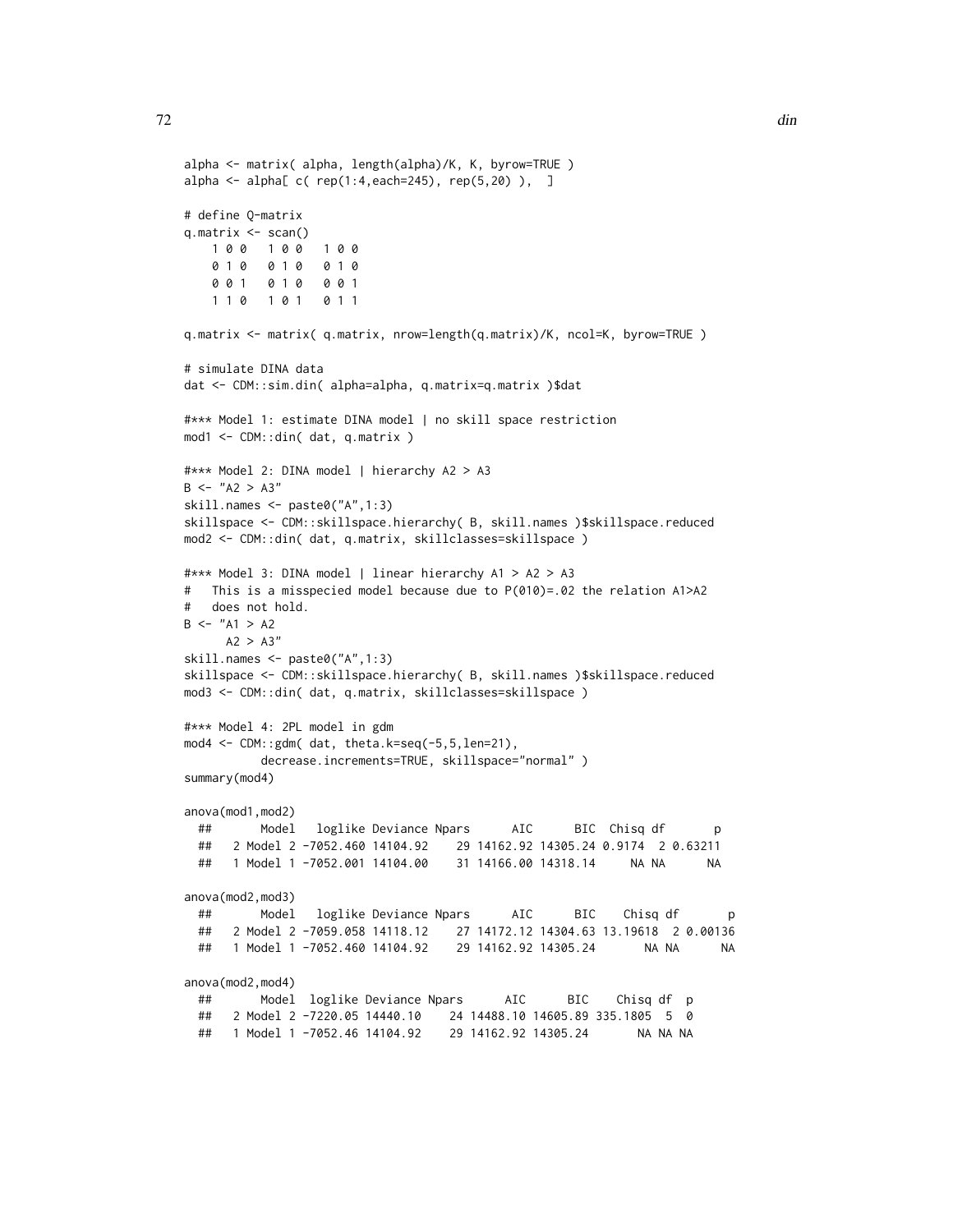```
alpha <- matrix( alpha, length(alpha)/K, K, byrow=TRUE )
alpha <- alpha[ c( rep(1:4,each=245), rep(5,20) ),  ]

# define Q-matrix
q.matrix <- scan()
    1 0 0   1 0 0   1 0 0
    0 1 0   0 1 0   0 1 0
    0 0 1   0 1 0   0 0 1
    1 1 0   1 0 1   0 1 1

q.matrix <- matrix( q.matrix, nrow=length(q.matrix)/K, ncol=K, byrow=TRUE )

# simulate DINA data
dat <- CDM::sim.din( alpha=alpha, q.matrix=q.matrix )$dat

#*** Model 1: estimate DINA model | no skill space restriction
mod1 <- CDM::din( dat, q.matrix )

#*** Model 2: DINA model | hierarchy A2 > A3
B <- "A2 > A3"
skill.names <- paste0("A",1:3)
skillspace <- CDM::skillspace.hierarchy( B, skill.names )$skillspace.reduced
mod2 <- CDM::din( dat, q.matrix, skillclasses=skillspace )

#*** Model 3: DINA model | linear hierarchy A1 > A2 > A3
#   This is a misspecied model because due to P(010)=.02 the relation A1>A2
#   does not hold.
B <- "A1 > A2
      A2 > A3"
skill.names <- paste0("A",1:3)
skillspace <- CDM::skillspace.hierarchy( B, skill.names )$skillspace.reduced
mod3 <- CDM::din( dat, q.matrix, skillclasses=skillspace )

#*** Model 4: 2PL model in gdm
mod4 <- CDM::gdm( dat, theta.k=seq(-5,5,len=21),
          decrease.increments=TRUE, skillspace="normal" )
summary(mod4)

anova(mod1,mod2)
  ##       Model   loglike Deviance Npars      AIC      BIC  Chisq df       p
  ##   2 Model 2 -7052.460 14104.92    29 14162.92 14305.24 0.9174  2 0.63211
  ##   1 Model 1 -7052.001 14104.00    31 14166.00 14318.14     NA NA      NA

anova(mod2,mod3)
  ##       Model   loglike Deviance Npars      AIC      BIC    Chisq df       p
  ##   2 Model 2 -7059.058 14118.12    27 14172.12 14304.63 13.19618  2 0.00136
  ##   1 Model 1 -7052.460 14104.92    29 14162.92 14305.24       NA NA      NA

anova(mod2,mod4)
  ##       Model  loglike Deviance Npars      AIC      BIC    Chisq df  p
  ##   2 Model 2 -7220.05 14440.10    24 14488.10 14605.89 335.1805  5  0
  ##   1 Model 1 -7052.46 14104.92    29 14162.92 14305.24       NA NA NA
```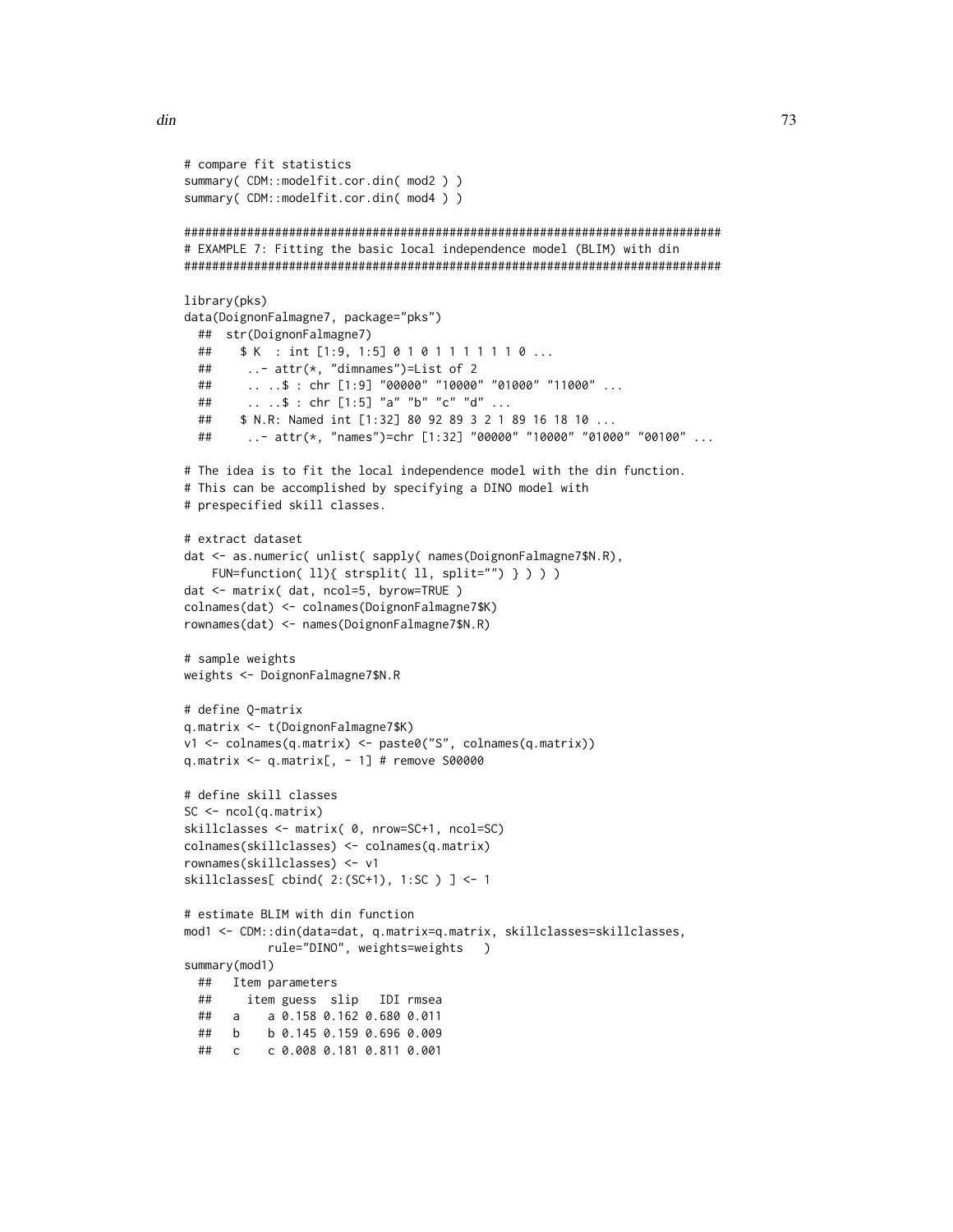```
# compare fit statistics
summary( CDM::modelfit.cor.din( mod2 ) )
summary( CDM::modelfit.cor.din( mod4 ) )

#############################################################################
# EXAMPLE 7: Fitting the basic local independence model (BLIM) with din
#############################################################################

library(pks)
data(DoignonFalmagne7, package="pks")
  ##  str(DoignonFalmagne7)
  ##    $ K  : int [1:9, 1:5] 0 1 0 1 1 1 1 1 0 ...
  ##     ..- attr(*, "dimnames")=List of 2
  ##     .. ..$ : chr [1:9] "00000" "10000" "01000" "11000" ...
  ##     .. ..$ : chr [1:5] "a" "b" "c" "d" ...
  ##    $ N.R: Named int [1:32] 80 92 89 3 2 1 89 16 18 10 ...
  ##     ..- attr(*, "names")=chr [1:32] "00000" "10000" "01000" "00100" ...

# The idea is to fit the local independence model with the din function.
# This can be accomplished by specifying a DINO model with
# prespecified skill classes.

# extract dataset
dat <- as.numeric( unlist( sapply( names(DoignonFalmagne7$N.R),
    FUN=function( ll){ strsplit( ll, split="") } ) ) )
dat <- matrix( dat, ncol=5, byrow=TRUE )
colnames(dat) <- colnames(DoignonFalmagne7$K)
rownames(dat) <- names(DoignonFalmagne7$N.R)

# sample weights
weights <- DoignonFalmagne7$N.R

# define Q-matrix
q.matrix <- t(DoignonFalmagne7$K)
v1 <- colnames(q.matrix) <- paste0("S", colnames(q.matrix))
q.matrix <- q.matrix[, - 1] # remove S00000

# define skill classes
SC <- ncol(q.matrix)
skillclasses <- matrix( 0, nrow=SC+1, ncol=SC)
colnames(skillclasses) <- colnames(q.matrix)
rownames(skillclasses) <- v1
skillclasses[ cbind( 2:(SC+1), 1:SC ) ] <- 1

# estimate BLIM with din function
mod1 <- CDM::din(data=dat, q.matrix=q.matrix, skillclasses=skillclasses,
           rule="DINO", weights=weights   )
summary(mod1)
  ##   Item parameters
  ##     item guess  slip   IDI rmsea
  ##   a    a 0.158 0.162 0.680 0.011
  ##   b    b 0.145 0.159 0.696 0.009
  ##   c    c 0.008 0.181 0.811 0.001
```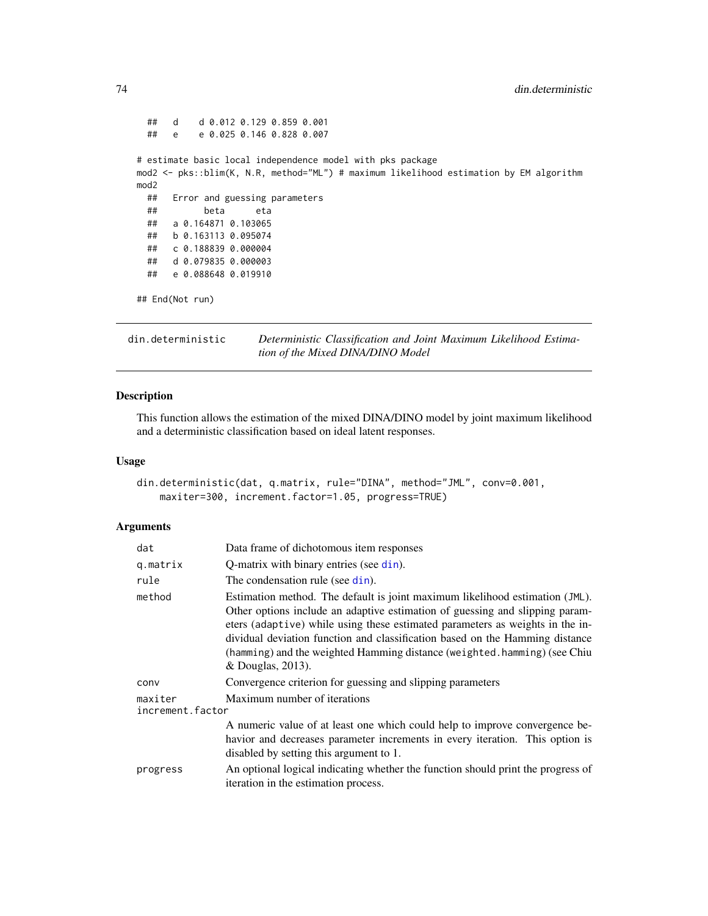```
  ##   d    d 0.012 0.129 0.859 0.001
  ##   e    e 0.025 0.146 0.828 0.007

# estimate basic local independence model with pks package
mod2 <- pks::blim(K, N.R, method="ML") # maximum likelihood estimation by EM algorithm
mod2
  ##   Error and guessing parameters
  ##         beta      eta
  ##   a 0.164871 0.103065
  ##   b 0.163113 0.095074
  ##   c 0.188839 0.000004
  ##   d 0.079835 0.000003
  ##   e 0.088648 0.019910

## End(Not run)
```

---

## din.deterministic — *Deterministic Classification and Joint Maximum Likelihood Estimation of the Mixed DINA/DINO Model*

### Description

This function allows the estimation of the mixed DINA/DINO model by joint maximum likelihood and a deterministic classification based on ideal latent responses.

### Usage

```
din.deterministic(dat, q.matrix, rule="DINA", method="JML", conv=0.001,
    maxiter=300, increment.factor=1.05, progress=TRUE)
```

### Arguments

| Argument | Description |
|---|---|
| dat | Data frame of dichotomous item responses |
| q.matrix | Q-matrix with binary entries (see din). |
| rule | The condensation rule (see din). |
| method | Estimation method. The default is joint maximum likelihood estimation (JML). Other options include an adaptive estimation of guessing and slipping parameters (adaptive) while using these estimated parameters as weights in the individual deviation function and classification based on the Hamming distance (hamming) and the weighted Hamming distance (weighted.hamming) (see Chiu & Douglas, 2013). |
| conv | Convergence criterion for guessing and slipping parameters |
| maxiter | Maximum number of iterations |
| increment.factor | A numeric value of at least one which could help to improve convergence behavior and decreases parameter increments in every iteration. This option is disabled by setting this argument to 1. |
| progress | An optional logical indicating whether the function should print the progress of iteration in the estimation process. |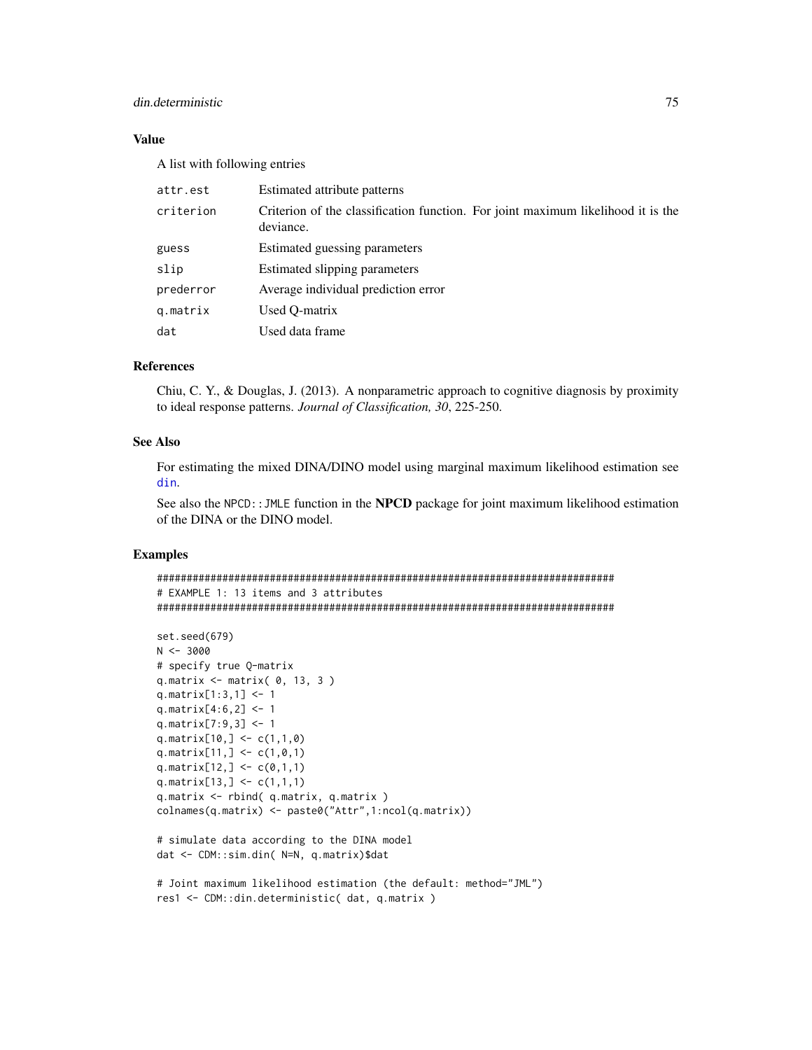## Value

A list with following entries

| | |
|---|---|
| attr.est | Estimated attribute patterns |
| criterion | Criterion of the classification function. For joint maximum likelihood it is the deviance. |
| guess | Estimated guessing parameters |
| slip | Estimated slipping parameters |
| prederror | Average individual prediction error |
| q.matrix | Used Q-matrix |
| dat | Used data frame |

## References

Chiu, C. Y., & Douglas, J. (2013). A nonparametric approach to cognitive diagnosis by proximity to ideal response patterns. *Journal of Classification, 30*, 225-250.

## See Also

For estimating the mixed DINA/DINO model using marginal maximum likelihood estimation see din.

See also the `NPCD::JMLE` function in the **NPCD** package for joint maximum likelihood estimation of the DINA or the DINO model.

## Examples

```
#############################################################################
# EXAMPLE 1: 13 items and 3 attributes
#############################################################################

set.seed(679)
N <- 3000
# specify true Q-matrix
q.matrix <- matrix( 0, 13, 3 )
q.matrix[1:3,1] <- 1
q.matrix[4:6,2] <- 1
q.matrix[7:9,3] <- 1
q.matrix[10,] <- c(1,1,0)
q.matrix[11,] <- c(1,0,1)
q.matrix[12,] <- c(0,1,1)
q.matrix[13,] <- c(1,1,1)
q.matrix <- rbind( q.matrix, q.matrix )
colnames(q.matrix) <- paste0("Attr",1:ncol(q.matrix))

# simulate data according to the DINA model
dat <- CDM::sim.din( N=N, q.matrix)$dat

# Joint maximum likelihood estimation (the default: method="JML")
res1 <- CDM::din.deterministic( dat, q.matrix )
```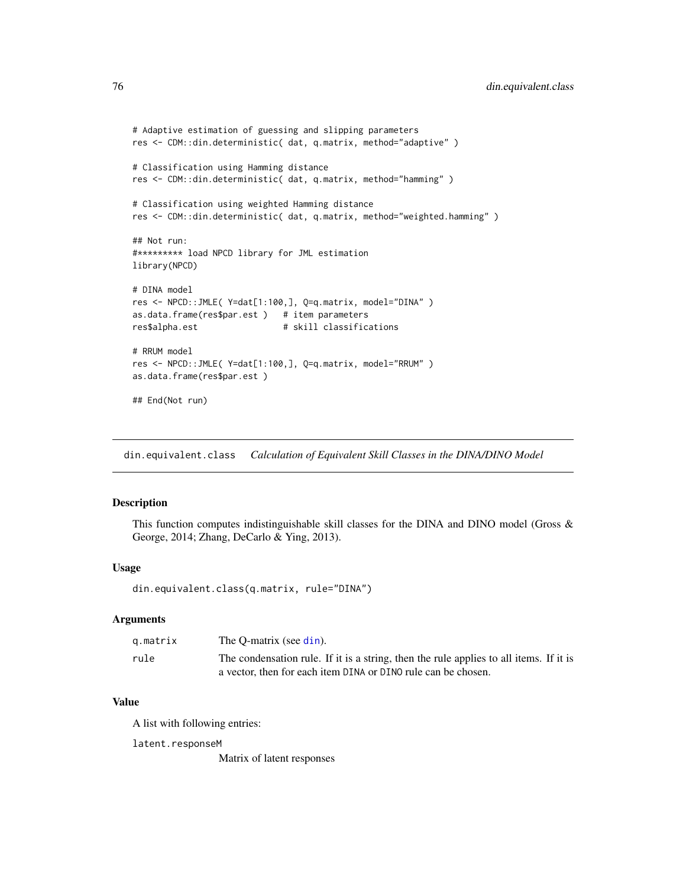```
# Adaptive estimation of guessing and slipping parameters
res <- CDM::din.deterministic( dat, q.matrix, method="adaptive" )

# Classification using Hamming distance
res <- CDM::din.deterministic( dat, q.matrix, method="hamming" )

# Classification using weighted Hamming distance
res <- CDM::din.deterministic( dat, q.matrix, method="weighted.hamming" )

## Not run:
#********* load NPCD library for JML estimation
library(NPCD)

# DINA model
res <- NPCD::JMLE( Y=dat[1:100,], Q=q.matrix, model="DINA" )
as.data.frame(res$par.est )   # item parameters
res$alpha.est                 # skill classifications

# RRUM model
res <- NPCD::JMLE( Y=dat[1:100,], Q=q.matrix, model="RRUM" )
as.data.frame(res$par.est )

## End(Not run)
```

---

## din.equivalent.class *Calculation of Equivalent Skill Classes in the DINA/DINO Model*

### Description

This function computes indistinguishable skill classes for the DINA and DINO model (Gross & George, 2014; Zhang, DeCarlo & Ying, 2013).

### Usage

```
din.equivalent.class(q.matrix, rule="DINA")
```

### Arguments

| | |
|---|---|
| q.matrix | The Q-matrix (see din). |
| rule | The condensation rule. If it is a string, then the rule applies to all items. If it is a vector, then for each item DINA or DINO rule can be chosen. |

### Value

A list with following entries:

latent.responseM
: Matrix of latent responses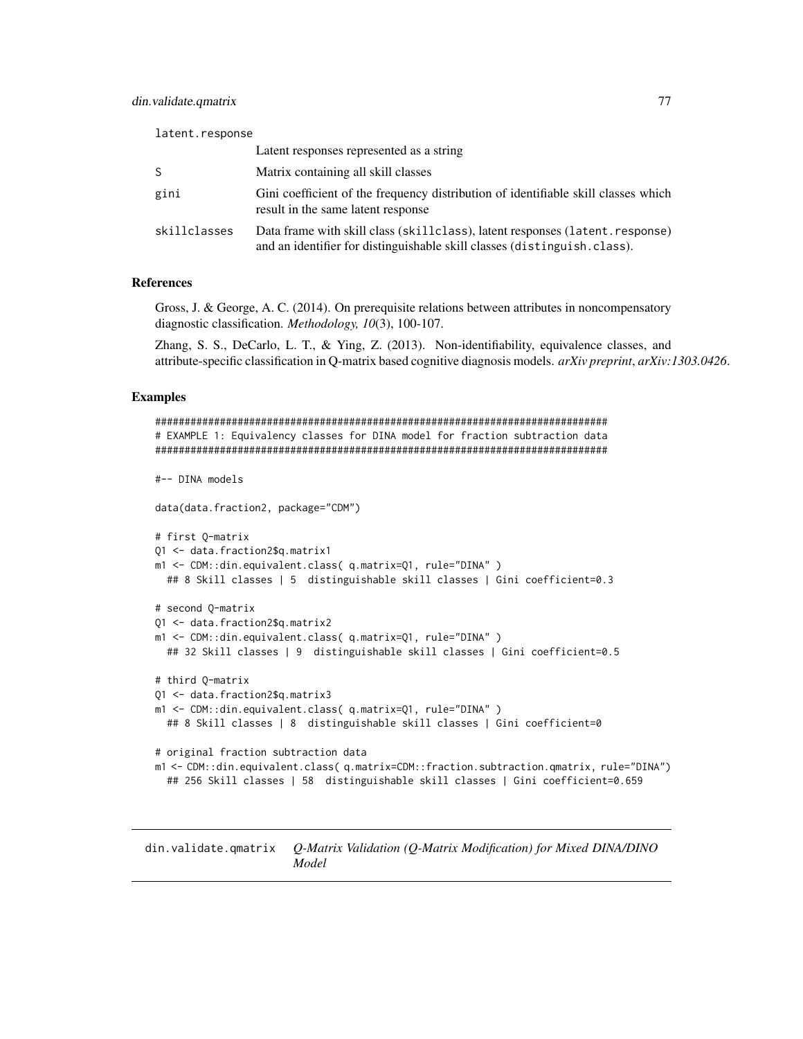| | |
|---|---|
| `latent.response` | Latent responses represented as a string |
| `S` | Matrix containing all skill classes |
| `gini` | Gini coefficient of the frequency distribution of identifiable skill classes which result in the same latent response |
| `skillclasses` | Data frame with skill class (`skillclass`), latent responses (`latent.response`) and an identifier for distinguishable skill classes (`distinguish.class`). |

### References

Gross, J. & George, A. C. (2014). On prerequisite relations between attributes in noncompensatory diagnostic classification. *Methodology, 10*(3), 100-107.

Zhang, S. S., DeCarlo, L. T., & Ying, Z. (2013). Non-identifiability, equivalence classes, and attribute-specific classification in Q-matrix based cognitive diagnosis models. *arXiv preprint*, *arXiv:1303.0426*.

### Examples

```
#############################################################################
# EXAMPLE 1: Equivalency classes for DINA model for fraction subtraction data
#############################################################################

#-- DINA models

data(data.fraction2, package="CDM")

# first Q-matrix
Q1 <- data.fraction2$q.matrix1
m1 <- CDM::din.equivalent.class( q.matrix=Q1, rule="DINA" )
  ## 8 Skill classes | 5  distinguishable skill classes | Gini coefficient=0.3

# second Q-matrix
Q1 <- data.fraction2$q.matrix2
m1 <- CDM::din.equivalent.class( q.matrix=Q1, rule="DINA" )
  ## 32 Skill classes | 9  distinguishable skill classes | Gini coefficient=0.5

# third Q-matrix
Q1 <- data.fraction2$q.matrix3
m1 <- CDM::din.equivalent.class( q.matrix=Q1, rule="DINA" )
  ## 8 Skill classes | 8  distinguishable skill classes | Gini coefficient=0

# original fraction subtraction data
m1 <- CDM::din.equivalent.class( q.matrix=CDM::fraction.subtraction.qmatrix, rule="DINA")
  ## 256 Skill classes | 58  distinguishable skill classes | Gini coefficient=0.659
```

---

## din.validate.qmatrix *Q-Matrix Validation (Q-Matrix Modification) for Mixed DINA/DINO Model*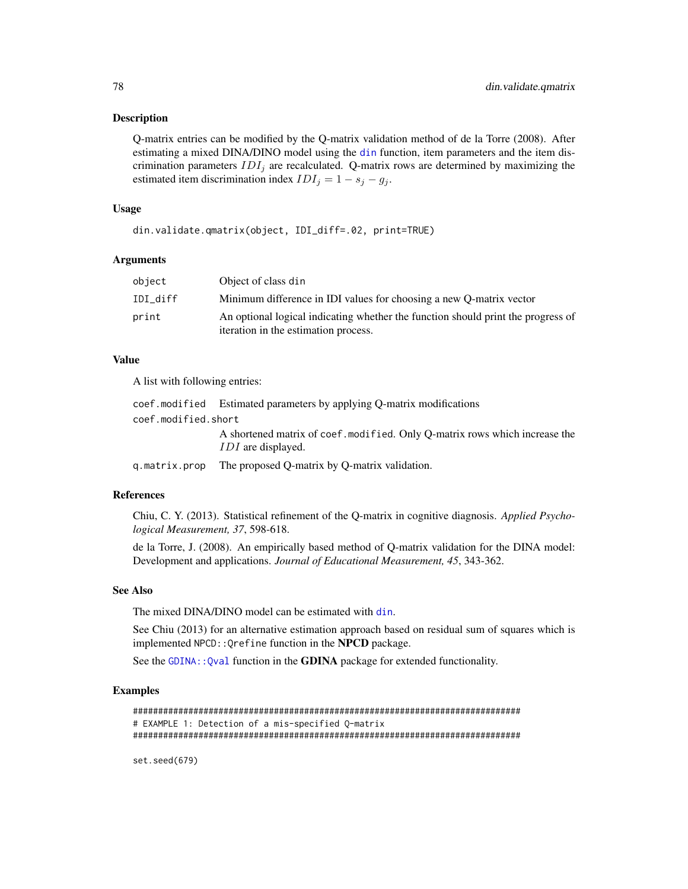## Description

Q-matrix entries can be modified by the Q-matrix validation method of de la Torre (2008). After estimating a mixed DINA/DINO model using the din function, item parameters and the item discrimination parameters $IDI_j$ are recalculated. Q-matrix rows are determined by maximizing the estimated item discrimination index $IDI_j = 1 - s_j - g_j$.

## Usage

```
din.validate.qmatrix(object, IDI_diff=.02, print=TRUE)
```

## Arguments

| | |
|---|---|
| object | Object of class din |
| IDI_diff | Minimum difference in IDI values for choosing a new Q-matrix vector |
| print | An optional logical indicating whether the function should print the progress of iteration in the estimation process. |

## Value

A list with following entries:

| | |
|---|---|
| coef.modified | Estimated parameters by applying Q-matrix modifications |
| coef.modified.short | A shortened matrix of coef.modified. Only Q-matrix rows which increase the $IDI$ are displayed. |
| q.matrix.prop | The proposed Q-matrix by Q-matrix validation. |

## References

Chiu, C. Y. (2013). Statistical refinement of the Q-matrix in cognitive diagnosis. *Applied Psychological Measurement, 37*, 598-618.

de la Torre, J. (2008). An empirically based method of Q-matrix validation for the DINA model: Development and applications. *Journal of Educational Measurement, 45*, 343-362.

## See Also

The mixed DINA/DINO model can be estimated with din.

See Chiu (2013) for an alternative estimation approach based on residual sum of squares which is implemented NPCD::Qrefine function in the **NPCD** package.

See the GDINA::Qval function in the **GDINA** package for extended functionality.

## Examples

```
#############################################################################
# EXAMPLE 1: Detection of a mis-specified Q-matrix
#############################################################################

set.seed(679)
```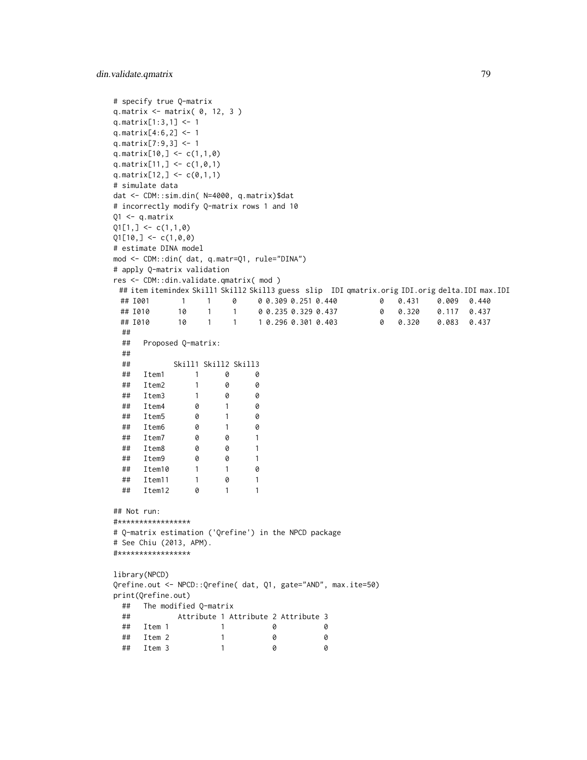```
# specify true Q-matrix
q.matrix <- matrix( 0, 12, 3 )
q.matrix[1:3,1] <- 1
q.matrix[4:6,2] <- 1
q.matrix[7:9,3] <- 1
q.matrix[10,] <- c(1,1,0)
q.matrix[11,] <- c(1,0,1)
q.matrix[12,] <- c(0,1,1)
# simulate data
dat <- CDM::sim.din( N=4000, q.matrix)$dat
# incorrectly modify Q-matrix rows 1 and 10
Q1 <- q.matrix
Q1[1,] <- c(1,1,0)
Q1[10,] <- c(1,0,0)
# estimate DINA model
mod <- CDM::din( dat, q.matr=Q1, rule="DINA")
# apply Q-matrix validation
res <- CDM::din.validate.qmatrix( mod )
  ## item itemindex Skill1 Skill2 Skill3 guess  slip   IDI qmatrix.orig IDI.orig delta.IDI max.IDI
  ## I001         1      1      0      0 0.309 0.251 0.440            0    0.431     0.009   0.440
  ## I010        10      1      1      0 0.235 0.329 0.437            0    0.320     0.117   0.437
  ## I010        10      1      1      1 0.296 0.301 0.403            0    0.320     0.083   0.437
  ##
  ##   Proposed Q-matrix:
  ##
  ##          Skill1 Skill2 Skill3
  ##   Item1       1      0      0
  ##   Item2       1      0      0
  ##   Item3       1      0      0
  ##   Item4       0      1      0
  ##   Item5       0      1      0
  ##   Item6       0      1      0
  ##   Item7       0      0      1
  ##   Item8       0      0      1
  ##   Item9       0      0      1
  ##   Item10      1      1      0
  ##   Item11      1      0      1
  ##   Item12      0      1      1

## Not run:
#*****************
# Q-matrix estimation ('Qrefine') in the NPCD package
# See Chiu (2013, APM).
#*****************

library(NPCD)
Qrefine.out <- NPCD::Qrefine( dat, Q1, gate="AND", max.ite=50)
print(Qrefine.out)
  ##   The modified Q-matrix
  ##            Attribute 1 Attribute 2 Attribute 3
  ##   Item 1            1           0           0
  ##   Item 2            1           0           0
  ##   Item 3            1           0           0
```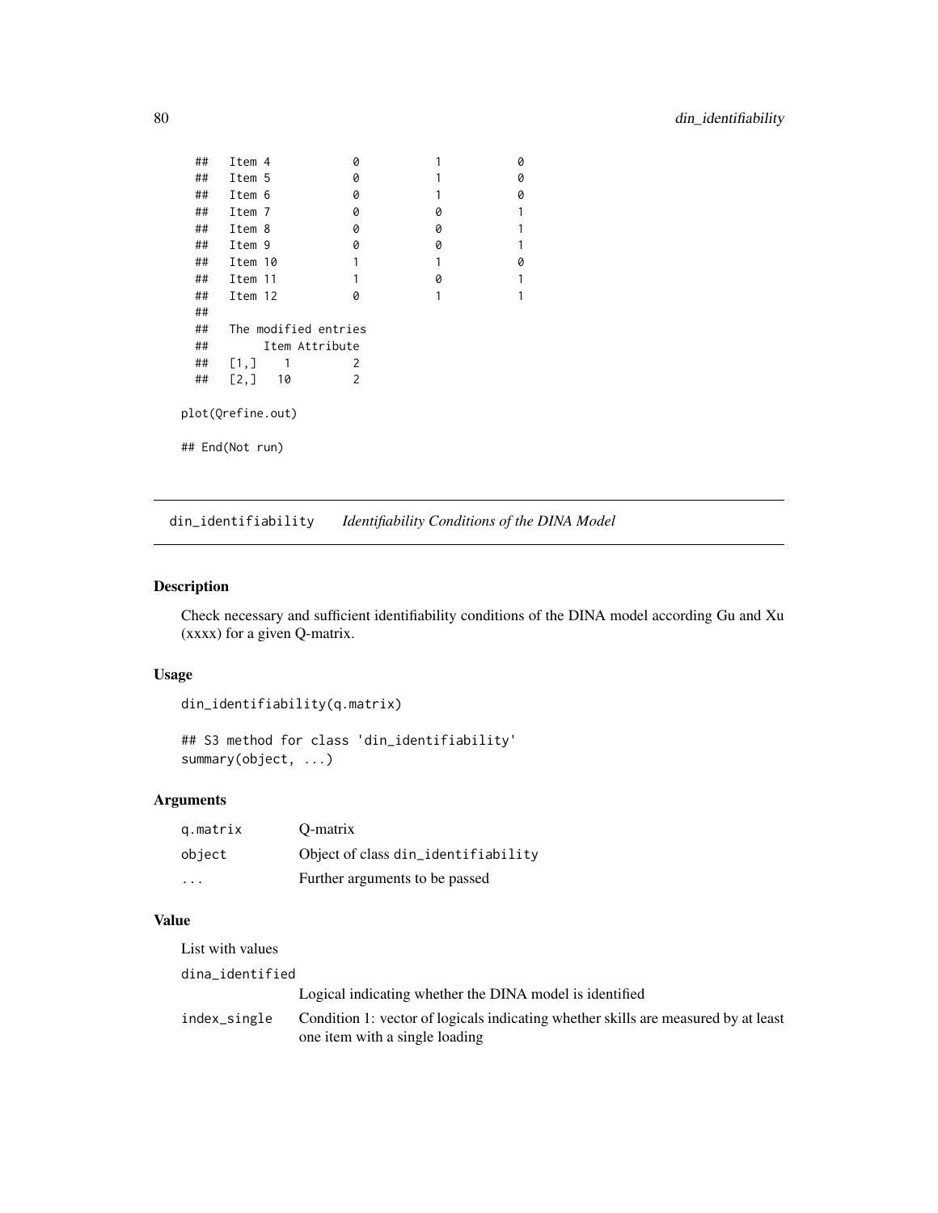```
##   Item 4          0          1          0
##   Item 5          0          1          0
##   Item 6          0          1          0
##   Item 7          0          0          1
##   Item 8          0          0          1
##   Item 9          0          0          1
##   Item 10         1          1          0
##   Item 11         1          0          1
##   Item 12         0          1          1
##
##   The modified entries
##        Item Attribute
##   [1,]    1         2
##   [2,]   10         2

plot(Qrefine.out)

## End(Not run)
```

---

## din_identifiability &nbsp;&nbsp;&nbsp; *Identifiability Conditions of the DINA Model*

---

### Description

Check necessary and sufficient identifiability conditions of the DINA model according Gu and Xu (xxxx) for a given Q-matrix.

### Usage

```
din_identifiability(q.matrix)

## S3 method for class 'din_identifiability'
summary(object, ...)
```

### Arguments

| | |
|---|---|
| `q.matrix` | Q-matrix |
| `object` | Object of class `din_identifiability` |
| `...` | Further arguments to be passed |

### Value

List with values

| | |
|---|---|
| `dina_identified` | Logical indicating whether the DINA model is identified |
| `index_single` | Condition 1: vector of logicals indicating whether skills are measured by at least one item with a single loading |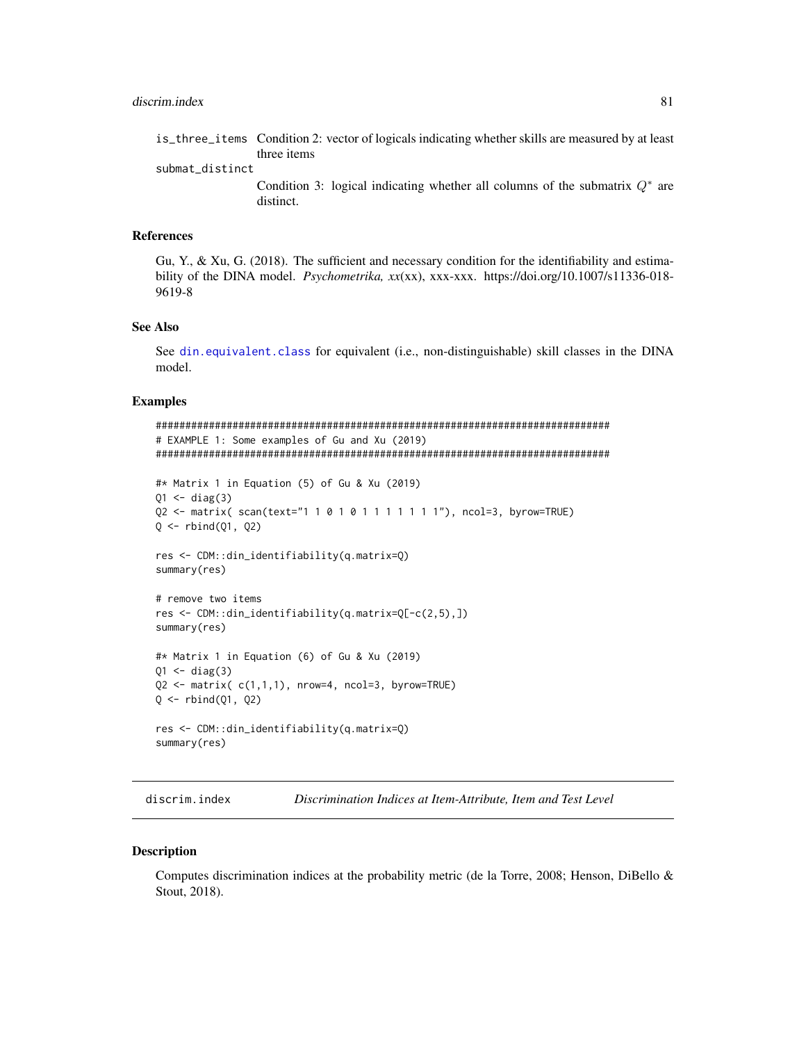is_three_items Condition 2: vector of logicals indicating whether skills are measured by at least three items

submat_distinct Condition 3: logical indicating whether all columns of the submatrix $Q^*$ are distinct.

## References

Gu, Y., & Xu, G. (2018). The sufficient and necessary condition for the identifiability and estimability of the DINA model. *Psychometrika, xx*(xx), xxx-xxx. https://doi.org/10.1007/s11336-018-9619-8

## See Also

See din.equivalent.class for equivalent (i.e., non-distinguishable) skill classes in the DINA model.

## Examples

```
#############################################################################
# EXAMPLE 1: Some examples of Gu and Xu (2019)
#############################################################################

#* Matrix 1 in Equation (5) of Gu & Xu (2019)
Q1 <- diag(3)
Q2 <- matrix( scan(text="1 1 0 1 0 1 1 1 1 1 1 1"), ncol=3, byrow=TRUE)
Q <- rbind(Q1, Q2)

res <- CDM::din_identifiability(q.matrix=Q)
summary(res)

# remove two items
res <- CDM::din_identifiability(q.matrix=Q[-c(2,5),])
summary(res)

#* Matrix 1 in Equation (6) of Gu & Xu (2019)
Q1 <- diag(3)
Q2 <- matrix( c(1,1,1), nrow=4, ncol=3, byrow=TRUE)
Q <- rbind(Q1, Q2)

res <- CDM::din_identifiability(q.matrix=Q)
summary(res)
```

---

# discrim.index — *Discrimination Indices at Item-Attribute, Item and Test Level*

## Description

Computes discrimination indices at the probability metric (de la Torre, 2008; Henson, DiBello & Stout, 2018).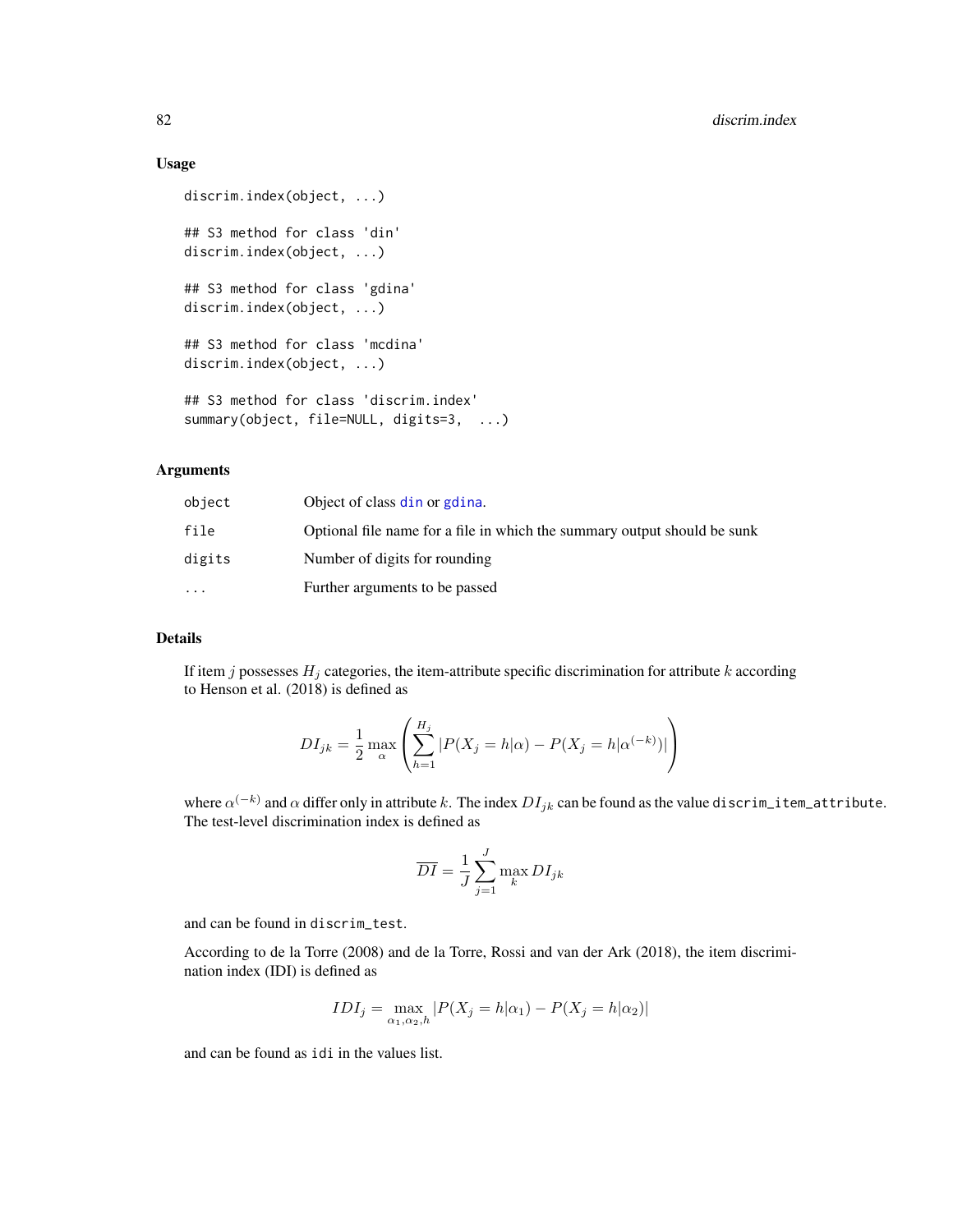### Usage

```
discrim.index(object, ...)

## S3 method for class 'din'
discrim.index(object, ...)

## S3 method for class 'gdina'
discrim.index(object, ...)

## S3 method for class 'mcdina'
discrim.index(object, ...)

## S3 method for class 'discrim.index'
summary(object, file=NULL, digits=3,  ...)
```

### Arguments

| | |
|---|---|
| `object` | Object of class `din` or `gdina`. |
| `file` | Optional file name for a file in which the summary output should be sunk |
| `digits` | Number of digits for rounding |
| `...` | Further arguments to be passed |

### Details

If item $j$ possesses $H_j$ categories, the item-attribute specific discrimination for attribute $k$ according to Henson et al. (2018) is defined as

$$DI_{jk} = \frac{1}{2} \max_{\alpha} \left( \sum_{h=1}^{H_j} |P(X_j = h|\alpha) - P(X_j = h|\alpha^{(-k)})| \right)$$

where $\alpha^{(-k)}$ and $\alpha$ differ only in attribute $k$. The index $DI_{jk}$ can be found as the value `discrim_item_attribute`. The test-level discrimination index is defined as

$$\overline{DI} = \frac{1}{J} \sum_{j=1}^{J} \max_{k} DI_{jk}$$

and can be found in `discrim_test`.

According to de la Torre (2008) and de la Torre, Rossi and van der Ark (2018), the item discrimination index (IDI) is defined as

$$IDI_j = \max_{\alpha_1, \alpha_2, h} |P(X_j = h|\alpha_1) - P(X_j = h|\alpha_2)|$$

and can be found as `idi` in the values list.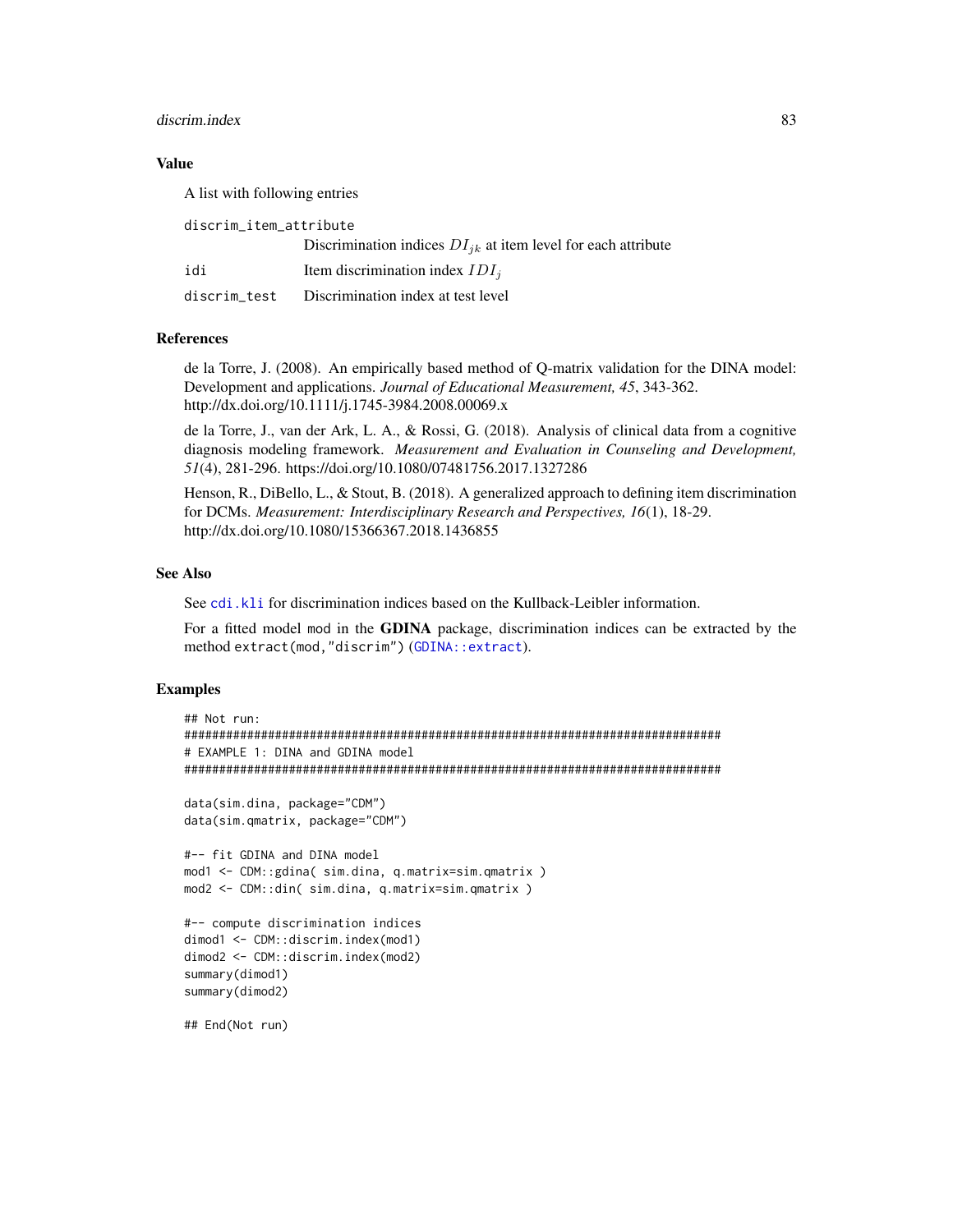### Value

A list with following entries

| | |
|---|---|
| `discrim_item_attribute` | Discrimination indices $DI_{jk}$ at item level for each attribute |
| `idi` | Item discrimination index $IDI_j$ |
| `discrim_test` | Discrimination index at test level |

### References

de la Torre, J. (2008). An empirically based method of Q-matrix validation for the DINA model: Development and applications. *Journal of Educational Measurement, 45*, 343-362. http://dx.doi.org/10.1111/j.1745-3984.2008.00069.x

de la Torre, J., van der Ark, L. A., & Rossi, G. (2018). Analysis of clinical data from a cognitive diagnosis modeling framework. *Measurement and Evaluation in Counseling and Development, 51*(4), 281-296. https://doi.org/10.1080/07481756.2017.1327286

Henson, R., DiBello, L., & Stout, B. (2018). A generalized approach to defining item discrimination for DCMs. *Measurement: Interdisciplinary Research and Perspectives, 16*(1), 18-29. http://dx.doi.org/10.1080/15366367.2018.1436855

### See Also

See `cdi.kli` for discrimination indices based on the Kullback-Leibler information.

For a fitted model `mod` in the **GDINA** package, discrimination indices can be extracted by the method `extract(mod,"discrim")` (`GDINA::extract`).

### Examples

```
## Not run:
#############################################################################
# EXAMPLE 1: DINA and GDINA model
#############################################################################

data(sim.dina, package="CDM")
data(sim.qmatrix, package="CDM")

#-- fit GDINA and DINA model
mod1 <- CDM::gdina( sim.dina, q.matrix=sim.qmatrix )
mod2 <- CDM::din( sim.dina, q.matrix=sim.qmatrix )

#-- compute discrimination indices
dimod1 <- CDM::discrim.index(mod1)
dimod2 <- CDM::discrim.index(mod2)
summary(dimod1)
summary(dimod2)

## End(Not run)
```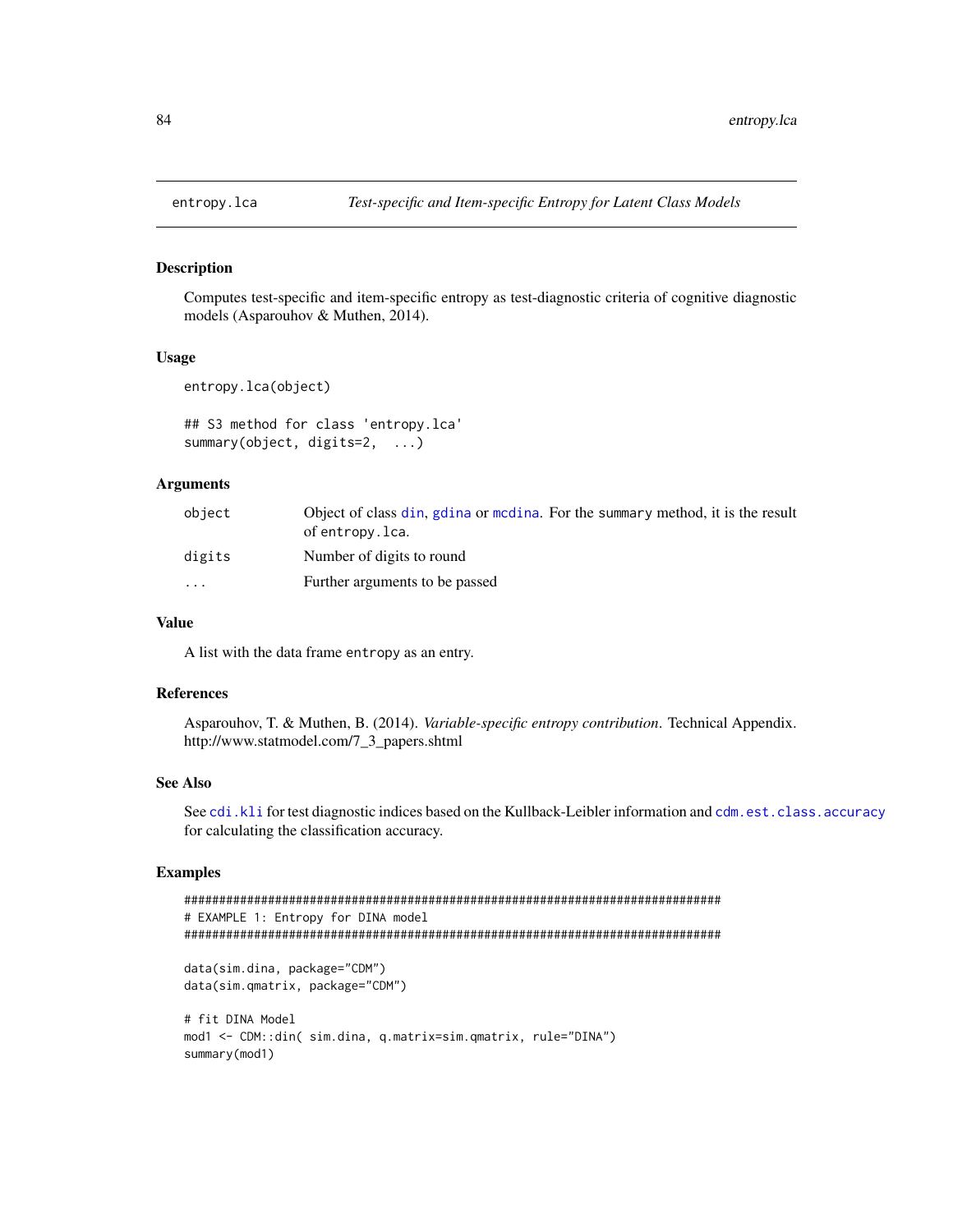# entropy.lca — *Test-specific and Item-specific Entropy for Latent Class Models*

## Description

Computes test-specific and item-specific entropy as test-diagnostic criteria of cognitive diagnostic models (Asparouhov & Muthen, 2014).

## Usage

```
entropy.lca(object)

## S3 method for class 'entropy.lca'
summary(object, digits=2,  ...)
```

## Arguments

| | |
|---|---|
| `object` | Object of class `din`, `gdina` or `mcdina`. For the `summary` method, it is the result of `entropy.lca`. |
| `digits` | Number of digits to round |
| `...` | Further arguments to be passed |

## Value

A list with the data frame `entropy` as an entry.

## References

Asparouhov, T. & Muthen, B. (2014). *Variable-specific entropy contribution*. Technical Appendix. http://www.statmodel.com/7_3_papers.shtml

## See Also

See `cdi.kli` for test diagnostic indices based on the Kullback-Leibler information and `cdm.est.class.accuracy` for calculating the classification accuracy.

## Examples

```
#############################################################################
# EXAMPLE 1: Entropy for DINA model
#############################################################################

data(sim.dina, package="CDM")
data(sim.qmatrix, package="CDM")

# fit DINA Model
mod1 <- CDM::din( sim.dina, q.matrix=sim.qmatrix, rule="DINA")
summary(mod1)
```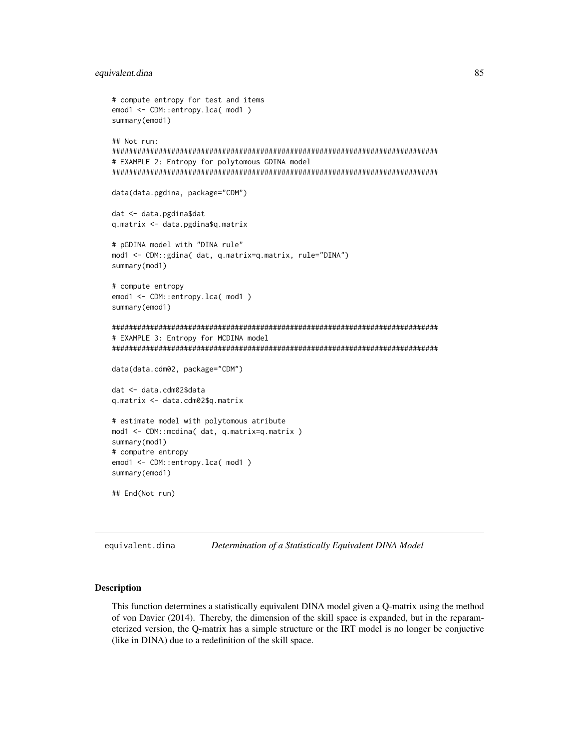```
# compute entropy for test and items
emod1 <- CDM::entropy.lca( mod1 )
summary(emod1)

## Not run:
#############################################################################
# EXAMPLE 2: Entropy for polytomous GDINA model
#############################################################################

data(data.pgdina, package="CDM")

dat <- data.pgdina$dat
q.matrix <- data.pgdina$q.matrix

# pGDINA model with "DINA rule"
mod1 <- CDM::gdina( dat, q.matrix=q.matrix, rule="DINA")
summary(mod1)

# compute entropy
emod1 <- CDM::entropy.lca( mod1 )
summary(emod1)

#############################################################################
# EXAMPLE 3: Entropy for MCDINA model
#############################################################################

data(data.cdm02, package="CDM")

dat <- data.cdm02$data
q.matrix <- data.cdm02$q.matrix

# estimate model with polytomous atribute
mod1 <- CDM::mcdina( dat, q.matrix=q.matrix )
summary(mod1)
# computre entropy
emod1 <- CDM::entropy.lca( mod1 )
summary(emod1)

## End(Not run)
```

---

`equivalent.dina` *Determination of a Statistically Equivalent DINA Model*

---

### Description

This function determines a statistically equivalent DINA model given a Q-matrix using the method of von Davier (2014). Thereby, the dimension of the skill space is expanded, but in the reparameterized version, the Q-matrix has a simple structure or the IRT model is no longer be conjuctive (like in DINA) due to a redefinition of the skill space.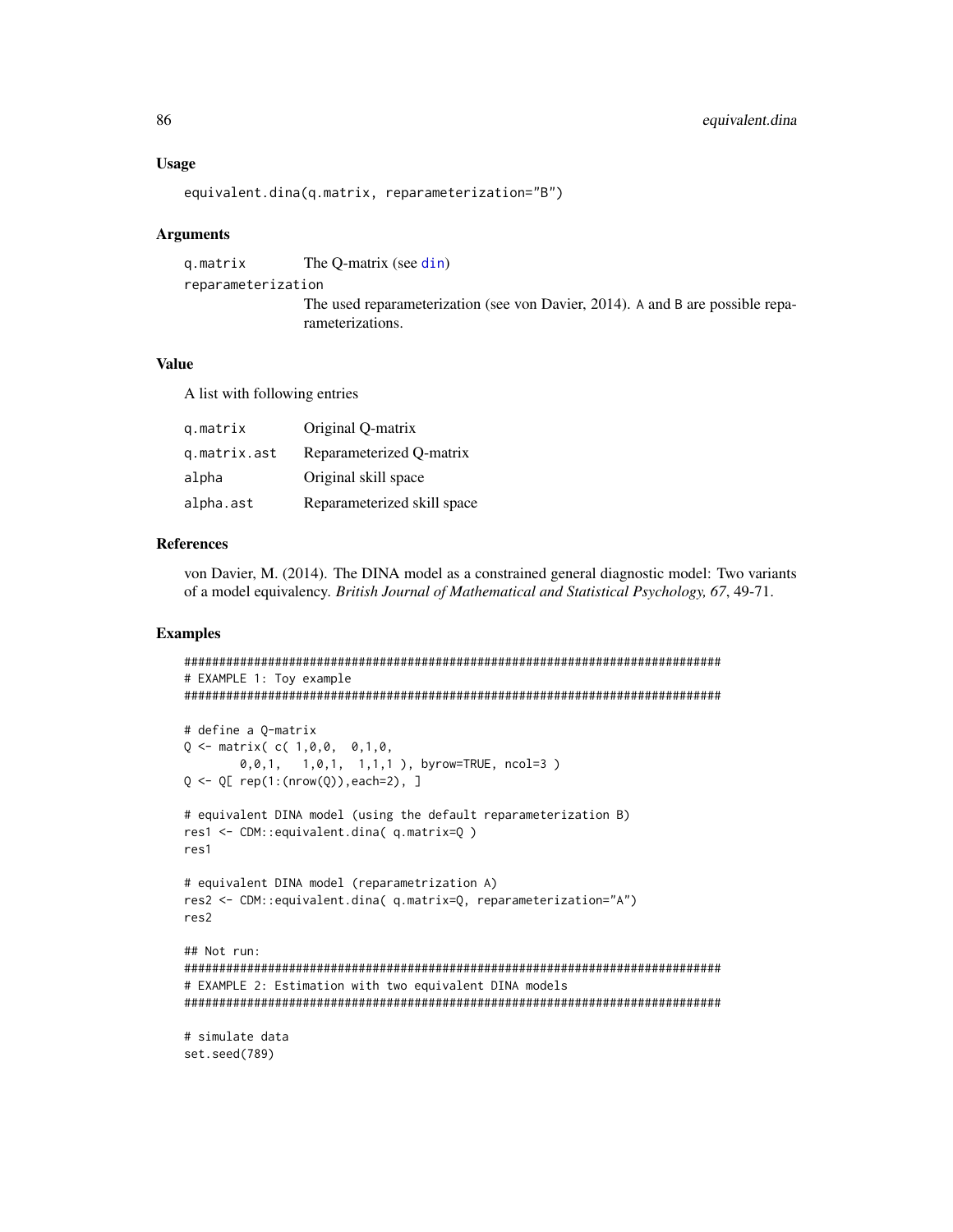### Usage

```
equivalent.dina(q.matrix, reparameterization="B")
```

### Arguments

| | |
|---|---|
| q.matrix | The Q-matrix (see din) |
| reparameterization | The used reparameterization (see von Davier, 2014). A and B are possible reparameterizations. |

### Value

A list with following entries

| | |
|---|---|
| q.matrix | Original Q-matrix |
| q.matrix.ast | Reparameterized Q-matrix |
| alpha | Original skill space |
| alpha.ast | Reparameterized skill space |

### References

von Davier, M. (2014). The DINA model as a constrained general diagnostic model: Two variants of a model equivalency. *British Journal of Mathematical and Statistical Psychology, 67*, 49-71.

### Examples

```
#############################################################################
# EXAMPLE 1: Toy example
#############################################################################

# define a Q-matrix
Q <- matrix( c( 1,0,0,  0,1,0,
        0,0,1,   1,0,1,  1,1,1 ), byrow=TRUE, ncol=3 )
Q <- Q[ rep(1:(nrow(Q)),each=2), ]

# equivalent DINA model (using the default reparameterization B)
res1 <- CDM::equivalent.dina( q.matrix=Q )
res1

# equivalent DINA model (reparametrization A)
res2 <- CDM::equivalent.dina( q.matrix=Q, reparameterization="A")
res2

## Not run:
#############################################################################
# EXAMPLE 2: Estimation with two equivalent DINA models
#############################################################################

# simulate data
set.seed(789)
```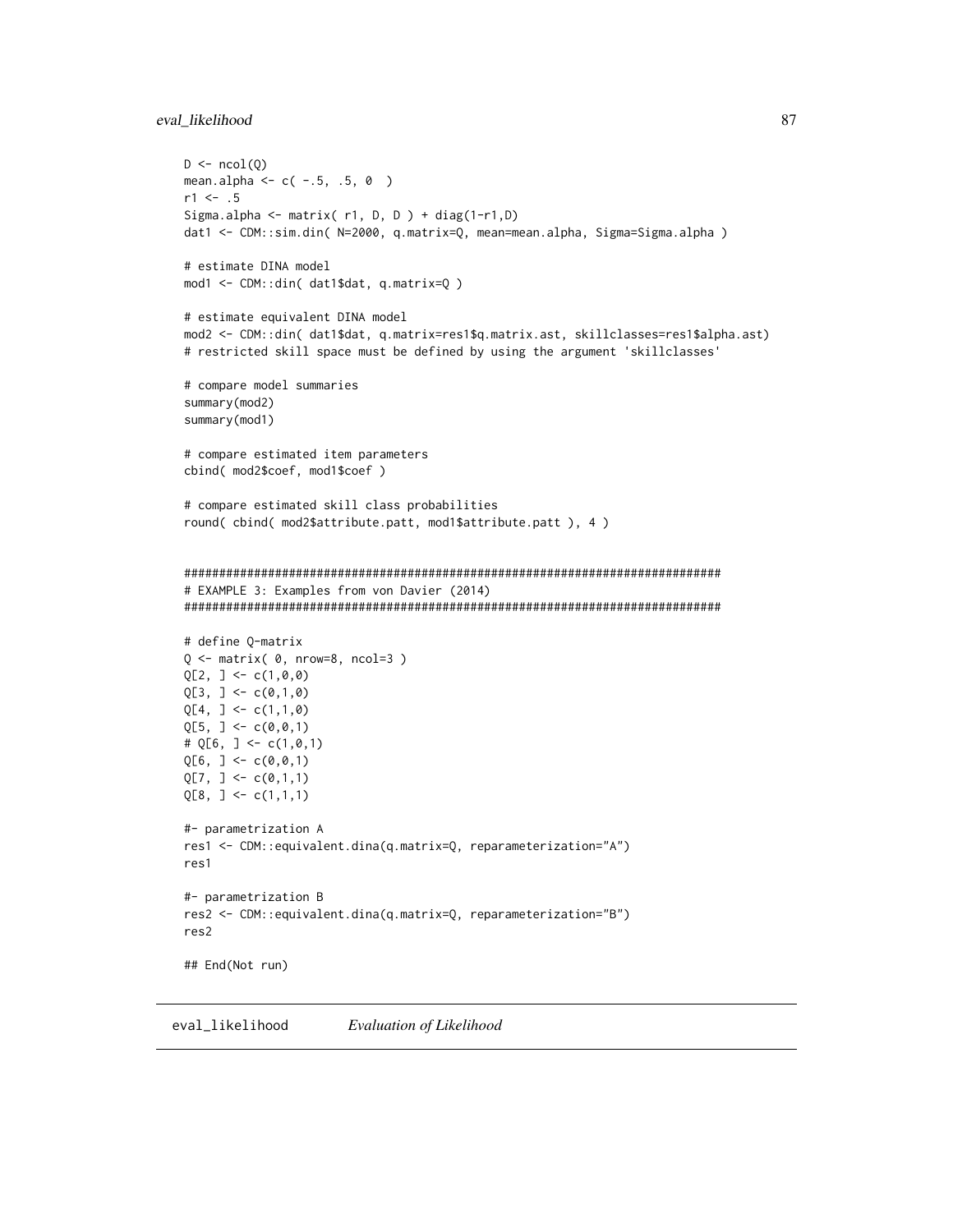```
D <- ncol(Q)
mean.alpha <- c( -.5, .5, 0  )
r1 <- .5
Sigma.alpha <- matrix( r1, D, D ) + diag(1-r1,D)
dat1 <- CDM::sim.din( N=2000, q.matrix=Q, mean=mean.alpha, Sigma=Sigma.alpha )

# estimate DINA model
mod1 <- CDM::din( dat1$dat, q.matrix=Q )

# estimate equivalent DINA model
mod2 <- CDM::din( dat1$dat, q.matrix=res1$q.matrix.ast, skillclasses=res1$alpha.ast)
# restricted skill space must be defined by using the argument 'skillclasses'

# compare model summaries
summary(mod2)
summary(mod1)

# compare estimated item parameters
cbind( mod2$coef, mod1$coef )

# compare estimated skill class probabilities
round( cbind( mod2$attribute.patt, mod1$attribute.patt ), 4 )


#############################################################################
# EXAMPLE 3: Examples from von Davier (2014)
#############################################################################

# define Q-matrix
Q <- matrix( 0, nrow=8, ncol=3 )
Q[2, ] <- c(1,0,0)
Q[3, ] <- c(0,1,0)
Q[4, ] <- c(1,1,0)
Q[5, ] <- c(0,0,1)
# Q[6, ] <- c(1,0,1)
Q[6, ] <- c(0,0,1)
Q[7, ] <- c(0,1,1)
Q[8, ] <- c(1,1,1)

#- parametrization A
res1 <- CDM::equivalent.dina(q.matrix=Q, reparameterization="A")
res1

#- parametrization B
res2 <- CDM::equivalent.dina(q.matrix=Q, reparameterization="B")
res2

## End(Not run)
```

---

`eval_likelihood` *Evaluation of Likelihood*

---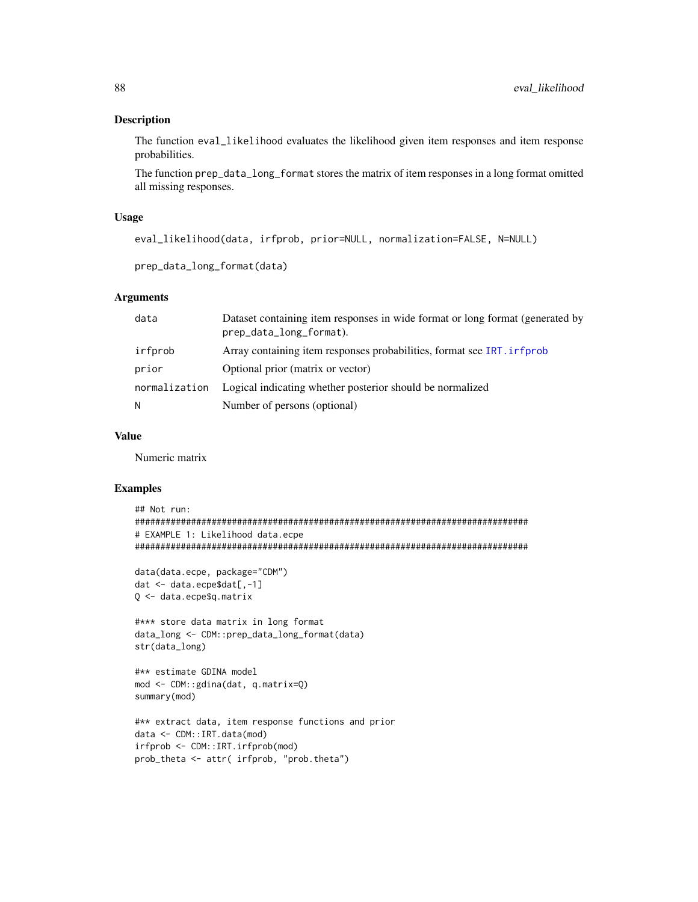## Description

The function eval_likelihood evaluates the likelihood given item responses and item response probabilities.

The function prep_data_long_format stores the matrix of item responses in a long format omitted all missing responses.

## Usage

```
eval_likelihood(data, irfprob, prior=NULL, normalization=FALSE, N=NULL)

prep_data_long_format(data)
```

## Arguments

| | |
|---|---|
| data | Dataset containing item responses in wide format or long format (generated by prep_data_long_format). |
| irfprob | Array containing item responses probabilities, format see IRT.irfprob |
| prior | Optional prior (matrix or vector) |
| normalization | Logical indicating whether posterior should be normalized |
| N | Number of persons (optional) |

## Value

Numeric matrix

## Examples

```
## Not run:
#############################################################################
# EXAMPLE 1: Likelihood data.ecpe
#############################################################################

data(data.ecpe, package="CDM")
dat <- data.ecpe$dat[,-1]
Q <- data.ecpe$q.matrix

#*** store data matrix in long format
data_long <- CDM::prep_data_long_format(data)
str(data_long)

#** estimate GDINA model
mod <- CDM::gdina(dat, q.matrix=Q)
summary(mod)

#** extract data, item response functions and prior
data <- CDM::IRT.data(mod)
irfprob <- CDM::IRT.irfprob(mod)
prob_theta <- attr( irfprob, "prob.theta")
```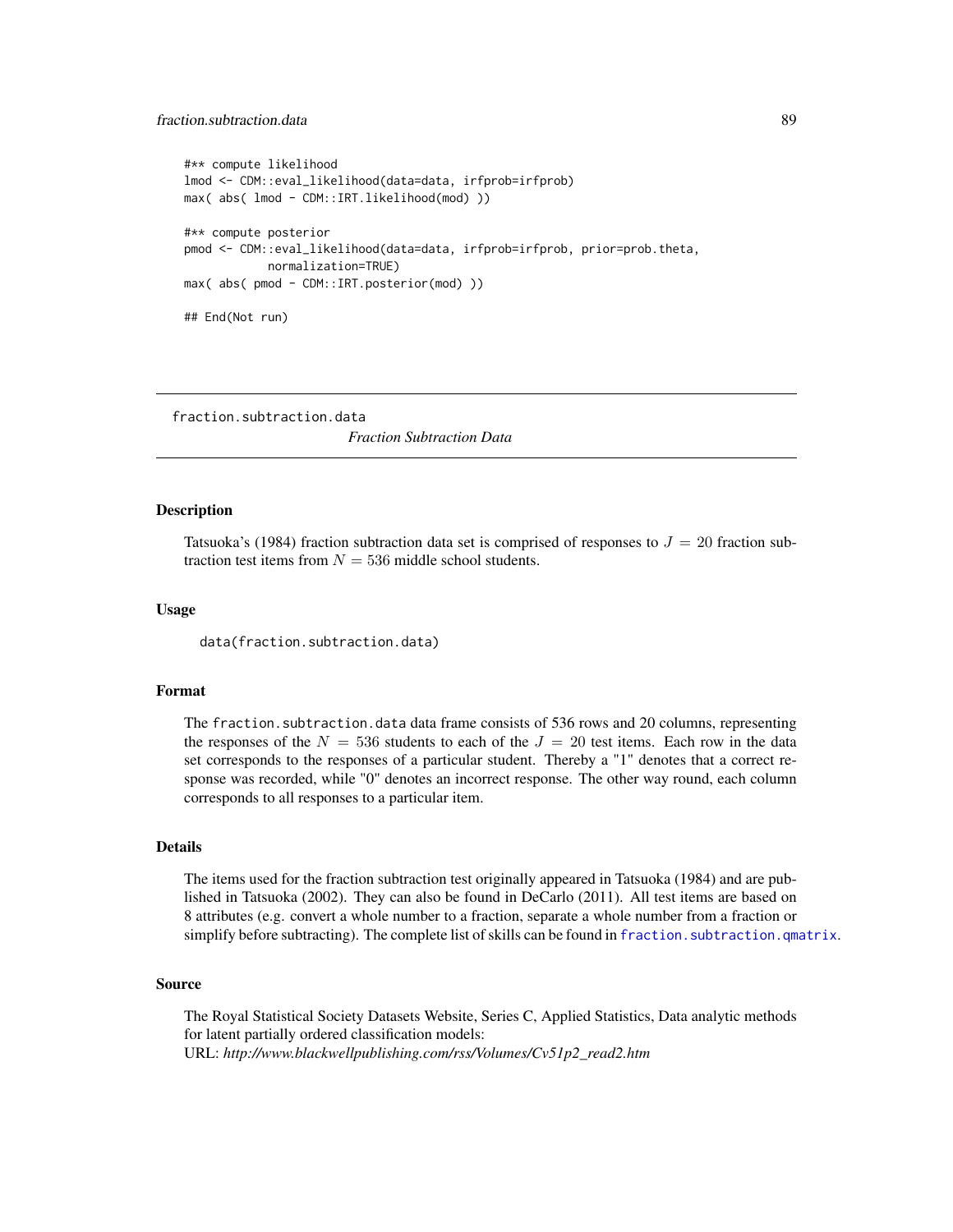```
#** compute likelihood
lmod <- CDM::eval_likelihood(data=data, irfprob=irfprob)
max( abs( lmod - CDM::IRT.likelihood(mod) ))

#** compute posterior
pmod <- CDM::eval_likelihood(data=data, irfprob=irfprob, prior=prob.theta,
            normalization=TRUE)
max( abs( pmod - CDM::IRT.posterior(mod) ))

## End(Not run)
```

---

fraction.subtraction.data — *Fraction Subtraction Data*

---

## Description

Tatsuoka's (1984) fraction subtraction data set is comprised of responses to $J = 20$ fraction subtraction test items from $N = 536$ middle school students.

## Usage

```
data(fraction.subtraction.data)
```

## Format

The `fraction.subtraction.data` data frame consists of 536 rows and 20 columns, representing the responses of the $N = 536$ students to each of the $J = 20$ test items. Each row in the data set corresponds to the responses of a particular student. Thereby a "1" denotes that a correct response was recorded, while "0" denotes an incorrect response. The other way round, each column corresponds to all responses to a particular item.

## Details

The items used for the fraction subtraction test originally appeared in Tatsuoka (1984) and are published in Tatsuoka (2002). They can also be found in DeCarlo (2011). All test items are based on 8 attributes (e.g. convert a whole number to a fraction, separate a whole number from a fraction or simplify before subtracting). The complete list of skills can be found in `fraction.subtraction.qmatrix`.

## Source

The Royal Statistical Society Datasets Website, Series C, Applied Statistics, Data analytic methods for latent partially ordered classification models:
URL: *http://www.blackwellpublishing.com/rss/Volumes/Cv51p2_read2.htm*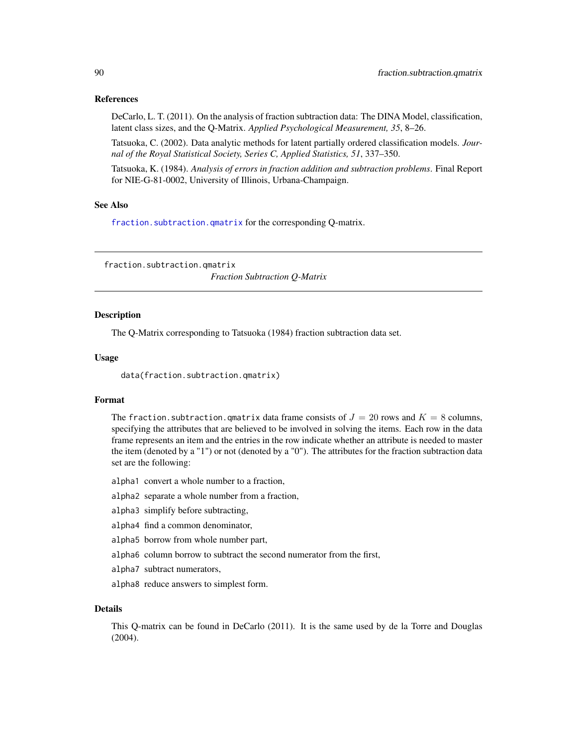### References

DeCarlo, L. T. (2011). On the analysis of fraction subtraction data: The DINA Model, classification, latent class sizes, and the Q-Matrix. *Applied Psychological Measurement, 35*, 8–26.

Tatsuoka, C. (2002). Data analytic methods for latent partially ordered classification models. *Journal of the Royal Statistical Society, Series C, Applied Statistics, 51*, 337–350.

Tatsuoka, K. (1984). *Analysis of errors in fraction addition and subtraction problems*. Final Report for NIE-G-81-0002, University of Illinois, Urbana-Champaign.

### See Also

`fraction.subtraction.qmatrix` for the corresponding Q-matrix.

---

## fraction.subtraction.qmatrix — *Fraction Subtraction Q-Matrix*

### Description

The Q-Matrix corresponding to Tatsuoka (1984) fraction subtraction data set.

### Usage

```
data(fraction.subtraction.qmatrix)
```

### Format

The `fraction.subtraction.qmatrix` data frame consists of $J = 20$ rows and $K = 8$ columns, specifying the attributes that are believed to be involved in solving the items. Each row in the data frame represents an item and the entries in the row indicate whether an attribute is needed to master the item (denoted by a "1") or not (denoted by a "0"). The attributes for the fraction subtraction data set are the following:

- `alpha1` convert a whole number to a fraction,
- `alpha2` separate a whole number from a fraction,
- `alpha3` simplify before subtracting,
- `alpha4` find a common denominator,
- `alpha5` borrow from whole number part,
- `alpha6` column borrow to subtract the second numerator from the first,
- `alpha7` subtract numerators,
- `alpha8` reduce answers to simplest form.

### Details

This Q-matrix can be found in DeCarlo (2011). It is the same used by de la Torre and Douglas (2004).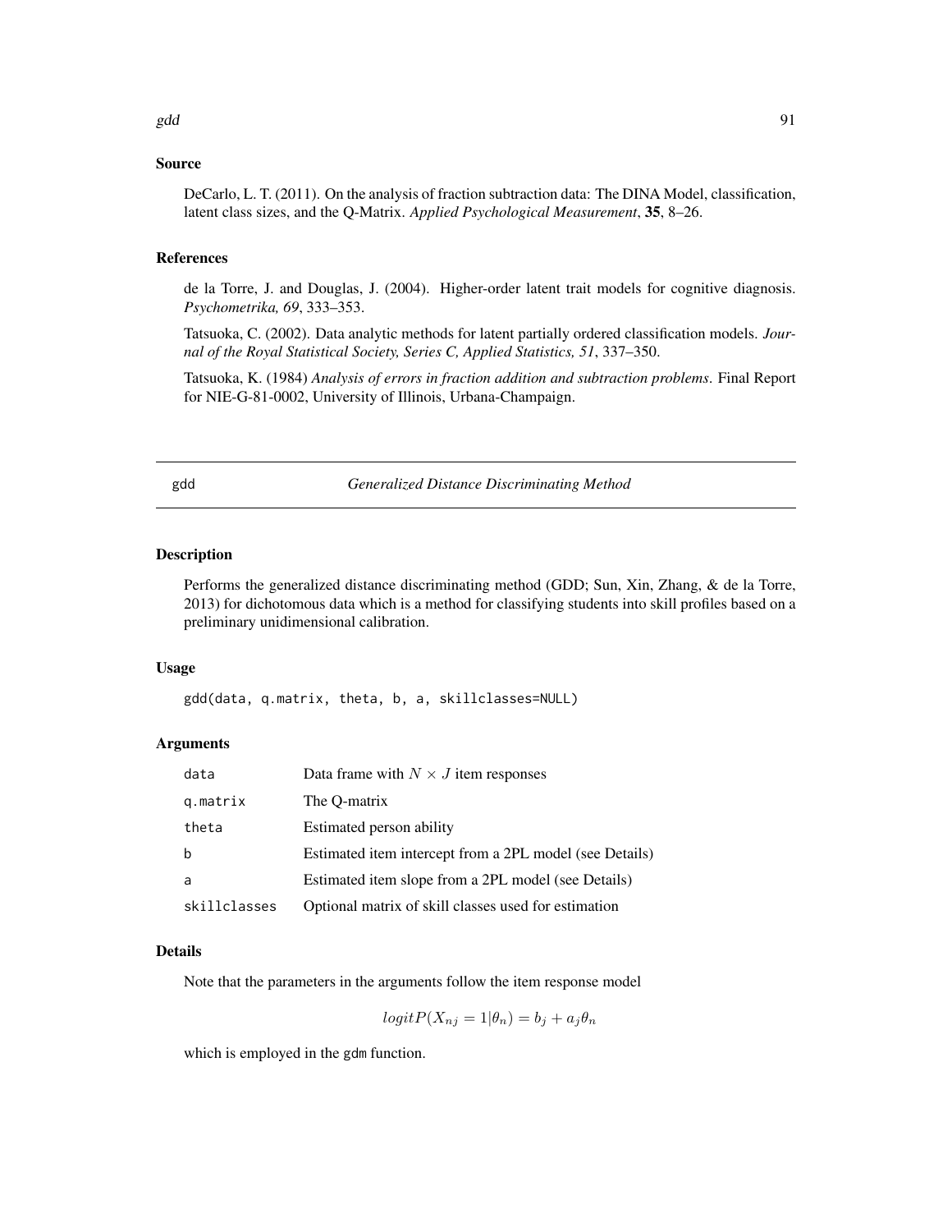## Source

DeCarlo, L. T. (2011). On the analysis of fraction subtraction data: The DINA Model, classification, latent class sizes, and the Q-Matrix. *Applied Psychological Measurement*, **35**, 8–26.

## References

de la Torre, J. and Douglas, J. (2004). Higher-order latent trait models for cognitive diagnosis. *Psychometrika, 69*, 333–353.

Tatsuoka, C. (2002). Data analytic methods for latent partially ordered classification models. *Journal of the Royal Statistical Society, Series C, Applied Statistics, 51*, 337–350.

Tatsuoka, K. (1984) *Analysis of errors in fraction addition and subtraction problems*. Final Report for NIE-G-81-0002, University of Illinois, Urbana-Champaign.

---

# gdd — *Generalized Distance Discriminating Method*

## Description

Performs the generalized distance discriminating method (GDD; Sun, Xin, Zhang, & de la Torre, 2013) for dichotomous data which is a method for classifying students into skill profiles based on a preliminary unidimensional calibration.

## Usage

```
gdd(data, q.matrix, theta, b, a, skillclasses=NULL)
```

## Arguments

| | |
|---|---|
| `data` | Data frame with $N \times J$ item responses |
| `q.matrix` | The Q-matrix |
| `theta` | Estimated person ability |
| `b` | Estimated item intercept from a 2PL model (see Details) |
| `a` | Estimated item slope from a 2PL model (see Details) |
| `skillclasses` | Optional matrix of skill classes used for estimation |

## Details

Note that the parameters in the arguments follow the item response model

$$logit P(X_{nj} = 1|\theta_n) = b_j + a_j \theta_n$$

which is employed in the `gdm` function.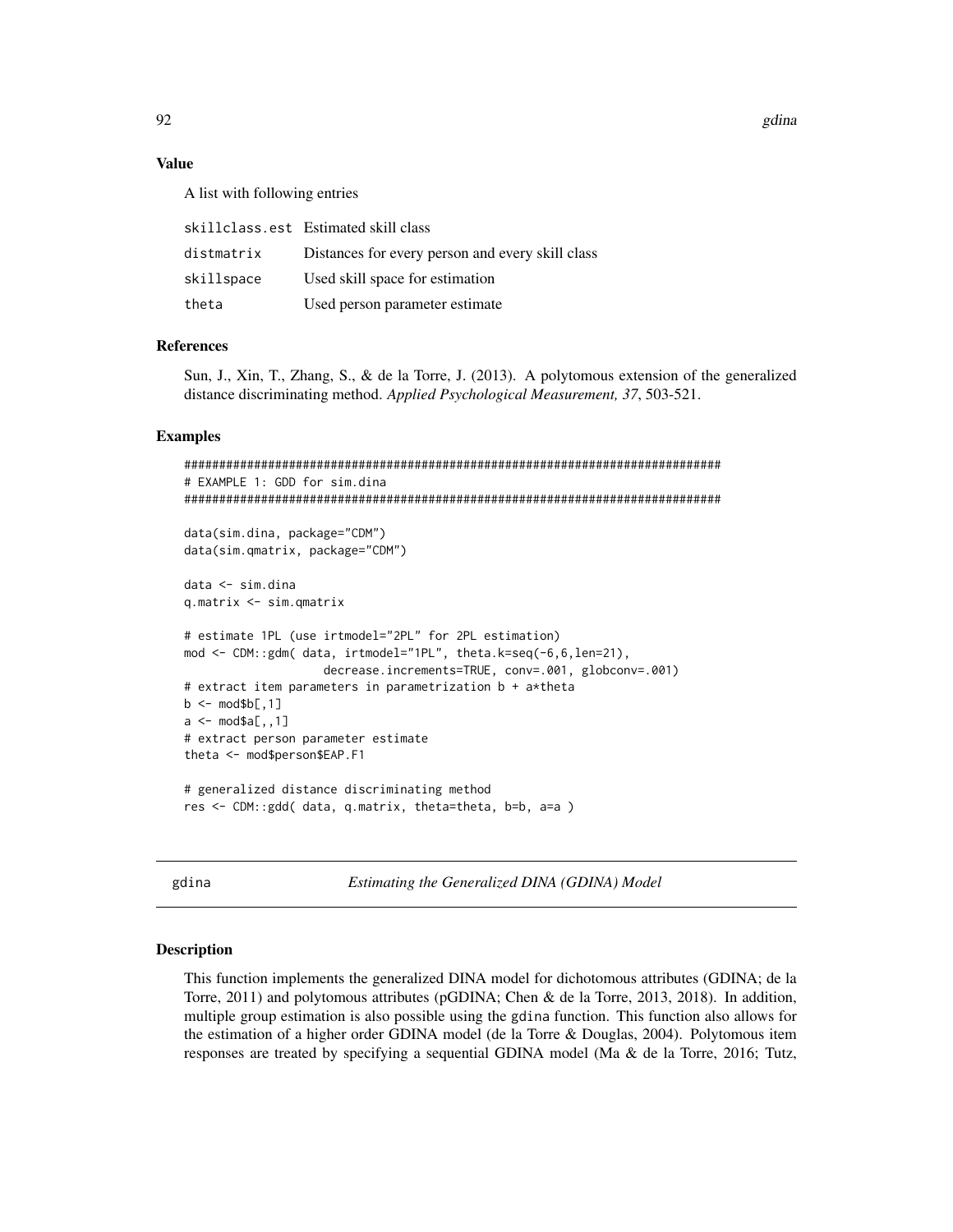### Value

A list with following entries

| | |
|---|---|
| skillclass.est | Estimated skill class |
| distmatrix | Distances for every person and every skill class |
| skillspace | Used skill space for estimation |
| theta | Used person parameter estimate |

### References

Sun, J., Xin, T., Zhang, S., & de la Torre, J. (2013). A polytomous extension of the generalized distance discriminating method. *Applied Psychological Measurement, 37*, 503-521.

### Examples

```
#############################################################################
# EXAMPLE 1: GDD for sim.dina
#############################################################################

data(sim.dina, package="CDM")
data(sim.qmatrix, package="CDM")

data <- sim.dina
q.matrix <- sim.qmatrix

# estimate 1PL (use irtmodel="2PL" for 2PL estimation)
mod <- CDM::gdm( data, irtmodel="1PL", theta.k=seq(-6,6,len=21),
                  decrease.increments=TRUE, conv=.001, globconv=.001)
# extract item parameters in parametrization b + a*theta
b <- mod$b[,1]
a <- mod$a[,,1]
# extract person parameter estimate
theta <- mod$person$EAP.F1

# generalized distance discriminating method
res <- CDM::gdd( data, q.matrix, theta=theta, b=b, a=a )
```

---

## gdina — *Estimating the Generalized DINA (GDINA) Model*

---

### Description

This function implements the generalized DINA model for dichotomous attributes (GDINA; de la Torre, 2011) and polytomous attributes (pGDINA; Chen & de la Torre, 2013, 2018). In addition, multiple group estimation is also possible using the gdina function. This function also allows for the estimation of a higher order GDINA model (de la Torre & Douglas, 2004). Polytomous item responses are treated by specifying a sequential GDINA model (Ma & de la Torre, 2016; Tutz,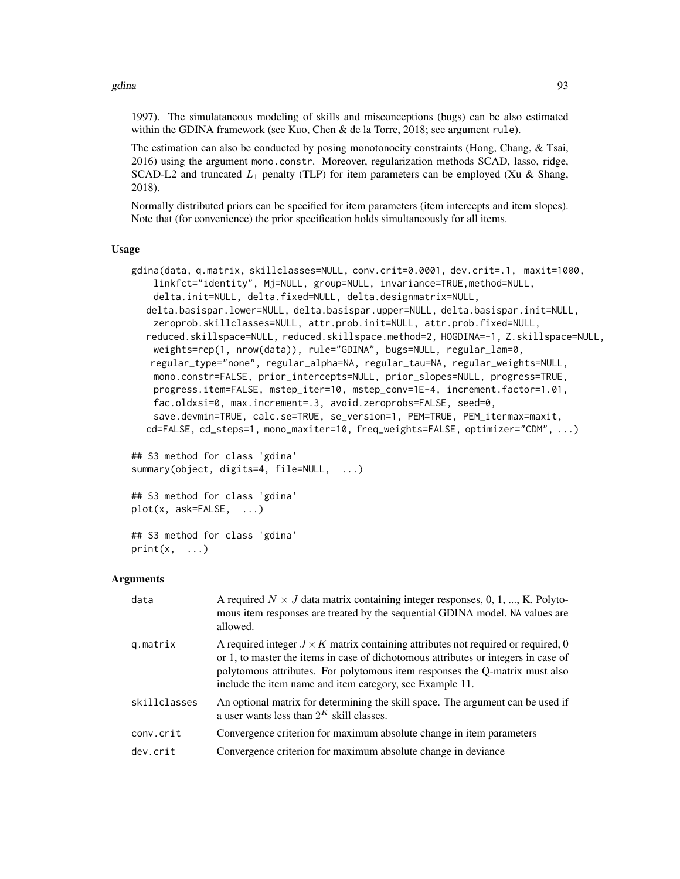1997). The simulataneous modeling of skills and misconceptions (bugs) can be also estimated within the GDINA framework (see Kuo, Chen & de la Torre, 2018; see argument rule).

The estimation can also be conducted by posing monotonocity constraints (Hong, Chang, & Tsai, 2016) using the argument mono.constr. Moreover, regularization methods SCAD, lasso, ridge, SCAD-L2 and truncated $L_1$ penalty (TLP) for item parameters can be employed (Xu & Shang, 2018).

Normally distributed priors can be specified for item parameters (item intercepts and item slopes). Note that (for convenience) the prior specification holds simultaneously for all items.

### Usage

```
gdina(data, q.matrix, skillclasses=NULL, conv.crit=0.0001, dev.crit=.1, maxit=1000,
    linkfct="identity", Mj=NULL, group=NULL, invariance=TRUE,method=NULL,
    delta.init=NULL, delta.fixed=NULL, delta.designmatrix=NULL,
   delta.basispar.lower=NULL, delta.basispar.upper=NULL, delta.basispar.init=NULL,
    zeroprob.skillclasses=NULL, attr.prob.init=NULL, attr.prob.fixed=NULL,
   reduced.skillspace=NULL, reduced.skillspace.method=2, HOGDINA=-1, Z.skillspace=NULL,
    weights=rep(1, nrow(data)), rule="GDINA", bugs=NULL, regular_lam=0,
   regular_type="none", regular_alpha=NA, regular_tau=NA, regular_weights=NULL,
    mono.constr=FALSE, prior_intercepts=NULL, prior_slopes=NULL, progress=TRUE,
    progress.item=FALSE, mstep_iter=10, mstep_conv=1E-4, increment.factor=1.01,
    fac.oldxsi=0, max.increment=.3, avoid.zeroprobs=FALSE, seed=0,
    save.devmin=TRUE, calc.se=TRUE, se_version=1, PEM=TRUE, PEM_itermax=maxit,
   cd=FALSE, cd_steps=1, mono_maxiter=10, freq_weights=FALSE, optimizer="CDM", ...)

## S3 method for class 'gdina'
summary(object, digits=4, file=NULL,  ...)

## S3 method for class 'gdina'
plot(x, ask=FALSE,  ...)

## S3 method for class 'gdina'
print(x,  ...)
```

### Arguments

| | |
|---|---|
| data | A required $N \times J$ data matrix containing integer responses, 0, 1, ..., K. Polytomous item responses are treated by the sequential GDINA model. NA values are allowed. |
| q.matrix | A required integer $J \times K$ matrix containing attributes not required or required, 0 or 1, to master the items in case of dichotomous attributes or integers in case of polytomous attributes. For polytomous item responses the Q-matrix must also include the item name and item category, see Example 11. |
| skillclasses | An optional matrix for determining the skill space. The argument can be used if a user wants less than $2^K$ skill classes. |
| conv.crit | Convergence criterion for maximum absolute change in item parameters |
| dev.crit | Convergence criterion for maximum absolute change in deviance |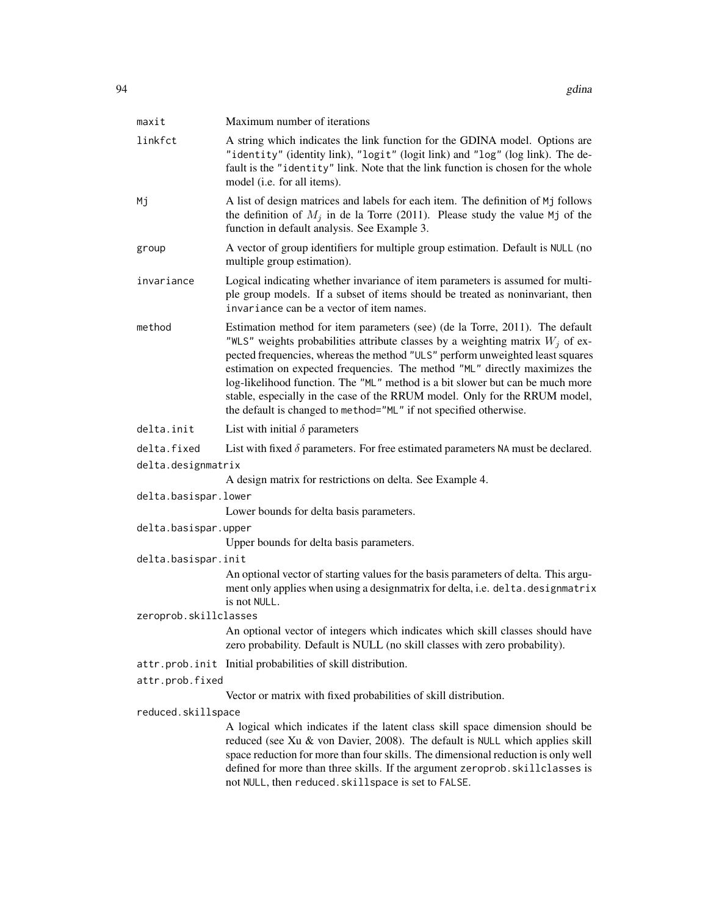| | |
|---|---|
| `maxit` | Maximum number of iterations |
| `linkfct` | A string which indicates the link function for the GDINA model. Options are `"identity"` (identity link), `"logit"` (logit link) and `"log"` (log link). The default is the `"identity"` link. Note that the link function is chosen for the whole model (i.e. for all items). |
| `Mj` | A list of design matrices and labels for each item. The definition of `Mj` follows the definition of $M_j$ in de la Torre (2011). Please study the value `Mj` of the function in default analysis. See Example 3. |
| `group` | A vector of group identifiers for multiple group estimation. Default is `NULL` (no multiple group estimation). |
| `invariance` | Logical indicating whether invariance of item parameters is assumed for multiple group models. If a subset of items should be treated as noninvariant, then `invariance` can be a vector of item names. |
| `method` | Estimation method for item parameters (see) (de la Torre, 2011). The default `"WLS"` weights probabilities attribute classes by a weighting matrix $W_j$ of expected frequencies, whereas the method `"ULS"` perform unweighted least squares estimation on expected frequencies. The method `"ML"` directly maximizes the log-likelihood function. The `"ML"` method is a bit slower but can be much more stable, especially in the case of the RRUM model. Only for the RRUM model, the default is changed to `method="ML"` if not specified otherwise. |
| `delta.init` | List with initial $\delta$ parameters |
| `delta.fixed` | List with fixed $\delta$ parameters. For free estimated parameters `NA` must be declared. |
| `delta.designmatrix` | A design matrix for restrictions on delta. See Example 4. |
| `delta.basispar.lower` | Lower bounds for delta basis parameters. |
| `delta.basispar.upper` | Upper bounds for delta basis parameters. |
| `delta.basispar.init` | An optional vector of starting values for the basis parameters of delta. This argument only applies when using a designmatrix for delta, i.e. `delta.designmatrix` is not `NULL`. |
| `zeroprob.skillclasses` | An optional vector of integers which indicates which skill classes should have zero probability. Default is NULL (no skill classes with zero probability). |
| `attr.prob.init` | Initial probabilities of skill distribution. |
| `attr.prob.fixed` | Vector or matrix with fixed probabilities of skill distribution. |
| `reduced.skillspace` | A logical which indicates if the latent class skill space dimension should be reduced (see Xu & von Davier, 2008). The default is `NULL` which applies skill space reduction for more than four skills. The dimensional reduction is only well defined for more than three skills. If the argument `zeroprob.skillclasses` is not `NULL`, then `reduced.skillspace` is set to `FALSE`. |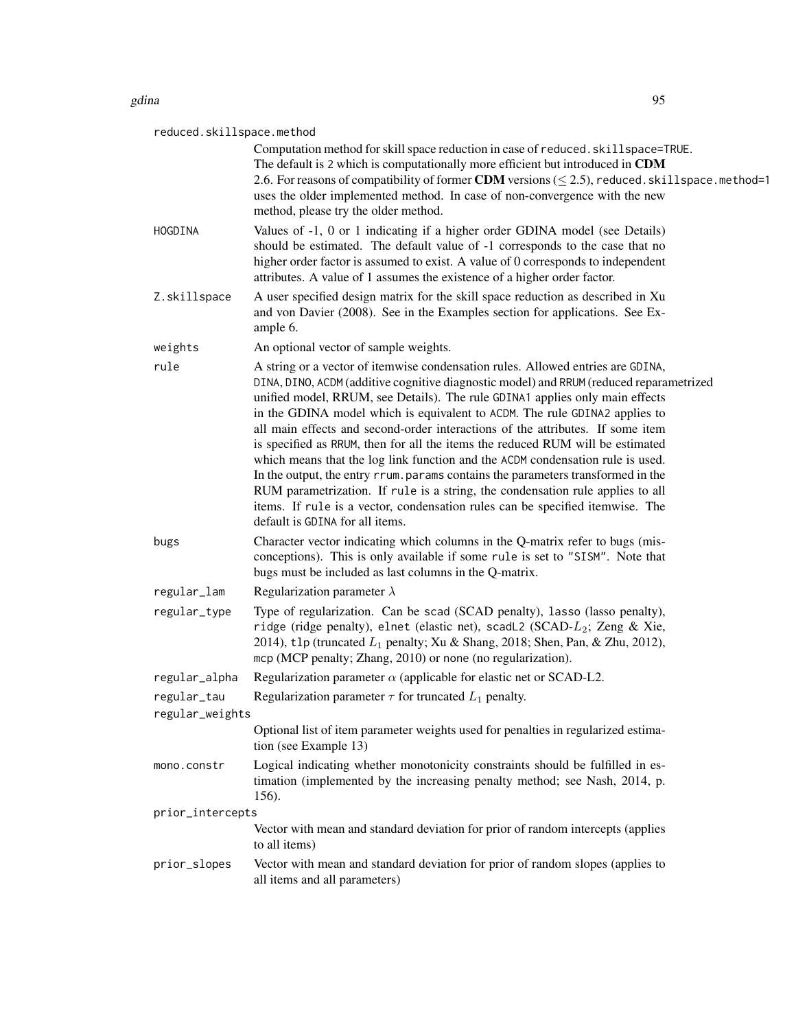`reduced.skillspace.method`
: Computation method for skill space reduction in case of `reduced.skillspace=TRUE`. The default is `2` which is computationally more efficient but introduced in **CDM** 2.6. For reasons of compatibility of former **CDM** versions ($\leq 2.5$), `reduced.skillspace.method=1` uses the older implemented method. In case of non-convergence with the new method, please try the older method.

`HOGDINA`
: Values of -1, 0 or 1 indicating if a higher order GDINA model (see Details) should be estimated. The default value of -1 corresponds to the case that no higher order factor is assumed to exist. A value of 0 corresponds to independent attributes. A value of 1 assumes the existence of a higher order factor.

`Z.skillspace`
: A user specified design matrix for the skill space reduction as described in Xu and von Davier (2008). See in the Examples section for applications. See Example 6.

`weights`
: An optional vector of sample weights.

`rule`
: A string or a vector of itemwise condensation rules. Allowed entries are `GDINA`, `DINA`, `DINO`, `ACDM` (additive cognitive diagnostic model) and `RRUM` (reduced reparametrized unified model, RRUM, see Details). The rule `GDINA1` applies only main effects in the GDINA model which is equivalent to `ACDM`. The rule `GDINA2` applies to all main effects and second-order interactions of the attributes. If some item is specified as `RRUM`, then for all the items the reduced RUM will be estimated which means that the log link function and the `ACDM` condensation rule is used. In the output, the entry `rrum.params` contains the parameters transformed in the RUM parametrization. If `rule` is a string, the condensation rule applies to all items. If `rule` is a vector, condensation rules can be specified itemwise. The default is `GDINA` for all items.

`bugs`
: Character vector indicating which columns in the Q-matrix refer to bugs (misconceptions). This is only available if some `rule` is set to `"SISM"`. Note that bugs must be included as last columns in the Q-matrix.

`regular_lam`
: Regularization parameter $\lambda$

`regular_type`
: Type of regularization. Can be `scad` (SCAD penalty), `lasso` (lasso penalty), `ridge` (ridge penalty), `elnet` (elastic net), `scadL2` (SCAD-$L_2$; Zeng & Xie, 2014), `tlp` (truncated $L_1$ penalty; Xu & Shang, 2018; Shen, Pan, & Zhu, 2012), `mcp` (MCP penalty; Zhang, 2010) or `none` (no regularization).

`regular_alpha`
: Regularization parameter $\alpha$ (applicable for elastic net or SCAD-L2.

`regular_tau`
: Regularization parameter $\tau$ for truncated $L_1$ penalty.

`regular_weights`
: Optional list of item parameter weights used for penalties in regularized estimation (see Example 13)

`mono.constr`
: Logical indicating whether monotonicity constraints should be fulfilled in estimation (implemented by the increasing penalty method; see Nash, 2014, p. 156).

`prior_intercepts`
: Vector with mean and standard deviation for prior of random intercepts (applies to all items)

`prior_slopes`
: Vector with mean and standard deviation for prior of random slopes (applies to all items and all parameters)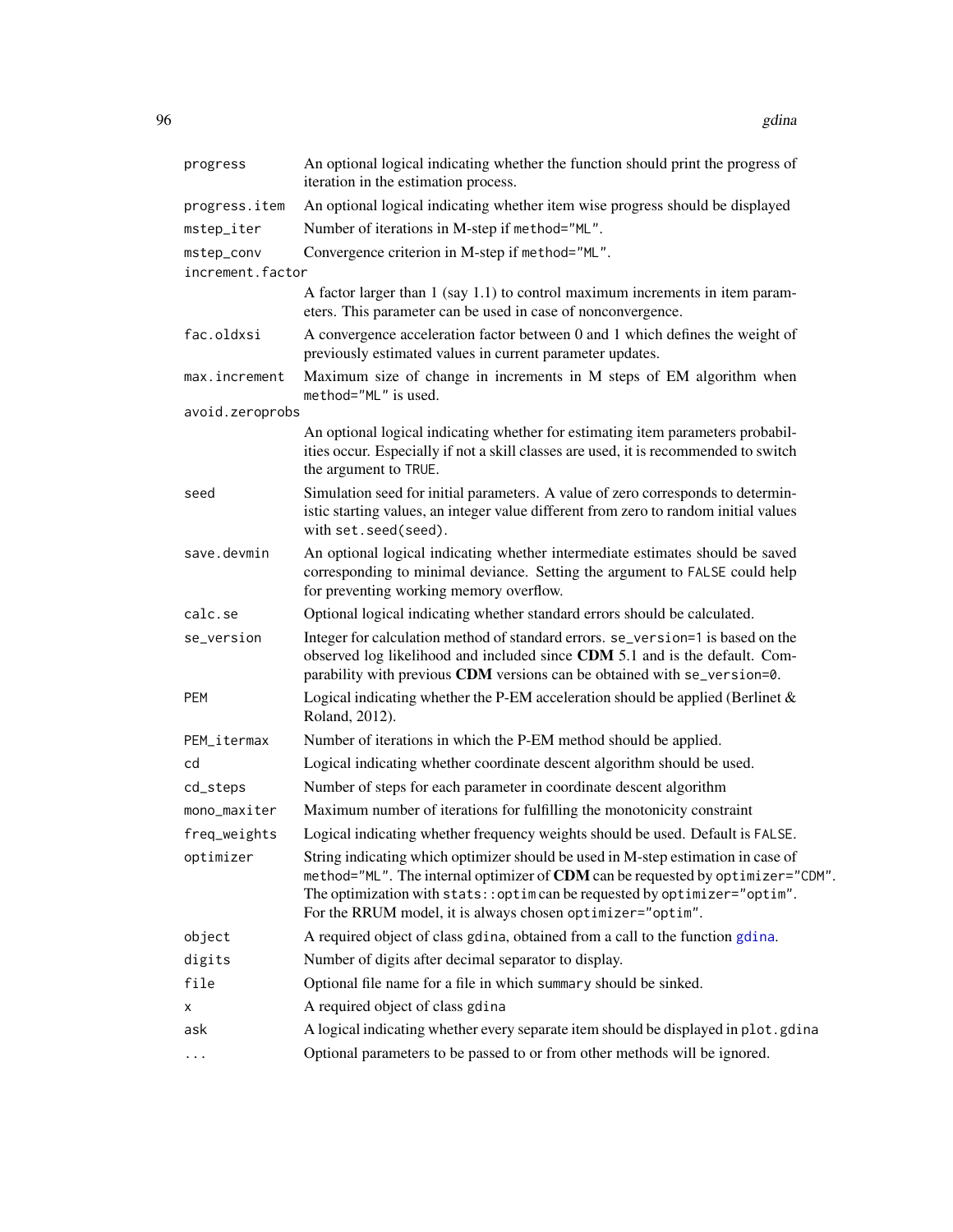| | |
|---|---|
| `progress` | An optional logical indicating whether the function should print the progress of iteration in the estimation process. |
| `progress.item` | An optional logical indicating whether item wise progress should be displayed |
| `mstep_iter` | Number of iterations in M-step if `method="ML"`. |
| `mstep_conv` | Convergence criterion in M-step if `method="ML"`. |
| `increment.factor` | A factor larger than 1 (say 1.1) to control maximum increments in item parameters. This parameter can be used in case of nonconvergence. |
| `fac.oldxsi` | A convergence acceleration factor between 0 and 1 which defines the weight of previously estimated values in current parameter updates. |
| `max.increment` | Maximum size of change in increments in M steps of EM algorithm when `method="ML"` is used. |
| `avoid.zeroprobs` | An optional logical indicating whether for estimating item parameters probabilities occur. Especially if not a skill classes are used, it is recommended to switch the argument to `TRUE`. |
| `seed` | Simulation seed for initial parameters. A value of zero corresponds to deterministic starting values, an integer value different from zero to random initial values with `set.seed(seed)`. |
| `save.devmin` | An optional logical indicating whether intermediate estimates should be saved corresponding to minimal deviance. Setting the argument to `FALSE` could help for preventing working memory overflow. |
| `calc.se` | Optional logical indicating whether standard errors should be calculated. |
| `se_version` | Integer for calculation method of standard errors. `se_version=1` is based on the observed log likelihood and included since **CDM** 5.1 and is the default. Comparability with previous **CDM** versions can be obtained with `se_version=0`. |
| `PEM` | Logical indicating whether the P-EM acceleration should be applied (Berlinet & Roland, 2012). |
| `PEM_itermax` | Number of iterations in which the P-EM method should be applied. |
| `cd` | Logical indicating whether coordinate descent algorithm should be used. |
| `cd_steps` | Number of steps for each parameter in coordinate descent algorithm |
| `mono_maxiter` | Maximum number of iterations for fulfilling the monotonicity constraint |
| `freq_weights` | Logical indicating whether frequency weights should be used. Default is `FALSE`. |
| `optimizer` | String indicating which optimizer should be used in M-step estimation in case of `method="ML"`. The internal optimizer of **CDM** can be requested by `optimizer="CDM"`. The optimization with `stats::optim` can be requested by `optimizer="optim"`. For the RRUM model, it is always chosen `optimizer="optim"`. |
| `object` | A required object of class `gdina`, obtained from a call to the function `gdina`. |
| `digits` | Number of digits after decimal separator to display. |
| `file` | Optional file name for a file in which `summary` should be sinked. |
| `x` | A required object of class `gdina` |
| `ask` | A logical indicating whether every separate item should be displayed in `plot.gdina` |
| `...` | Optional parameters to be passed to or from other methods will be ignored. |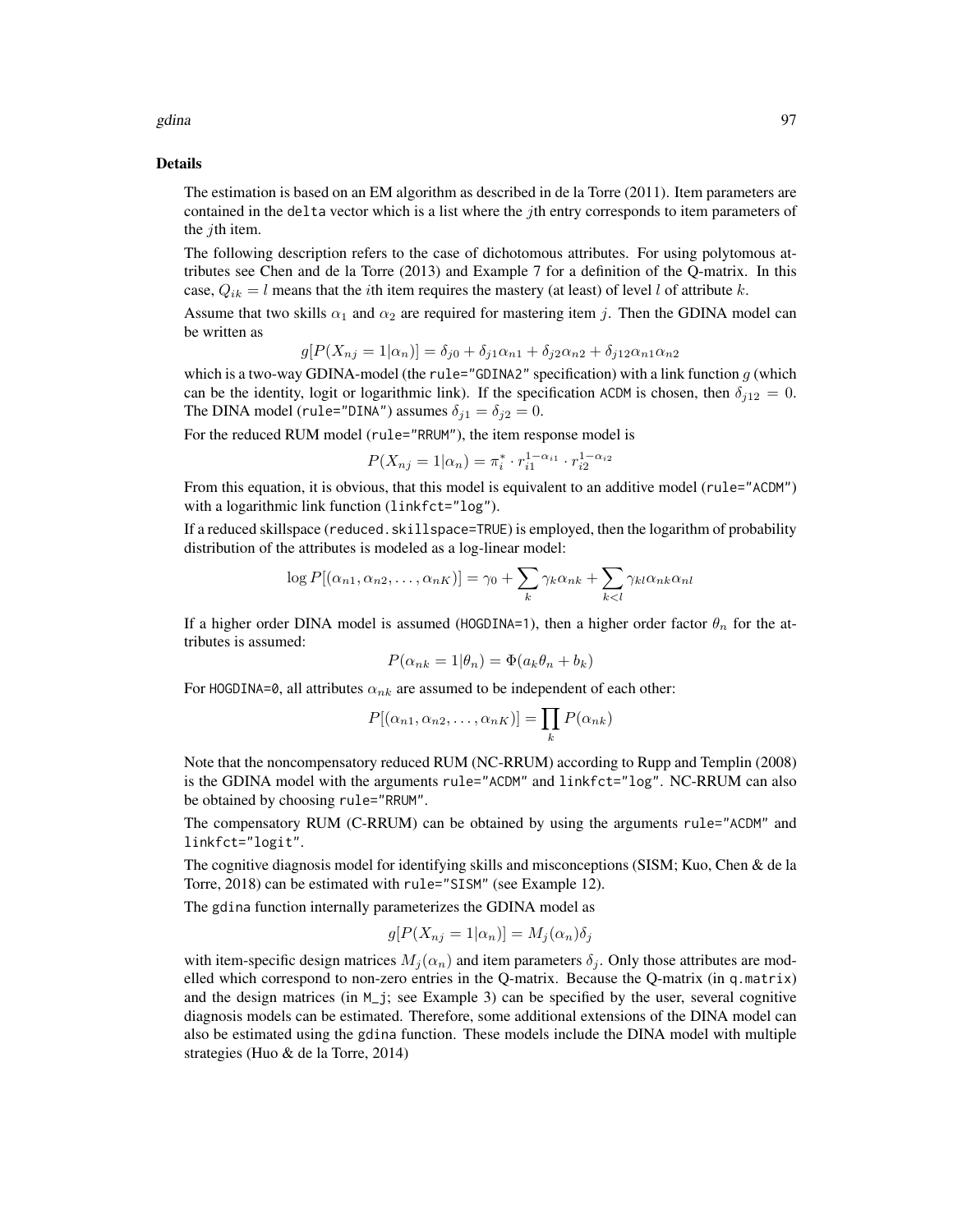## Details

The estimation is based on an EM algorithm as described in de la Torre (2011). Item parameters are contained in the `delta` vector which is a list where the $j$th entry corresponds to item parameters of the $j$th item.

The following description refers to the case of dichotomous attributes. For using polytomous attributes see Chen and de la Torre (2013) and Example 7 for a definition of the Q-matrix. In this case, $Q_{ik} = l$ means that the $i$th item requires the mastery (at least) of level $l$ of attribute $k$.

Assume that two skills $\alpha_1$ and $\alpha_2$ are required for mastering item $j$. Then the GDINA model can be written as

$$g[P(X_{nj} = 1|\alpha_n)] = \delta_{j0} + \delta_{j1}\alpha_{n1} + \delta_{j2}\alpha_{n2} + \delta_{j12}\alpha_{n1}\alpha_{n2}$$

which is a two-way GDINA-model (the `rule="GDINA2"` specification) with a link function $g$ (which can be the identity, logit or logarithmic link). If the specification `ACDM` is chosen, then $\delta_{j12} = 0$. The DINA model (`rule="DINA"`) assumes $\delta_{j1} = \delta_{j2} = 0$.

For the reduced RUM model (`rule="RRUM"`), the item response model is

$$P(X_{nj} = 1|\alpha_n) = \pi_i^* \cdot r_{i1}^{1-\alpha_{i1}} \cdot r_{i2}^{1-\alpha_{i2}}$$

From this equation, it is obvious, that this model is equivalent to an additive model (`rule="ACDM"`) with a logarithmic link function (`linkfct="log"`).

If a reduced skillspace (`reduced.skillspace=TRUE`) is employed, then the logarithm of probability distribution of the attributes is modeled as a log-linear model:

$$\log P[(\alpha_{n1}, \alpha_{n2}, \ldots, \alpha_{nK})] = \gamma_0 + \sum_k \gamma_k \alpha_{nk} + \sum_{k<l} \gamma_{kl} \alpha_{nk} \alpha_{nl}$$

If a higher order DINA model is assumed (`HOGDINA=1`), then a higher order factor $\theta_n$ for the attributes is assumed:

$$P(\alpha_{nk} = 1|\theta_n) = \Phi(a_k \theta_n + b_k)$$

For `HOGDINA=0`, all attributes $\alpha_{nk}$ are assumed to be independent of each other:

$$P[(\alpha_{n1}, \alpha_{n2}, \ldots, \alpha_{nK})] = \prod_k P(\alpha_{nk})$$

Note that the noncompensatory reduced RUM (NC-RRUM) according to Rupp and Templin (2008) is the GDINA model with the arguments `rule="ACDM"` and `linkfct="log"`. NC-RRUM can also be obtained by choosing `rule="RRUM"`.

The compensatory RUM (C-RRUM) can be obtained by using the arguments `rule="ACDM"` and `linkfct="logit"`.

The cognitive diagnosis model for identifying skills and misconceptions (SISM; Kuo, Chen & de la Torre, 2018) can be estimated with `rule="SISM"` (see Example 12).

The `gdina` function internally parameterizes the GDINA model as

$$g[P(X_{nj} = 1|\alpha_n)] = M_j(\alpha_n)\delta_j$$

with item-specific design matrices $M_j(\alpha_n)$ and item parameters $\delta_j$. Only those attributes are modelled which correspond to non-zero entries in the Q-matrix. Because the Q-matrix (in `q.matrix`) and the design matrices (in `M_j`; see Example 3) can be specified by the user, several cognitive diagnosis models can be estimated. Therefore, some additional extensions of the DINA model can also be estimated using the `gdina` function. These models include the DINA model with multiple strategies (Huo & de la Torre, 2014)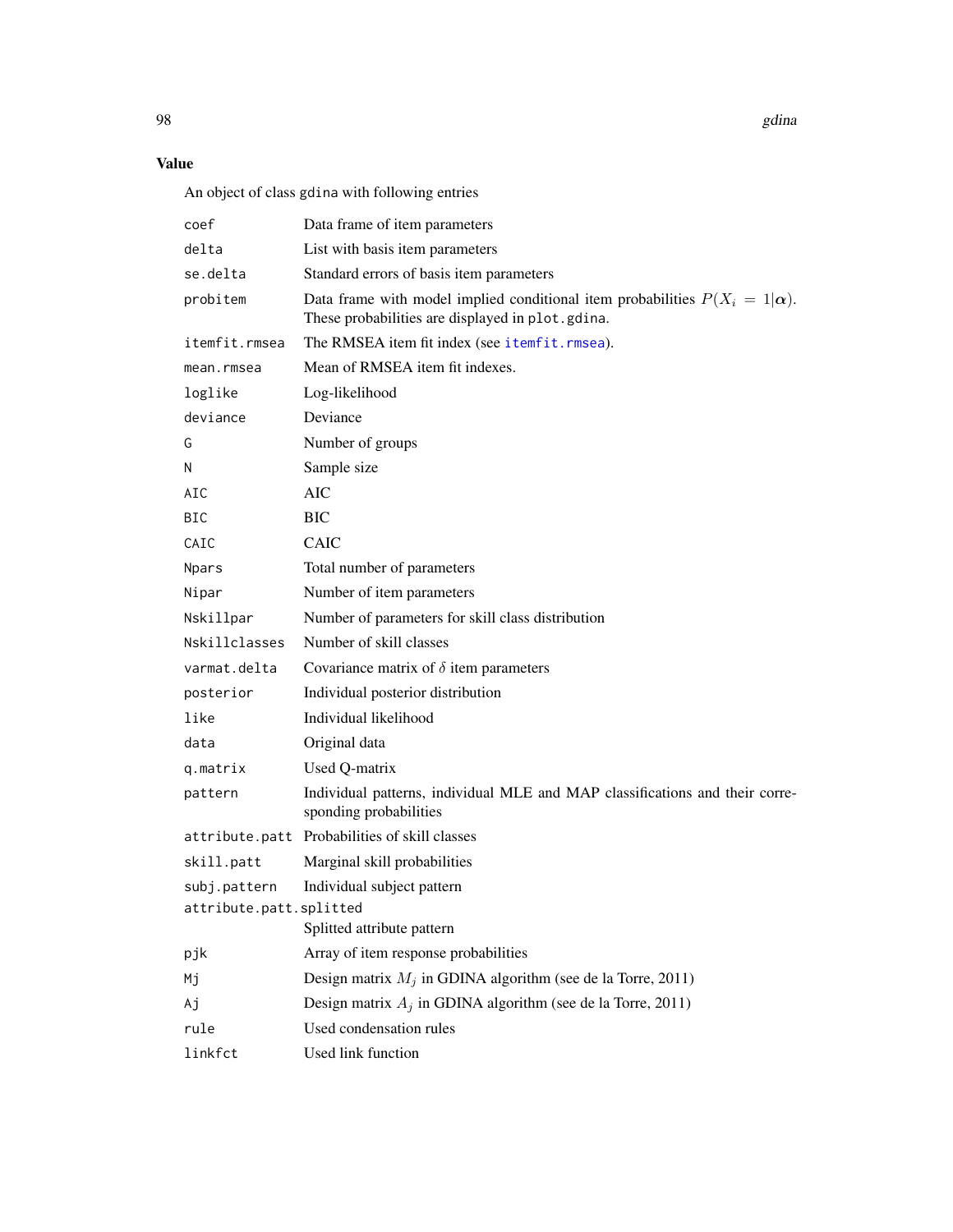## Value

An object of class `gdina` with following entries

| | |
|---|---|
| `coef` | Data frame of item parameters |
| `delta` | List with basis item parameters |
| `se.delta` | Standard errors of basis item parameters |
| `probitem` | Data frame with model implied conditional item probabilities $P(X_i = 1\|\boldsymbol{\alpha})$. These probabilities are displayed in `plot.gdina`. |
| `itemfit.rmsea` | The RMSEA item fit index (see `itemfit.rmsea`). |
| `mean.rmsea` | Mean of RMSEA item fit indexes. |
| `loglike` | Log-likelihood |
| `deviance` | Deviance |
| `G` | Number of groups |
| `N` | Sample size |
| `AIC` | AIC |
| `BIC` | BIC |
| `CAIC` | CAIC |
| `Npars` | Total number of parameters |
| `Nipar` | Number of item parameters |
| `Nskillpar` | Number of parameters for skill class distribution |
| `Nskillclasses` | Number of skill classes |
| `varmat.delta` | Covariance matrix of $\delta$ item parameters |
| `posterior` | Individual posterior distribution |
| `like` | Individual likelihood |
| `data` | Original data |
| `q.matrix` | Used Q-matrix |
| `pattern` | Individual patterns, individual MLE and MAP classifications and their corresponding probabilities |
| `attribute.patt` | Probabilities of skill classes |
| `skill.patt` | Marginal skill probabilities |
| `subj.pattern` | Individual subject pattern |
| `attribute.patt.splitted` | Splitted attribute pattern |
| `pjk` | Array of item response probabilities |
| `Mj` | Design matrix $M_j$ in GDINA algorithm (see de la Torre, 2011) |
| `Aj` | Design matrix $A_j$ in GDINA algorithm (see de la Torre, 2011) |
| `rule` | Used condensation rules |
| `linkfct` | Used link function |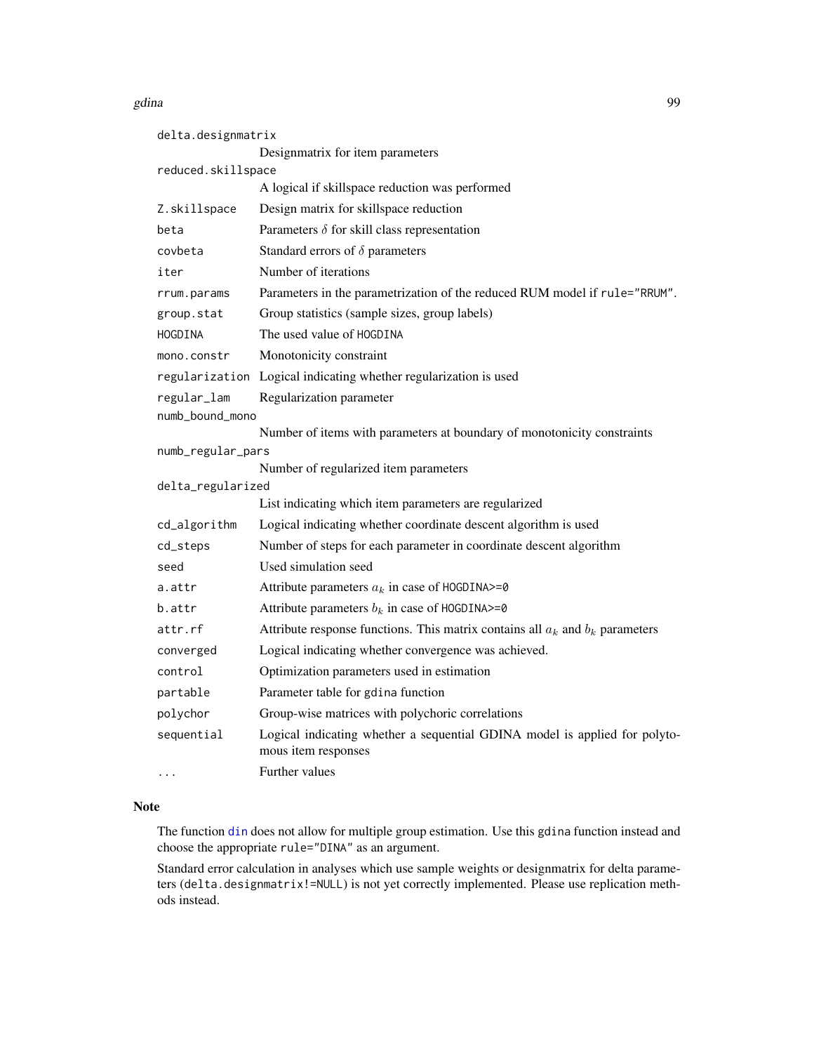| | |
|---|---|
| `delta.designmatrix` | Designmatrix for item parameters |
| `reduced.skillspace` | A logical if skillspace reduction was performed |
| `Z.skillspace` | Design matrix for skillspace reduction |
| `beta` | Parameters $\delta$ for skill class representation |
| `covbeta` | Standard errors of $\delta$ parameters |
| `iter` | Number of iterations |
| `rrum.params` | Parameters in the parametrization of the reduced RUM model if `rule="RRUM"`. |
| `group.stat` | Group statistics (sample sizes, group labels) |
| `HOGDINA` | The used value of `HOGDINA` |
| `mono.constr` | Monotonicity constraint |
| `regularization` | Logical indicating whether regularization is used |
| `regular_lam` | Regularization parameter |
| `numb_bound_mono` | Number of items with parameters at boundary of monotonicity constraints |
| `numb_regular_pars` | Number of regularized item parameters |
| `delta_regularized` | List indicating which item parameters are regularized |
| `cd_algorithm` | Logical indicating whether coordinate descent algorithm is used |
| `cd_steps` | Number of steps for each parameter in coordinate descent algorithm |
| `seed` | Used simulation seed |
| `a.attr` | Attribute parameters $a_k$ in case of `HOGDINA>=0` |
| `b.attr` | Attribute parameters $b_k$ in case of `HOGDINA>=0` |
| `attr.rf` | Attribute response functions. This matrix contains all $a_k$ and $b_k$ parameters |
| `converged` | Logical indicating whether convergence was achieved. |
| `control` | Optimization parameters used in estimation |
| `partable` | Parameter table for `gdina` function |
| `polychor` | Group-wise matrices with polychoric correlations |
| `sequential` | Logical indicating whether a sequential GDINA model is applied for polytomous item responses |
| `...` | Further values |

## Note

The function `din` does not allow for multiple group estimation. Use this `gdina` function instead and choose the appropriate `rule="DINA"` as an argument.

Standard error calculation in analyses which use sample weights or designmatrix for delta parameters (`delta.designmatrix!=NULL`) is not yet correctly implemented. Please use replication methods instead.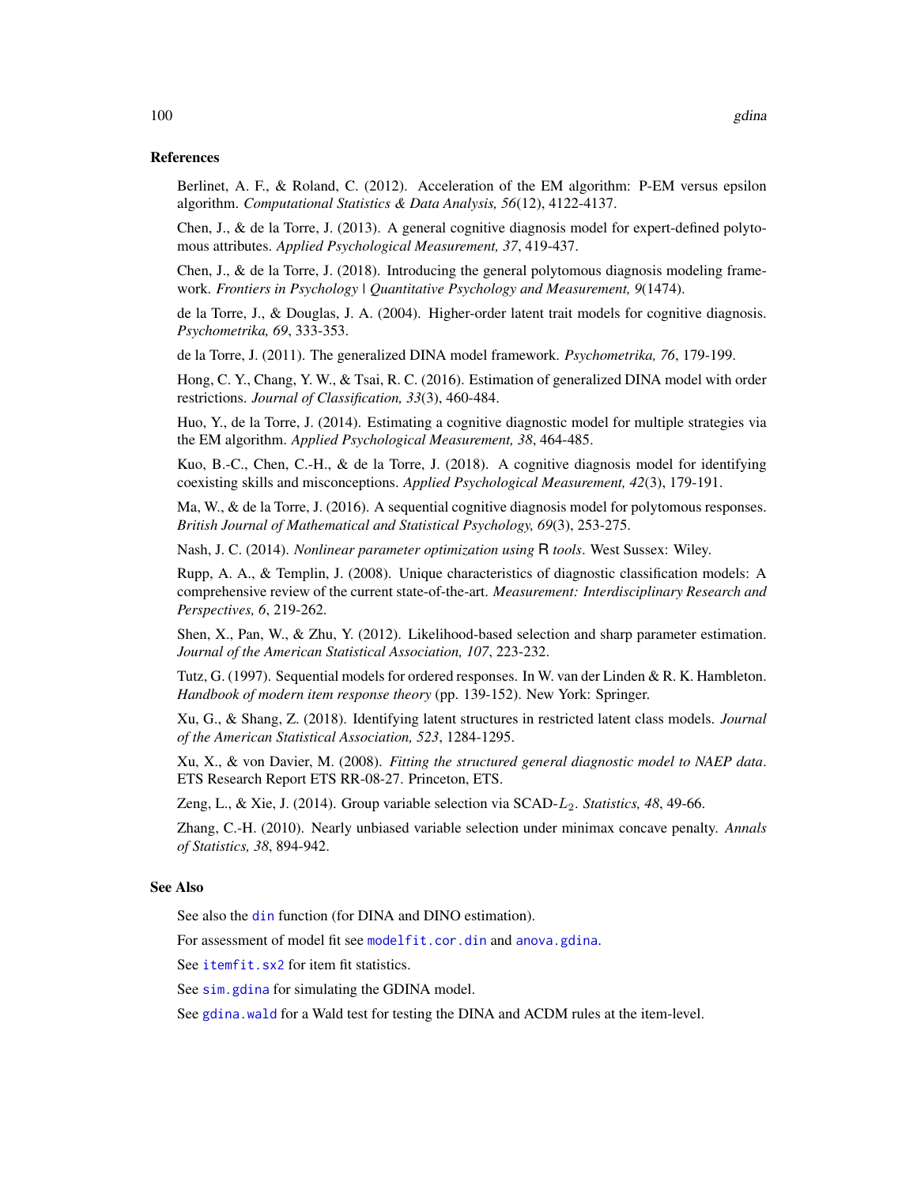## References

Berlinet, A. F., & Roland, C. (2012). Acceleration of the EM algorithm: P-EM versus epsilon algorithm. *Computational Statistics & Data Analysis, 56*(12), 4122-4137.

Chen, J., & de la Torre, J. (2013). A general cognitive diagnosis model for expert-defined polytomous attributes. *Applied Psychological Measurement, 37*, 419-437.

Chen, J., & de la Torre, J. (2018). Introducing the general polytomous diagnosis modeling framework. *Frontiers in Psychology | Quantitative Psychology and Measurement, 9*(1474).

de la Torre, J., & Douglas, J. A. (2004). Higher-order latent trait models for cognitive diagnosis. *Psychometrika, 69*, 333-353.

de la Torre, J. (2011). The generalized DINA model framework. *Psychometrika, 76*, 179-199.

Hong, C. Y., Chang, Y. W., & Tsai, R. C. (2016). Estimation of generalized DINA model with order restrictions. *Journal of Classification, 33*(3), 460-484.

Huo, Y., de la Torre, J. (2014). Estimating a cognitive diagnostic model for multiple strategies via the EM algorithm. *Applied Psychological Measurement, 38*, 464-485.

Kuo, B.-C., Chen, C.-H., & de la Torre, J. (2018). A cognitive diagnosis model for identifying coexisting skills and misconceptions. *Applied Psychological Measurement, 42*(3), 179-191.

Ma, W., & de la Torre, J. (2016). A sequential cognitive diagnosis model for polytomous responses. *British Journal of Mathematical and Statistical Psychology, 69*(3), 253-275.

Nash, J. C. (2014). *Nonlinear parameter optimization using* R *tools*. West Sussex: Wiley.

Rupp, A. A., & Templin, J. (2008). Unique characteristics of diagnostic classification models: A comprehensive review of the current state-of-the-art. *Measurement: Interdisciplinary Research and Perspectives, 6*, 219-262.

Shen, X., Pan, W., & Zhu, Y. (2012). Likelihood-based selection and sharp parameter estimation. *Journal of the American Statistical Association, 107*, 223-232.

Tutz, G. (1997). Sequential models for ordered responses. In W. van der Linden & R. K. Hambleton. *Handbook of modern item response theory* (pp. 139-152). New York: Springer.

Xu, G., & Shang, Z. (2018). Identifying latent structures in restricted latent class models. *Journal of the American Statistical Association, 523*, 1284-1295.

Xu, X., & von Davier, M. (2008). *Fitting the structured general diagnostic model to NAEP data*. ETS Research Report ETS RR-08-27. Princeton, ETS.

Zeng, L., & Xie, J. (2014). Group variable selection via SCAD-$L_2$. *Statistics, 48*, 49-66.

Zhang, C.-H. (2010). Nearly unbiased variable selection under minimax concave penalty. *Annals of Statistics, 38*, 894-942.

## See Also

See also the `din` function (for DINA and DINO estimation).

For assessment of model fit see `modelfit.cor.din` and `anova.gdina`.

See `itemfit.sx2` for item fit statistics.

See `sim.gdina` for simulating the GDINA model.

See `gdina.wald` for a Wald test for testing the DINA and ACDM rules at the item-level.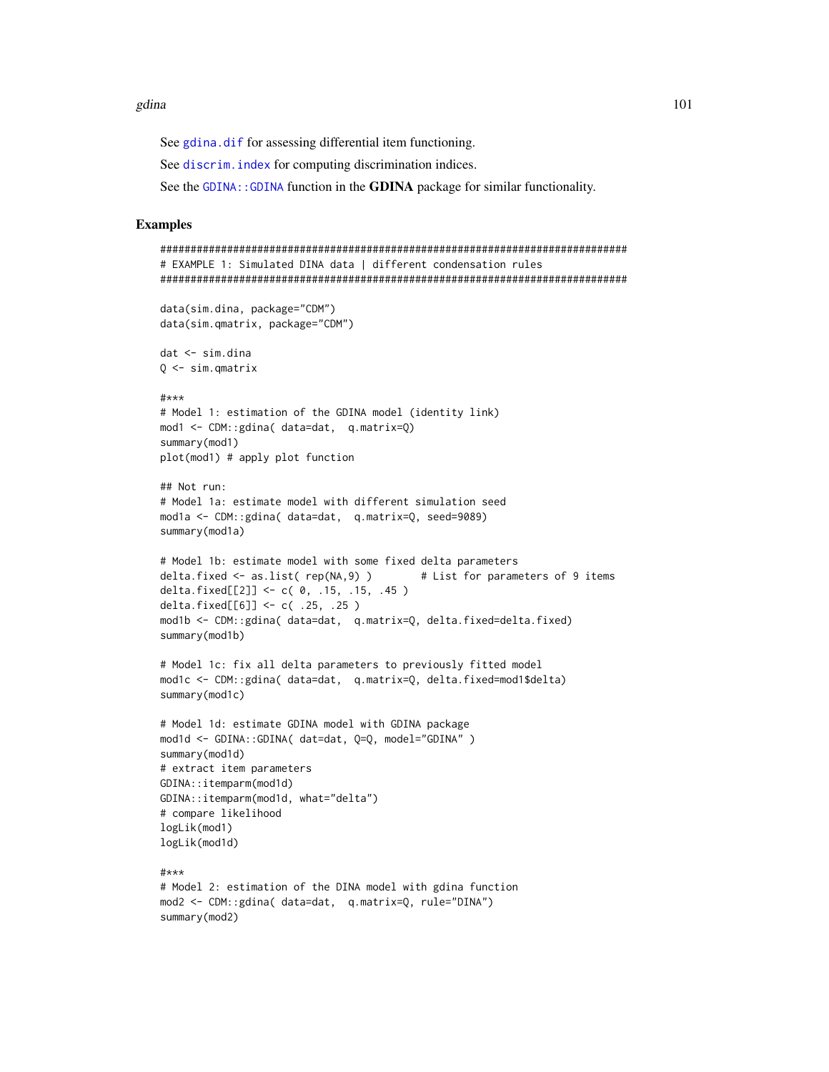See `gdina.dif` for assessing differential item functioning.

See `discrim.index` for computing discrimination indices.

See the `GDINA::GDINA` function in the **GDINA** package for similar functionality.

## Examples

```
#############################################################################
# EXAMPLE 1: Simulated DINA data | different condensation rules
#############################################################################

data(sim.dina, package="CDM")
data(sim.qmatrix, package="CDM")

dat <- sim.dina
Q <- sim.qmatrix

#***
# Model 1: estimation of the GDINA model (identity link)
mod1 <- CDM::gdina( data=dat,  q.matrix=Q)
summary(mod1)
plot(mod1) # apply plot function

## Not run:
# Model 1a: estimate model with different simulation seed
mod1a <- CDM::gdina( data=dat,  q.matrix=Q, seed=9089)
summary(mod1a)

# Model 1b: estimate model with some fixed delta parameters
delta.fixed <- as.list( rep(NA,9) )        # List for parameters of 9 items
delta.fixed[[2]] <- c( 0, .15, .15, .45 )
delta.fixed[[6]] <- c( .25, .25 )
mod1b <- CDM::gdina( data=dat,  q.matrix=Q, delta.fixed=delta.fixed)
summary(mod1b)

# Model 1c: fix all delta parameters to previously fitted model
mod1c <- CDM::gdina( data=dat,  q.matrix=Q, delta.fixed=mod1$delta)
summary(mod1c)

# Model 1d: estimate GDINA model with GDINA package
mod1d <- GDINA::GDINA( dat=dat, Q=Q, model="GDINA" )
summary(mod1d)
# extract item parameters
GDINA::itemparm(mod1d)
GDINA::itemparm(mod1d, what="delta")
# compare likelihood
logLik(mod1)
logLik(mod1d)

#***
# Model 2: estimation of the DINA model with gdina function
mod2 <- CDM::gdina( data=dat,  q.matrix=Q, rule="DINA")
summary(mod2)
```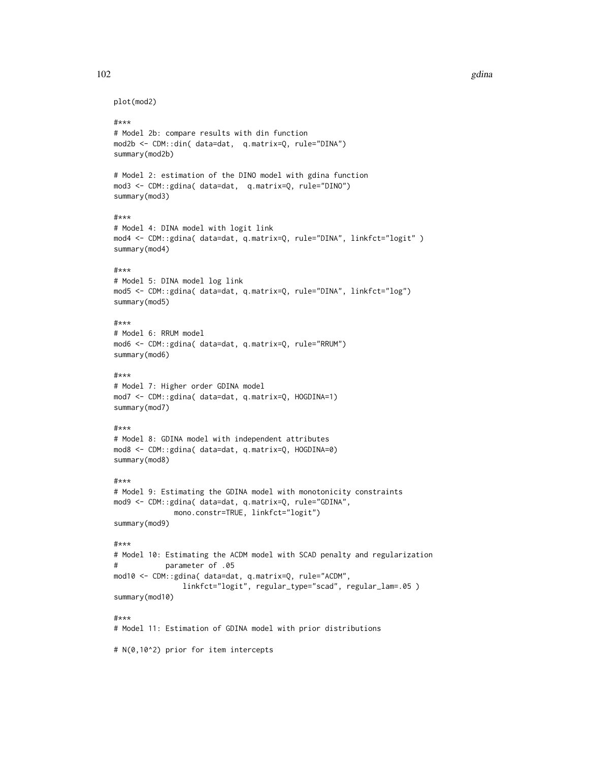```
plot(mod2)

#***
# Model 2b: compare results with din function
mod2b <- CDM::din( data=dat,  q.matrix=Q, rule="DINA")
summary(mod2b)

# Model 2: estimation of the DINO model with gdina function
mod3 <- CDM::gdina( data=dat,  q.matrix=Q, rule="DINO")
summary(mod3)

#***
# Model 4: DINA model with logit link
mod4 <- CDM::gdina( data=dat, q.matrix=Q, rule="DINA", linkfct="logit" )
summary(mod4)

#***
# Model 5: DINA model log link
mod5 <- CDM::gdina( data=dat, q.matrix=Q, rule="DINA", linkfct="log")
summary(mod5)

#***
# Model 6: RRUM model
mod6 <- CDM::gdina( data=dat, q.matrix=Q, rule="RRUM")
summary(mod6)

#***
# Model 7: Higher order GDINA model
mod7 <- CDM::gdina( data=dat, q.matrix=Q, HOGDINA=1)
summary(mod7)

#***
# Model 8: GDINA model with independent attributes
mod8 <- CDM::gdina( data=dat, q.matrix=Q, HOGDINA=0)
summary(mod8)

#***
# Model 9: Estimating the GDINA model with monotonicity constraints
mod9 <- CDM::gdina( data=dat, q.matrix=Q, rule="GDINA",
             mono.constr=TRUE, linkfct="logit")
summary(mod9)

#***
# Model 10: Estimating the ACDM model with SCAD penalty and regularization
#           parameter of .05
mod10 <- CDM::gdina( data=dat, q.matrix=Q, rule="ACDM",
               linkfct="logit", regular_type="scad", regular_lam=.05 )
summary(mod10)

#***
# Model 11: Estimation of GDINA model with prior distributions

# N(0,10^2) prior for item intercepts
```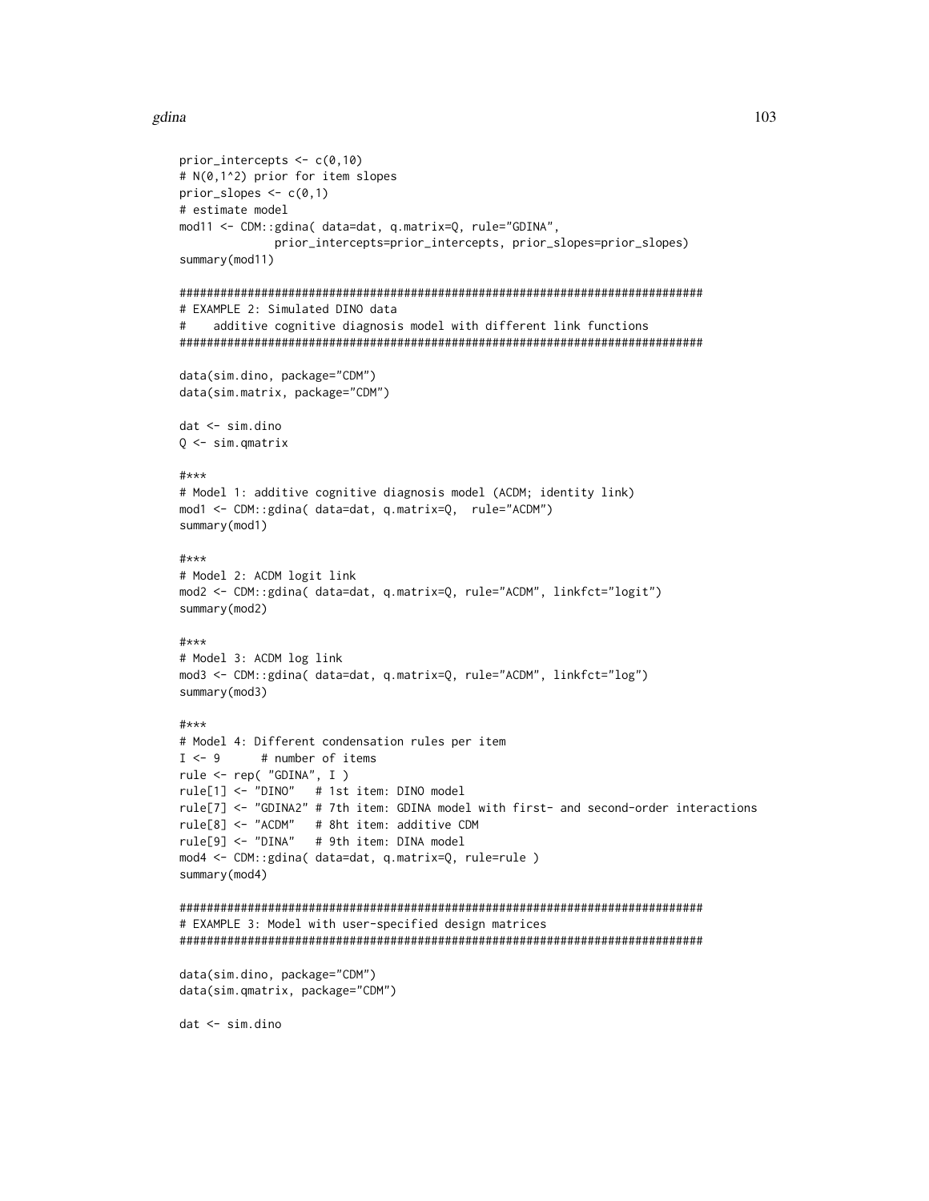```
prior_intercepts <- c(0,10)
# N(0,1^2) prior for item slopes
prior_slopes <- c(0,1)
# estimate model
mod11 <- CDM::gdina( data=dat, q.matrix=Q, rule="GDINA",
              prior_intercepts=prior_intercepts, prior_slopes=prior_slopes)
summary(mod11)

#############################################################################
# EXAMPLE 2: Simulated DINO data
#    additive cognitive diagnosis model with different link functions
#############################################################################

data(sim.dino, package="CDM")
data(sim.matrix, package="CDM")

dat <- sim.dino
Q <- sim.qmatrix

#***
# Model 1: additive cognitive diagnosis model (ACDM; identity link)
mod1 <- CDM::gdina( data=dat, q.matrix=Q,  rule="ACDM")
summary(mod1)

#***
# Model 2: ACDM logit link
mod2 <- CDM::gdina( data=dat, q.matrix=Q, rule="ACDM", linkfct="logit")
summary(mod2)

#***
# Model 3: ACDM log link
mod3 <- CDM::gdina( data=dat, q.matrix=Q, rule="ACDM", linkfct="log")
summary(mod3)

#***
# Model 4: Different condensation rules per item
I <- 9      # number of items
rule <- rep( "GDINA", I )
rule[1] <- "DINO"   # 1st item: DINO model
rule[7] <- "GDINA2" # 7th item: GDINA model with first- and second-order interactions
rule[8] <- "ACDM"   # 8ht item: additive CDM
rule[9] <- "DINA"   # 9th item: DINA model
mod4 <- CDM::gdina( data=dat, q.matrix=Q, rule=rule )
summary(mod4)

#############################################################################
# EXAMPLE 3: Model with user-specified design matrices
#############################################################################

data(sim.dino, package="CDM")
data(sim.qmatrix, package="CDM")

dat <- sim.dino
```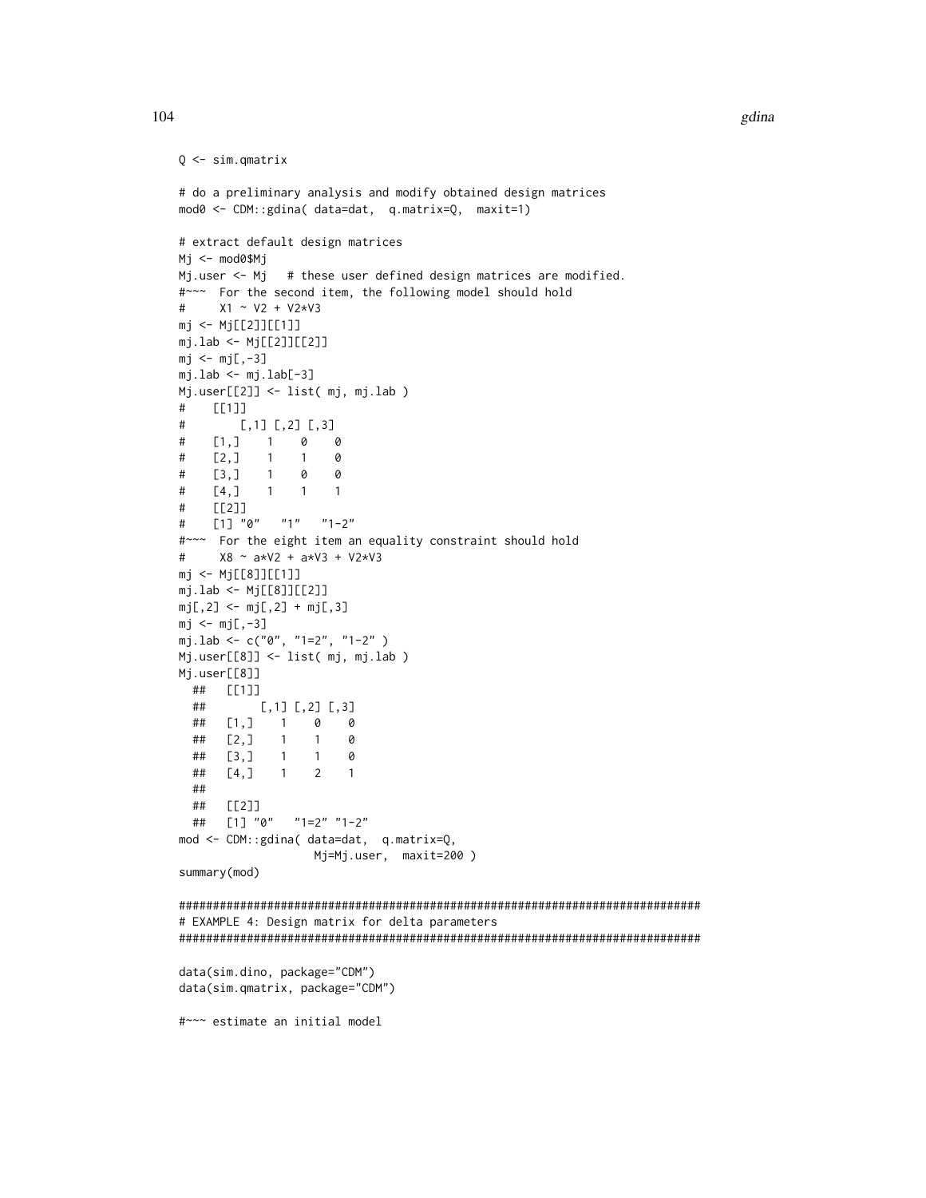```
Q <- sim.qmatrix

# do a preliminary analysis and modify obtained design matrices
mod0 <- CDM::gdina( data=dat,  q.matrix=Q,  maxit=1)

# extract default design matrices
Mj <- mod0$Mj
Mj.user <- Mj   # these user defined design matrices are modified.
#~~~  For the second item, the following model should hold
#     X1 ~ V2 + V2*V3
mj <- Mj[[2]][[1]]
mj.lab <- Mj[[2]][[2]]
mj <- mj[,-3]
mj.lab <- mj.lab[-3]
Mj.user[[2]] <- list( mj, mj.lab )
#    [[1]]
#        [,1] [,2] [,3]
#    [1,]    1    0    0
#    [2,]    1    1    0
#    [3,]    1    0    0
#    [4,]    1    1    1
#    [[2]]
#    [1] "0"   "1"   "1-2"
#~~~  For the eight item an equality constraint should hold
#     X8 ~ a*V2 + a*V3 + V2*V3
mj <- Mj[[8]][[1]]
mj.lab <- Mj[[8]][[2]]
mj[,2] <- mj[,2] + mj[,3]
mj <- mj[,-3]
mj.lab <- c("0", "1=2", "1-2" )
Mj.user[[8]] <- list( mj, mj.lab )
Mj.user[[8]]
  ##   [[1]]
  ##        [,1] [,2] [,3]
  ##   [1,]    1    0    0
  ##   [2,]    1    1    0
  ##   [3,]    1    1    0
  ##   [4,]    1    2    1
  ##
  ##   [[2]]
  ##   [1] "0"   "1=2" "1-2"
mod <- CDM::gdina( data=dat,  q.matrix=Q,
                   Mj=Mj.user,  maxit=200 )
summary(mod)

#############################################################################
# EXAMPLE 4: Design matrix for delta parameters
#############################################################################

data(sim.dino, package="CDM")
data(sim.qmatrix, package="CDM")

#~~~ estimate an initial model
```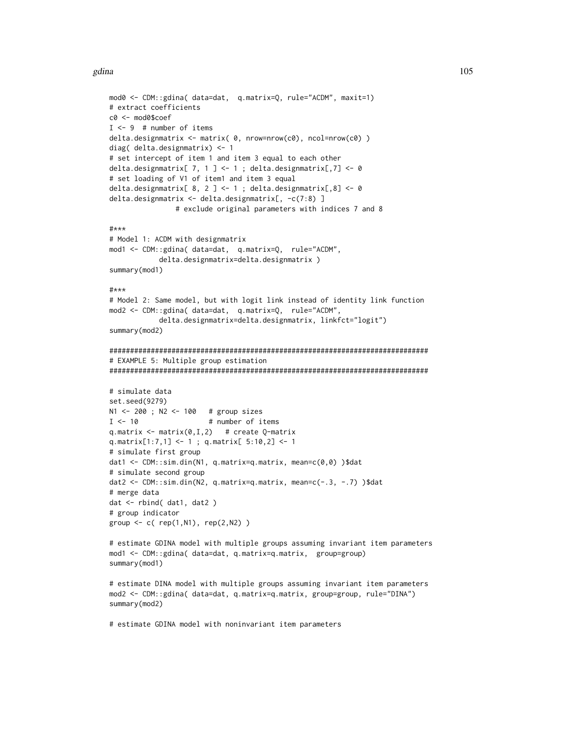```
mod0 <- CDM::gdina( data=dat,  q.matrix=Q, rule="ACDM", maxit=1)
# extract coefficients
c0 <- mod0$coef
I <- 9  # number of items
delta.designmatrix <- matrix( 0, nrow=nrow(c0), ncol=nrow(c0) )
diag( delta.designmatrix) <- 1
# set intercept of item 1 and item 3 equal to each other
delta.designmatrix[ 7, 1 ] <- 1 ; delta.designmatrix[,7] <- 0
# set loading of V1 of item1 and item 3 equal
delta.designmatrix[ 8, 2 ] <- 1 ; delta.designmatrix[,8] <- 0
delta.designmatrix <- delta.designmatrix[, -c(7:8) ]
                # exclude original parameters with indices 7 and 8

#***
# Model 1: ACDM with designmatrix
mod1 <- CDM::gdina( data=dat,  q.matrix=Q,  rule="ACDM",
            delta.designmatrix=delta.designmatrix )
summary(mod1)

#***
# Model 2: Same model, but with logit link instead of identity link function
mod2 <- CDM::gdina( data=dat,  q.matrix=Q,  rule="ACDM",
            delta.designmatrix=delta.designmatrix, linkfct="logit")
summary(mod2)

#############################################################################
# EXAMPLE 5: Multiple group estimation
#############################################################################

# simulate data
set.seed(9279)
N1 <- 200 ; N2 <- 100   # group sizes
I <- 10                 # number of items
q.matrix <- matrix(0,I,2)   # create Q-matrix
q.matrix[1:7,1] <- 1 ; q.matrix[ 5:10,2] <- 1
# simulate first group
dat1 <- CDM::sim.din(N1, q.matrix=q.matrix, mean=c(0,0) )$dat
# simulate second group
dat2 <- CDM::sim.din(N2, q.matrix=q.matrix, mean=c(-.3, -.7) )$dat
# merge data
dat <- rbind( dat1, dat2 )
# group indicator
group <- c( rep(1,N1), rep(2,N2) )

# estimate GDINA model with multiple groups assuming invariant item parameters
mod1 <- CDM::gdina( data=dat, q.matrix=q.matrix,  group=group)
summary(mod1)

# estimate DINA model with multiple groups assuming invariant item parameters
mod2 <- CDM::gdina( data=dat, q.matrix=q.matrix, group=group, rule="DINA")
summary(mod2)

# estimate GDINA model with noninvariant item parameters
```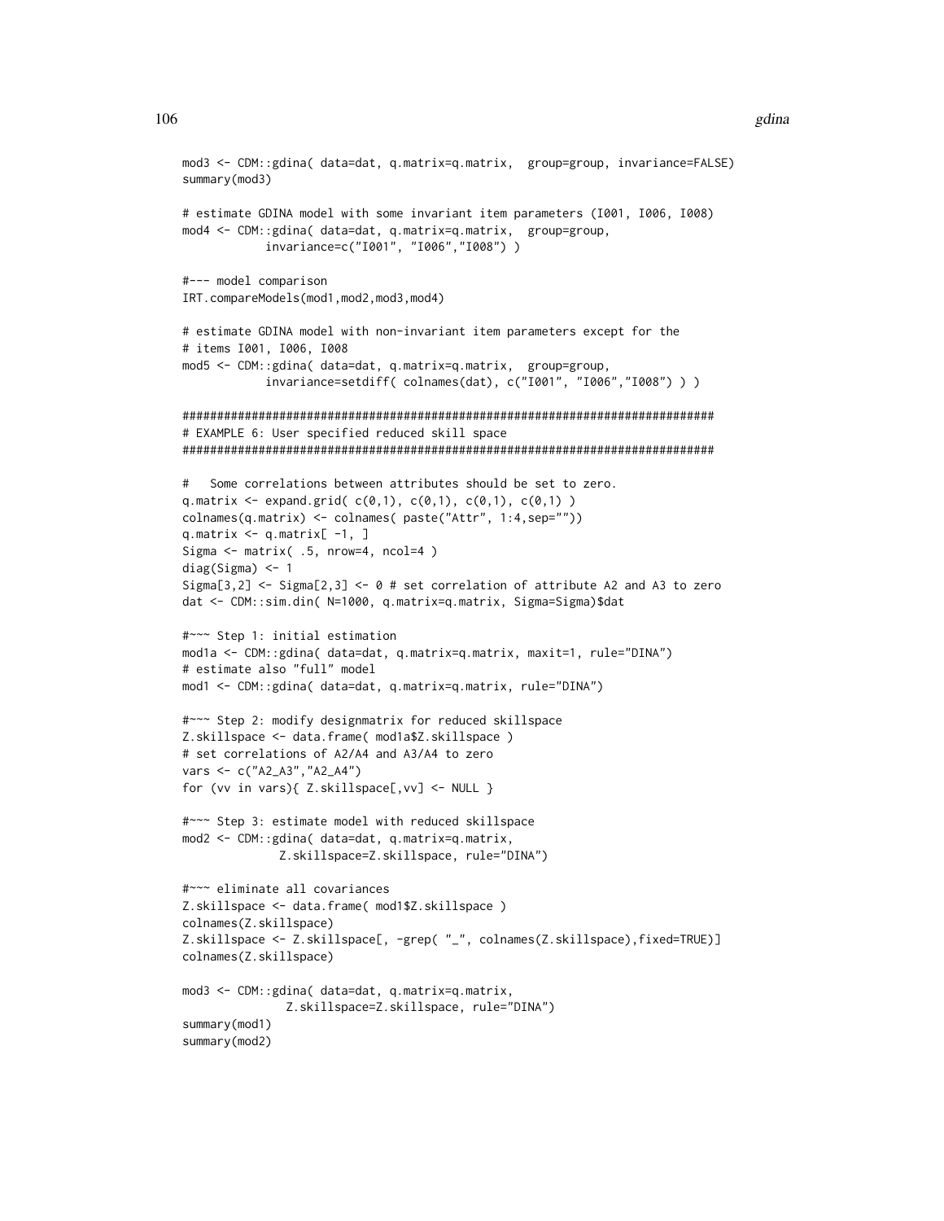```
mod3 <- CDM::gdina( data=dat, q.matrix=q.matrix,  group=group, invariance=FALSE)
summary(mod3)

# estimate GDINA model with some invariant item parameters (I001, I006, I008)
mod4 <- CDM::gdina( data=dat, q.matrix=q.matrix,  group=group,
            invariance=c("I001", "I006","I008") )

#--- model comparison
IRT.compareModels(mod1,mod2,mod3,mod4)

# estimate GDINA model with non-invariant item parameters except for the
# items I001, I006, I008
mod5 <- CDM::gdina( data=dat, q.matrix=q.matrix,  group=group,
            invariance=setdiff( colnames(dat), c("I001", "I006","I008") ) )

#############################################################################
# EXAMPLE 6: User specified reduced skill space
#############################################################################

#   Some correlations between attributes should be set to zero.
q.matrix <- expand.grid( c(0,1), c(0,1), c(0,1), c(0,1) )
colnames(q.matrix) <- colnames( paste("Attr", 1:4,sep=""))
q.matrix <- q.matrix[ -1, ]
Sigma <- matrix( .5, nrow=4, ncol=4 )
diag(Sigma) <- 1
Sigma[3,2] <- Sigma[2,3] <- 0 # set correlation of attribute A2 and A3 to zero
dat <- CDM::sim.din( N=1000, q.matrix=q.matrix, Sigma=Sigma)$dat

#~~~ Step 1: initial estimation
mod1a <- CDM::gdina( data=dat, q.matrix=q.matrix, maxit=1, rule="DINA")
# estimate also "full" model
mod1 <- CDM::gdina( data=dat, q.matrix=q.matrix, rule="DINA")

#~~~ Step 2: modify designmatrix for reduced skillspace
Z.skillspace <- data.frame( mod1a$Z.skillspace )
# set correlations of A2/A4 and A3/A4 to zero
vars <- c("A2_A3","A2_A4")
for (vv in vars){ Z.skillspace[,vv] <- NULL }

#~~~ Step 3: estimate model with reduced skillspace
mod2 <- CDM::gdina( data=dat, q.matrix=q.matrix,
              Z.skillspace=Z.skillspace, rule="DINA")

#~~~ eliminate all covariances
Z.skillspace <- data.frame( mod1$Z.skillspace )
colnames(Z.skillspace)
Z.skillspace <- Z.skillspace[, -grep( "_", colnames(Z.skillspace),fixed=TRUE)]
colnames(Z.skillspace)

mod3 <- CDM::gdina( data=dat, q.matrix=q.matrix,
               Z.skillspace=Z.skillspace, rule="DINA")
summary(mod1)
summary(mod2)
```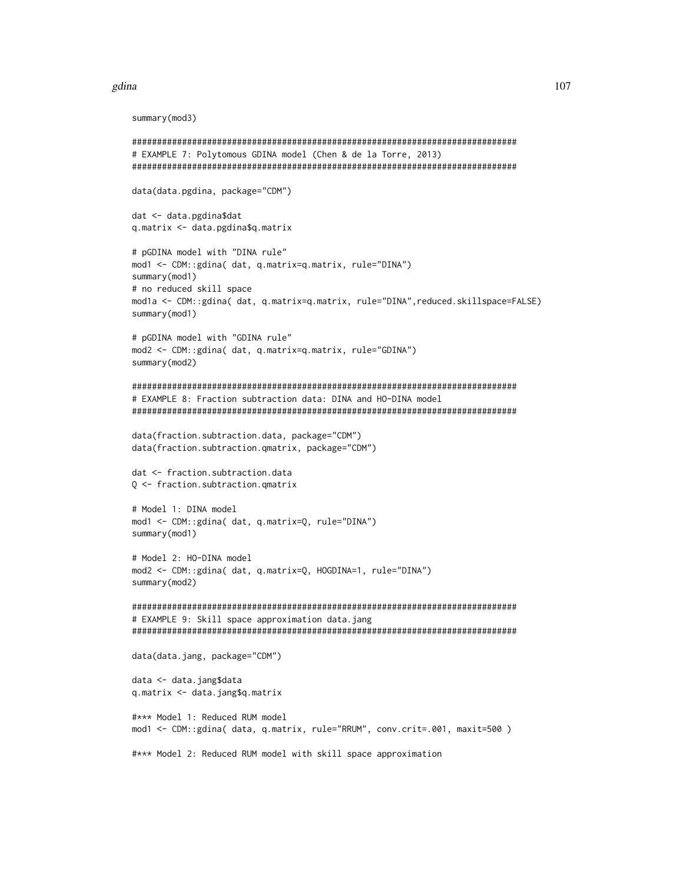```
summary(mod3)

#############################################################################
# EXAMPLE 7: Polytomous GDINA model (Chen & de la Torre, 2013)
#############################################################################

data(data.pgdina, package="CDM")

dat <- data.pgdina$dat
q.matrix <- data.pgdina$q.matrix

# pGDINA model with "DINA rule"
mod1 <- CDM::gdina( dat, q.matrix=q.matrix, rule="DINA")
summary(mod1)
# no reduced skill space
mod1a <- CDM::gdina( dat, q.matrix=q.matrix, rule="DINA",reduced.skillspace=FALSE)
summary(mod1)

# pGDINA model with "GDINA rule"
mod2 <- CDM::gdina( dat, q.matrix=q.matrix, rule="GDINA")
summary(mod2)

#############################################################################
# EXAMPLE 8: Fraction subtraction data: DINA and HO-DINA model
#############################################################################

data(fraction.subtraction.data, package="CDM")
data(fraction.subtraction.qmatrix, package="CDM")

dat <- fraction.subtraction.data
Q <- fraction.subtraction.qmatrix

# Model 1: DINA model
mod1 <- CDM::gdina( dat, q.matrix=Q, rule="DINA")
summary(mod1)

# Model 2: HO-DINA model
mod2 <- CDM::gdina( dat, q.matrix=Q, HOGDINA=1, rule="DINA")
summary(mod2)

#############################################################################
# EXAMPLE 9: Skill space approximation data.jang
#############################################################################

data(data.jang, package="CDM")

data <- data.jang$data
q.matrix <- data.jang$q.matrix

#*** Model 1: Reduced RUM model
mod1 <- CDM::gdina( data, q.matrix, rule="RRUM", conv.crit=.001, maxit=500 )

#*** Model 2: Reduced RUM model with skill space approximation
```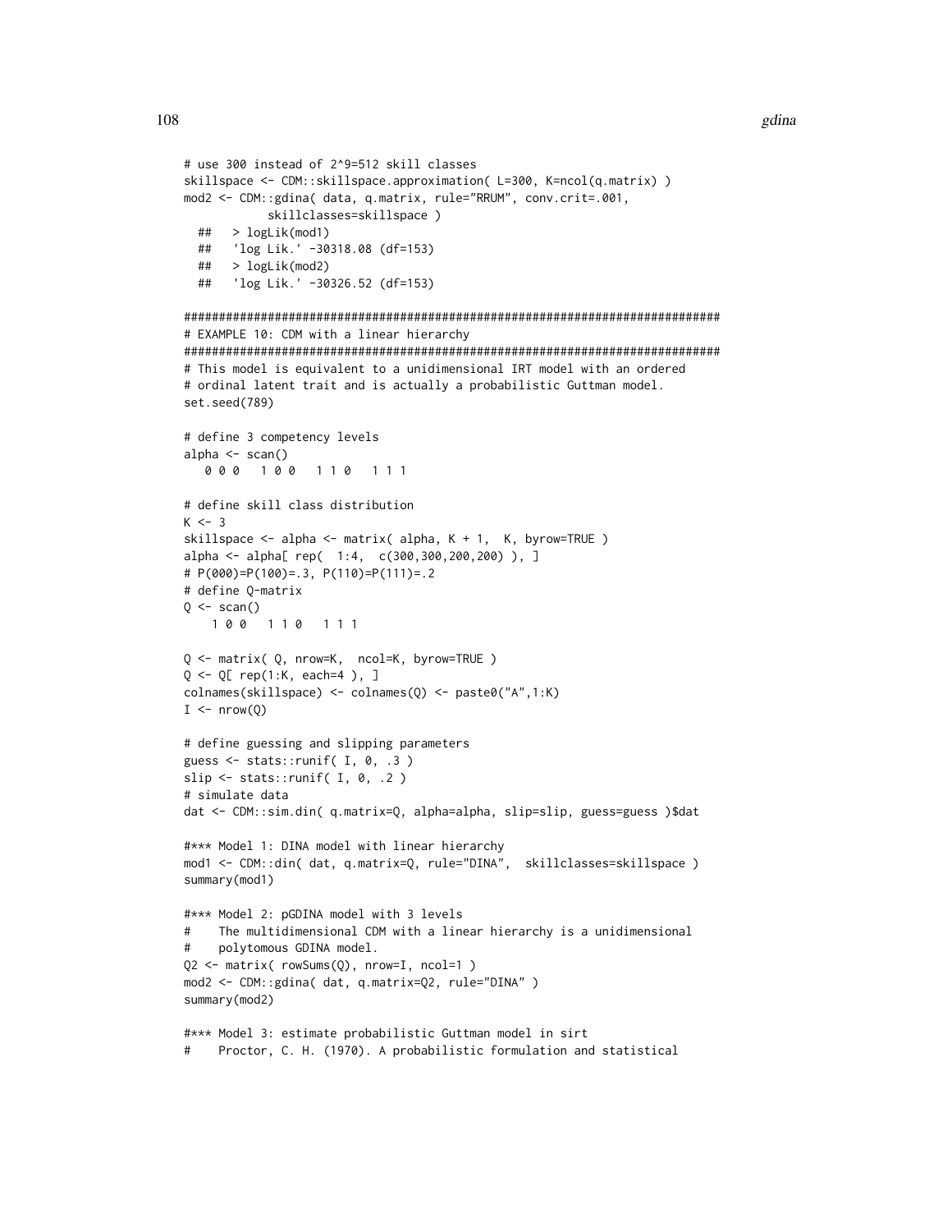```
# use 300 instead of 2^9=512 skill classes
skillspace <- CDM::skillspace.approximation( L=300, K=ncol(q.matrix) )
mod2 <- CDM::gdina( data, q.matrix, rule="RRUM", conv.crit=.001,
            skillclasses=skillspace )
  ##   > logLik(mod1)
  ##   'log Lik.' -30318.08 (df=153)
  ##   > logLik(mod2)
  ##   'log Lik.' -30326.52 (df=153)

#############################################################################
# EXAMPLE 10: CDM with a linear hierarchy
#############################################################################
# This model is equivalent to a unidimensional IRT model with an ordered
# ordinal latent trait and is actually a probabilistic Guttman model.
set.seed(789)

# define 3 competency levels
alpha <- scan()
   0 0 0   1 0 0   1 1 0   1 1 1

# define skill class distribution
K <- 3
skillspace <- alpha <- matrix( alpha, K + 1,  K, byrow=TRUE )
alpha <- alpha[ rep(  1:4,  c(300,300,200,200) ), ]
# P(000)=P(100)=.3, P(110)=P(111)=.2
# define Q-matrix
Q <- scan()
    1 0 0   1 1 0   1 1 1

Q <- matrix( Q, nrow=K,  ncol=K, byrow=TRUE )
Q <- Q[ rep(1:K, each=4 ), ]
colnames(skillspace) <- colnames(Q) <- paste0("A",1:K)
I <- nrow(Q)

# define guessing and slipping parameters
guess <- stats::runif( I, 0, .3 )
slip <- stats::runif( I, 0, .2 )
# simulate data
dat <- CDM::sim.din( q.matrix=Q, alpha=alpha, slip=slip, guess=guess )$dat

#*** Model 1: DINA model with linear hierarchy
mod1 <- CDM::din( dat, q.matrix=Q, rule="DINA",  skillclasses=skillspace )
summary(mod1)

#*** Model 2: pGDINA model with 3 levels
#    The multidimensional CDM with a linear hierarchy is a unidimensional
#    polytomous GDINA model.
Q2 <- matrix( rowSums(Q), nrow=I, ncol=1 )
mod2 <- CDM::gdina( dat, q.matrix=Q2, rule="DINA" )
summary(mod2)

#*** Model 3: estimate probabilistic Guttman model in sirt
#    Proctor, C. H. (1970). A probabilistic formulation and statistical
```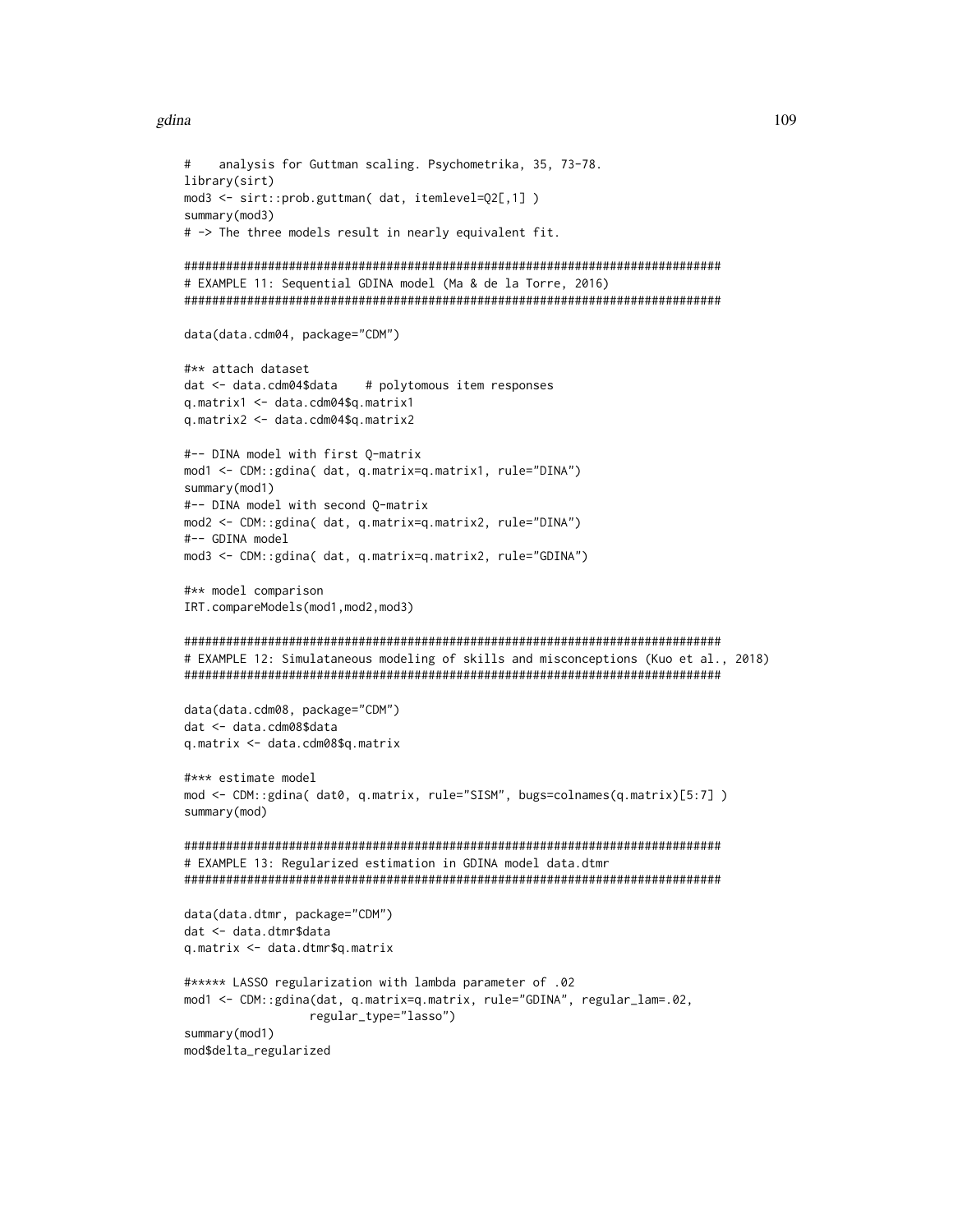```
#    analysis for Guttman scaling. Psychometrika, 35, 73-78.
library(sirt)
mod3 <- sirt::prob.guttman( dat, itemlevel=Q2[,1] )
summary(mod3)
# -> The three models result in nearly equivalent fit.

#############################################################################
# EXAMPLE 11: Sequential GDINA model (Ma & de la Torre, 2016)
#############################################################################

data(data.cdm04, package="CDM")

#** attach dataset
dat <- data.cdm04$data    # polytomous item responses
q.matrix1 <- data.cdm04$q.matrix1
q.matrix2 <- data.cdm04$q.matrix2

#-- DINA model with first Q-matrix
mod1 <- CDM::gdina( dat, q.matrix=q.matrix1, rule="DINA")
summary(mod1)
#-- DINA model with second Q-matrix
mod2 <- CDM::gdina( dat, q.matrix=q.matrix2, rule="DINA")
#-- GDINA model
mod3 <- CDM::gdina( dat, q.matrix=q.matrix2, rule="GDINA")

#** model comparison
IRT.compareModels(mod1,mod2,mod3)

#############################################################################
# EXAMPLE 12: Simulataneous modeling of skills and misconceptions (Kuo et al., 2018)
#############################################################################

data(data.cdm08, package="CDM")
dat <- data.cdm08$data
q.matrix <- data.cdm08$q.matrix

#*** estimate model
mod <- CDM::gdina( dat0, q.matrix, rule="SISM", bugs=colnames(q.matrix)[5:7] )
summary(mod)

#############################################################################
# EXAMPLE 13: Regularized estimation in GDINA model data.dtmr
#############################################################################

data(data.dtmr, package="CDM")
dat <- data.dtmr$data
q.matrix <- data.dtmr$q.matrix

#***** LASSO regularization with lambda parameter of .02
mod1 <- CDM::gdina(dat, q.matrix=q.matrix, rule="GDINA", regular_lam=.02,
                regular_type="lasso")
summary(mod1)
mod$delta_regularized
```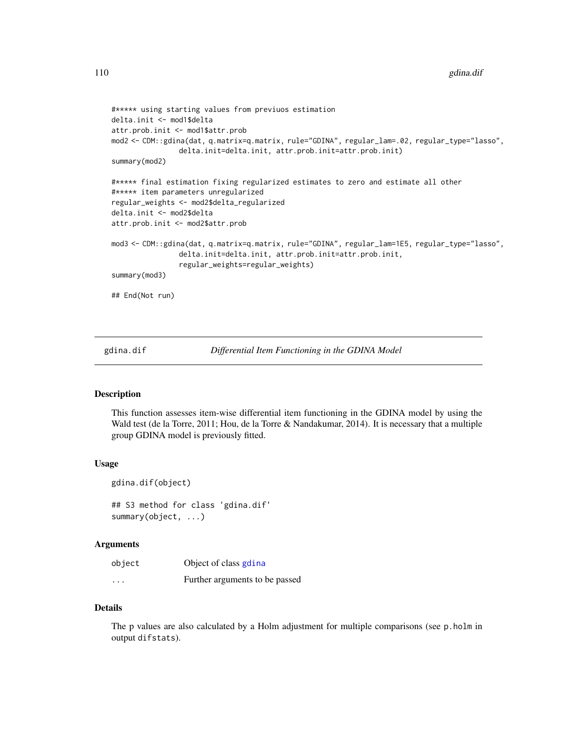```
#***** using starting values from previuos estimation
delta.init <- mod1$delta
attr.prob.init <- mod1$attr.prob
mod2 <- CDM::gdina(dat, q.matrix=q.matrix, rule="GDINA", regular_lam=.02, regular_type="lasso",
                delta.init=delta.init, attr.prob.init=attr.prob.init)
summary(mod2)

#***** final estimation fixing regularized estimates to zero and estimate all other
#***** item parameters unregularized
regular_weights <- mod2$delta_regularized
delta.init <- mod2$delta
attr.prob.init <- mod2$attr.prob

mod3 <- CDM::gdina(dat, q.matrix=q.matrix, rule="GDINA", regular_lam=1E5, regular_type="lasso",
                delta.init=delta.init, attr.prob.init=attr.prob.init,
                regular_weights=regular_weights)
summary(mod3)

## End(Not run)
```

---

gdina.dif — *Differential Item Functioning in the GDINA Model*

---

## Description

This function assesses item-wise differential item functioning in the GDINA model by using the Wald test (de la Torre, 2011; Hou, de la Torre & Nandakumar, 2014). It is necessary that a multiple group GDINA model is previously fitted.

## Usage

```
gdina.dif(object)

## S3 method for class 'gdina.dif'
summary(object, ...)
```

## Arguments

| | |
|---|---|
| object | Object of class gdina |
| ... | Further arguments to be passed |

## Details

The p values are also calculated by a Holm adjustment for multiple comparisons (see p.holm in output difstats).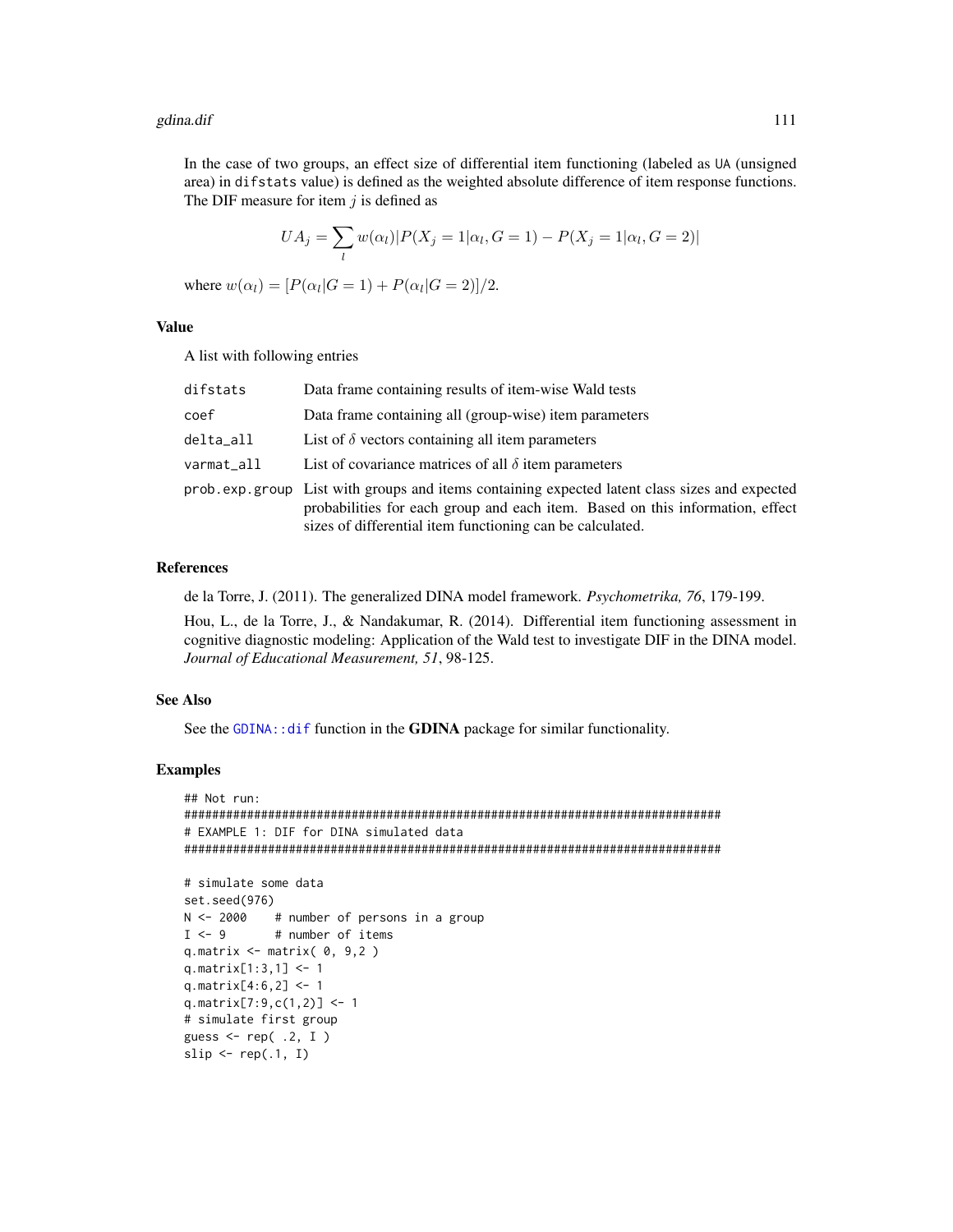In the case of two groups, an effect size of differential item functioning (labeled as UA (unsigned area) in difstats value) is defined as the weighted absolute difference of item response functions. The DIF measure for item $j$ is defined as

$$UA_j = \sum_l w(\alpha_l) |P(X_j = 1|\alpha_l, G = 1) - P(X_j = 1|\alpha_l, G = 2)|$$

where $w(\alpha_l) = [P(\alpha_l|G = 1) + P(\alpha_l|G = 2)]/2$.

## Value

A list with following entries

| | |
|---|---|
| difstats | Data frame containing results of item-wise Wald tests |
| coef | Data frame containing all (group-wise) item parameters |
| delta_all | List of $\delta$ vectors containing all item parameters |
| varmat_all | List of covariance matrices of all $\delta$ item parameters |
| prob.exp.group | List with groups and items containing expected latent class sizes and expected probabilities for each group and each item. Based on this information, effect sizes of differential item functioning can be calculated. |

## References

de la Torre, J. (2011). The generalized DINA model framework. *Psychometrika, 76*, 179-199.

Hou, L., de la Torre, J., & Nandakumar, R. (2014). Differential item functioning assessment in cognitive diagnostic modeling: Application of the Wald test to investigate DIF in the DINA model. *Journal of Educational Measurement, 51*, 98-125.

## See Also

See the GDINA::dif function in the **GDINA** package for similar functionality.

## Examples

```
## Not run:
#############################################################################
# EXAMPLE 1: DIF for DINA simulated data
#############################################################################

# simulate some data
set.seed(976)
N <- 2000    # number of persons in a group
I <- 9       # number of items
q.matrix <- matrix( 0, 9,2 )
q.matrix[1:3,1] <- 1
q.matrix[4:6,2] <- 1
q.matrix[7:9,c(1,2)] <- 1
# simulate first group
guess <- rep( .2, I )
slip <- rep(.1, I)
```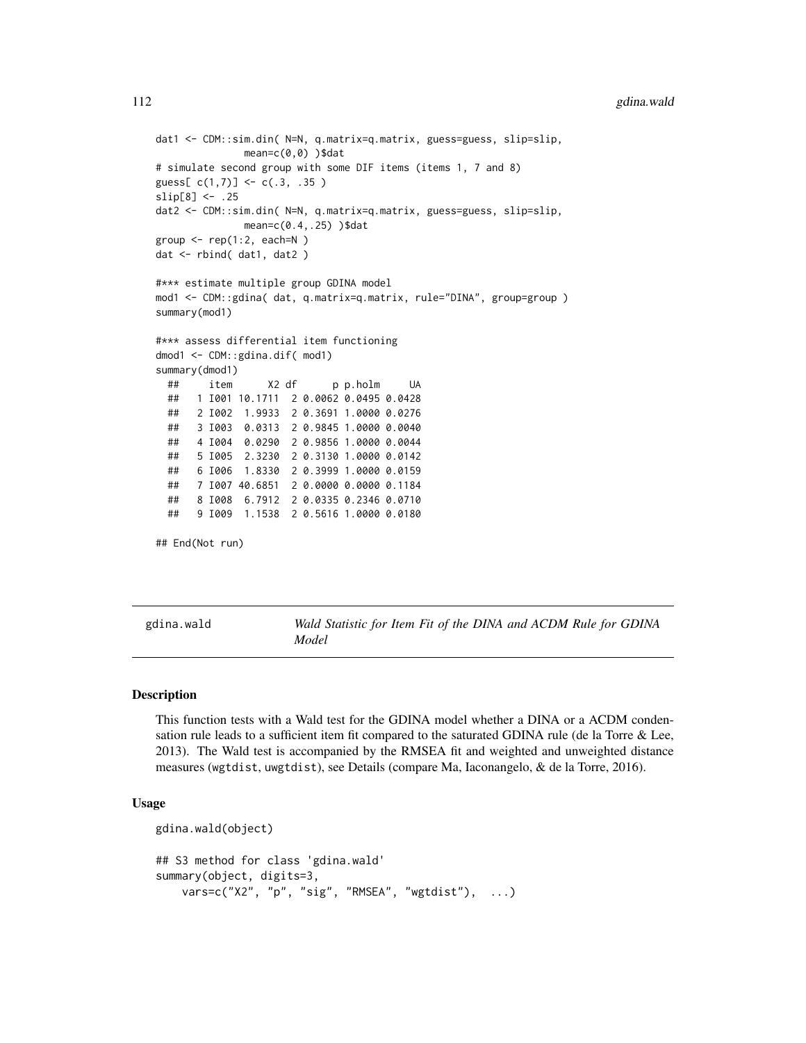```
dat1 <- CDM::sim.din( N=N, q.matrix=q.matrix, guess=guess, slip=slip,
              mean=c(0,0) )$dat
# simulate second group with some DIF items (items 1, 7 and 8)
guess[ c(1,7)] <- c(.3, .35 )
slip[8] <- .25
dat2 <- CDM::sim.din( N=N, q.matrix=q.matrix, guess=guess, slip=slip,
              mean=c(0.4,.25) )$dat
group <- rep(1:2, each=N )
dat <- rbind( dat1, dat2 )

#*** estimate multiple group GDINA model
mod1 <- CDM::gdina( dat, q.matrix=q.matrix, rule="DINA", group=group )
summary(mod1)

#*** assess differential item functioning
dmod1 <- CDM::gdina.dif( mod1)
summary(dmod1)
  ##     item      X2 df      p p.holm     UA
  ##   1 I001 10.1711  2 0.0062 0.0495 0.0428
  ##   2 I002  1.9933  2 0.3691 1.0000 0.0276
  ##   3 I003  0.0313  2 0.9845 1.0000 0.0040
  ##   4 I004  0.0290  2 0.9856 1.0000 0.0044
  ##   5 I005  2.3230  2 0.3130 1.0000 0.0142
  ##   6 I006  1.8330  2 0.3999 1.0000 0.0159
  ##   7 I007 40.6851  2 0.0000 0.0000 0.1184
  ##   8 I008  6.7912  2 0.0335 0.2346 0.0710
  ##   9 I009  1.1538  2 0.5616 1.0000 0.0180

## End(Not run)
```

# gdina.wald — *Wald Statistic for Item Fit of the DINA and ACDM Rule for GDINA Model*

## Description

This function tests with a Wald test for the GDINA model whether a DINA or a ACDM condensation rule leads to a sufficient item fit compared to the saturated GDINA rule (de la Torre & Lee, 2013). The Wald test is accompanied by the RMSEA fit and weighted and unweighted distance measures (`wgtdist`, `uwgtdist`), see Details (compare Ma, Iaconangelo, & de la Torre, 2016).

## Usage

```
gdina.wald(object)

## S3 method for class 'gdina.wald'
summary(object, digits=3,
    vars=c("X2", "p", "sig", "RMSEA", "wgtdist"),  ...)
```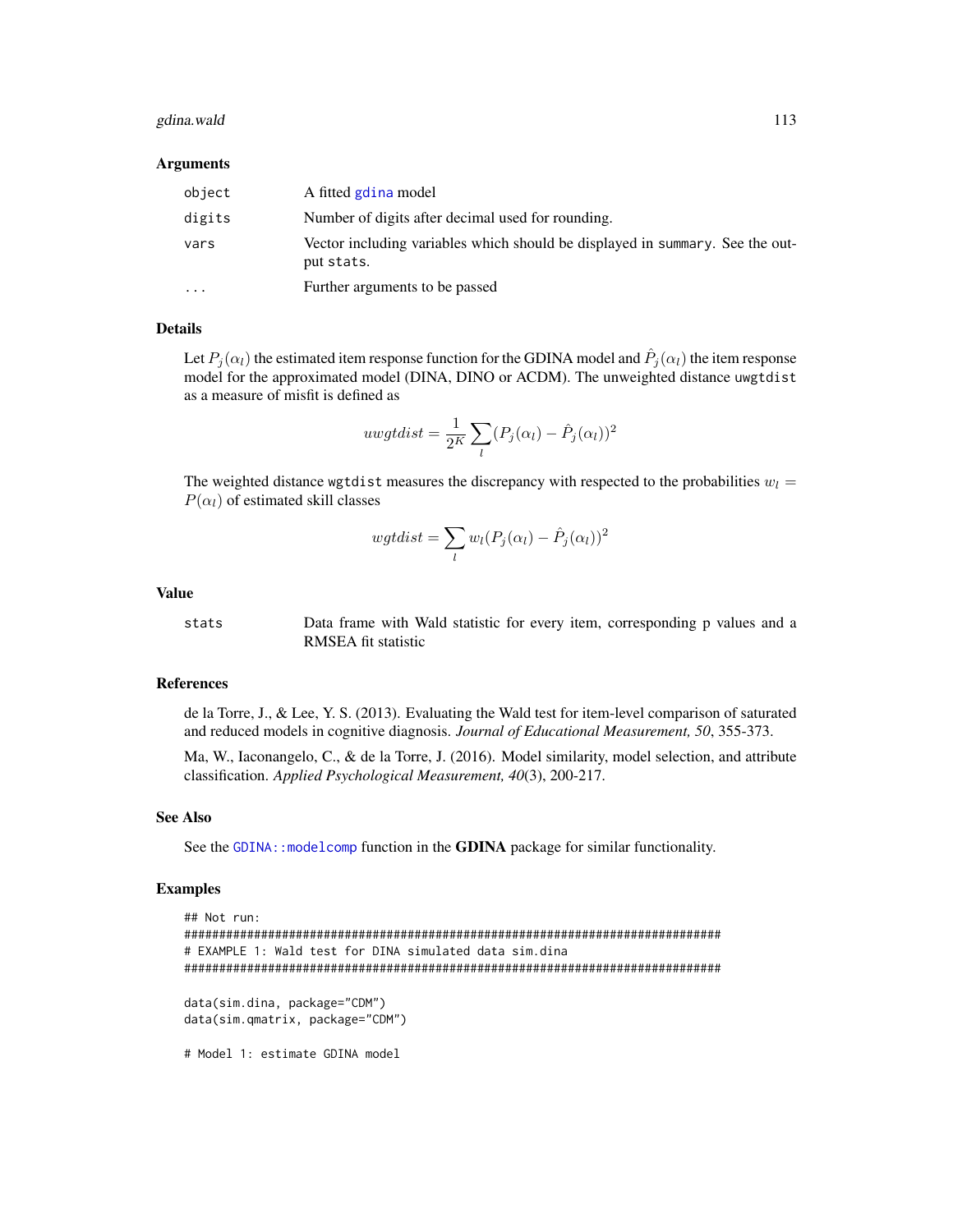## Arguments

| | |
|---|---|
| `object` | A fitted `gdina` model |
| `digits` | Number of digits after decimal used for rounding. |
| `vars` | Vector including variables which should be displayed in `summary`. See the output `stats`. |
| `...` | Further arguments to be passed |

## Details

Let $P_j(\alpha_l)$ the estimated item response function for the GDINA model and $\hat{P}_j(\alpha_l)$ the item response model for the approximated model (DINA, DINO or ACDM). The unweighted distance `uwgtdist` as a measure of misfit is defined as

$$uwgtdist = \frac{1}{2^K} \sum_l (P_j(\alpha_l) - \hat{P}_j(\alpha_l))^2$$

The weighted distance `wgtdist` measures the discrepancy with respected to the probabilities $w_l = P(\alpha_l)$ of estimated skill classes

$$wgtdist = \sum_l w_l (P_j(\alpha_l) - \hat{P}_j(\alpha_l))^2$$

## Value

| | |
|---|---|
| `stats` | Data frame with Wald statistic for every item, corresponding p values and a RMSEA fit statistic |

## References

de la Torre, J., & Lee, Y. S. (2013). Evaluating the Wald test for item-level comparison of saturated and reduced models in cognitive diagnosis. *Journal of Educational Measurement, 50*, 355-373.

Ma, W., Iaconangelo, C., & de la Torre, J. (2016). Model similarity, model selection, and attribute classification. *Applied Psychological Measurement, 40*(3), 200-217.

## See Also

See the `GDINA::modelcomp` function in the **GDINA** package for similar functionality.

## Examples

```
## Not run:
#############################################################################
# EXAMPLE 1: Wald test for DINA simulated data sim.dina
#############################################################################

data(sim.dina, package="CDM")
data(sim.qmatrix, package="CDM")

# Model 1: estimate GDINA model
```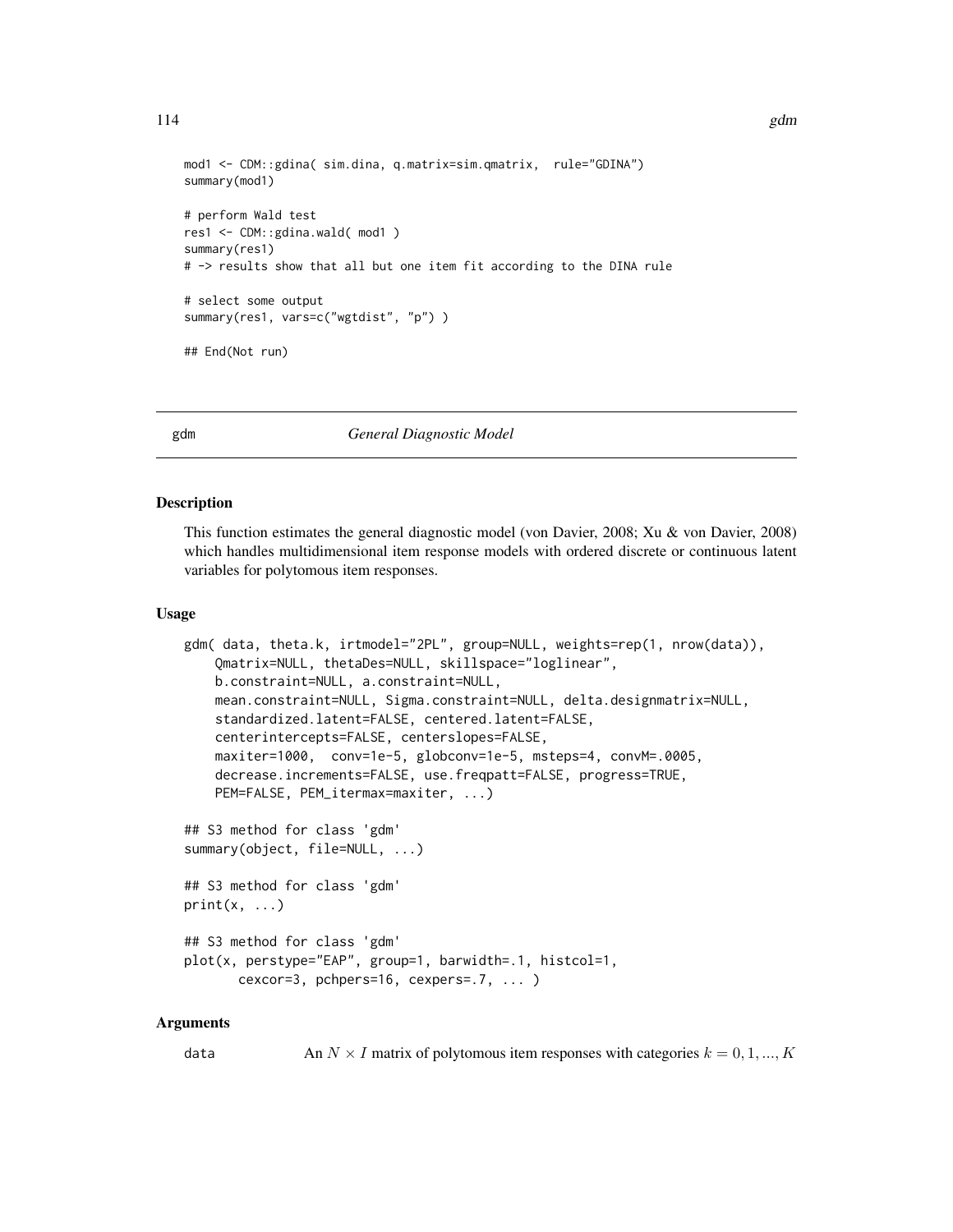```
mod1 <- CDM::gdina( sim.dina, q.matrix=sim.qmatrix,  rule="GDINA")
summary(mod1)

# perform Wald test
res1 <- CDM::gdina.wald( mod1 )
summary(res1)
# -> results show that all but one item fit according to the DINA rule

# select some output
summary(res1, vars=c("wgtdist", "p") )

## End(Not run)
```

---

gdm — *General Diagnostic Model*

---

## Description

This function estimates the general diagnostic model (von Davier, 2008; Xu & von Davier, 2008) which handles multidimensional item response models with ordered discrete or continuous latent variables for polytomous item responses.

## Usage

```
gdm( data, theta.k, irtmodel="2PL", group=NULL, weights=rep(1, nrow(data)),
    Qmatrix=NULL, thetaDes=NULL, skillspace="loglinear",
    b.constraint=NULL, a.constraint=NULL,
    mean.constraint=NULL, Sigma.constraint=NULL, delta.designmatrix=NULL,
    standardized.latent=FALSE, centered.latent=FALSE,
    centerintercepts=FALSE, centerslopes=FALSE,
    maxiter=1000,  conv=1e-5, globconv=1e-5, msteps=4, convM=.0005,
    decrease.increments=FALSE, use.freqpatt=FALSE, progress=TRUE,
    PEM=FALSE, PEM_itermax=maxiter, ...)

## S3 method for class 'gdm'
summary(object, file=NULL, ...)

## S3 method for class 'gdm'
print(x, ...)

## S3 method for class 'gdm'
plot(x, perstype="EAP", group=1, barwidth=.1, histcol=1,
       cexcor=3, pchpers=16, cexpers=.7, ... )
```

## Arguments

`data` An $N \times I$ matrix of polytomous item responses with categories $k = 0, 1, ..., K$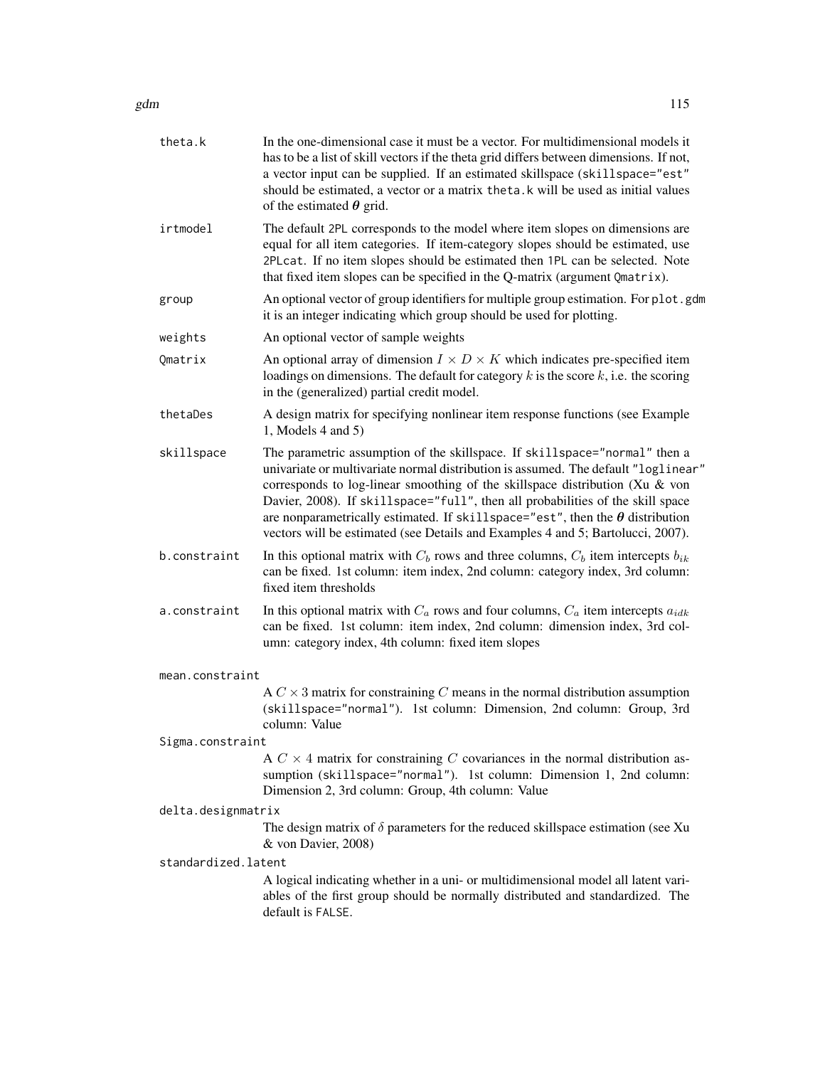`theta.k`
: In the one-dimensional case it must be a vector. For multidimensional models it has to be a list of skill vectors if the theta grid differs between dimensions. If not, a vector input can be supplied. If an estimated skillspace (`skillspace="est"` should be estimated, a vector or a matrix `theta.k` will be used as initial values of the estimated $\boldsymbol{\theta}$ grid.

`irtmodel`
: The default `2PL` corresponds to the model where item slopes on dimensions are equal for all item categories. If item-category slopes should be estimated, use `2PLcat`. If no item slopes should be estimated then `1PL` can be selected. Note that fixed item slopes can be specified in the Q-matrix (argument `Qmatrix`).

`group`
: An optional vector of group identifiers for multiple group estimation. For `plot.gdm` it is an integer indicating which group should be used for plotting.

`weights`
: An optional vector of sample weights

`Qmatrix`
: An optional array of dimension $I \times D \times K$ which indicates pre-specified item loadings on dimensions. The default for category $k$ is the score $k$, i.e. the scoring in the (generalized) partial credit model.

`thetaDes`
: A design matrix for specifying nonlinear item response functions (see Example 1, Models 4 and 5)

`skillspace`
: The parametric assumption of the skillspace. If `skillspace="normal"` then a univariate or multivariate normal distribution is assumed. The default `"loglinear"` corresponds to log-linear smoothing of the skillspace distribution (Xu & von Davier, 2008). If `skillspace="full"`, then all probabilities of the skill space are nonparametrically estimated. If `skillspace="est"`, then the $\boldsymbol{\theta}$ distribution vectors will be estimated (see Details and Examples 4 and 5; Bartolucci, 2007).

`b.constraint`
: In this optional matrix with $C_b$ rows and three columns, $C_b$ item intercepts $b_{ik}$ can be fixed. 1st column: item index, 2nd column: category index, 3rd column: fixed item thresholds

`a.constraint`
: In this optional matrix with $C_a$ rows and four columns, $C_a$ item intercepts $a_{idk}$ can be fixed. 1st column: item index, 2nd column: dimension index, 3rd column: category index, 4th column: fixed item slopes

`mean.constraint`
: A $C \times 3$ matrix for constraining $C$ means in the normal distribution assumption (`skillspace="normal"`). 1st column: Dimension, 2nd column: Group, 3rd column: Value

`Sigma.constraint`
: A $C \times 4$ matrix for constraining $C$ covariances in the normal distribution assumption (`skillspace="normal"`). 1st column: Dimension 1, 2nd column: Dimension 2, 3rd column: Group, 4th column: Value

`delta.designmatrix`
: The design matrix of $\delta$ parameters for the reduced skillspace estimation (see Xu & von Davier, 2008)

`standardized.latent`
: A logical indicating whether in a uni- or multidimensional model all latent variables of the first group should be normally distributed and standardized. The default is `FALSE`.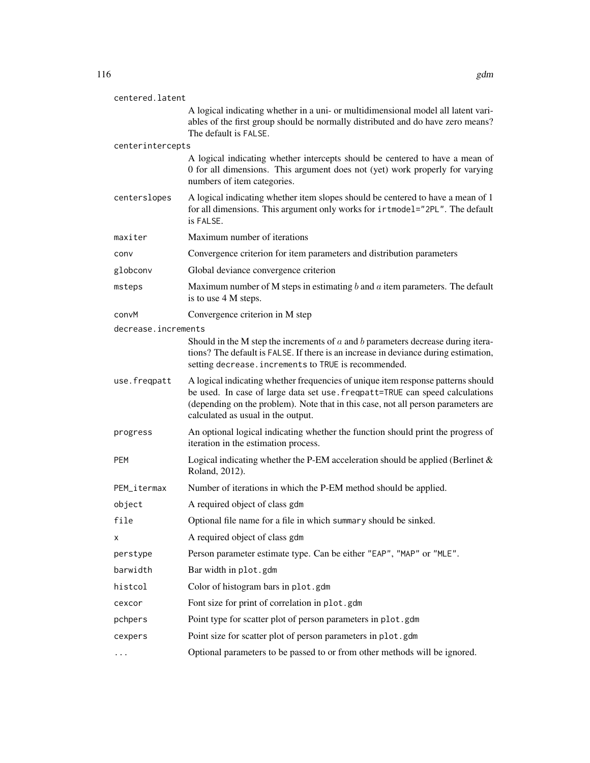`centered.latent`
: A logical indicating whether in a uni- or multidimensional model all latent variables of the first group should be normally distributed and do have zero means? The default is `FALSE`.

`centerintercepts`
: A logical indicating whether intercepts should be centered to have a mean of 0 for all dimensions. This argument does not (yet) work properly for varying numbers of item categories.

`centerslopes`
: A logical indicating whether item slopes should be centered to have a mean of 1 for all dimensions. This argument only works for `irtmodel="2PL"`. The default is `FALSE`.

`maxiter`
: Maximum number of iterations

`conv`
: Convergence criterion for item parameters and distribution parameters

`globconv`
: Global deviance convergence criterion

`msteps`
: Maximum number of M steps in estimating $b$ and $a$ item parameters. The default is to use 4 M steps.

`convM`
: Convergence criterion in M step

`decrease.increments`
: Should in the M step the increments of $a$ and $b$ parameters decrease during iterations? The default is `FALSE`. If there is an increase in deviance during estimation, setting `decrease.increments` to `TRUE` is recommended.

`use.freqpatt`
: A logical indicating whether frequencies of unique item response patterns should be used. In case of large data set `use.freqpatt=TRUE` can speed calculations (depending on the problem). Note that in this case, not all person parameters are calculated as usual in the output.

`progress`
: An optional logical indicating whether the function should print the progress of iteration in the estimation process.

`PEM`
: Logical indicating whether the P-EM acceleration should be applied (Berlinet & Roland, 2012).

`PEM_itermax`
: Number of iterations in which the P-EM method should be applied.

`object`
: A required object of class `gdm`

`file`
: Optional file name for a file in which `summary` should be sinked.

`x`
: A required object of class `gdm`

`perstype`
: Person parameter estimate type. Can be either `"EAP"`, `"MAP"` or `"MLE"`.

`barwidth`
: Bar width in `plot.gdm`

`histcol`
: Color of histogram bars in `plot.gdm`

`cexcor`
: Font size for print of correlation in `plot.gdm`

`pchpers`
: Point type for scatter plot of person parameters in `plot.gdm`

`cexpers`
: Point size for scatter plot of person parameters in `plot.gdm`

`...`
: Optional parameters to be passed to or from other methods will be ignored.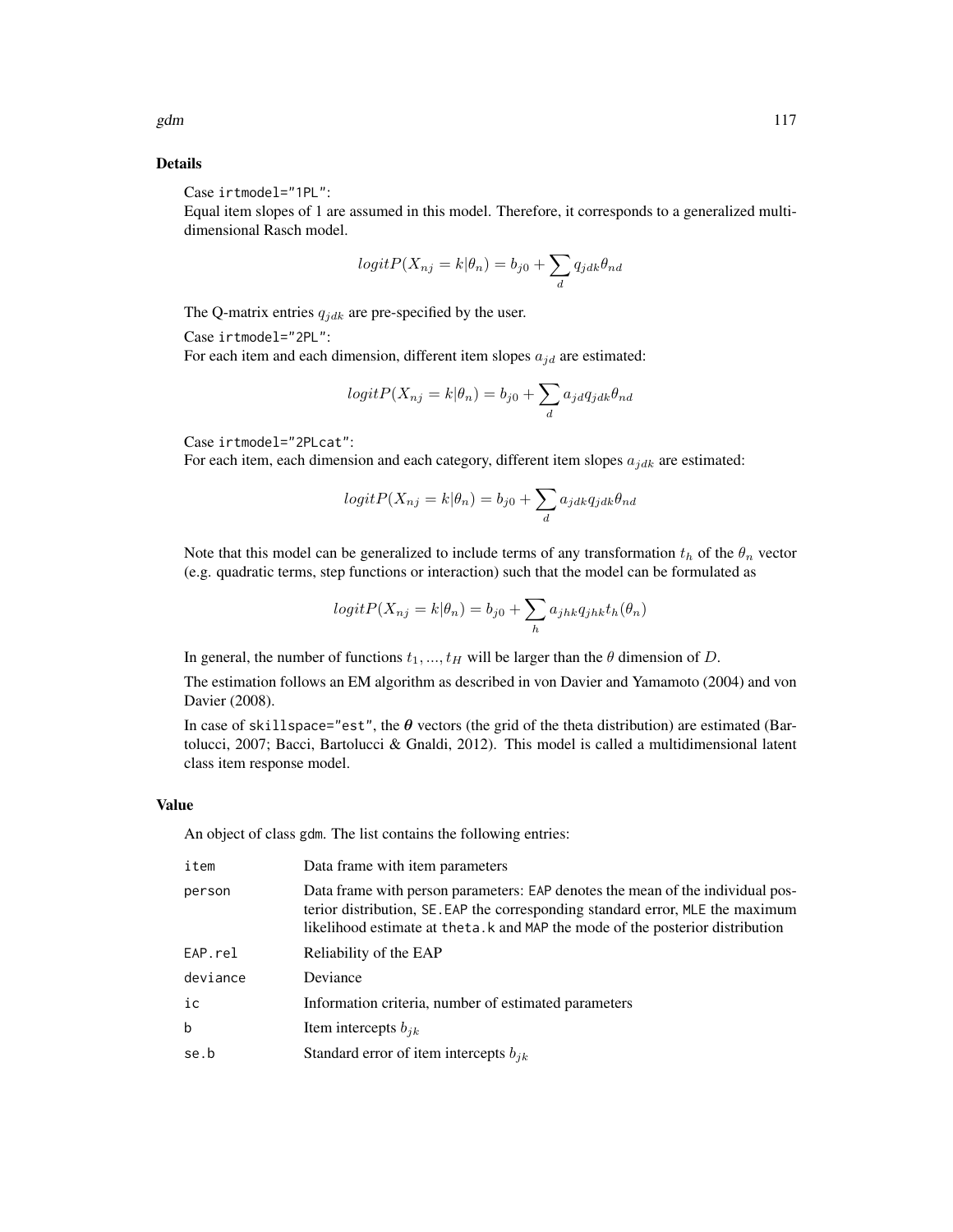## Details

Case `irtmodel="1PL"`:
Equal item slopes of 1 are assumed in this model. Therefore, it corresponds to a generalized multidimensional Rasch model.

$$logitP(X_{nj} = k|\theta_n) = b_{j0} + \sum_d q_{jdk}\theta_{nd}$$

The Q-matrix entries $q_{jdk}$ are pre-specified by the user.

Case `irtmodel="2PL"`:
For each item and each dimension, different item slopes $a_{jd}$ are estimated:

$$logitP(X_{nj} = k|\theta_n) = b_{j0} + \sum_d a_{jd}q_{jdk}\theta_{nd}$$

Case `irtmodel="2PLcat"`:
For each item, each dimension and each category, different item slopes $a_{jdk}$ are estimated:

$$logitP(X_{nj} = k|\theta_n) = b_{j0} + \sum_d a_{jdk}q_{jdk}\theta_{nd}$$

Note that this model can be generalized to include terms of any transformation $t_h$ of the $\theta_n$ vector (e.g. quadratic terms, step functions or interaction) such that the model can be formulated as

$$logitP(X_{nj} = k|\theta_n) = b_{j0} + \sum_h a_{jhk}q_{jhk}t_h(\theta_n)$$

In general, the number of functions $t_1, ..., t_H$ will be larger than the $\theta$ dimension of $D$.

The estimation follows an EM algorithm as described in von Davier and Yamamoto (2004) and von Davier (2008).

In case of `skillspace="est"`, the $\boldsymbol{\theta}$ vectors (the grid of the theta distribution) are estimated (Bartolucci, 2007; Bacci, Bartolucci & Gnaldi, 2012). This model is called a multidimensional latent class item response model.

## Value

An object of class `gdm`. The list contains the following entries:

| | |
|---|---|
| `item` | Data frame with item parameters |
| `person` | Data frame with person parameters: `EAP` denotes the mean of the individual posterior distribution, `SE.EAP` the corresponding standard error, `MLE` the maximum likelihood estimate at `theta.k` and `MAP` the mode of the posterior distribution |
| `EAP.rel` | Reliability of the EAP |
| `deviance` | Deviance |
| `ic` | Information criteria, number of estimated parameters |
| `b` | Item intercepts $b_{jk}$ |
| `se.b` | Standard error of item intercepts $b_{jk}$ |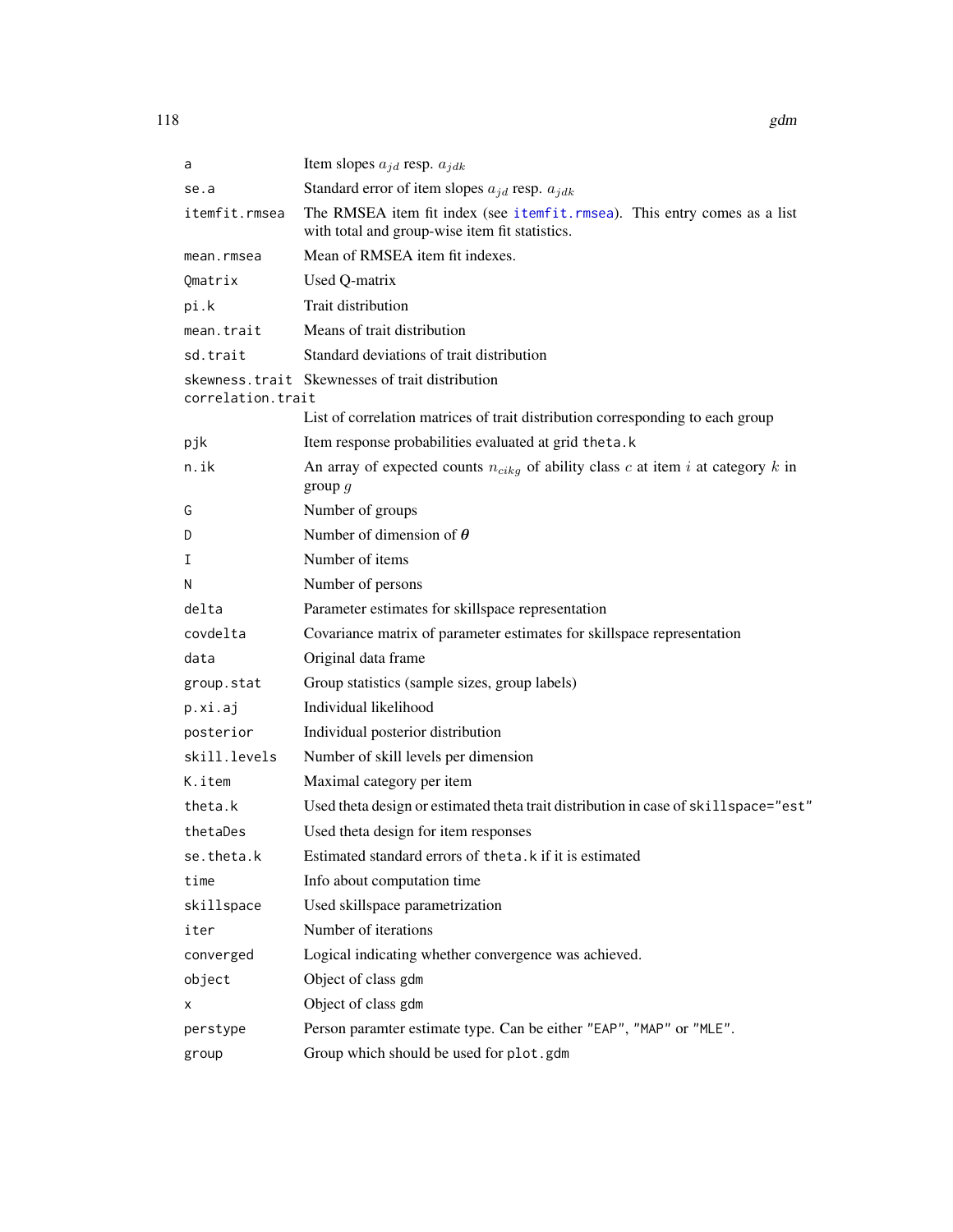| | |
|---|---|
| `a` | Item slopes $a_{jd}$ resp. $a_{jdk}$ |
| `se.a` | Standard error of item slopes $a_{jd}$ resp. $a_{jdk}$ |
| `itemfit.rmsea` | The RMSEA item fit index (see `itemfit.rmsea`). This entry comes as a list with total and group-wise item fit statistics. |
| `mean.rmsea` | Mean of RMSEA item fit indexes. |
| `Qmatrix` | Used Q-matrix |
| `pi.k` | Trait distribution |
| `mean.trait` | Means of trait distribution |
| `sd.trait` | Standard deviations of trait distribution |
| `skewness.trait` | Skewnesses of trait distribution |
| `correlation.trait` | List of correlation matrices of trait distribution corresponding to each group |
| `pjk` | Item response probabilities evaluated at grid `theta.k` |
| `n.ik` | An array of expected counts $n_{cikg}$ of ability class $c$ at item $i$ at category $k$ in group $g$ |
| `G` | Number of groups |
| `D` | Number of dimension of $\boldsymbol{\theta}$ |
| `I` | Number of items |
| `N` | Number of persons |
| `delta` | Parameter estimates for skillspace representation |
| `covdelta` | Covariance matrix of parameter estimates for skillspace representation |
| `data` | Original data frame |
| `group.stat` | Group statistics (sample sizes, group labels) |
| `p.xi.aj` | Individual likelihood |
| `posterior` | Individual posterior distribution |
| `skill.levels` | Number of skill levels per dimension |
| `K.item` | Maximal category per item |
| `theta.k` | Used theta design or estimated theta trait distribution in case of `skillspace="est"` |
| `thetaDes` | Used theta design for item responses |
| `se.theta.k` | Estimated standard errors of `theta.k` if it is estimated |
| `time` | Info about computation time |
| `skillspace` | Used skillspace parametrization |
| `iter` | Number of iterations |
| `converged` | Logical indicating whether convergence was achieved. |
| `object` | Object of class `gdm` |
| `x` | Object of class `gdm` |
| `perstype` | Person paramter estimate type. Can be either `"EAP"`, `"MAP"` or `"MLE"`. |
| `group` | Group which should be used for `plot.gdm` |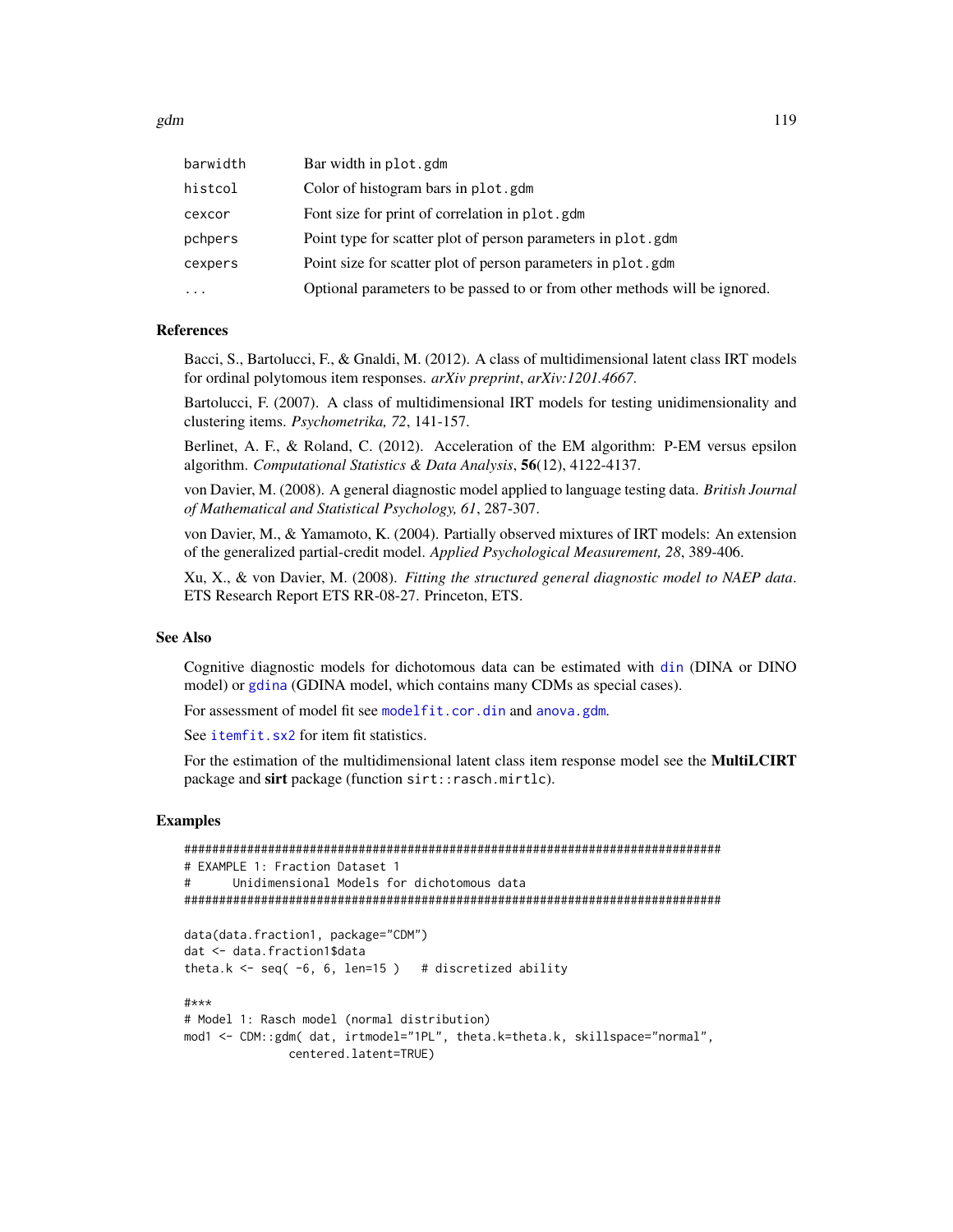| | |
|---|---|
| barwidth | Bar width in plot.gdm |
| histcol | Color of histogram bars in plot.gdm |
| cexcor | Font size for print of correlation in plot.gdm |
| pchpers | Point type for scatter plot of person parameters in plot.gdm |
| cexpers | Point size for scatter plot of person parameters in plot.gdm |
| ... | Optional parameters to be passed to or from other methods will be ignored. |

## References

Bacci, S., Bartolucci, F., & Gnaldi, M. (2012). A class of multidimensional latent class IRT models for ordinal polytomous item responses. *arXiv preprint*, *arXiv:1201.4667*.

Bartolucci, F. (2007). A class of multidimensional IRT models for testing unidimensionality and clustering items. *Psychometrika, 72*, 141-157.

Berlinet, A. F., & Roland, C. (2012). Acceleration of the EM algorithm: P-EM versus epsilon algorithm. *Computational Statistics & Data Analysis*, **56**(12), 4122-4137.

von Davier, M. (2008). A general diagnostic model applied to language testing data. *British Journal of Mathematical and Statistical Psychology, 61*, 287-307.

von Davier, M., & Yamamoto, K. (2004). Partially observed mixtures of IRT models: An extension of the generalized partial-credit model. *Applied Psychological Measurement, 28*, 389-406.

Xu, X., & von Davier, M. (2008). *Fitting the structured general diagnostic model to NAEP data*. ETS Research Report ETS RR-08-27. Princeton, ETS.

## See Also

Cognitive diagnostic models for dichotomous data can be estimated with din (DINA or DINO model) or gdina (GDINA model, which contains many CDMs as special cases).

For assessment of model fit see modelfit.cor.din and anova.gdm.

See itemfit.sx2 for item fit statistics.

For the estimation of the multidimensional latent class item response model see the **MultiLCIRT** package and **sirt** package (function sirt::rasch.mirtlc).

## Examples

```
#############################################################################
# EXAMPLE 1: Fraction Dataset 1
#      Unidimensional Models for dichotomous data
#############################################################################

data(data.fraction1, package="CDM")
dat <- data.fraction1$data
theta.k <- seq( -6, 6, len=15 )   # discretized ability

#***
# Model 1: Rasch model (normal distribution)
mod1 <- CDM::gdm( dat, irtmodel="1PL", theta.k=theta.k, skillspace="normal",
              centered.latent=TRUE)
```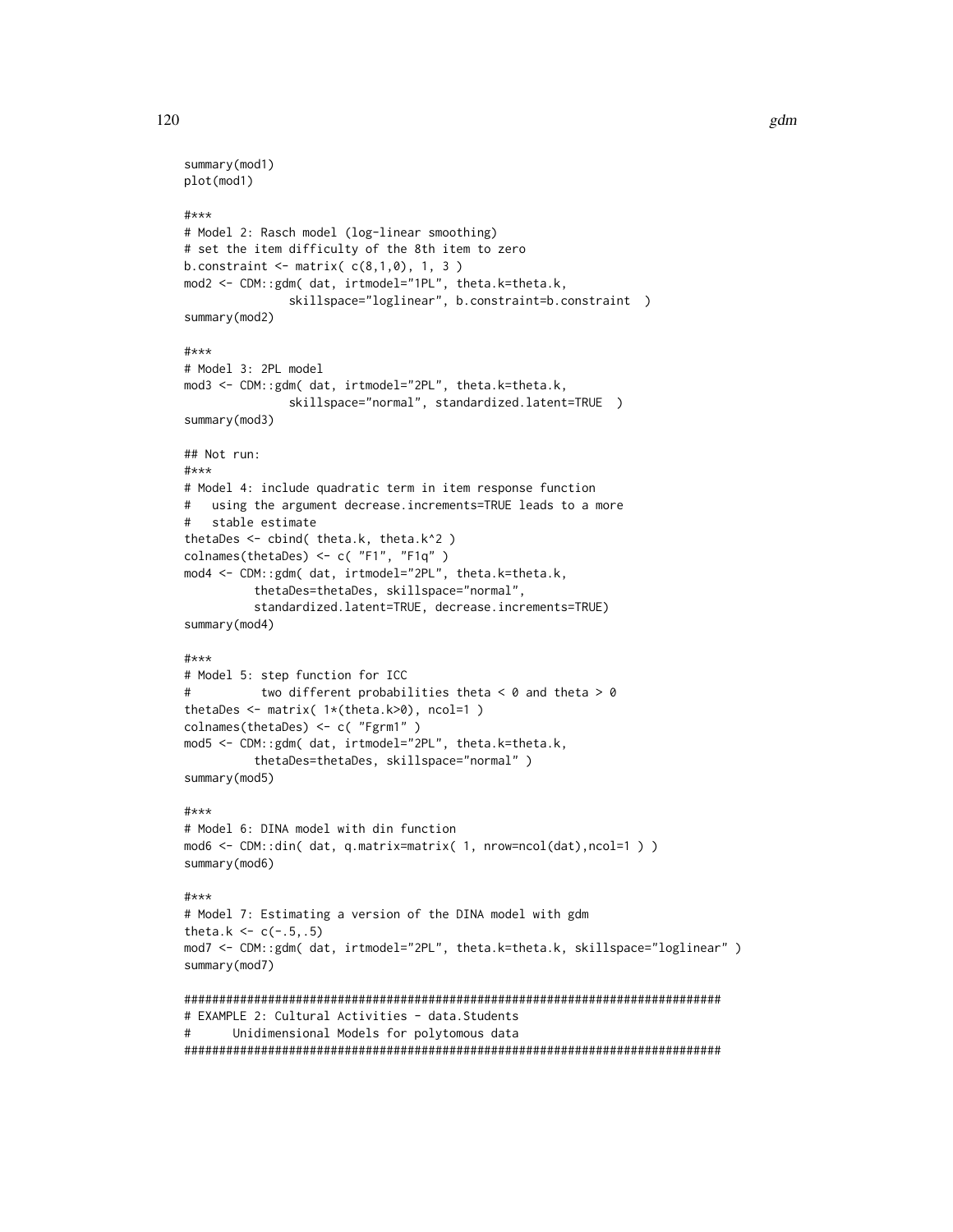```
summary(mod1)
plot(mod1)

#***
# Model 2: Rasch model (log-linear smoothing)
# set the item difficulty of the 8th item to zero
b.constraint <- matrix( c(8,1,0), 1, 3 )
mod2 <- CDM::gdm( dat, irtmodel="1PL", theta.k=theta.k,
             skillspace="loglinear", b.constraint=b.constraint  )
summary(mod2)

#***
# Model 3: 2PL model
mod3 <- CDM::gdm( dat, irtmodel="2PL", theta.k=theta.k,
             skillspace="normal", standardized.latent=TRUE  )
summary(mod3)

## Not run:
#***
# Model 4: include quadratic term in item response function
#   using the argument decrease.increments=TRUE leads to a more
#   stable estimate
thetaDes <- cbind( theta.k, theta.k^2 )
colnames(thetaDes) <- c( "F1", "F1q" )
mod4 <- CDM::gdm( dat, irtmodel="2PL", theta.k=theta.k,
          thetaDes=thetaDes, skillspace="normal",
          standardized.latent=TRUE, decrease.increments=TRUE)
summary(mod4)

#***
# Model 5: step function for ICC
#          two different probabilities theta < 0 and theta > 0
thetaDes <- matrix( 1*(theta.k>0), ncol=1 )
colnames(thetaDes) <- c( "Fgrm1" )
mod5 <- CDM::gdm( dat, irtmodel="2PL", theta.k=theta.k,
          thetaDes=thetaDes, skillspace="normal" )
summary(mod5)

#***
# Model 6: DINA model with din function
mod6 <- CDM::din( dat, q.matrix=matrix( 1, nrow=ncol(dat),ncol=1 ) )
summary(mod6)

#***
# Model 7: Estimating a version of the DINA model with gdm
theta.k <- c(-.5,.5)
mod7 <- CDM::gdm( dat, irtmodel="2PL", theta.k=theta.k, skillspace="loglinear" )
summary(mod7)

#############################################################################
# EXAMPLE 2: Cultural Activities - data.Students
#      Unidimensional Models for polytomous data
#############################################################################
```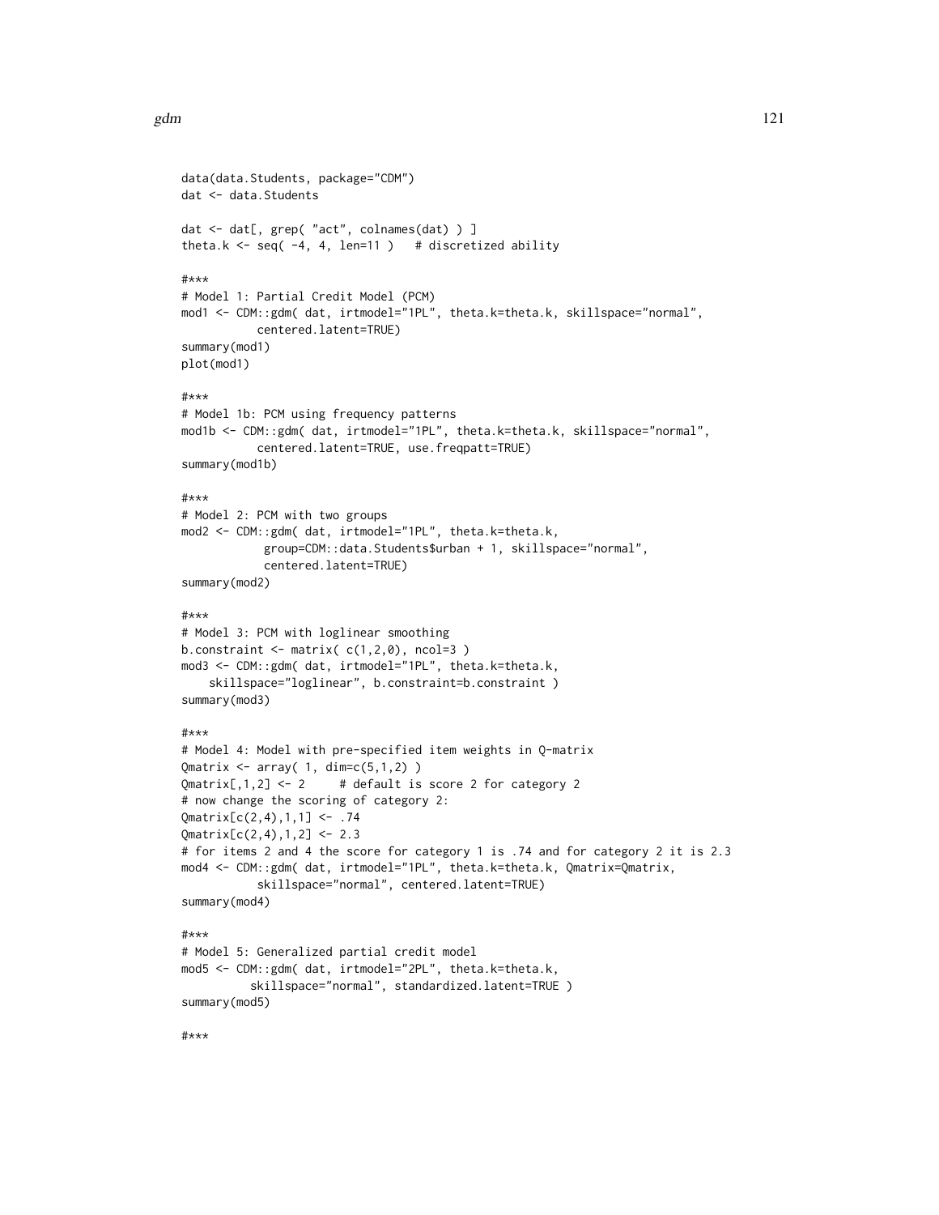```
data(data.Students, package="CDM")
dat <- data.Students

dat <- dat[, grep( "act", colnames(dat) ) ]
theta.k <- seq( -4, 4, len=11 )   # discretized ability

#***
# Model 1: Partial Credit Model (PCM)
mod1 <- CDM::gdm( dat, irtmodel="1PL", theta.k=theta.k, skillspace="normal",
          centered.latent=TRUE)
summary(mod1)
plot(mod1)

#***
# Model 1b: PCM using frequency patterns
mod1b <- CDM::gdm( dat, irtmodel="1PL", theta.k=theta.k, skillspace="normal",
          centered.latent=TRUE, use.freqpatt=TRUE)
summary(mod1b)

#***
# Model 2: PCM with two groups
mod2 <- CDM::gdm( dat, irtmodel="1PL", theta.k=theta.k,
           group=CDM::data.Students$urban + 1, skillspace="normal",
           centered.latent=TRUE)
summary(mod2)

#***
# Model 3: PCM with loglinear smoothing
b.constraint <- matrix( c(1,2,0), ncol=3 )
mod3 <- CDM::gdm( dat, irtmodel="1PL", theta.k=theta.k,
    skillspace="loglinear", b.constraint=b.constraint )
summary(mod3)

#***
# Model 4: Model with pre-specified item weights in Q-matrix
Qmatrix <- array( 1, dim=c(5,1,2) )
Qmatrix[,1,2] <- 2     # default is score 2 for category 2
# now change the scoring of category 2:
Qmatrix[c(2,4),1,1] <- .74
Qmatrix[c(2,4),1,2] <- 2.3
# for items 2 and 4 the score for category 1 is .74 and for category 2 it is 2.3
mod4 <- CDM::gdm( dat, irtmodel="1PL", theta.k=theta.k, Qmatrix=Qmatrix,
          skillspace="normal", centered.latent=TRUE)
summary(mod4)

#***
# Model 5: Generalized partial credit model
mod5 <- CDM::gdm( dat, irtmodel="2PL", theta.k=theta.k,
         skillspace="normal", standardized.latent=TRUE )
summary(mod5)

#***
```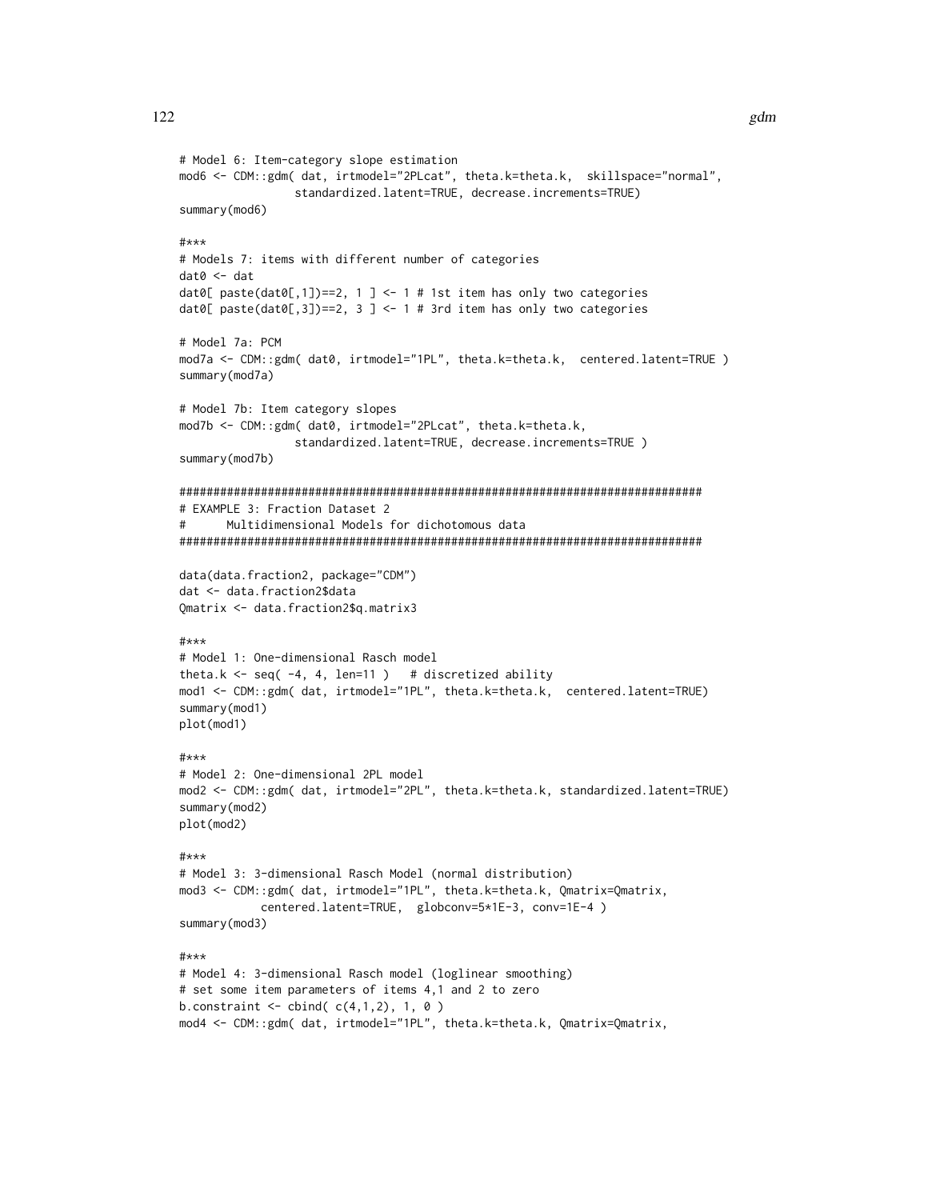```
# Model 6: Item-category slope estimation
mod6 <- CDM::gdm( dat, irtmodel="2PLcat", theta.k=theta.k,  skillspace="normal",
                standardized.latent=TRUE, decrease.increments=TRUE)
summary(mod6)

#***
# Models 7: items with different number of categories
dat0 <- dat
dat0[ paste(dat0[,1])==2, 1 ] <- 1 # 1st item has only two categories
dat0[ paste(dat0[,3])==2, 3 ] <- 1 # 3rd item has only two categories

# Model 7a: PCM
mod7a <- CDM::gdm( dat0, irtmodel="1PL", theta.k=theta.k,  centered.latent=TRUE )
summary(mod7a)

# Model 7b: Item category slopes
mod7b <- CDM::gdm( dat0, irtmodel="2PLcat", theta.k=theta.k,
                standardized.latent=TRUE, decrease.increments=TRUE )
summary(mod7b)

#############################################################################
# EXAMPLE 3: Fraction Dataset 2
#      Multidimensional Models for dichotomous data
#############################################################################

data(data.fraction2, package="CDM")
dat <- data.fraction2$data
Qmatrix <- data.fraction2$q.matrix3

#***
# Model 1: One-dimensional Rasch model
theta.k <- seq( -4, 4, len=11 )   # discretized ability
mod1 <- CDM::gdm( dat, irtmodel="1PL", theta.k=theta.k,  centered.latent=TRUE)
summary(mod1)
plot(mod1)

#***
# Model 2: One-dimensional 2PL model
mod2 <- CDM::gdm( dat, irtmodel="2PL", theta.k=theta.k, standardized.latent=TRUE)
summary(mod2)
plot(mod2)

#***
# Model 3: 3-dimensional Rasch Model (normal distribution)
mod3 <- CDM::gdm( dat, irtmodel="1PL", theta.k=theta.k, Qmatrix=Qmatrix,
          centered.latent=TRUE,  globconv=5*1E-3, conv=1E-4 )
summary(mod3)

#***
# Model 4: 3-dimensional Rasch model (loglinear smoothing)
# set some item parameters of items 4,1 and 2 to zero
b.constraint <- cbind( c(4,1,2), 1, 0 )
mod4 <- CDM::gdm( dat, irtmodel="1PL", theta.k=theta.k, Qmatrix=Qmatrix,
```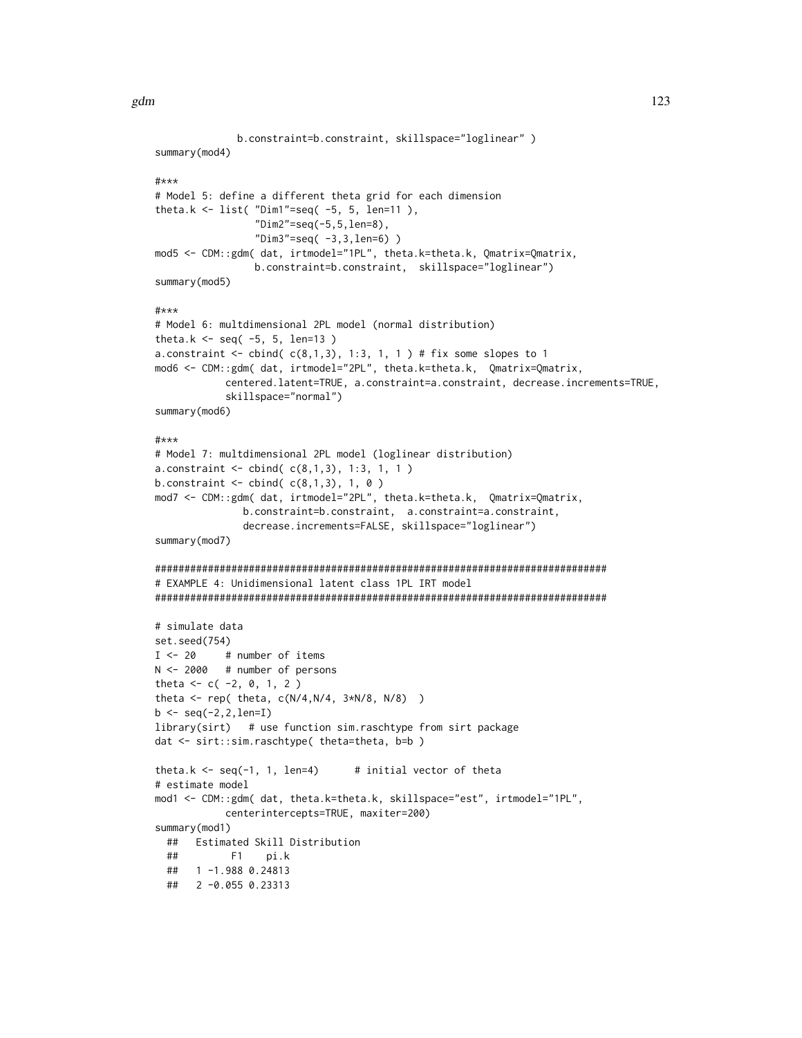```
             b.constraint=b.constraint, skillspace="loglinear" )
summary(mod4)

#***
# Model 5: define a different theta grid for each dimension
theta.k <- list( "Dim1"=seq( -5, 5, len=11 ),
                 "Dim2"=seq(-5,5,len=8),
                 "Dim3"=seq( -3,3,len=6) )
mod5 <- CDM::gdm( dat, irtmodel="1PL", theta.k=theta.k, Qmatrix=Qmatrix,
                b.constraint=b.constraint,  skillspace="loglinear")
summary(mod5)

#***
# Model 6: multdimensional 2PL model (normal distribution)
theta.k <- seq( -5, 5, len=13 )
a.constraint <- cbind( c(8,1,3), 1:3, 1, 1 ) # fix some slopes to 1
mod6 <- CDM::gdm( dat, irtmodel="2PL", theta.k=theta.k,  Qmatrix=Qmatrix,
           centered.latent=TRUE, a.constraint=a.constraint, decrease.increments=TRUE,
           skillspace="normal")
summary(mod6)

#***
# Model 7: multdimensional 2PL model (loglinear distribution)
a.constraint <- cbind( c(8,1,3), 1:3, 1, 1 )
b.constraint <- cbind( c(8,1,3), 1, 0 )
mod7 <- CDM::gdm( dat, irtmodel="2PL", theta.k=theta.k,  Qmatrix=Qmatrix,
              b.constraint=b.constraint,  a.constraint=a.constraint,
              decrease.increments=FALSE, skillspace="loglinear")
summary(mod7)

#############################################################################
# EXAMPLE 4: Unidimensional latent class 1PL IRT model
#############################################################################

# simulate data
set.seed(754)
I <- 20     # number of items
N <- 2000   # number of persons
theta <- c( -2, 0, 1, 2 )
theta <- rep( theta, c(N/4,N/4, 3*N/8, N/8)  )
b <- seq(-2,2,len=I)
library(sirt)   # use function sim.raschtype from sirt package
dat <- sirt::sim.raschtype( theta=theta, b=b )

theta.k <- seq(-1, 1, len=4)      # initial vector of theta
# estimate model
mod1 <- CDM::gdm( dat, theta.k=theta.k, skillspace="est", irtmodel="1PL",
           centerintercepts=TRUE, maxiter=200)
summary(mod1)
  ##   Estimated Skill Distribution
  ##         F1    pi.k
  ##   1 -1.988 0.24813
  ##   2 -0.055 0.23313
```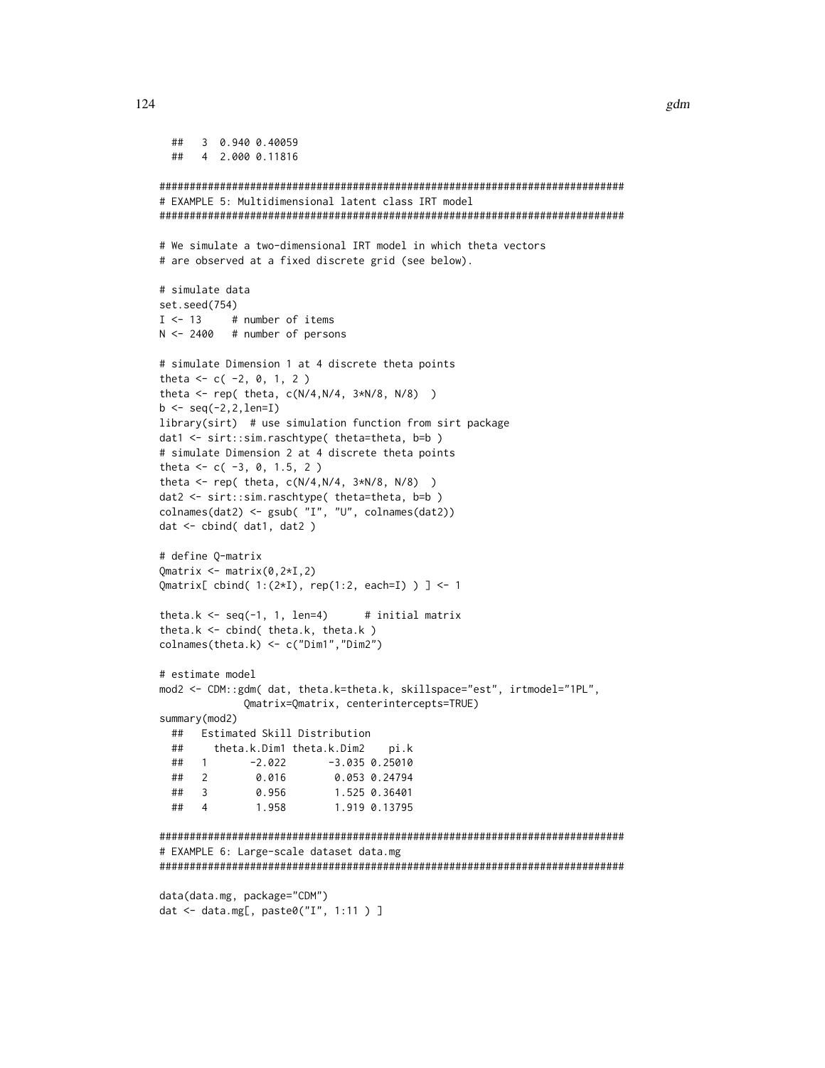```
  ##   3  0.940 0.40059
  ##   4  2.000 0.11816

#############################################################################
# EXAMPLE 5: Multidimensional latent class IRT model
#############################################################################

# We simulate a two-dimensional IRT model in which theta vectors
# are observed at a fixed discrete grid (see below).

# simulate data
set.seed(754)
I <- 13     # number of items
N <- 2400   # number of persons

# simulate Dimension 1 at 4 discrete theta points
theta <- c( -2, 0, 1, 2 )
theta <- rep( theta, c(N/4,N/4, 3*N/8, N/8)  )
b <- seq(-2,2,len=I)
library(sirt)  # use simulation function from sirt package
dat1 <- sirt::sim.raschtype( theta=theta, b=b )
# simulate Dimension 2 at 4 discrete theta points
theta <- c( -3, 0, 1.5, 2 )
theta <- rep( theta, c(N/4,N/4, 3*N/8, N/8)  )
dat2 <- sirt::sim.raschtype( theta=theta, b=b )
colnames(dat2) <- gsub( "I", "U", colnames(dat2))
dat <- cbind( dat1, dat2 )

# define Q-matrix
Qmatrix <- matrix(0,2*I,2)
Qmatrix[ cbind( 1:(2*I), rep(1:2, each=I) ) ] <- 1

theta.k <- seq(-1, 1, len=4)      # initial matrix
theta.k <- cbind( theta.k, theta.k )
colnames(theta.k) <- c("Dim1","Dim2")

# estimate model
mod2 <- CDM::gdm( dat, theta.k=theta.k, skillspace="est", irtmodel="1PL",
            Qmatrix=Qmatrix, centerintercepts=TRUE)
summary(mod2)
  ##   Estimated Skill Distribution
  ##     theta.k.Dim1 theta.k.Dim2    pi.k
  ##   1       -2.022       -3.035 0.25010
  ##   2        0.016        0.053 0.24794
  ##   3        0.956        1.525 0.36401
  ##   4        1.958        1.919 0.13795

#############################################################################
# EXAMPLE 6: Large-scale dataset data.mg
#############################################################################

data(data.mg, package="CDM")
dat <- data.mg[, paste0("I", 1:11 ) ]
```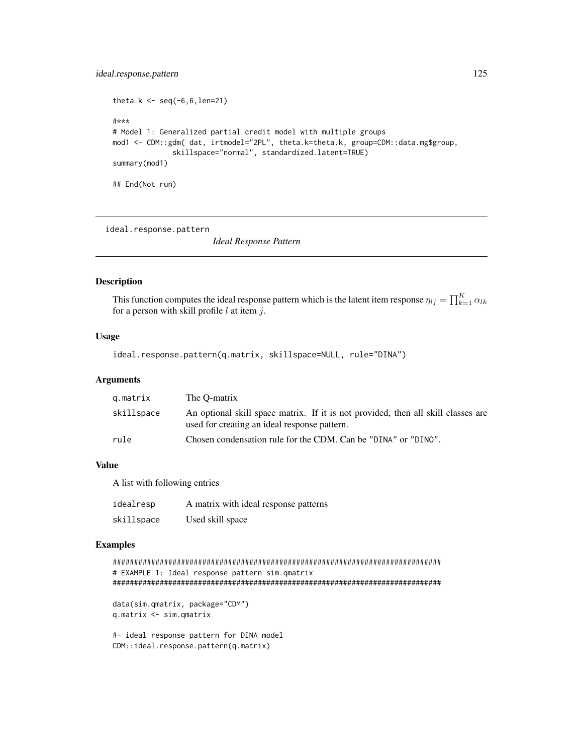```
theta.k <- seq(-6,6,len=21)

#***
# Model 1: Generalized partial credit model with multiple groups
mod1 <- CDM::gdm( dat, irtmodel="2PL", theta.k=theta.k, group=CDM::data.mg$group,
             skillspace="normal", standardized.latent=TRUE)
summary(mod1)

## End(Not run)
```

---

ideal.response.pattern *Ideal Response Pattern*

---

## Description

This function computes the ideal response pattern which is the latent item response $\eta_{lj} = \prod_{k=1}^{K} \alpha_{lk}$ for a person with skill profile $l$ at item $j$.

## Usage

```
ideal.response.pattern(q.matrix, skillspace=NULL, rule="DINA")
```

## Arguments

| | |
|---|---|
| q.matrix | The Q-matrix |
| skillspace | An optional skill space matrix. If it is not provided, then all skill classes are used for creating an ideal response pattern. |
| rule | Chosen condensation rule for the CDM. Can be "DINA" or "DINO". |

## Value

A list with following entries

| | |
|---|---|
| idealresp | A matrix with ideal response patterns |
| skillspace | Used skill space |

## Examples

```
#############################################################################
# EXAMPLE 1: Ideal response pattern sim.qmatrix
#############################################################################

data(sim.qmatrix, package="CDM")
q.matrix <- sim.qmatrix

#- ideal response pattern for DINA model
CDM::ideal.response.pattern(q.matrix)
```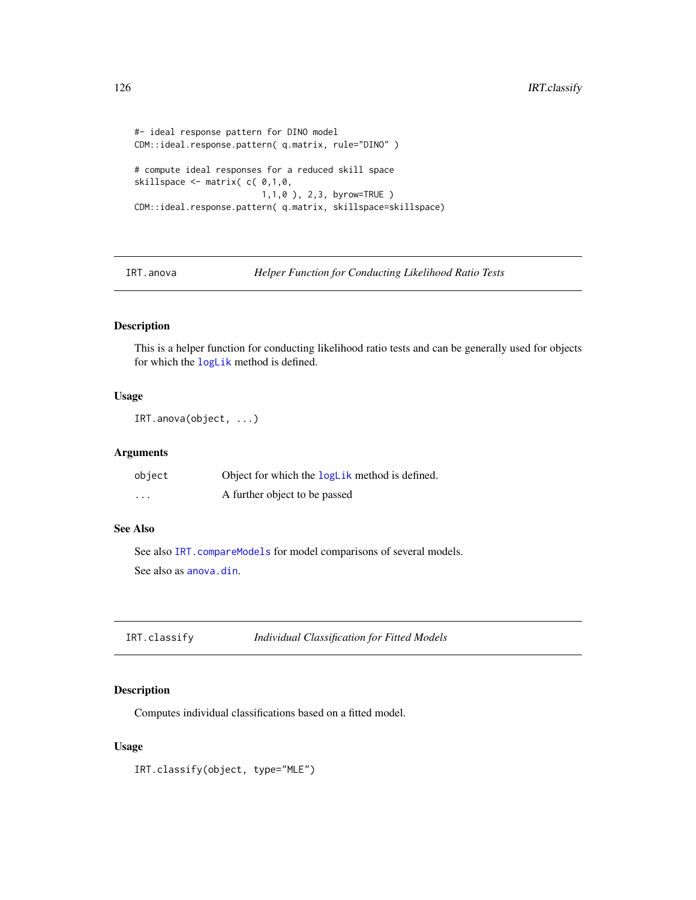```
#- ideal response pattern for DINO model
CDM::ideal.response.pattern( q.matrix, rule="DINO" )

# compute ideal responses for a reduced skill space
skillspace <- matrix( c( 0,1,0,
                         1,1,0 ), 2,3, byrow=TRUE )
CDM::ideal.response.pattern( q.matrix, skillspace=skillspace)
```

## IRT.anova — *Helper Function for Conducting Likelihood Ratio Tests*

### Description

This is a helper function for conducting likelihood ratio tests and can be generally used for objects for which the `logLik` method is defined.

### Usage

```
IRT.anova(object, ...)
```

### Arguments

| | |
|---|---|
| `object` | Object for which the `logLik` method is defined. |
| `...` | A further object to be passed |

### See Also

See also `IRT.compareModels` for model comparisons of several models.

See also as `anova.din`.

## IRT.classify — *Individual Classification for Fitted Models*

### Description

Computes individual classifications based on a fitted model.

### Usage

```
IRT.classify(object, type="MLE")
```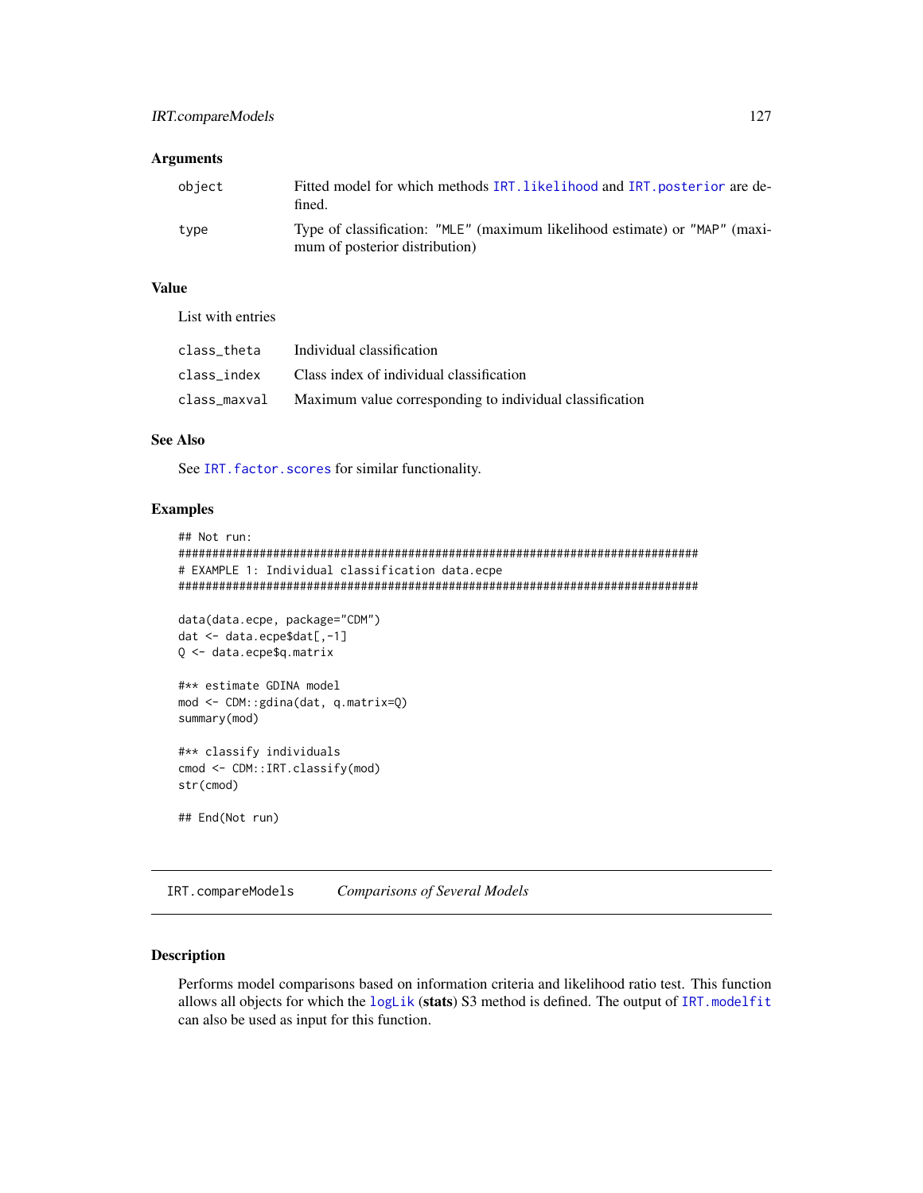### Arguments

| | |
|---|---|
| `object` | Fitted model for which methods `IRT.likelihood` and `IRT.posterior` are defined. |
| `type` | Type of classification: `"MLE"` (maximum likelihood estimate) or `"MAP"` (maximum of posterior distribution) |

### Value

List with entries

| | |
|---|---|
| `class_theta` | Individual classification |
| `class_index` | Class index of individual classification |
| `class_maxval` | Maximum value corresponding to individual classification |

### See Also

See `IRT.factor.scores` for similar functionality.

### Examples

```
## Not run:
#############################################################################
# EXAMPLE 1: Individual classification data.ecpe
#############################################################################

data(data.ecpe, package="CDM")
dat <- data.ecpe$dat[,-1]
Q <- data.ecpe$q.matrix

#** estimate GDINA model
mod <- CDM::gdina(dat, q.matrix=Q)
summary(mod)

#** classify individuals
cmod <- CDM::IRT.classify(mod)
str(cmod)

## End(Not run)
```

---

## IRT.compareModels *Comparisons of Several Models*

### Description

Performs model comparisons based on information criteria and likelihood ratio test. This function allows all objects for which the `logLik` (**stats**) S3 method is defined. The output of `IRT.modelfit` can also be used as input for this function.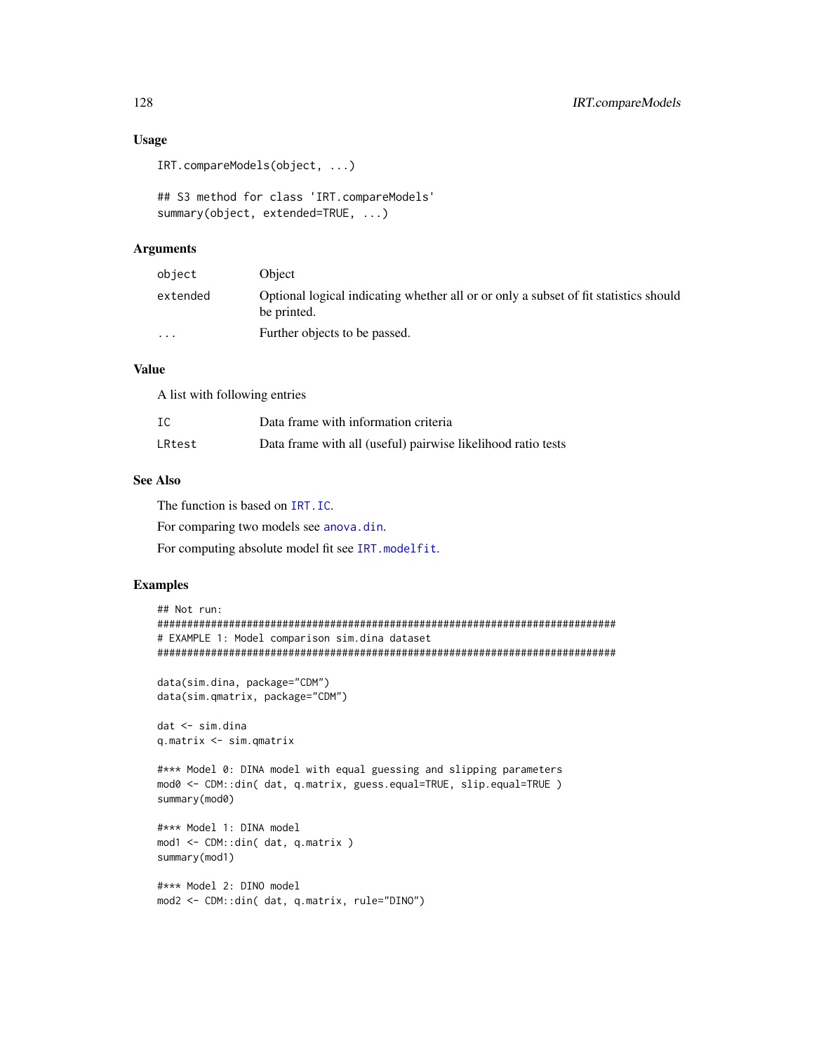## Usage

```
IRT.compareModels(object, ...)

## S3 method for class 'IRT.compareModels'
summary(object, extended=TRUE, ...)
```

## Arguments

| | |
|---|---|
| `object` | Object |
| `extended` | Optional logical indicating whether all or or only a subset of fit statistics should be printed. |
| `...` | Further objects to be passed. |

## Value

A list with following entries

| | |
|---|---|
| `IC` | Data frame with information criteria |
| `LRtest` | Data frame with all (useful) pairwise likelihood ratio tests |

## See Also

The function is based on `IRT.IC`.

For comparing two models see `anova.din`.

For computing absolute model fit see `IRT.modelfit`.

## Examples

```
## Not run:
#############################################################################
# EXAMPLE 1: Model comparison sim.dina dataset
#############################################################################

data(sim.dina, package="CDM")
data(sim.qmatrix, package="CDM")

dat <- sim.dina
q.matrix <- sim.qmatrix

#*** Model 0: DINA model with equal guessing and slipping parameters
mod0 <- CDM::din( dat, q.matrix, guess.equal=TRUE, slip.equal=TRUE )
summary(mod0)

#*** Model 1: DINA model
mod1 <- CDM::din( dat, q.matrix )
summary(mod1)

#*** Model 2: DINO model
mod2 <- CDM::din( dat, q.matrix, rule="DINO")
```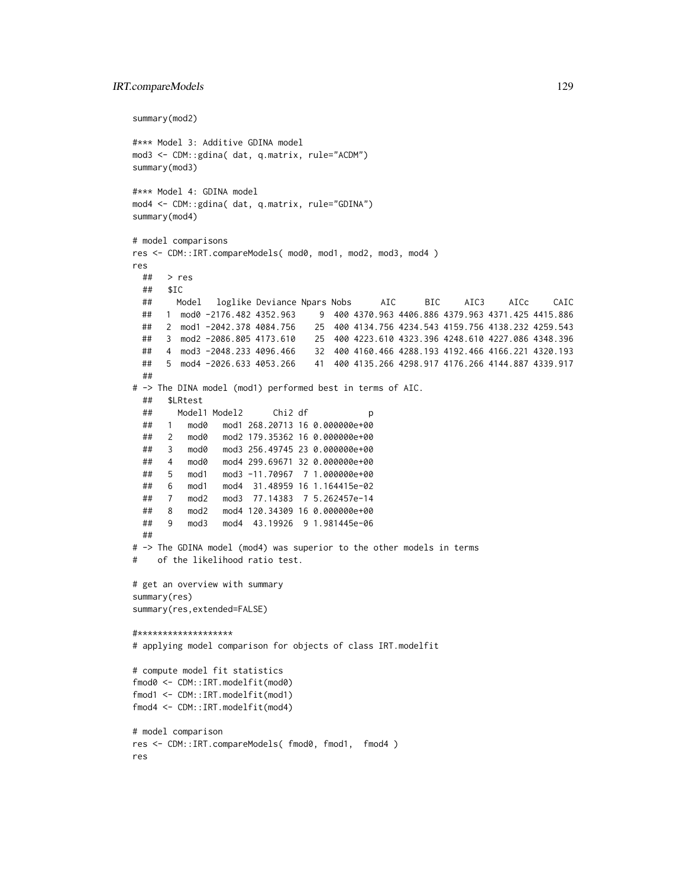```
summary(mod2)

#*** Model 3: Additive GDINA model
mod3 <- CDM::gdina( dat, q.matrix, rule="ACDM")
summary(mod3)

#*** Model 4: GDINA model
mod4 <- CDM::gdina( dat, q.matrix, rule="GDINA")
summary(mod4)

# model comparisons
res <- CDM::IRT.compareModels( mod0, mod1, mod2, mod3, mod4 )
res
  ##   > res
  ##   $IC
  ##     Model   loglike Deviance Npars Nobs      AIC      BIC     AIC3     AICc     CAIC
  ##   1  mod0 -2176.482 4352.963     9  400 4370.963 4406.886 4379.963 4371.425 4415.886
  ##   2  mod1 -2042.378 4084.756    25  400 4134.756 4234.543 4159.756 4138.232 4259.543
  ##   3  mod2 -2086.805 4173.610    25  400 4223.610 4323.396 4248.610 4227.086 4348.396
  ##   4  mod3 -2048.233 4096.466    32  400 4160.466 4288.193 4192.466 4166.221 4320.193
  ##   5  mod4 -2026.633 4053.266    41  400 4135.266 4298.917 4176.266 4144.887 4339.917
  ##
# -> The DINA model (mod1) performed best in terms of AIC.
  ##   $LRtest
  ##     Model1 Model2      Chi2 df            p
  ##   1   mod0   mod1 268.20713 16 0.000000e+00
  ##   2   mod0   mod2 179.35362 16 0.000000e+00
  ##   3   mod0   mod3 256.49745 23 0.000000e+00
  ##   4   mod0   mod4 299.69671 32 0.000000e+00
  ##   5   mod1   mod3 -11.70967  7 1.000000e+00
  ##   6   mod1   mod4  31.48959 16 1.164415e-02
  ##   7   mod2   mod3  77.14383  7 5.262457e-14
  ##   8   mod2   mod4 120.34309 16 0.000000e+00
  ##   9   mod3   mod4  43.19926  9 1.981445e-06
  ##
# -> The GDINA model (mod4) was superior to the other models in terms
#    of the likelihood ratio test.

# get an overview with summary
summary(res)
summary(res,extended=FALSE)

#*******************
# applying model comparison for objects of class IRT.modelfit

# compute model fit statistics
fmod0 <- CDM::IRT.modelfit(mod0)
fmod1 <- CDM::IRT.modelfit(mod1)
fmod4 <- CDM::IRT.modelfit(mod4)

# model comparison
res <- CDM::IRT.compareModels( fmod0, fmod1,  fmod4 )
res
```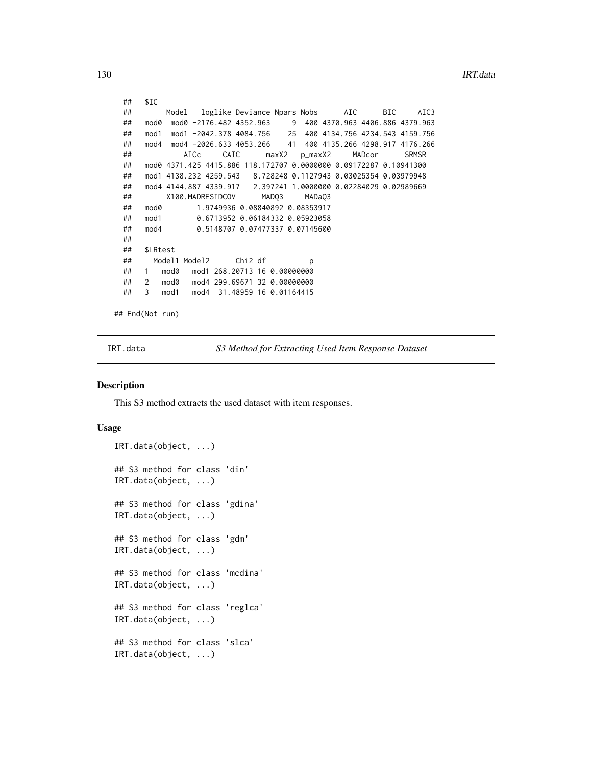```
## $IC
##      Model   loglike Deviance Npars Nobs      AIC      BIC     AIC3
## mod0  mod0 -2176.482 4352.963     9  400 4370.963 4406.886 4379.963
## mod1  mod1 -2042.378 4084.756    25  400 4134.756 4234.543 4159.756
## mod4  mod4 -2026.633 4053.266    41  400 4135.266 4298.917 4176.266
##          AICc     CAIC      maxX2   p_maxX2     MADcor      SRMSR
## mod0 4371.425 4415.886 118.172707 0.0000000 0.09172287 0.10941300
## mod1 4138.232 4259.543   8.728248 0.1127943 0.03025354 0.03979948
## mod4 4144.887 4339.917   2.397241 1.0000000 0.02284029 0.02989669
##      X100.MADRESIDCOV      MADQ3     MADaQ3
## mod0        1.9749936 0.08840892 0.08353917
## mod1        0.6713952 0.06184332 0.05923058
## mod4        0.5148707 0.07477337 0.07145600
##
## $LRtest
##   Model1 Model2      Chi2 df          p
## 1   mod0   mod1 268.20713 16 0.00000000
## 2   mod0   mod4 299.69671 32 0.00000000
## 3   mod1   mod4  31.48959 16 0.01164415

## End(Not run)
```

---

IRT.data    *S3 Method for Extracting Used Item Response Dataset*

---

### Description

This S3 method extracts the used dataset with item responses.

### Usage

```
IRT.data(object, ...)

## S3 method for class 'din'
IRT.data(object, ...)

## S3 method for class 'gdina'
IRT.data(object, ...)

## S3 method for class 'gdm'
IRT.data(object, ...)

## S3 method for class 'mcdina'
IRT.data(object, ...)

## S3 method for class 'reglca'
IRT.data(object, ...)

## S3 method for class 'slca'
IRT.data(object, ...)
```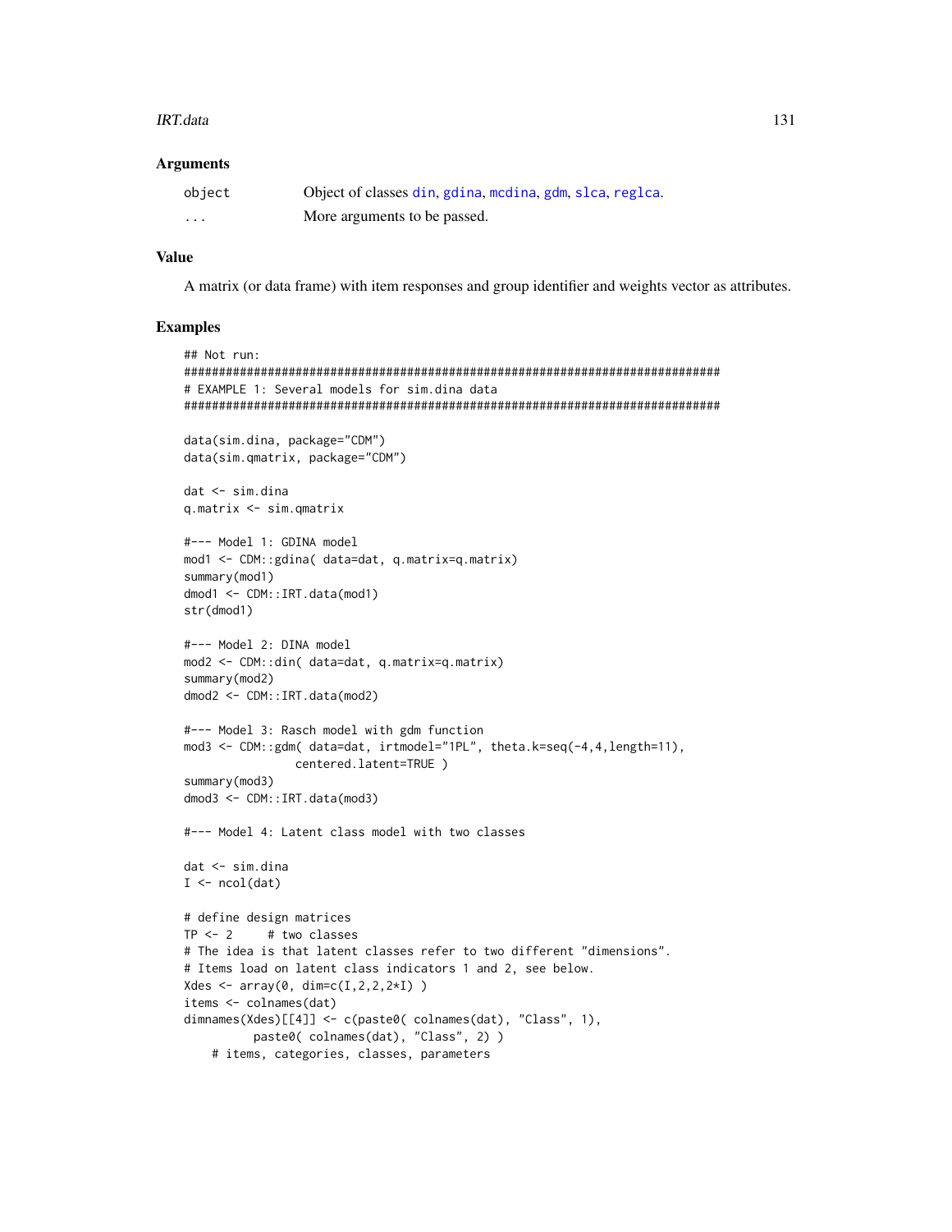### Arguments

| | |
|---|---|
| object | Object of classes din, gdina, mcdina, gdm, slca, reglca. |
| ... | More arguments to be passed. |

### Value

A matrix (or data frame) with item responses and group identifier and weights vector as attributes.

### Examples

```
## Not run:
#############################################################################
# EXAMPLE 1: Several models for sim.dina data
#############################################################################

data(sim.dina, package="CDM")
data(sim.qmatrix, package="CDM")

dat <- sim.dina
q.matrix <- sim.qmatrix

#--- Model 1: GDINA model
mod1 <- CDM::gdina( data=dat, q.matrix=q.matrix)
summary(mod1)
dmod1 <- CDM::IRT.data(mod1)
str(dmod1)

#--- Model 2: DINA model
mod2 <- CDM::din( data=dat, q.matrix=q.matrix)
summary(mod2)
dmod2 <- CDM::IRT.data(mod2)

#--- Model 3: Rasch model with gdm function
mod3 <- CDM::gdm( data=dat, irtmodel="1PL", theta.k=seq(-4,4,length=11),
                centered.latent=TRUE )
summary(mod3)
dmod3 <- CDM::IRT.data(mod3)

#--- Model 4: Latent class model with two classes

dat <- sim.dina
I <- ncol(dat)

# define design matrices
TP <- 2     # two classes
# The idea is that latent classes refer to two different "dimensions".
# Items load on latent class indicators 1 and 2, see below.
Xdes <- array(0, dim=c(I,2,2,2*I) )
items <- colnames(dat)
dimnames(Xdes)[[4]] <- c(paste0( colnames(dat), "Class", 1),
          paste0( colnames(dat), "Class", 2) )
    # items, categories, classes, parameters
```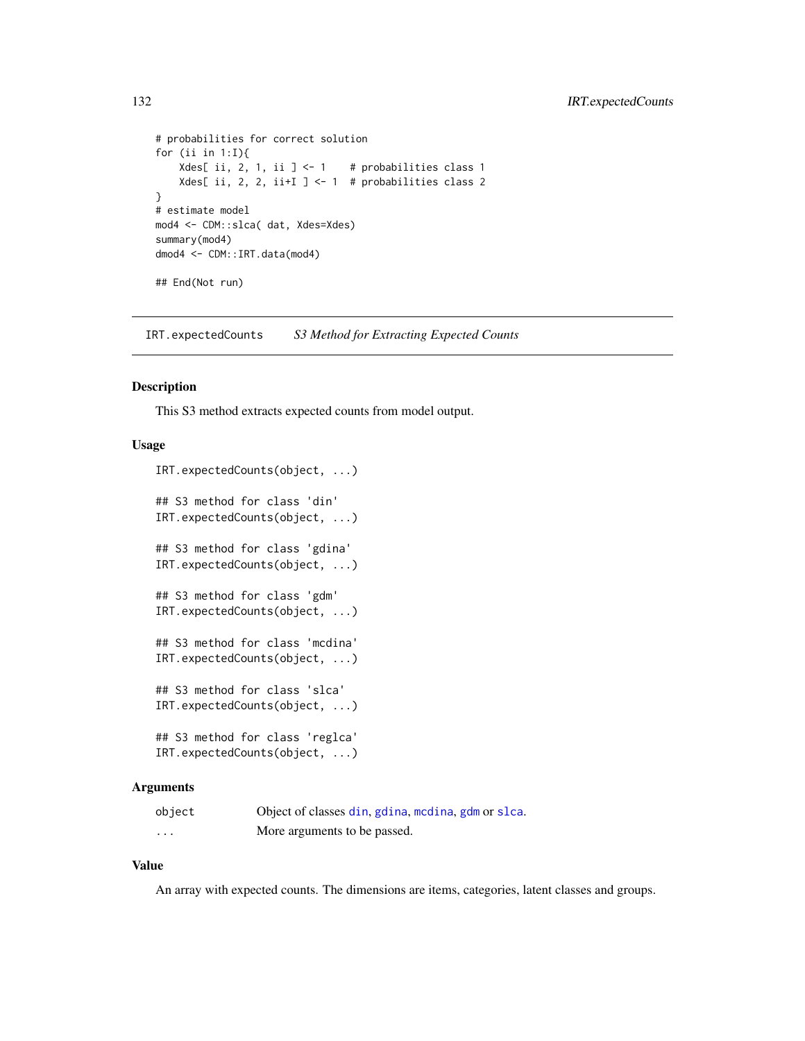```
# probabilities for correct solution
for (ii in 1:I){
    Xdes[ ii, 2, 1, ii ] <- 1    # probabilities class 1
    Xdes[ ii, 2, 2, ii+I ] <- 1  # probabilities class 2
}
# estimate model
mod4 <- CDM::slca( dat, Xdes=Xdes)
summary(mod4)
dmod4 <- CDM::IRT.data(mod4)

## End(Not run)
```

---

## IRT.expectedCounts — *S3 Method for Extracting Expected Counts*

---

### Description

This S3 method extracts expected counts from model output.

### Usage

```
IRT.expectedCounts(object, ...)

## S3 method for class 'din'
IRT.expectedCounts(object, ...)

## S3 method for class 'gdina'
IRT.expectedCounts(object, ...)

## S3 method for class 'gdm'
IRT.expectedCounts(object, ...)

## S3 method for class 'mcdina'
IRT.expectedCounts(object, ...)

## S3 method for class 'slca'
IRT.expectedCounts(object, ...)

## S3 method for class 'reglca'
IRT.expectedCounts(object, ...)
```

### Arguments

| | |
|---|---|
| `object` | Object of classes `din`, `gdina`, `mcdina`, `gdm` or `slca`. |
| `...` | More arguments to be passed. |

### Value

An array with expected counts. The dimensions are items, categories, latent classes and groups.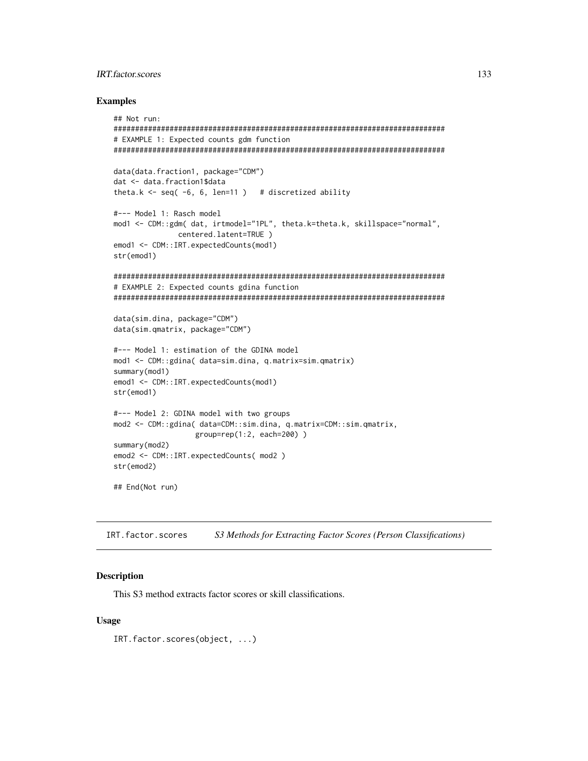## Examples

```
## Not run:
#############################################################################
# EXAMPLE 1: Expected counts gdm function
#############################################################################

data(data.fraction1, package="CDM")
dat <- data.fraction1$data
theta.k <- seq( -6, 6, len=11 )   # discretized ability

#--- Model 1: Rasch model
mod1 <- CDM::gdm( dat, irtmodel="1PL", theta.k=theta.k, skillspace="normal",
             centered.latent=TRUE )
emod1 <- CDM::IRT.expectedCounts(mod1)
str(emod1)

#############################################################################
# EXAMPLE 2: Expected counts gdina function
#############################################################################

data(sim.dina, package="CDM")
data(sim.qmatrix, package="CDM")

#--- Model 1: estimation of the GDINA model
mod1 <- CDM::gdina( data=sim.dina, q.matrix=sim.qmatrix)
summary(mod1)
emod1 <- CDM::IRT.expectedCounts(mod1)
str(emod1)

#--- Model 2: GDINA model with two groups
mod2 <- CDM::gdina( data=CDM::sim.dina, q.matrix=CDM::sim.qmatrix,
                 group=rep(1:2, each=200) )
summary(mod2)
emod2 <- CDM::IRT.expectedCounts( mod2 )
str(emod2)

## End(Not run)
```

---

# IRT.factor.scores — *S3 Methods for Extracting Factor Scores (Person Classifications)*

---

## Description

This S3 method extracts factor scores or skill classifications.

## Usage

```
IRT.factor.scores(object, ...)
```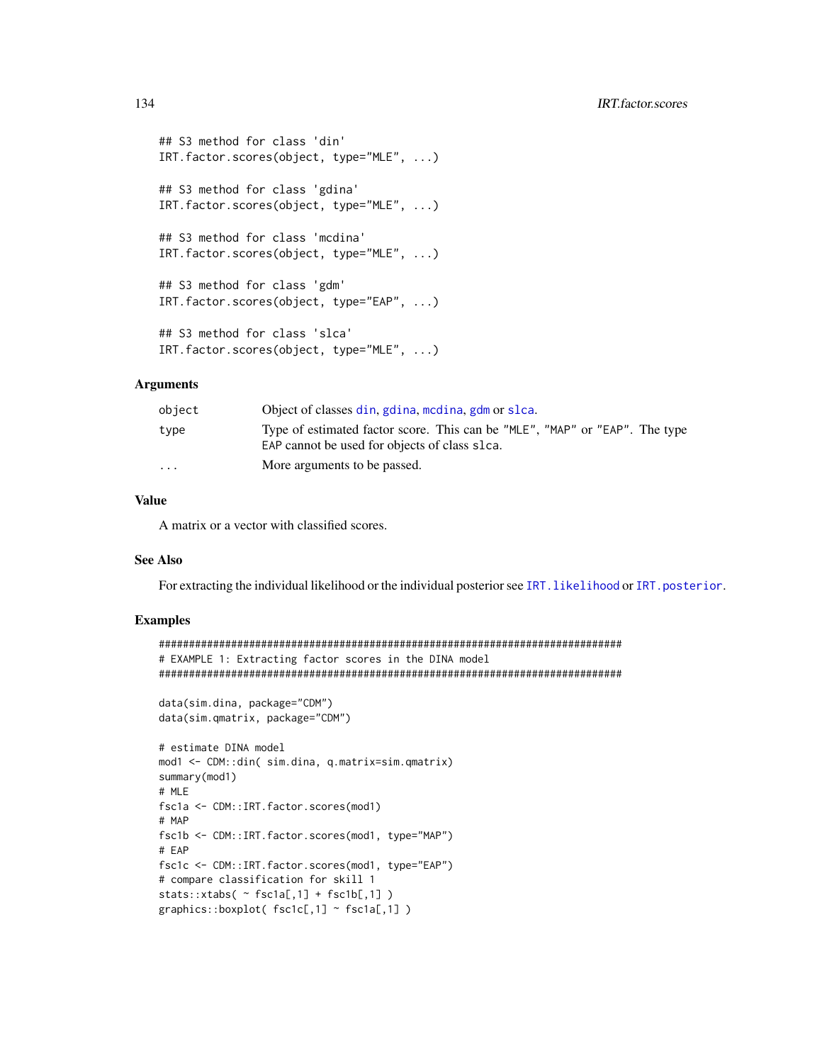```
## S3 method for class 'din'
IRT.factor.scores(object, type="MLE", ...)

## S3 method for class 'gdina'
IRT.factor.scores(object, type="MLE", ...)

## S3 method for class 'mcdina'
IRT.factor.scores(object, type="MLE", ...)

## S3 method for class 'gdm'
IRT.factor.scores(object, type="EAP", ...)

## S3 method for class 'slca'
IRT.factor.scores(object, type="MLE", ...)
```

### Arguments

| | |
|---|---|
| `object` | Object of classes `din`, `gdina`, `mcdina`, `gdm` or `slca`. |
| `type` | Type of estimated factor score. This can be `"MLE"`, `"MAP"` or `"EAP"`. The type `EAP` cannot be used for objects of class `slca`. |
| `...` | More arguments to be passed. |

### Value

A matrix or a vector with classified scores.

### See Also

For extracting the individual likelihood or the individual posterior see `IRT.likelihood` or `IRT.posterior`.

### Examples

```
#############################################################################
# EXAMPLE 1: Extracting factor scores in the DINA model
#############################################################################

data(sim.dina, package="CDM")
data(sim.qmatrix, package="CDM")

# estimate DINA model
mod1 <- CDM::din( sim.dina, q.matrix=sim.qmatrix)
summary(mod1)
# MLE
fsc1a <- CDM::IRT.factor.scores(mod1)
# MAP
fsc1b <- CDM::IRT.factor.scores(mod1, type="MAP")
# EAP
fsc1c <- CDM::IRT.factor.scores(mod1, type="EAP")
# compare classification for skill 1
stats::xtabs( ~ fsc1a[,1] + fsc1b[,1] )
graphics::boxplot( fsc1c[,1] ~ fsc1a[,1] )
```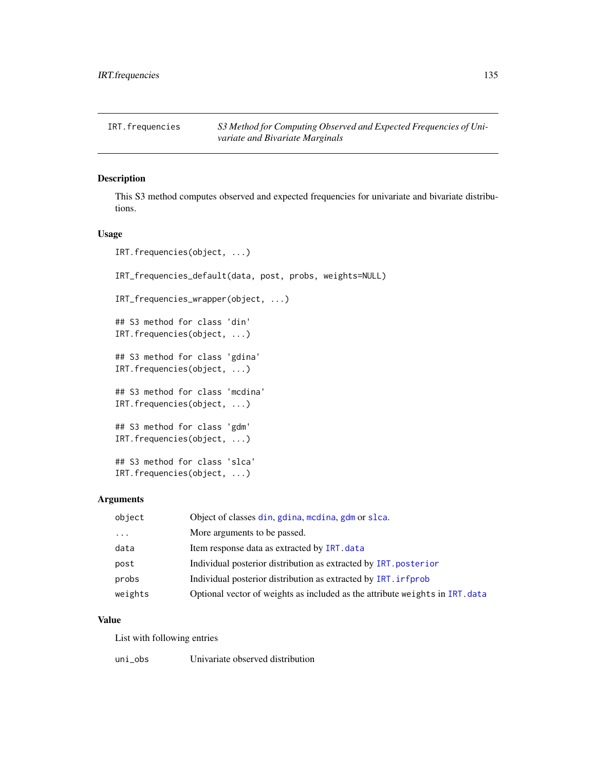# IRT.frequencies

*S3 Method for Computing Observed and Expected Frequencies of Univariate and Bivariate Marginals*

## Description

This S3 method computes observed and expected frequencies for univariate and bivariate distributions.

## Usage

```
IRT.frequencies(object, ...)

IRT_frequencies_default(data, post, probs, weights=NULL)

IRT_frequencies_wrapper(object, ...)

## S3 method for class 'din'
IRT.frequencies(object, ...)

## S3 method for class 'gdina'
IRT.frequencies(object, ...)

## S3 method for class 'mcdina'
IRT.frequencies(object, ...)

## S3 method for class 'gdm'
IRT.frequencies(object, ...)

## S3 method for class 'slca'
IRT.frequencies(object, ...)
```

## Arguments

| | |
|---|---|
| object | Object of classes `din`, `gdina`, `mcdina`, `gdm` or `slca`. |
| ... | More arguments to be passed. |
| data | Item response data as extracted by `IRT.data` |
| post | Individual posterior distribution as extracted by `IRT.posterior` |
| probs | Individual posterior distribution as extracted by `IRT.irfprob` |
| weights | Optional vector of weights as included as the attribute `weights` in `IRT.data` |

## Value

List with following entries

| | |
|---|---|
| uni_obs | Univariate observed distribution |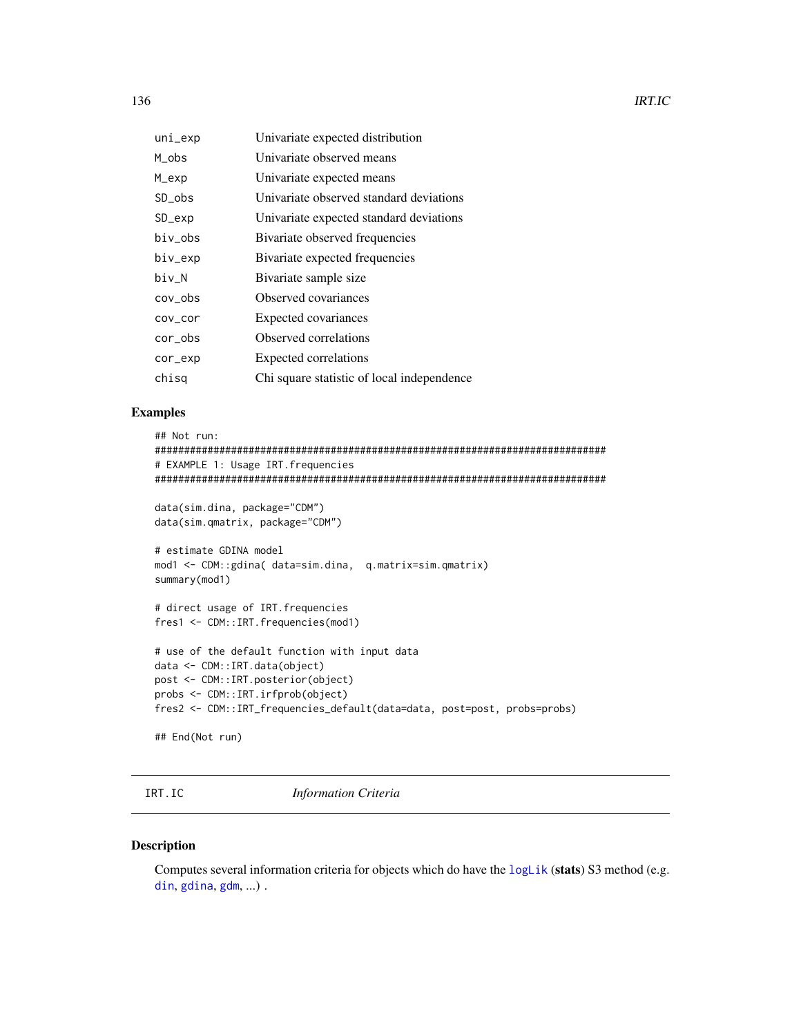| | |
|---|---|
| uni_exp | Univariate expected distribution |
| M_obs | Univariate observed means |
| M_exp | Univariate expected means |
| SD_obs | Univariate observed standard deviations |
| SD_exp | Univariate expected standard deviations |
| biv_obs | Bivariate observed frequencies |
| biv_exp | Bivariate expected frequencies |
| biv_N | Bivariate sample size |
| cov_obs | Observed covariances |
| cov_cor | Expected covariances |
| cor_obs | Observed correlations |
| cor_exp | Expected correlations |
| chisq | Chi square statistic of local independence |

## Examples

```
## Not run:
#############################################################################
# EXAMPLE 1: Usage IRT.frequencies
#############################################################################

data(sim.dina, package="CDM")
data(sim.qmatrix, package="CDM")

# estimate GDINA model
mod1 <- CDM::gdina( data=sim.dina,  q.matrix=sim.qmatrix)
summary(mod1)

# direct usage of IRT.frequencies
fres1 <- CDM::IRT.frequencies(mod1)

# use of the default function with input data
data <- CDM::IRT.data(object)
post <- CDM::IRT.posterior(object)
probs <- CDM::IRT.irfprob(object)
fres2 <- CDM::IRT_frequencies_default(data=data, post=post, probs=probs)

## End(Not run)
```

---

# IRT.IC *Information Criteria*

## Description

Computes several information criteria for objects which do have the logLik (**stats**) S3 method (e.g. din, gdina, gdm, ...) .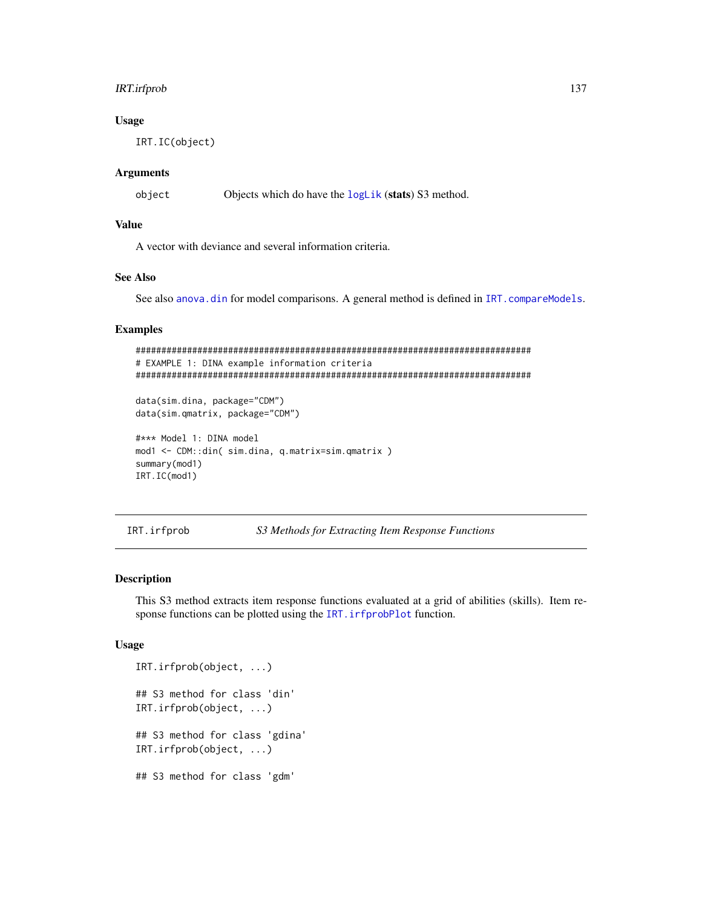### Usage

```
IRT.IC(object)
```

### Arguments

| | |
|---|---|
| object | Objects which do have the logLik (**stats**) S3 method. |

### Value

A vector with deviance and several information criteria.

### See Also

See also anova.din for model comparisons. A general method is defined in IRT.compareModels.

### Examples

```
#############################################################################
# EXAMPLE 1: DINA example information criteria
#############################################################################

data(sim.dina, package="CDM")
data(sim.qmatrix, package="CDM")

#*** Model 1: DINA model
mod1 <- CDM::din( sim.dina, q.matrix=sim.qmatrix )
summary(mod1)
IRT.IC(mod1)
```

---

## IRT.irfprob — *S3 Methods for Extracting Item Response Functions*

---

### Description

This S3 method extracts item response functions evaluated at a grid of abilities (skills). Item response functions can be plotted using the IRT.irfprobPlot function.

### Usage

```
IRT.irfprob(object, ...)

## S3 method for class 'din'
IRT.irfprob(object, ...)

## S3 method for class 'gdina'
IRT.irfprob(object, ...)

## S3 method for class 'gdm'
```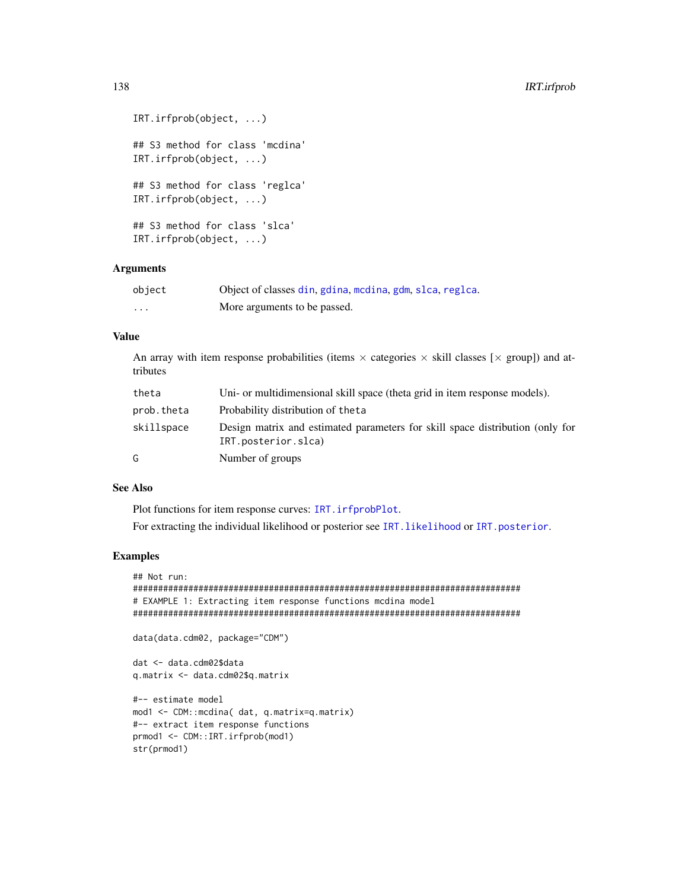```
IRT.irfprob(object, ...)

## S3 method for class 'mcdina'
IRT.irfprob(object, ...)

## S3 method for class 'reglca'
IRT.irfprob(object, ...)

## S3 method for class 'slca'
IRT.irfprob(object, ...)
```

## Arguments

| | |
|---|---|
| `object` | Object of classes `din`, `gdina`, `mcdina`, `gdm`, `slca`, `reglca`. |
| `...` | More arguments to be passed. |

## Value

An array with item response probabilities (items $\times$ categories $\times$ skill classes [$\times$ group]) and attributes

| | |
|---|---|
| `theta` | Uni- or multidimensional skill space (theta grid in item response models). |
| `prob.theta` | Probability distribution of `theta` |
| `skillspace` | Design matrix and estimated parameters for skill space distribution (only for `IRT.posterior.slca`) |
| `G` | Number of groups |

## See Also

Plot functions for item response curves: `IRT.irfprobPlot`.

For extracting the individual likelihood or posterior see `IRT.likelihood` or `IRT.posterior`.

## Examples

```
## Not run:
#############################################################################
# EXAMPLE 1: Extracting item response functions mcdina model
#############################################################################

data(data.cdm02, package="CDM")

dat <- data.cdm02$data
q.matrix <- data.cdm02$q.matrix

#-- estimate model
mod1 <- CDM::mcdina( dat, q.matrix=q.matrix)
#-- extract item response functions
prmod1 <- CDM::IRT.irfprob(mod1)
str(prmod1)
```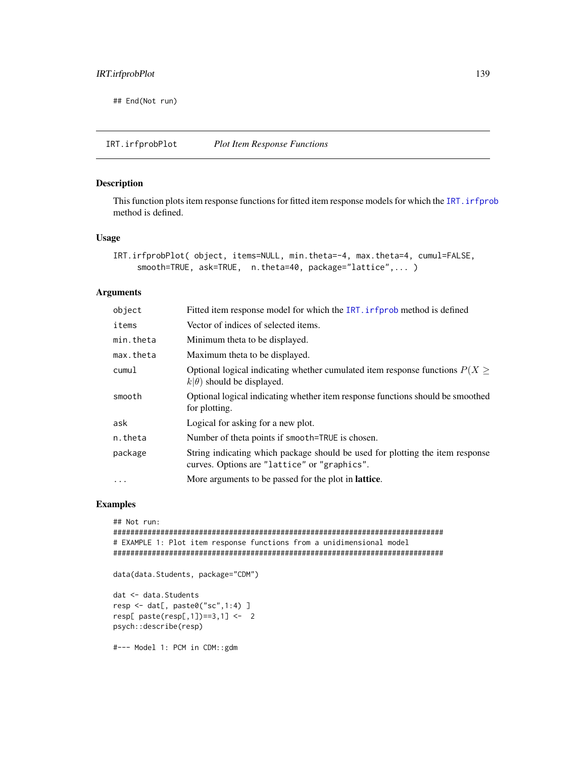```
## End(Not run)
```

## IRT.irfprobPlot *Plot Item Response Functions*

### Description

This function plots item response functions for fitted item response models for which the `IRT.irfprob` method is defined.

### Usage

```
IRT.irfprobPlot( object, items=NULL, min.theta=-4, max.theta=4, cumul=FALSE,
     smooth=TRUE, ask=TRUE,  n.theta=40, package="lattice",... )
```

### Arguments

| | |
|---|---|
| `object` | Fitted item response model for which the `IRT.irfprob` method is defined |
| `items` | Vector of indices of selected items. |
| `min.theta` | Minimum theta to be displayed. |
| `max.theta` | Maximum theta to be displayed. |
| `cumul` | Optional logical indicating whether cumulated item response functions $P(X \geq k\|\theta)$ should be displayed. |
| `smooth` | Optional logical indicating whether item response functions should be smoothed for plotting. |
| `ask` | Logical for asking for a new plot. |
| `n.theta` | Number of theta points if `smooth=TRUE` is chosen. |
| `package` | String indicating which package should be used for plotting the item response curves. Options are `"lattice"` or `"graphics"`. |
| `...` | More arguments to be passed for the plot in **lattice**. |

### Examples

```
## Not run:
#############################################################################
# EXAMPLE 1: Plot item response functions from a unidimensional model
#############################################################################

data(data.Students, package="CDM")

dat <- data.Students
resp <- dat[, paste0("sc",1:4) ]
resp[ paste(resp[,1])==3,1] <-  2
psych::describe(resp)

#--- Model 1: PCM in CDM::gdm
```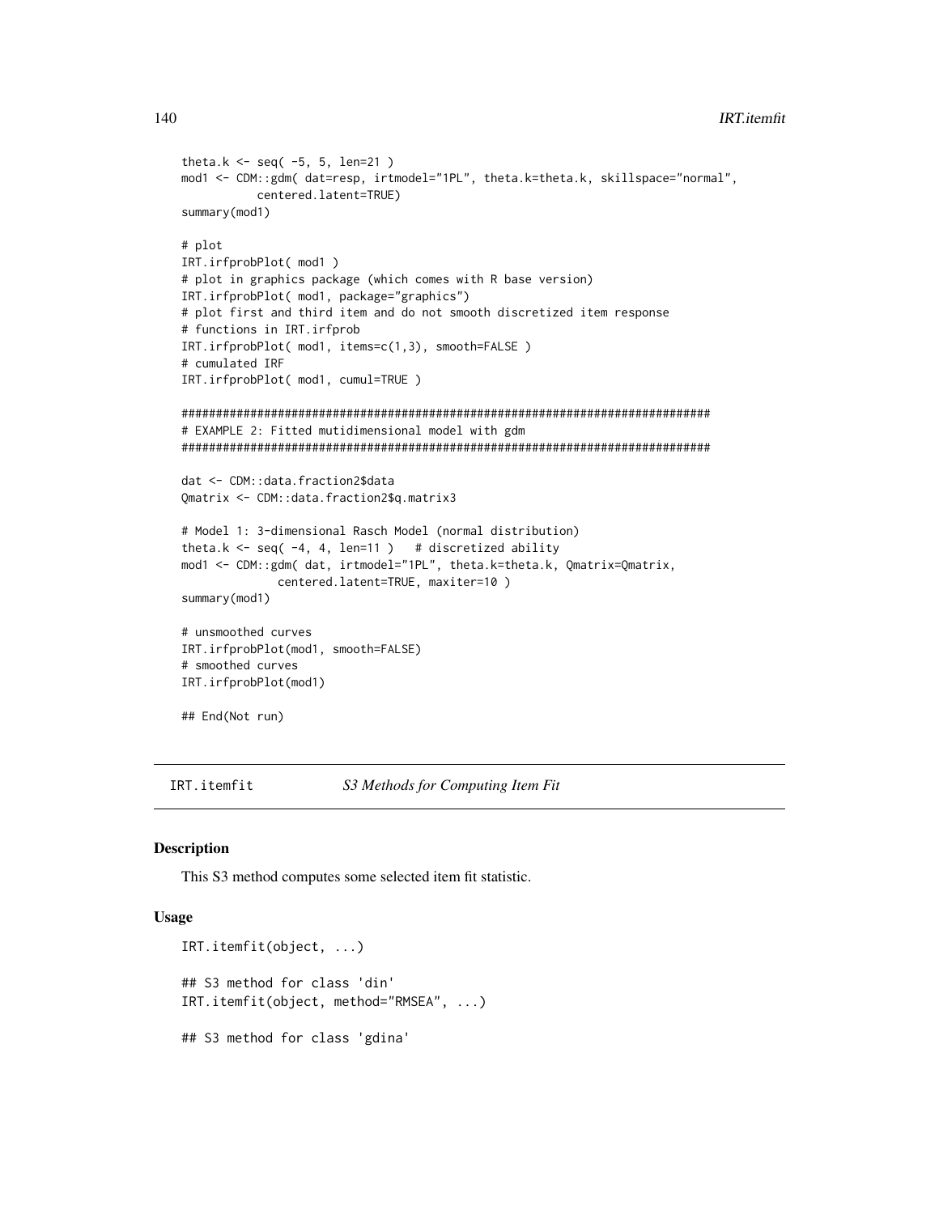```
theta.k <- seq( -5, 5, len=21 )
mod1 <- CDM::gdm( dat=resp, irtmodel="1PL", theta.k=theta.k, skillspace="normal",
          centered.latent=TRUE)
summary(mod1)

# plot
IRT.irfprobPlot( mod1 )
# plot in graphics package (which comes with R base version)
IRT.irfprobPlot( mod1, package="graphics")
# plot first and third item and do not smooth discretized item response
# functions in IRT.irfprob
IRT.irfprobPlot( mod1, items=c(1,3), smooth=FALSE )
# cumulated IRF
IRT.irfprobPlot( mod1, cumul=TRUE )

#############################################################################
# EXAMPLE 2: Fitted mutidimensional model with gdm
#############################################################################

dat <- CDM::data.fraction2$data
Qmatrix <- CDM::data.fraction2$q.matrix3

# Model 1: 3-dimensional Rasch Model (normal distribution)
theta.k <- seq( -4, 4, len=11 )   # discretized ability
mod1 <- CDM::gdm( dat, irtmodel="1PL", theta.k=theta.k, Qmatrix=Qmatrix,
             centered.latent=TRUE, maxiter=10 )
summary(mod1)

# unsmoothed curves
IRT.irfprobPlot(mod1, smooth=FALSE)
# smoothed curves
IRT.irfprobPlot(mod1)

## End(Not run)
```

## IRT.itemfit — *S3 Methods for Computing Item Fit*

### Description

This S3 method computes some selected item fit statistic.

### Usage

```
IRT.itemfit(object, ...)

## S3 method for class 'din'
IRT.itemfit(object, method="RMSEA", ...)

## S3 method for class 'gdina'
```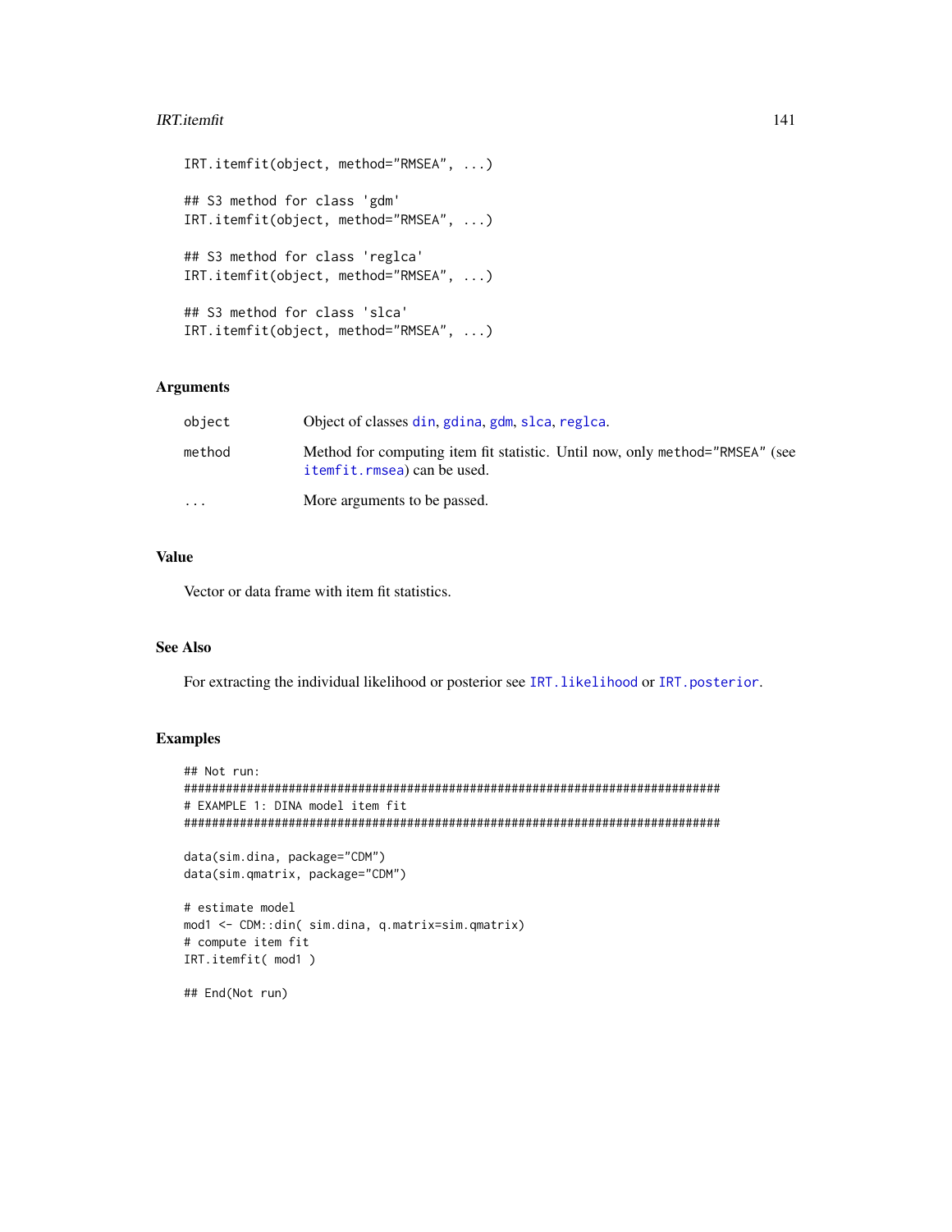```
IRT.itemfit(object, method="RMSEA", ...)

## S3 method for class 'gdm'
IRT.itemfit(object, method="RMSEA", ...)

## S3 method for class 'reglca'
IRT.itemfit(object, method="RMSEA", ...)

## S3 method for class 'slca'
IRT.itemfit(object, method="RMSEA", ...)
```

### Arguments

| | |
|---|---|
| `object` | Object of classes din, gdina, gdm, slca, reglca. |
| `method` | Method for computing item fit statistic. Until now, only `method="RMSEA"` (see itemfit.rmsea) can be used. |
| `...` | More arguments to be passed. |

### Value

Vector or data frame with item fit statistics.

### See Also

For extracting the individual likelihood or posterior see IRT.likelihood or IRT.posterior.

### Examples

```
## Not run:
#############################################################################
# EXAMPLE 1: DINA model item fit
#############################################################################

data(sim.dina, package="CDM")
data(sim.qmatrix, package="CDM")

# estimate model
mod1 <- CDM::din( sim.dina, q.matrix=sim.qmatrix)
# compute item fit
IRT.itemfit( mod1 )

## End(Not run)
```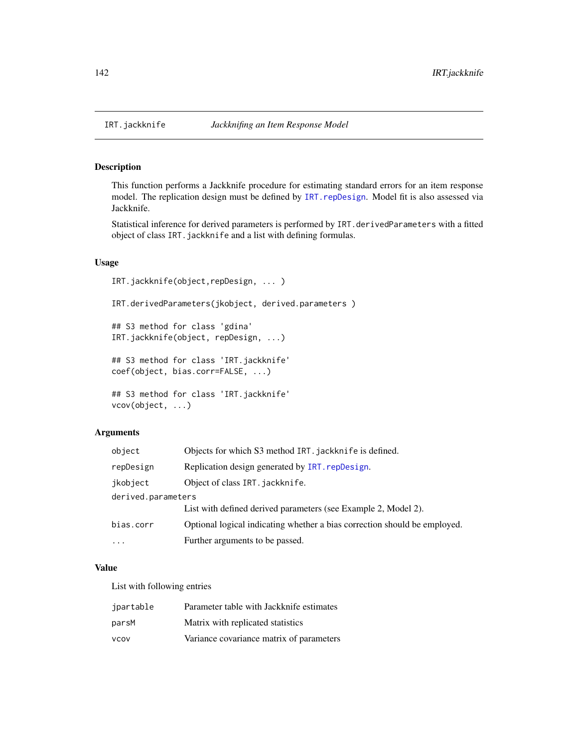# IRT.jackknife *Jackknifing an Item Response Model*

## Description

This function performs a Jackknife procedure for estimating standard errors for an item response model. The replication design must be defined by `IRT.repDesign`. Model fit is also assessed via Jackknife.

Statistical inference for derived parameters is performed by `IRT.derivedParameters` with a fitted object of class `IRT.jackknife` and a list with defining formulas.

## Usage

```
IRT.jackknife(object,repDesign, ... )

IRT.derivedParameters(jkobject, derived.parameters )

## S3 method for class 'gdina'
IRT.jackknife(object, repDesign, ...)

## S3 method for class 'IRT.jackknife'
coef(object, bias.corr=FALSE, ...)

## S3 method for class 'IRT.jackknife'
vcov(object, ...)
```

## Arguments

| | |
|---|---|
| `object` | Objects for which S3 method `IRT.jackknife` is defined. |
| `repDesign` | Replication design generated by `IRT.repDesign`. |
| `jkobject` | Object of class `IRT.jackknife`. |
| `derived.parameters` | List with defined derived parameters (see Example 2, Model 2). |
| `bias.corr` | Optional logical indicating whether a bias correction should be employed. |
| `...` | Further arguments to be passed. |

## Value

List with following entries

| | |
|---|---|
| `jpartable` | Parameter table with Jackknife estimates |
| `parsM` | Matrix with replicated statistics |
| `vcov` | Variance covariance matrix of parameters |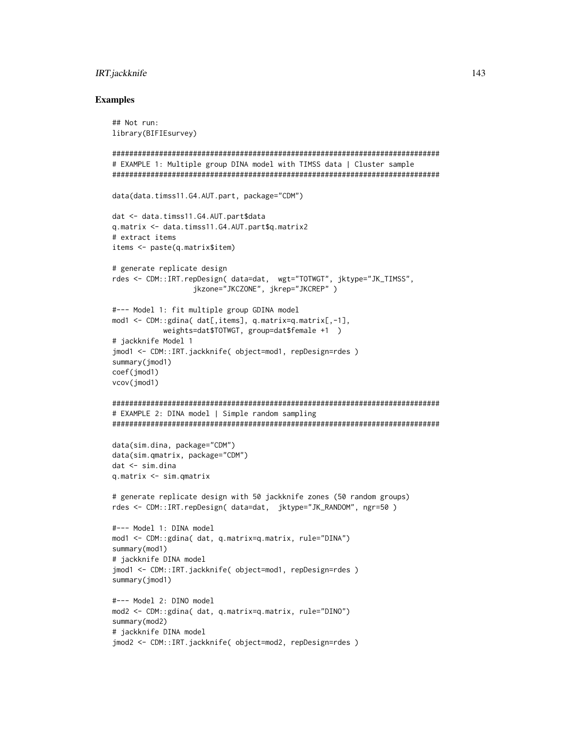## Examples

```
## Not run:
library(BIFIEsurvey)

#############################################################################
# EXAMPLE 1: Multiple group DINA model with TIMSS data | Cluster sample
#############################################################################

data(data.timss11.G4.AUT.part, package="CDM")

dat <- data.timss11.G4.AUT.part$data
q.matrix <- data.timss11.G4.AUT.part$q.matrix2
# extract items
items <- paste(q.matrix$item)

# generate replicate design
rdes <- CDM::IRT.repDesign( data=dat,  wgt="TOTWGT", jktype="JK_TIMSS",
                 jkzone="JKCZONE", jkrep="JKCREP" )

#--- Model 1: fit multiple group GDINA model
mod1 <- CDM::gdina( dat[,items], q.matrix=q.matrix[,-1],
           weights=dat$TOTWGT, group=dat$female +1  )
# jackknife Model 1
jmod1 <- CDM::IRT.jackknife( object=mod1, repDesign=rdes )
summary(jmod1)
coef(jmod1)
vcov(jmod1)

#############################################################################
# EXAMPLE 2: DINA model | Simple random sampling
#############################################################################

data(sim.dina, package="CDM")
data(sim.qmatrix, package="CDM")
dat <- sim.dina
q.matrix <- sim.qmatrix

# generate replicate design with 50 jackknife zones (50 random groups)
rdes <- CDM::IRT.repDesign( data=dat,  jktype="JK_RANDOM", ngr=50 )

#--- Model 1: DINA model
mod1 <- CDM::gdina( dat, q.matrix=q.matrix, rule="DINA")
summary(mod1)
# jackknife DINA model
jmod1 <- CDM::IRT.jackknife( object=mod1, repDesign=rdes )
summary(jmod1)

#--- Model 2: DINO model
mod2 <- CDM::gdina( dat, q.matrix=q.matrix, rule="DINO")
summary(mod2)
# jackknife DINA model
jmod2 <- CDM::IRT.jackknife( object=mod2, repDesign=rdes )
```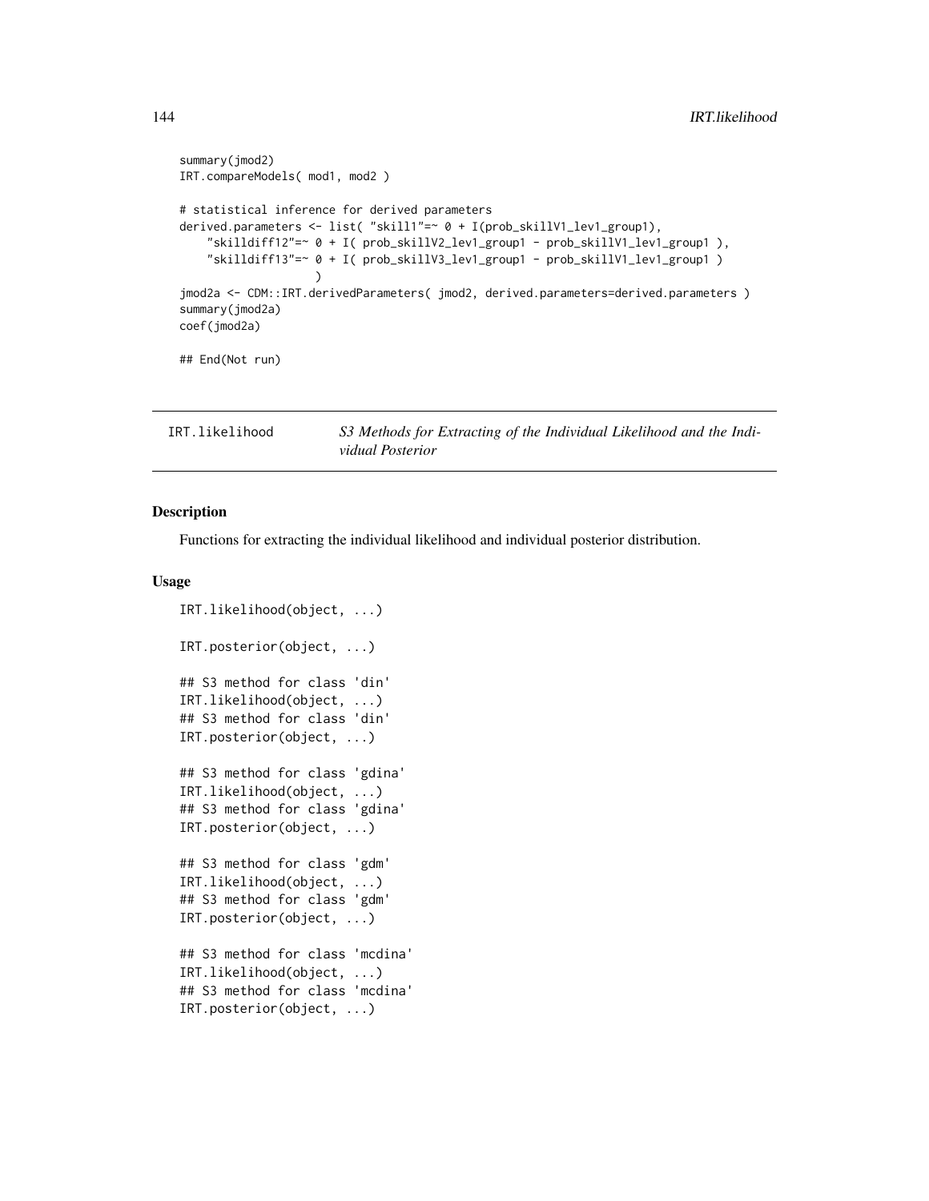```
summary(jmod2)
IRT.compareModels( mod1, mod2 )

# statistical inference for derived parameters
derived.parameters <- list( "skill1"=~ 0 + I(prob_skillV1_lev1_group1),
    "skilldiff12"=~ 0 + I( prob_skillV2_lev1_group1 - prob_skillV1_lev1_group1 ),
    "skilldiff13"=~ 0 + I( prob_skillV3_lev1_group1 - prob_skillV1_lev1_group1 )
                  )
jmod2a <- CDM::IRT.derivedParameters( jmod2, derived.parameters=derived.parameters )
summary(jmod2a)
coef(jmod2a)

## End(Not run)
```

## IRT.likelihood — *S3 Methods for Extracting of the Individual Likelihood and the Individual Posterior*

### Description

Functions for extracting the individual likelihood and individual posterior distribution.

### Usage

```
IRT.likelihood(object, ...)

IRT.posterior(object, ...)

## S3 method for class 'din'
IRT.likelihood(object, ...)
## S3 method for class 'din'
IRT.posterior(object, ...)

## S3 method for class 'gdina'
IRT.likelihood(object, ...)
## S3 method for class 'gdina'
IRT.posterior(object, ...)

## S3 method for class 'gdm'
IRT.likelihood(object, ...)
## S3 method for class 'gdm'
IRT.posterior(object, ...)

## S3 method for class 'mcdina'
IRT.likelihood(object, ...)
## S3 method for class 'mcdina'
IRT.posterior(object, ...)
```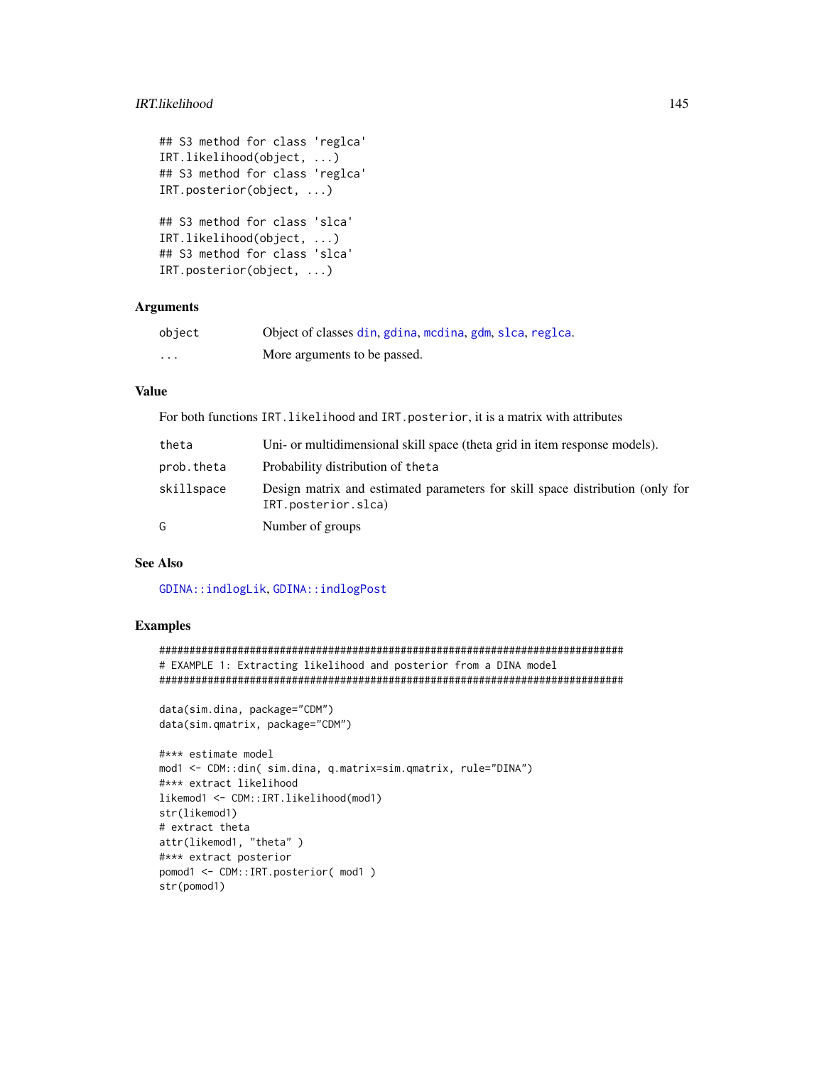```
## S3 method for class 'reglca'
IRT.likelihood(object, ...)
## S3 method for class 'reglca'
IRT.posterior(object, ...)

## S3 method for class 'slca'
IRT.likelihood(object, ...)
## S3 method for class 'slca'
IRT.posterior(object, ...)
```

### Arguments

| | |
|---|---|
| object | Object of classes din, gdina, mcdina, gdm, slca, reglca. |
| ... | More arguments to be passed. |

### Value

For both functions `IRT.likelihood` and `IRT.posterior`, it is a matrix with attributes

| | |
|---|---|
| theta | Uni- or multidimensional skill space (theta grid in item response models). |
| prob.theta | Probability distribution of `theta` |
| skillspace | Design matrix and estimated parameters for skill space distribution (only for `IRT.posterior.slca`) |
| G | Number of groups |

### See Also

`GDINA::indlogLik`, `GDINA::indlogPost`

### Examples

```
#############################################################################
# EXAMPLE 1: Extracting likelihood and posterior from a DINA model
#############################################################################

data(sim.dina, package="CDM")
data(sim.qmatrix, package="CDM")

#*** estimate model
mod1 <- CDM::din( sim.dina, q.matrix=sim.qmatrix, rule="DINA")
#*** extract likelihood
likemod1 <- CDM::IRT.likelihood(mod1)
str(likemod1)
# extract theta
attr(likemod1, "theta" )
#*** extract posterior
pomod1 <- CDM::IRT.posterior( mod1 )
str(pomod1)
```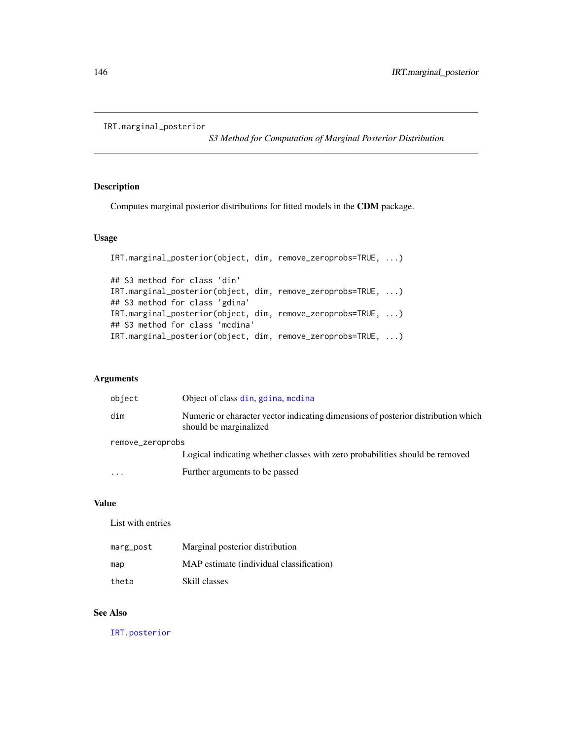IRT.marginal_posterior

*S3 Method for Computation of Marginal Posterior Distribution*

## Description

Computes marginal posterior distributions for fitted models in the **CDM** package.

## Usage

```
IRT.marginal_posterior(object, dim, remove_zeroprobs=TRUE, ...)

## S3 method for class 'din'
IRT.marginal_posterior(object, dim, remove_zeroprobs=TRUE, ...)
## S3 method for class 'gdina'
IRT.marginal_posterior(object, dim, remove_zeroprobs=TRUE, ...)
## S3 method for class 'mcdina'
IRT.marginal_posterior(object, dim, remove_zeroprobs=TRUE, ...)
```

## Arguments

| | |
|---|---|
| `object` | Object of class `din`, `gdina`, `mcdina` |
| `dim` | Numeric or character vector indicating dimensions of posterior distribution which should be marginalized |
| `remove_zeroprobs` | Logical indicating whether classes with zero probabilities should be removed |
| `...` | Further arguments to be passed |

## Value

List with entries

| | |
|---|---|
| `marg_post` | Marginal posterior distribution |
| `map` | MAP estimate (individual classification) |
| `theta` | Skill classes |

## See Also

`IRT.posterior`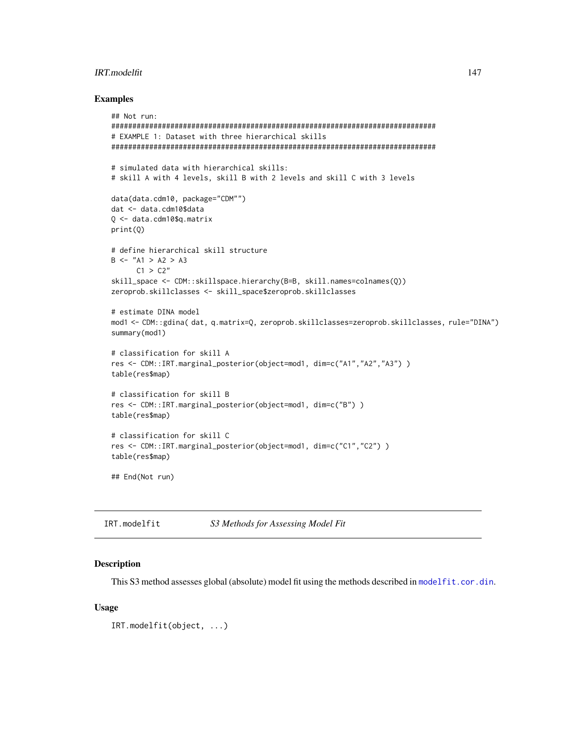### Examples

```
## Not run:
#############################################################################
# EXAMPLE 1: Dataset with three hierarchical skills
#############################################################################

# simulated data with hierarchical skills:
# skill A with 4 levels, skill B with 2 levels and skill C with 3 levels

data(data.cdm10, package="CDM"")
dat <- data.cdm10$data
Q <- data.cdm10$q.matrix
print(Q)

# define hierarchical skill structure
B <- "A1 > A2 > A3
      C1 > C2"
skill_space <- CDM::skillspace.hierarchy(B=B, skill.names=colnames(Q))
zeroprob.skillclasses <- skill_space$zeroprob.skillclasses

# estimate DINA model
mod1 <- CDM::gdina( dat, q.matrix=Q, zeroprob.skillclasses=zeroprob.skillclasses, rule="DINA")
summary(mod1)

# classification for skill A
res <- CDM::IRT.marginal_posterior(object=mod1, dim=c("A1","A2","A3") )
table(res$map)

# classification for skill B
res <- CDM::IRT.marginal_posterior(object=mod1, dim=c("B") )
table(res$map)

# classification for skill C
res <- CDM::IRT.marginal_posterior(object=mod1, dim=c("C1","C2") )
table(res$map)

## End(Not run)
```

---

## IRT.modelfit — *S3 Methods for Assessing Model Fit*

### Description

This S3 method assesses global (absolute) model fit using the methods described in `modelfit.cor.din`.

### Usage

```
IRT.modelfit(object, ...)
```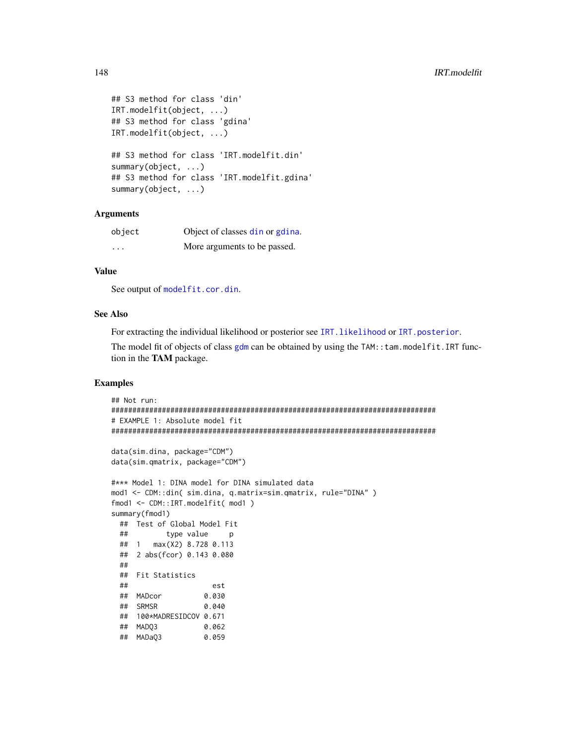```
## S3 method for class 'din'
IRT.modelfit(object, ...)
## S3 method for class 'gdina'
IRT.modelfit(object, ...)

## S3 method for class 'IRT.modelfit.din'
summary(object, ...)
## S3 method for class 'IRT.modelfit.gdina'
summary(object, ...)
```

### Arguments

| | |
|---|---|
| object | Object of classes din or gdina. |
| ... | More arguments to be passed. |

### Value

See output of modelfit.cor.din.

### See Also

For extracting the individual likelihood or posterior see IRT.likelihood or IRT.posterior.

The model fit of objects of class gdm can be obtained by using the TAM::tam.modelfit.IRT function in the **TAM** package.

### Examples

```
## Not run:
#############################################################################
# EXAMPLE 1: Absolute model fit
#############################################################################

data(sim.dina, package="CDM")
data(sim.qmatrix, package="CDM")

#*** Model 1: DINA model for DINA simulated data
mod1 <- CDM::din( sim.dina, q.matrix=sim.qmatrix, rule="DINA" )
fmod1 <- CDM::IRT.modelfit( mod1 )
summary(fmod1)
  ##  Test of Global Model Fit
  ##         type value     p
  ##  1   max(X2) 8.728 0.113
  ##  2 abs(fcor) 0.143 0.080
  ##
  ##  Fit Statistics
  ##                    est
  ##  MADcor          0.030
  ##  SRMSR           0.040
  ##  100*MADRESIDCOV 0.671
  ##  MADQ3           0.062
  ##  MADaQ3          0.059
```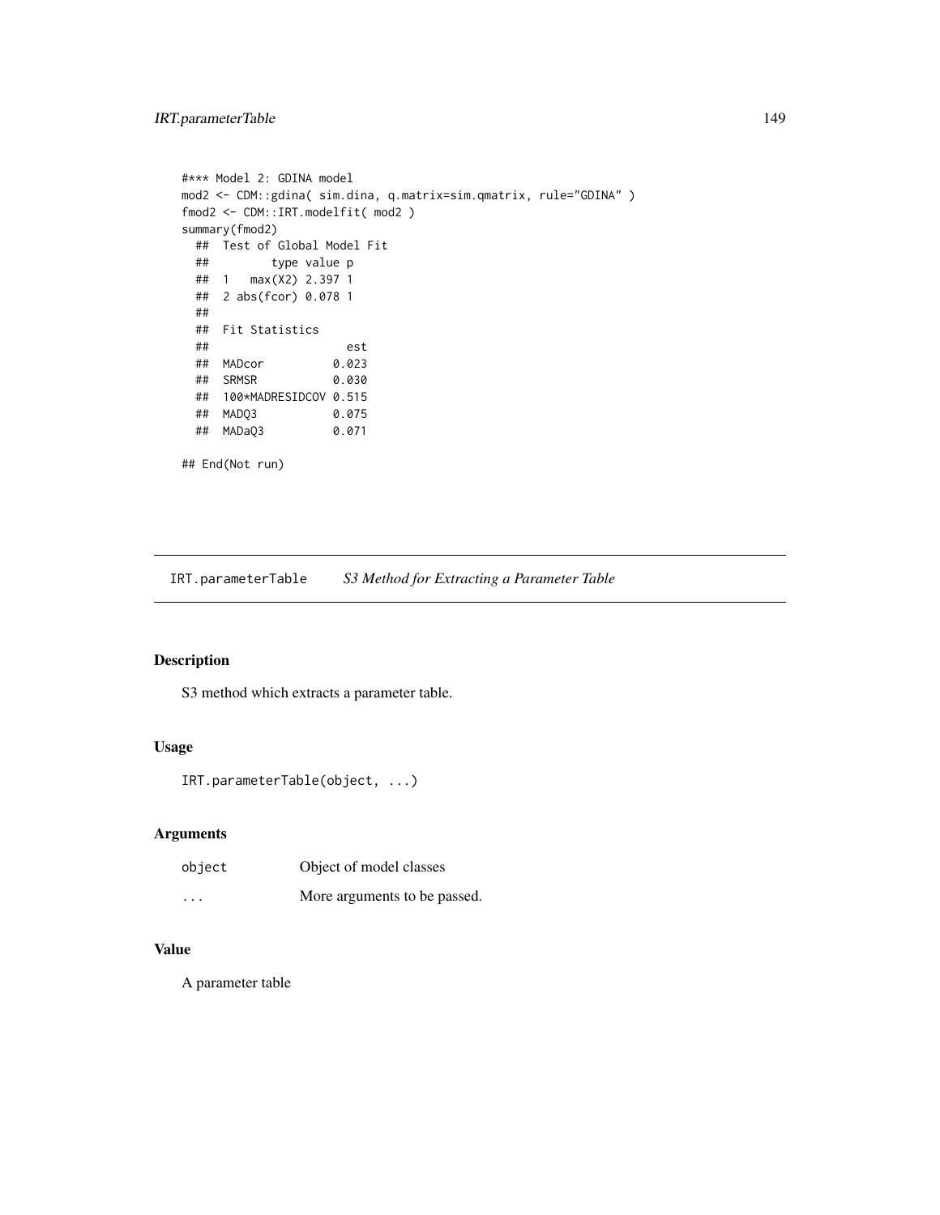```
#*** Model 2: GDINA model
mod2 <- CDM::gdina( sim.dina, q.matrix=sim.qmatrix, rule="GDINA" )
fmod2 <- CDM::IRT.modelfit( mod2 )
summary(fmod2)
  ##  Test of Global Model Fit
  ##         type value p
  ##  1   max(X2) 2.397 1
  ##  2 abs(fcor) 0.078 1
  ##
  ##  Fit Statistics
  ##                    est
  ##  MADcor          0.023
  ##  SRMSR           0.030
  ##  100*MADRESIDCOV 0.515
  ##  MADQ3           0.075
  ##  MADaQ3          0.071

## End(Not run)
```

## IRT.parameterTable — *S3 Method for Extracting a Parameter Table*

### Description

S3 method which extracts a parameter table.

### Usage

```
IRT.parameterTable(object, ...)
```

### Arguments

| | |
|---|---|
| `object` | Object of model classes |
| `...` | More arguments to be passed. |

### Value

A parameter table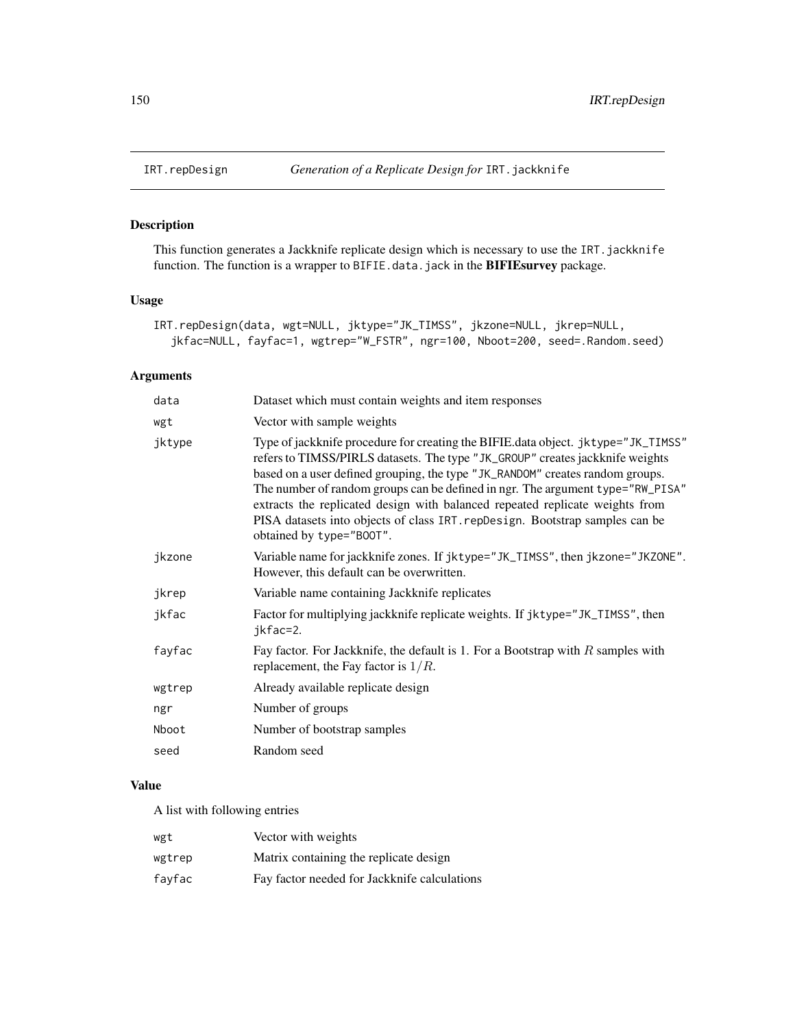IRT.repDesign *Generation of a Replicate Design for* IRT.jackknife

## Description

This function generates a Jackknife replicate design which is necessary to use the IRT.jackknife function. The function is a wrapper to BIFIE.data.jack in the **BIFIEsurvey** package.

## Usage

```
IRT.repDesign(data, wgt=NULL, jktype="JK_TIMSS", jkzone=NULL, jkrep=NULL,
   jkfac=NULL, fayfac=1, wgtrep="W_FSTR", ngr=100, Nboot=200, seed=.Random.seed)
```

## Arguments

| | |
|---|---|
| data | Dataset which must contain weights and item responses |
| wgt | Vector with sample weights |
| jktype | Type of jackknife procedure for creating the BIFIE.data object. jktype="JK_TIMSS" refers to TIMSS/PIRLS datasets. The type "JK_GROUP" creates jackknife weights based on a user defined grouping, the type "JK_RANDOM" creates random groups. The number of random groups can be defined in ngr. The argument type="RW_PISA" extracts the replicated design with balanced repeated replicate weights from PISA datasets into objects of class IRT.repDesign. Bootstrap samples can be obtained by type="BOOT". |
| jkzone | Variable name for jackknife zones. If jktype="JK_TIMSS", then jkzone="JKZONE". However, this default can be overwritten. |
| jkrep | Variable name containing Jackknife replicates |
| jkfac | Factor for multiplying jackknife replicate weights. If jktype="JK_TIMSS", then jkfac=2. |
| fayfac | Fay factor. For Jackknife, the default is 1. For a Bootstrap with $R$ samples with replacement, the Fay factor is $1/R$. |
| wgtrep | Already available replicate design |
| ngr | Number of groups |
| Nboot | Number of bootstrap samples |
| seed | Random seed |

## Value

A list with following entries

| | |
|---|---|
| wgt | Vector with weights |
| wgtrep | Matrix containing the replicate design |
| fayfac | Fay factor needed for Jackknife calculations |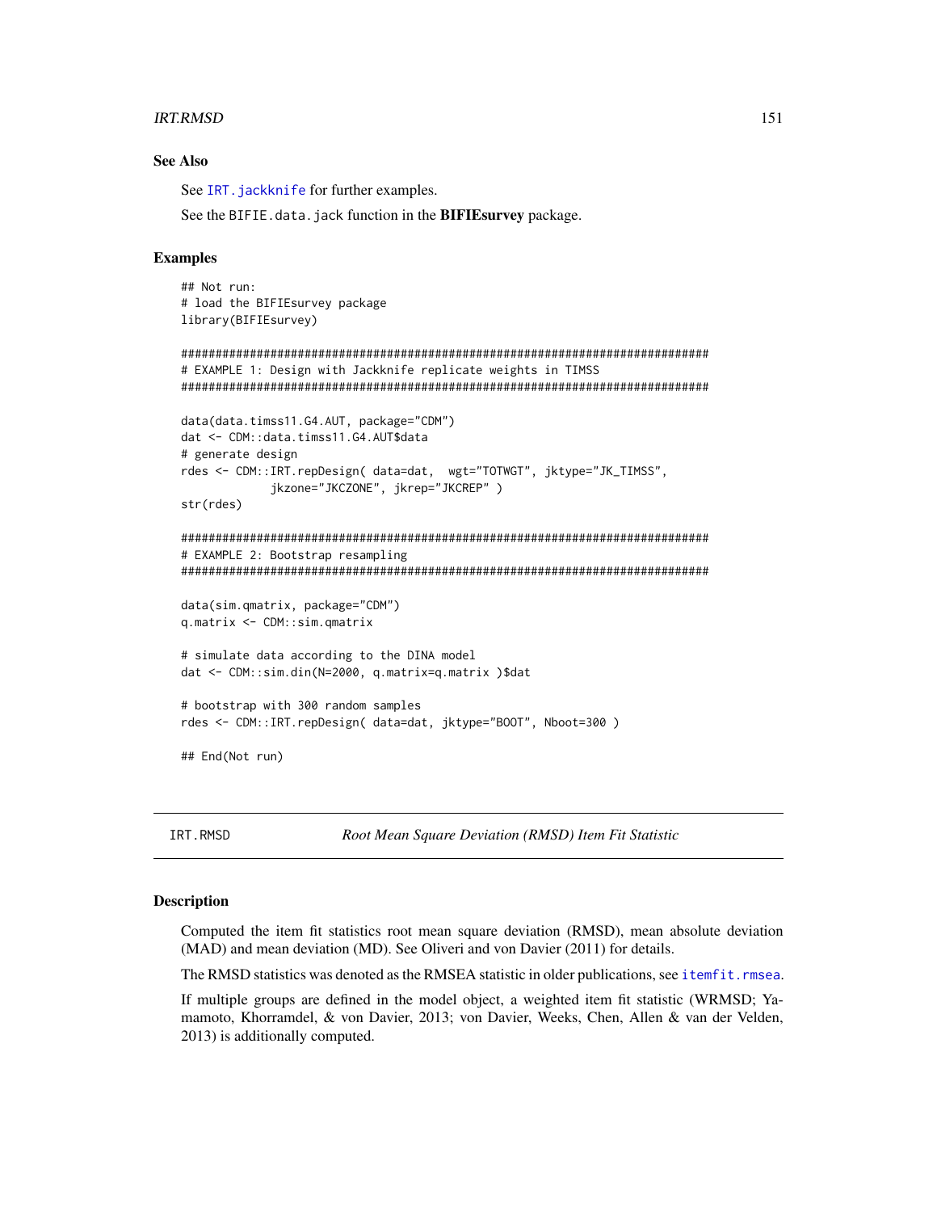### See Also

See `IRT.jackknife` for further examples.

See the `BIFIE.data.jack` function in the **BIFIEsurvey** package.

### Examples

```
## Not run:
# load the BIFIEsurvey package
library(BIFIEsurvey)

#############################################################################
# EXAMPLE 1: Design with Jackknife replicate weights in TIMSS
#############################################################################

data(data.timss11.G4.AUT, package="CDM")
dat <- CDM::data.timss11.G4.AUT$data
# generate design
rdes <- CDM::IRT.repDesign( data=dat,  wgt="TOTWGT", jktype="JK_TIMSS",
            jkzone="JKCZONE", jkrep="JKCREP" )
str(rdes)

#############################################################################
# EXAMPLE 2: Bootstrap resampling
#############################################################################

data(sim.qmatrix, package="CDM")
q.matrix <- CDM::sim.qmatrix

# simulate data according to the DINA model
dat <- CDM::sim.din(N=2000, q.matrix=q.matrix )$dat

# bootstrap with 300 random samples
rdes <- CDM::IRT.repDesign( data=dat, jktype="BOOT", Nboot=300 )

## End(Not run)
```

---

## IRT.RMSD — *Root Mean Square Deviation (RMSD) Item Fit Statistic*

### Description

Computed the item fit statistics root mean square deviation (RMSD), mean absolute deviation (MAD) and mean deviation (MD). See Oliveri and von Davier (2011) for details.

The RMSD statistics was denoted as the RMSEA statistic in older publications, see `itemfit.rmsea`.

If multiple groups are defined in the model object, a weighted item fit statistic (WRMSD; Yamamoto, Khorramdel, & von Davier, 2013; von Davier, Weeks, Chen, Allen & van der Velden, 2013) is additionally computed.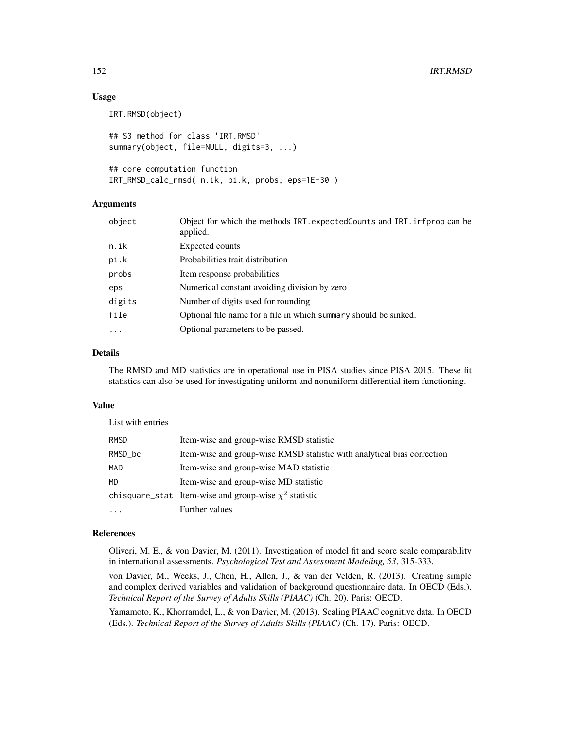## Usage

```
IRT.RMSD(object)

## S3 method for class 'IRT.RMSD'
summary(object, file=NULL, digits=3, ...)

## core computation function
IRT_RMSD_calc_rmsd( n.ik, pi.k, probs, eps=1E-30 )
```

## Arguments

| | |
|---|---|
| object | Object for which the methods IRT.expectedCounts and IRT.irfprob can be applied. |
| n.ik | Expected counts |
| pi.k | Probabilities trait distribution |
| probs | Item response probabilities |
| eps | Numerical constant avoiding division by zero |
| digits | Number of digits used for rounding |
| file | Optional file name for a file in which summary should be sinked. |
| ... | Optional parameters to be passed. |

## Details

The RMSD and MD statistics are in operational use in PISA studies since PISA 2015. These fit statistics can also be used for investigating uniform and nonuniform differential item functioning.

## Value

List with entries

| | |
|---|---|
| RMSD | Item-wise and group-wise RMSD statistic |
| RMSD_bc | Item-wise and group-wise RMSD statistic with analytical bias correction |
| MAD | Item-wise and group-wise MAD statistic |
| MD | Item-wise and group-wise MD statistic |
| chisquare_stat | Item-wise and group-wise $\chi^2$ statistic |
| ... | Further values |

## References

Oliveri, M. E., & von Davier, M. (2011). Investigation of model fit and score scale comparability in international assessments. *Psychological Test and Assessment Modeling, 53*, 315-333.

von Davier, M., Weeks, J., Chen, H., Allen, J., & van der Velden, R. (2013). Creating simple and complex derived variables and validation of background questionnaire data. In OECD (Eds.). *Technical Report of the Survey of Adults Skills (PIAAC)* (Ch. 20). Paris: OECD.

Yamamoto, K., Khorramdel, L., & von Davier, M. (2013). Scaling PIAAC cognitive data. In OECD (Eds.). *Technical Report of the Survey of Adults Skills (PIAAC)* (Ch. 17). Paris: OECD.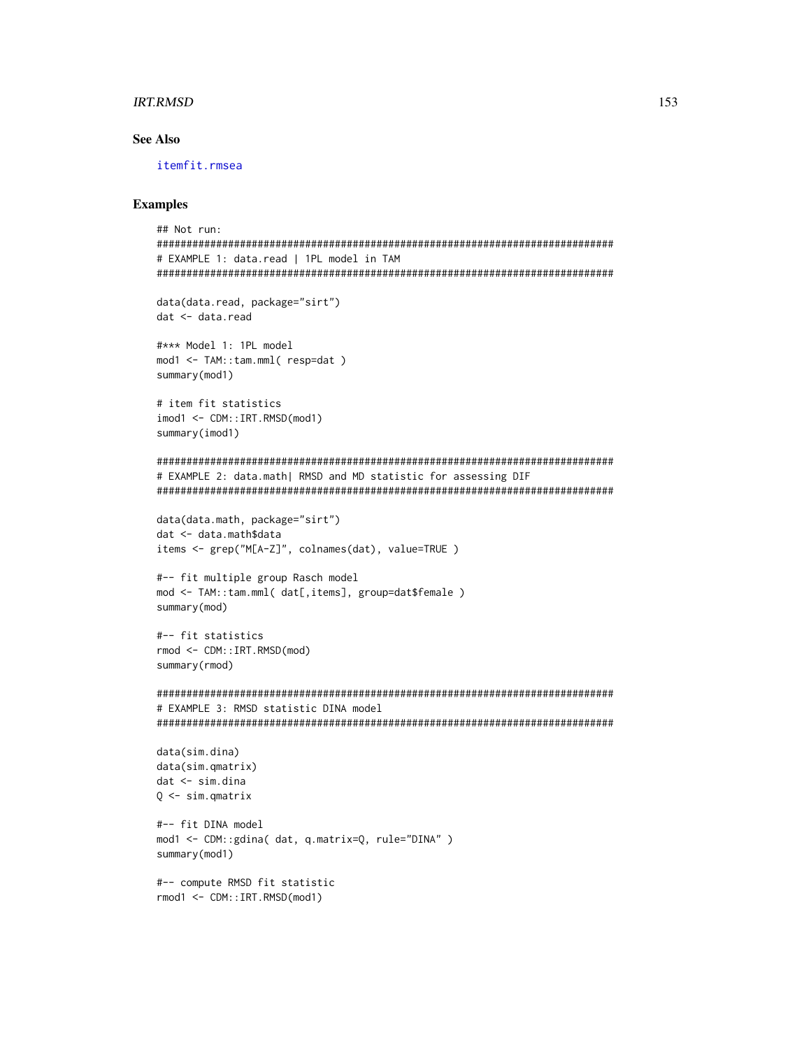## See Also

itemfit.rmsea

## Examples

```
## Not run:
#############################################################################
# EXAMPLE 1: data.read | 1PL model in TAM
#############################################################################

data(data.read, package="sirt")
dat <- data.read

#*** Model 1: 1PL model
mod1 <- TAM::tam.mml( resp=dat )
summary(mod1)

# item fit statistics
imod1 <- CDM::IRT.RMSD(mod1)
summary(imod1)

#############################################################################
# EXAMPLE 2: data.math| RMSD and MD statistic for assessing DIF
#############################################################################

data(data.math, package="sirt")
dat <- data.math$data
items <- grep("M[A-Z]", colnames(dat), value=TRUE )

#-- fit multiple group Rasch model
mod <- TAM::tam.mml( dat[,items], group=dat$female )
summary(mod)

#-- fit statistics
rmod <- CDM::IRT.RMSD(mod)
summary(rmod)

#############################################################################
# EXAMPLE 3: RMSD statistic DINA model
#############################################################################

data(sim.dina)
data(sim.qmatrix)
dat <- sim.dina
Q <- sim.qmatrix

#-- fit DINA model
mod1 <- CDM::gdina( dat, q.matrix=Q, rule="DINA" )
summary(mod1)

#-- compute RMSD fit statistic
rmod1 <- CDM::IRT.RMSD(mod1)
```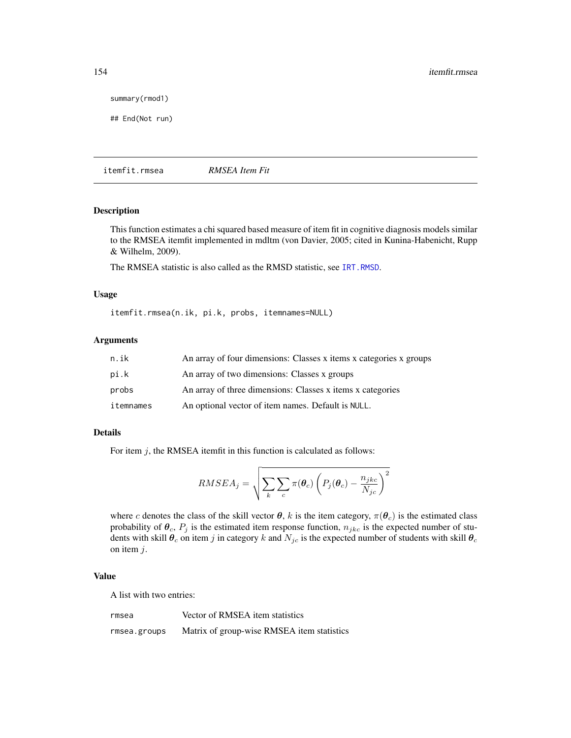```
summary(rmod1)

## End(Not run)
```

---

`itemfit.rmsea` *RMSEA Item Fit*

---

## Description

This function estimates a chi squared based measure of item fit in cognitive diagnosis models similar to the RMSEA itemfit implemented in mdltm (von Davier, 2005; cited in Kunina-Habenicht, Rupp & Wilhelm, 2009).

The RMSEA statistic is also called as the RMSD statistic, see `IRT.RMSD`.

## Usage

```
itemfit.rmsea(n.ik, pi.k, probs, itemnames=NULL)
```

## Arguments

| | |
|---|---|
| `n.ik` | An array of four dimensions: Classes x items x categories x groups |
| `pi.k` | An array of two dimensions: Classes x groups |
| `probs` | An array of three dimensions: Classes x items x categories |
| `itemnames` | An optional vector of item names. Default is `NULL`. |

## Details

For item $j$, the RMSEA itemfit in this function is calculated as follows:

$$RMSEA_j = \sqrt{\sum_k \sum_c \pi(\boldsymbol{\theta}_c) \left( P_j(\boldsymbol{\theta}_c) - \frac{n_{jkc}}{N_{jc}} \right)^2}$$

where $c$ denotes the class of the skill vector $\boldsymbol{\theta}$, $k$ is the item category, $\pi(\boldsymbol{\theta}_c)$ is the estimated class probability of $\boldsymbol{\theta}_c$, $P_j$ is the estimated item response function, $n_{jkc}$ is the expected number of students with skill $\boldsymbol{\theta}_c$ on item $j$ in category $k$ and $N_{jc}$ is the expected number of students with skill $\boldsymbol{\theta}_c$ on item $j$.

## Value

A list with two entries:

| | |
|---|---|
| `rmsea` | Vector of RMSEA item statistics |
| `rmsea.groups` | Matrix of group-wise RMSEA item statistics |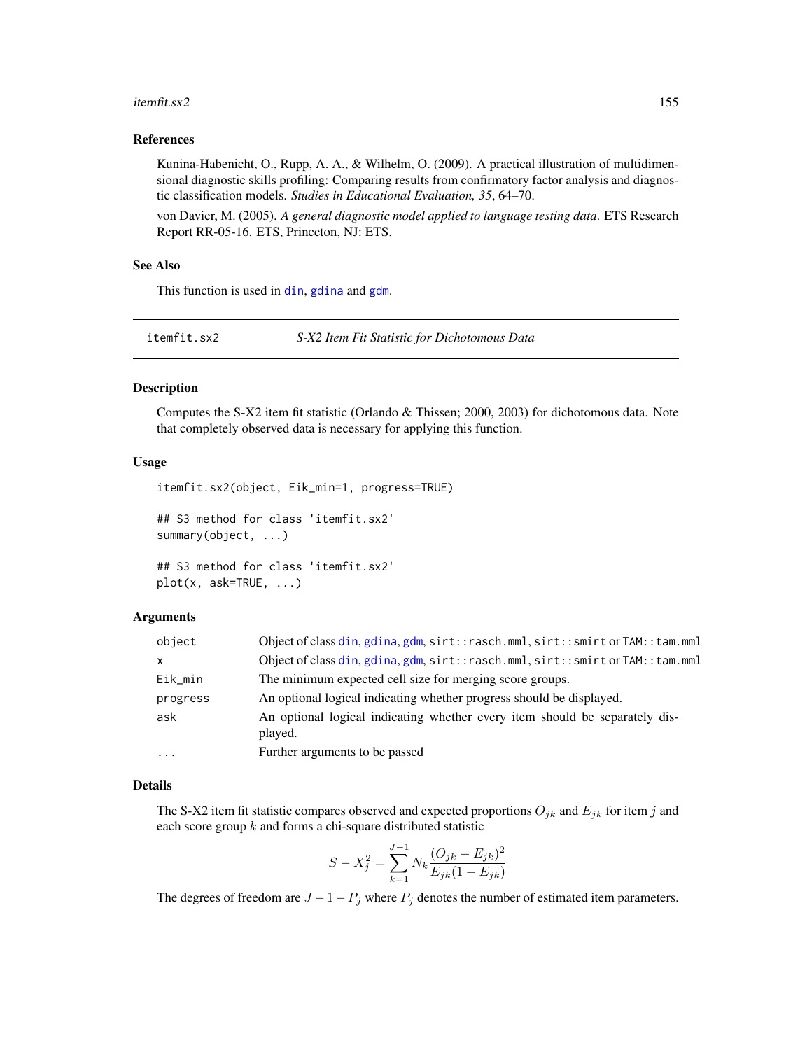### References

Kunina-Habenicht, O., Rupp, A. A., & Wilhelm, O. (2009). A practical illustration of multidimensional diagnostic skills profiling: Comparing results from confirmatory factor analysis and diagnostic classification models. *Studies in Educational Evaluation, 35*, 64–70.

von Davier, M. (2005). *A general diagnostic model applied to language testing data*. ETS Research Report RR-05-16. ETS, Princeton, NJ: ETS.

### See Also

This function is used in din, gdina and gdm.

---

## itemfit.sx2 — *S-X2 Item Fit Statistic for Dichotomous Data*

---

### Description

Computes the S-X2 item fit statistic (Orlando & Thissen; 2000, 2003) for dichotomous data. Note that completely observed data is necessary for applying this function.

### Usage

```
itemfit.sx2(object, Eik_min=1, progress=TRUE)

## S3 method for class 'itemfit.sx2'
summary(object, ...)

## S3 method for class 'itemfit.sx2'
plot(x, ask=TRUE, ...)
```

### Arguments

| | |
|---|---|
| `object` | Object of class din, gdina, gdm, `sirt::rasch.mml`, `sirt::smirt` or `TAM::tam.mml` |
| `x` | Object of class din, gdina, gdm, `sirt::rasch.mml`, `sirt::smirt` or `TAM::tam.mml` |
| `Eik_min` | The minimum expected cell size for merging score groups. |
| `progress` | An optional logical indicating whether progress should be displayed. |
| `ask` | An optional logical indicating whether every item should be separately displayed. |
| `...` | Further arguments to be passed |

### Details

The S-X2 item fit statistic compares observed and expected proportions $O_{jk}$ and $E_{jk}$ for item $j$ and each score group $k$ and forms a chi-square distributed statistic

$$S-X_j^2 = \sum_{k=1}^{J-1} N_k \frac{(O_{jk} - E_{jk})^2}{E_{jk}(1 - E_{jk})}$$

The degrees of freedom are $J - 1 - P_j$ where $P_j$ denotes the number of estimated item parameters.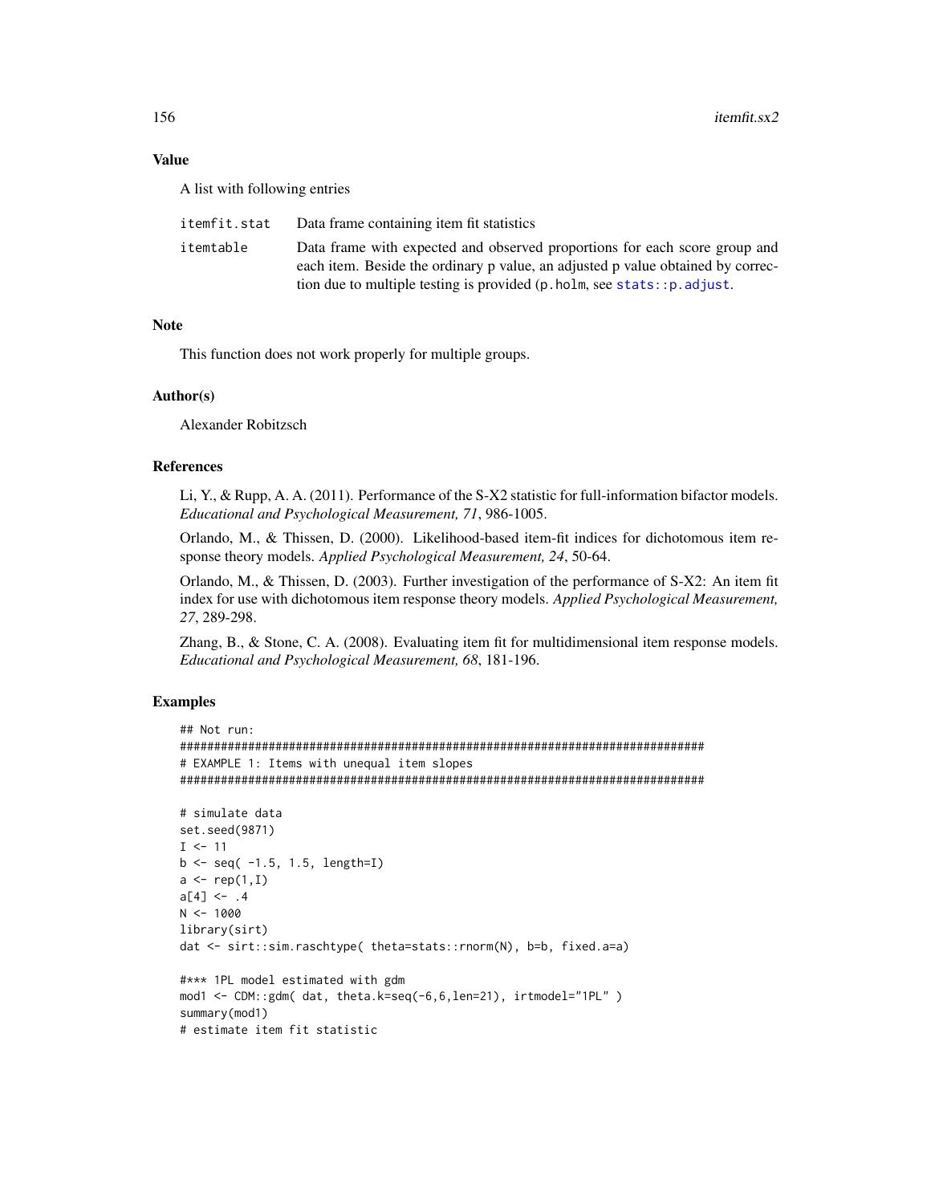## Value

A list with following entries

| | |
|---|---|
| itemfit.stat | Data frame containing item fit statistics |
| itemtable | Data frame with expected and observed proportions for each score group and each item. Beside the ordinary p value, an adjusted p value obtained by correction due to multiple testing is provided (p.holm, see stats::p.adjust. |

## Note

This function does not work properly for multiple groups.

## Author(s)

Alexander Robitzsch

## References

Li, Y., & Rupp, A. A. (2011). Performance of the S-X2 statistic for full-information bifactor models. *Educational and Psychological Measurement, 71*, 986-1005.

Orlando, M., & Thissen, D. (2000). Likelihood-based item-fit indices for dichotomous item response theory models. *Applied Psychological Measurement, 24*, 50-64.

Orlando, M., & Thissen, D. (2003). Further investigation of the performance of S-X2: An item fit index for use with dichotomous item response theory models. *Applied Psychological Measurement, 27*, 289-298.

Zhang, B., & Stone, C. A. (2008). Evaluating item fit for multidimensional item response models. *Educational and Psychological Measurement, 68*, 181-196.

## Examples

```
## Not run:
#############################################################################
# EXAMPLE 1: Items with unequal item slopes
#############################################################################

# simulate data
set.seed(9871)
I <- 11
b <- seq( -1.5, 1.5, length=I)
a <- rep(1,I)
a[4] <- .4
N <- 1000
library(sirt)
dat <- sirt::sim.raschtype( theta=stats::rnorm(N), b=b, fixed.a=a)

#*** 1PL model estimated with gdm
mod1 <- CDM::gdm( dat, theta.k=seq(-6,6,len=21), irtmodel="1PL" )
summary(mod1)
# estimate item fit statistic
```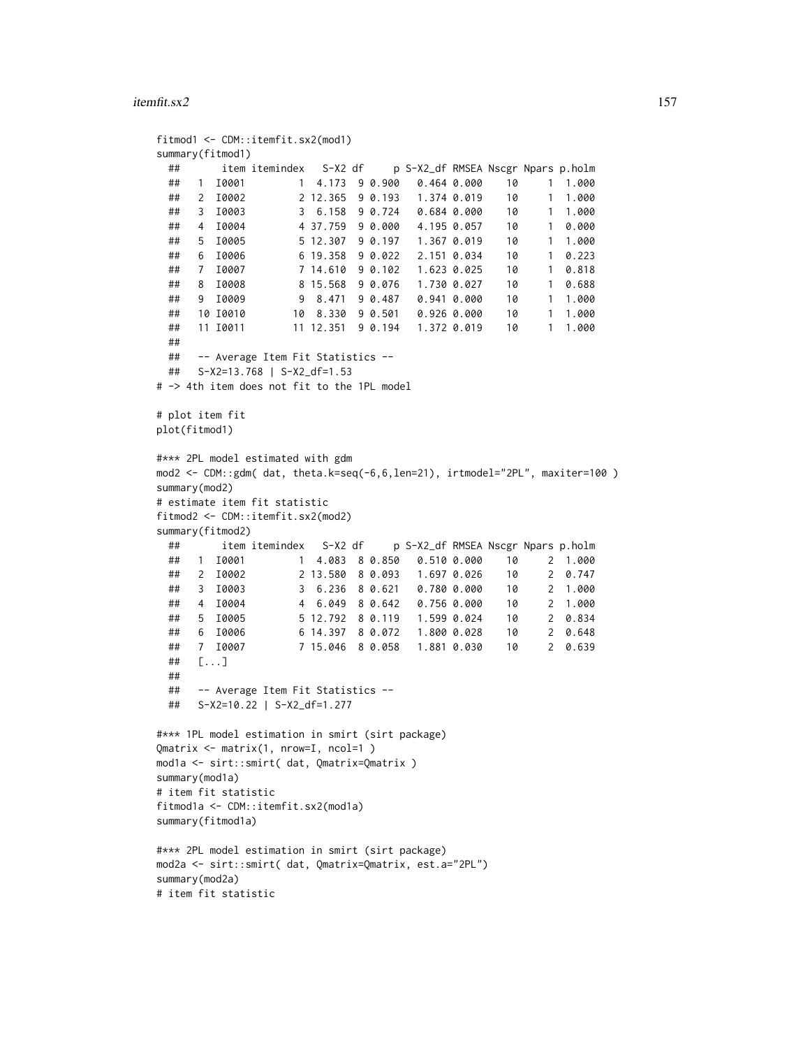```
fitmod1 <- CDM::itemfit.sx2(mod1)
summary(fitmod1)
  ##       item itemindex   S-X2 df     p S-X2_df RMSEA Nscgr Npars p.holm
  ##   1  I0001         1  4.173  9 0.900   0.464 0.000    10     1  1.000
  ##   2  I0002         2 12.365  9 0.193   1.374 0.019    10     1  1.000
  ##   3  I0003         3  6.158  9 0.724   0.684 0.000    10     1  1.000
  ##   4  I0004         4 37.759  9 0.000   4.195 0.057    10     1  0.000
  ##   5  I0005         5 12.307  9 0.197   1.367 0.019    10     1  1.000
  ##   6  I0006         6 19.358  9 0.022   2.151 0.034    10     1  0.223
  ##   7  I0007         7 14.610  9 0.102   1.623 0.025    10     1  0.818
  ##   8  I0008         8 15.568  9 0.076   1.730 0.027    10     1  0.688
  ##   9  I0009         9  8.471  9 0.487   0.941 0.000    10     1  1.000
  ##   10 I0010        10  8.330  9 0.501   0.926 0.000    10     1  1.000
  ##   11 I0011        11 12.351  9 0.194   1.372 0.019    10     1  1.000
  ##
  ##   -- Average Item Fit Statistics --
  ##   S-X2=13.768 | S-X2_df=1.53
# -> 4th item does not fit to the 1PL model

# plot item fit
plot(fitmod1)

#*** 2PL model estimated with gdm
mod2 <- CDM::gdm( dat, theta.k=seq(-6,6,len=21), irtmodel="2PL", maxiter=100 )
summary(mod2)
# estimate item fit statistic
fitmod2 <- CDM::itemfit.sx2(mod2)
summary(fitmod2)
  ##       item itemindex   S-X2 df     p S-X2_df RMSEA Nscgr Npars p.holm
  ##   1  I0001         1  4.083  8 0.850   0.510 0.000    10     2  1.000
  ##   2  I0002         2 13.580  8 0.093   1.697 0.026    10     2  0.747
  ##   3  I0003         3  6.236  8 0.621   0.780 0.000    10     2  1.000
  ##   4  I0004         4  6.049  8 0.642   0.756 0.000    10     2  1.000
  ##   5  I0005         5 12.792  8 0.119   1.599 0.024    10     2  0.834
  ##   6  I0006         6 14.397  8 0.072   1.800 0.028    10     2  0.648
  ##   7  I0007         7 15.046  8 0.058   1.881 0.030    10     2  0.639
  ##   [...]
  ##
  ##   -- Average Item Fit Statistics --
  ##   S-X2=10.22 | S-X2_df=1.277

#*** 1PL model estimation in smirt (sirt package)
Qmatrix <- matrix(1, nrow=I, ncol=1 )
mod1a <- sirt::smirt( dat, Qmatrix=Qmatrix )
summary(mod1a)
# item fit statistic
fitmod1a <- CDM::itemfit.sx2(mod1a)
summary(fitmod1a)

#*** 2PL model estimation in smirt (sirt package)
mod2a <- sirt::smirt( dat, Qmatrix=Qmatrix, est.a="2PL")
summary(mod2a)
# item fit statistic
```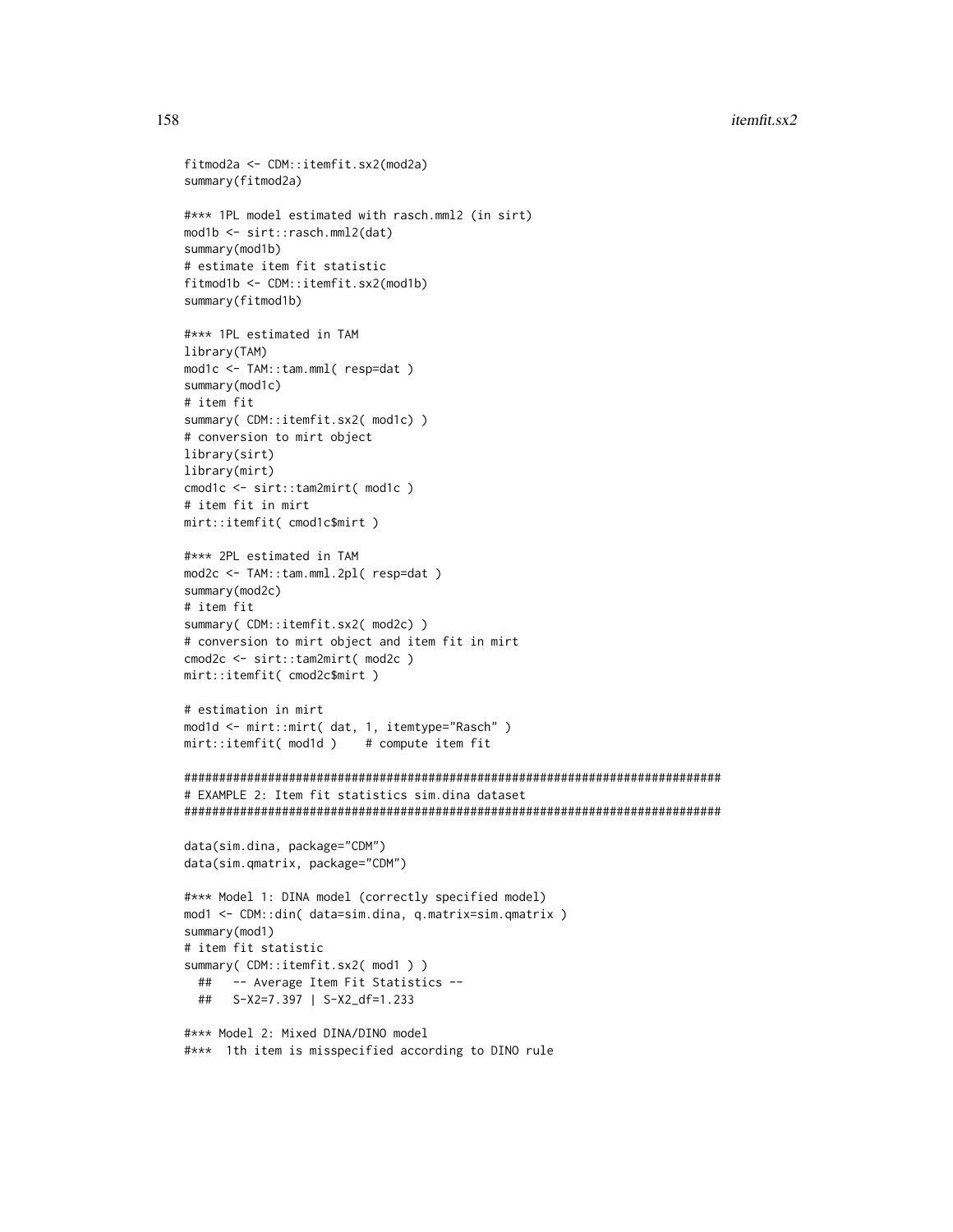```
fitmod2a <- CDM::itemfit.sx2(mod2a)
summary(fitmod2a)

#*** 1PL model estimated with rasch.mml2 (in sirt)
mod1b <- sirt::rasch.mml2(dat)
summary(mod1b)
# estimate item fit statistic
fitmod1b <- CDM::itemfit.sx2(mod1b)
summary(fitmod1b)

#*** 1PL estimated in TAM
library(TAM)
mod1c <- TAM::tam.mml( resp=dat )
summary(mod1c)
# item fit
summary( CDM::itemfit.sx2( mod1c) )
# conversion to mirt object
library(sirt)
library(mirt)
cmod1c <- sirt::tam2mirt( mod1c )
# item fit in mirt
mirt::itemfit( cmod1c$mirt )

#*** 2PL estimated in TAM
mod2c <- TAM::tam.mml.2pl( resp=dat )
summary(mod2c)
# item fit
summary( CDM::itemfit.sx2( mod2c) )
# conversion to mirt object and item fit in mirt
cmod2c <- sirt::tam2mirt( mod2c )
mirt::itemfit( cmod2c$mirt )

# estimation in mirt
mod1d <- mirt::mirt( dat, 1, itemtype="Rasch" )
mirt::itemfit( mod1d )    # compute item fit

#############################################################################
# EXAMPLE 2: Item fit statistics sim.dina dataset
#############################################################################

data(sim.dina, package="CDM")
data(sim.qmatrix, package="CDM")

#*** Model 1: DINA model (correctly specified model)
mod1 <- CDM::din( data=sim.dina, q.matrix=sim.qmatrix )
summary(mod1)
# item fit statistic
summary( CDM::itemfit.sx2( mod1 ) )
  ##   -- Average Item Fit Statistics --
  ##   S-X2=7.397 | S-X2_df=1.233

#*** Model 2: Mixed DINA/DINO model
#***  1th item is misspecified according to DINO rule
```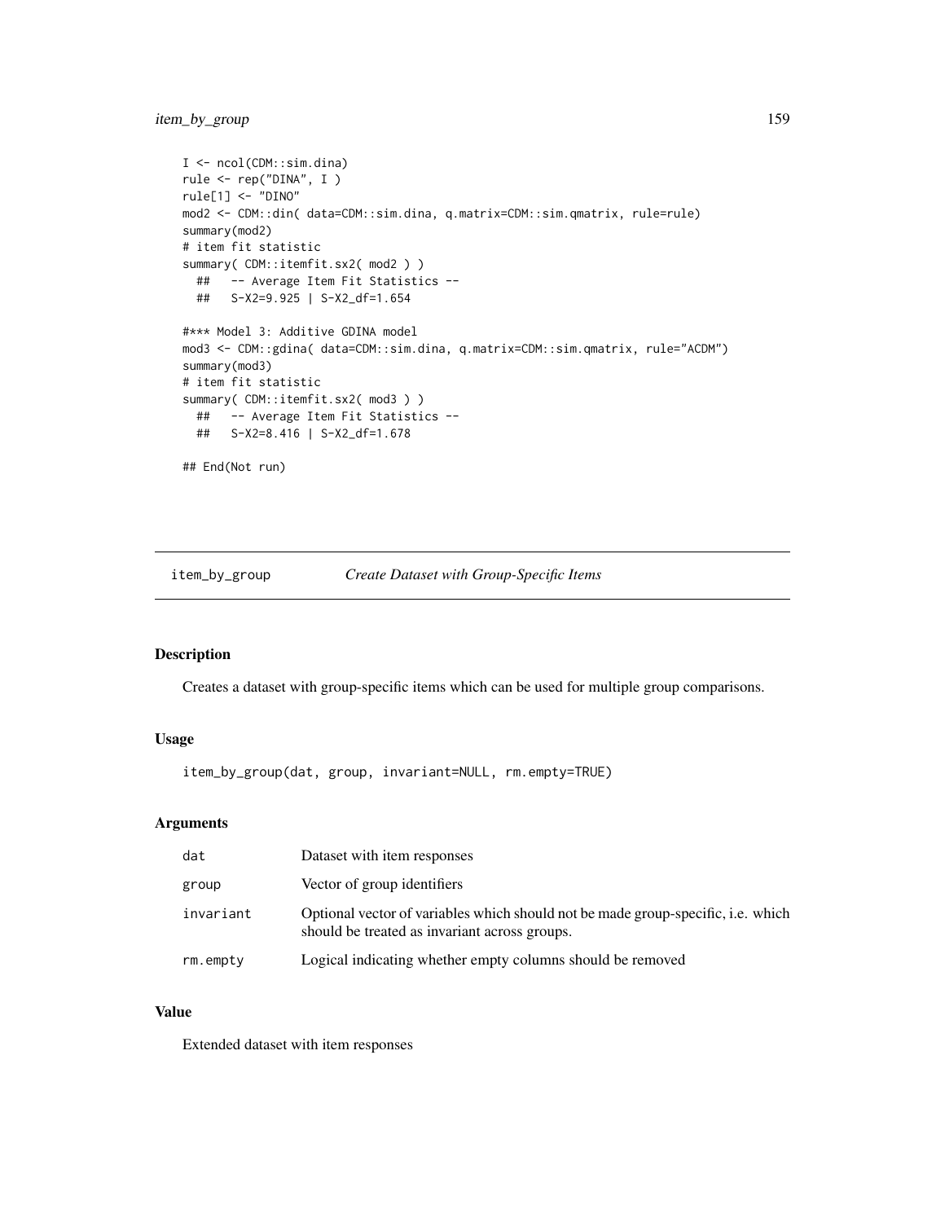```
I <- ncol(CDM::sim.dina)
rule <- rep("DINA", I )
rule[1] <- "DINO"
mod2 <- CDM::din( data=CDM::sim.dina, q.matrix=CDM::sim.qmatrix, rule=rule)
summary(mod2)
# item fit statistic
summary( CDM::itemfit.sx2( mod2 ) )
  ##   -- Average Item Fit Statistics --
  ##   S-X2=9.925 | S-X2_df=1.654

#*** Model 3: Additive GDINA model
mod3 <- CDM::gdina( data=CDM::sim.dina, q.matrix=CDM::sim.qmatrix, rule="ACDM")
summary(mod3)
# item fit statistic
summary( CDM::itemfit.sx2( mod3 ) )
  ##   -- Average Item Fit Statistics --
  ##   S-X2=8.416 | S-X2_df=1.678

## End(Not run)
```

## item_by_group — *Create Dataset with Group-Specific Items*

### Description

Creates a dataset with group-specific items which can be used for multiple group comparisons.

### Usage

```
item_by_group(dat, group, invariant=NULL, rm.empty=TRUE)
```

### Arguments

| | |
|---|---|
| `dat` | Dataset with item responses |
| `group` | Vector of group identifiers |
| `invariant` | Optional vector of variables which should not be made group-specific, i.e. which should be treated as invariant across groups. |
| `rm.empty` | Logical indicating whether empty columns should be removed |

### Value

Extended dataset with item responses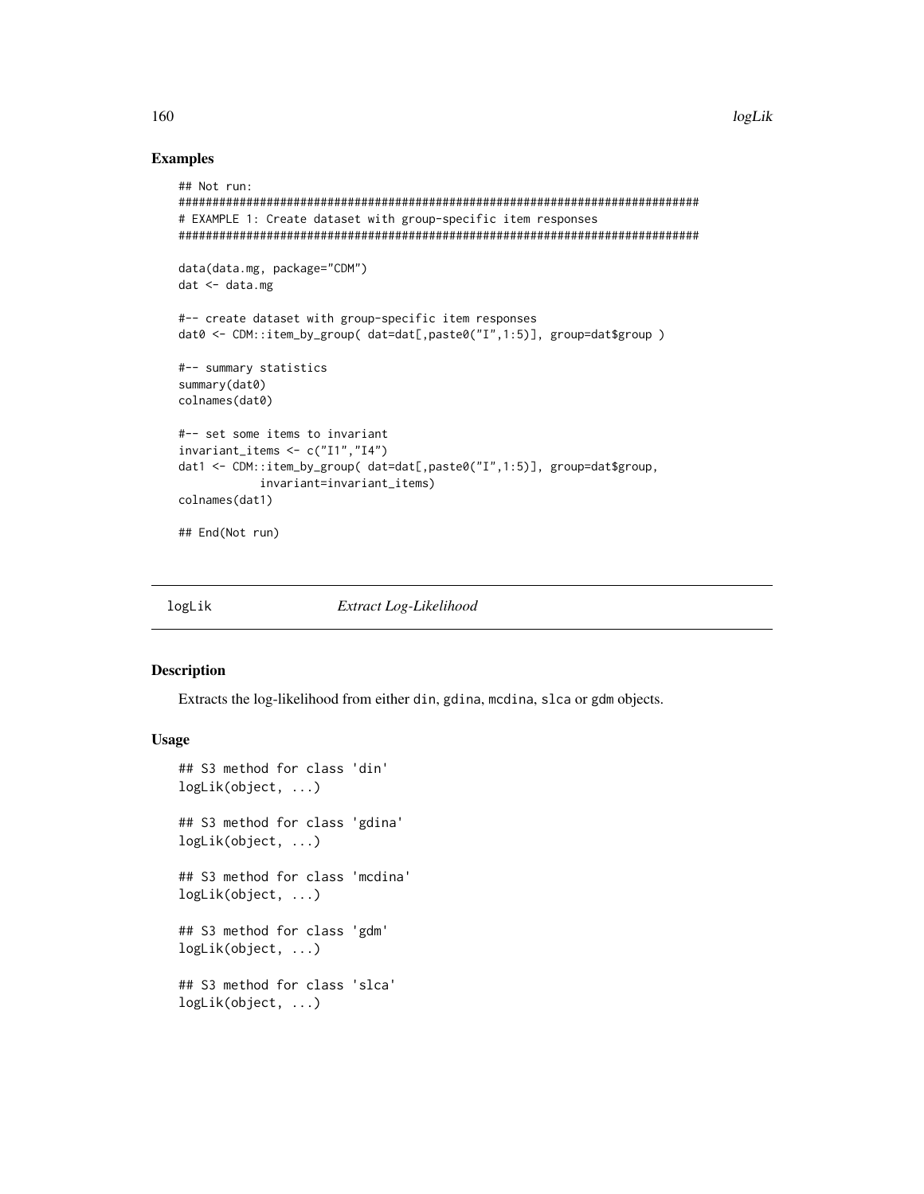## Examples

```
## Not run:
#############################################################################
# EXAMPLE 1: Create dataset with group-specific item responses
#############################################################################

data(data.mg, package="CDM")
dat <- data.mg

#-- create dataset with group-specific item responses
dat0 <- CDM::item_by_group( dat=dat[,paste0("I",1:5)], group=dat$group )

#-- summary statistics
summary(dat0)
colnames(dat0)

#-- set some items to invariant
invariant_items <- c("I1","I4")
dat1 <- CDM::item_by_group( dat=dat[,paste0("I",1:5)], group=dat$group,
            invariant=invariant_items)
colnames(dat1)

## End(Not run)
```

---

# logLik — *Extract Log-Likelihood*

---

## Description

Extracts the log-likelihood from either `din`, `gdina`, `mcdina`, `slca` or `gdm` objects.

## Usage

```
## S3 method for class 'din'
logLik(object, ...)

## S3 method for class 'gdina'
logLik(object, ...)

## S3 method for class 'mcdina'
logLik(object, ...)

## S3 method for class 'gdm'
logLik(object, ...)

## S3 method for class 'slca'
logLik(object, ...)
```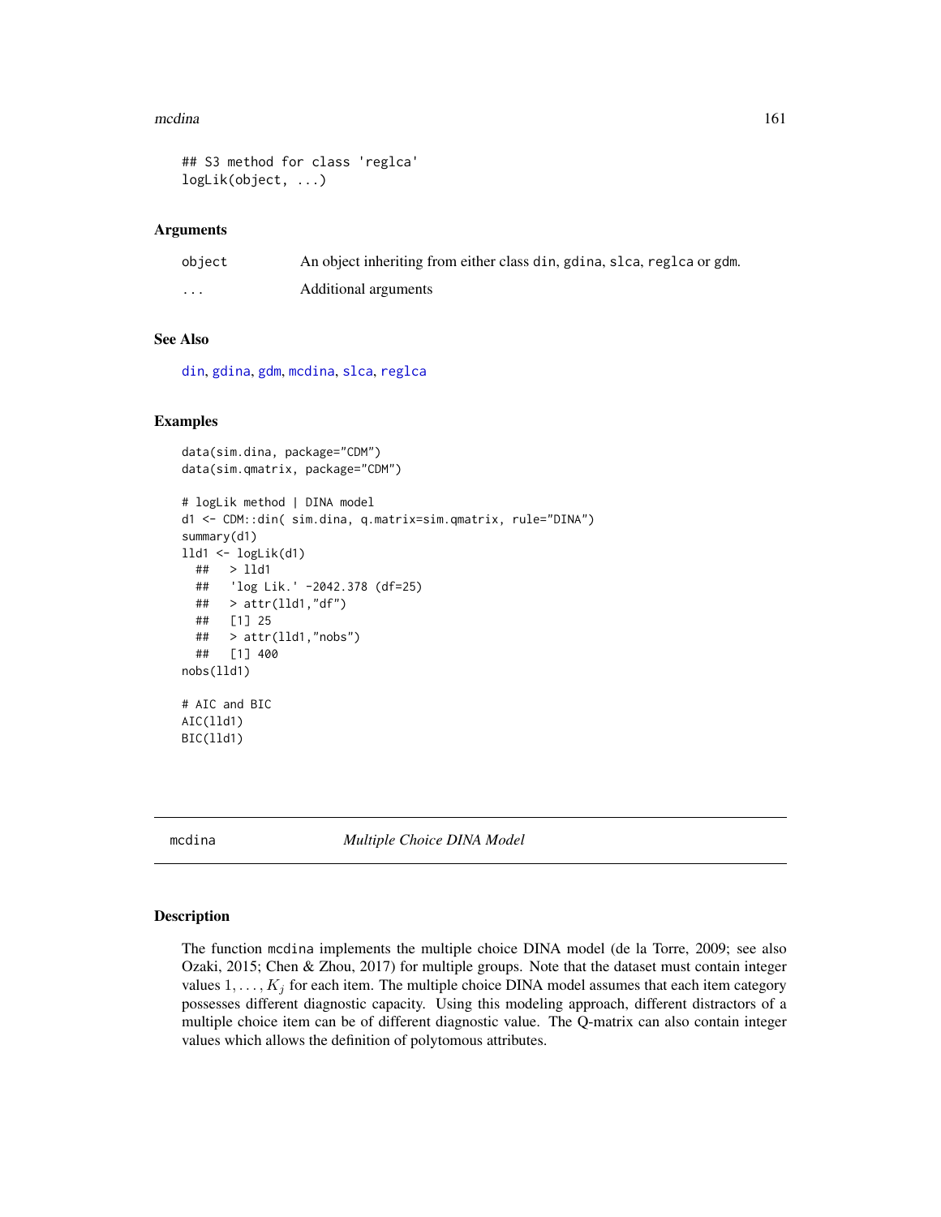```
## S3 method for class 'reglca'
logLik(object, ...)
```

### Arguments

| | |
|---|---|
| object | An object inheriting from either class din, gdina, slca, reglca or gdm. |
| ... | Additional arguments |

### See Also

din, gdina, gdm, mcdina, slca, reglca

### Examples

```
data(sim.dina, package="CDM")
data(sim.qmatrix, package="CDM")

# logLik method | DINA model
d1 <- CDM::din( sim.dina, q.matrix=sim.qmatrix, rule="DINA")
summary(d1)
lld1 <- logLik(d1)
  ##   > lld1
  ##   'log Lik.' -2042.378 (df=25)
  ##   > attr(lld1,"df")
  ##   [1] 25
  ##   > attr(lld1,"nobs")
  ##   [1] 400
nobs(lld1)

# AIC and BIC
AIC(lld1)
BIC(lld1)
```

---

## mcdina — *Multiple Choice DINA Model*

### Description

The function mcdina implements the multiple choice DINA model (de la Torre, 2009; see also Ozaki, 2015; Chen & Zhou, 2017) for multiple groups. Note that the dataset must contain integer values $1, \ldots, K_j$ for each item. The multiple choice DINA model assumes that each item category possesses different diagnostic capacity. Using this modeling approach, different distractors of a multiple choice item can be of different diagnostic value. The Q-matrix can also contain integer values which allows the definition of polytomous attributes.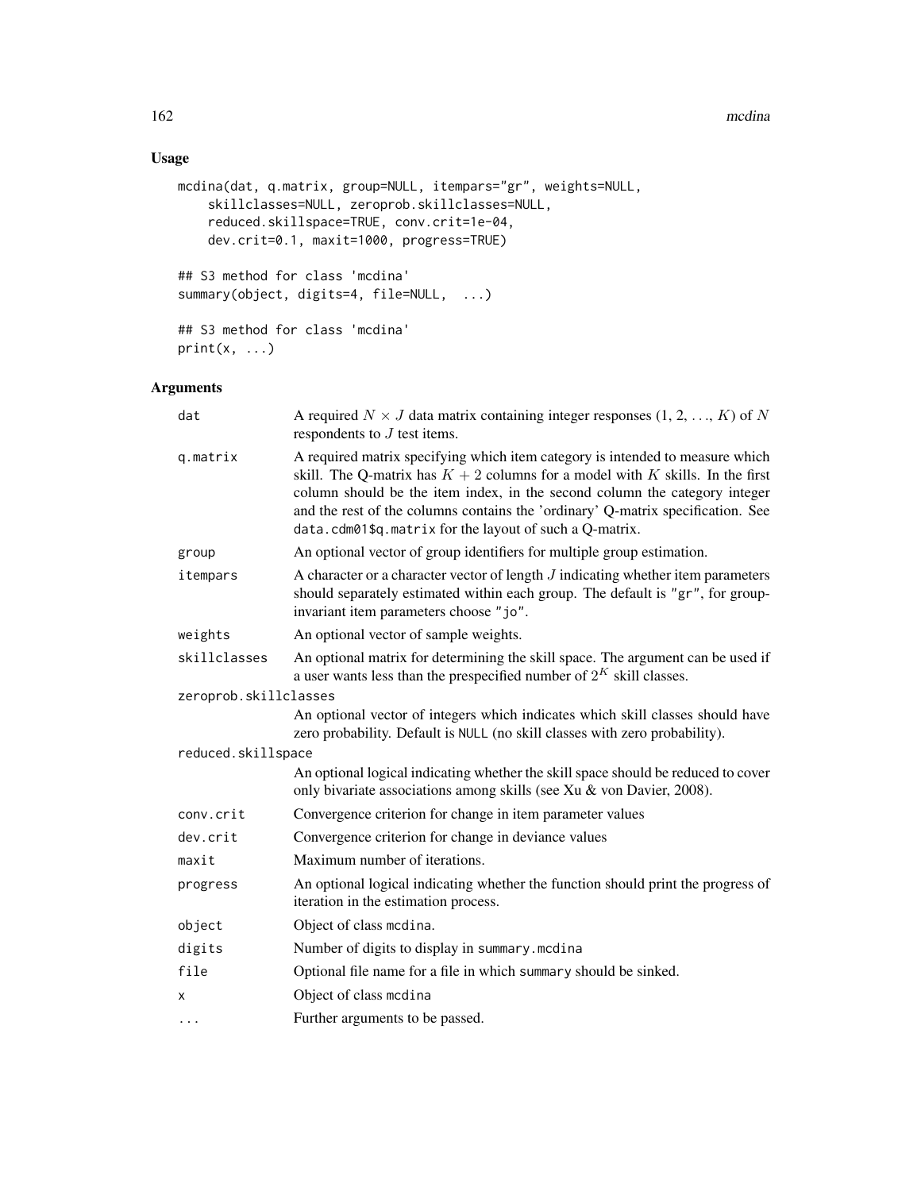## Usage

```
mcdina(dat, q.matrix, group=NULL, itempars="gr", weights=NULL,
    skillclasses=NULL, zeroprob.skillclasses=NULL,
    reduced.skillspace=TRUE, conv.crit=1e-04,
    dev.crit=0.1, maxit=1000, progress=TRUE)

## S3 method for class 'mcdina'
summary(object, digits=4, file=NULL,  ...)

## S3 method for class 'mcdina'
print(x, ...)
```

## Arguments

| Argument | Description |
|---|---|
| `dat` | A required $N \times J$ data matrix containing integer responses (1, 2, ..., $K$) of $N$ respondents to $J$ test items. |
| `q.matrix` | A required matrix specifying which item category is intended to measure which skill. The Q-matrix has $K+2$ columns for a model with $K$ skills. In the first column should be the item index, in the second column the category integer and the rest of the columns contains the 'ordinary' Q-matrix specification. See `data.cdm01$q.matrix` for the layout of such a Q-matrix. |
| `group` | An optional vector of group identifiers for multiple group estimation. |
| `itempars` | A character or a character vector of length $J$ indicating whether item parameters should separately estimated within each group. The default is `"gr"`, for group-invariant item parameters choose `"jo"`. |
| `weights` | An optional vector of sample weights. |
| `skillclasses` | An optional matrix for determining the skill space. The argument can be used if a user wants less than the prespecified number of $2^K$ skill classes. |
| `zeroprob.skillclasses` | An optional vector of integers which indicates which skill classes should have zero probability. Default is `NULL` (no skill classes with zero probability). |
| `reduced.skillspace` | An optional logical indicating whether the skill space should be reduced to cover only bivariate associations among skills (see Xu & von Davier, 2008). |
| `conv.crit` | Convergence criterion for change in item parameter values |
| `dev.crit` | Convergence criterion for change in deviance values |
| `maxit` | Maximum number of iterations. |
| `progress` | An optional logical indicating whether the function should print the progress of iteration in the estimation process. |
| `object` | Object of class `mcdina`. |
| `digits` | Number of digits to display in `summary.mcdina` |
| `file` | Optional file name for a file in which `summary` should be sinked. |
| `x` | Object of class `mcdina` |
| `...` | Further arguments to be passed. |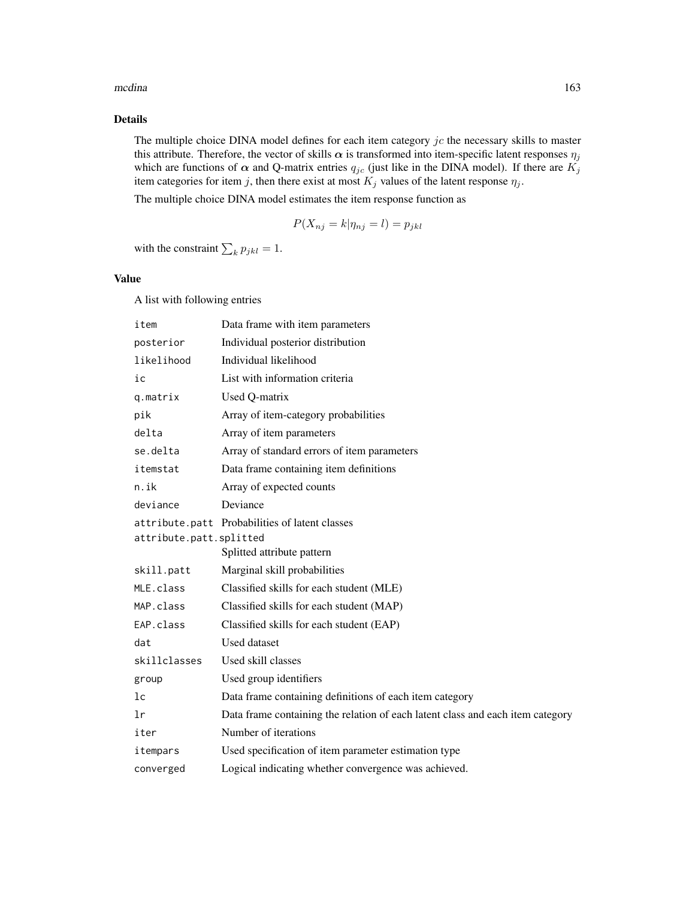## Details

The multiple choice DINA model defines for each item category $jc$ the necessary skills to master this attribute. Therefore, the vector of skills $\boldsymbol{\alpha}$ is transformed into item-specific latent responses $\eta_j$ which are functions of $\boldsymbol{\alpha}$ and Q-matrix entries $q_{jc}$ (just like in the DINA model). If there are $K_j$ item categories for item $j$, then there exist at most $K_j$ values of the latent response $\eta_j$.

The multiple choice DINA model estimates the item response function as

$$P(X_{nj} = k | \eta_{nj} = l) = p_{jkl}$$

with the constraint $\sum_k p_{jkl} = 1$.

## Value

A list with following entries

| | |
|---|---|
| item | Data frame with item parameters |
| posterior | Individual posterior distribution |
| likelihood | Individual likelihood |
| ic | List with information criteria |
| q.matrix | Used Q-matrix |
| pik | Array of item-category probabilities |
| delta | Array of item parameters |
| se.delta | Array of standard errors of item parameters |
| itemstat | Data frame containing item definitions |
| n.ik | Array of expected counts |
| deviance | Deviance |
| attribute.patt | Probabilities of latent classes |
| attribute.patt.splitted | Splitted attribute pattern |
| skill.patt | Marginal skill probabilities |
| MLE.class | Classified skills for each student (MLE) |
| MAP.class | Classified skills for each student (MAP) |
| EAP.class | Classified skills for each student (EAP) |
| dat | Used dataset |
| skillclasses | Used skill classes |
| group | Used group identifiers |
| lc | Data frame containing definitions of each item category |
| lr | Data frame containing the relation of each latent class and each item category |
| iter | Number of iterations |
| itempars | Used specification of item parameter estimation type |
| converged | Logical indicating whether convergence was achieved. |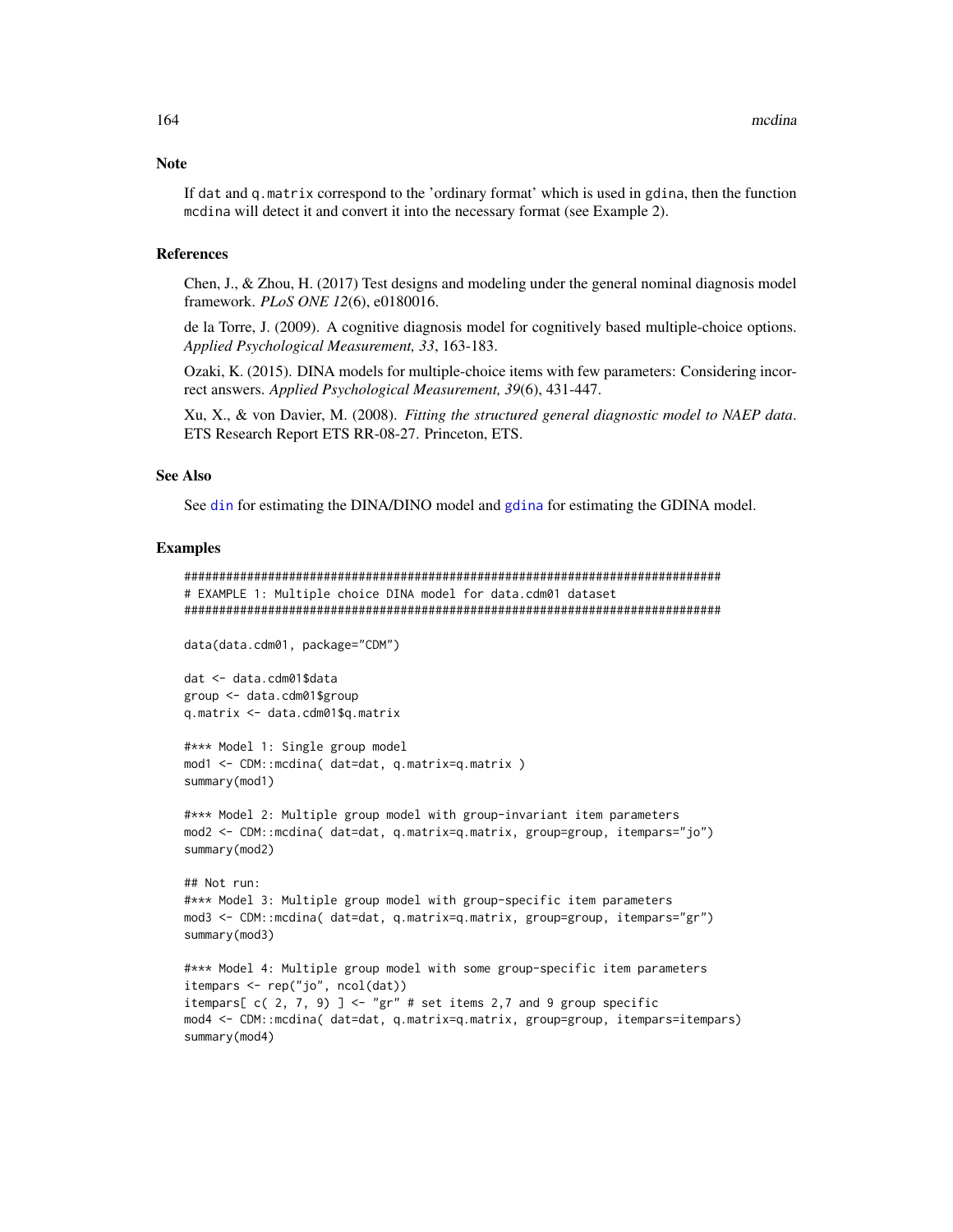## Note

If `dat` and `q.matrix` correspond to the 'ordinary format' which is used in `gdina`, then the function `mcdina` will detect it and convert it into the necessary format (see Example 2).

## References

Chen, J., & Zhou, H. (2017) Test designs and modeling under the general nominal diagnosis model framework. *PLoS ONE 12*(6), e0180016.

de la Torre, J. (2009). A cognitive diagnosis model for cognitively based multiple-choice options. *Applied Psychological Measurement, 33*, 163-183.

Ozaki, K. (2015). DINA models for multiple-choice items with few parameters: Considering incorrect answers. *Applied Psychological Measurement, 39*(6), 431-447.

Xu, X., & von Davier, M. (2008). *Fitting the structured general diagnostic model to NAEP data*. ETS Research Report ETS RR-08-27. Princeton, ETS.

## See Also

See `din` for estimating the DINA/DINO model and `gdina` for estimating the GDINA model.

## Examples

```
#############################################################################
# EXAMPLE 1: Multiple choice DINA model for data.cdm01 dataset
#############################################################################

data(data.cdm01, package="CDM")

dat <- data.cdm01$data
group <- data.cdm01$group
q.matrix <- data.cdm01$q.matrix

#*** Model 1: Single group model
mod1 <- CDM::mcdina( dat=dat, q.matrix=q.matrix )
summary(mod1)

#*** Model 2: Multiple group model with group-invariant item parameters
mod2 <- CDM::mcdina( dat=dat, q.matrix=q.matrix, group=group, itempars="jo")
summary(mod2)

## Not run:
#*** Model 3: Multiple group model with group-specific item parameters
mod3 <- CDM::mcdina( dat=dat, q.matrix=q.matrix, group=group, itempars="gr")
summary(mod3)

#*** Model 4: Multiple group model with some group-specific item parameters
itempars <- rep("jo", ncol(dat))
itempars[ c( 2, 7, 9) ] <- "gr" # set items 2,7 and 9 group specific
mod4 <- CDM::mcdina( dat=dat, q.matrix=q.matrix, group=group, itempars=itempars)
summary(mod4)
```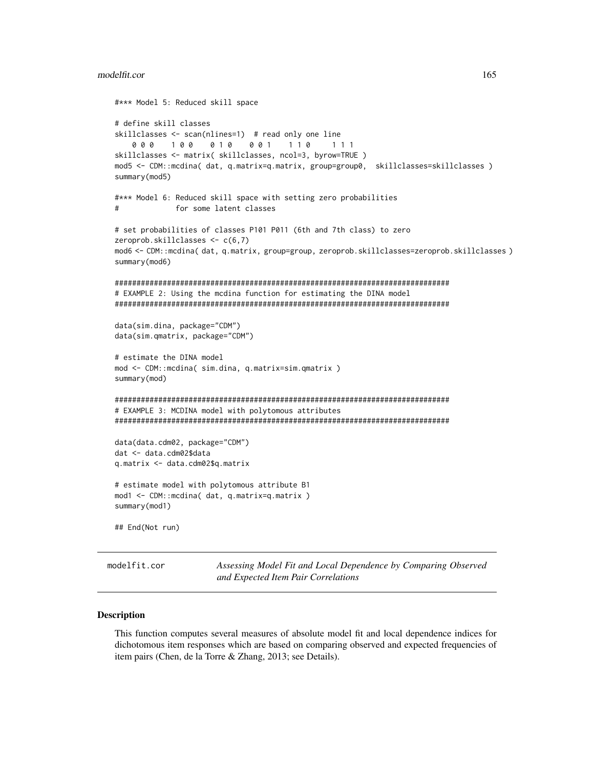```
#*** Model 5: Reduced skill space

# define skill classes
skillclasses <- scan(nlines=1)  # read only one line
    0 0 0   1 0 0   0 1 0   0 0 1   1 1 0   1 1 1
skillclasses <- matrix( skillclasses, ncol=3, byrow=TRUE )
mod5 <- CDM::mcdina( dat, q.matrix=q.matrix, group=group0,  skillclasses=skillclasses )
summary(mod5)

#*** Model 6: Reduced skill space with setting zero probabilities
#             for some latent classes

# set probabilities of classes P101 P011 (6th and 7th class) to zero
zeroprob.skillclasses <- c(6,7)
mod6 <- CDM::mcdina( dat, q.matrix, group=group, zeroprob.skillclasses=zeroprob.skillclasses )
summary(mod6)

#############################################################################
# EXAMPLE 2: Using the mcdina function for estimating the DINA model
#############################################################################

data(sim.dina, package="CDM")
data(sim.qmatrix, package="CDM")

# estimate the DINA model
mod <- CDM::mcdina( sim.dina, q.matrix=sim.qmatrix )
summary(mod)

#############################################################################
# EXAMPLE 3: MCDINA model with polytomous attributes
#############################################################################

data(data.cdm02, package="CDM")
dat <- data.cdm02$data
q.matrix <- data.cdm02$q.matrix

# estimate model with polytomous attribute B1
mod1 <- CDM::mcdina( dat, q.matrix=q.matrix )
summary(mod1)

## End(Not run)
```

---

`modelfit.cor` — *Assessing Model Fit and Local Dependence by Comparing Observed and Expected Item Pair Correlations*

---

## Description

This function computes several measures of absolute model fit and local dependence indices for dichotomous item responses which are based on comparing observed and expected frequencies of item pairs (Chen, de la Torre & Zhang, 2013; see Details).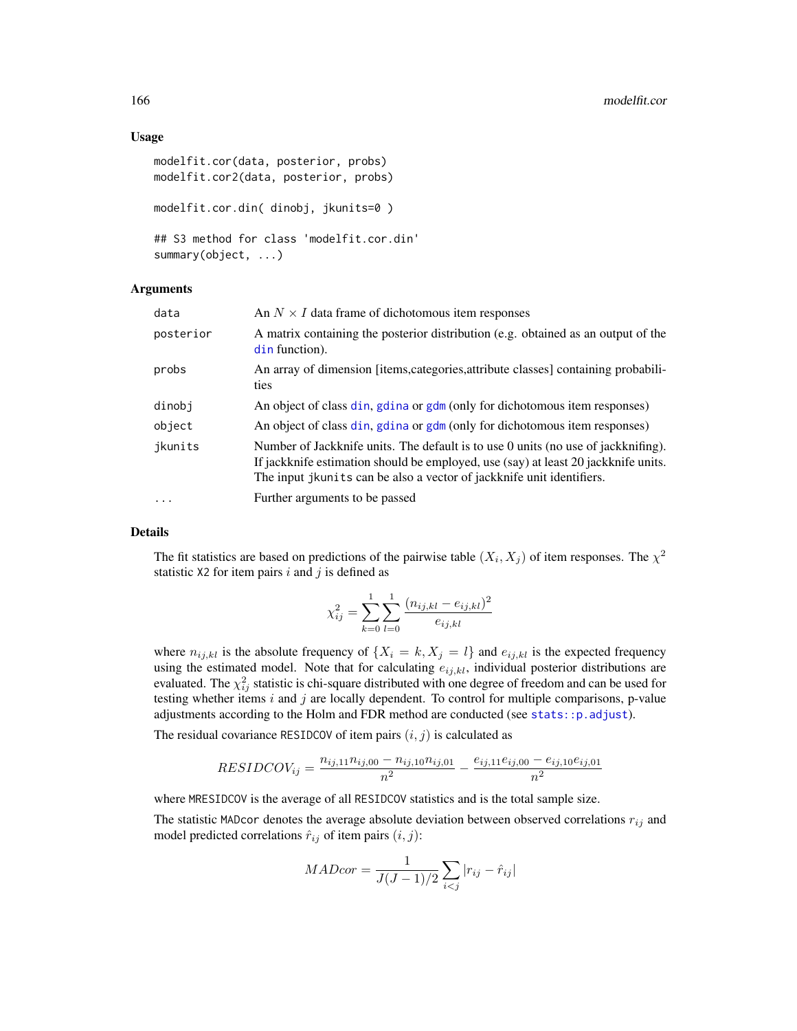## Usage

```
modelfit.cor(data, posterior, probs)
modelfit.cor2(data, posterior, probs)

modelfit.cor.din( dinobj, jkunits=0 )

## S3 method for class 'modelfit.cor.din'
summary(object, ...)
```

## Arguments

| | |
|---|---|
| data | An $N \times I$ data frame of dichotomous item responses |
| posterior | A matrix containing the posterior distribution (e.g. obtained as an output of the din function). |
| probs | An array of dimension [items,categories,attribute classes] containing probabilities |
| dinobj | An object of class din, gdina or gdm (only for dichotomous item responses) |
| object | An object of class din, gdina or gdm (only for dichotomous item responses) |
| jkunits | Number of Jackknife units. The default is to use 0 units (no use of jackknifing). If jackknife estimation should be employed, use (say) at least 20 jackknife units. The input jkunits can be also a vector of jackknife unit identifiers. |
| ... | Further arguments to be passed |

## Details

The fit statistics are based on predictions of the pairwise table $(X_i, X_j)$ of item responses. The $\chi^2$ statistic X2 for item pairs $i$ and $j$ is defined as

$$\chi^2_{ij} = \sum_{k=0}^{1} \sum_{l=0}^{1} \frac{(n_{ij,kl} - e_{ij,kl})^2}{e_{ij,kl}}$$

where $n_{ij,kl}$ is the absolute frequency of $\{X_i = k, X_j = l\}$ and $e_{ij,kl}$ is the expected frequency using the estimated model. Note that for calculating $e_{ij,kl}$, individual posterior distributions are evaluated. The $\chi^2_{ij}$ statistic is chi-square distributed with one degree of freedom and can be used for testing whether items $i$ and $j$ are locally dependent. To control for multiple comparisons, p-value adjustments according to the Holm and FDR method are conducted (see stats::p.adjust).

The residual covariance RESIDCOV of item pairs $(i, j)$ is calculated as

$$RESIDCOV_{ij} = \frac{n_{ij,11} n_{ij,00} - n_{ij,10} n_{ij,01}}{n^2} - \frac{e_{ij,11} e_{ij,00} - e_{ij,10} e_{ij,01}}{n^2}$$

where MRESIDCOV is the average of all RESIDCOV statistics and is the total sample size.

The statistic MADcor denotes the average absolute deviation between observed correlations $r_{ij}$ and model predicted correlations $\hat{r}_{ij}$ of item pairs $(i, j)$:

$$MADcor = \frac{1}{J(J-1)/2} \sum_{i<j} |r_{ij} - \hat{r}_{ij}|$$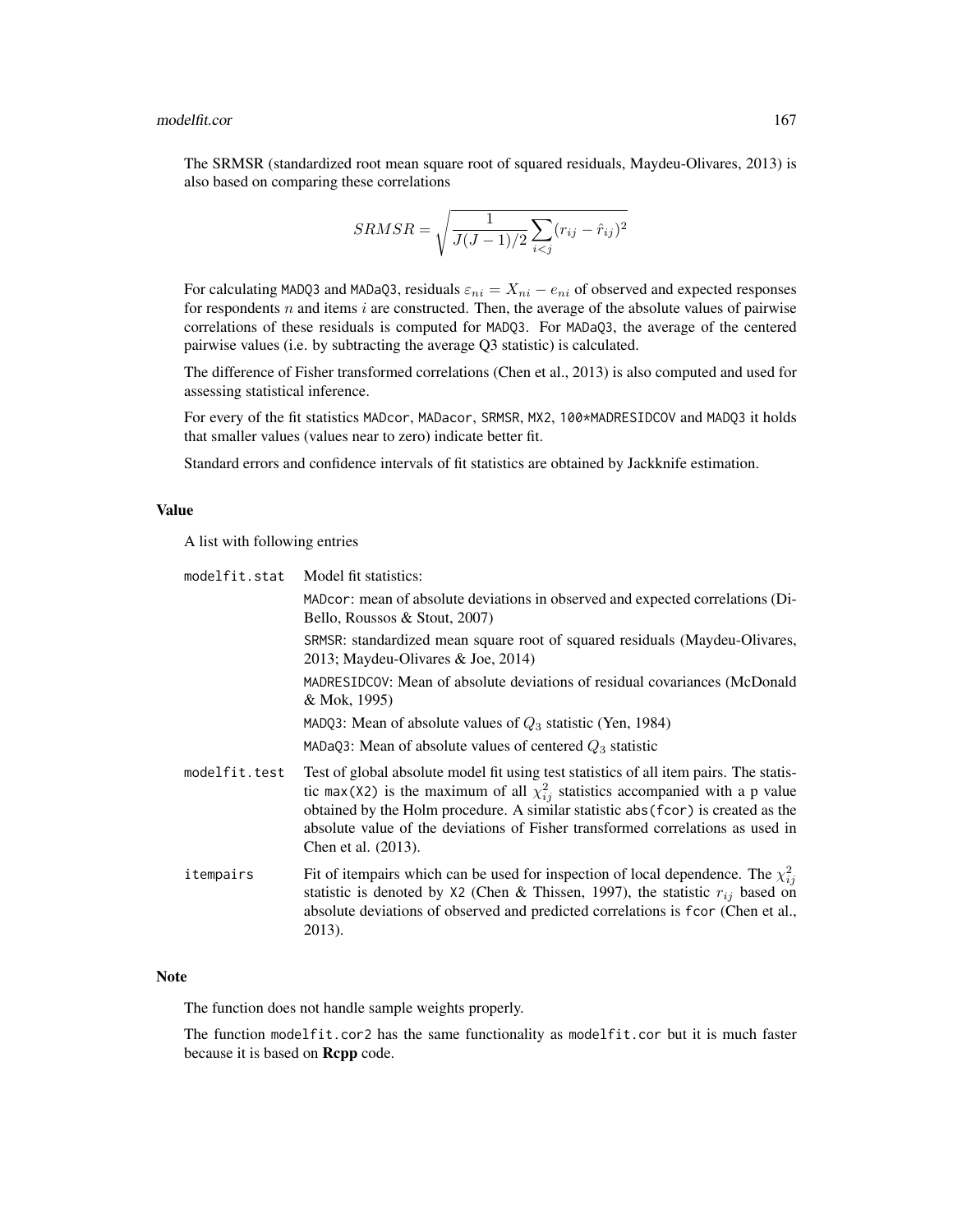The SRMSR (standardized root mean square root of squared residuals, Maydeu-Olivares, 2013) is also based on comparing these correlations

$$SRMSR = \sqrt{\frac{1}{J(J-1)/2} \sum_{i<j} (r_{ij} - \hat{r}_{ij})^2}$$

For calculating MADQ3 and MADaQ3, residuals $\varepsilon_{ni} = X_{ni} - e_{ni}$ of observed and expected responses for respondents $n$ and items $i$ are constructed. Then, the average of the absolute values of pairwise correlations of these residuals is computed for MADQ3. For MADaQ3, the average of the centered pairwise values (i.e. by subtracting the average Q3 statistic) is calculated.

The difference of Fisher transformed correlations (Chen et al., 2013) is also computed and used for assessing statistical inference.

For every of the fit statistics MADcor, MADacor, SRMSR, MX2, 100*MADRESIDCOV and MADQ3 it holds that smaller values (values near to zero) indicate better fit.

Standard errors and confidence intervals of fit statistics are obtained by Jackknife estimation.

## Value

A list with following entries

`modelfit.stat` Model fit statistics:

- MADcor: mean of absolute deviations in observed and expected correlations (DiBello, Roussos & Stout, 2007)
- SRMSR: standardized mean square root of squared residuals (Maydeu-Olivares, 2013; Maydeu-Olivares & Joe, 2014)
- MADRESIDCOV: Mean of absolute deviations of residual covariances (McDonald & Mok, 1995)
- MADQ3: Mean of absolute values of $Q_3$ statistic (Yen, 1984)
- MADaQ3: Mean of absolute values of centered $Q_3$ statistic

`modelfit.test` Test of global absolute model fit using test statistics of all item pairs. The statistic max(X2) is the maximum of all $\chi^2_{ij}$ statistics accompanied with a p value obtained by the Holm procedure. A similar statistic abs(fcor) is created as the absolute value of the deviations of Fisher transformed correlations as used in Chen et al. (2013).

`itempairs` Fit of itempairs which can be used for inspection of local dependence. The $\chi^2_{ij}$ statistic is denoted by X2 (Chen & Thissen, 1997), the statistic $r_{ij}$ based on absolute deviations of observed and predicted correlations is fcor (Chen et al., 2013).

## Note

The function does not handle sample weights properly.

The function modelfit.cor2 has the same functionality as modelfit.cor but it is much faster because it is based on **Rcpp** code.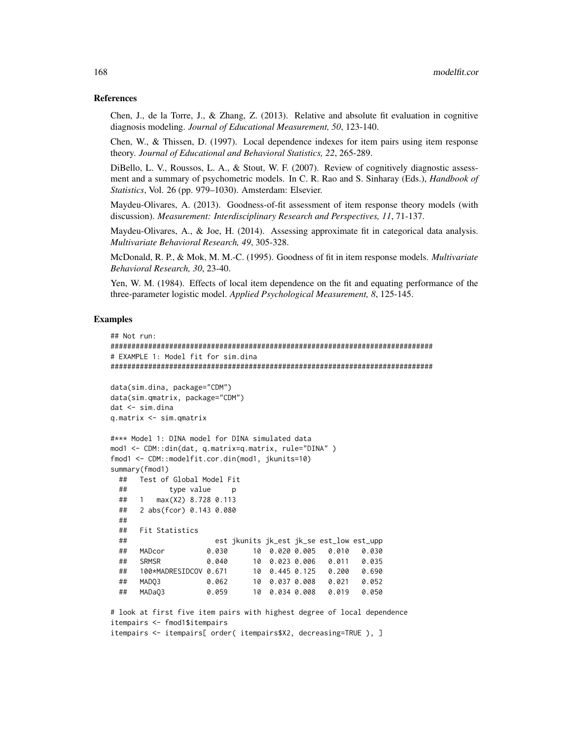### References

Chen, J., de la Torre, J., & Zhang, Z. (2013). Relative and absolute fit evaluation in cognitive diagnosis modeling. *Journal of Educational Measurement, 50*, 123-140.

Chen, W., & Thissen, D. (1997). Local dependence indexes for item pairs using item response theory. *Journal of Educational and Behavioral Statistics, 22*, 265-289.

DiBello, L. V., Roussos, L. A., & Stout, W. F. (2007). Review of cognitively diagnostic assessment and a summary of psychometric models. In C. R. Rao and S. Sinharay (Eds.), *Handbook of Statistics*, Vol. 26 (pp. 979–1030). Amsterdam: Elsevier.

Maydeu-Olivares, A. (2013). Goodness-of-fit assessment of item response theory models (with discussion). *Measurement: Interdisciplinary Research and Perspectives, 11*, 71-137.

Maydeu-Olivares, A., & Joe, H. (2014). Assessing approximate fit in categorical data analysis. *Multivariate Behavioral Research, 49*, 305-328.

McDonald, R. P., & Mok, M. M.-C. (1995). Goodness of fit in item response models. *Multivariate Behavioral Research, 30*, 23-40.

Yen, W. M. (1984). Effects of local item dependence on the fit and equating performance of the three-parameter logistic model. *Applied Psychological Measurement, 8*, 125-145.

### Examples

```
## Not run:
#############################################################################
# EXAMPLE 1: Model fit for sim.dina
#############################################################################

data(sim.dina, package="CDM")
data(sim.qmatrix, package="CDM")
dat <- sim.dina
q.matrix <- sim.qmatrix

#*** Model 1: DINA model for DINA simulated data
mod1 <- CDM::din(dat, q.matrix=q.matrix, rule="DINA" )
fmod1 <- CDM::modelfit.cor.din(mod1, jkunits=10)
summary(fmod1)
  ##   Test of Global Model Fit
  ##          type value     p
  ##   1   max(X2) 8.728 0.113
  ##   2 abs(fcor) 0.143 0.080
  ##
  ##   Fit Statistics
  ##                       est jkunits jk_est jk_se est_low est_upp
  ##   MADcor          0.030      10  0.020 0.005   0.010   0.030
  ##   SRMSR           0.040      10  0.023 0.006   0.011   0.035
  ##   100*MADRESIDCOV 0.671      10  0.445 0.125   0.200   0.690
  ##   MADQ3           0.062      10  0.037 0.008   0.021   0.052
  ##   MADaQ3          0.059      10  0.034 0.008   0.019   0.050

# look at first five item pairs with highest degree of local dependence
itempairs <- fmod1$itempairs
itempairs <- itempairs[ order( itempairs$X2, decreasing=TRUE ), ]
```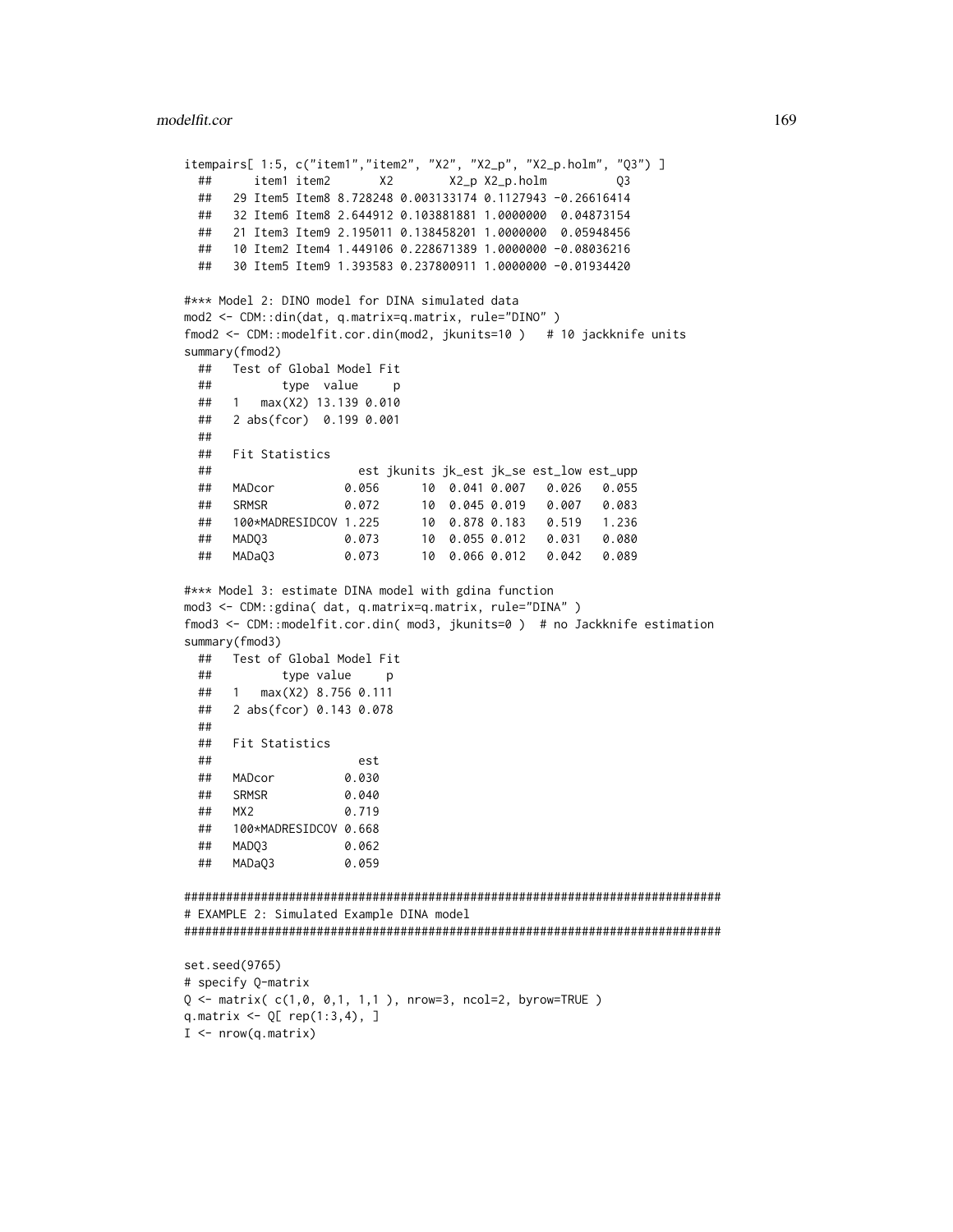```
itempairs[ 1:5, c("item1","item2", "X2", "X2_p", "X2_p.holm", "Q3") ]
  ##      item1 item2       X2        X2_p X2_p.holm          Q3
  ##   29 Item5 Item8 8.728248 0.003133174 0.1127943 -0.26616414
  ##   32 Item6 Item8 2.644912 0.103881881 1.0000000  0.04873154
  ##   21 Item3 Item9 2.195011 0.138458201 1.0000000  0.05948456
  ##   10 Item2 Item4 1.449106 0.228671389 1.0000000 -0.08036216
  ##   30 Item5 Item9 1.393583 0.237800911 1.0000000 -0.01934420

#*** Model 2: DINO model for DINA simulated data
mod2 <- CDM::din(dat, q.matrix=q.matrix, rule="DINO" )
fmod2 <- CDM::modelfit.cor.din(mod2, jkunits=10 )   # 10 jackknife units
summary(fmod2)
  ##   Test of Global Model Fit
  ##          type  value     p
  ##   1   max(X2) 13.139 0.010
  ##   2 abs(fcor)  0.199 0.001
  ##
  ##   Fit Statistics
  ##                      est jkunits jk_est jk_se est_low est_upp
  ##   MADcor           0.056      10  0.041 0.007   0.026   0.055
  ##   SRMSR            0.072      10  0.045 0.019   0.007   0.083
  ##   100*MADRESIDCOV 1.225      10  0.878 0.183   0.519   1.236
  ##   MADQ3            0.073      10  0.055 0.012   0.031   0.080
  ##   MADaQ3           0.073      10  0.066 0.012   0.042   0.089

#*** Model 3: estimate DINA model with gdina function
mod3 <- CDM::gdina( dat, q.matrix=q.matrix, rule="DINA" )
fmod3 <- CDM::modelfit.cor.din( mod3, jkunits=0 )  # no Jackknife estimation
summary(fmod3)
  ##   Test of Global Model Fit
  ##          type value     p
  ##   1   max(X2) 8.756 0.111
  ##   2 abs(fcor) 0.143 0.078
  ##
  ##   Fit Statistics
  ##                     est
  ##   MADcor          0.030
  ##   SRMSR           0.040
  ##   MX2             0.719
  ##   100*MADRESIDCOV 0.668
  ##   MADQ3           0.062
  ##   MADaQ3          0.059

#############################################################################
# EXAMPLE 2: Simulated Example DINA model
#############################################################################

set.seed(9765)
# specify Q-matrix
Q <- matrix( c(1,0, 0,1, 1,1 ), nrow=3, ncol=2, byrow=TRUE )
q.matrix <- Q[ rep(1:3,4), ]
I <- nrow(q.matrix)
```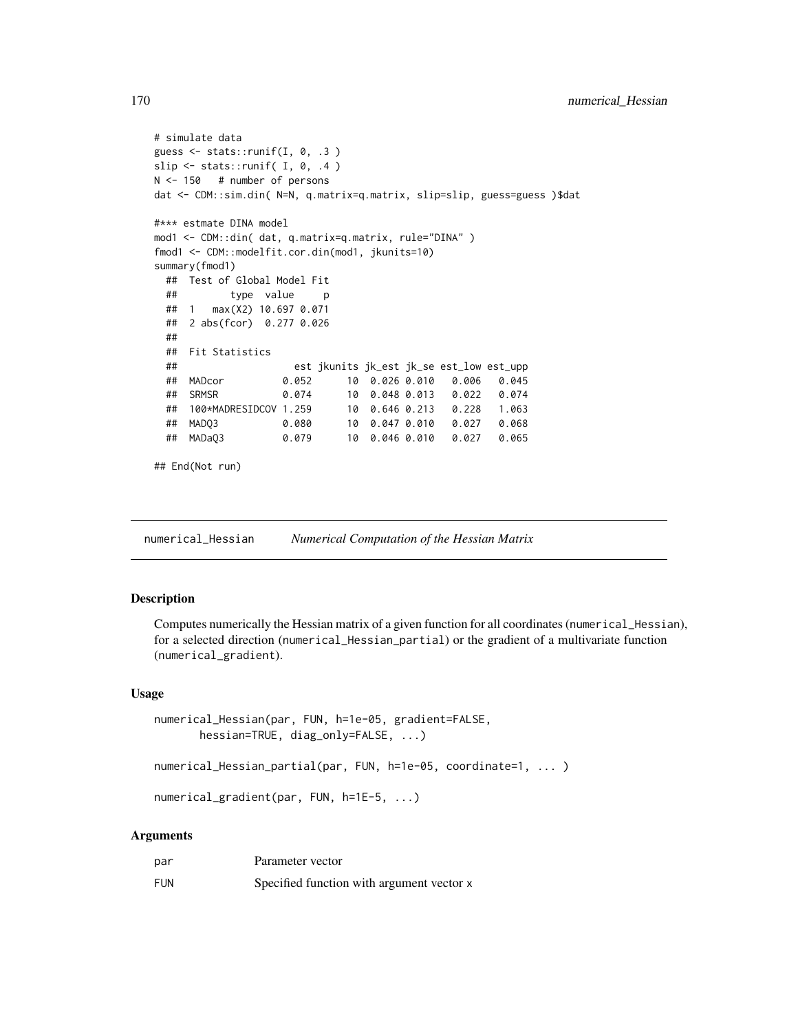```
# simulate data
guess <- stats::runif(I, 0, .3 )
slip <- stats::runif( I, 0, .4 )
N <- 150   # number of persons
dat <- CDM::sim.din( N=N, q.matrix=q.matrix, slip=slip, guess=guess )$dat

#*** estmate DINA model
mod1 <- CDM::din( dat, q.matrix=q.matrix, rule="DINA" )
fmod1 <- CDM::modelfit.cor.din(mod1, jkunits=10)
summary(fmod1)
  ##  Test of Global Model Fit
  ##         type  value     p
  ##  1   max(X2) 10.697 0.071
  ##  2 abs(fcor)  0.277 0.026
  ##
  ##  Fit Statistics
  ##                    est jkunits jk_est jk_se est_low est_upp
  ##  MADcor          0.052      10  0.026 0.010   0.006   0.045
  ##  SRMSR           0.074      10  0.048 0.013   0.022   0.074
  ##  100*MADRESIDCOV 1.259      10  0.646 0.213   0.228   1.063
  ##  MADQ3           0.080      10  0.047 0.010   0.027   0.068
  ##  MADaQ3          0.079      10  0.046 0.010   0.027   0.065

## End(Not run)
```

---

numerical_Hessian *Numerical Computation of the Hessian Matrix*

---

### Description

Computes numerically the Hessian matrix of a given function for all coordinates (numerical_Hessian), for a selected direction (numerical_Hessian_partial) or the gradient of a multivariate function (numerical_gradient).

### Usage

```
numerical_Hessian(par, FUN, h=1e-05, gradient=FALSE,
       hessian=TRUE, diag_only=FALSE, ...)

numerical_Hessian_partial(par, FUN, h=1e-05, coordinate=1, ... )

numerical_gradient(par, FUN, h=1E-5, ...)
```

### Arguments

| | |
|---|---|
| par | Parameter vector |
| FUN | Specified function with argument vector x |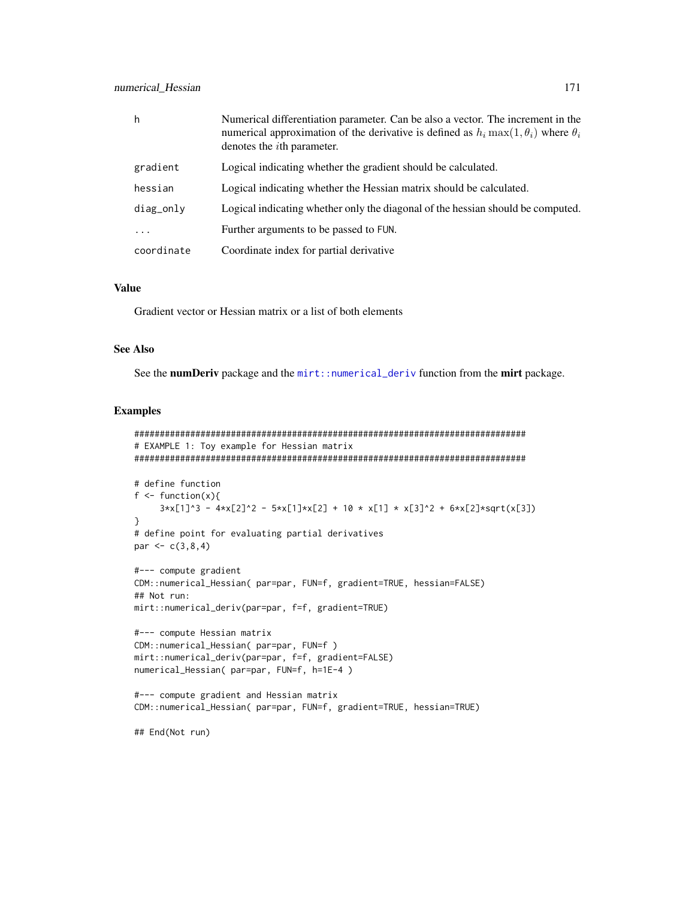| | |
|---|---|
| h | Numerical differentiation parameter. Can be also a vector. The increment in the numerical approximation of the derivative is defined as $h_i \max(1, \theta_i)$ where $\theta_i$ denotes the $i$th parameter. |
| gradient | Logical indicating whether the gradient should be calculated. |
| hessian | Logical indicating whether the Hessian matrix should be calculated. |
| diag_only | Logical indicating whether only the diagonal of the hessian should be computed. |
| ... | Further arguments to be passed to FUN. |
| coordinate | Coordinate index for partial derivative |

### Value

Gradient vector or Hessian matrix or a list of both elements

### See Also

See the **numDeriv** package and the `mirt::numerical_deriv` function from the **mirt** package.

### Examples

```
#############################################################################
# EXAMPLE 1: Toy example for Hessian matrix
#############################################################################

# define function
f <- function(x){
     3*x[1]^3 - 4*x[2]^2 - 5*x[1]*x[2] + 10 * x[1] * x[3]^2 + 6*x[2]*sqrt(x[3])
}
# define point for evaluating partial derivatives
par <- c(3,8,4)

#--- compute gradient
CDM::numerical_Hessian( par=par, FUN=f, gradient=TRUE, hessian=FALSE)
## Not run:
mirt::numerical_deriv(par=par, f=f, gradient=TRUE)

#--- compute Hessian matrix
CDM::numerical_Hessian( par=par, FUN=f )
mirt::numerical_deriv(par=par, f=f, gradient=FALSE)
numerical_Hessian( par=par, FUN=f, h=1E-4 )

#--- compute gradient and Hessian matrix
CDM::numerical_Hessian( par=par, FUN=f, gradient=TRUE, hessian=TRUE)

## End(Not run)
```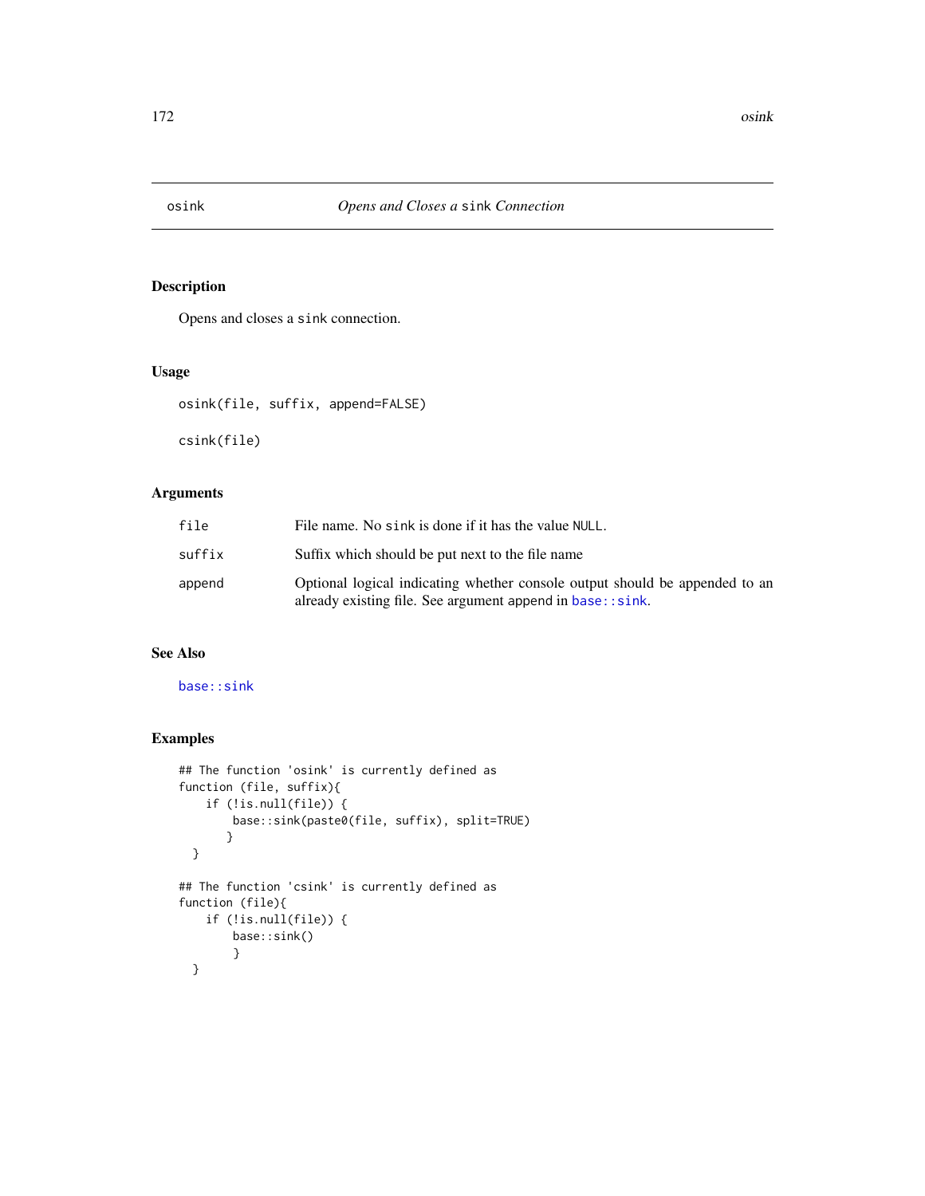# osink — *Opens and Closes a* `sink` *Connection*

## Description

Opens and closes a `sink` connection.

## Usage

```
osink(file, suffix, append=FALSE)

csink(file)
```

## Arguments

| | |
|---|---|
| `file` | File name. No `sink` is done if it has the value `NULL`. |
| `suffix` | Suffix which should be put next to the file name |
| `append` | Optional logical indicating whether console output should be appended to an already existing file. See argument append in `base::sink`. |

## See Also

`base::sink`

## Examples

```
## The function 'osink' is currently defined as
function (file, suffix){
    if (!is.null(file)) {
        base::sink(paste0(file, suffix), split=TRUE)
       }
  }

## The function 'csink' is currently defined as
function (file){
    if (!is.null(file)) {
        base::sink()
        }
  }
```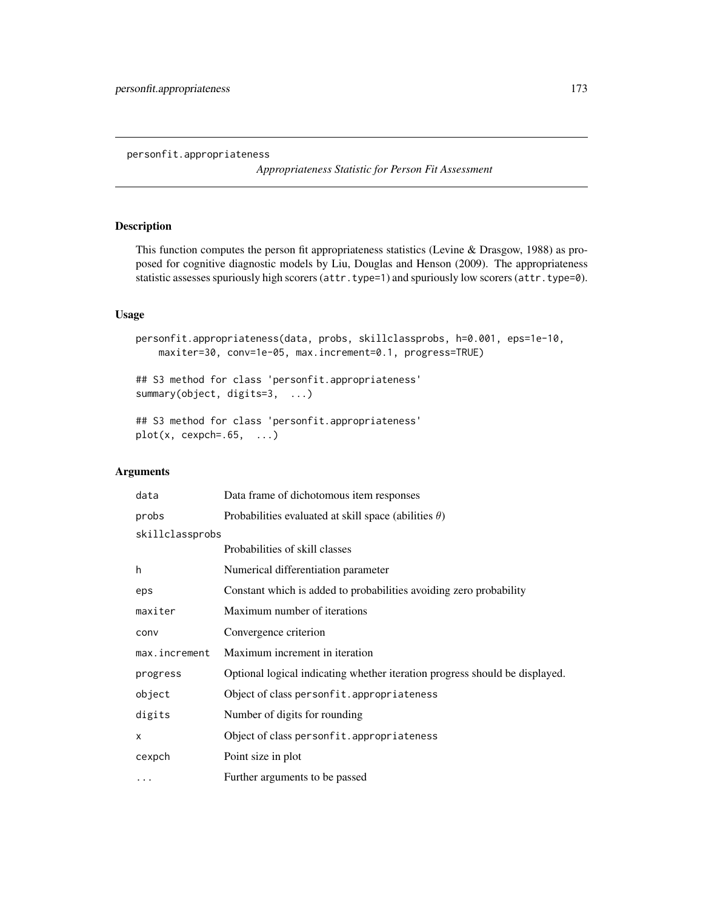personfit.appropriateness

*Appropriateness Statistic for Person Fit Assessment*

## Description

This function computes the person fit appropriateness statistics (Levine & Drasgow, 1988) as proposed for cognitive diagnostic models by Liu, Douglas and Henson (2009). The appropriateness statistic assesses spuriously high scorers (`attr.type=1`) and spuriously low scorers (`attr.type=0`).

## Usage

```
personfit.appropriateness(data, probs, skillclassprobs, h=0.001, eps=1e-10,
    maxiter=30, conv=1e-05, max.increment=0.1, progress=TRUE)

## S3 method for class 'personfit.appropriateness'
summary(object, digits=3,  ...)

## S3 method for class 'personfit.appropriateness'
plot(x, cexpch=.65,  ...)
```

## Arguments

| | |
|---|---|
| `data` | Data frame of dichotomous item responses |
| `probs` | Probabilities evaluated at skill space (abilities $\theta$) |
| `skillclassprobs` | Probabilities of skill classes |
| `h` | Numerical differentiation parameter |
| `eps` | Constant which is added to probabilities avoiding zero probability |
| `maxiter` | Maximum number of iterations |
| `conv` | Convergence criterion |
| `max.increment` | Maximum increment in iteration |
| `progress` | Optional logical indicating whether iteration progress should be displayed. |
| `object` | Object of class `personfit.appropriateness` |
| `digits` | Number of digits for rounding |
| `x` | Object of class `personfit.appropriateness` |
| `cexpch` | Point size in plot |
| `...` | Further arguments to be passed |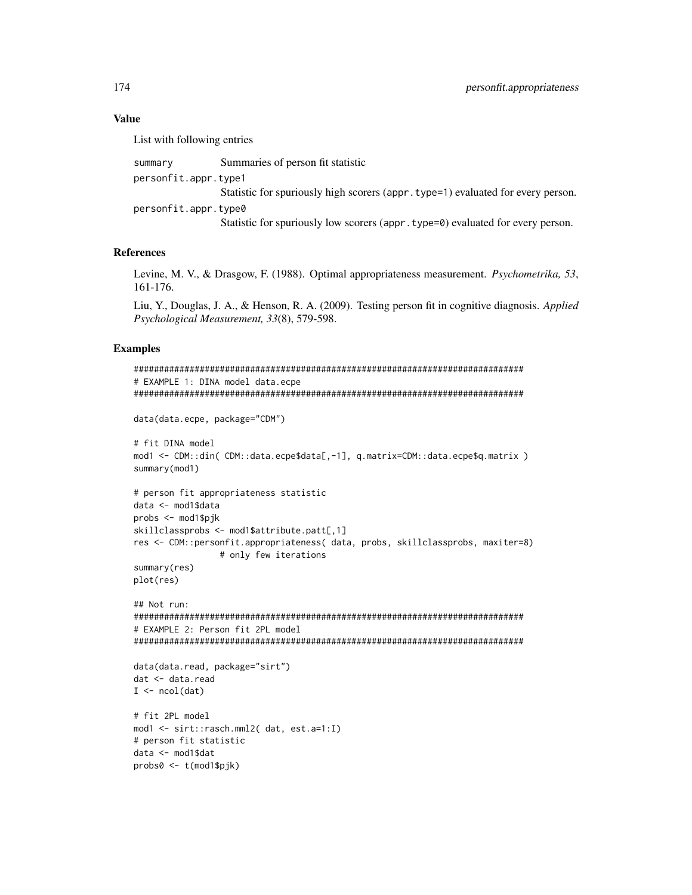## Value

List with following entries

| | |
|---|---|
| `summary` | Summaries of person fit statistic |
| `personfit.appr.type1` | Statistic for spuriously high scorers (`appr.type=1`) evaluated for every person. |
| `personfit.appr.type0` | Statistic for spuriously low scorers (`appr.type=0`) evaluated for every person. |

## References

Levine, M. V., & Drasgow, F. (1988). Optimal appropriateness measurement. *Psychometrika, 53*, 161-176.

Liu, Y., Douglas, J. A., & Henson, R. A. (2009). Testing person fit in cognitive diagnosis. *Applied Psychological Measurement, 33*(8), 579-598.

## Examples

```
#############################################################################
# EXAMPLE 1: DINA model data.ecpe
#############################################################################

data(data.ecpe, package="CDM")

# fit DINA model
mod1 <- CDM::din( CDM::data.ecpe$data[,-1], q.matrix=CDM::data.ecpe$q.matrix )
summary(mod1)

# person fit appropriateness statistic
data <- mod1$data
probs <- mod1$pjk
skillclassprobs <- mod1$attribute.patt[,1]
res <- CDM::personfit.appropriateness( data, probs, skillclassprobs, maxiter=8)
                # only few iterations
summary(res)
plot(res)

## Not run:
#############################################################################
# EXAMPLE 2: Person fit 2PL model
#############################################################################

data(data.read, package="sirt")
dat <- data.read
I <- ncol(dat)

# fit 2PL model
mod1 <- sirt::rasch.mml2( dat, est.a=1:I)
# person fit statistic
data <- mod1$dat
probs0 <- t(mod1$pjk)
```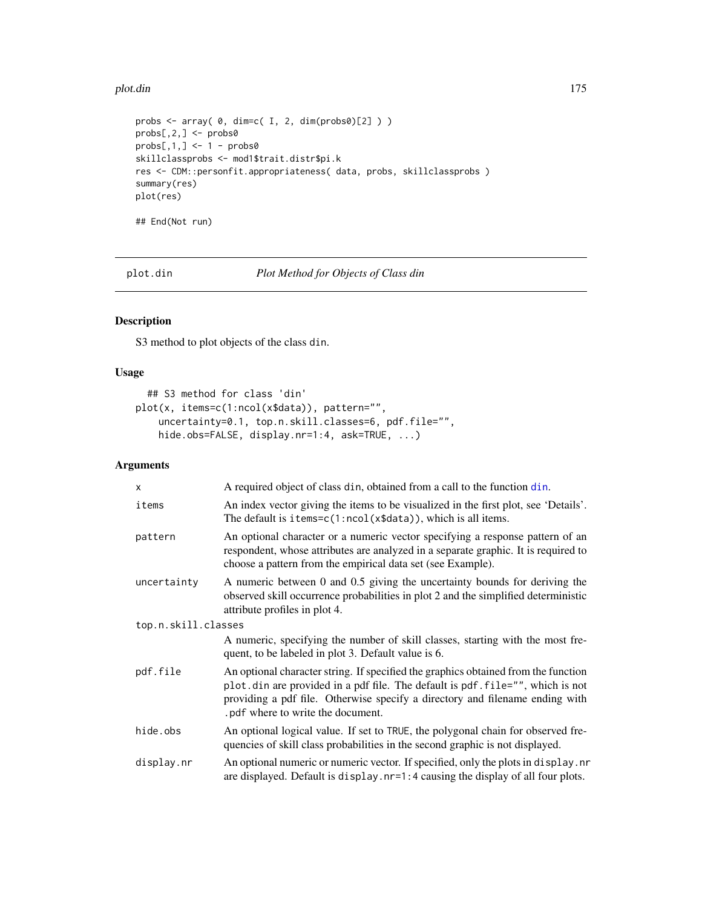```
probs <- array( 0, dim=c( I, 2, dim(probs0)[2] ) )
probs[,2,] <- probs0
probs[,1,] <- 1 - probs0
skillclassprobs <- mod1$trait.distr$pi.k
res <- CDM::personfit.appropriateness( data, probs, skillclassprobs )
summary(res)
plot(res)

## End(Not run)
```

---

# plot.din — *Plot Method for Objects of Class din*

## Description

S3 method to plot objects of the class din.

## Usage

```
## S3 method for class 'din'
plot(x, items=c(1:ncol(x$data)), pattern="",
    uncertainty=0.1, top.n.skill.classes=6, pdf.file="",
    hide.obs=FALSE, display.nr=1:4, ask=TRUE, ...)
```

## Arguments

| Argument | Description |
|---|---|
| x | A required object of class din, obtained from a call to the function din. |
| items | An index vector giving the items to be visualized in the first plot, see 'Details'. The default is items=c(1:ncol(x$data)), which is all items. |
| pattern | An optional character or a numeric vector specifying a response pattern of an respondent, whose attributes are analyzed in a separate graphic. It is required to choose a pattern from the empirical data set (see Example). |
| uncertainty | A numeric between 0 and 0.5 giving the uncertainty bounds for deriving the observed skill occurrence probabilities in plot 2 and the simplified deterministic attribute profiles in plot 4. |
| top.n.skill.classes | A numeric, specifying the number of skill classes, starting with the most frequent, to be labeled in plot 3. Default value is 6. |
| pdf.file | An optional character string. If specified the graphics obtained from the function plot.din are provided in a pdf file. The default is pdf.file="", which is not providing a pdf file. Otherwise specify a directory and filename ending with .pdf where to write the document. |
| hide.obs | An optional logical value. If set to TRUE, the polygonal chain for observed frequencies of skill class probabilities in the second graphic is not displayed. |
| display.nr | An optional numeric or numeric vector. If specified, only the plots in display.nr are displayed. Default is display.nr=1:4 causing the display of all four plots. |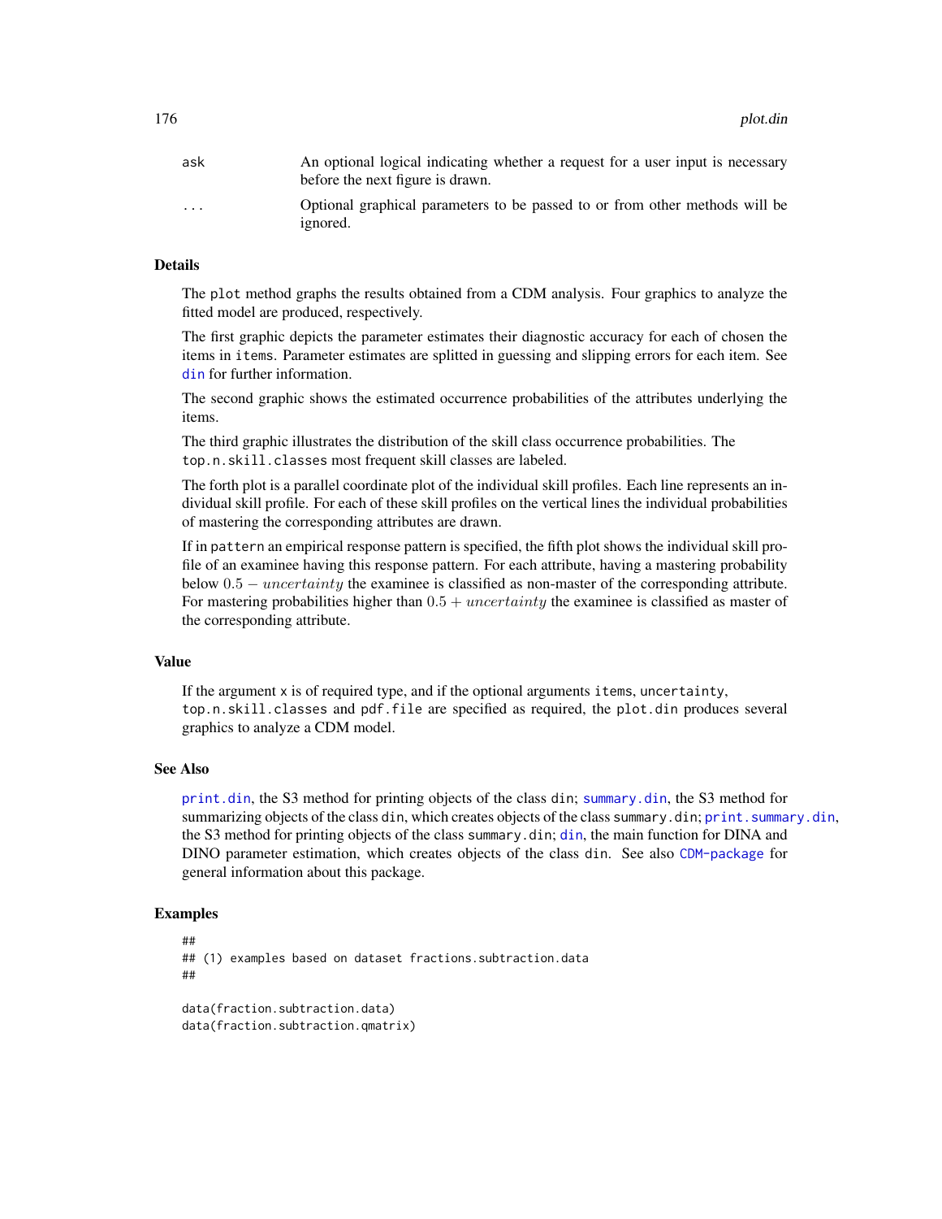| | |
|---|---|
| ask | An optional logical indicating whether a request for a user input is necessary before the next figure is drawn. |
| ... | Optional graphical parameters to be passed to or from other methods will be ignored. |

### Details

The plot method graphs the results obtained from a CDM analysis. Four graphics to analyze the fitted model are produced, respectively.

The first graphic depicts the parameter estimates their diagnostic accuracy for each of chosen the items in items. Parameter estimates are splitted in guessing and slipping errors for each item. See din for further information.

The second graphic shows the estimated occurrence probabilities of the attributes underlying the items.

The third graphic illustrates the distribution of the skill class occurrence probabilities. The top.n.skill.classes most frequent skill classes are labeled.

The forth plot is a parallel coordinate plot of the individual skill profiles. Each line represents an individual skill profile. For each of these skill profiles on the vertical lines the individual probabilities of mastering the corresponding attributes are drawn.

If in pattern an empirical response pattern is specified, the fifth plot shows the individual skill profile of an examinee having this response pattern. For each attribute, having a mastering probability below $0.5 - uncertainty$ the examinee is classified as non-master of the corresponding attribute. For mastering probabilities higher than $0.5 + uncertainty$ the examinee is classified as master of the corresponding attribute.

### Value

If the argument x is of required type, and if the optional arguments items, uncertainty, top.n.skill.classes and pdf.file are specified as required, the plot.din produces several graphics to analyze a CDM model.

### See Also

print.din, the S3 method for printing objects of the class din; summary.din, the S3 method for summarizing objects of the class din, which creates objects of the class summary.din; print.summary.din, the S3 method for printing objects of the class summary.din; din, the main function for DINA and DINO parameter estimation, which creates objects of the class din. See also CDM-package for general information about this package.

### Examples

```
##
## (1) examples based on dataset fractions.subtraction.data
##

data(fraction.subtraction.data)
data(fraction.subtraction.qmatrix)
```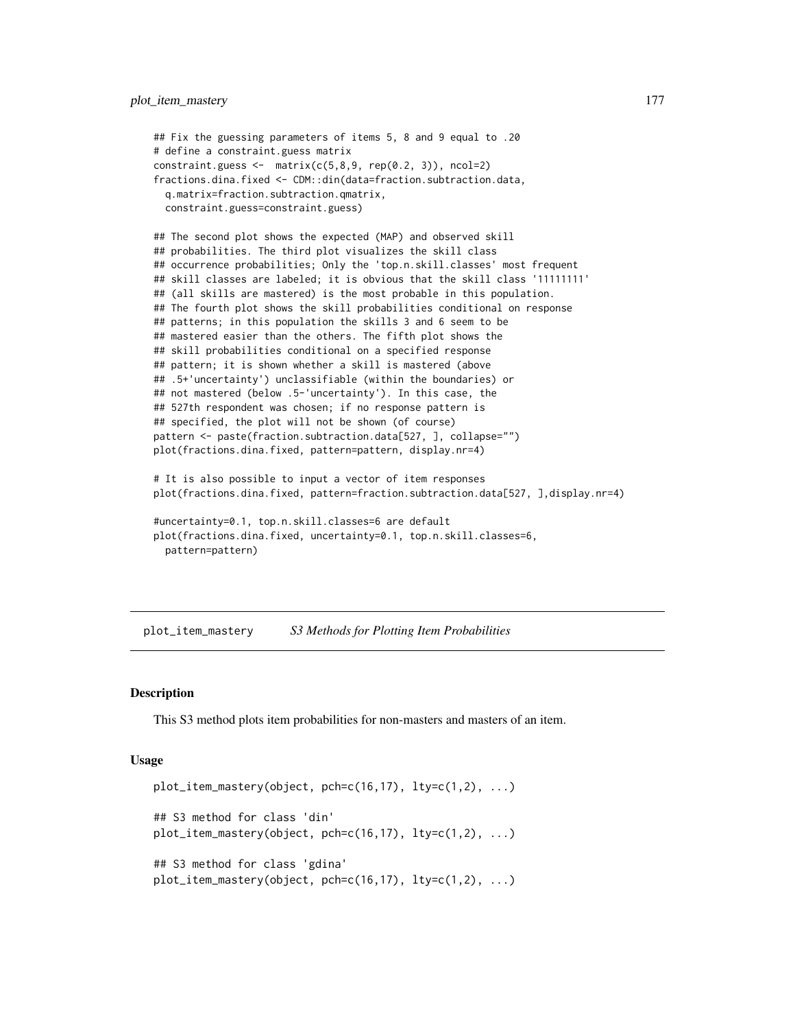```
## Fix the guessing parameters of items 5, 8 and 9 equal to .20
# define a constraint.guess matrix
constraint.guess <-  matrix(c(5,8,9, rep(0.2, 3)), ncol=2)
fractions.dina.fixed <- CDM::din(data=fraction.subtraction.data,
  q.matrix=fraction.subtraction.qmatrix,
  constraint.guess=constraint.guess)

## The second plot shows the expected (MAP) and observed skill
## probabilities. The third plot visualizes the skill class
## occurrence probabilities; Only the 'top.n.skill.classes' most frequent
## skill classes are labeled; it is obvious that the skill class '11111111'
## (all skills are mastered) is the most probable in this population.
## The fourth plot shows the skill probabilities conditional on response
## patterns; in this population the skills 3 and 6 seem to be
## mastered easier than the others. The fifth plot shows the
## skill probabilities conditional on a specified response
## pattern; it is shown whether a skill is mastered (above
## .5+'uncertainty') unclassifiable (within the boundaries) or
## not mastered (below .5-'uncertainty'). In this case, the
## 527th respondent was chosen; if no response pattern is
## specified, the plot will not be shown (of course)
pattern <- paste(fraction.subtraction.data[527, ], collapse="")
plot(fractions.dina.fixed, pattern=pattern, display.nr=4)

# It is also possible to input a vector of item responses
plot(fractions.dina.fixed, pattern=fraction.subtraction.data[527, ],display.nr=4)

#uncertainty=0.1, top.n.skill.classes=6 are default
plot(fractions.dina.fixed, uncertainty=0.1, top.n.skill.classes=6,
  pattern=pattern)
```

# plot_item_mastery — *S3 Methods for Plotting Item Probabilities*

## Description

This S3 method plots item probabilities for non-masters and masters of an item.

## Usage

```
plot_item_mastery(object, pch=c(16,17), lty=c(1,2), ...)

## S3 method for class 'din'
plot_item_mastery(object, pch=c(16,17), lty=c(1,2), ...)

## S3 method for class 'gdina'
plot_item_mastery(object, pch=c(16,17), lty=c(1,2), ...)
```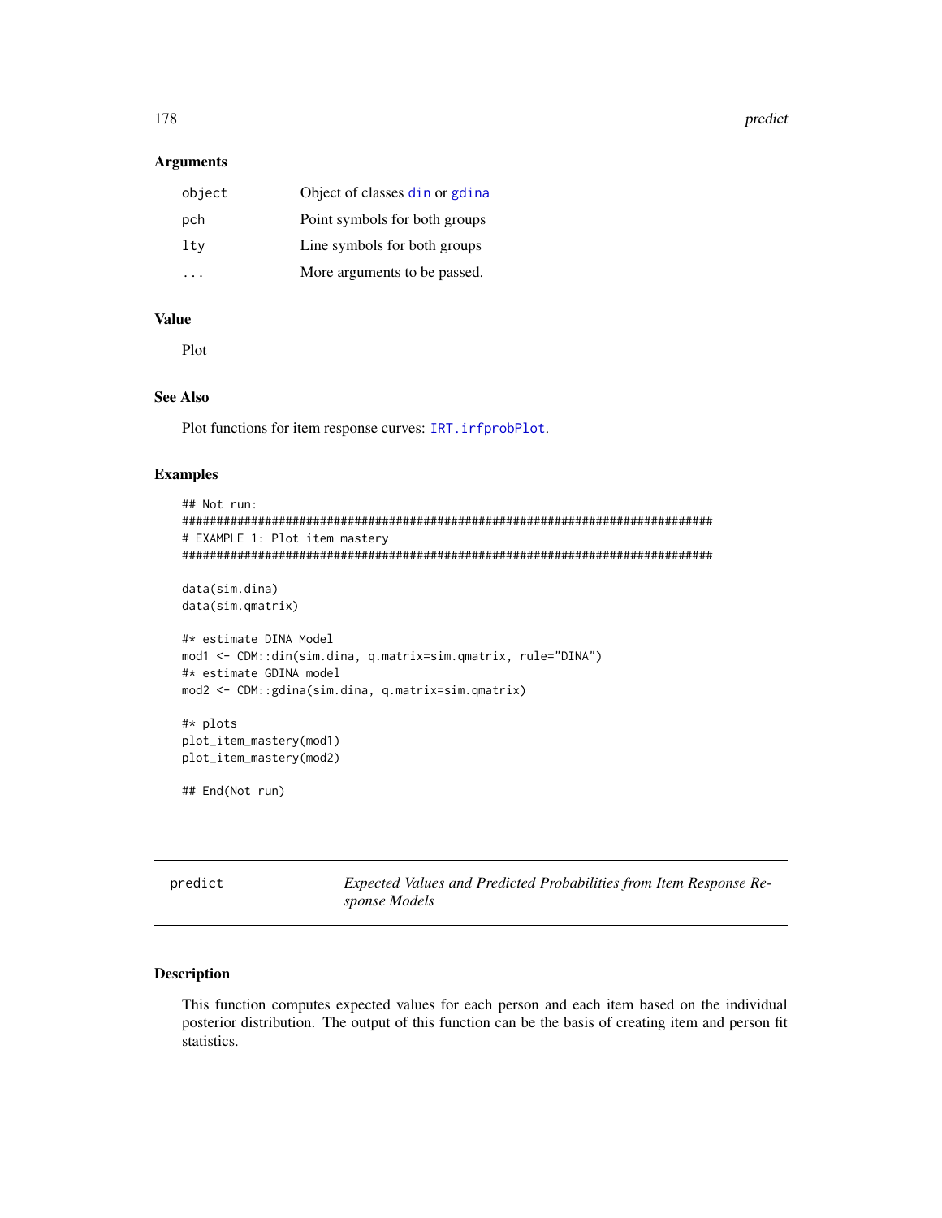### Arguments

| | |
|---|---|
| `object` | Object of classes `din` or `gdina` |
| `pch` | Point symbols for both groups |
| `lty` | Line symbols for both groups |
| `...` | More arguments to be passed. |

### Value

Plot

### See Also

Plot functions for item response curves: `IRT.irfprobPlot`.

### Examples

```
## Not run:
#############################################################################
# EXAMPLE 1: Plot item mastery
#############################################################################

data(sim.dina)
data(sim.qmatrix)

#* estimate DINA Model
mod1 <- CDM::din(sim.dina, q.matrix=sim.qmatrix, rule="DINA")
#* estimate GDINA model
mod2 <- CDM::gdina(sim.dina, q.matrix=sim.qmatrix)

#* plots
plot_item_mastery(mod1)
plot_item_mastery(mod2)

## End(Not run)
```

---

## predict — *Expected Values and Predicted Probabilities from Item Response Response Models*

### Description

This function computes expected values for each person and each item based on the individual posterior distribution. The output of this function can be the basis of creating item and person fit statistics.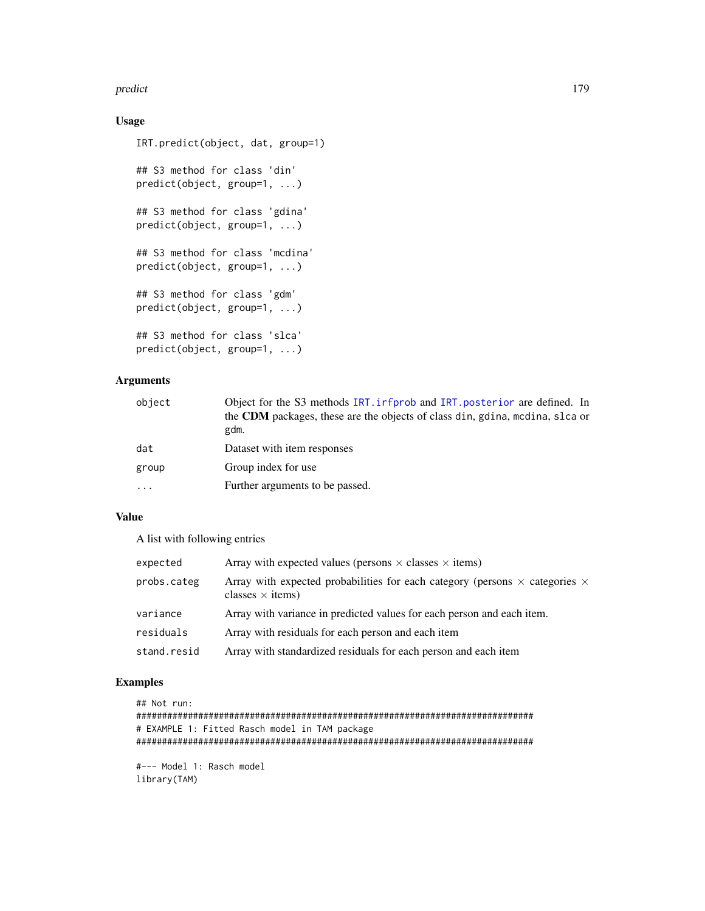### Usage

```
IRT.predict(object, dat, group=1)

## S3 method for class 'din'
predict(object, group=1, ...)

## S3 method for class 'gdina'
predict(object, group=1, ...)

## S3 method for class 'mcdina'
predict(object, group=1, ...)

## S3 method for class 'gdm'
predict(object, group=1, ...)

## S3 method for class 'slca'
predict(object, group=1, ...)
```

### Arguments

| | |
|---|---|
| `object` | Object for the S3 methods `IRT.irfprob` and `IRT.posterior` are defined. In the **CDM** packages, these are the objects of class `din`, `gdina`, `mcdina`, `slca` or `gdm`. |
| `dat` | Dataset with item responses |
| `group` | Group index for use |
| `...` | Further arguments to be passed. |

### Value

A list with following entries

| | |
|---|---|
| `expected` | Array with expected values (persons $\times$ classes $\times$ items) |
| `probs.categ` | Array with expected probabilities for each category (persons $\times$ categories $\times$ classes $\times$ items) |
| `variance` | Array with variance in predicted values for each person and each item. |
| `residuals` | Array with residuals for each person and each item |
| `stand.resid` | Array with standardized residuals for each person and each item |

### Examples

```
## Not run:
#############################################################################
# EXAMPLE 1: Fitted Rasch model in TAM package
#############################################################################

#--- Model 1: Rasch model
library(TAM)
```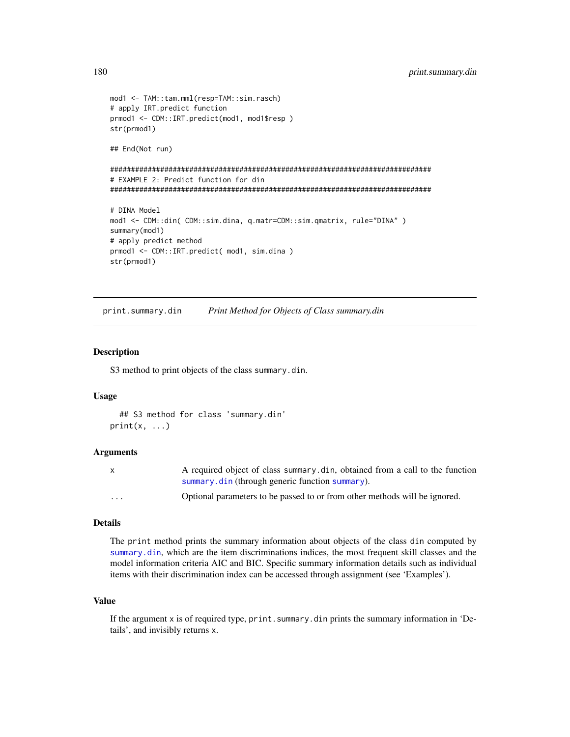```
mod1 <- TAM::tam.mml(resp=TAM::sim.rasch)
# apply IRT.predict function
prmod1 <- CDM::IRT.predict(mod1, mod1$resp )
str(prmod1)

## End(Not run)

#############################################################################
# EXAMPLE 2: Predict function for din
#############################################################################

# DINA Model
mod1 <- CDM::din( CDM::sim.dina, q.matr=CDM::sim.qmatrix, rule="DINA" )
summary(mod1)
# apply predict method
prmod1 <- CDM::IRT.predict( mod1, sim.dina )
str(prmod1)
```

---

## print.summary.din *Print Method for Objects of Class summary.din*

### Description

S3 method to print objects of the class summary.din.

### Usage

```
  ## S3 method for class 'summary.din'
print(x, ...)
```

### Arguments

| | |
|---|---|
| x | A required object of class summary.din, obtained from a call to the function summary.din (through generic function summary). |
| ... | Optional parameters to be passed to or from other methods will be ignored. |

### Details

The print method prints the summary information about objects of the class din computed by summary.din, which are the item discriminations indices, the most frequent skill classes and the model information criteria AIC and BIC. Specific summary information details such as individual items with their discrimination index can be accessed through assignment (see 'Examples').

### Value

If the argument x is of required type, print.summary.din prints the summary information in 'Details', and invisibly returns x.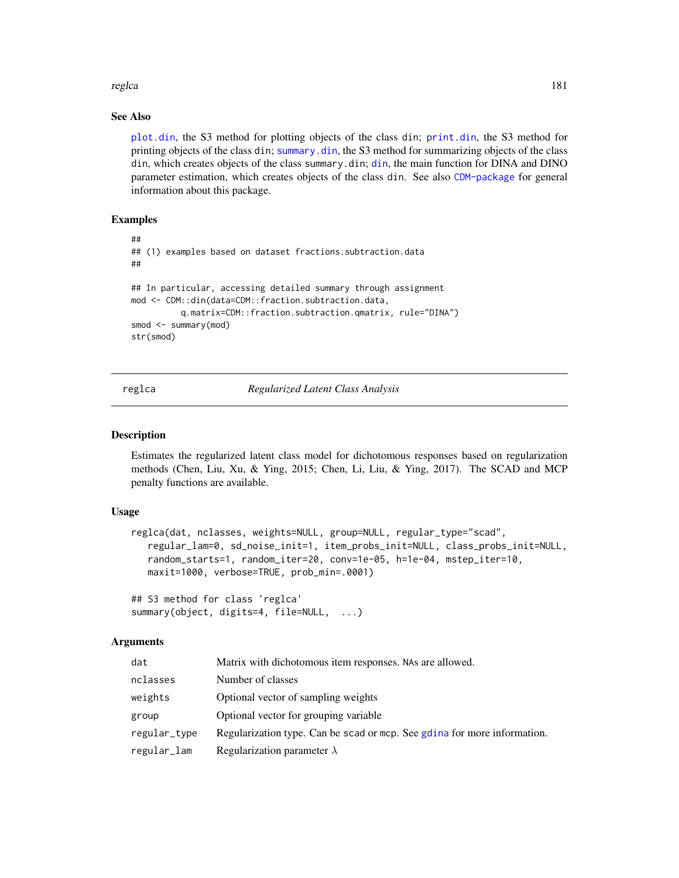### See Also

`plot.din`, the S3 method for plotting objects of the class `din`; `print.din`, the S3 method for printing objects of the class `din`; `summary.din`, the S3 method for summarizing objects of the class `din`, which creates objects of the class `summary.din`; `din`, the main function for DINA and DINO parameter estimation, which creates objects of the class `din`. See also `CDM-package` for general information about this package.

### Examples

```
##
## (1) examples based on dataset fractions.subtraction.data
##

## In particular, accessing detailed summary through assignment
mod <- CDM::din(data=CDM::fraction.subtraction.data,
          q.matrix=CDM::fraction.subtraction.qmatrix, rule="DINA")
smod <- summary(mod)
str(smod)
```

---

## reglca — *Regularized Latent Class Analysis*

### Description

Estimates the regularized latent class model for dichotomous responses based on regularization methods (Chen, Liu, Xu, & Ying, 2015; Chen, Li, Liu, & Ying, 2017). The SCAD and MCP penalty functions are available.

### Usage

```
reglca(dat, nclasses, weights=NULL, group=NULL, regular_type="scad",
   regular_lam=0, sd_noise_init=1, item_probs_init=NULL, class_probs_init=NULL,
   random_starts=1, random_iter=20, conv=1e-05, h=1e-04, mstep_iter=10,
   maxit=1000, verbose=TRUE, prob_min=.0001)

## S3 method for class 'reglca'
summary(object, digits=4, file=NULL,  ...)
```

### Arguments

| | |
|---|---|
| `dat` | Matrix with dichotomous item responses. NAs are allowed. |
| `nclasses` | Number of classes |
| `weights` | Optional vector of sampling weights |
| `group` | Optional vector for grouping variable |
| `regular_type` | Regularization type. Can be `scad` or `mcp`. See `gdina` for more information. |
| `regular_lam` | Regularization parameter $\lambda$ |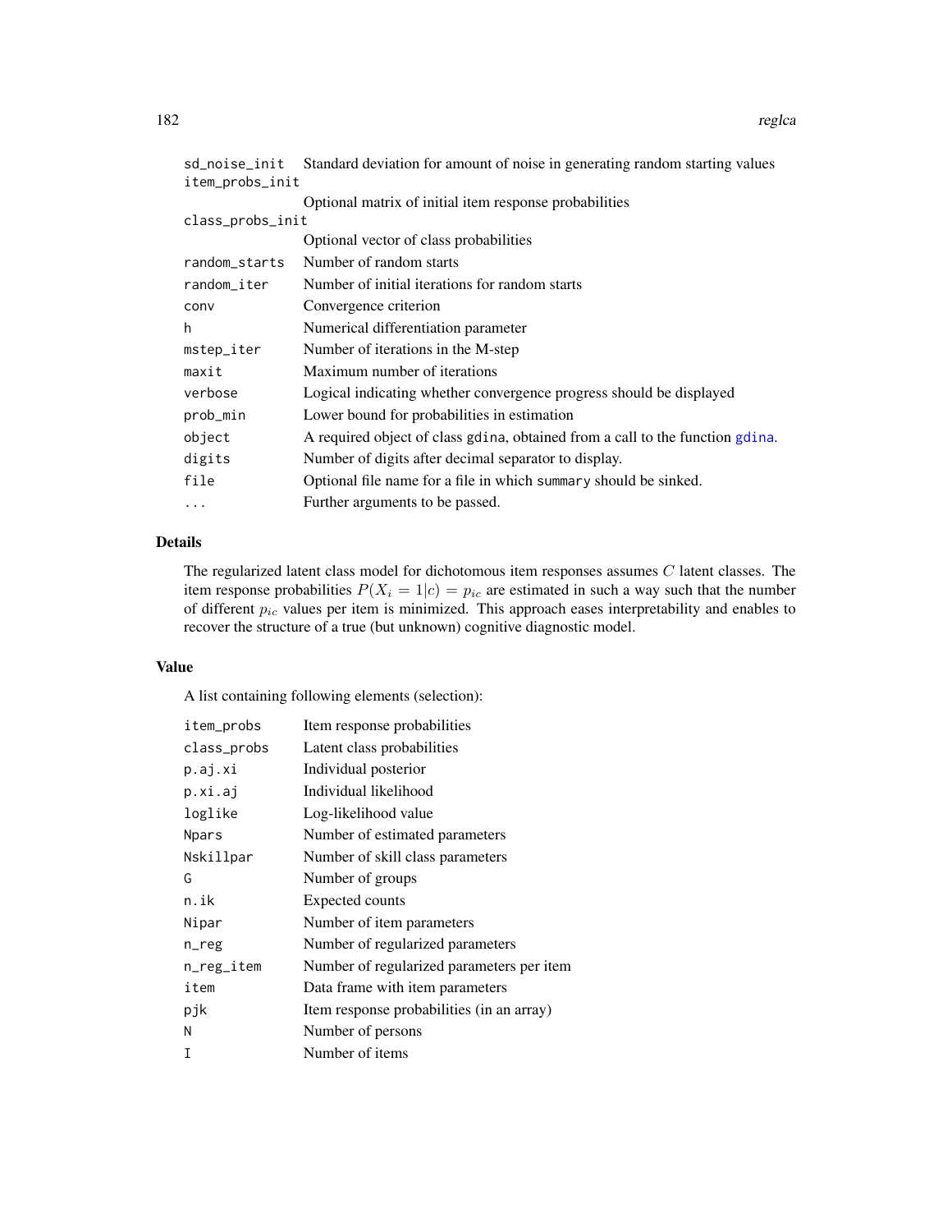| | |
|---|---|
| sd_noise_init | Standard deviation for amount of noise in generating random starting values |
| item_probs_init | Optional matrix of initial item response probabilities |
| class_probs_init | Optional vector of class probabilities |
| random_starts | Number of random starts |
| random_iter | Number of initial iterations for random starts |
| conv | Convergence criterion |
| h | Numerical differentiation parameter |
| mstep_iter | Number of iterations in the M-step |
| maxit | Maximum number of iterations |
| verbose | Logical indicating whether convergence progress should be displayed |
| prob_min | Lower bound for probabilities in estimation |
| object | A required object of class gdina, obtained from a call to the function gdina. |
| digits | Number of digits after decimal separator to display. |
| file | Optional file name for a file in which summary should be sinked. |
| ... | Further arguments to be passed. |

## Details

The regularized latent class model for dichotomous item responses assumes $C$ latent classes. The item response probabilities $P(X_i = 1|c) = p_{ic}$ are estimated in such a way such that the number of different $p_{ic}$ values per item is minimized. This approach eases interpretability and enables to recover the structure of a true (but unknown) cognitive diagnostic model.

## Value

A list containing following elements (selection):

| | |
|---|---|
| item_probs | Item response probabilities |
| class_probs | Latent class probabilities |
| p.aj.xi | Individual posterior |
| p.xi.aj | Individual likelihood |
| loglike | Log-likelihood value |
| Npars | Number of estimated parameters |
| Nskillpar | Number of skill class parameters |
| G | Number of groups |
| n.ik | Expected counts |
| Nipar | Number of item parameters |
| n_reg | Number of regularized parameters |
| n_reg_item | Number of regularized parameters per item |
| item | Data frame with item parameters |
| pjk | Item response probabilities (in an array) |
| N | Number of persons |
| I | Number of items |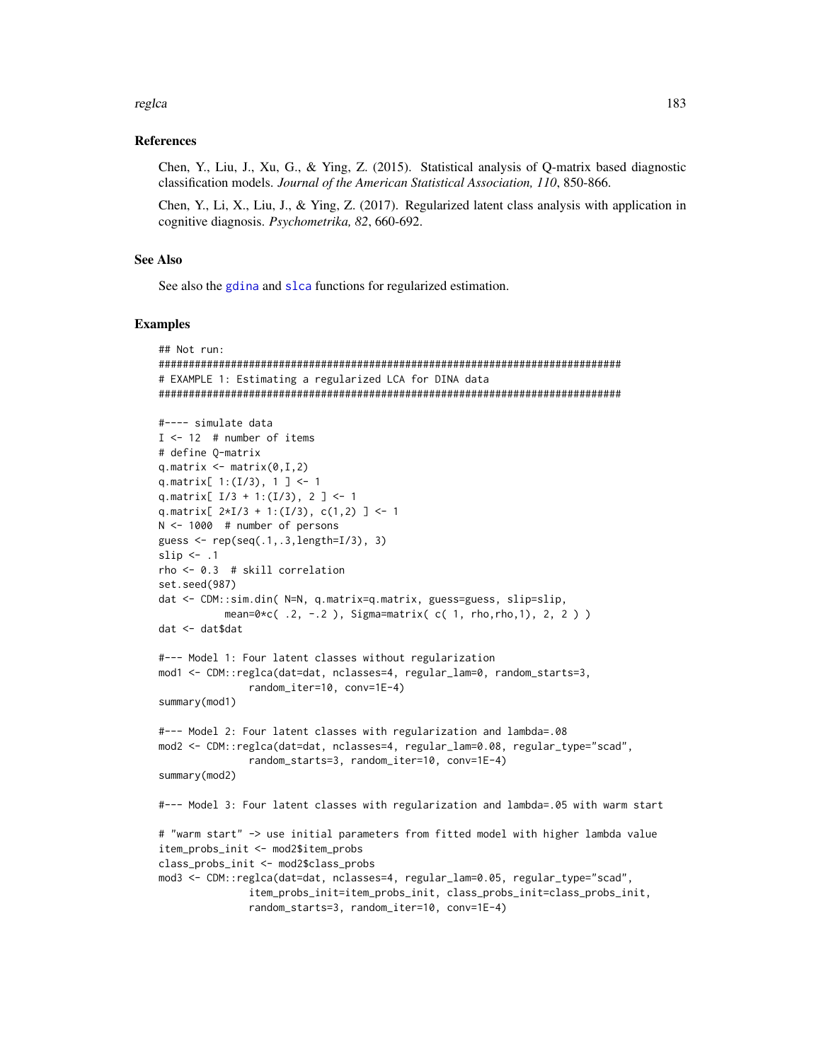## References

Chen, Y., Liu, J., Xu, G., & Ying, Z. (2015). Statistical analysis of Q-matrix based diagnostic classification models. *Journal of the American Statistical Association, 110*, 850-866.

Chen, Y., Li, X., Liu, J., & Ying, Z. (2017). Regularized latent class analysis with application in cognitive diagnosis. *Psychometrika, 82*, 660-692.

## See Also

See also the gdina and slca functions for regularized estimation.

## Examples

```
## Not run:
#############################################################################
# EXAMPLE 1: Estimating a regularized LCA for DINA data
#############################################################################

#---- simulate data
I <- 12  # number of items
# define Q-matrix
q.matrix <- matrix(0,I,2)
q.matrix[ 1:(I/3), 1 ] <- 1
q.matrix[ I/3 + 1:(I/3), 2 ] <- 1
q.matrix[ 2*I/3 + 1:(I/3), c(1,2) ] <- 1
N <- 1000  # number of persons
guess <- rep(seq(.1,.3,length=I/3), 3)
slip <- .1
rho <- 0.3  # skill correlation
set.seed(987)
dat <- CDM::sim.din( N=N, q.matrix=q.matrix, guess=guess, slip=slip,
           mean=0*c( .2, -.2 ), Sigma=matrix( c( 1, rho,rho,1), 2, 2 ) )
dat <- dat$dat

#--- Model 1: Four latent classes without regularization
mod1 <- CDM::reglca(dat=dat, nclasses=4, regular_lam=0, random_starts=3,
               random_iter=10, conv=1E-4)
summary(mod1)

#--- Model 2: Four latent classes with regularization and lambda=.08
mod2 <- CDM::reglca(dat=dat, nclasses=4, regular_lam=0.08, regular_type="scad",
               random_starts=3, random_iter=10, conv=1E-4)
summary(mod2)

#--- Model 3: Four latent classes with regularization and lambda=.05 with warm start

# "warm start" -> use initial parameters from fitted model with higher lambda value
item_probs_init <- mod2$item_probs
class_probs_init <- mod2$class_probs
mod3 <- CDM::reglca(dat=dat, nclasses=4, regular_lam=0.05, regular_type="scad",
               item_probs_init=item_probs_init, class_probs_init=class_probs_init,
               random_starts=3, random_iter=10, conv=1E-4)
```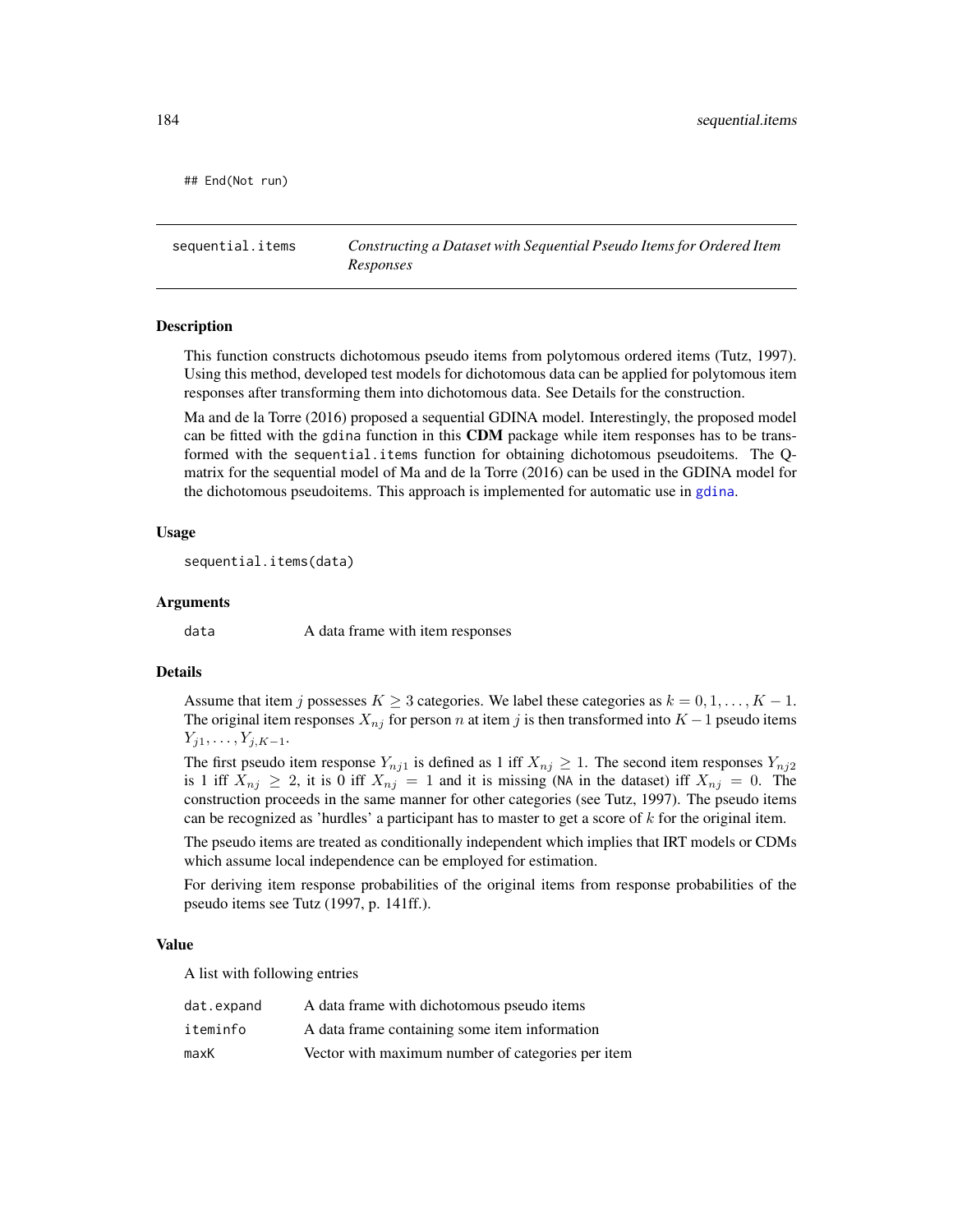```
## End(Not run)
```

---

`sequential.items` *Constructing a Dataset with Sequential Pseudo Items for Ordered Item Responses*

---

## Description

This function constructs dichotomous pseudo items from polytomous ordered items (Tutz, 1997). Using this method, developed test models for dichotomous data can be applied for polytomous item responses after transforming them into dichotomous data. See Details for the construction.

Ma and de la Torre (2016) proposed a sequential GDINA model. Interestingly, the proposed model can be fitted with the `gdina` function in this **CDM** package while item responses has to be transformed with the `sequential.items` function for obtaining dichotomous pseudoitems. The Q-matrix for the sequential model of Ma and de la Torre (2016) can be used in the GDINA model for the dichotomous pseudoitems. This approach is implemented for automatic use in `gdina`.

## Usage

```
sequential.items(data)
```

## Arguments

| | |
|---|---|
| `data` | A data frame with item responses |

## Details

Assume that item $j$ possesses $K \geq 3$ categories. We label these categories as $k = 0, 1, \ldots, K-1$. The original item responses $X_{nj}$ for person $n$ at item $j$ is then transformed into $K-1$ pseudo items $Y_{j1}, \ldots, Y_{j,K-1}$.

The first pseudo item response $Y_{nj1}$ is defined as 1 iff $X_{nj} \geq 1$. The second item responses $Y_{nj2}$ is 1 iff $X_{nj} \geq 2$, it is 0 iff $X_{nj} = 1$ and it is missing (`NA` in the dataset) iff $X_{nj} = 0$. The construction proceeds in the same manner for other categories (see Tutz, 1997). The pseudo items can be recognized as 'hurdles' a participant has to master to get a score of $k$ for the original item.

The pseudo items are treated as conditionally independent which implies that IRT models or CDMs which assume local independence can be employed for estimation.

For deriving item response probabilities of the original items from response probabilities of the pseudo items see Tutz (1997, p. 141ff.).

## Value

A list with following entries

| | |
|---|---|
| `dat.expand` | A data frame with dichotomous pseudo items |
| `iteminfo` | A data frame containing some item information |
| `maxK` | Vector with maximum number of categories per item |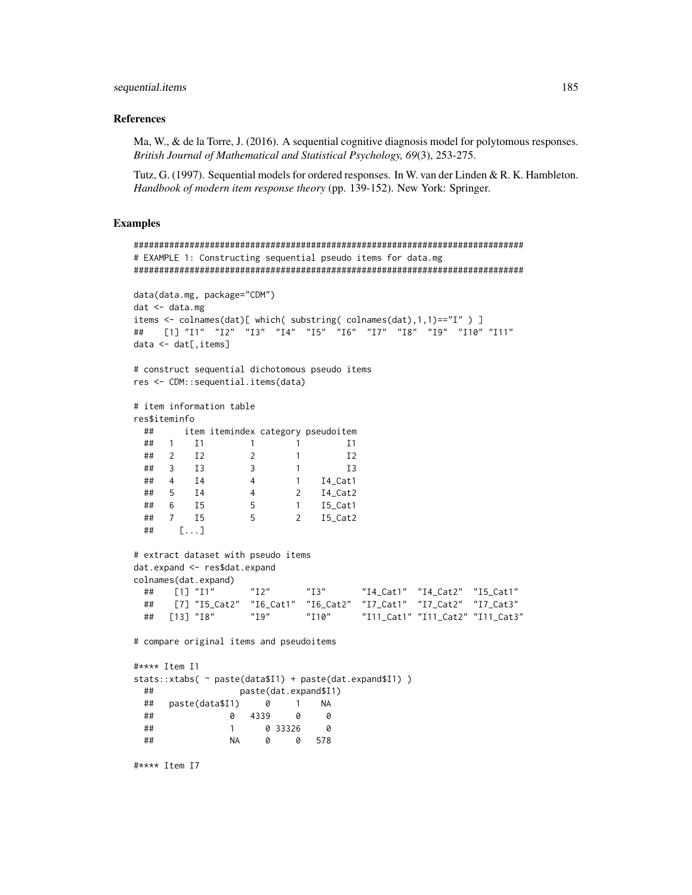### References

Ma, W., & de la Torre, J. (2016). A sequential cognitive diagnosis model for polytomous responses. *British Journal of Mathematical and Statistical Psychology, 69*(3), 253-275.

Tutz, G. (1997). Sequential models for ordered responses. In W. van der Linden & R. K. Hambleton. *Handbook of modern item response theory* (pp. 139-152). New York: Springer.

### Examples

```
#############################################################################
# EXAMPLE 1: Constructing sequential pseudo items for data.mg
#############################################################################

data(data.mg, package="CDM")
dat <- data.mg
items <- colnames(dat)[ which( substring( colnames(dat),1,1)=="I" ) ]
##   [1] "I1"  "I2"  "I3"  "I4"  "I5"  "I6"  "I7"  "I8"  "I9"  "I10" "I11"
data <- dat[,items]

# construct sequential dichotomous pseudo items
res <- CDM::sequential.items(data)

# item information table
res$iteminfo
  ##     item itemindex category pseudoitem
  ##   1   I1         1        1         I1
  ##   2   I2         2        1         I2
  ##   3   I3         3        1         I3
  ##   4   I4         4        1    I4_Cat1
  ##   5   I4         4        2    I4_Cat2
  ##   6   I5         5        1    I5_Cat1
  ##   7   I5         5        2    I5_Cat2
  ##    [...]

# extract dataset with pseudo items
dat.expand <- res$dat.expand
colnames(dat.expand)
  ##    [1] "I1"       "I2"       "I3"       "I4_Cat1"  "I4_Cat2"  "I5_Cat1"
  ##    [7] "I5_Cat2"  "I6_Cat1"  "I6_Cat2"  "I7_Cat1"  "I7_Cat2"  "I7_Cat3"
  ##   [13] "I8"       "I9"       "I10"      "I11_Cat1" "I11_Cat2" "I11_Cat3"

# compare original items and pseudoitems

#**** Item I1
stats::xtabs( ~ paste(data$I1) + paste(dat.expand$I1) )
  ##                paste(dat.expand$I1)
  ##   paste(data$I1)     0     1    NA
  ##               0   4339     0     0
  ##               1      0 33326     0
  ##               NA     0     0   578

#**** Item I7
```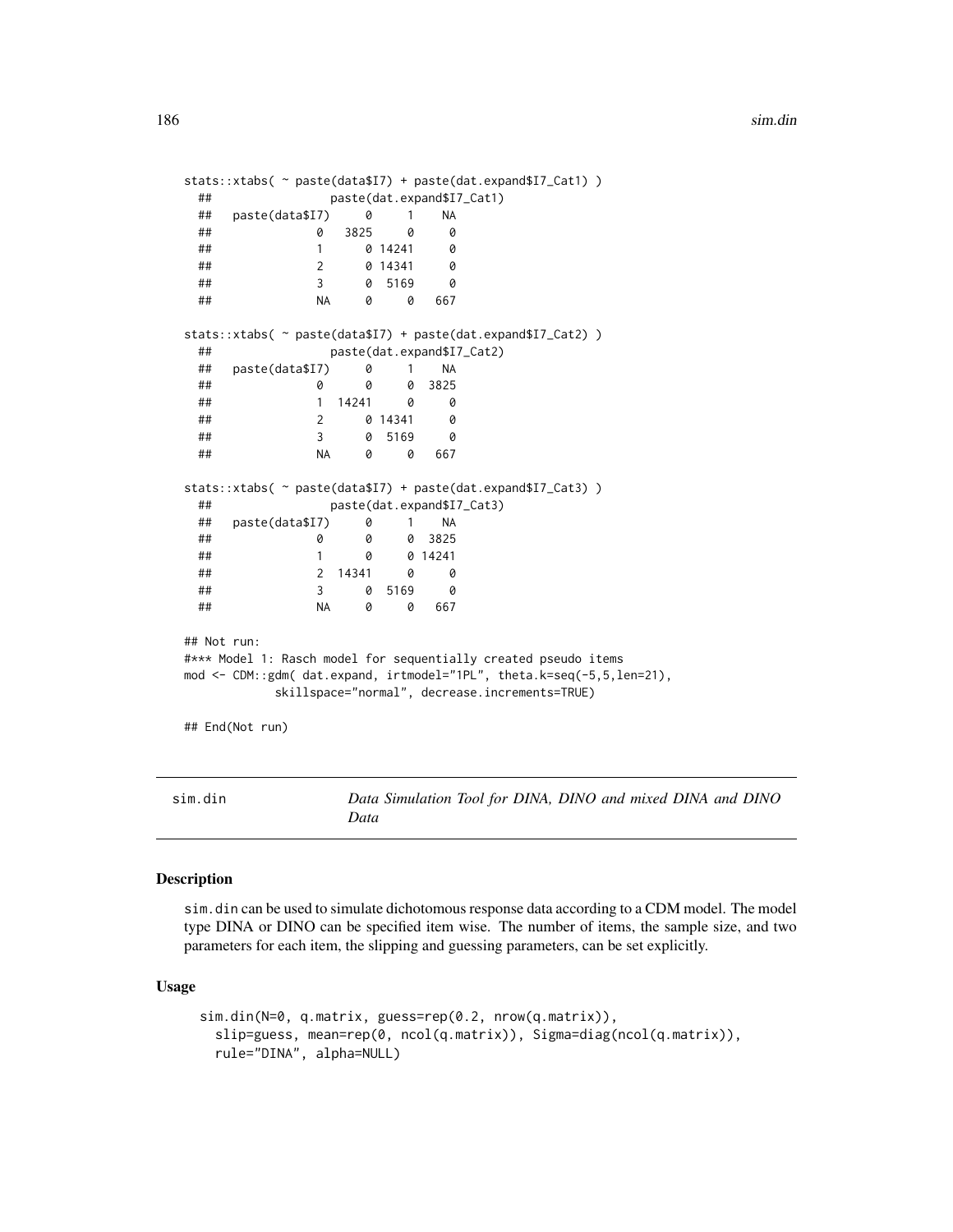```
stats::xtabs( ~ paste(data$I7) + paste(dat.expand$I7_Cat1) )
  ##                paste(dat.expand$I7_Cat1)
  ##   paste(data$I7)     0     1    NA
  ##              0   3825     0     0
  ##              1      0 14241     0
  ##              2      0 14341     0
  ##              3      0  5169     0
  ##              NA     0     0   667

stats::xtabs( ~ paste(data$I7) + paste(dat.expand$I7_Cat2) )
  ##                paste(dat.expand$I7_Cat2)
  ##   paste(data$I7)     0     1    NA
  ##              0      0     0  3825
  ##              1  14241     0     0
  ##              2      0 14341     0
  ##              3      0  5169     0
  ##              NA     0     0   667

stats::xtabs( ~ paste(data$I7) + paste(dat.expand$I7_Cat3) )
  ##                paste(dat.expand$I7_Cat3)
  ##   paste(data$I7)     0     1    NA
  ##              0      0     0  3825
  ##              1      0     0 14241
  ##              2  14341     0     0
  ##              3      0  5169     0
  ##              NA     0     0   667

## Not run:
#*** Model 1: Rasch model for sequentially created pseudo items
mod <- CDM::gdm( dat.expand, irtmodel="1PL", theta.k=seq(-5,5,len=21),
            skillspace="normal", decrease.increments=TRUE)

## End(Not run)
```

## sim.din — *Data Simulation Tool for DINA, DINO and mixed DINA and DINO Data*

### Description

`sim.din` can be used to simulate dichotomous response data according to a CDM model. The model type DINA or DINO can be specified item wise. The number of items, the sample size, and two parameters for each item, the slipping and guessing parameters, can be set explicitly.

### Usage

```
sim.din(N=0, q.matrix, guess=rep(0.2, nrow(q.matrix)),
  slip=guess, mean=rep(0, ncol(q.matrix)), Sigma=diag(ncol(q.matrix)),
  rule="DINA", alpha=NULL)
```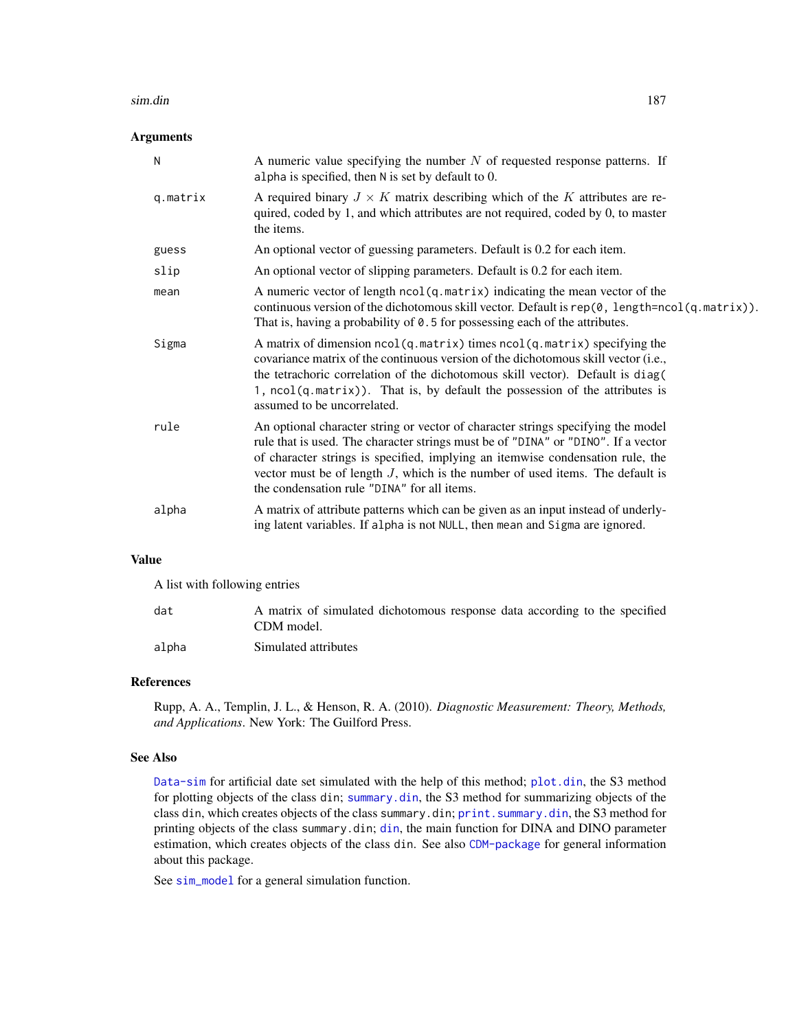## Arguments

| | |
|---|---|
| N | A numeric value specifying the number $N$ of requested response patterns. If alpha is specified, then N is set by default to 0. |
| q.matrix | A required binary $J \times K$ matrix describing which of the $K$ attributes are required, coded by 1, and which attributes are not required, coded by 0, to master the items. |
| guess | An optional vector of guessing parameters. Default is 0.2 for each item. |
| slip | An optional vector of slipping parameters. Default is 0.2 for each item. |
| mean | A numeric vector of length `ncol(q.matrix)` indicating the mean vector of the continuous version of the dichotomous skill vector. Default is `rep(0, length=ncol(q.matrix))`. That is, having a probability of `0.5` for possessing each of the attributes. |
| Sigma | A matrix of dimension `ncol(q.matrix)` times `ncol(q.matrix)` specifying the covariance matrix of the continuous version of the dichotomous skill vector (i.e., the tetrachoric correlation of the dichotomous skill vector). Default is `diag( 1, ncol(q.matrix))`. That is, by default the possession of the attributes is assumed to be uncorrelated. |
| rule | An optional character string or vector of character strings specifying the model rule that is used. The character strings must be of "DINA" or "DINO". If a vector of character strings is specified, implying an itemwise condensation rule, the vector must be of length $J$, which is the number of used items. The default is the condensation rule "DINA" for all items. |
| alpha | A matrix of attribute patterns which can be given as an input instead of underlying latent variables. If alpha is not NULL, then mean and Sigma are ignored. |

## Value

A list with following entries

| | |
|---|---|
| dat | A matrix of simulated dichotomous response data according to the specified CDM model. |
| alpha | Simulated attributes |

## References

Rupp, A. A., Templin, J. L., & Henson, R. A. (2010). *Diagnostic Measurement: Theory, Methods, and Applications*. New York: The Guilford Press.

## See Also

Data-sim for artificial date set simulated with the help of this method; plot.din, the S3 method for plotting objects of the class din; summary.din, the S3 method for summarizing objects of the class din, which creates objects of the class summary.din; print.summary.din, the S3 method for printing objects of the class summary.din; din, the main function for DINA and DINO parameter estimation, which creates objects of the class din. See also CDM-package for general information about this package.

See sim_model for a general simulation function.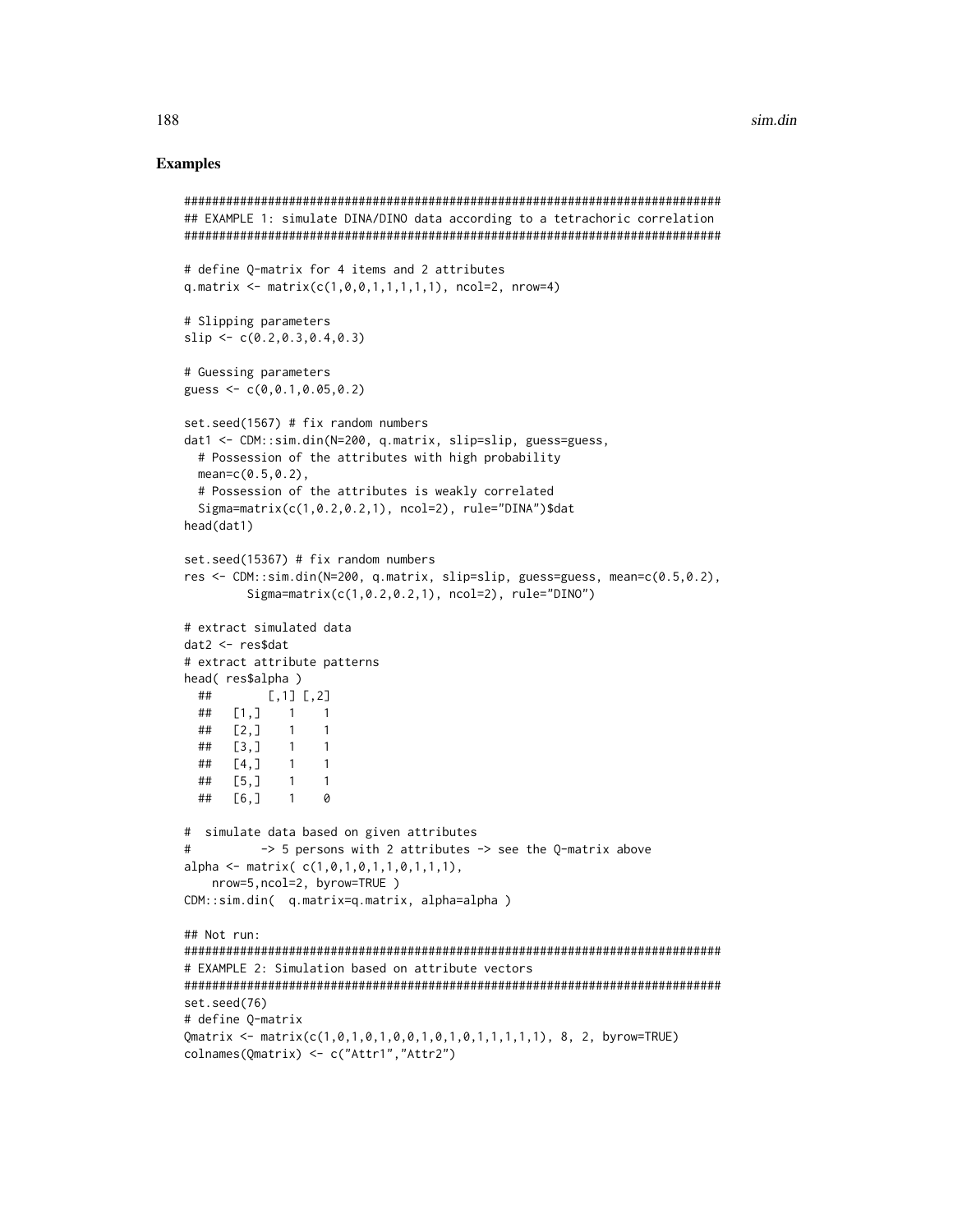## Examples

```
#############################################################################
## EXAMPLE 1: simulate DINA/DINO data according to a tetrachoric correlation
#############################################################################

# define Q-matrix for 4 items and 2 attributes
q.matrix <- matrix(c(1,0,0,1,1,1,1,1), ncol=2, nrow=4)

# Slipping parameters
slip <- c(0.2,0.3,0.4,0.3)

# Guessing parameters
guess <- c(0,0.1,0.05,0.2)

set.seed(1567) # fix random numbers
dat1 <- CDM::sim.din(N=200, q.matrix, slip=slip, guess=guess,
  # Possession of the attributes with high probability
  mean=c(0.5,0.2),
  # Possession of the attributes is weakly correlated
  Sigma=matrix(c(1,0.2,0.2,1), ncol=2), rule="DINA")$dat
head(dat1)

set.seed(15367) # fix random numbers
res <- CDM::sim.din(N=200, q.matrix, slip=slip, guess=guess, mean=c(0.5,0.2),
        Sigma=matrix(c(1,0.2,0.2,1), ncol=2), rule="DINO")

# extract simulated data
dat2 <- res$dat
# extract attribute patterns
head( res$alpha )
  ##       [,1] [,2]
  ##   [1,]    1    1
  ##   [2,]    1    1
  ##   [3,]    1    1
  ##   [4,]    1    1
  ##   [5,]    1    1
  ##   [6,]    1    0

#  simulate data based on given attributes
#          -> 5 persons with 2 attributes -> see the Q-matrix above
alpha <- matrix( c(1,0,1,0,1,1,0,1,1,1),
    nrow=5,ncol=2, byrow=TRUE )
CDM::sim.din(  q.matrix=q.matrix, alpha=alpha )

## Not run:
#############################################################################
# EXAMPLE 2: Simulation based on attribute vectors
#############################################################################
set.seed(76)
# define Q-matrix
Qmatrix <- matrix(c(1,0,1,0,1,0,0,1,0,1,0,1,1,1,1,1), 8, 2, byrow=TRUE)
colnames(Qmatrix) <- c("Attr1","Attr2")
```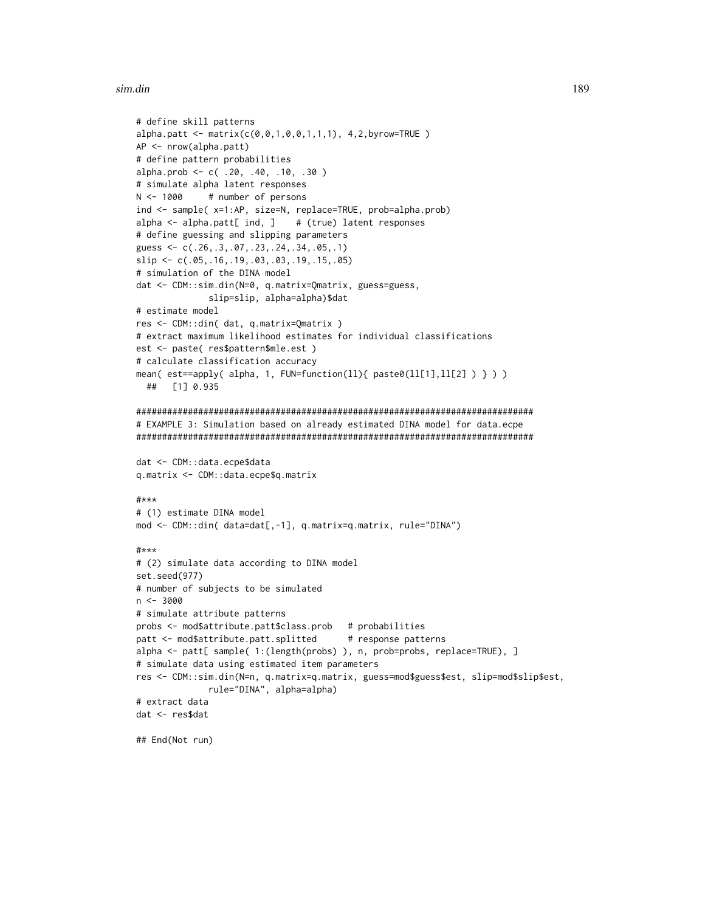```
# define skill patterns
alpha.patt <- matrix(c(0,0,1,0,0,1,1,1), 4,2,byrow=TRUE )
AP <- nrow(alpha.patt)
# define pattern probabilities
alpha.prob <- c( .20, .40, .10, .30 )
# simulate alpha latent responses
N <- 1000     # number of persons
ind <- sample( x=1:AP, size=N, replace=TRUE, prob=alpha.prob)
alpha <- alpha.patt[ ind, ]    # (true) latent responses
# define guessing and slipping parameters
guess <- c(.26,.3,.07,.23,.24,.34,.05,.1)
slip <- c(.05,.16,.19,.03,.03,.19,.15,.05)
# simulation of the DINA model
dat <- CDM::sim.din(N=0, q.matrix=Qmatrix, guess=guess,
              slip=slip, alpha=alpha)$dat
# estimate model
res <- CDM::din( dat, q.matrix=Qmatrix )
# extract maximum likelihood estimates for individual classifications
est <- paste( res$pattern$mle.est )
# calculate classification accuracy
mean( est==apply( alpha, 1, FUN=function(ll){ paste0(ll[1],ll[2] ) } ) )
  ##   [1] 0.935

#############################################################################
# EXAMPLE 3: Simulation based on already estimated DINA model for data.ecpe
#############################################################################

dat <- CDM::data.ecpe$data
q.matrix <- CDM::data.ecpe$q.matrix

#***
# (1) estimate DINA model
mod <- CDM::din( data=dat[,-1], q.matrix=q.matrix, rule="DINA")

#***
# (2) simulate data according to DINA model
set.seed(977)
# number of subjects to be simulated
n <- 3000
# simulate attribute patterns
probs <- mod$attribute.patt$class.prob   # probabilities
patt <- mod$attribute.patt.splitted      # response patterns
alpha <- patt[ sample( 1:(length(probs) ), n, prob=probs, replace=TRUE), ]
# simulate data using estimated item parameters
res <- CDM::sim.din(N=n, q.matrix=q.matrix, guess=mod$guess$est, slip=mod$slip$est,
              rule="DINA", alpha=alpha)
# extract data
dat <- res$dat

## End(Not run)
```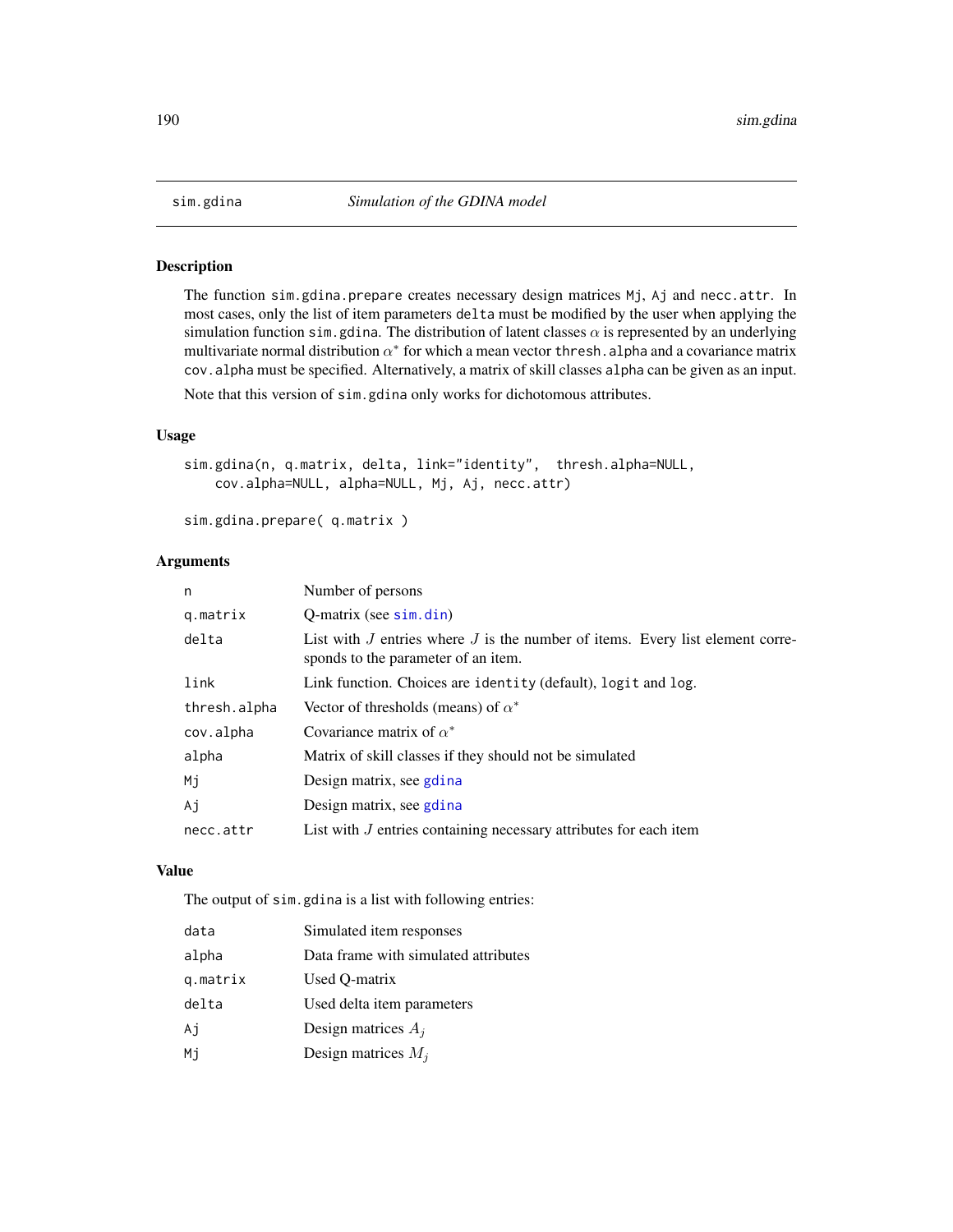# sim.gdina — *Simulation of the GDINA model*

## Description

The function `sim.gdina.prepare` creates necessary design matrices `Mj`, `Aj` and `necc.attr`. In most cases, only the list of item parameters `delta` must be modified by the user when applying the simulation function `sim.gdina`. The distribution of latent classes $\alpha$ is represented by an underlying multivariate normal distribution $\alpha^*$ for which a mean vector `thresh.alpha` and a covariance matrix `cov.alpha` must be specified. Alternatively, a matrix of skill classes `alpha` can be given as an input.

Note that this version of `sim.gdina` only works for dichotomous attributes.

## Usage

```
sim.gdina(n, q.matrix, delta, link="identity",  thresh.alpha=NULL,
    cov.alpha=NULL, alpha=NULL, Mj, Aj, necc.attr)

sim.gdina.prepare( q.matrix )
```

## Arguments

| | |
|---|---|
| `n` | Number of persons |
| `q.matrix` | Q-matrix (see `sim.din`) |
| `delta` | List with $J$ entries where $J$ is the number of items. Every list element corresponds to the parameter of an item. |
| `link` | Link function. Choices are `identity` (default), `logit` and `log`. |
| `thresh.alpha` | Vector of thresholds (means) of $\alpha^*$ |
| `cov.alpha` | Covariance matrix of $\alpha^*$ |
| `alpha` | Matrix of skill classes if they should not be simulated |
| `Mj` | Design matrix, see `gdina` |
| `Aj` | Design matrix, see `gdina` |
| `necc.attr` | List with $J$ entries containing necessary attributes for each item |

## Value

The output of `sim.gdina` is a list with following entries:

| | |
|---|---|
| `data` | Simulated item responses |
| `alpha` | Data frame with simulated attributes |
| `q.matrix` | Used Q-matrix |
| `delta` | Used delta item parameters |
| `Aj` | Design matrices $A_j$ |
| `Mj` | Design matrices $M_j$ |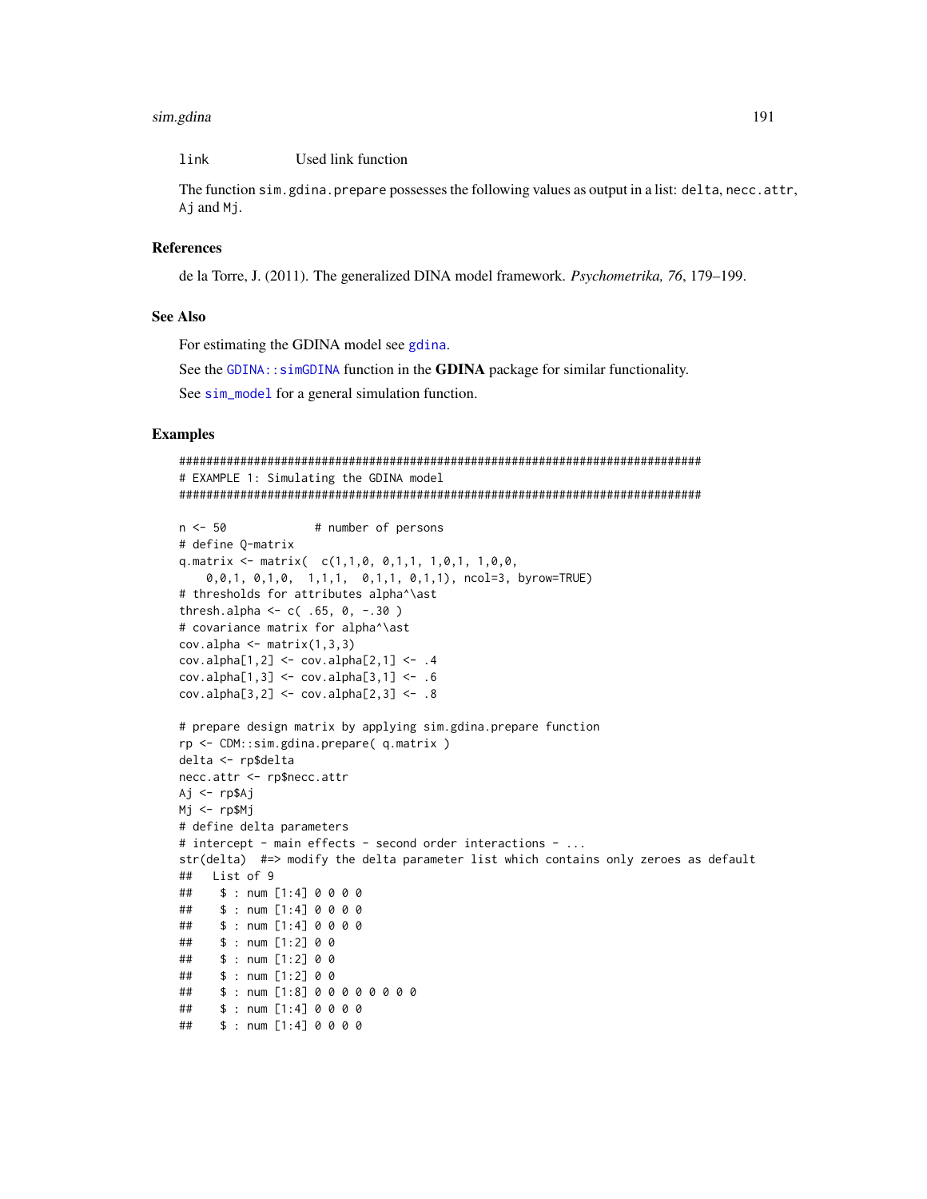`link` Used link function

The function `sim.gdina.prepare` possesses the following values as output in a list: `delta`, `necc.attr`, `Aj` and `Mj`.

### References

de la Torre, J. (2011). The generalized DINA model framework. *Psychometrika, 76*, 179–199.

### See Also

For estimating the GDINA model see `gdina`.

See the `GDINA::simGDINA` function in the **GDINA** package for similar functionality.

See `sim_model` for a general simulation function.

### Examples

```
#############################################################################
# EXAMPLE 1: Simulating the GDINA model
#############################################################################

n <- 50            # number of persons
# define Q-matrix
q.matrix <- matrix(  c(1,1,0, 0,1,1, 1,0,1, 1,0,0,
    0,0,1, 0,1,0,  1,1,1,  0,1,1, 0,1,1), ncol=3, byrow=TRUE)
# thresholds for attributes alpha^\ast
thresh.alpha <- c( .65, 0, -.30 )
# covariance matrix for alpha^\ast
cov.alpha <- matrix(1,3,3)
cov.alpha[1,2] <- cov.alpha[2,1] <- .4
cov.alpha[1,3] <- cov.alpha[3,1] <- .6
cov.alpha[3,2] <- cov.alpha[2,3] <- .8

# prepare design matrix by applying sim.gdina.prepare function
rp <- CDM::sim.gdina.prepare( q.matrix )
delta <- rp$delta
necc.attr <- rp$necc.attr
Aj <- rp$Aj
Mj <- rp$Mj
# define delta parameters
# intercept - main effects - second order interactions - ...
str(delta)  #=> modify the delta parameter list which contains only zeroes as default
##   List of 9
##    $ : num [1:4] 0 0 0 0
##    $ : num [1:4] 0 0 0 0
##    $ : num [1:4] 0 0 0 0
##    $ : num [1:2] 0 0
##    $ : num [1:2] 0 0
##    $ : num [1:2] 0 0
##    $ : num [1:8] 0 0 0 0 0 0 0 0
##    $ : num [1:4] 0 0 0 0
##    $ : num [1:4] 0 0 0 0
```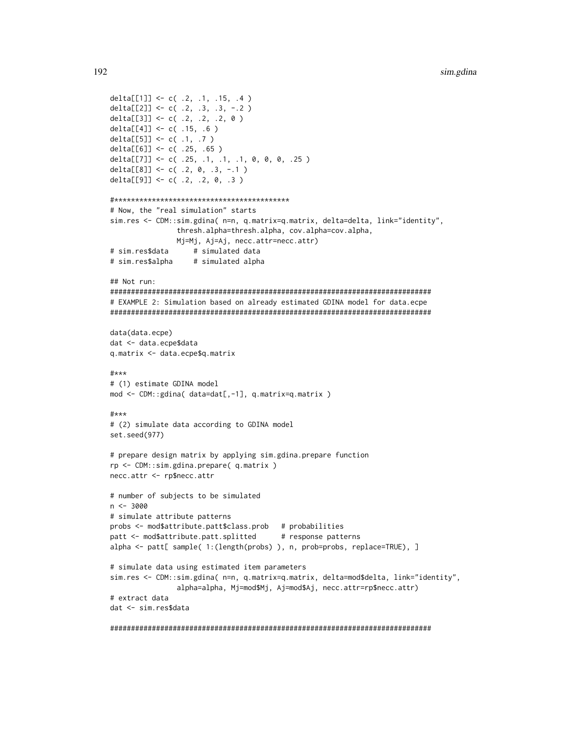```
delta[[1]] <- c( .2, .1, .15, .4 )
delta[[2]] <- c( .2, .3, .3, -.2 )
delta[[3]] <- c( .2, .2, .2, 0 )
delta[[4]] <- c( .15, .6 )
delta[[5]] <- c( .1, .7 )
delta[[6]] <- c( .25, .65 )
delta[[7]] <- c( .25, .1, .1, .1, 0, 0, 0, .25 )
delta[[8]] <- c( .2, 0, .3, -.1 )
delta[[9]] <- c( .2, .2, 0, .3 )

#******************************************
# Now, the "real simulation" starts
sim.res <- CDM::sim.gdina( n=n, q.matrix=q.matrix, delta=delta, link="identity",
              thresh.alpha=thresh.alpha, cov.alpha=cov.alpha,
              Mj=Mj, Aj=Aj, necc.attr=necc.attr)
# sim.res$data      # simulated data
# sim.res$alpha     # simulated alpha

## Not run:
#############################################################################
# EXAMPLE 2: Simulation based on already estimated GDINA model for data.ecpe
#############################################################################

data(data.ecpe)
dat <- data.ecpe$data
q.matrix <- data.ecpe$q.matrix

#***
# (1) estimate GDINA model
mod <- CDM::gdina( data=dat[,-1], q.matrix=q.matrix )

#***
# (2) simulate data according to GDINA model
set.seed(977)

# prepare design matrix by applying sim.gdina.prepare function
rp <- CDM::sim.gdina.prepare( q.matrix )
necc.attr <- rp$necc.attr

# number of subjects to be simulated
n <- 3000
# simulate attribute patterns
probs <- mod$attribute.patt$class.prob   # probabilities
patt <- mod$attribute.patt.splitted      # response patterns
alpha <- patt[ sample( 1:(length(probs) ), n, prob=probs, replace=TRUE), ]

# simulate data using estimated item parameters
sim.res <- CDM::sim.gdina( n=n, q.matrix=q.matrix, delta=mod$delta, link="identity",
              alpha=alpha, Mj=mod$Mj, Aj=mod$Aj, necc.attr=rp$necc.attr)
# extract data
dat <- sim.res$data

#############################################################################
```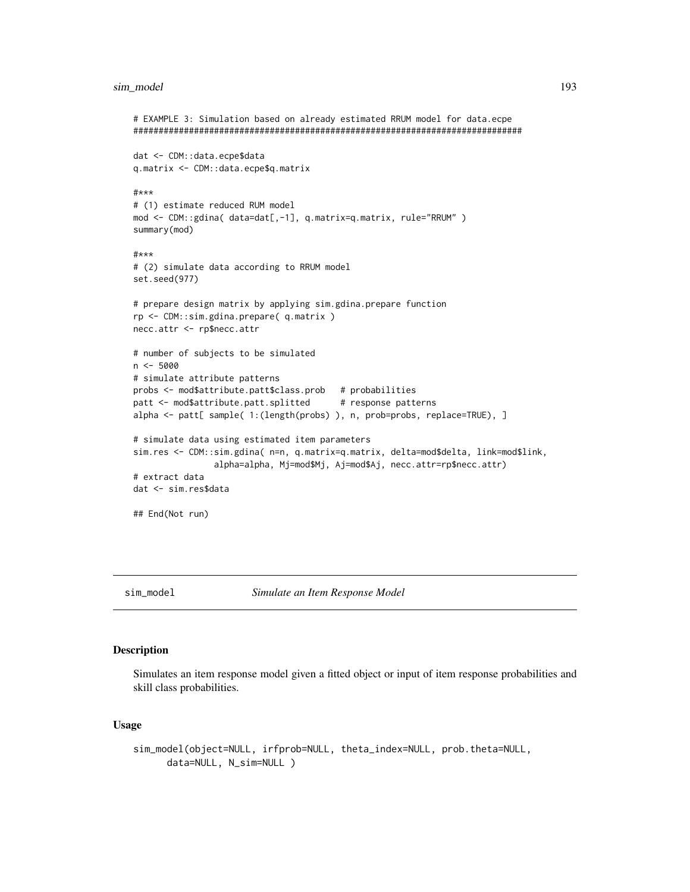```
# EXAMPLE 3: Simulation based on already estimated RRUM model for data.ecpe
#############################################################################

dat <- CDM::data.ecpe$data
q.matrix <- CDM::data.ecpe$q.matrix

#***
# (1) estimate reduced RUM model
mod <- CDM::gdina( data=dat[,-1], q.matrix=q.matrix, rule="RRUM" )
summary(mod)

#***
# (2) simulate data according to RRUM model
set.seed(977)

# prepare design matrix by applying sim.gdina.prepare function
rp <- CDM::sim.gdina.prepare( q.matrix )
necc.attr <- rp$necc.attr

# number of subjects to be simulated
n <- 5000
# simulate attribute patterns
probs <- mod$attribute.patt$class.prob   # probabilities
patt <- mod$attribute.patt.splitted      # response patterns
alpha <- patt[ sample( 1:(length(probs) ), n, prob=probs, replace=TRUE), ]

# simulate data using estimated item parameters
sim.res <- CDM::sim.gdina( n=n, q.matrix=q.matrix, delta=mod$delta, link=mod$link,
               alpha=alpha, Mj=mod$Mj, Aj=mod$Aj, necc.attr=rp$necc.attr)
# extract data
dat <- sim.res$data

## End(Not run)
```

---

sim_model *Simulate an Item Response Model*

## Description

Simulates an item response model given a fitted object or input of item response probabilities and skill class probabilities.

## Usage

```
sim_model(object=NULL, irfprob=NULL, theta_index=NULL, prob.theta=NULL,
      data=NULL, N_sim=NULL )
```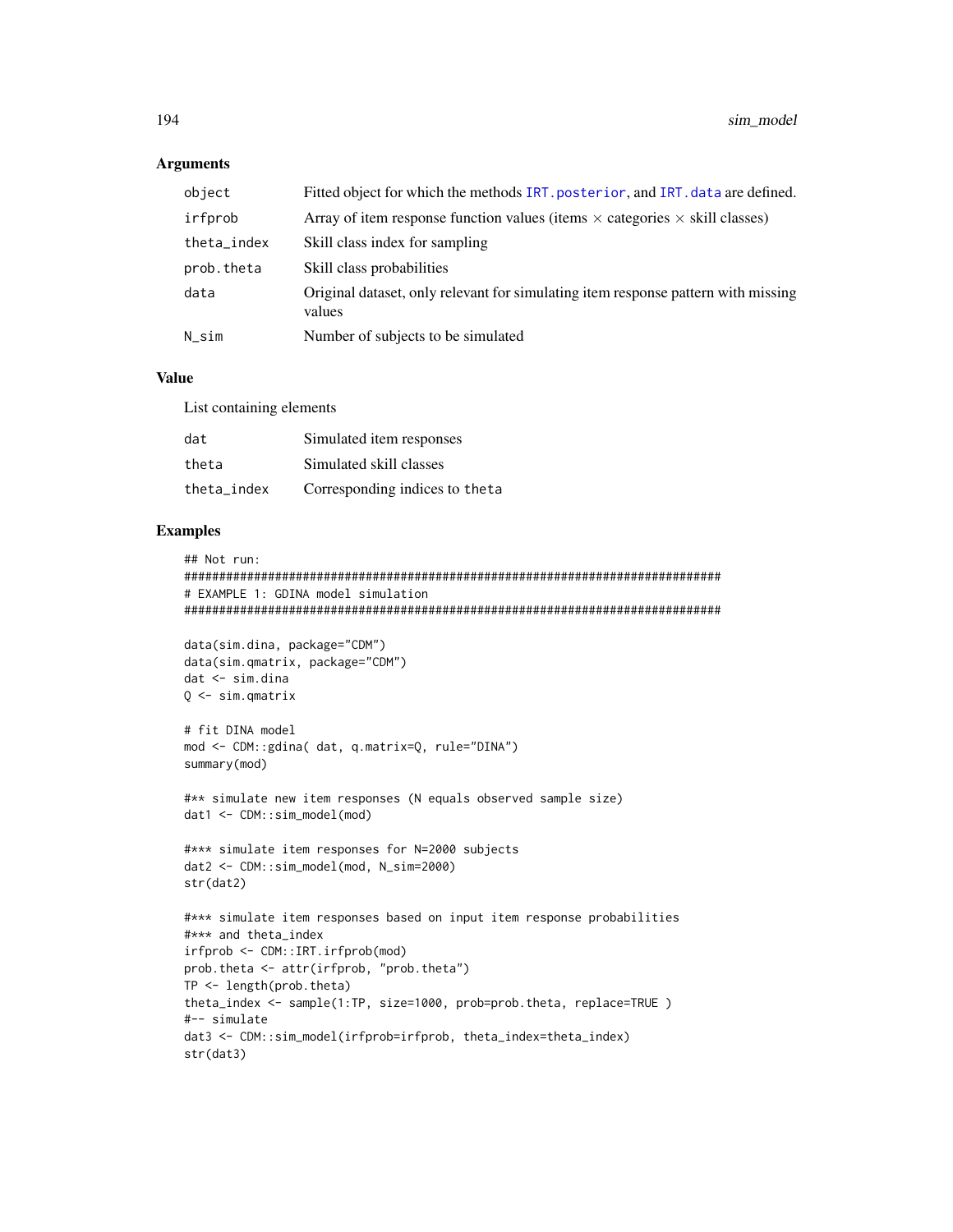### Arguments

| | |
|---|---|
| `object` | Fitted object for which the methods `IRT.posterior`, and `IRT.data` are defined. |
| `irfprob` | Array of item response function values (items $\times$ categories $\times$ skill classes) |
| `theta_index` | Skill class index for sampling |
| `prob.theta` | Skill class probabilities |
| `data` | Original dataset, only relevant for simulating item response pattern with missing values |
| `N_sim` | Number of subjects to be simulated |

### Value

List containing elements

| | |
|---|---|
| `dat` | Simulated item responses |
| `theta` | Simulated skill classes |
| `theta_index` | Corresponding indices to `theta` |

### Examples

```
## Not run:
#############################################################################
# EXAMPLE 1: GDINA model simulation
#############################################################################

data(sim.dina, package="CDM")
data(sim.qmatrix, package="CDM")
dat <- sim.dina
Q <- sim.qmatrix

# fit DINA model
mod <- CDM::gdina( dat, q.matrix=Q, rule="DINA")
summary(mod)

#** simulate new item responses (N equals observed sample size)
dat1 <- CDM::sim_model(mod)

#*** simulate item responses for N=2000 subjects
dat2 <- CDM::sim_model(mod, N_sim=2000)
str(dat2)

#*** simulate item responses based on input item response probabilities
#*** and theta_index
irfprob <- CDM::IRT.irfprob(mod)
prob.theta <- attr(irfprob, "prob.theta")
TP <- length(prob.theta)
theta_index <- sample(1:TP, size=1000, prob=prob.theta, replace=TRUE )
#-- simulate
dat3 <- CDM::sim_model(irfprob=irfprob, theta_index=theta_index)
str(dat3)
```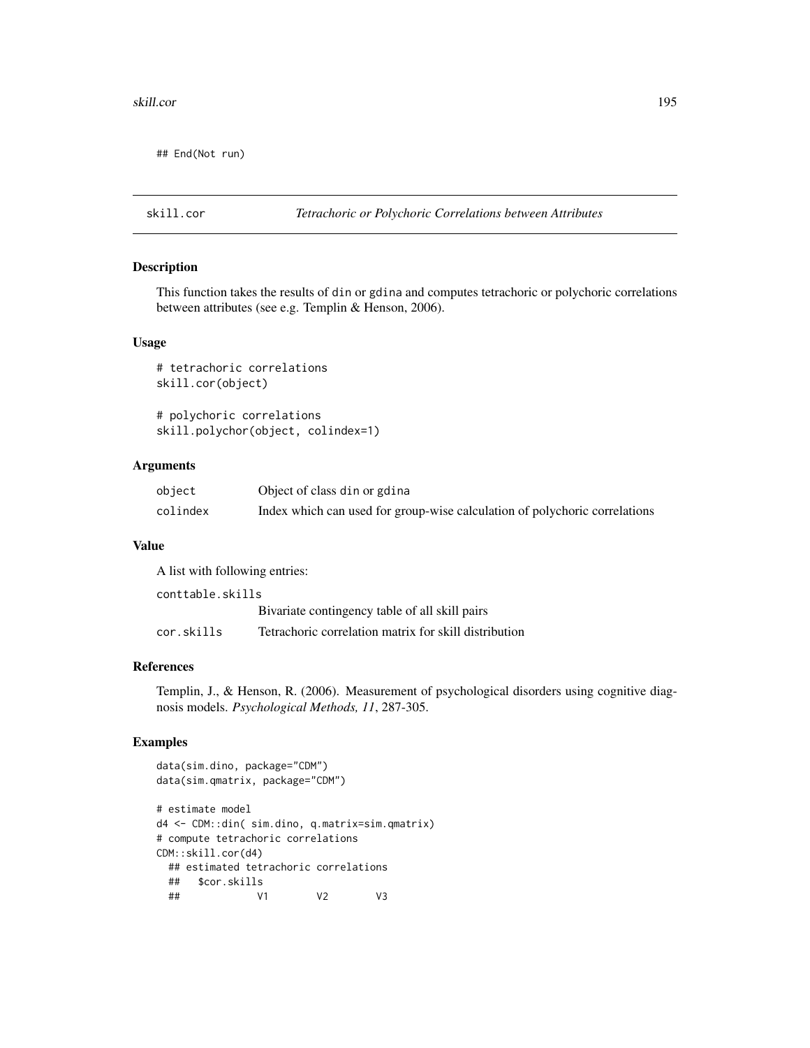```
## End(Not run)
```

## skill.cor — *Tetrachoric or Polychoric Correlations between Attributes*

### Description

This function takes the results of din or gdina and computes tetrachoric or polychoric correlations between attributes (see e.g. Templin & Henson, 2006).

### Usage

```
# tetrachoric correlations
skill.cor(object)

# polychoric correlations
skill.polychor(object, colindex=1)
```

### Arguments

| | |
|---|---|
| object | Object of class din or gdina |
| colindex | Index which can used for group-wise calculation of polychoric correlations |

### Value

A list with following entries:

| | |
|---|---|
| conttable.skills | Bivariate contingency table of all skill pairs |
| cor.skills | Tetrachoric correlation matrix for skill distribution |

### References

Templin, J., & Henson, R. (2006). Measurement of psychological disorders using cognitive diagnosis models. *Psychological Methods, 11*, 287-305.

### Examples

```
data(sim.dino, package="CDM")
data(sim.qmatrix, package="CDM")

# estimate model
d4 <- CDM::din( sim.dino, q.matrix=sim.qmatrix)
# compute tetrachoric correlations
CDM::skill.cor(d4)
  ## estimated tetrachoric correlations
  ##   $cor.skills
  ##            V1        V2        V3
```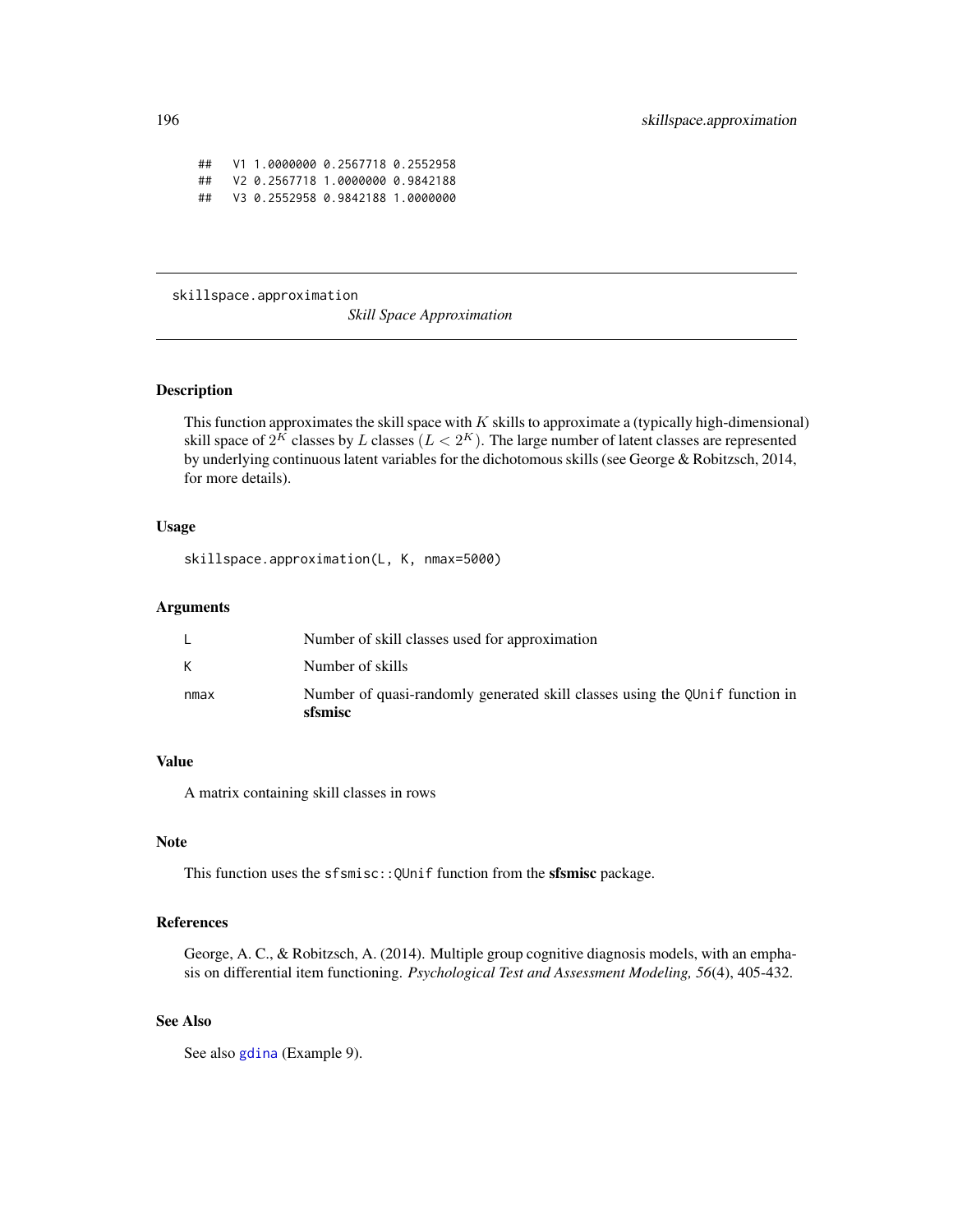```
## V1 1.0000000 0.2567718 0.2552958
## V2 0.2567718 1.0000000 0.9842188
## V3 0.2552958 0.9842188 1.0000000
```

---

skillspace.approximation — *Skill Space Approximation*

---

## Description

This function approximates the skill space with $K$ skills to approximate a (typically high-dimensional) skill space of $2^K$ classes by $L$ classes ($L < 2^K$). The large number of latent classes are represented by underlying continuous latent variables for the dichotomous skills (see George & Robitzsch, 2014, for more details).

## Usage

```
skillspace.approximation(L, K, nmax=5000)
```

## Arguments

| | |
|---|---|
| L | Number of skill classes used for approximation |
| K | Number of skills |
| nmax | Number of quasi-randomly generated skill classes using the `QUnif` function in **sfsmisc** |

## Value

A matrix containing skill classes in rows

## Note

This function uses the `sfsmisc::QUnif` function from the **sfsmisc** package.

## References

George, A. C., & Robitzsch, A. (2014). Multiple group cognitive diagnosis models, with an emphasis on differential item functioning. *Psychological Test and Assessment Modeling, 56*(4), 405-432.

## See Also

See also `gdina` (Example 9).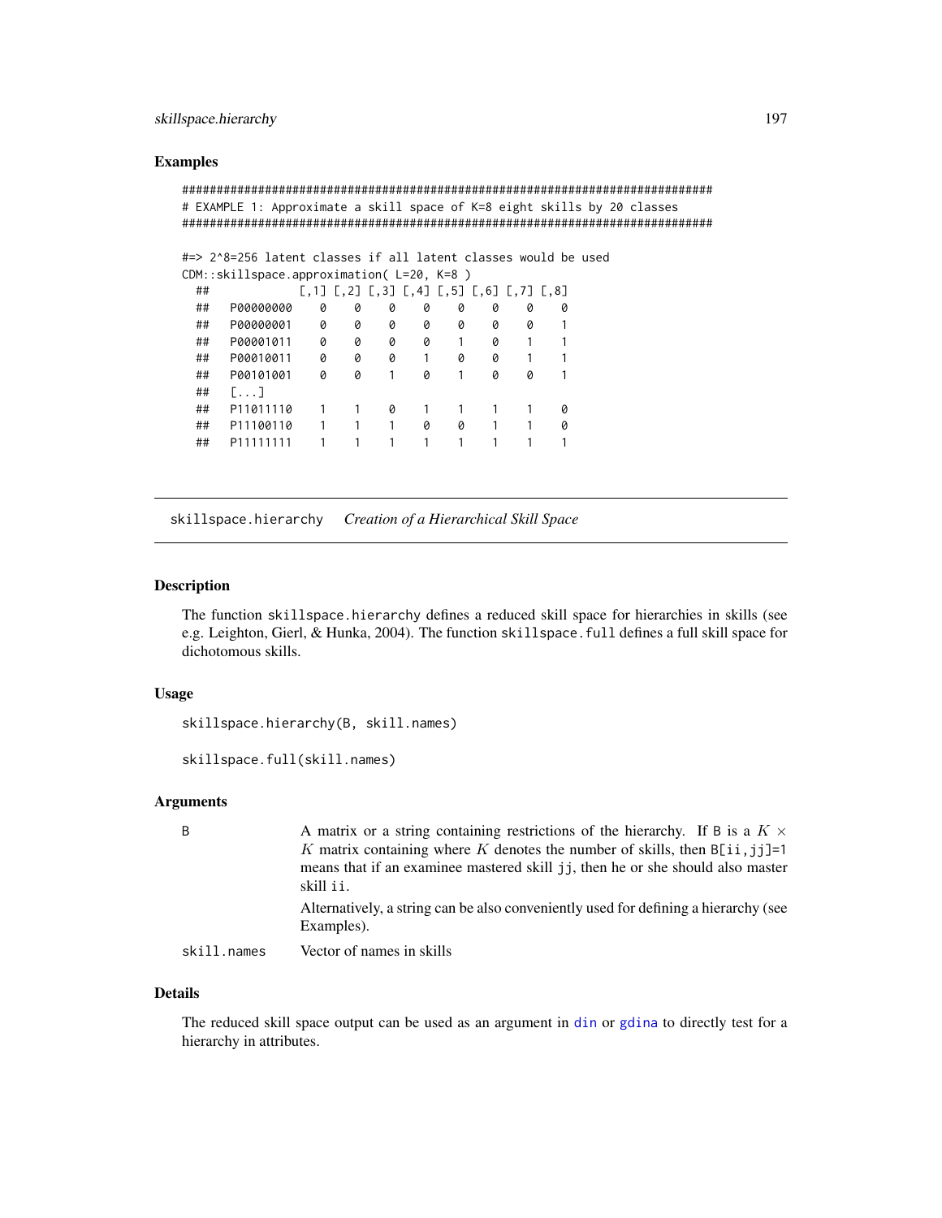## Examples

```
#############################################################################
# EXAMPLE 1: Approximate a skill space of K=8 eight skills by 20 classes
#############################################################################

#=> 2^8=256 latent classes if all latent classes would be used
CDM::skillspace.approximation( L=20, K=8 )
  ##            [,1] [,2] [,3] [,4] [,5] [,6] [,7] [,8]
  ##   P00000000    0    0    0    0    0    0    0    0
  ##   P00000001    0    0    0    0    0    0    0    1
  ##   P00001011    0    0    0    0    1    0    1    1
  ##   P00010011    0    0    0    1    0    0    1    1
  ##   P00101001    0    0    1    0    1    0    0    1
  ##   [...]
  ##   P11011110    1    1    0    1    1    1    1    0
  ##   P11100110    1    1    1    0    0    1    1    0
  ##   P11111111    1    1    1    1    1    1    1    1
```

---

`skillspace.hierarchy` *Creation of a Hierarchical Skill Space*

---

## Description

The function `skillspace.hierarchy` defines a reduced skill space for hierarchies in skills (see e.g. Leighton, Gierl, & Hunka, 2004). The function `skillspace.full` defines a full skill space for dichotomous skills.

## Usage

```
skillspace.hierarchy(B, skill.names)

skillspace.full(skill.names)
```

## Arguments

| | |
|---|---|
| `B` | A matrix or a string containing restrictions of the hierarchy. If `B` is a $K \times K$ matrix containing where $K$ denotes the number of skills, then `B[ii,jj]=1` means that if an examinee mastered skill `jj`, then he or she should also master skill `ii`. Alternatively, a string can be also conveniently used for defining a hierarchy (see Examples). |
| `skill.names` | Vector of names in skills |

## Details

The reduced skill space output can be used as an argument in `din` or `gdina` to directly test for a hierarchy in attributes.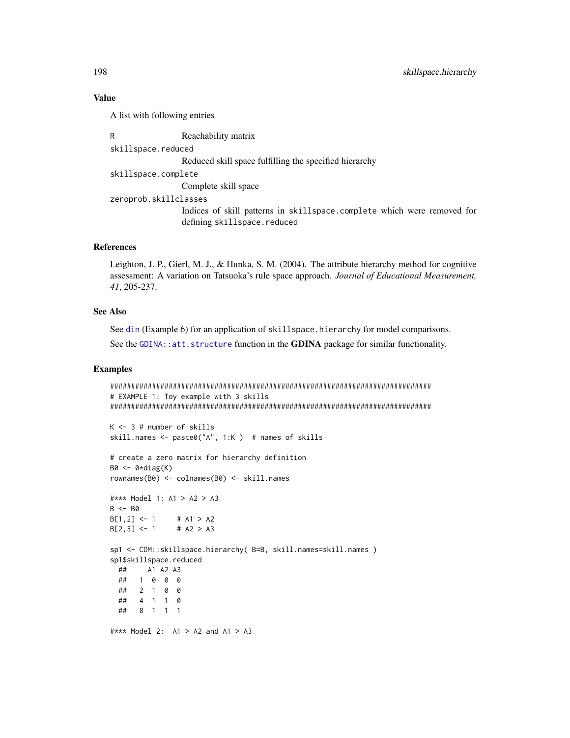### Value

A list with following entries

- `R` — Reachability matrix
- `skillspace.reduced` — Reduced skill space fulfilling the specified hierarchy
- `skillspace.complete` — Complete skill space
- `zeroprob.skillclasses` — Indices of skill patterns in `skillspace.complete` which were removed for defining `skillspace.reduced`

### References

Leighton, J. P., Gierl, M. J., & Hunka, S. M. (2004). The attribute hierarchy method for cognitive assessment: A variation on Tatsuoka's rule space approach. *Journal of Educational Measurement, 41*, 205-237.

### See Also

See `din` (Example 6) for an application of `skillspace.hierarchy` for model comparisons.

See the `GDINA::att.structure` function in the **GDINA** package for similar functionality.

### Examples

```
#############################################################################
# EXAMPLE 1: Toy example with 3 skills
#############################################################################

K <- 3 # number of skills
skill.names <- paste0("A", 1:K )  # names of skills

# create a zero matrix for hierarchy definition
B0 <- 0*diag(K)
rownames(B0) <- colnames(B0) <- skill.names

#*** Model 1: A1 > A2 > A3
B <- B0
B[1,2] <- 1     # A1 > A2
B[2,3] <- 1     # A2 > A3

sp1 <- CDM::skillspace.hierarchy( B=B, skill.names=skill.names )
sp1$skillspace.reduced
  ##     A1 A2 A3
  ##   1  0  0  0
  ##   2  1  0  0
  ##   4  1  1  0
  ##   8  1  1  1

#*** Model 2:  A1 > A2 and A1 > A3
```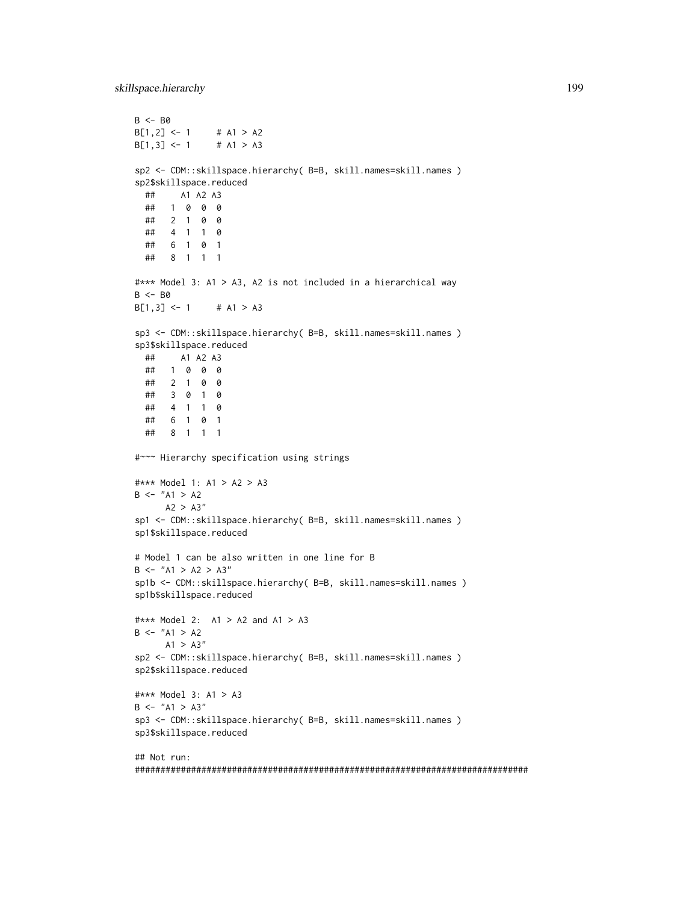```
B <- B0
B[1,2] <- 1     # A1 > A2
B[1,3] <- 1     # A1 > A3

sp2 <- CDM::skillspace.hierarchy( B=B, skill.names=skill.names )
sp2$skillspace.reduced
  ##     A1 A2 A3
  ##   1  0  0  0
  ##   2  1  0  0
  ##   4  1  1  0
  ##   6  1  0  1
  ##   8  1  1  1

#*** Model 3: A1 > A3, A2 is not included in a hierarchical way
B <- B0
B[1,3] <- 1     # A1 > A3

sp3 <- CDM::skillspace.hierarchy( B=B, skill.names=skill.names )
sp3$skillspace.reduced
  ##     A1 A2 A3
  ##   1  0  0  0
  ##   2  1  0  0
  ##   3  0  1  0
  ##   4  1  1  0
  ##   6  1  0  1
  ##   8  1  1  1

#~~~ Hierarchy specification using strings

#*** Model 1: A1 > A2 > A3
B <- "A1 > A2
      A2 > A3"
sp1 <- CDM::skillspace.hierarchy( B=B, skill.names=skill.names )
sp1$skillspace.reduced

# Model 1 can be also written in one line for B
B <- "A1 > A2 > A3"
sp1b <- CDM::skillspace.hierarchy( B=B, skill.names=skill.names )
sp1b$skillspace.reduced

#*** Model 2:  A1 > A2 and A1 > A3
B <- "A1 > A2
      A1 > A3"
sp2 <- CDM::skillspace.hierarchy( B=B, skill.names=skill.names )
sp2$skillspace.reduced

#*** Model 3: A1 > A3
B <- "A1 > A3"
sp3 <- CDM::skillspace.hierarchy( B=B, skill.names=skill.names )
sp3$skillspace.reduced

## Not run:
#############################################################################
```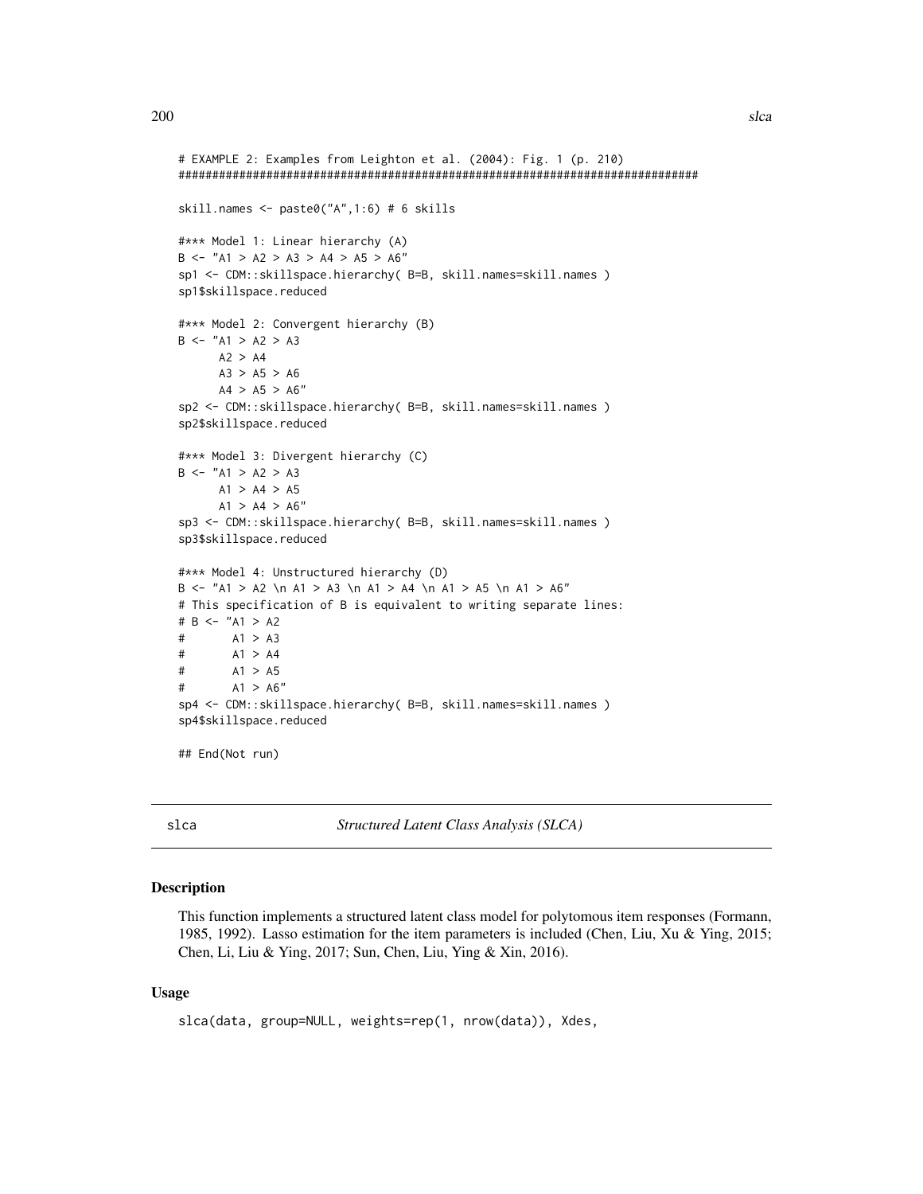```
# EXAMPLE 2: Examples from Leighton et al. (2004): Fig. 1 (p. 210)
#############################################################################

skill.names <- paste0("A",1:6) # 6 skills

#*** Model 1: Linear hierarchy (A)
B <- "A1 > A2 > A3 > A4 > A5 > A6"
sp1 <- CDM::skillspace.hierarchy( B=B, skill.names=skill.names )
sp1$skillspace.reduced

#*** Model 2: Convergent hierarchy (B)
B <- "A1 > A2 > A3
      A2 > A4
      A3 > A5 > A6
      A4 > A5 > A6"
sp2 <- CDM::skillspace.hierarchy( B=B, skill.names=skill.names )
sp2$skillspace.reduced

#*** Model 3: Divergent hierarchy (C)
B <- "A1 > A2 > A3
      A1 > A4 > A5
      A1 > A4 > A6"
sp3 <- CDM::skillspace.hierarchy( B=B, skill.names=skill.names )
sp3$skillspace.reduced

#*** Model 4: Unstructured hierarchy (D)
B <- "A1 > A2 \n A1 > A3 \n A1 > A4 \n A1 > A5 \n A1 > A6"
# This specification of B is equivalent to writing separate lines:
# B <- "A1 > A2
#       A1 > A3
#       A1 > A4
#       A1 > A5
#       A1 > A6"
sp4 <- CDM::skillspace.hierarchy( B=B, skill.names=skill.names )
sp4$skillspace.reduced

## End(Not run)
```

---

slca *Structured Latent Class Analysis (SLCA)*

---

### Description

This function implements a structured latent class model for polytomous item responses (Formann, 1985, 1992). Lasso estimation for the item parameters is included (Chen, Liu, Xu & Ying, 2015; Chen, Li, Liu & Ying, 2017; Sun, Chen, Liu, Ying & Xin, 2016).

### Usage

```
slca(data, group=NULL, weights=rep(1, nrow(data)), Xdes,
```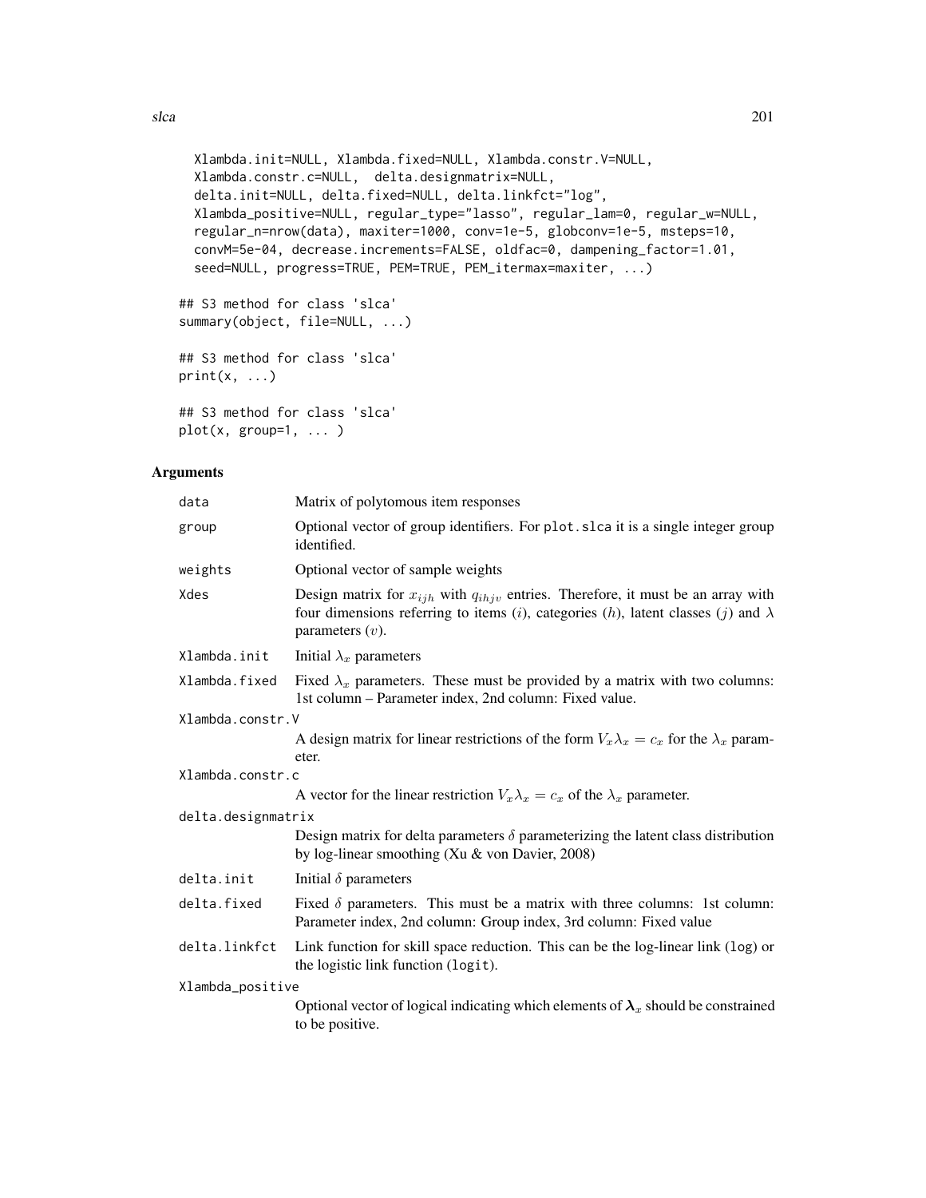```
  Xlambda.init=NULL, Xlambda.fixed=NULL, Xlambda.constr.V=NULL,
  Xlambda.constr.c=NULL,  delta.designmatrix=NULL,
  delta.init=NULL, delta.fixed=NULL, delta.linkfct="log",
  Xlambda_positive=NULL, regular_type="lasso", regular_lam=0, regular_w=NULL,
  regular_n=nrow(data), maxiter=1000, conv=1e-5, globconv=1e-5, msteps=10,
  convM=5e-04, decrease.increments=FALSE, oldfac=0, dampening_factor=1.01,
  seed=NULL, progress=TRUE, PEM=TRUE, PEM_itermax=maxiter, ...)

## S3 method for class 'slca'
summary(object, file=NULL, ...)

## S3 method for class 'slca'
print(x, ...)

## S3 method for class 'slca'
plot(x, group=1, ... )
```

## Arguments

| | |
|---|---|
| data | Matrix of polytomous item responses |
| group | Optional vector of group identifiers. For plot.slca it is a single integer group identified. |
| weights | Optional vector of sample weights |
| Xdes | Design matrix for $x_{ijh}$ with $q_{ihjv}$ entries. Therefore, it must be an array with four dimensions referring to items ($i$), categories ($h$), latent classes ($j$) and $\lambda$ parameters ($v$). |
| Xlambda.init | Initial $\lambda_x$ parameters |
| Xlambda.fixed | Fixed $\lambda_x$ parameters. These must be provided by a matrix with two columns: 1st column – Parameter index, 2nd column: Fixed value. |
| Xlambda.constr.V | A design matrix for linear restrictions of the form $V_x \lambda_x = c_x$ for the $\lambda_x$ parameter. |
| Xlambda.constr.c | A vector for the linear restriction $V_x \lambda_x = c_x$ of the $\lambda_x$ parameter. |
| delta.designmatrix | Design matrix for delta parameters $\delta$ parameterizing the latent class distribution by log-linear smoothing (Xu & von Davier, 2008) |
| delta.init | Initial $\delta$ parameters |
| delta.fixed | Fixed $\delta$ parameters. This must be a matrix with three columns: 1st column: Parameter index, 2nd column: Group index, 3rd column: Fixed value |
| delta.linkfct | Link function for skill space reduction. This can be the log-linear link (log) or the logistic link function (logit). |
| Xlambda_positive | Optional vector of logical indicating which elements of $\boldsymbol{\lambda}_x$ should be constrained to be positive. |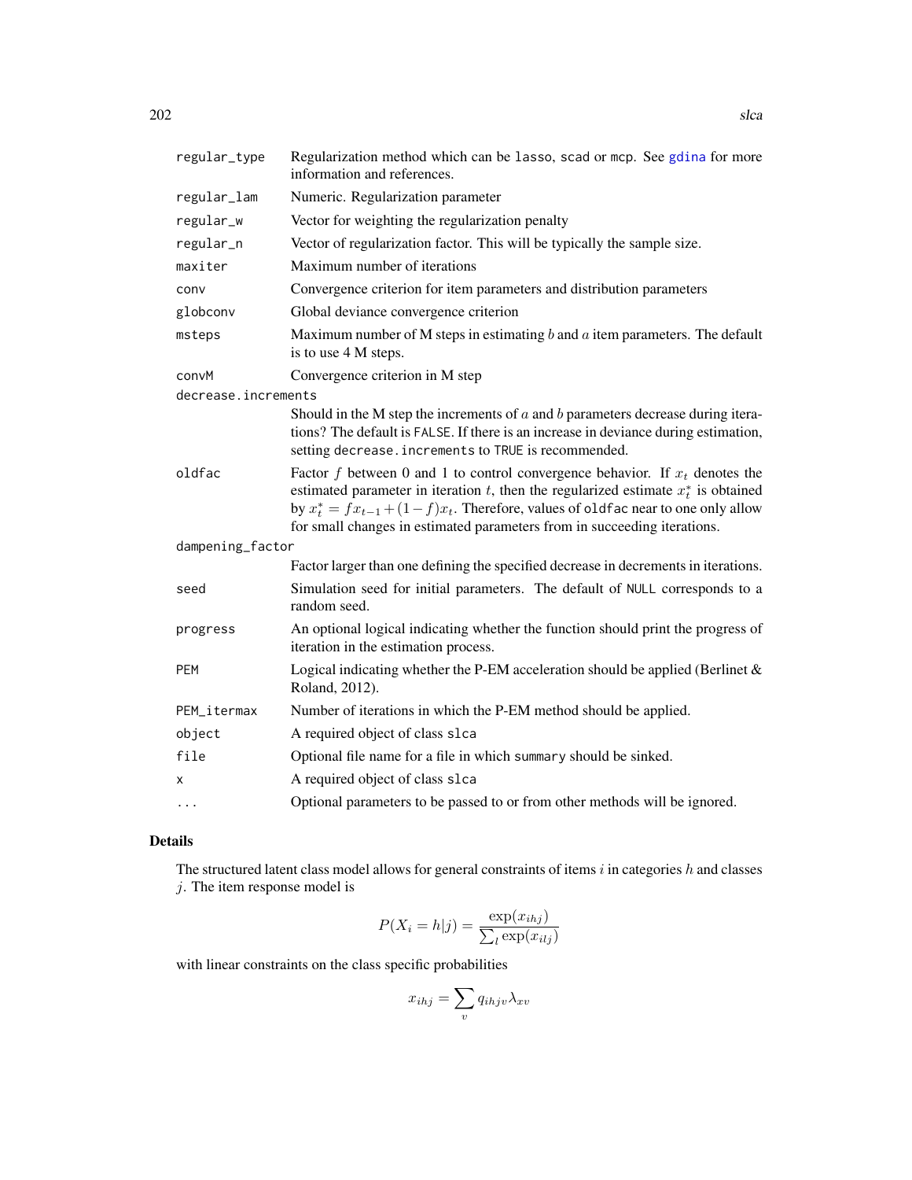| | |
|---|---|
| regular_type | Regularization method which can be lasso, scad or mcp. See gdina for more information and references. |
| regular_lam | Numeric. Regularization parameter |
| regular_w | Vector for weighting the regularization penalty |
| regular_n | Vector of regularization factor. This will be typically the sample size. |
| maxiter | Maximum number of iterations |
| conv | Convergence criterion for item parameters and distribution parameters |
| globconv | Global deviance convergence criterion |
| msteps | Maximum number of M steps in estimating $b$ and $a$ item parameters. The default is to use 4 M steps. |
| convM | Convergence criterion in M step |
| decrease.increments | Should in the M step the increments of $a$ and $b$ parameters decrease during iterations? The default is FALSE. If there is an increase in deviance during estimation, setting decrease.increments to TRUE is recommended. |
| oldfac | Factor $f$ between 0 and 1 to control convergence behavior. If $x_t$ denotes the estimated parameter in iteration $t$, then the regularized estimate $x_t^*$ is obtained by $x_t^* = f x_{t-1} + (1-f) x_t$. Therefore, values of oldfac near to one only allow for small changes in estimated parameters from in succeeding iterations. |
| dampening_factor | Factor larger than one defining the specified decrease in decrements in iterations. |
| seed | Simulation seed for initial parameters. The default of NULL corresponds to a random seed. |
| progress | An optional logical indicating whether the function should print the progress of iteration in the estimation process. |
| PEM | Logical indicating whether the P-EM acceleration should be applied (Berlinet & Roland, 2012). |
| PEM_itermax | Number of iterations in which the P-EM method should be applied. |
| object | A required object of class slca |
| file | Optional file name for a file in which summary should be sinked. |
| x | A required object of class slca |
| ... | Optional parameters to be passed to or from other methods will be ignored. |

## Details

The structured latent class model allows for general constraints of items $i$ in categories $h$ and classes $j$. The item response model is

$$P(X_i = h|j) = \frac{\exp(x_{ihj})}{\sum_l \exp(x_{ilj})}$$

with linear constraints on the class specific probabilities

$$x_{ihj} = \sum_v q_{ihjv} \lambda_{xv}$$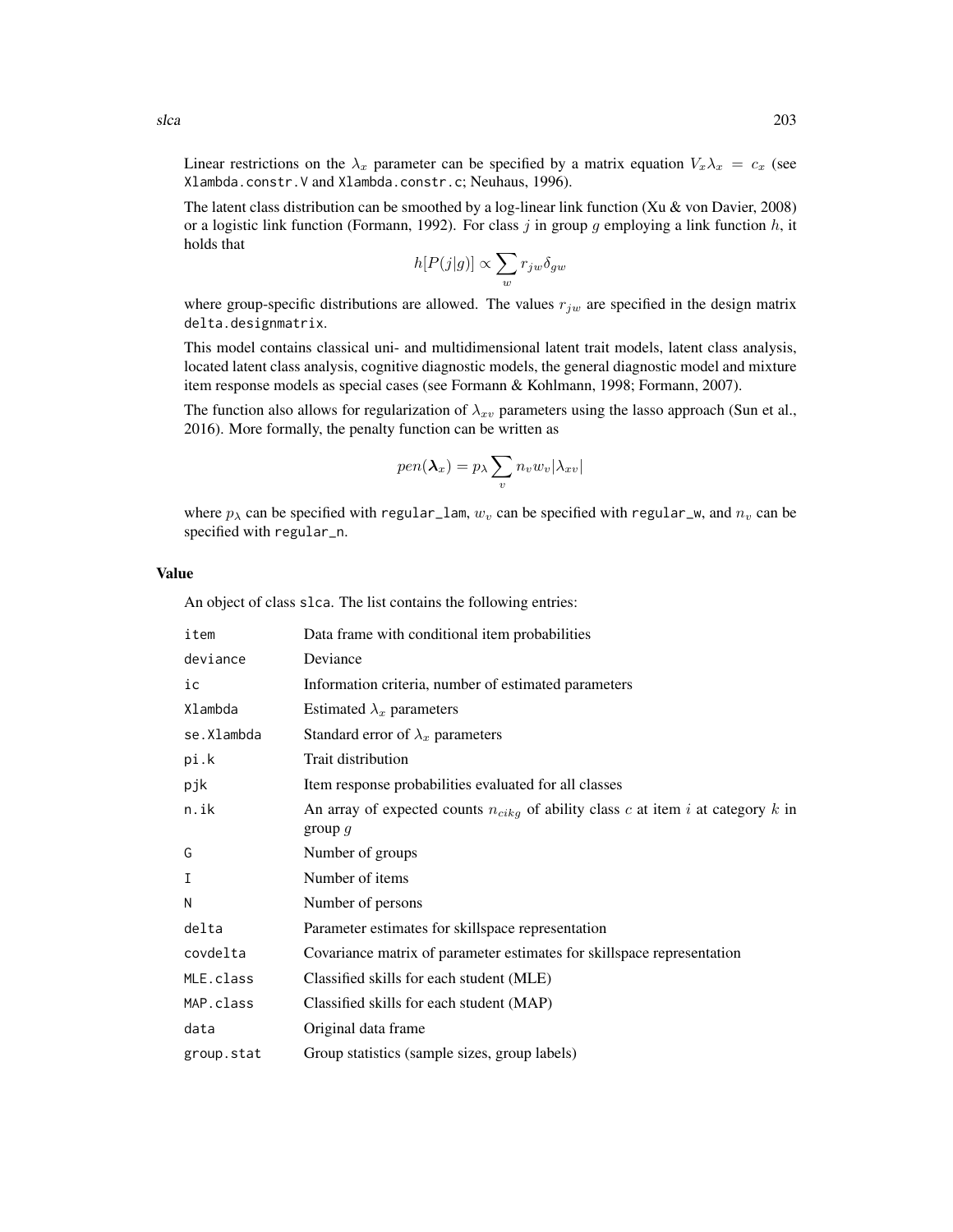Linear restrictions on the $\lambda_x$ parameter can be specified by a matrix equation $V_x \lambda_x = c_x$ (see `Xlambda.constr.V` and `Xlambda.constr.c`; Neuhaus, 1996).

The latent class distribution can be smoothed by a log-linear link function (Xu & von Davier, 2008) or a logistic link function (Formann, 1992). For class $j$ in group $g$ employing a link function $h$, it holds that

$$h[P(j|g)] \propto \sum_w r_{jw} \delta_{gw}$$

where group-specific distributions are allowed. The values $r_{jw}$ are specified in the design matrix `delta.designmatrix`.

This model contains classical uni- and multidimensional latent trait models, latent class analysis, located latent class analysis, cognitive diagnostic models, the general diagnostic model and mixture item response models as special cases (see Formann & Kohlmann, 1998; Formann, 2007).

The function also allows for regularization of $\lambda_{xv}$ parameters using the lasso approach (Sun et al., 2016). More formally, the penalty function can be written as

$$pen(\boldsymbol{\lambda}_x) = p_\lambda \sum_v n_v w_v |\lambda_{xv}|$$

where $p_\lambda$ can be specified with `regular_lam`, $w_v$ can be specified with `regular_w`, and $n_v$ can be specified with `regular_n`.

## Value

An object of class `slca`. The list contains the following entries:

| | |
|---|---|
| `item` | Data frame with conditional item probabilities |
| `deviance` | Deviance |
| `ic` | Information criteria, number of estimated parameters |
| `Xlambda` | Estimated $\lambda_x$ parameters |
| `se.Xlambda` | Standard error of $\lambda_x$ parameters |
| `pi.k` | Trait distribution |
| `pjk` | Item response probabilities evaluated for all classes |
| `n.ik` | An array of expected counts $n_{cikg}$ of ability class $c$ at item $i$ at category $k$ in group $g$ |
| `G` | Number of groups |
| `I` | Number of items |
| `N` | Number of persons |
| `delta` | Parameter estimates for skillspace representation |
| `covdelta` | Covariance matrix of parameter estimates for skillspace representation |
| `MLE.class` | Classified skills for each student (MLE) |
| `MAP.class` | Classified skills for each student (MAP) |
| `data` | Original data frame |
| `group.stat` | Group statistics (sample sizes, group labels) |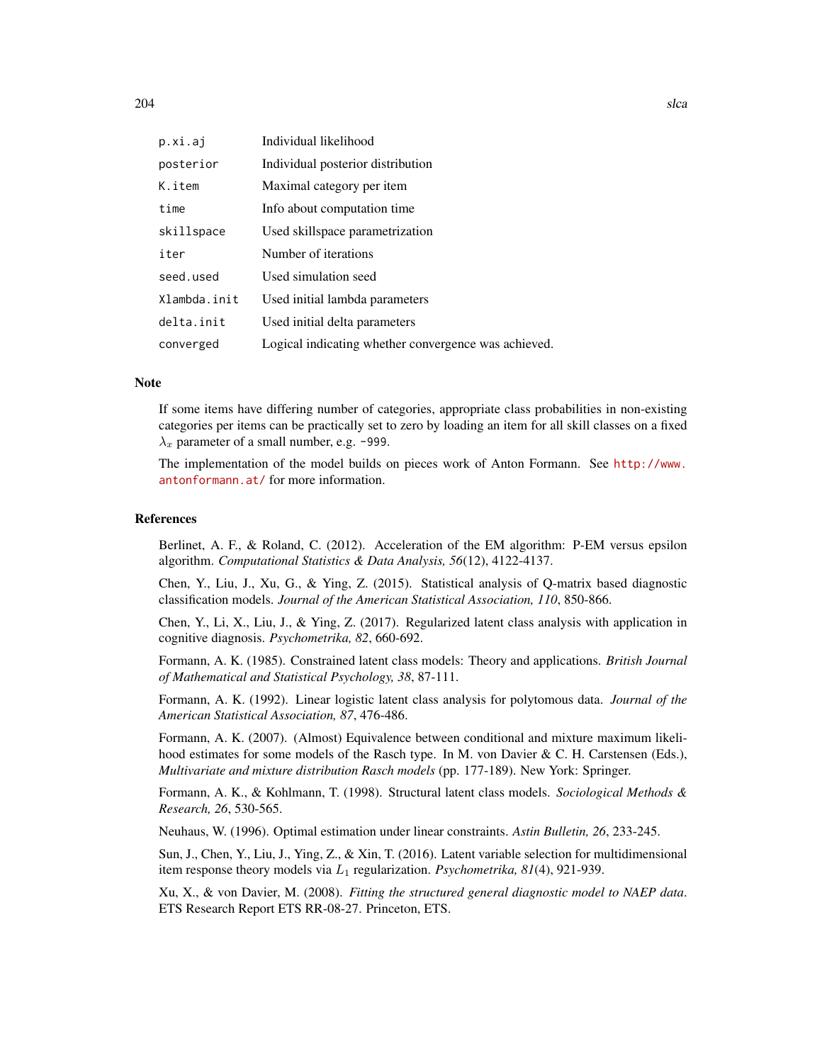| | |
|---|---|
| `p.xi.aj` | Individual likelihood |
| `posterior` | Individual posterior distribution |
| `K.item` | Maximal category per item |
| `time` | Info about computation time |
| `skillspace` | Used skillspace parametrization |
| `iter` | Number of iterations |
| `seed.used` | Used simulation seed |
| `Xlambda.init` | Used initial lambda parameters |
| `delta.init` | Used initial delta parameters |
| `converged` | Logical indicating whether convergence was achieved. |

## Note

If some items have differing number of categories, appropriate class probabilities in non-existing categories per items can be practically set to zero by loading an item for all skill classes on a fixed $\lambda_x$ parameter of a small number, e.g. `-999`.

The implementation of the model builds on pieces work of Anton Formann. See http://www.antonformann.at/ for more information.

## References

Berlinet, A. F., & Roland, C. (2012). Acceleration of the EM algorithm: P-EM versus epsilon algorithm. *Computational Statistics & Data Analysis, 56*(12), 4122-4137.

Chen, Y., Liu, J., Xu, G., & Ying, Z. (2015). Statistical analysis of Q-matrix based diagnostic classification models. *Journal of the American Statistical Association, 110*, 850-866.

Chen, Y., Li, X., Liu, J., & Ying, Z. (2017). Regularized latent class analysis with application in cognitive diagnosis. *Psychometrika, 82*, 660-692.

Formann, A. K. (1985). Constrained latent class models: Theory and applications. *British Journal of Mathematical and Statistical Psychology, 38*, 87-111.

Formann, A. K. (1992). Linear logistic latent class analysis for polytomous data. *Journal of the American Statistical Association, 87*, 476-486.

Formann, A. K. (2007). (Almost) Equivalence between conditional and mixture maximum likelihood estimates for some models of the Rasch type. In M. von Davier & C. H. Carstensen (Eds.), *Multivariate and mixture distribution Rasch models* (pp. 177-189). New York: Springer.

Formann, A. K., & Kohlmann, T. (1998). Structural latent class models. *Sociological Methods & Research, 26*, 530-565.

Neuhaus, W. (1996). Optimal estimation under linear constraints. *Astin Bulletin, 26*, 233-245.

Sun, J., Chen, Y., Liu, J., Ying, Z., & Xin, T. (2016). Latent variable selection for multidimensional item response theory models via $L_1$ regularization. *Psychometrika, 81*(4), 921-939.

Xu, X., & von Davier, M. (2008). *Fitting the structured general diagnostic model to NAEP data*. ETS Research Report ETS RR-08-27. Princeton, ETS.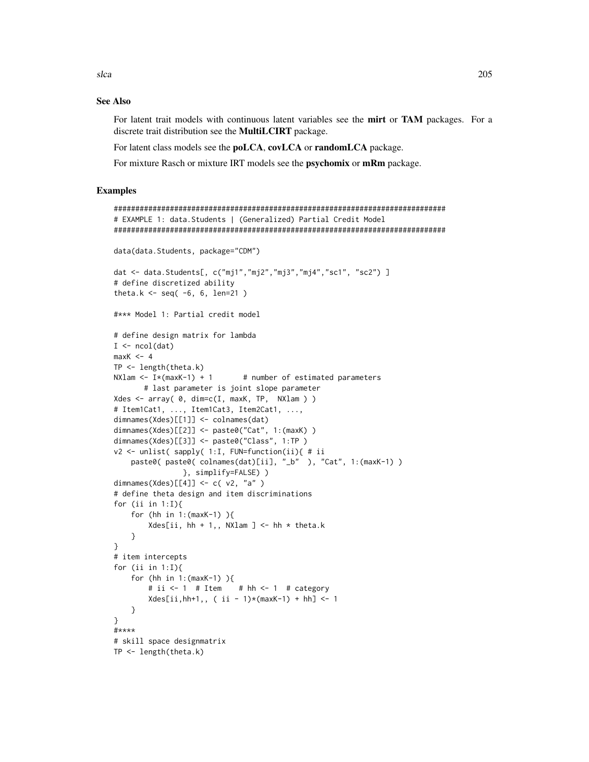## See Also

For latent trait models with continuous latent variables see the **mirt** or **TAM** packages. For a discrete trait distribution see the **MultiLCIRT** package.

For latent class models see the **poLCA**, **covLCA** or **randomLCA** package.

For mixture Rasch or mixture IRT models see the **psychomix** or **mRm** package.

## Examples

```
#############################################################################
# EXAMPLE 1: data.Students | (Generalized) Partial Credit Model
#############################################################################

data(data.Students, package="CDM")

dat <- data.Students[, c("mj1","mj2","mj3","mj4","sc1", "sc2") ]
# define discretized ability
theta.k <- seq( -6, 6, len=21 )

#*** Model 1: Partial credit model

# define design matrix for lambda
I <- ncol(dat)
maxK <- 4
TP <- length(theta.k)
NXlam <- I*(maxK-1) + 1       # number of estimated parameters
       # last parameter is joint slope parameter
Xdes <- array( 0, dim=c(I, maxK, TP,  NXlam ) )
# Item1Cat1, ..., Item1Cat3, Item2Cat1, ...,
dimnames(Xdes)[[1]] <- colnames(dat)
dimnames(Xdes)[[2]] <- paste0("Cat", 1:(maxK) )
dimnames(Xdes)[[3]] <- paste0("Class", 1:TP )
v2 <- unlist( sapply( 1:I, FUN=function(ii){ # ii
    paste0( paste0( colnames(dat)[ii], "_b"  ), "Cat", 1:(maxK-1) )
                }, simplify=FALSE) )
dimnames(Xdes)[[4]] <- c( v2, "a" )
# define theta design and item discriminations
for (ii in 1:I){
    for (hh in 1:(maxK-1) ){
        Xdes[ii, hh + 1,, NXlam ] <- hh * theta.k
    }
}
# item intercepts
for (ii in 1:I){
    for (hh in 1:(maxK-1) ){
        # ii <- 1  # Item    # hh <- 1  # category
        Xdes[ii,hh+1,, ( ii - 1)*(maxK-1) + hh] <- 1
    }
}
#****
# skill space designmatrix
TP <- length(theta.k)
```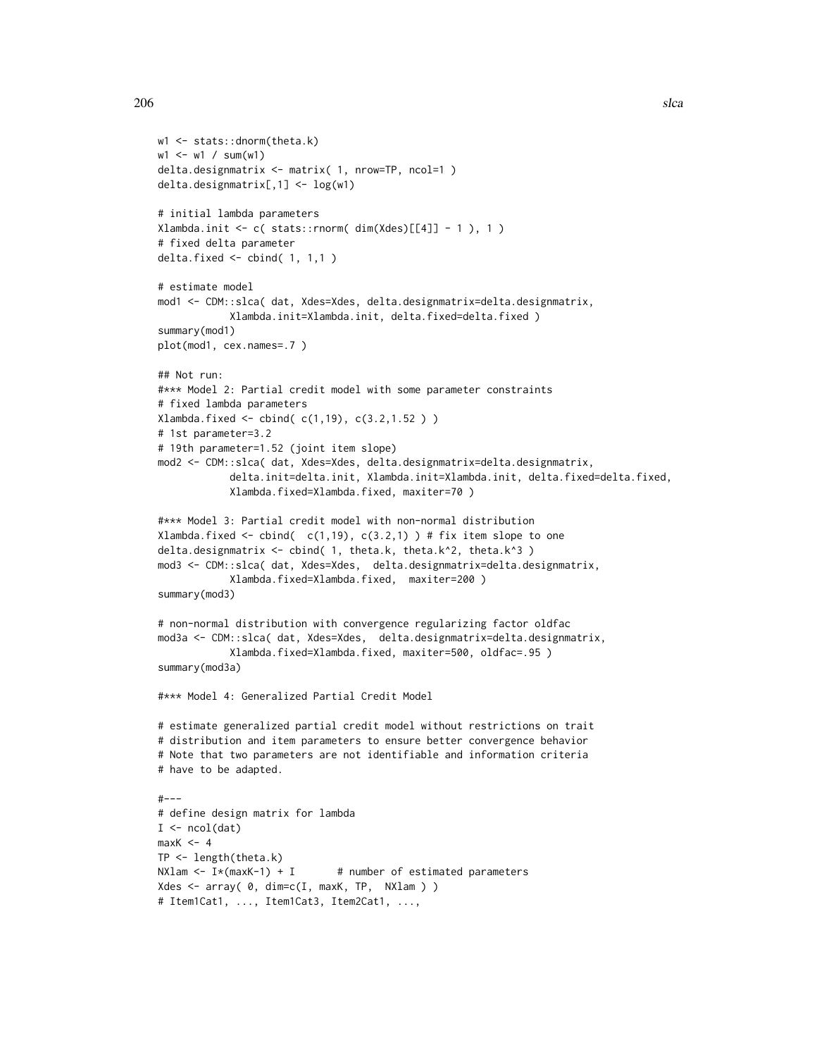```
w1 <- stats::dnorm(theta.k)
w1 <- w1 / sum(w1)
delta.designmatrix <- matrix( 1, nrow=TP, ncol=1 )
delta.designmatrix[,1] <- log(w1)

# initial lambda parameters
Xlambda.init <- c( stats::rnorm( dim(Xdes)[[4]] - 1 ), 1 )
# fixed delta parameter
delta.fixed <- cbind( 1, 1,1 )

# estimate model
mod1 <- CDM::slca( dat, Xdes=Xdes, delta.designmatrix=delta.designmatrix,
            Xlambda.init=Xlambda.init, delta.fixed=delta.fixed )
summary(mod1)
plot(mod1, cex.names=.7 )

## Not run:
#*** Model 2: Partial credit model with some parameter constraints
# fixed lambda parameters
Xlambda.fixed <- cbind( c(1,19), c(3.2,1.52 ) )
# 1st parameter=3.2
# 19th parameter=1.52 (joint item slope)
mod2 <- CDM::slca( dat, Xdes=Xdes, delta.designmatrix=delta.designmatrix,
            delta.init=delta.init, Xlambda.init=Xlambda.init, delta.fixed=delta.fixed,
            Xlambda.fixed=Xlambda.fixed, maxiter=70 )

#*** Model 3: Partial credit model with non-normal distribution
Xlambda.fixed <- cbind(  c(1,19), c(3.2,1) ) # fix item slope to one
delta.designmatrix <- cbind( 1, theta.k, theta.k^2, theta.k^3 )
mod3 <- CDM::slca( dat, Xdes=Xdes,  delta.designmatrix=delta.designmatrix,
            Xlambda.fixed=Xlambda.fixed,  maxiter=200 )
summary(mod3)

# non-normal distribution with convergence regularizing factor oldfac
mod3a <- CDM::slca( dat, Xdes=Xdes,  delta.designmatrix=delta.designmatrix,
            Xlambda.fixed=Xlambda.fixed, maxiter=500, oldfac=.95 )
summary(mod3a)

#*** Model 4: Generalized Partial Credit Model

# estimate generalized partial credit model without restrictions on trait
# distribution and item parameters to ensure better convergence behavior
# Note that two parameters are not identifiable and information criteria
# have to be adapted.

#---
# define design matrix for lambda
I <- ncol(dat)
maxK <- 4
TP <- length(theta.k)
NXlam <- I*(maxK-1) + I       # number of estimated parameters
Xdes <- array( 0, dim=c(I, maxK, TP,  NXlam ) )
# Item1Cat1, ..., Item1Cat3, Item2Cat1, ...,
```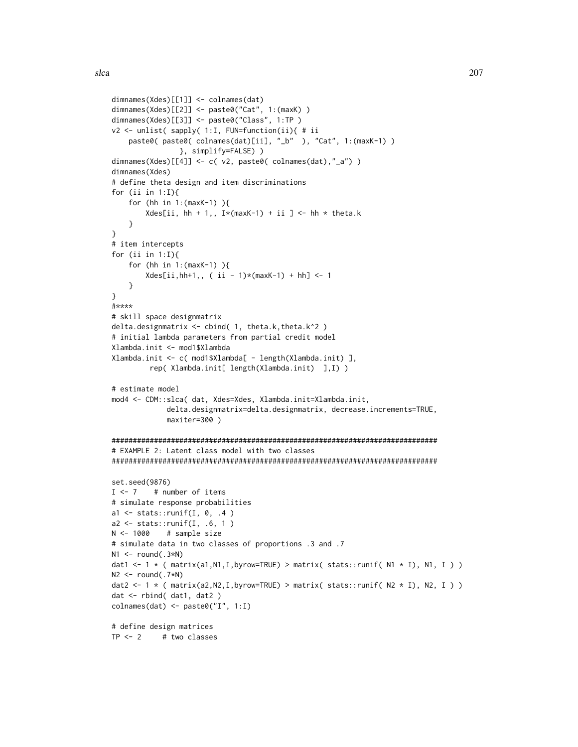```
dimnames(Xdes)[[1]] <- colnames(dat)
dimnames(Xdes)[[2]] <- paste0("Cat", 1:(maxK) )
dimnames(Xdes)[[3]] <- paste0("Class", 1:TP )
v2 <- unlist( sapply( 1:I, FUN=function(ii){ # ii
    paste0( paste0( colnames(dat)[ii], "_b"  ), "Cat", 1:(maxK-1) )
                }, simplify=FALSE) )
dimnames(Xdes)[[4]] <- c( v2, paste0( colnames(dat),"_a") )
dimnames(Xdes)
# define theta design and item discriminations
for (ii in 1:I){
    for (hh in 1:(maxK-1) ){
        Xdes[ii, hh + 1,, I*(maxK-1) + ii ] <- hh * theta.k
    }
}
# item intercepts
for (ii in 1:I){
    for (hh in 1:(maxK-1) ){
        Xdes[ii,hh+1,, ( ii - 1)*(maxK-1) + hh] <- 1
    }
}
#****
# skill space designmatrix
delta.designmatrix <- cbind( 1, theta.k,theta.k^2 )
# initial lambda parameters from partial credit model
Xlambda.init <- mod1$Xlambda
Xlambda.init <- c( mod1$Xlambda[ - length(Xlambda.init) ],
         rep( Xlambda.init[ length(Xlambda.init)  ],I) )

# estimate model
mod4 <- CDM::slca( dat, Xdes=Xdes, Xlambda.init=Xlambda.init,
            delta.designmatrix=delta.designmatrix, decrease.increments=TRUE,
            maxiter=300 )

#############################################################################
# EXAMPLE 2: Latent class model with two classes
#############################################################################

set.seed(9876)
I <- 7    # number of items
# simulate response probabilities
a1 <- stats::runif(I, 0, .4 )
a2 <- stats::runif(I, .6, 1 )
N <- 1000    # sample size
# simulate data in two classes of proportions .3 and .7
N1 <- round(.3*N)
dat1 <- 1 * ( matrix(a1,N1,I,byrow=TRUE) > matrix( stats::runif( N1 * I), N1, I ) )
N2 <- round(.7*N)
dat2 <- 1 * ( matrix(a2,N2,I,byrow=TRUE) > matrix( stats::runif( N2 * I), N2, I ) )
dat <- rbind( dat1, dat2 )
colnames(dat) <- paste0("I", 1:I)

# define design matrices
TP <- 2     # two classes
```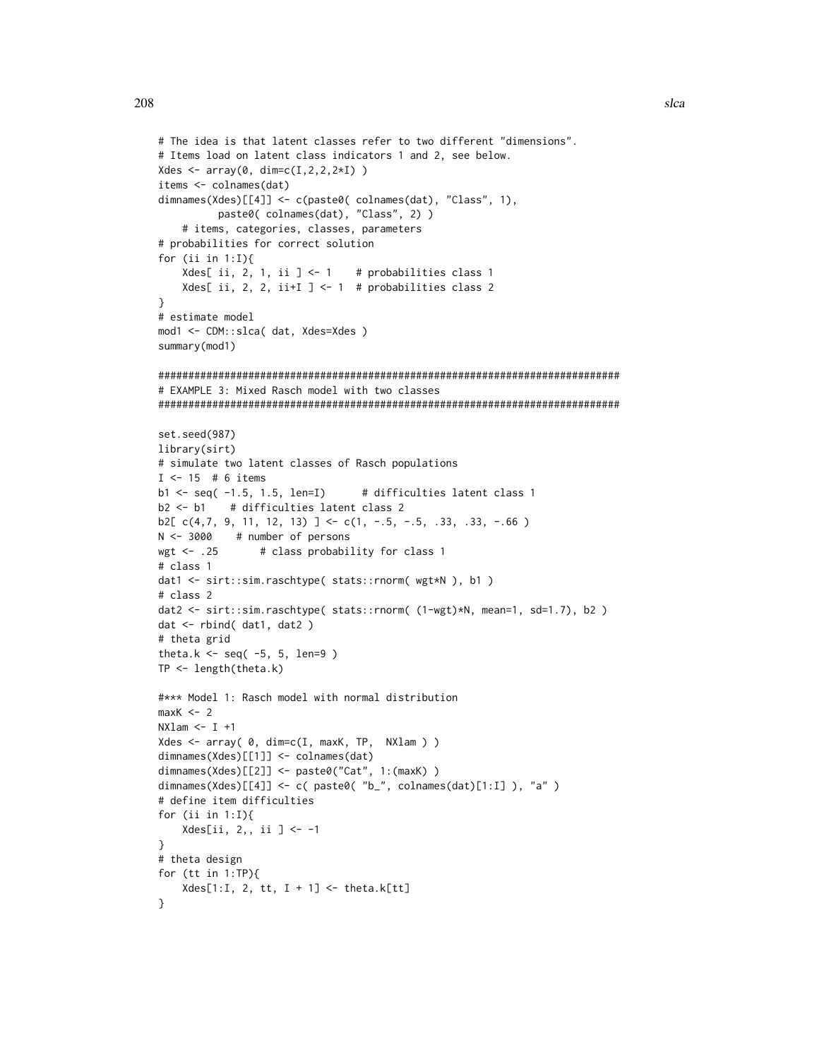```
# The idea is that latent classes refer to two different "dimensions".
# Items load on latent class indicators 1 and 2, see below.
Xdes <- array(0, dim=c(I,2,2,2*I) )
items <- colnames(dat)
dimnames(Xdes)[[4]] <- c(paste0( colnames(dat), "Class", 1),
          paste0( colnames(dat), "Class", 2) )
    # items, categories, classes, parameters
# probabilities for correct solution
for (ii in 1:I){
    Xdes[ ii, 2, 1, ii ] <- 1    # probabilities class 1
    Xdes[ ii, 2, 2, ii+I ] <- 1  # probabilities class 2
}
# estimate model
mod1 <- CDM::slca( dat, Xdes=Xdes )
summary(mod1)

#############################################################################
# EXAMPLE 3: Mixed Rasch model with two classes
#############################################################################

set.seed(987)
library(sirt)
# simulate two latent classes of Rasch populations
I <- 15  # 6 items
b1 <- seq( -1.5, 1.5, len=I)      # difficulties latent class 1
b2 <- b1    # difficulties latent class 2
b2[ c(4,7, 9, 11, 12, 13) ] <- c(1, -.5, -.5, .33, .33, -.66 )
N <- 3000    # number of persons
wgt <- .25       # class probability for class 1
# class 1
dat1 <- sirt::sim.raschtype( stats::rnorm( wgt*N ), b1 )
# class 2
dat2 <- sirt::sim.raschtype( stats::rnorm( (1-wgt)*N, mean=1, sd=1.7), b2 )
dat <- rbind( dat1, dat2 )
# theta grid
theta.k <- seq( -5, 5, len=9 )
TP <- length(theta.k)

#*** Model 1: Rasch model with normal distribution
maxK <- 2
NXlam <- I +1
Xdes <- array( 0, dim=c(I, maxK, TP,  NXlam ) )
dimnames(Xdes)[[1]] <- colnames(dat)
dimnames(Xdes)[[2]] <- paste0("Cat", 1:(maxK) )
dimnames(Xdes)[[4]] <- c( paste0( "b_", colnames(dat)[1:I] ), "a" )
# define item difficulties
for (ii in 1:I){
    Xdes[ii, 2,, ii ] <- -1
}
# theta design
for (tt in 1:TP){
    Xdes[1:I, 2, tt, I + 1] <- theta.k[tt]
}
```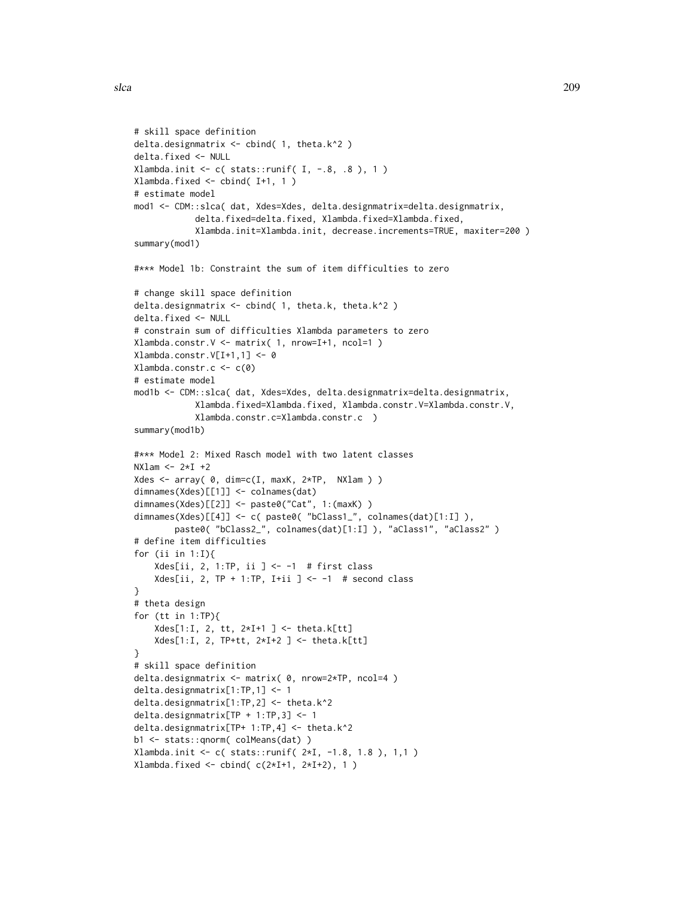```
# skill space definition
delta.designmatrix <- cbind( 1, theta.k^2 )
delta.fixed <- NULL
Xlambda.init <- c( stats::runif( I, -.8, .8 ), 1 )
Xlambda.fixed <- cbind( I+1, 1 )
# estimate model
mod1 <- CDM::slca( dat, Xdes=Xdes, delta.designmatrix=delta.designmatrix,
            delta.fixed=delta.fixed, Xlambda.fixed=Xlambda.fixed,
            Xlambda.init=Xlambda.init, decrease.increments=TRUE, maxiter=200 )
summary(mod1)

#*** Model 1b: Constraint the sum of item difficulties to zero

# change skill space definition
delta.designmatrix <- cbind( 1, theta.k, theta.k^2 )
delta.fixed <- NULL
# constrain sum of difficulties Xlambda parameters to zero
Xlambda.constr.V <- matrix( 1, nrow=I+1, ncol=1 )
Xlambda.constr.V[I+1,1] <- 0
Xlambda.constr.c <- c(0)
# estimate model
mod1b <- CDM::slca( dat, Xdes=Xdes, delta.designmatrix=delta.designmatrix,
            Xlambda.fixed=Xlambda.fixed, Xlambda.constr.V=Xlambda.constr.V,
            Xlambda.constr.c=Xlambda.constr.c  )
summary(mod1b)

#*** Model 2: Mixed Rasch model with two latent classes
NXlam <- 2*I +2
Xdes <- array( 0, dim=c(I, maxK, 2*TP,  NXlam ) )
dimnames(Xdes)[[1]] <- colnames(dat)
dimnames(Xdes)[[2]] <- paste0("Cat", 1:(maxK) )
dimnames(Xdes)[[4]] <- c( paste0( "bClass1_", colnames(dat)[1:I] ),
        paste0( "bClass2_", colnames(dat)[1:I] ), "aClass1", "aClass2" )
# define item difficulties
for (ii in 1:I){
    Xdes[ii, 2, 1:TP, ii ] <- -1  # first class
    Xdes[ii, 2, TP + 1:TP, I+ii ] <- -1  # second class
}
# theta design
for (tt in 1:TP){
    Xdes[1:I, 2, tt, 2*I+1 ] <- theta.k[tt]
    Xdes[1:I, 2, TP+tt, 2*I+2 ] <- theta.k[tt]
}
# skill space definition
delta.designmatrix <- matrix( 0, nrow=2*TP, ncol=4 )
delta.designmatrix[1:TP,1] <- 1
delta.designmatrix[1:TP,2] <- theta.k^2
delta.designmatrix[TP + 1:TP,3] <- 1
delta.designmatrix[TP+ 1:TP,4] <- theta.k^2
b1 <- stats::qnorm( colMeans(dat) )
Xlambda.init <- c( stats::runif( 2*I, -1.8, 1.8 ), 1,1 )
Xlambda.fixed <- cbind( c(2*I+1, 2*I+2), 1 )
```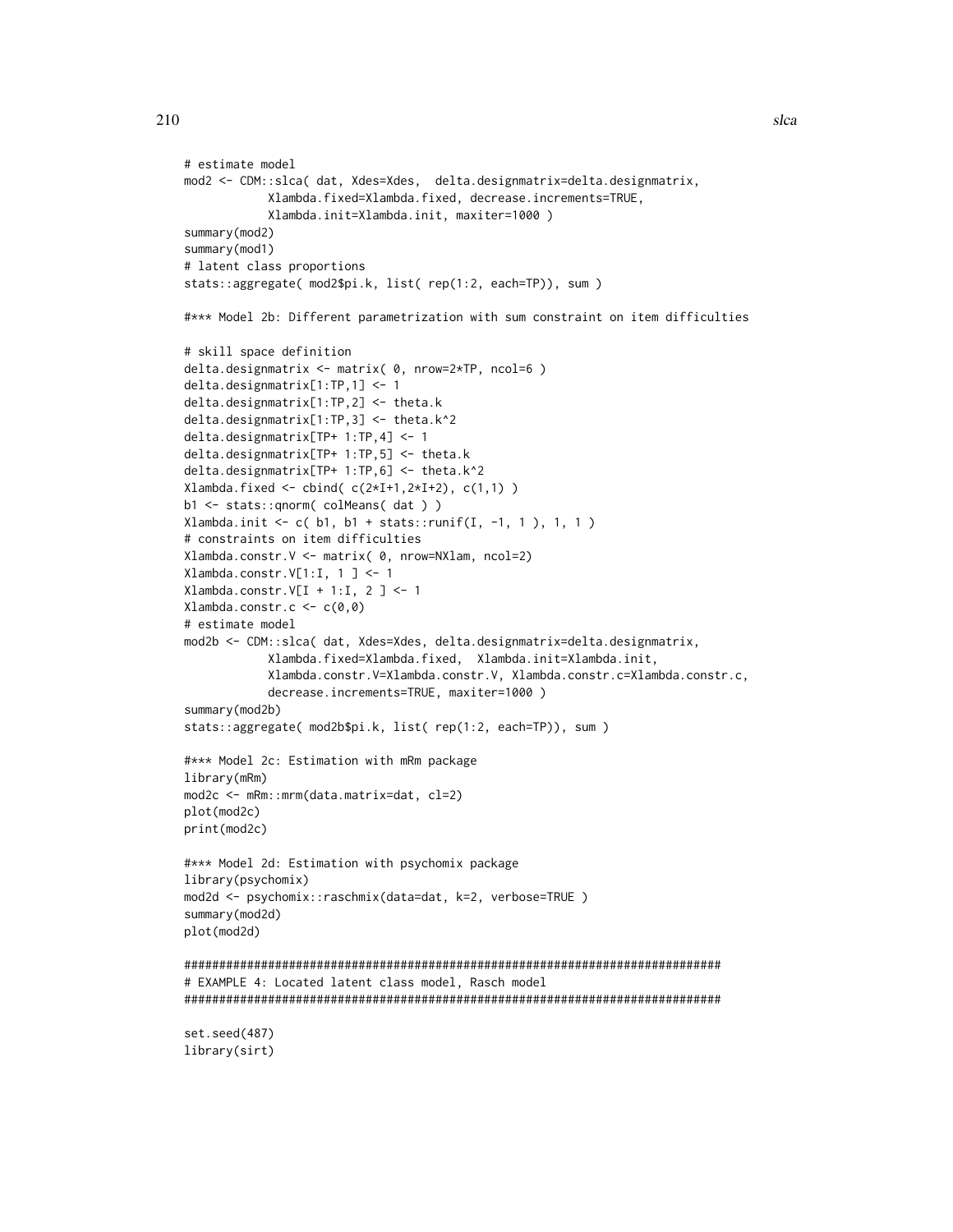```
# estimate model
mod2 <- CDM::slca( dat, Xdes=Xdes,  delta.designmatrix=delta.designmatrix,
            Xlambda.fixed=Xlambda.fixed, decrease.increments=TRUE,
            Xlambda.init=Xlambda.init, maxiter=1000 )
summary(mod2)
summary(mod1)
# latent class proportions
stats::aggregate( mod2$pi.k, list( rep(1:2, each=TP)), sum )

#*** Model 2b: Different parametrization with sum constraint on item difficulties

# skill space definition
delta.designmatrix <- matrix( 0, nrow=2*TP, ncol=6 )
delta.designmatrix[1:TP,1] <- 1
delta.designmatrix[1:TP,2] <- theta.k
delta.designmatrix[1:TP,3] <- theta.k^2
delta.designmatrix[TP+ 1:TP,4] <- 1
delta.designmatrix[TP+ 1:TP,5] <- theta.k
delta.designmatrix[TP+ 1:TP,6] <- theta.k^2
Xlambda.fixed <- cbind( c(2*I+1,2*I+2), c(1,1) )
b1 <- stats::qnorm( colMeans( dat ) )
Xlambda.init <- c( b1, b1 + stats::runif(I, -1, 1 ), 1, 1 )
# constraints on item difficulties
Xlambda.constr.V <- matrix( 0, nrow=NXlam, ncol=2)
Xlambda.constr.V[1:I, 1 ] <- 1
Xlambda.constr.V[I + 1:I, 2 ] <- 1
Xlambda.constr.c <- c(0,0)
# estimate model
mod2b <- CDM::slca( dat, Xdes=Xdes, delta.designmatrix=delta.designmatrix,
            Xlambda.fixed=Xlambda.fixed,  Xlambda.init=Xlambda.init,
            Xlambda.constr.V=Xlambda.constr.V, Xlambda.constr.c=Xlambda.constr.c,
            decrease.increments=TRUE, maxiter=1000 )
summary(mod2b)
stats::aggregate( mod2b$pi.k, list( rep(1:2, each=TP)), sum )

#*** Model 2c: Estimation with mRm package
library(mRm)
mod2c <- mRm::mrm(data.matrix=dat, cl=2)
plot(mod2c)
print(mod2c)

#*** Model 2d: Estimation with psychomix package
library(psychomix)
mod2d <- psychomix::raschmix(data=dat, k=2, verbose=TRUE )
summary(mod2d)
plot(mod2d)

#############################################################################
# EXAMPLE 4: Located latent class model, Rasch model
#############################################################################

set.seed(487)
library(sirt)
```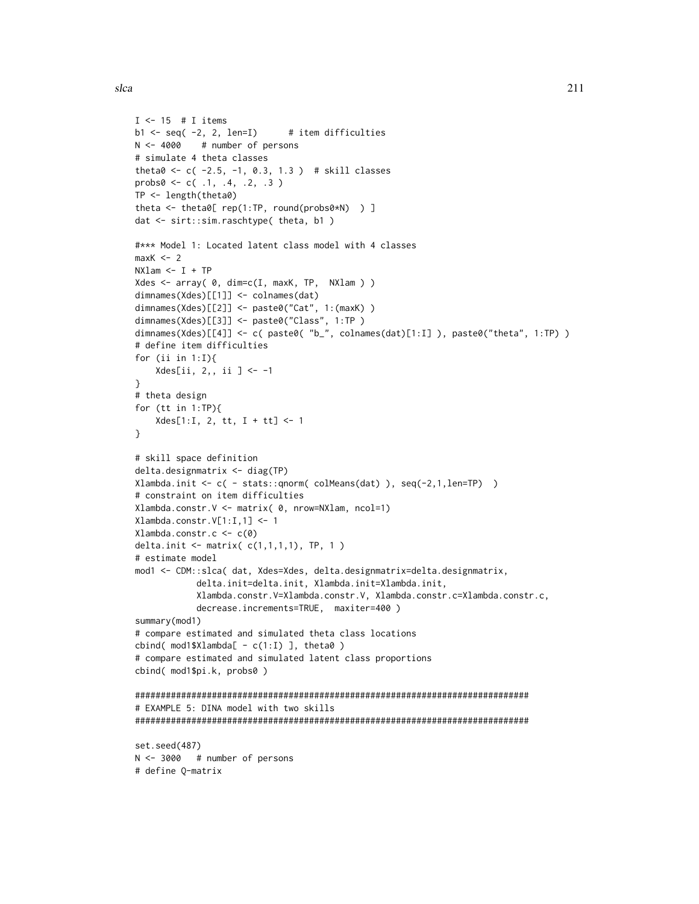```
I <- 15  # I items
b1 <- seq( -2, 2, len=I)      # item difficulties
N <- 4000    # number of persons
# simulate 4 theta classes
theta0 <- c( -2.5, -1, 0.3, 1.3 )  # skill classes
probs0 <- c( .1, .4, .2, .3 )
TP <- length(theta0)
theta <- theta0[ rep(1:TP, round(probs0*N)  ) ]
dat <- sirt::sim.raschtype( theta, b1 )

#*** Model 1: Located latent class model with 4 classes
maxK <- 2
NXlam <- I + TP
Xdes <- array( 0, dim=c(I, maxK, TP,  NXlam ) )
dimnames(Xdes)[[1]] <- colnames(dat)
dimnames(Xdes)[[2]] <- paste0("Cat", 1:(maxK) )
dimnames(Xdes)[[3]] <- paste0("Class", 1:TP )
dimnames(Xdes)[[4]] <- c( paste0( "b_", colnames(dat)[1:I] ), paste0("theta", 1:TP) )
# define item difficulties
for (ii in 1:I){
    Xdes[ii, 2,, ii ] <- -1
}
# theta design
for (tt in 1:TP){
    Xdes[1:I, 2, tt, I + tt] <- 1
}

# skill space definition
delta.designmatrix <- diag(TP)
Xlambda.init <- c( - stats::qnorm( colMeans(dat) ), seq(-2,1,len=TP)  )
# constraint on item difficulties
Xlambda.constr.V <- matrix( 0, nrow=NXlam, ncol=1)
Xlambda.constr.V[1:I,1] <- 1
Xlambda.constr.c <- c(0)
delta.init <- matrix( c(1,1,1,1), TP, 1 )
# estimate model
mod1 <- CDM::slca( dat, Xdes=Xdes, delta.designmatrix=delta.designmatrix,
            delta.init=delta.init, Xlambda.init=Xlambda.init,
            Xlambda.constr.V=Xlambda.constr.V, Xlambda.constr.c=Xlambda.constr.c,
            decrease.increments=TRUE,  maxiter=400 )
summary(mod1)
# compare estimated and simulated theta class locations
cbind( mod1$Xlambda[ - c(1:I) ], theta0 )
# compare estimated and simulated latent class proportions
cbind( mod1$pi.k, probs0 )

#############################################################################
# EXAMPLE 5: DINA model with two skills
#############################################################################

set.seed(487)
N <- 3000   # number of persons
# define Q-matrix
```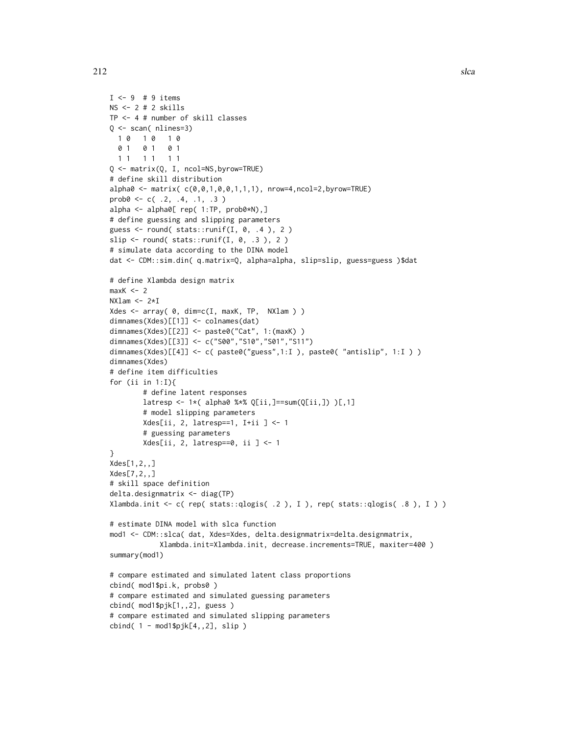```
I <- 9  # 9 items
NS <- 2 # 2 skills
TP <- 4 # number of skill classes
Q <- scan( nlines=3)
  1 0   1 0   1 0
  0 1   0 1   0 1
  1 1   1 1   1 1
Q <- matrix(Q, I, ncol=NS,byrow=TRUE)
# define skill distribution
alpha0 <- matrix( c(0,0,1,0,0,1,1,1), nrow=4,ncol=2,byrow=TRUE)
prob0 <- c( .2, .4, .1, .3 )
alpha <- alpha0[ rep( 1:TP, prob0*N),]
# define guessing and slipping parameters
guess <- round( stats::runif(I, 0, .4 ), 2 )
slip <- round( stats::runif(I, 0, .3 ), 2 )
# simulate data according to the DINA model
dat <- CDM::sim.din( q.matrix=Q, alpha=alpha, slip=slip, guess=guess )$dat

# define Xlambda design matrix
maxK <- 2
NXlam <- 2*I
Xdes <- array( 0, dim=c(I, maxK, TP,  NXlam ) )
dimnames(Xdes)[[1]] <- colnames(dat)
dimnames(Xdes)[[2]] <- paste0("Cat", 1:(maxK) )
dimnames(Xdes)[[3]] <- c("S00","S10","S01","S11")
dimnames(Xdes)[[4]] <- c( paste0("guess",1:I ), paste0( "antislip", 1:I ) )
dimnames(Xdes)
# define item difficulties
for (ii in 1:I){
        # define latent responses
        latresp <- 1*( alpha0 %*% Q[ii,]==sum(Q[ii,]) )[,1]
        # model slipping parameters
        Xdes[ii, 2, latresp==1, I+ii ] <- 1
        # guessing parameters
        Xdes[ii, 2, latresp==0, ii ] <- 1
}
Xdes[1,2,,]
Xdes[7,2,,]
# skill space definition
delta.designmatrix <- diag(TP)
Xlambda.init <- c( rep( stats::qlogis( .2 ), I ), rep( stats::qlogis( .8 ), I ) )

# estimate DINA model with slca function
mod1 <- CDM::slca( dat, Xdes=Xdes, delta.designmatrix=delta.designmatrix,
            Xlambda.init=Xlambda.init, decrease.increments=TRUE, maxiter=400 )
summary(mod1)

# compare estimated and simulated latent class proportions
cbind( mod1$pi.k, probs0 )
# compare estimated and simulated guessing parameters
cbind( mod1$pjk[1,,2], guess )
# compare estimated and simulated slipping parameters
cbind( 1 - mod1$pjk[4,,2], slip )
```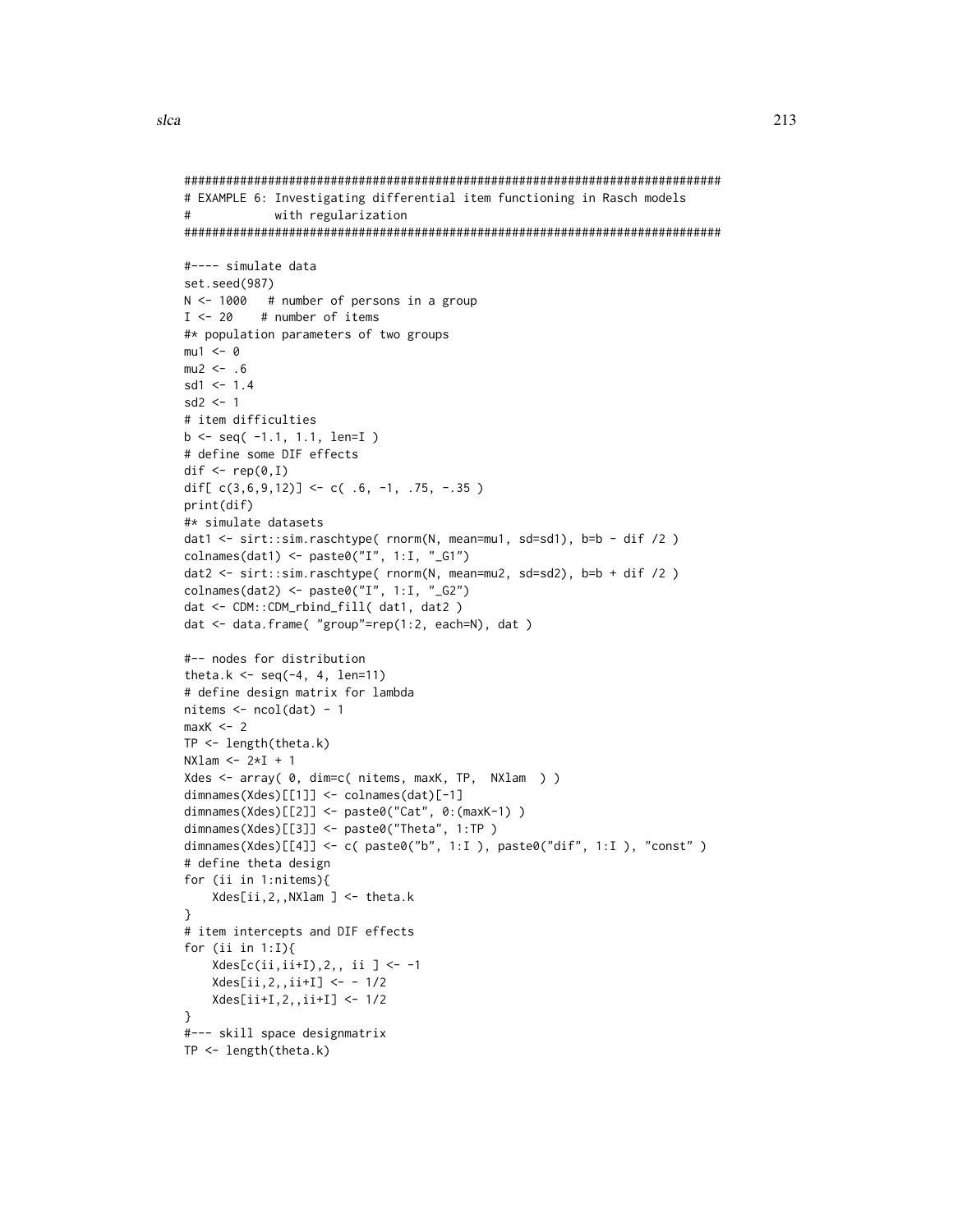```
#############################################################################
# EXAMPLE 6: Investigating differential item functioning in Rasch models
#            with regularization
#############################################################################

#---- simulate data
set.seed(987)
N <- 1000   # number of persons in a group
I <- 20    # number of items
#* population parameters of two groups
mu1 <- 0
mu2 <- .6
sd1 <- 1.4
sd2 <- 1
# item difficulties
b <- seq( -1.1, 1.1, len=I )
# define some DIF effects
dif <- rep(0,I)
dif[ c(3,6,9,12)] <- c( .6, -1, .75, -.35 )
print(dif)
#* simulate datasets
dat1 <- sirt::sim.raschtype( rnorm(N, mean=mu1, sd=sd1), b=b - dif /2 )
colnames(dat1) <- paste0("I", 1:I, "_G1")
dat2 <- sirt::sim.raschtype( rnorm(N, mean=mu2, sd=sd2), b=b + dif /2 )
colnames(dat2) <- paste0("I", 1:I, "_G2")
dat <- CDM::CDM_rbind_fill( dat1, dat2 )
dat <- data.frame( "group"=rep(1:2, each=N), dat )

#-- nodes for distribution
theta.k <- seq(-4, 4, len=11)
# define design matrix for lambda
nitems <- ncol(dat) - 1
maxK <- 2
TP <- length(theta.k)
NXlam <- 2*I + 1
Xdes <- array( 0, dim=c( nitems, maxK, TP,  NXlam  ) )
dimnames(Xdes)[[1]] <- colnames(dat)[-1]
dimnames(Xdes)[[2]] <- paste0("Cat", 0:(maxK-1) )
dimnames(Xdes)[[3]] <- paste0("Theta", 1:TP )
dimnames(Xdes)[[4]] <- c( paste0("b", 1:I ), paste0("dif", 1:I ), "const" )
# define theta design
for (ii in 1:nitems){
    Xdes[ii,2,,NXlam ] <- theta.k
}
# item intercepts and DIF effects
for (ii in 1:I){
    Xdes[c(ii,ii+I),2,, ii ] <- -1
    Xdes[ii,2,,ii+I] <- - 1/2
    Xdes[ii+I,2,,ii+I] <- 1/2
}
#--- skill space designmatrix
TP <- length(theta.k)
```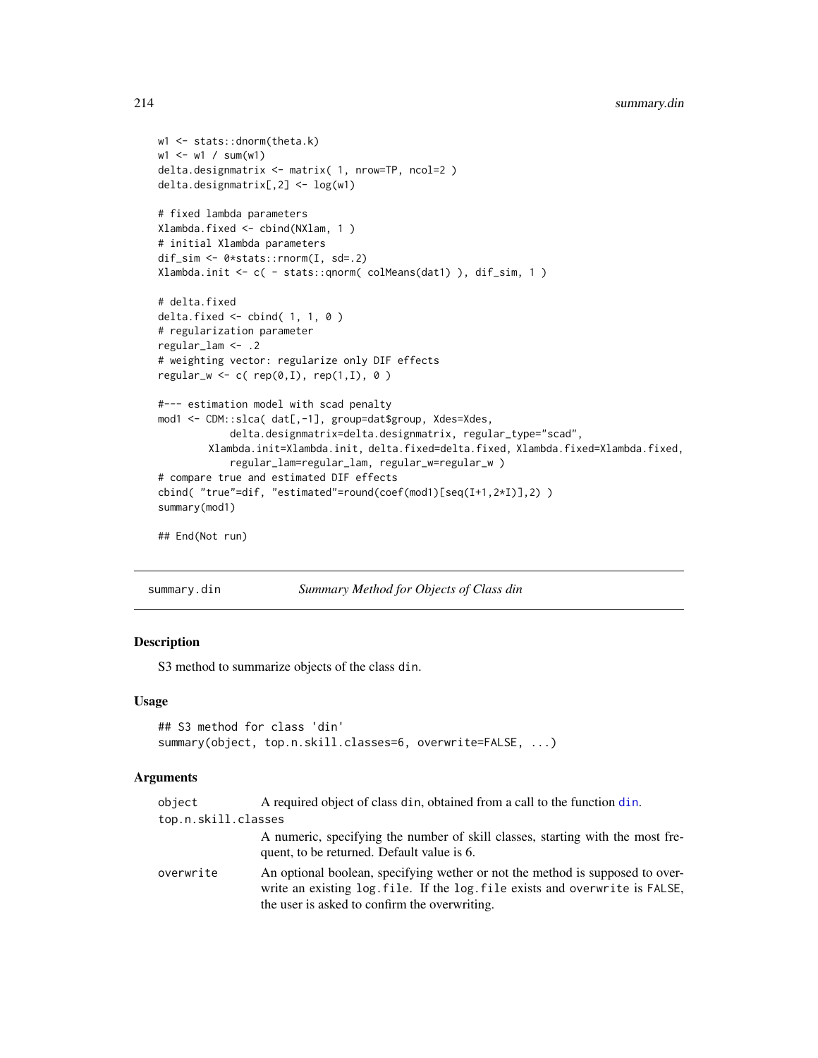```
w1 <- stats::dnorm(theta.k)
w1 <- w1 / sum(w1)
delta.designmatrix <- matrix( 1, nrow=TP, ncol=2 )
delta.designmatrix[,2] <- log(w1)

# fixed lambda parameters
Xlambda.fixed <- cbind(NXlam, 1 )
# initial Xlambda parameters
dif_sim <- 0*stats::rnorm(I, sd=.2)
Xlambda.init <- c( - stats::qnorm( colMeans(dat1) ), dif_sim, 1 )

# delta.fixed
delta.fixed <- cbind( 1, 1, 0 )
# regularization parameter
regular_lam <- .2
# weighting vector: regularize only DIF effects
regular_w <- c( rep(0,I), rep(1,I), 0 )

#--- estimation model with scad penalty
mod1 <- CDM::slca( dat[,-1], group=dat$group, Xdes=Xdes,
            delta.designmatrix=delta.designmatrix, regular_type="scad",
        Xlambda.init=Xlambda.init, delta.fixed=delta.fixed, Xlambda.fixed=Xlambda.fixed,
            regular_lam=regular_lam, regular_w=regular_w )
# compare true and estimated DIF effects
cbind( "true"=dif, "estimated"=round(coef(mod1)[seq(I+1,2*I)],2) )
summary(mod1)

## End(Not run)
```

---

## summary.din — *Summary Method for Objects of Class din*

### Description

S3 method to summarize objects of the class din.

### Usage

```
## S3 method for class 'din'
summary(object, top.n.skill.classes=6, overwrite=FALSE, ...)
```

### Arguments

| | |
|---|---|
| object | A required object of class din, obtained from a call to the function din. |
| top.n.skill.classes | A numeric, specifying the number of skill classes, starting with the most frequent, to be returned. Default value is 6. |
| overwrite | An optional boolean, specifying wether or not the method is supposed to overwrite an existing log.file. If the log.file exists and overwrite is FALSE, the user is asked to confirm the overwriting. |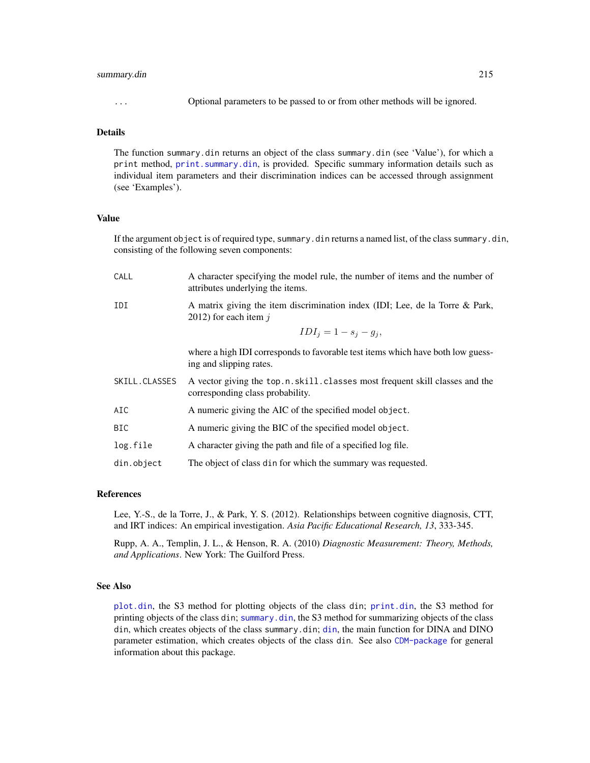`...` Optional parameters to be passed to or from other methods will be ignored.

## Details

The function `summary.din` returns an object of the class `summary.din` (see 'Value'), for which a `print` method, `print.summary.din`, is provided. Specific summary information details such as individual item parameters and their discrimination indices can be accessed through assignment (see 'Examples').

## Value

If the argument `object` is of required type, `summary.din` returns a named list, of the class `summary.din`, consisting of the following seven components:

`CALL` A character specifying the model rule, the number of items and the number of attributes underlying the items.

`IDI` A matrix giving the item discrimination index (IDI; Lee, de la Torre & Park, 2012) for each item $j$

$$IDI_j = 1 - s_j - g_j,$$

where a high IDI corresponds to favorable test items which have both low guessing and slipping rates.

`SKILL.CLASSES` A vector giving the `top.n.skill.classes` most frequent skill classes and the corresponding class probability.

`AIC` A numeric giving the AIC of the specified model `object`.

`BIC` A numeric giving the BIC of the specified model `object`.

`log.file` A character giving the path and file of a specified log file.

`din.object` The object of class `din` for which the summary was requested.

## References

Lee, Y.-S., de la Torre, J., & Park, Y. S. (2012). Relationships between cognitive diagnosis, CTT, and IRT indices: An empirical investigation. *Asia Pacific Educational Research, 13*, 333-345.

Rupp, A. A., Templin, J. L., & Henson, R. A. (2010) *Diagnostic Measurement: Theory, Methods, and Applications*. New York: The Guilford Press.

## See Also

`plot.din`, the S3 method for plotting objects of the class `din`; `print.din`, the S3 method for printing objects of the class `din`; `summary.din`, the S3 method for summarizing objects of the class `din`, which creates objects of the class `summary.din`; `din`, the main function for DINA and DINO parameter estimation, which creates objects of the class `din`. See also `CDM-package` for general information about this package.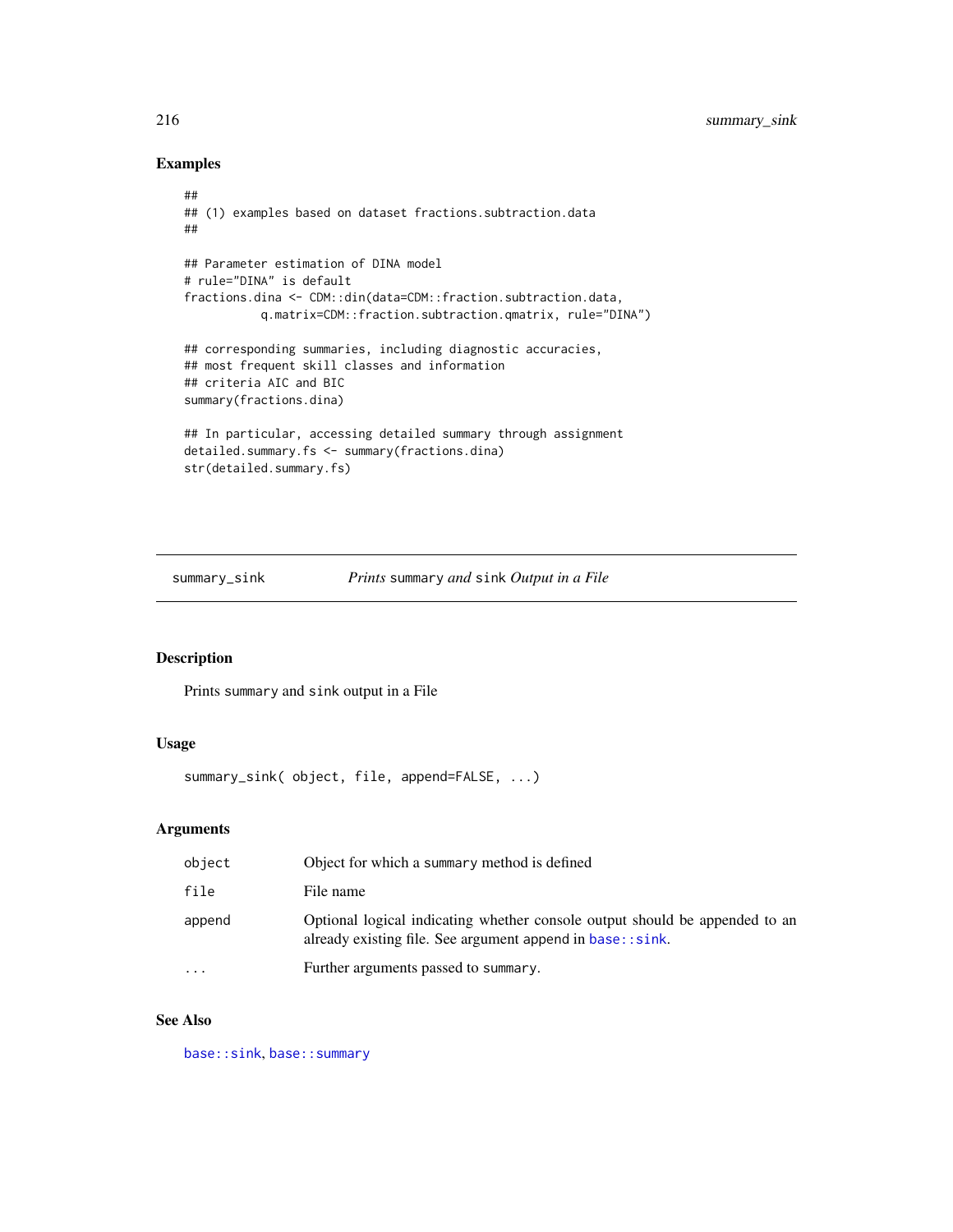## Examples

```
##
## (1) examples based on dataset fractions.subtraction.data
##

## Parameter estimation of DINA model
# rule="DINA" is default
fractions.dina <- CDM::din(data=CDM::fraction.subtraction.data,
           q.matrix=CDM::fraction.subtraction.qmatrix, rule="DINA")

## corresponding summaries, including diagnostic accuracies,
## most frequent skill classes and information
## criteria AIC and BIC
summary(fractions.dina)

## In particular, accessing detailed summary through assignment
detailed.summary.fs <- summary(fractions.dina)
str(detailed.summary.fs)
```

---

# summary_sink — *Prints* `summary` *and* `sink` *Output in a File*

## Description

Prints `summary` and `sink` output in a File

## Usage

```
summary_sink( object, file, append=FALSE, ...)
```

## Arguments

| | |
|---|---|
| `object` | Object for which a `summary` method is defined |
| `file` | File name |
| `append` | Optional logical indicating whether console output should be appended to an already existing file. See argument append in `base::sink`. |
| `...` | Further arguments passed to `summary`. |

## See Also

`base::sink`, `base::summary`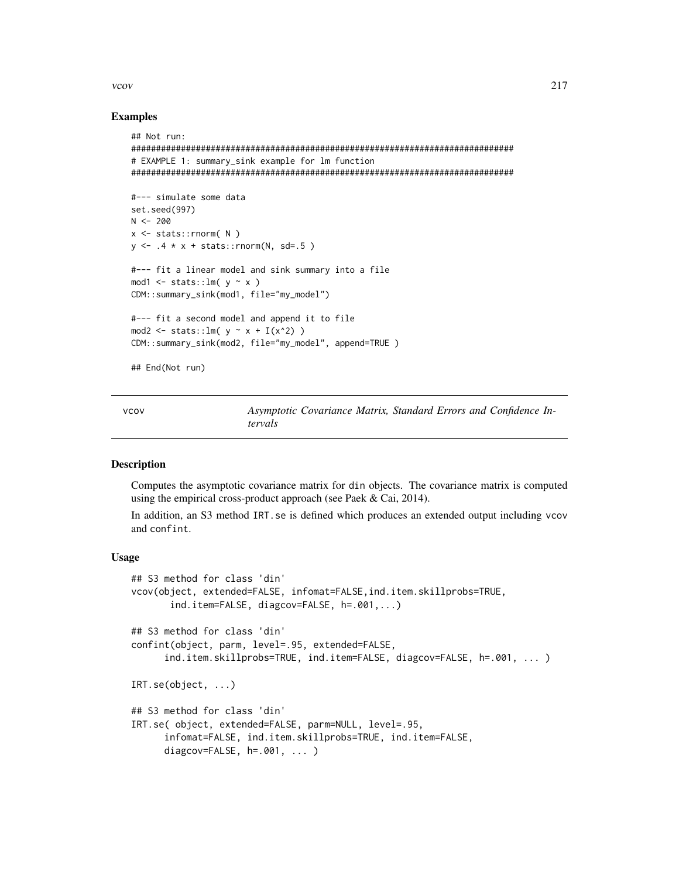## Examples

```
## Not run:
#############################################################################
# EXAMPLE 1: summary_sink example for lm function
#############################################################################

#--- simulate some data
set.seed(997)
N <- 200
x <- stats::rnorm( N )
y <- .4 * x + stats::rnorm(N, sd=.5 )

#--- fit a linear model and sink summary into a file
mod1 <- stats::lm( y ~ x )
CDM::summary_sink(mod1, file="my_model")

#--- fit a second model and append it to file
mod2 <- stats::lm( y ~ x + I(x^2) )
CDM::summary_sink(mod2, file="my_model", append=TRUE )

## End(Not run)
```

---

# vcov — *Asymptotic Covariance Matrix, Standard Errors and Confidence Intervals*

---

## Description

Computes the asymptotic covariance matrix for `din` objects. The covariance matrix is computed using the empirical cross-product approach (see Paek & Cai, 2014).

In addition, an S3 method `IRT.se` is defined which produces an extended output including `vcov` and `confint`.

## Usage

```
## S3 method for class 'din'
vcov(object, extended=FALSE, infomat=FALSE,ind.item.skillprobs=TRUE,
       ind.item=FALSE, diagcov=FALSE, h=.001,...)

## S3 method for class 'din'
confint(object, parm, level=.95, extended=FALSE,
      ind.item.skillprobs=TRUE, ind.item=FALSE, diagcov=FALSE, h=.001, ... )

IRT.se(object, ...)

## S3 method for class 'din'
IRT.se( object, extended=FALSE, parm=NULL, level=.95,
      infomat=FALSE, ind.item.skillprobs=TRUE, ind.item=FALSE,
      diagcov=FALSE, h=.001, ... )
```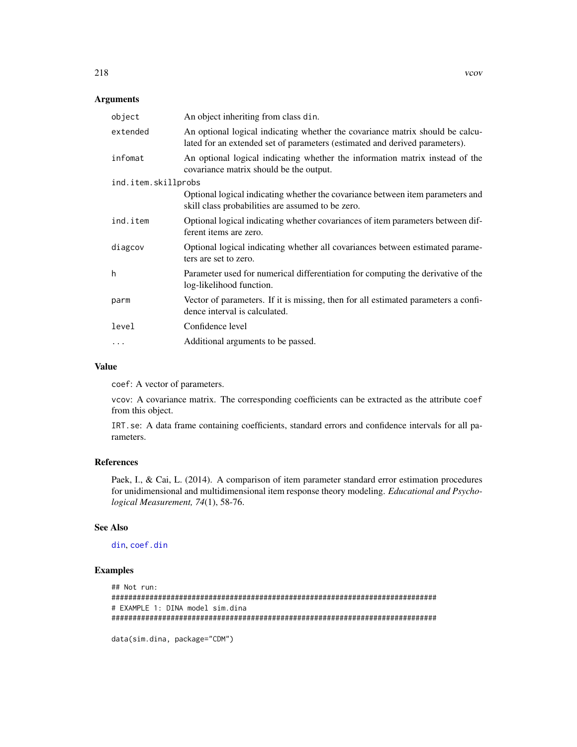## Arguments

| | |
|---|---|
| object | An object inheriting from class din. |
| extended | An optional logical indicating whether the covariance matrix should be calculated for an extended set of parameters (estimated and derived parameters). |
| infomat | An optional logical indicating whether the information matrix instead of the covariance matrix should be the output. |
| ind.item.skillprobs | Optional logical indicating whether the covariance between item parameters and skill class probabilities are assumed to be zero. |
| ind.item | Optional logical indicating whether covariances of item parameters between different items are zero. |
| diagcov | Optional logical indicating whether all covariances between estimated parameters are set to zero. |
| h | Parameter used for numerical differentiation for computing the derivative of the log-likelihood function. |
| parm | Vector of parameters. If it is missing, then for all estimated parameters a confidence interval is calculated. |
| level | Confidence level |
| ... | Additional arguments to be passed. |

## Value

coef: A vector of parameters.

vcov: A covariance matrix. The corresponding coefficients can be extracted as the attribute coef from this object.

IRT.se: A data frame containing coefficients, standard errors and confidence intervals for all parameters.

## References

Paek, I., & Cai, L. (2014). A comparison of item parameter standard error estimation procedures for unidimensional and multidimensional item response theory modeling. *Educational and Psychological Measurement, 74*(1), 58-76.

## See Also

din, coef.din

## Examples

```
## Not run:
#############################################################################
# EXAMPLE 1: DINA model sim.dina
#############################################################################

data(sim.dina, package="CDM")
```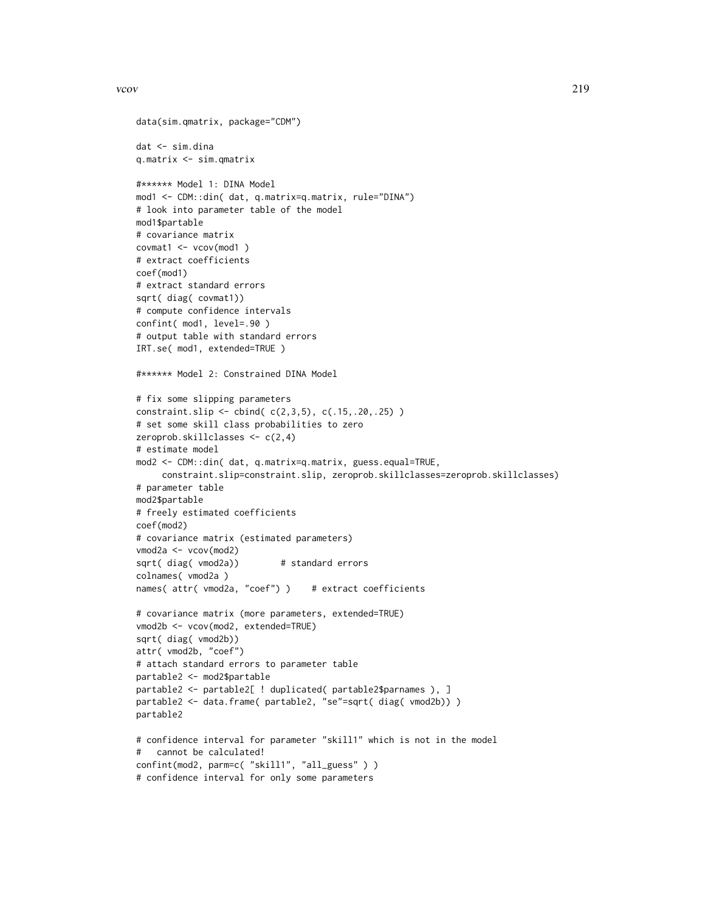```
data(sim.qmatrix, package="CDM")

dat <- sim.dina
q.matrix <- sim.qmatrix

#****** Model 1: DINA Model
mod1 <- CDM::din( dat, q.matrix=q.matrix, rule="DINA")
# look into parameter table of the model
mod1$partable
# covariance matrix
covmat1 <- vcov(mod1 )
# extract coefficients
coef(mod1)
# extract standard errors
sqrt( diag( covmat1))
# compute confidence intervals
confint( mod1, level=.90 )
# output table with standard errors
IRT.se( mod1, extended=TRUE )

#****** Model 2: Constrained DINA Model

# fix some slipping parameters
constraint.slip <- cbind( c(2,3,5), c(.15,.20,.25) )
# set some skill class probabilities to zero
zeroprob.skillclasses <- c(2,4)
# estimate model
mod2 <- CDM::din( dat, q.matrix=q.matrix, guess.equal=TRUE,
     constraint.slip=constraint.slip, zeroprob.skillclasses=zeroprob.skillclasses)
# parameter table
mod2$partable
# freely estimated coefficients
coef(mod2)
# covariance matrix (estimated parameters)
vmod2a <- vcov(mod2)
sqrt( diag( vmod2a))        # standard errors
colnames( vmod2a )
names( attr( vmod2a, "coef") )    # extract coefficients

# covariance matrix (more parameters, extended=TRUE)
vmod2b <- vcov(mod2, extended=TRUE)
sqrt( diag( vmod2b))
attr( vmod2b, "coef")
# attach standard errors to parameter table
partable2 <- mod2$partable
partable2 <- partable2[ ! duplicated( partable2$parnames ), ]
partable2 <- data.frame( partable2, "se"=sqrt( diag( vmod2b)) )
partable2

# confidence interval for parameter "skill1" which is not in the model
#   cannot be calculated!
confint(mod2, parm=c( "skill1", "all_guess" ) )
# confidence interval for only some parameters
```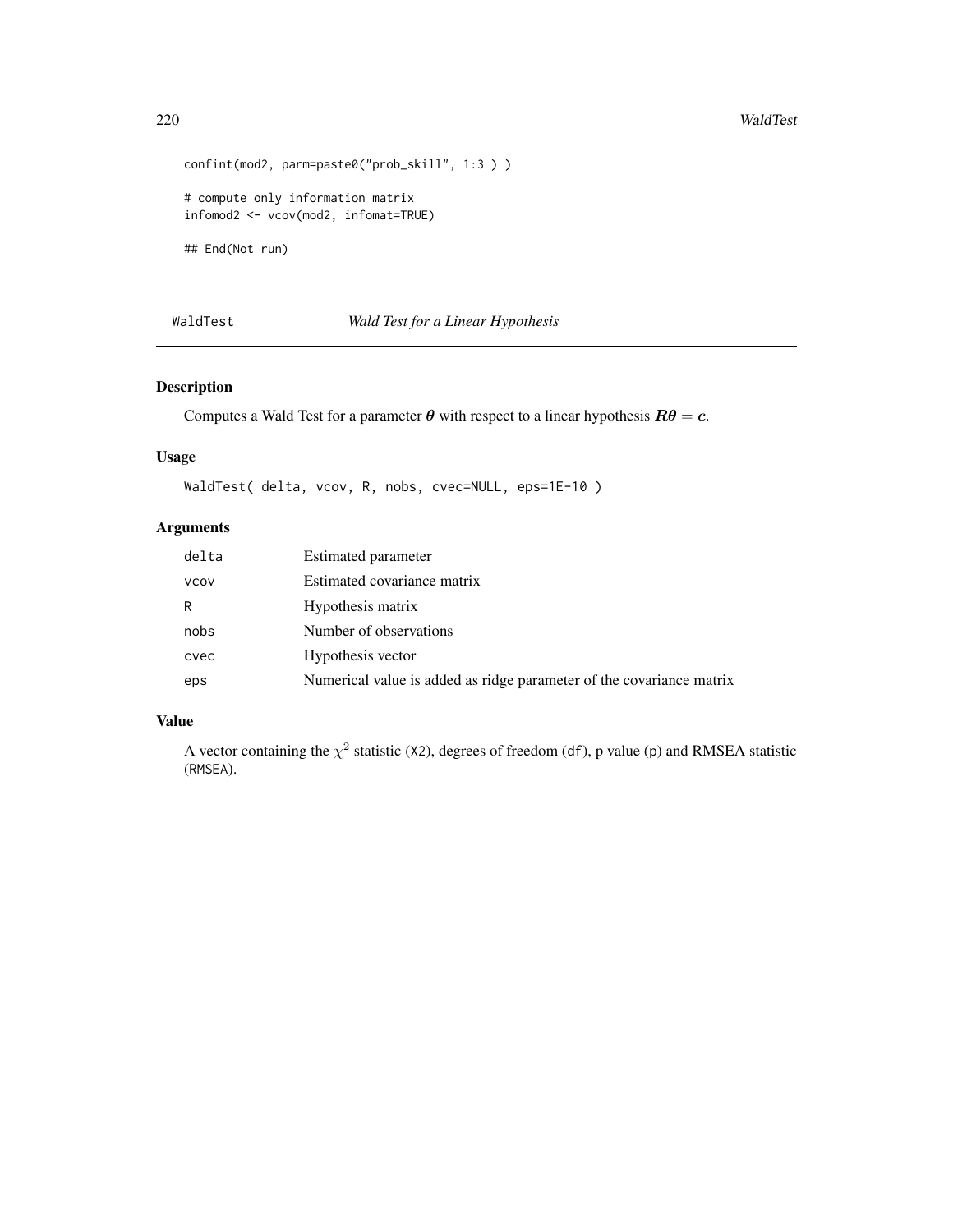```
confint(mod2, parm=paste0("prob_skill", 1:3 ) )

# compute only information matrix
infomod2 <- vcov(mod2, infomat=TRUE)

## End(Not run)
```

---

## WaldTest — *Wald Test for a Linear Hypothesis*

---

### Description

Computes a Wald Test for a parameter $\boldsymbol{\theta}$ with respect to a linear hypothesis $\boldsymbol{R\theta} = \boldsymbol{c}$.

### Usage

```
WaldTest( delta, vcov, R, nobs, cvec=NULL, eps=1E-10 )
```

### Arguments

| | |
|---|---|
| `delta` | Estimated parameter |
| `vcov` | Estimated covariance matrix |
| `R` | Hypothesis matrix |
| `nobs` | Number of observations |
| `cvec` | Hypothesis vector |
| `eps` | Numerical value is added as ridge parameter of the covariance matrix |

### Value

A vector containing the $\chi^2$ statistic (`X2`), degrees of freedom (`df`), p value (`p`) and RMSEA statistic (`RMSEA`).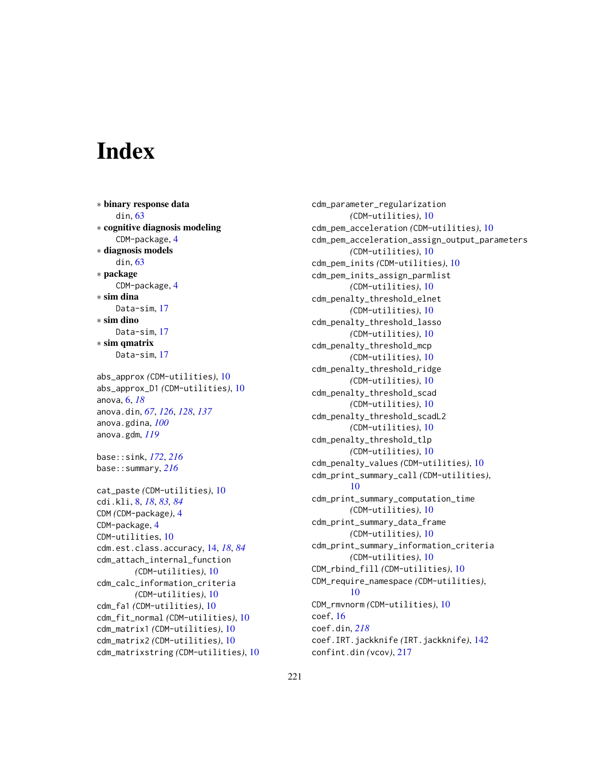# Index

∗ **binary response data**
  din, 63
∗ **cognitive diagnosis modeling**
  CDM-package, 4
∗ **diagnosis models**
  din, 63
∗ **package**
  CDM-package, 4
∗ **sim dina**
  Data-sim, 17
∗ **sim dino**
  Data-sim, 17
∗ **sim qmatrix**
  Data-sim, 17

abs_approx *(CDM-utilities)*, 10
abs_approx_D1 *(CDM-utilities)*, 10
anova, 6, *18*
anova.din, *67*, *126*, *128*, *137*
anova.gdina, *100*
anova.gdm, *119*

base::sink, *172*, *216*
base::summary, *216*

cat_paste *(CDM-utilities)*, 10
cdi.kli, 8, *18*, *83*, *84*
CDM *(CDM-package)*, 4
CDM-package, 4
CDM-utilities, 10
cdm.est.class.accuracy, 14, *18*, *84*
cdm_attach_internal_function *(CDM-utilities)*, 10
cdm_calc_information_criteria *(CDM-utilities)*, 10
cdm_fa1 *(CDM-utilities)*, 10
cdm_fit_normal *(CDM-utilities)*, 10
cdm_matrix1 *(CDM-utilities)*, 10
cdm_matrix2 *(CDM-utilities)*, 10
cdm_matrixstring *(CDM-utilities)*, 10
cdm_parameter_regularization *(CDM-utilities)*, 10
cdm_pem_acceleration *(CDM-utilities)*, 10
cdm_pem_acceleration_assign_output_parameters *(CDM-utilities)*, 10
cdm_pem_inits *(CDM-utilities)*, 10
cdm_pem_inits_assign_parmlist *(CDM-utilities)*, 10
cdm_penalty_threshold_elnet *(CDM-utilities)*, 10
cdm_penalty_threshold_lasso *(CDM-utilities)*, 10
cdm_penalty_threshold_mcp *(CDM-utilities)*, 10
cdm_penalty_threshold_ridge *(CDM-utilities)*, 10
cdm_penalty_threshold_scad *(CDM-utilities)*, 10
cdm_penalty_threshold_scadL2 *(CDM-utilities)*, 10
cdm_penalty_threshold_tlp *(CDM-utilities)*, 10
cdm_penalty_values *(CDM-utilities)*, 10
cdm_print_summary_call *(CDM-utilities)*, 10
cdm_print_summary_computation_time *(CDM-utilities)*, 10
cdm_print_summary_data_frame *(CDM-utilities)*, 10
cdm_print_summary_information_criteria *(CDM-utilities)*, 10
CDM_rbind_fill *(CDM-utilities)*, 10
CDM_require_namespace *(CDM-utilities)*, 10
CDM_rmvnorm *(CDM-utilities)*, 10
coef, 16
coef.din, *218*
coef.IRT.jackknife *(IRT.jackknife)*, 142
confint.din *(vcov)*, 217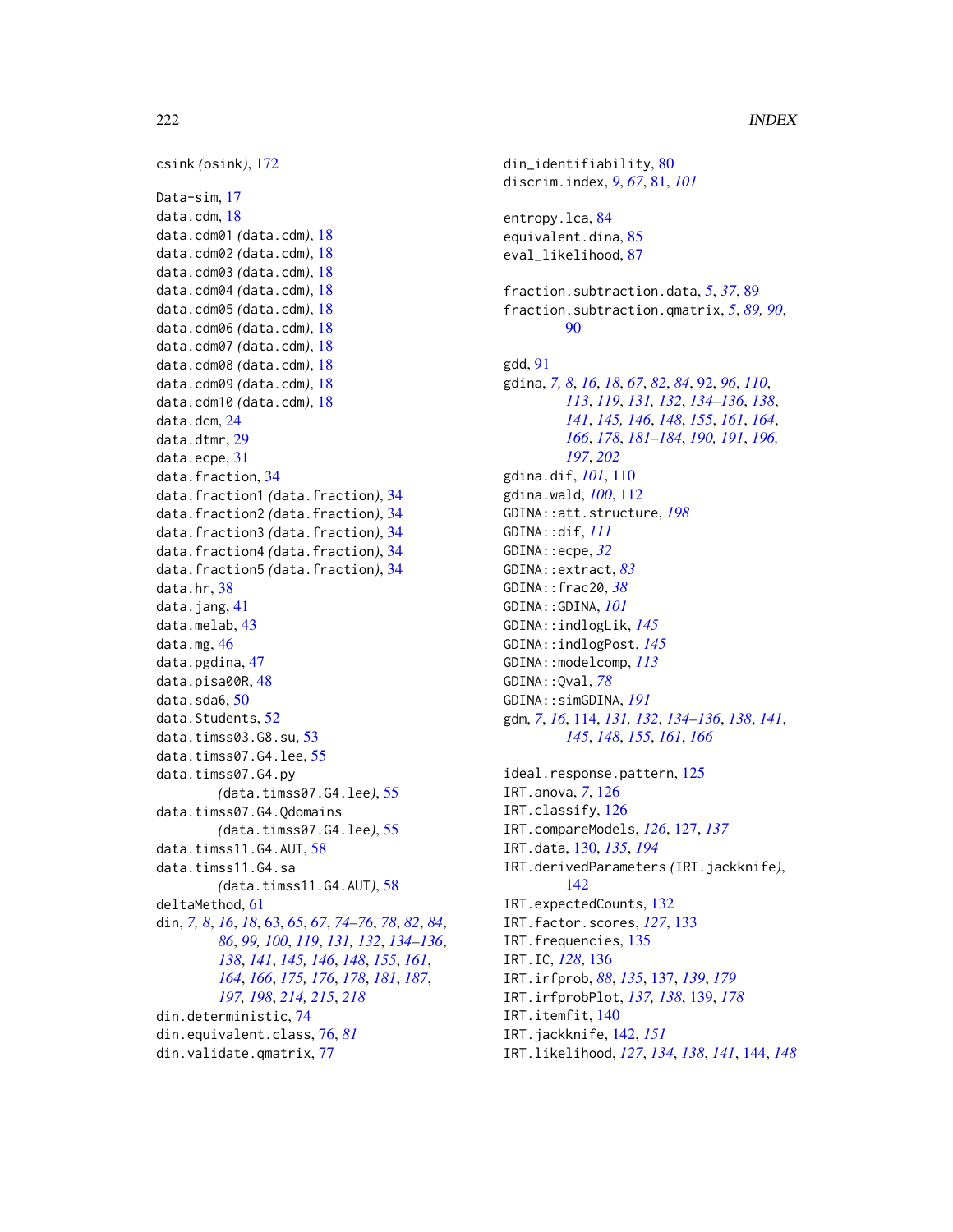csink *(*osink*)*, 172

Data-sim, 17
data.cdm, 18
data.cdm01 *(*data.cdm*)*, 18
data.cdm02 *(*data.cdm*)*, 18
data.cdm03 *(*data.cdm*)*, 18
data.cdm04 *(*data.cdm*)*, 18
data.cdm05 *(*data.cdm*)*, 18
data.cdm06 *(*data.cdm*)*, 18
data.cdm07 *(*data.cdm*)*, 18
data.cdm08 *(*data.cdm*)*, 18
data.cdm09 *(*data.cdm*)*, 18
data.cdm10 *(*data.cdm*)*, 18
data.dcm, 24
data.dtmr, 29
data.ecpe, 31
data.fraction, 34
data.fraction1 *(*data.fraction*)*, 34
data.fraction2 *(*data.fraction*)*, 34
data.fraction3 *(*data.fraction*)*, 34
data.fraction4 *(*data.fraction*)*, 34
data.fraction5 *(*data.fraction*)*, 34
data.hr, 38
data.jang, 41
data.melab, 43
data.mg, 46
data.pgdina, 47
data.pisa00R, 48
data.sda6, 50
data.Students, 52
data.timss03.G8.su, 53
data.timss07.G4.lee, 55
data.timss07.G4.py *(*data.timss07.G4.lee*)*, 55
data.timss07.G4.Qdomains *(*data.timss07.G4.lee*)*, 55
data.timss11.G4.AUT, 58
data.timss11.G4.sa *(*data.timss11.G4.AUT*)*, 58
deltaMethod, 61
din, *7, 8*, *16*, *18*, 63, *65*, *67*, *74–76*, *78*, *82*, *84*, *86*, *99, 100*, *119*, *131, 132*, *134–136*, *138*, *141*, *145, 146*, *148*, *155*, *161*, *164*, *166*, *175, 176*, *178*, *181*, *187*, *197, 198*, *214, 215*, *218*
din.deterministic, 74
din.equivalent.class, 76, *81*
din.validate.qmatrix, 77

din_identifiability, 80
discrim.index, *9*, *67*, 81, *101*

entropy.lca, 84
equivalent.dina, 85
eval_likelihood, 87

fraction.subtraction.data, *5*, *37*, 89
fraction.subtraction.qmatrix, *5*, *89, 90*, 90

gdd, 91
gdina, *7, 8*, *16*, *18*, *67*, *82*, *84*, 92, *96*, *110*, *113*, *119*, *131, 132*, *134–136*, *138*, *141*, *145, 146*, *148*, *155*, *161*, *164*, *166*, *178*, *181–184*, *190, 191*, *196, 197*, *202*
gdina.dif, *101*, 110
gdina.wald, *100*, 112
GDINA::att.structure, *198*
GDINA::dif, *111*
GDINA::ecpe, *32*
GDINA::extract, *83*
GDINA::frac20, *38*
GDINA::GDINA, *101*
GDINA::indlogLik, *145*
GDINA::indlogPost, *145*
GDINA::modelcomp, *113*
GDINA::Qval, *78*
GDINA::simGDINA, *191*
gdm, *7*, *16*, 114, *131, 132*, *134–136*, *138*, *141*, *145*, *148*, *155*, *161*, *166*

ideal.response.pattern, 125
IRT.anova, *7*, 126
IRT.classify, 126
IRT.compareModels, *126*, 127, *137*
IRT.data, 130, *135*, *194*
IRT.derivedParameters *(*IRT.jackknife*)*, 142
IRT.expectedCounts, 132
IRT.factor.scores, *127*, 133
IRT.frequencies, 135
IRT.IC, *128*, 136
IRT.irfprob, *88*, *135*, 137, *139*, *179*
IRT.irfprobPlot, *137, 138*, 139, *178*
IRT.itemfit, 140
IRT.jackknife, 142, *151*
IRT.likelihood, *127*, *134*, *138*, *141*, 144, *148*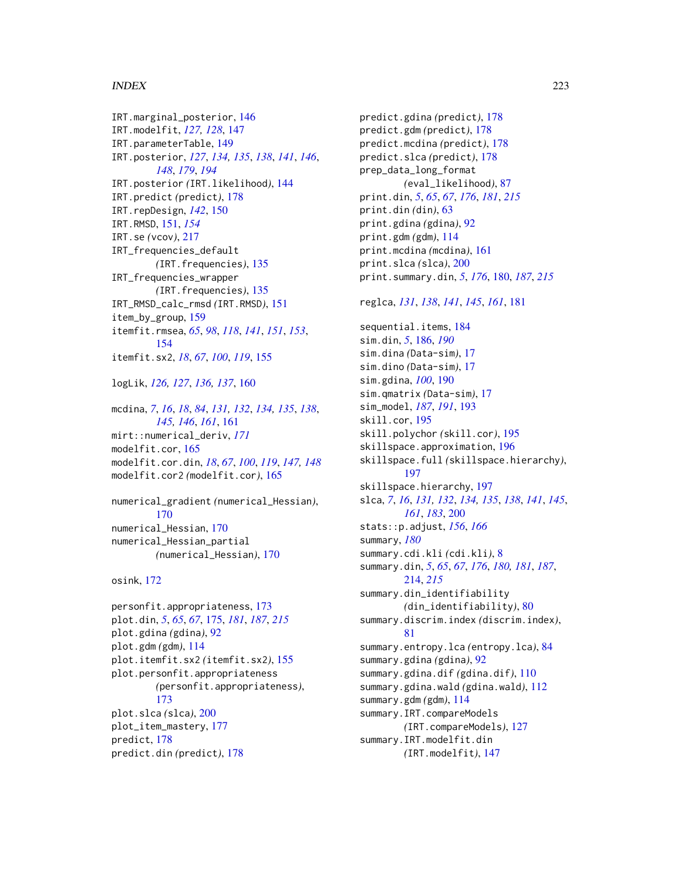IRT.marginal_posterior, 146
IRT.modelfit, *127, 128*, 147
IRT.parameterTable, 149
IRT.posterior, *127*, *134, 135*, *138*, *141*, *146*, *148*, *179*, *194*
IRT.posterior *(*IRT.likelihood*)*, 144
IRT.predict *(*predict*)*, 178
IRT.repDesign, *142*, 150
IRT.RMSD, 151, *154*
IRT.se *(*vcov*)*, 217
IRT_frequencies_default *(*IRT.frequencies*)*, 135
IRT_frequencies_wrapper *(*IRT.frequencies*)*, 135
IRT_RMSD_calc_rmsd *(*IRT.RMSD*)*, 151
item_by_group, 159
itemfit.rmsea, *65*, *98*, *118*, *141*, *151*, *153*, 154
itemfit.sx2, *18*, *67*, *100*, *119*, 155

logLik, *126, 127*, *136, 137*, 160

mcdina, *7*, *16*, *18*, *84*, *131, 132*, *134, 135*, *138*, *145, 146*, *161*, 161
mirt::numerical_deriv, *171*
modelfit.cor, 165
modelfit.cor.din, *18*, *67*, *100*, *119*, *147, 148*
modelfit.cor2 *(*modelfit.cor*)*, 165

numerical_gradient *(*numerical_Hessian*)*, 170
numerical_Hessian, 170
numerical_Hessian_partial *(*numerical_Hessian*)*, 170

osink, 172

personfit.appropriateness, 173
plot.din, *5*, *65*, *67*, 175, *181*, *187*, *215*
plot.gdina *(*gdina*)*, 92
plot.gdm *(*gdm*)*, 114
plot.itemfit.sx2 *(*itemfit.sx2*)*, 155
plot.personfit.appropriateness *(*personfit.appropriateness*)*, 173
plot.slca *(*slca*)*, 200
plot_item_mastery, 177
predict, 178
predict.din *(*predict*)*, 178
predict.gdina *(*predict*)*, 178
predict.gdm *(*predict*)*, 178
predict.mcdina *(*predict*)*, 178
predict.slca *(*predict*)*, 178
prep_data_long_format *(*eval_likelihood*)*, 87
print.din, *5*, *65*, *67*, *176*, *181*, *215*
print.din *(*din*)*, 63
print.gdina *(*gdina*)*, 92
print.gdm *(*gdm*)*, 114
print.mcdina *(*mcdina*)*, 161
print.slca *(*slca*)*, 200
print.summary.din, *5*, *176*, 180, *187*, *215*

reglca, *131*, *138*, *141*, *145*, *161*, 181

sequential.items, 184
sim.din, *5*, 186, *190*
sim.dina *(*Data-sim*)*, 17
sim.dino *(*Data-sim*)*, 17
sim.gdina, *100*, 190
sim.qmatrix *(*Data-sim*)*, 17
sim_model, *187*, *191*, 193
skill.cor, 195
skill.polychor *(*skill.cor*)*, 195
skillspace.approximation, 196
skillspace.full *(*skillspace.hierarchy*)*, 197
skillspace.hierarchy, 197
slca, *7*, *16*, *131, 132*, *134, 135*, *138*, *141*, *145*, *161*, *183*, 200
stats::p.adjust, *156*, *166*
summary, *180*
summary.cdi.kli *(*cdi.kli*)*, 8
summary.din, *5*, *65*, *67*, *176*, *180, 181*, *187*, 214, *215*
summary.din_identifiability *(*din_identifiability*)*, 80
summary.discrim.index *(*discrim.index*)*, 81
summary.entropy.lca *(*entropy.lca*)*, 84
summary.gdina *(*gdina*)*, 92
summary.gdina.dif *(*gdina.dif*)*, 110
summary.gdina.wald *(*gdina.wald*)*, 112
summary.gdm *(*gdm*)*, 114
summary.IRT.compareModels *(*IRT.compareModels*)*, 127
summary.IRT.modelfit.din *(*IRT.modelfit*)*, 147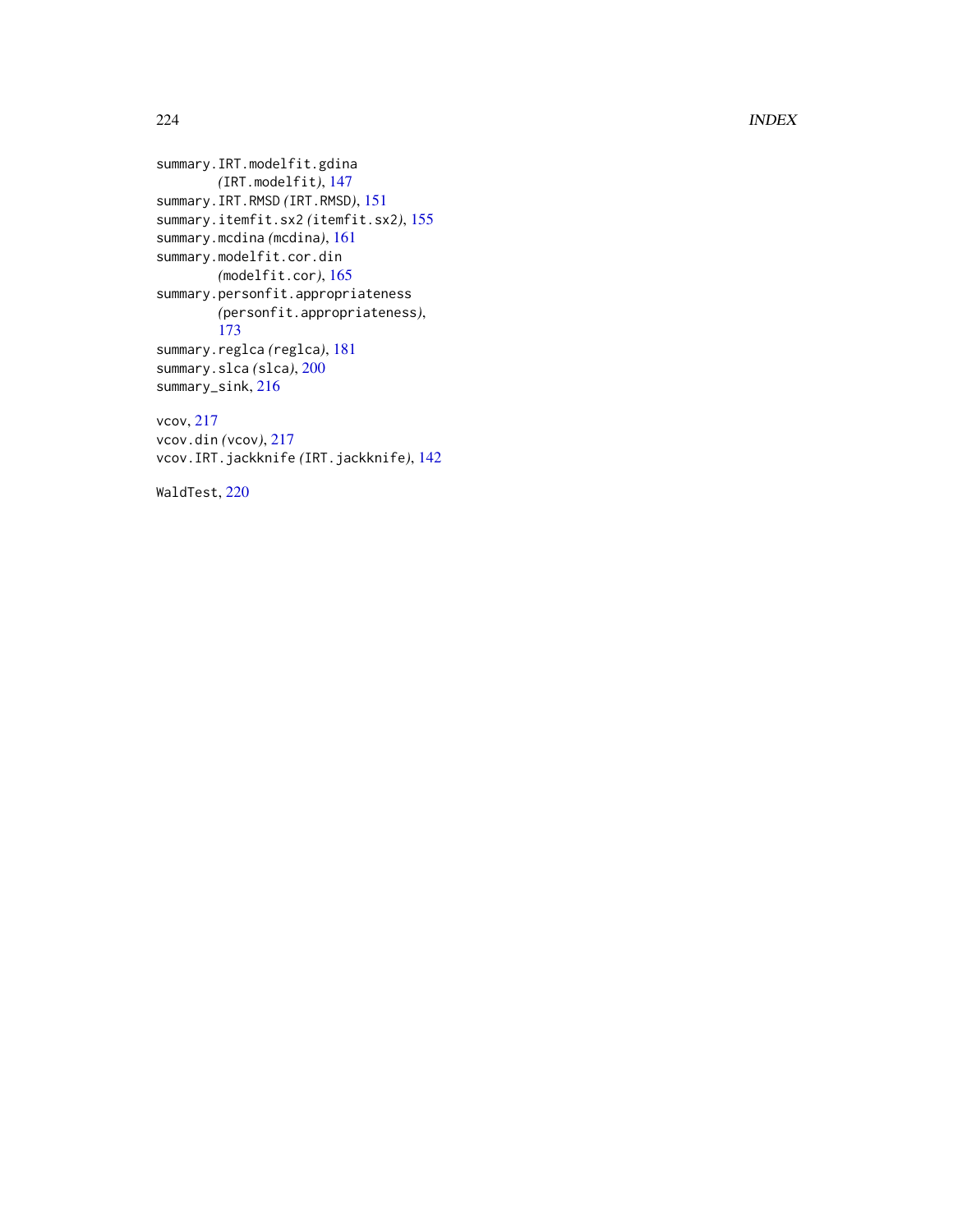summary.IRT.modelfit.gdina
    (IRT.modelfit), 147
summary.IRT.RMSD (IRT.RMSD), 151
summary.itemfit.sx2 (itemfit.sx2), 155
summary.mcdina (mcdina), 161
summary.modelfit.cor.din
    (modelfit.cor), 165
summary.personfit.appropriateness
    (personfit.appropriateness),
    173
summary.reglca (reglca), 181
summary.slca (slca), 200
summary_sink, 216

vcov, 217
vcov.din (vcov), 217
vcov.IRT.jackknife (IRT.jackknife), 142

WaldTest, 220